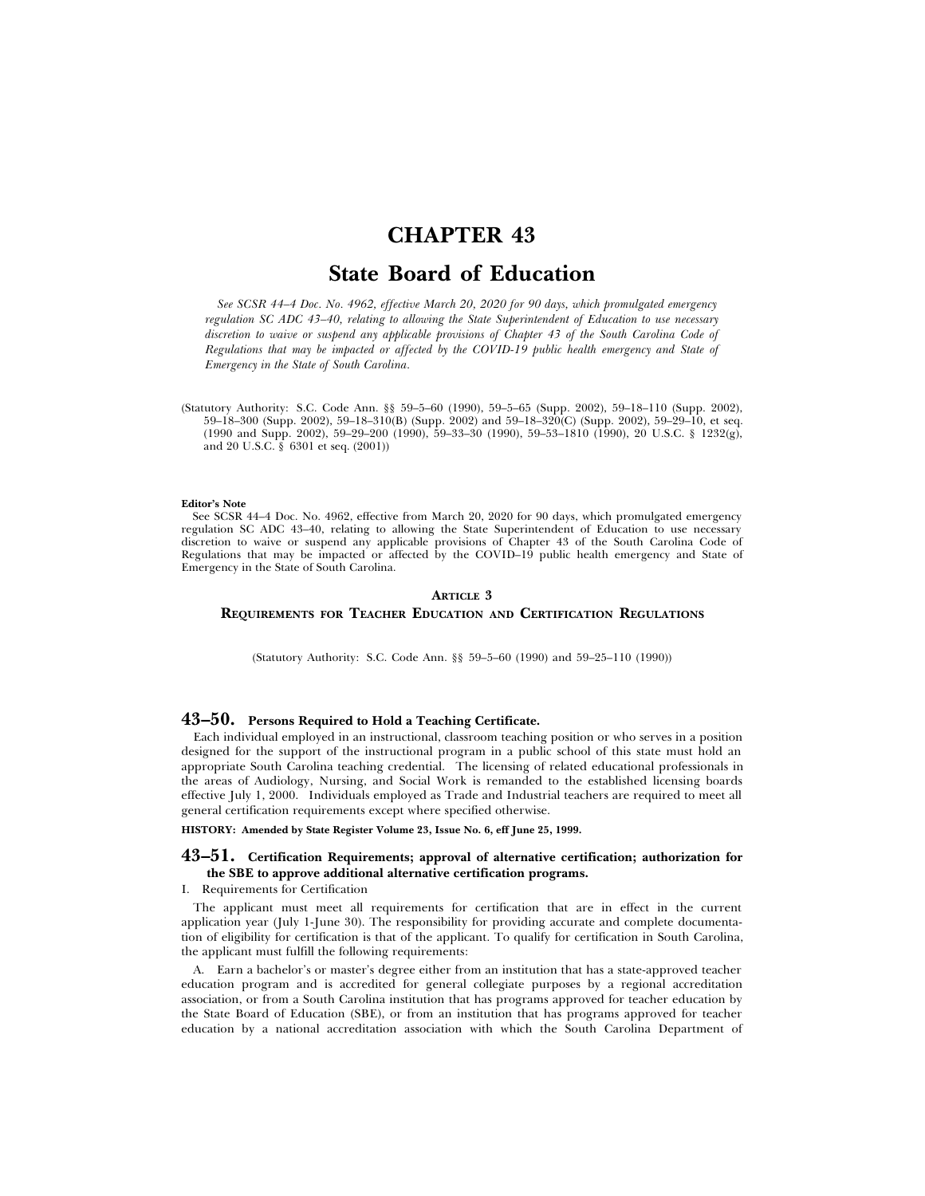# CHAPTER 43

## State Board of Education

*See SCSR 44–4 Doc. No. 4962, effective March 20, 2020 for 90 days, which promulgated emergency regulation SC ADC 43–40, relating to allowing the State Superintendent of Education to use necessary discretion to waive or suspend any applicable provisions of Chapter 43 of the South Carolina Code of Regulations that may be impacted or affected by the COVID-19 public health emergency and State of Emergency in the State of South Carolina.*

(Statutory Authority: S.C. Code Ann. §§ 59–5–60 (1990), 59–5–65 (Supp. 2002), 59–18–110 (Supp. 2002), 59–18–300 (Supp. 2002), 59–18–310(B) (Supp. 2002) and 59–18–320(C) (Supp. 2002), 59–29–10, et seq. (1990 and Supp. 2002), 59–29–200 (1990), 59–33–30 (1990), 59–53–1810 (1990), 20 U.S.C. § 1232(g), and 20 U.S.C. § 6301 et seq. (2001))

**Editor's Note**

See SCSR 44–4 Doc. No. 4962, effective from March 20, 2020 for 90 days, which promulgated emergency regulation SC ADC 43–40, relating to allowing the State Superintendent of Education to use necessary discretion to waive or suspend any applicable provisions of Chapter 43 of the South Carolina Code of Regulations that may be impacted or affected by the COVID–19 public health emergency and State of Emergency in the State of South Carolina.

### ARTICLE 3

### REQUIREMENTS FOR TEACHER EDUCATION AND CERTIFICATION REGULATIONS

(Statutory Authority: S.C. Code Ann. §§ 59–5–60 (1990) and 59–25–110 (1990))

### 43–50. Persons Required to Hold a Teaching Certificate.

Each individual employed in an instructional, classroom teaching position or who serves in a position designed for the support of the instructional program in a public school of this state must hold an appropriate South Carolina teaching credential. The licensing of related educational professionals in the areas of Audiology, Nursing, and Social Work is remanded to the established licensing boards effective July 1, 2000. Individuals employed as Trade and Industrial teachers are required to meet all general certification requirements except where specified otherwise.

**HISTORY: Amended by State Register Volume 23, Issue No. 6, eff June 25, 1999.**

### 43–51. Certification Requirements; approval of alternative certification; authorization for the SBE to approve additional alternative certification programs.

I. Requirements for Certification

The applicant must meet all requirements for certification that are in effect in the current application year (July 1-June 30). The responsibility for providing accurate and complete documentation of eligibility for certification is that of the applicant. To qualify for certification in South Carolina, the applicant must fulfill the following requirements:

A. Earn a bachelor's or master's degree either from an institution that has a state-approved teacher education program and is accredited for general collegiate purposes by a regional accreditation association, or from a South Carolina institution that has programs approved for teacher education by the State Board of Education (SBE), or from an institution that has programs approved for teacher education by a national accreditation association with which the South Carolina Department of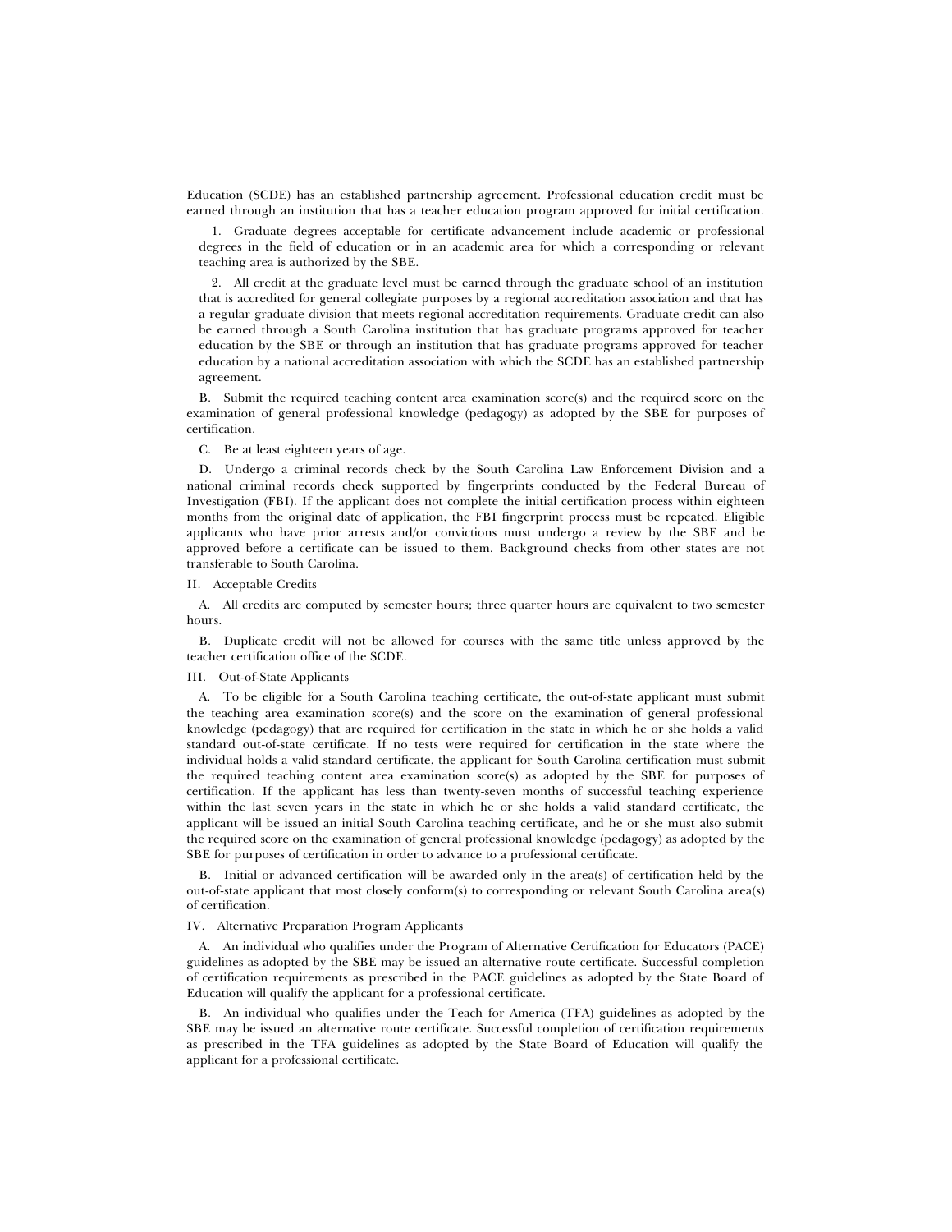Education (SCDE) has an established partnership agreement. Professional education credit must be earned through an institution that has a teacher education program approved for initial certification.

1. Graduate degrees acceptable for certificate advancement include academic or professional degrees in the field of education or in an academic area for which a corresponding or relevant teaching area is authorized by the SBE.

2. All credit at the graduate level must be earned through the graduate school of an institution that is accredited for general collegiate purposes by a regional accreditation association and that has a regular graduate division that meets regional accreditation requirements. Graduate credit can also be earned through a South Carolina institution that has graduate programs approved for teacher education by the SBE or through an institution that has graduate programs approved for teacher education by a national accreditation association with which the SCDE has an established partnership agreement.

B. Submit the required teaching content area examination score(s) and the required score on the examination of general professional knowledge (pedagogy) as adopted by the SBE for purposes of certification.

C. Be at least eighteen years of age.

D. Undergo a criminal records check by the South Carolina Law Enforcement Division and a national criminal records check supported by fingerprints conducted by the Federal Bureau of Investigation (FBI). If the applicant does not complete the initial certification process within eighteen months from the original date of application, the FBI fingerprint process must be repeated. Eligible applicants who have prior arrests and/or convictions must undergo a review by the SBE and be approved before a certificate can be issued to them. Background checks from other states are not transferable to South Carolina.

II. Acceptable Credits

A. All credits are computed by semester hours; three quarter hours are equivalent to two semester hours.

B. Duplicate credit will not be allowed for courses with the same title unless approved by the teacher certification office of the SCDE.

III. Out-of-State Applicants

A. To be eligible for a South Carolina teaching certificate, the out-of-state applicant must submit the teaching area examination score(s) and the score on the examination of general professional knowledge (pedagogy) that are required for certification in the state in which he or she holds a valid standard out-of-state certificate. If no tests were required for certification in the state where the individual holds a valid standard certificate, the applicant for South Carolina certification must submit the required teaching content area examination score(s) as adopted by the SBE for purposes of certification. If the applicant has less than twenty-seven months of successful teaching experience within the last seven years in the state in which he or she holds a valid standard certificate, the applicant will be issued an initial South Carolina teaching certificate, and he or she must also submit the required score on the examination of general professional knowledge (pedagogy) as adopted by the SBE for purposes of certification in order to advance to a professional certificate.

B. Initial or advanced certification will be awarded only in the area(s) of certification held by the out-of-state applicant that most closely conform(s) to corresponding or relevant South Carolina area(s) of certification.

IV. Alternative Preparation Program Applicants

A. An individual who qualifies under the Program of Alternative Certification for Educators (PACE) guidelines as adopted by the SBE may be issued an alternative route certificate. Successful completion of certification requirements as prescribed in the PACE guidelines as adopted by the State Board of Education will qualify the applicant for a professional certificate.

B. An individual who qualifies under the Teach for America (TFA) guidelines as adopted by the SBE may be issued an alternative route certificate. Successful completion of certification requirements as prescribed in the TFA guidelines as adopted by the State Board of Education will qualify the applicant for a professional certificate.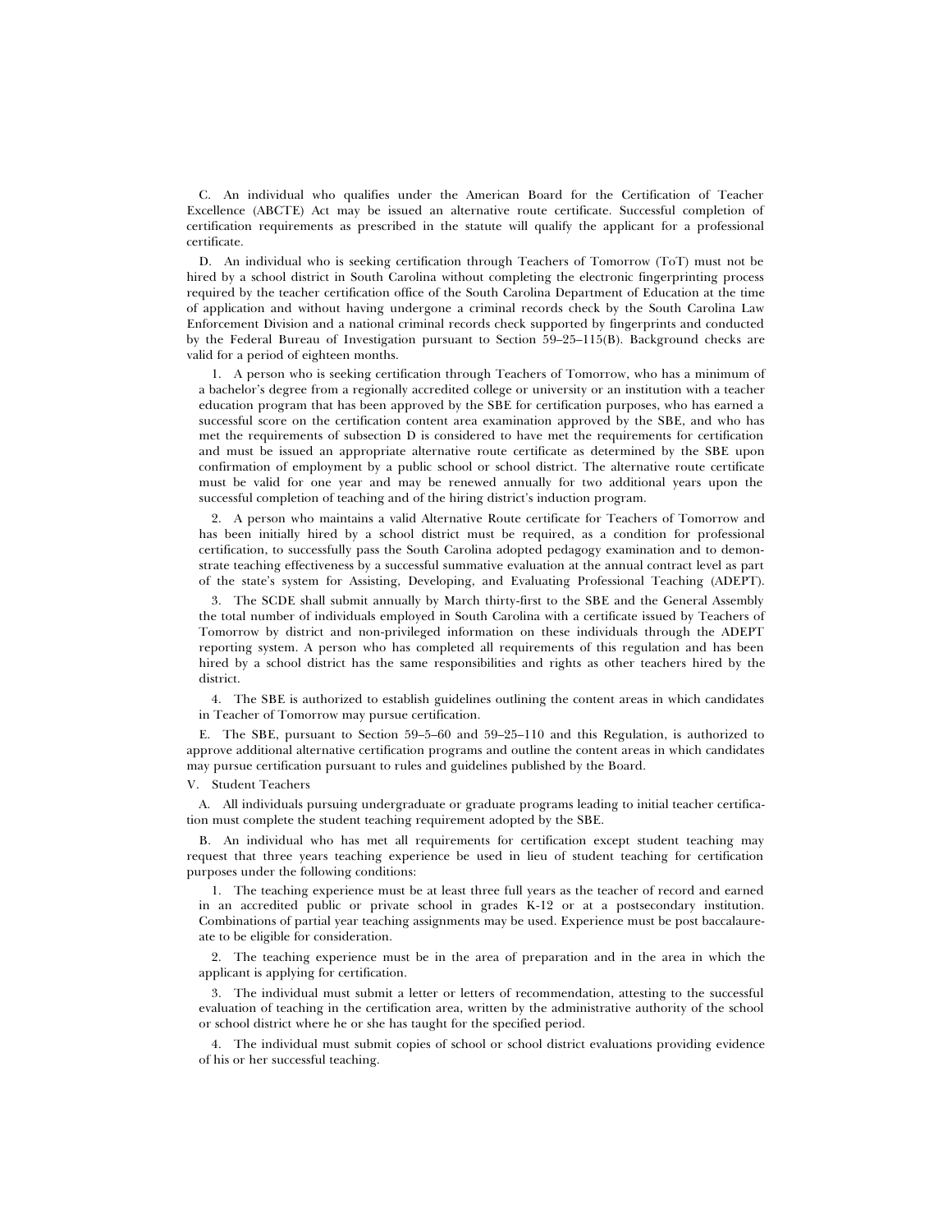C. An individual who qualifies under the American Board for the Certification of Teacher Excellence (ABCTE) Act may be issued an alternative route certificate. Successful completion of certification requirements as prescribed in the statute will qualify the applicant for a professional certificate.

D. An individual who is seeking certification through Teachers of Tomorrow (ToT) must not be hired by a school district in South Carolina without completing the electronic fingerprinting process required by the teacher certification office of the South Carolina Department of Education at the time of application and without having undergone a criminal records check by the South Carolina Law Enforcement Division and a national criminal records check supported by fingerprints and conducted by the Federal Bureau of Investigation pursuant to Section 59–25–115(B). Background checks are valid for a period of eighteen months.

1. A person who is seeking certification through Teachers of Tomorrow, who has a minimum of a bachelor's degree from a regionally accredited college or university or an institution with a teacher education program that has been approved by the SBE for certification purposes, who has earned a successful score on the certification content area examination approved by the SBE, and who has met the requirements of subsection D is considered to have met the requirements for certification and must be issued an appropriate alternative route certificate as determined by the SBE upon confirmation of employment by a public school or school district. The alternative route certificate must be valid for one year and may be renewed annually for two additional years upon the successful completion of teaching and of the hiring district's induction program.

2. A person who maintains a valid Alternative Route certificate for Teachers of Tomorrow and has been initially hired by a school district must be required, as a condition for professional certification, to successfully pass the South Carolina adopted pedagogy examination and to demonstrate teaching effectiveness by a successful summative evaluation at the annual contract level as part of the state's system for Assisting, Developing, and Evaluating Professional Teaching (ADEPT).

3. The SCDE shall submit annually by March thirty-first to the SBE and the General Assembly the total number of individuals employed in South Carolina with a certificate issued by Teachers of Tomorrow by district and non-privileged information on these individuals through the ADEPT reporting system. A person who has completed all requirements of this regulation and has been hired by a school district has the same responsibilities and rights as other teachers hired by the district.

4. The SBE is authorized to establish guidelines outlining the content areas in which candidates in Teacher of Tomorrow may pursue certification.

E. The SBE, pursuant to Section 59–5–60 and 59–25–110 and this Regulation, is authorized to approve additional alternative certification programs and outline the content areas in which candidates may pursue certification pursuant to rules and guidelines published by the Board.

V. Student Teachers

A. All individuals pursuing undergraduate or graduate programs leading to initial teacher certification must complete the student teaching requirement adopted by the SBE.

B. An individual who has met all requirements for certification except student teaching may request that three years teaching experience be used in lieu of student teaching for certification purposes under the following conditions:

1. The teaching experience must be at least three full years as the teacher of record and earned in an accredited public or private school in grades K-12 or at a postsecondary institution. Combinations of partial year teaching assignments may be used. Experience must be post baccalaureate to be eligible for consideration.

2. The teaching experience must be in the area of preparation and in the area in which the applicant is applying for certification.

3. The individual must submit a letter or letters of recommendation, attesting to the successful evaluation of teaching in the certification area, written by the administrative authority of the school or school district where he or she has taught for the specified period.

4. The individual must submit copies of school or school district evaluations providing evidence of his or her successful teaching.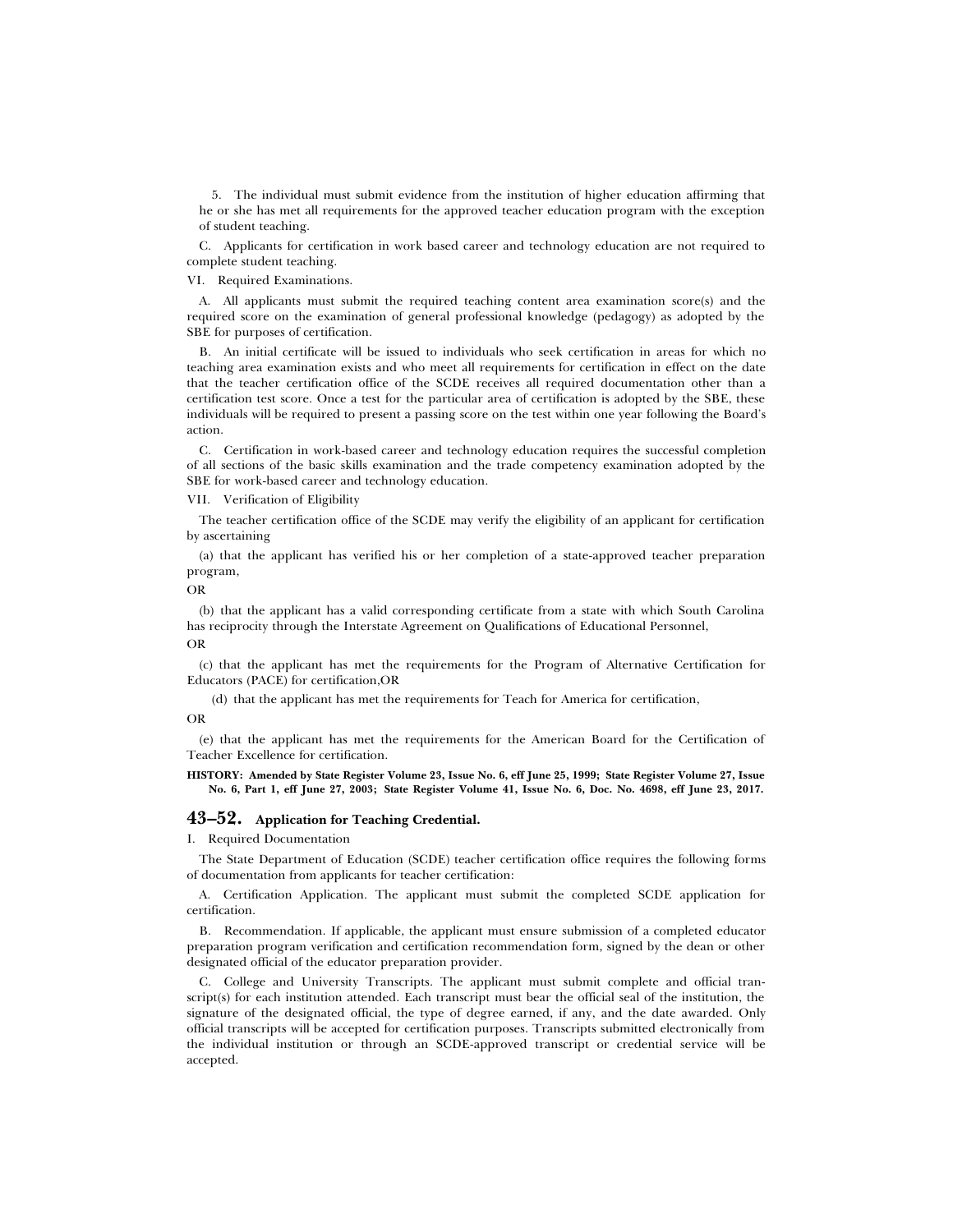5. The individual must submit evidence from the institution of higher education affirming that he or she has met all requirements for the approved teacher education program with the exception of student teaching.

C. Applicants for certification in work based career and technology education are not required to complete student teaching.

VI. Required Examinations.

A. All applicants must submit the required teaching content area examination score(s) and the required score on the examination of general professional knowledge (pedagogy) as adopted by the SBE for purposes of certification.

B. An initial certificate will be issued to individuals who seek certification in areas for which no teaching area examination exists and who meet all requirements for certification in effect on the date that the teacher certification office of the SCDE receives all required documentation other than a certification test score. Once a test for the particular area of certification is adopted by the SBE, these individuals will be required to present a passing score on the test within one year following the Board's action.

C. Certification in work-based career and technology education requires the successful completion of all sections of the basic skills examination and the trade competency examination adopted by the SBE for work-based career and technology education.

VII. Verification of Eligibility

The teacher certification office of the SCDE may verify the eligibility of an applicant for certification by ascertaining

(a) that the applicant has verified his or her completion of a state-approved teacher preparation program,

OR

(b) that the applicant has a valid corresponding certificate from a state with which South Carolina has reciprocity through the Interstate Agreement on Qualifications of Educational Personnel,

OR

(c) that the applicant has met the requirements for the Program of Alternative Certification for Educators (PACE) for certification,OR

(d) that the applicant has met the requirements for Teach for America for certification,

OR

(e) that the applicant has met the requirements for the American Board for the Certification of Teacher Excellence for certification.

**HISTORY: Amended by State Register Volume 23, Issue No. 6, eff June 25, 1999; State Register Volume 27, Issue No. 6, Part 1, eff June 27, 2003; State Register Volume 41, Issue No. 6, Doc. No. 4698, eff June 23, 2017.**

## 43–52. Application for Teaching Credential.

I. Required Documentation

The State Department of Education (SCDE) teacher certification office requires the following forms of documentation from applicants for teacher certification:

A. Certification Application. The applicant must submit the completed SCDE application for certification.

B. Recommendation. If applicable, the applicant must ensure submission of a completed educator preparation program verification and certification recommendation form, signed by the dean or other designated official of the educator preparation provider.

C. College and University Transcripts. The applicant must submit complete and official transcript(s) for each institution attended. Each transcript must bear the official seal of the institution, the signature of the designated official, the type of degree earned, if any, and the date awarded. Only official transcripts will be accepted for certification purposes. Transcripts submitted electronically from the individual institution or through an SCDE-approved transcript or credential service will be accepted.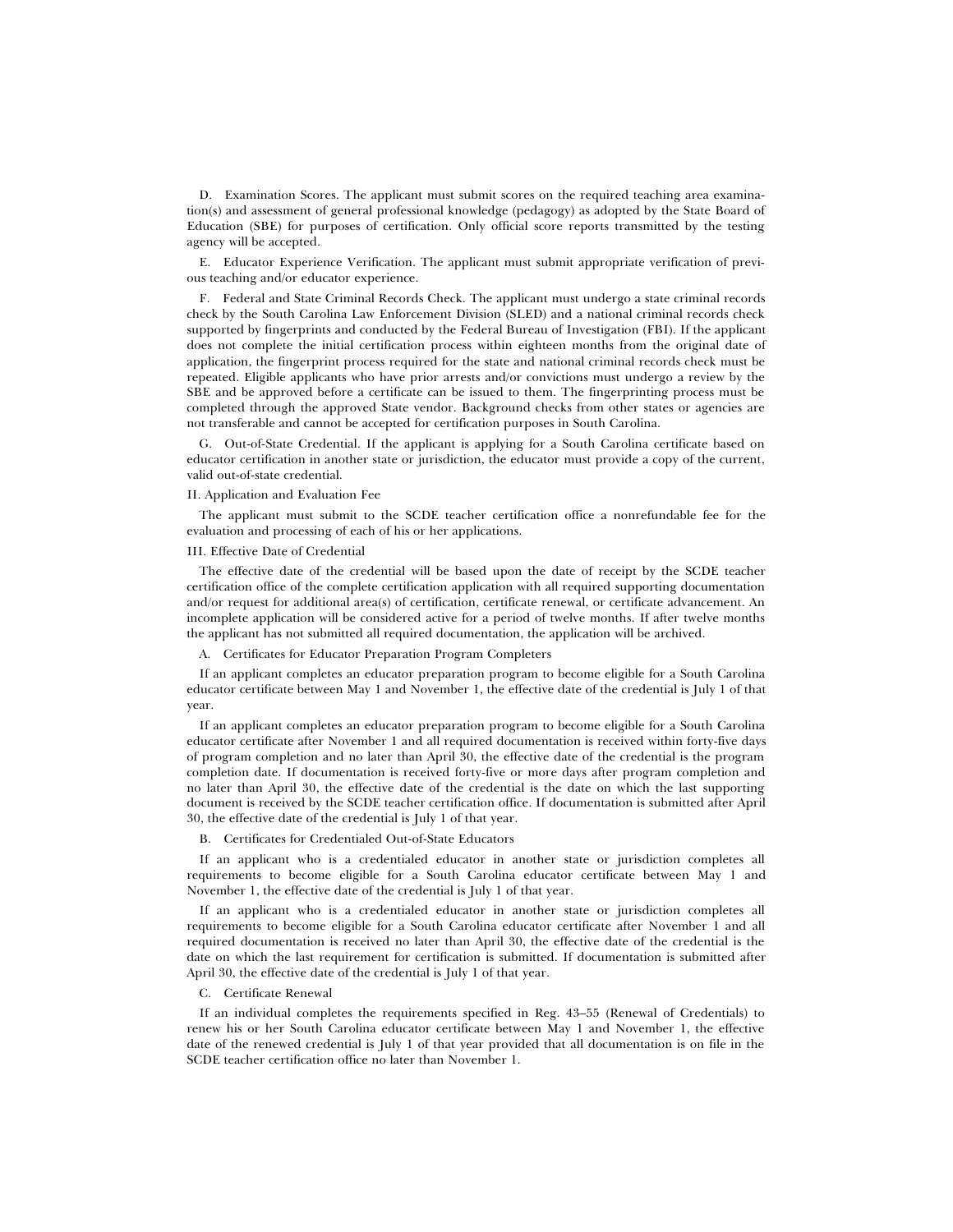D. Examination Scores. The applicant must submit scores on the required teaching area examination(s) and assessment of general professional knowledge (pedagogy) as adopted by the State Board of Education (SBE) for purposes of certification. Only official score reports transmitted by the testing agency will be accepted.

E. Educator Experience Verification. The applicant must submit appropriate verification of previous teaching and/or educator experience.

F. Federal and State Criminal Records Check. The applicant must undergo a state criminal records check by the South Carolina Law Enforcement Division (SLED) and a national criminal records check supported by fingerprints and conducted by the Federal Bureau of Investigation (FBI). If the applicant does not complete the initial certification process within eighteen months from the original date of application, the fingerprint process required for the state and national criminal records check must be repeated. Eligible applicants who have prior arrests and/or convictions must undergo a review by the SBE and be approved before a certificate can be issued to them. The fingerprinting process must be completed through the approved State vendor. Background checks from other states or agencies are not transferable and cannot be accepted for certification purposes in South Carolina.

G. Out-of-State Credential. If the applicant is applying for a South Carolina certificate based on educator certification in another state or jurisdiction, the educator must provide a copy of the current, valid out-of-state credential.

II. Application and Evaluation Fee

The applicant must submit to the SCDE teacher certification office a nonrefundable fee for the evaluation and processing of each of his or her applications.

III. Effective Date of Credential

The effective date of the credential will be based upon the date of receipt by the SCDE teacher certification office of the complete certification application with all required supporting documentation and/or request for additional area(s) of certification, certificate renewal, or certificate advancement. An incomplete application will be considered active for a period of twelve months. If after twelve months the applicant has not submitted all required documentation, the application will be archived.

A. Certificates for Educator Preparation Program Completers

If an applicant completes an educator preparation program to become eligible for a South Carolina educator certificate between May 1 and November 1, the effective date of the credential is July 1 of that year.

If an applicant completes an educator preparation program to become eligible for a South Carolina educator certificate after November 1 and all required documentation is received within forty-five days of program completion and no later than April 30, the effective date of the credential is the program completion date. If documentation is received forty-five or more days after program completion and no later than April 30, the effective date of the credential is the date on which the last supporting document is received by the SCDE teacher certification office. If documentation is submitted after April 30, the effective date of the credential is July 1 of that year.

B. Certificates for Credentialed Out-of-State Educators

If an applicant who is a credentialed educator in another state or jurisdiction completes all requirements to become eligible for a South Carolina educator certificate between May 1 and November 1, the effective date of the credential is July 1 of that year.

If an applicant who is a credentialed educator in another state or jurisdiction completes all requirements to become eligible for a South Carolina educator certificate after November 1 and all required documentation is received no later than April 30, the effective date of the credential is the date on which the last requirement for certification is submitted. If documentation is submitted after April 30, the effective date of the credential is July 1 of that year.

C. Certificate Renewal

If an individual completes the requirements specified in Reg. 43–55 (Renewal of Credentials) to renew his or her South Carolina educator certificate between May 1 and November 1, the effective date of the renewed credential is July 1 of that year provided that all documentation is on file in the SCDE teacher certification office no later than November 1.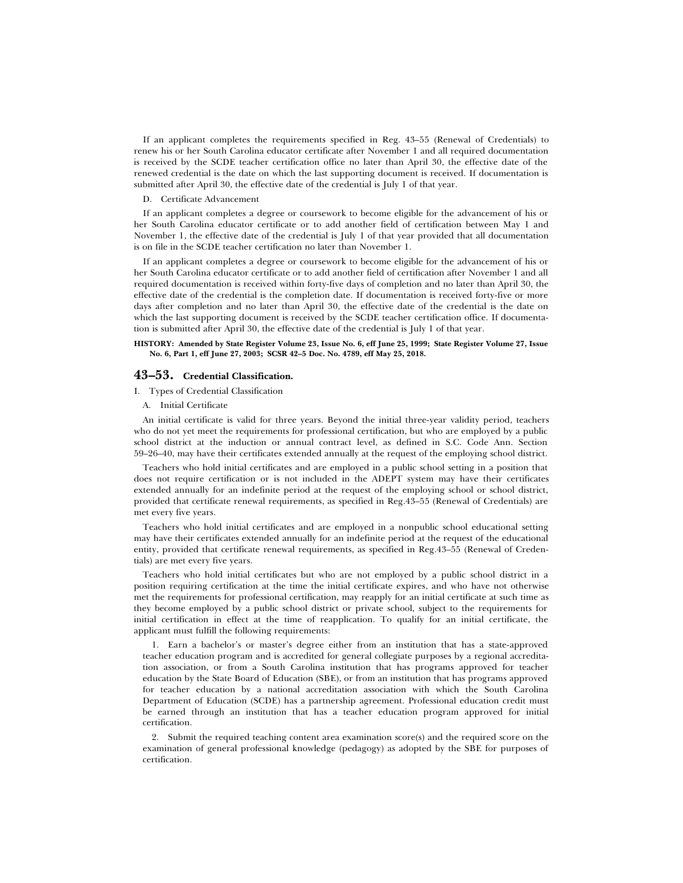If an applicant completes the requirements specified in Reg. 43–55 (Renewal of Credentials) to renew his or her South Carolina educator certificate after November 1 and all required documentation is received by the SCDE teacher certification office no later than April 30, the effective date of the renewed credential is the date on which the last supporting document is received. If documentation is submitted after April 30, the effective date of the credential is July 1 of that year.

D. Certificate Advancement

If an applicant completes a degree or coursework to become eligible for the advancement of his or her South Carolina educator certificate or to add another field of certification between May 1 and November 1, the effective date of the credential is July 1 of that year provided that all documentation is on file in the SCDE teacher certification no later than November 1.

If an applicant completes a degree or coursework to become eligible for the advancement of his or her South Carolina educator certificate or to add another field of certification after November 1 and all required documentation is received within forty-five days of completion and no later than April 30, the effective date of the credential is the completion date. If documentation is received forty-five or more days after completion and no later than April 30, the effective date of the credential is the date on which the last supporting document is received by the SCDE teacher certification office. If documentation is submitted after April 30, the effective date of the credential is July 1 of that year.

**HISTORY: Amended by State Register Volume 23, Issue No. 6, eff June 25, 1999; State Register Volume 27, Issue No. 6, Part 1, eff June 27, 2003; SCSR 42–5 Doc. No. 4789, eff May 25, 2018.**

## 43–53. Credential Classification.

I. Types of Credential Classification

A. Initial Certificate

An initial certificate is valid for three years. Beyond the initial three-year validity period, teachers who do not yet meet the requirements for professional certification, but who are employed by a public school district at the induction or annual contract level, as defined in S.C. Code Ann. Section 59–26–40, may have their certificates extended annually at the request of the employing school district.

Teachers who hold initial certificates and are employed in a public school setting in a position that does not require certification or is not included in the ADEPT system may have their certificates extended annually for an indefinite period at the request of the employing school or school district, provided that certificate renewal requirements, as specified in Reg.43–55 (Renewal of Credentials) are met every five years.

Teachers who hold initial certificates and are employed in a nonpublic school educational setting may have their certificates extended annually for an indefinite period at the request of the educational entity, provided that certificate renewal requirements, as specified in Reg.43–55 (Renewal of Credentials) are met every five years.

Teachers who hold initial certificates but who are not employed by a public school district in a position requiring certification at the time the initial certificate expires, and who have not otherwise met the requirements for professional certification, may reapply for an initial certificate at such time as they become employed by a public school district or private school, subject to the requirements for initial certification in effect at the time of reapplication. To qualify for an initial certificate, the applicant must fulfill the following requirements:

1. Earn a bachelor's or master's degree either from an institution that has a state-approved teacher education program and is accredited for general collegiate purposes by a regional accreditation association, or from a South Carolina institution that has programs approved for teacher education by the State Board of Education (SBE), or from an institution that has programs approved for teacher education by a national accreditation association with which the South Carolina Department of Education (SCDE) has a partnership agreement. Professional education credit must be earned through an institution that has a teacher education program approved for initial certification.

2. Submit the required teaching content area examination score(s) and the required score on the examination of general professional knowledge (pedagogy) as adopted by the SBE for purposes of certification.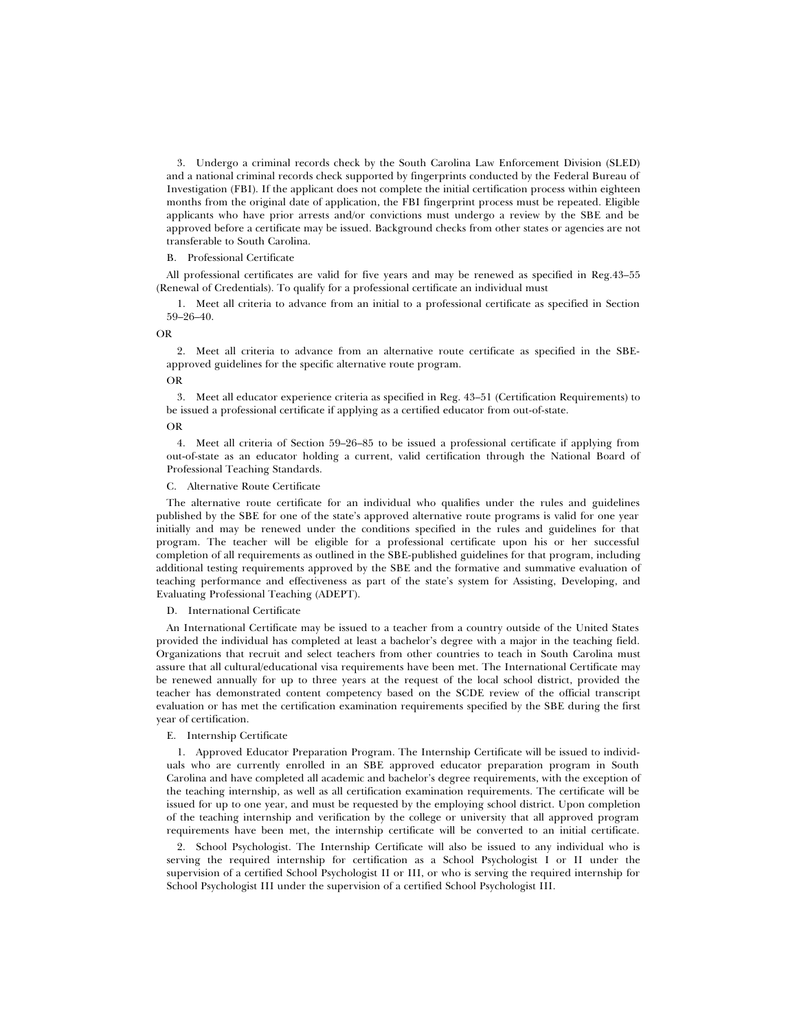3. Undergo a criminal records check by the South Carolina Law Enforcement Division (SLED) and a national criminal records check supported by fingerprints conducted by the Federal Bureau of Investigation (FBI). If the applicant does not complete the initial certification process within eighteen months from the original date of application, the FBI fingerprint process must be repeated. Eligible applicants who have prior arrests and/or convictions must undergo a review by the SBE and be approved before a certificate may be issued. Background checks from other states or agencies are not transferable to South Carolina.

B. Professional Certificate

All professional certificates are valid for five years and may be renewed as specified in Reg.43–55 (Renewal of Credentials). To qualify for a professional certificate an individual must

1. Meet all criteria to advance from an initial to a professional certificate as specified in Section 59–26–40.

OR

2. Meet all criteria to advance from an alternative route certificate as specified in the SBE-approved guidelines for the specific alternative route program.

OR

3. Meet all educator experience criteria as specified in Reg. 43–51 (Certification Requirements) to be issued a professional certificate if applying as a certified educator from out-of-state.

OR

4. Meet all criteria of Section 59–26–85 to be issued a professional certificate if applying from out-of-state as an educator holding a current, valid certification through the National Board of Professional Teaching Standards.

C. Alternative Route Certificate

The alternative route certificate for an individual who qualifies under the rules and guidelines published by the SBE for one of the state's approved alternative route programs is valid for one year initially and may be renewed under the conditions specified in the rules and guidelines for that program. The teacher will be eligible for a professional certificate upon his or her successful completion of all requirements as outlined in the SBE-published guidelines for that program, including additional testing requirements approved by the SBE and the formative and summative evaluation of teaching performance and effectiveness as part of the state's system for Assisting, Developing, and Evaluating Professional Teaching (ADEPT).

D. International Certificate

An International Certificate may be issued to a teacher from a country outside of the United States provided the individual has completed at least a bachelor's degree with a major in the teaching field. Organizations that recruit and select teachers from other countries to teach in South Carolina must assure that all cultural/educational visa requirements have been met. The International Certificate may be renewed annually for up to three years at the request of the local school district, provided the teacher has demonstrated content competency based on the SCDE review of the official transcript evaluation or has met the certification examination requirements specified by the SBE during the first year of certification.

E. Internship Certificate

1. Approved Educator Preparation Program. The Internship Certificate will be issued to individuals who are currently enrolled in an SBE approved educator preparation program in South Carolina and have completed all academic and bachelor's degree requirements, with the exception of the teaching internship, as well as all certification examination requirements. The certificate will be issued for up to one year, and must be requested by the employing school district. Upon completion of the teaching internship and verification by the college or university that all approved program requirements have been met, the internship certificate will be converted to an initial certificate.

2. School Psychologist. The Internship Certificate will also be issued to any individual who is serving the required internship for certification as a School Psychologist I or II under the supervision of a certified School Psychologist II or III, or who is serving the required internship for School Psychologist III under the supervision of a certified School Psychologist III.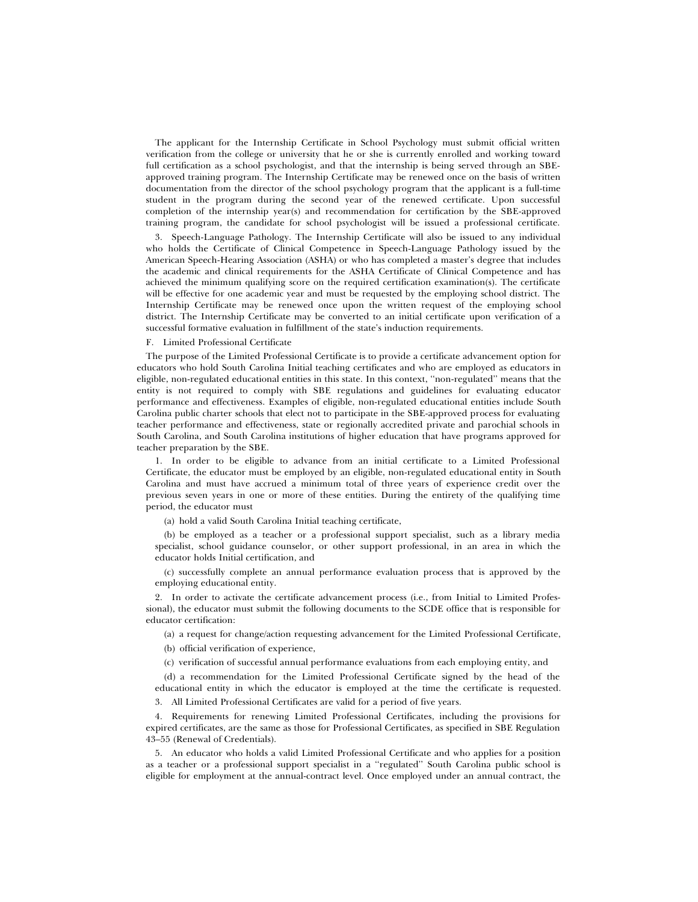The applicant for the Internship Certificate in School Psychology must submit official written verification from the college or university that he or she is currently enrolled and working toward full certification as a school psychologist, and that the internship is being served through an SBE-approved training program. The Internship Certificate may be renewed once on the basis of written documentation from the director of the school psychology program that the applicant is a full-time student in the program during the second year of the renewed certificate. Upon successful completion of the internship year(s) and recommendation for certification by the SBE-approved training program, the candidate for school psychologist will be issued a professional certificate.

3. Speech-Language Pathology. The Internship Certificate will also be issued to any individual who holds the Certificate of Clinical Competence in Speech-Language Pathology issued by the American Speech-Hearing Association (ASHA) or who has completed a master's degree that includes the academic and clinical requirements for the ASHA Certificate of Clinical Competence and has achieved the minimum qualifying score on the required certification examination(s). The certificate will be effective for one academic year and must be requested by the employing school district. The Internship Certificate may be renewed once upon the written request of the employing school district. The Internship Certificate may be converted to an initial certificate upon verification of a successful formative evaluation in fulfillment of the state's induction requirements.

F. Limited Professional Certificate

The purpose of the Limited Professional Certificate is to provide a certificate advancement option for educators who hold South Carolina Initial teaching certificates and who are employed as educators in eligible, non-regulated educational entities in this state. In this context, ''non-regulated'' means that the entity is not required to comply with SBE regulations and guidelines for evaluating educator performance and effectiveness. Examples of eligible, non-regulated educational entities include South Carolina public charter schools that elect not to participate in the SBE-approved process for evaluating teacher performance and effectiveness, state or regionally accredited private and parochial schools in South Carolina, and South Carolina institutions of higher education that have programs approved for teacher preparation by the SBE.

1. In order to be eligible to advance from an initial certificate to a Limited Professional Certificate, the educator must be employed by an eligible, non-regulated educational entity in South Carolina and must have accrued a minimum total of three years of experience credit over the previous seven years in one or more of these entities. During the entirety of the qualifying time period, the educator must

(a) hold a valid South Carolina Initial teaching certificate,

(b) be employed as a teacher or a professional support specialist, such as a library media specialist, school guidance counselor, or other support professional, in an area in which the educator holds Initial certification, and

(c) successfully complete an annual performance evaluation process that is approved by the employing educational entity.

2. In order to activate the certificate advancement process (i.e., from Initial to Limited Professional), the educator must submit the following documents to the SCDE office that is responsible for educator certification:

(a) a request for change/action requesting advancement for the Limited Professional Certificate,

(b) official verification of experience,

(c) verification of successful annual performance evaluations from each employing entity, and

(d) a recommendation for the Limited Professional Certificate signed by the head of the educational entity in which the educator is employed at the time the certificate is requested.

3. All Limited Professional Certificates are valid for a period of five years.

4. Requirements for renewing Limited Professional Certificates, including the provisions for expired certificates, are the same as those for Professional Certificates, as specified in SBE Regulation 43–55 (Renewal of Credentials).

5. An educator who holds a valid Limited Professional Certificate and who applies for a position as a teacher or a professional support specialist in a ''regulated'' South Carolina public school is eligible for employment at the annual-contract level. Once employed under an annual contract, the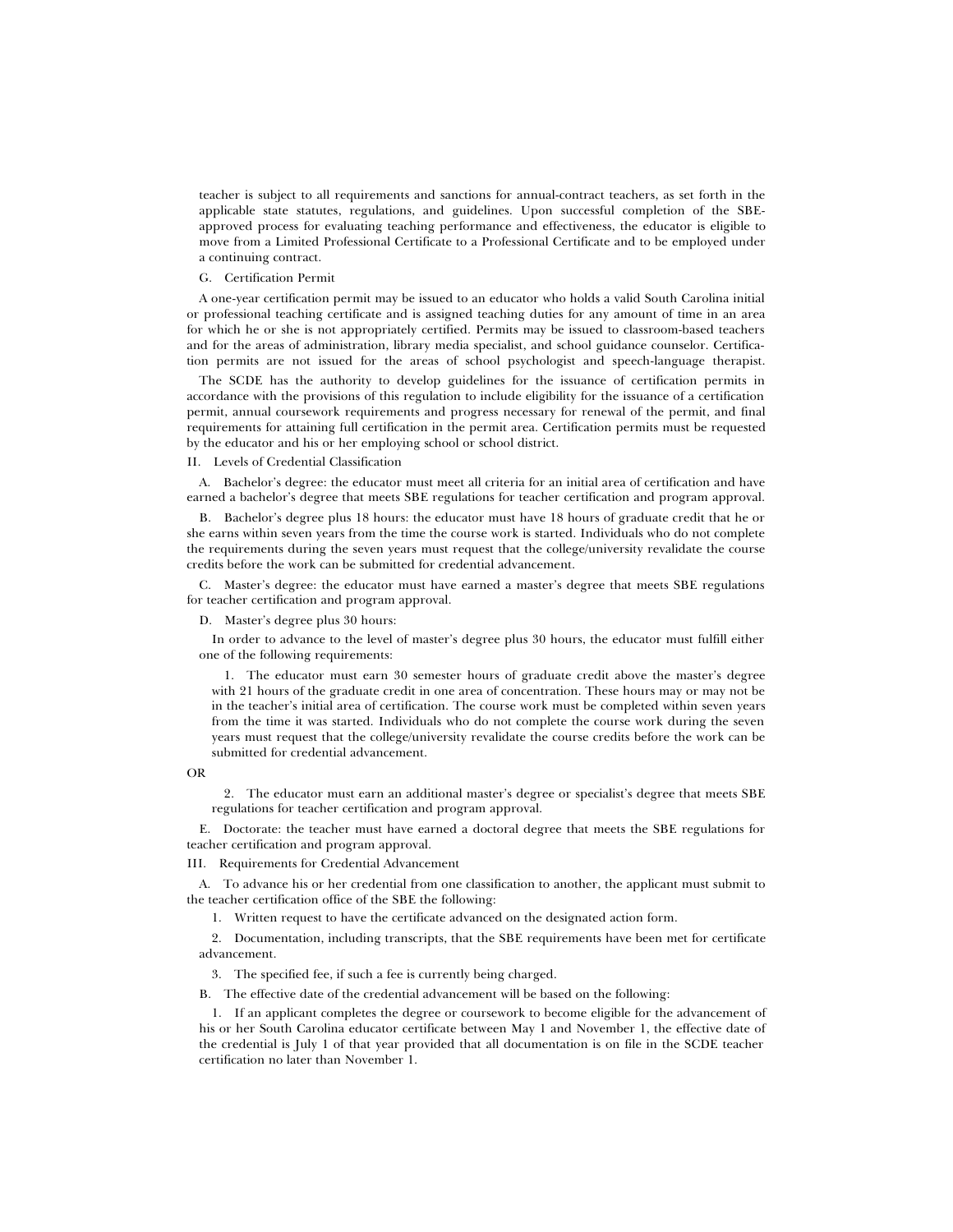teacher is subject to all requirements and sanctions for annual-contract teachers, as set forth in the applicable state statutes, regulations, and guidelines. Upon successful completion of the SBE-approved process for evaluating teaching performance and effectiveness, the educator is eligible to move from a Limited Professional Certificate to a Professional Certificate and to be employed under a continuing contract.

G. Certification Permit

A one-year certification permit may be issued to an educator who holds a valid South Carolina initial or professional teaching certificate and is assigned teaching duties for any amount of time in an area for which he or she is not appropriately certified. Permits may be issued to classroom-based teachers and for the areas of administration, library media specialist, and school guidance counselor. Certification permits are not issued for the areas of school psychologist and speech-language therapist.

The SCDE has the authority to develop guidelines for the issuance of certification permits in accordance with the provisions of this regulation to include eligibility for the issuance of a certification permit, annual coursework requirements and progress necessary for renewal of the permit, and final requirements for attaining full certification in the permit area. Certification permits must be requested by the educator and his or her employing school or school district.

II. Levels of Credential Classification

A. Bachelor's degree: the educator must meet all criteria for an initial area of certification and have earned a bachelor's degree that meets SBE regulations for teacher certification and program approval.

B. Bachelor's degree plus 18 hours: the educator must have 18 hours of graduate credit that he or she earns within seven years from the time the course work is started. Individuals who do not complete the requirements during the seven years must request that the college/university revalidate the course credits before the work can be submitted for credential advancement.

C. Master's degree: the educator must have earned a master's degree that meets SBE regulations for teacher certification and program approval.

D. Master's degree plus 30 hours:

In order to advance to the level of master's degree plus 30 hours, the educator must fulfill either one of the following requirements:

1. The educator must earn 30 semester hours of graduate credit above the master's degree with 21 hours of the graduate credit in one area of concentration. These hours may or may not be in the teacher's initial area of certification. The course work must be completed within seven years from the time it was started. Individuals who do not complete the course work during the seven years must request that the college/university revalidate the course credits before the work can be submitted for credential advancement.

OR

2. The educator must earn an additional master's degree or specialist's degree that meets SBE regulations for teacher certification and program approval.

E. Doctorate: the teacher must have earned a doctoral degree that meets the SBE regulations for teacher certification and program approval.

III. Requirements for Credential Advancement

A. To advance his or her credential from one classification to another, the applicant must submit to the teacher certification office of the SBE the following:

1. Written request to have the certificate advanced on the designated action form.

2. Documentation, including transcripts, that the SBE requirements have been met for certificate advancement.

3. The specified fee, if such a fee is currently being charged.

B. The effective date of the credential advancement will be based on the following:

1. If an applicant completes the degree or coursework to become eligible for the advancement of his or her South Carolina educator certificate between May 1 and November 1, the effective date of the credential is July 1 of that year provided that all documentation is on file in the SCDE teacher certification no later than November 1.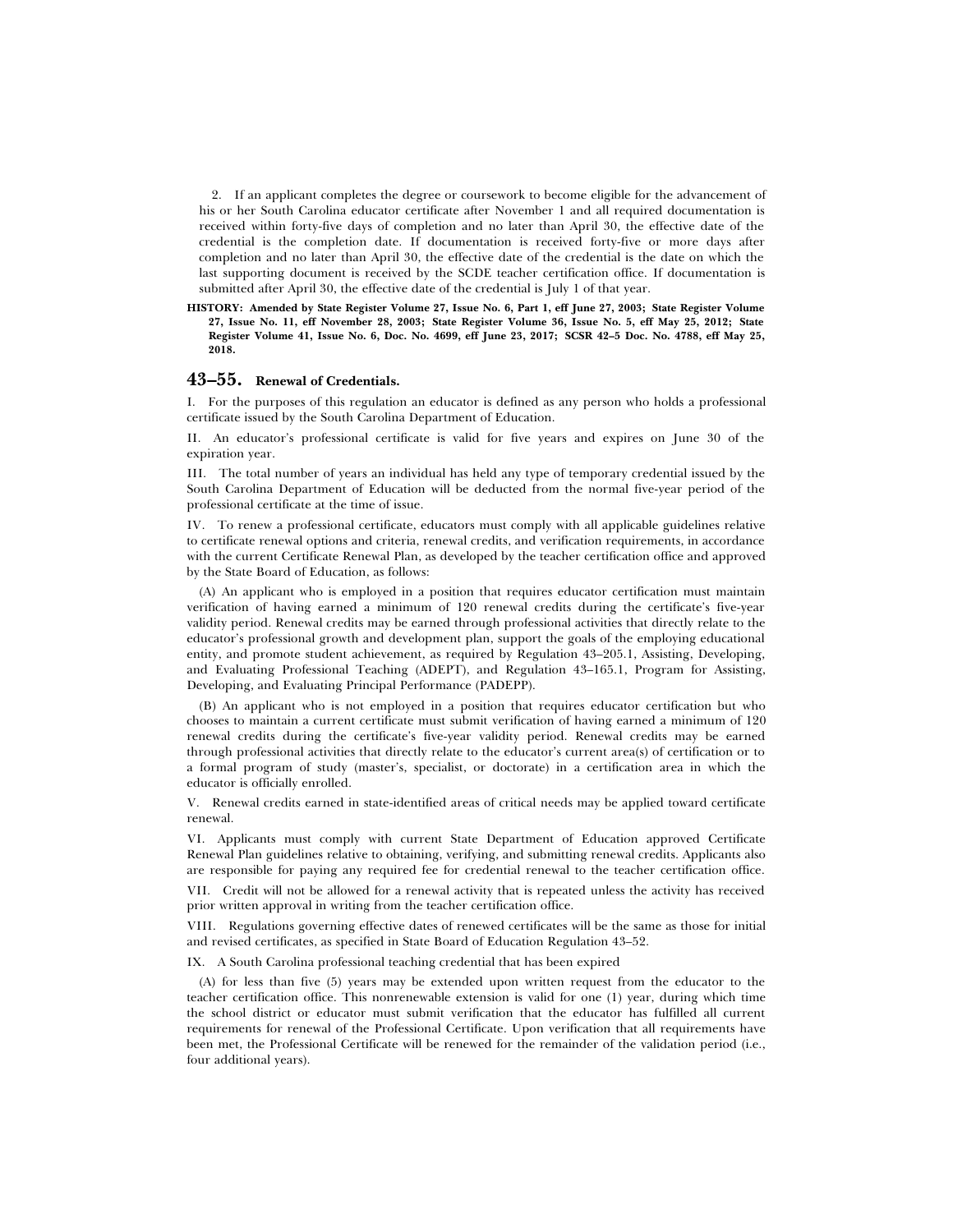2. If an applicant completes the degree or coursework to become eligible for the advancement of his or her South Carolina educator certificate after November 1 and all required documentation is received within forty-five days of completion and no later than April 30, the effective date of the credential is the completion date. If documentation is received forty-five or more days after completion and no later than April 30, the effective date of the credential is the date on which the last supporting document is received by the SCDE teacher certification office. If documentation is submitted after April 30, the effective date of the credential is July 1 of that year.

**HISTORY: Amended by State Register Volume 27, Issue No. 6, Part 1, eff June 27, 2003; State Register Volume 27, Issue No. 11, eff November 28, 2003; State Register Volume 36, Issue No. 5, eff May 25, 2012; State Register Volume 41, Issue No. 6, Doc. No. 4699, eff June 23, 2017; SCSR 42–5 Doc. No. 4788, eff May 25, 2018.**

## 43–55. Renewal of Credentials.

I. For the purposes of this regulation an educator is defined as any person who holds a professional certificate issued by the South Carolina Department of Education.

II. An educator's professional certificate is valid for five years and expires on June 30 of the expiration year.

III. The total number of years an individual has held any type of temporary credential issued by the South Carolina Department of Education will be deducted from the normal five-year period of the professional certificate at the time of issue.

IV. To renew a professional certificate, educators must comply with all applicable guidelines relative to certificate renewal options and criteria, renewal credits, and verification requirements, in accordance with the current Certificate Renewal Plan, as developed by the teacher certification office and approved by the State Board of Education, as follows:

(A) An applicant who is employed in a position that requires educator certification must maintain verification of having earned a minimum of 120 renewal credits during the certificate's five-year validity period. Renewal credits may be earned through professional activities that directly relate to the educator's professional growth and development plan, support the goals of the employing educational entity, and promote student achievement, as required by Regulation 43–205.1, Assisting, Developing, and Evaluating Professional Teaching (ADEPT), and Regulation 43–165.1, Program for Assisting, Developing, and Evaluating Principal Performance (PADEPP).

(B) An applicant who is not employed in a position that requires educator certification but who chooses to maintain a current certificate must submit verification of having earned a minimum of 120 renewal credits during the certificate's five-year validity period. Renewal credits may be earned through professional activities that directly relate to the educator's current area(s) of certification or to a formal program of study (master's, specialist, or doctorate) in a certification area in which the educator is officially enrolled.

V. Renewal credits earned in state-identified areas of critical needs may be applied toward certificate renewal.

VI. Applicants must comply with current State Department of Education approved Certificate Renewal Plan guidelines relative to obtaining, verifying, and submitting renewal credits. Applicants also are responsible for paying any required fee for credential renewal to the teacher certification office.

VII. Credit will not be allowed for a renewal activity that is repeated unless the activity has received prior written approval in writing from the teacher certification office.

VIII. Regulations governing effective dates of renewed certificates will be the same as those for initial and revised certificates, as specified in State Board of Education Regulation 43–52.

IX. A South Carolina professional teaching credential that has been expired

(A) for less than five (5) years may be extended upon written request from the educator to the teacher certification office. This nonrenewable extension is valid for one (1) year, during which time the school district or educator must submit verification that the educator has fulfilled all current requirements for renewal of the Professional Certificate. Upon verification that all requirements have been met, the Professional Certificate will be renewed for the remainder of the validation period (i.e., four additional years).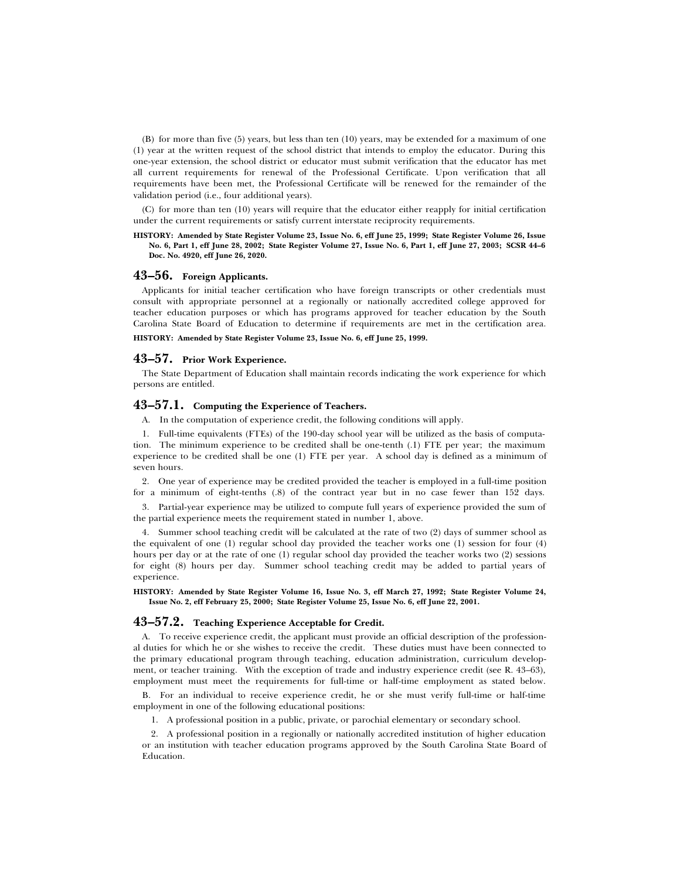(B) for more than five (5) years, but less than ten (10) years, may be extended for a maximum of one (1) year at the written request of the school district that intends to employ the educator. During this one-year extension, the school district or educator must submit verification that the educator has met all current requirements for renewal of the Professional Certificate. Upon verification that all requirements have been met, the Professional Certificate will be renewed for the remainder of the validation period (i.e., four additional years).

(C) for more than ten (10) years will require that the educator either reapply for initial certification under the current requirements or satisfy current interstate reciprocity requirements.

**HISTORY: Amended by State Register Volume 23, Issue No. 6, eff June 25, 1999; State Register Volume 26, Issue No. 6, Part 1, eff June 28, 2002; State Register Volume 27, Issue No. 6, Part 1, eff June 27, 2003; SCSR 44–6 Doc. No. 4920, eff June 26, 2020.**

## 43–56. Foreign Applicants.

Applicants for initial teacher certification who have foreign transcripts or other credentials must consult with appropriate personnel at a regionally or nationally accredited college approved for teacher education purposes or which has programs approved for teacher education by the South Carolina State Board of Education to determine if requirements are met in the certification area.

**HISTORY: Amended by State Register Volume 23, Issue No. 6, eff June 25, 1999.**

## 43–57. Prior Work Experience.

The State Department of Education shall maintain records indicating the work experience for which persons are entitled.

## 43–57.1. Computing the Experience of Teachers.

A. In the computation of experience credit, the following conditions will apply.

1. Full-time equivalents (FTEs) of the 190-day school year will be utilized as the basis of computation. The minimum experience to be credited shall be one-tenth (.1) FTE per year; the maximum experience to be credited shall be one (1) FTE per year. A school day is defined as a minimum of seven hours.

2. One year of experience may be credited provided the teacher is employed in a full-time position for a minimum of eight-tenths (.8) of the contract year but in no case fewer than 152 days.

3. Partial-year experience may be utilized to compute full years of experience provided the sum of the partial experience meets the requirement stated in number 1, above.

4. Summer school teaching credit will be calculated at the rate of two (2) days of summer school as the equivalent of one (1) regular school day provided the teacher works one (1) session for four (4) hours per day or at the rate of one (1) regular school day provided the teacher works two (2) sessions for eight (8) hours per day. Summer school teaching credit may be added to partial years of experience.

**HISTORY: Amended by State Register Volume 16, Issue No. 3, eff March 27, 1992; State Register Volume 24, Issue No. 2, eff February 25, 2000; State Register Volume 25, Issue No. 6, eff June 22, 2001.**

## 43–57.2. Teaching Experience Acceptable for Credit.

A. To receive experience credit, the applicant must provide an official description of the professional duties for which he or she wishes to receive the credit. These duties must have been connected to the primary educational program through teaching, education administration, curriculum development, or teacher training. With the exception of trade and industry experience credit (see R. 43–63), employment must meet the requirements for full-time or half-time employment as stated below.

B. For an individual to receive experience credit, he or she must verify full-time or half-time employment in one of the following educational positions:

1. A professional position in a public, private, or parochial elementary or secondary school.

2. A professional position in a regionally or nationally accredited institution of higher education or an institution with teacher education programs approved by the South Carolina State Board of Education.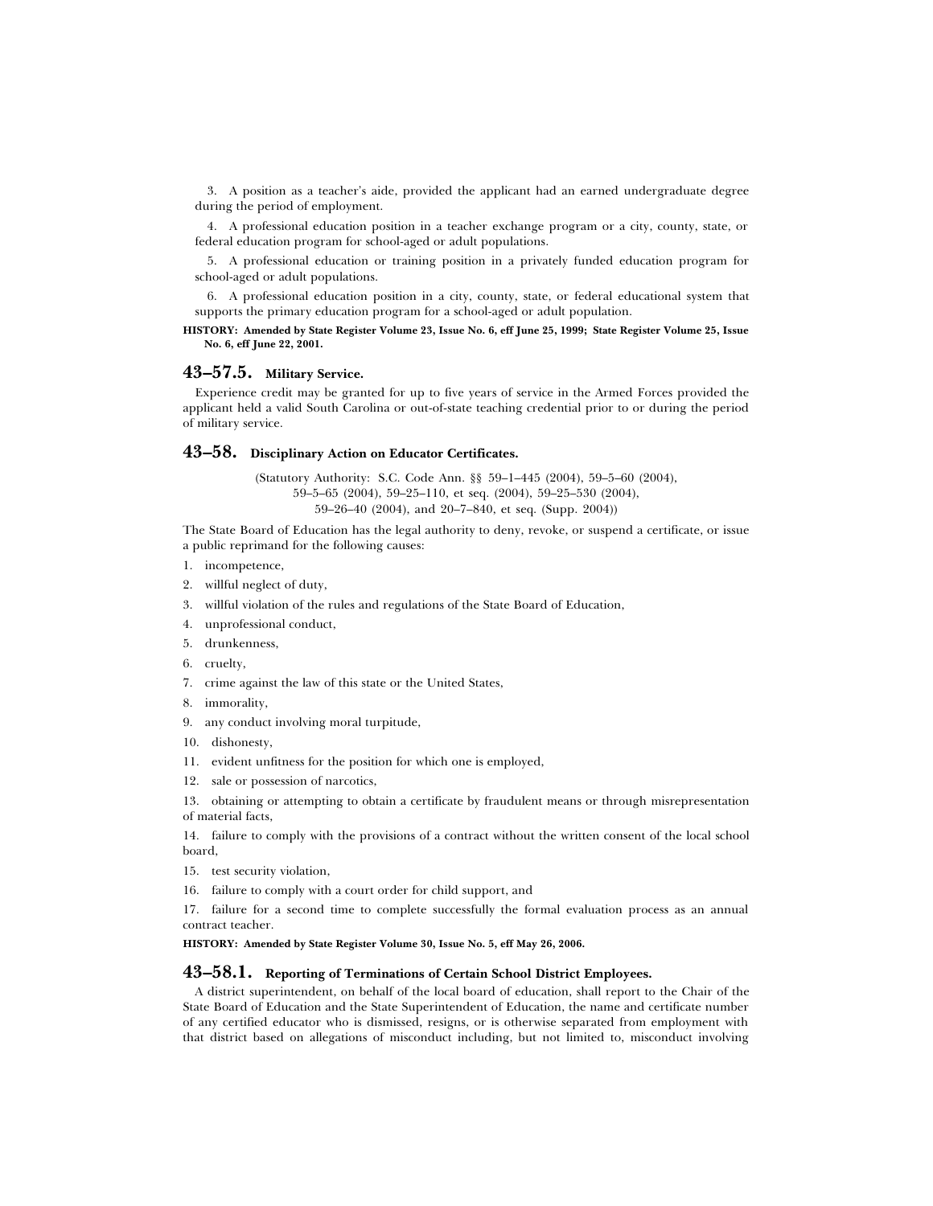3. A position as a teacher's aide, provided the applicant had an earned undergraduate degree during the period of employment.

4. A professional education position in a teacher exchange program or a city, county, state, or federal education program for school-aged or adult populations.

5. A professional education or training position in a privately funded education program for school-aged or adult populations.

6. A professional education position in a city, county, state, or federal educational system that supports the primary education program for a school-aged or adult population.

**HISTORY: Amended by State Register Volume 23, Issue No. 6, eff June 25, 1999; State Register Volume 25, Issue No. 6, eff June 22, 2001.**

## 43–57.5. Military Service.

Experience credit may be granted for up to five years of service in the Armed Forces provided the applicant held a valid South Carolina or out-of-state teaching credential prior to or during the period of military service.

## 43–58. Disciplinary Action on Educator Certificates.

(Statutory Authority: S.C. Code Ann. §§ 59–1–445 (2004), 59–5–60 (2004), 59–5–65 (2004), 59–25–110, et seq. (2004), 59–25–530 (2004), 59–26–40 (2004), and 20–7–840, et seq. (Supp. 2004))

The State Board of Education has the legal authority to deny, revoke, or suspend a certificate, or issue a public reprimand for the following causes:

1. incompetence,
2. willful neglect of duty,
3. willful violation of the rules and regulations of the State Board of Education,
4. unprofessional conduct,
5. drunkenness,
6. cruelty,
7. crime against the law of this state or the United States,
8. immorality,
9. any conduct involving moral turpitude,
10. dishonesty,
11. evident unfitness for the position for which one is employed,
12. sale or possession of narcotics,
13. obtaining or attempting to obtain a certificate by fraudulent means or through misrepresentation of material facts,
14. failure to comply with the provisions of a contract without the written consent of the local school board,
15. test security violation,
16. failure to comply with a court order for child support, and
17. failure for a second time to complete successfully the formal evaluation process as an annual contract teacher.

**HISTORY: Amended by State Register Volume 30, Issue No. 5, eff May 26, 2006.**

## 43–58.1. Reporting of Terminations of Certain School District Employees.

A district superintendent, on behalf of the local board of education, shall report to the Chair of the State Board of Education and the State Superintendent of Education, the name and certificate number of any certified educator who is dismissed, resigns, or is otherwise separated from employment with that district based on allegations of misconduct including, but not limited to, misconduct involving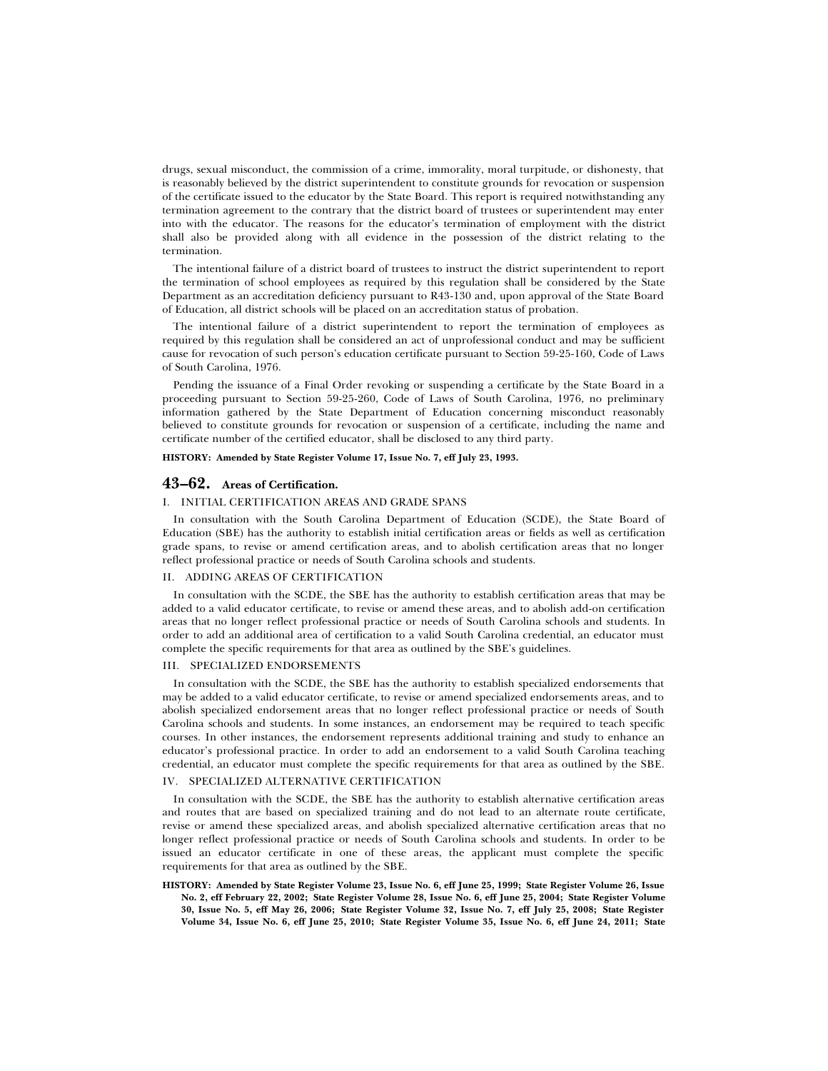drugs, sexual misconduct, the commission of a crime, immorality, moral turpitude, or dishonesty, that is reasonably believed by the district superintendent to constitute grounds for revocation or suspension of the certificate issued to the educator by the State Board. This report is required notwithstanding any termination agreement to the contrary that the district board of trustees or superintendent may enter into with the educator. The reasons for the educator's termination of employment with the district shall also be provided along with all evidence in the possession of the district relating to the termination.

The intentional failure of a district board of trustees to instruct the district superintendent to report the termination of school employees as required by this regulation shall be considered by the State Department as an accreditation deficiency pursuant to R43-130 and, upon approval of the State Board of Education, all district schools will be placed on an accreditation status of probation.

The intentional failure of a district superintendent to report the termination of employees as required by this regulation shall be considered an act of unprofessional conduct and may be sufficient cause for revocation of such person's education certificate pursuant to Section 59-25-160, Code of Laws of South Carolina, 1976.

Pending the issuance of a Final Order revoking or suspending a certificate by the State Board in a proceeding pursuant to Section 59-25-260, Code of Laws of South Carolina, 1976, no preliminary information gathered by the State Department of Education concerning misconduct reasonably believed to constitute grounds for revocation or suspension of a certificate, including the name and certificate number of the certified educator, shall be disclosed to any third party.

**HISTORY: Amended by State Register Volume 17, Issue No. 7, eff July 23, 1993.**

## 43–62. Areas of Certification.

I. INITIAL CERTIFICATION AREAS AND GRADE SPANS

In consultation with the South Carolina Department of Education (SCDE), the State Board of Education (SBE) has the authority to establish initial certification areas or fields as well as certification grade spans, to revise or amend certification areas, and to abolish certification areas that no longer reflect professional practice or needs of South Carolina schools and students.

II. ADDING AREAS OF CERTIFICATION

In consultation with the SCDE, the SBE has the authority to establish certification areas that may be added to a valid educator certificate, to revise or amend these areas, and to abolish add-on certification areas that no longer reflect professional practice or needs of South Carolina schools and students. In order to add an additional area of certification to a valid South Carolina credential, an educator must complete the specific requirements for that area as outlined by the SBE's guidelines.

III. SPECIALIZED ENDORSEMENTS

In consultation with the SCDE, the SBE has the authority to establish specialized endorsements that may be added to a valid educator certificate, to revise or amend specialized endorsements areas, and to abolish specialized endorsement areas that no longer reflect professional practice or needs of South Carolina schools and students. In some instances, an endorsement may be required to teach specific courses. In other instances, the endorsement represents additional training and study to enhance an educator's professional practice. In order to add an endorsement to a valid South Carolina teaching credential, an educator must complete the specific requirements for that area as outlined by the SBE.

IV. SPECIALIZED ALTERNATIVE CERTIFICATION

In consultation with the SCDE, the SBE has the authority to establish alternative certification areas and routes that are based on specialized training and do not lead to an alternate route certificate, revise or amend these specialized areas, and abolish specialized alternative certification areas that no longer reflect professional practice or needs of South Carolina schools and students. In order to be issued an educator certificate in one of these areas, the applicant must complete the specific requirements for that area as outlined by the SBE.

**HISTORY: Amended by State Register Volume 23, Issue No. 6, eff June 25, 1999; State Register Volume 26, Issue No. 2, eff February 22, 2002; State Register Volume 28, Issue No. 6, eff June 25, 2004; State Register Volume 30, Issue No. 5, eff May 26, 2006; State Register Volume 32, Issue No. 7, eff July 25, 2008; State Register Volume 34, Issue No. 6, eff June 25, 2010; State Register Volume 35, Issue No. 6, eff June 24, 2011; State**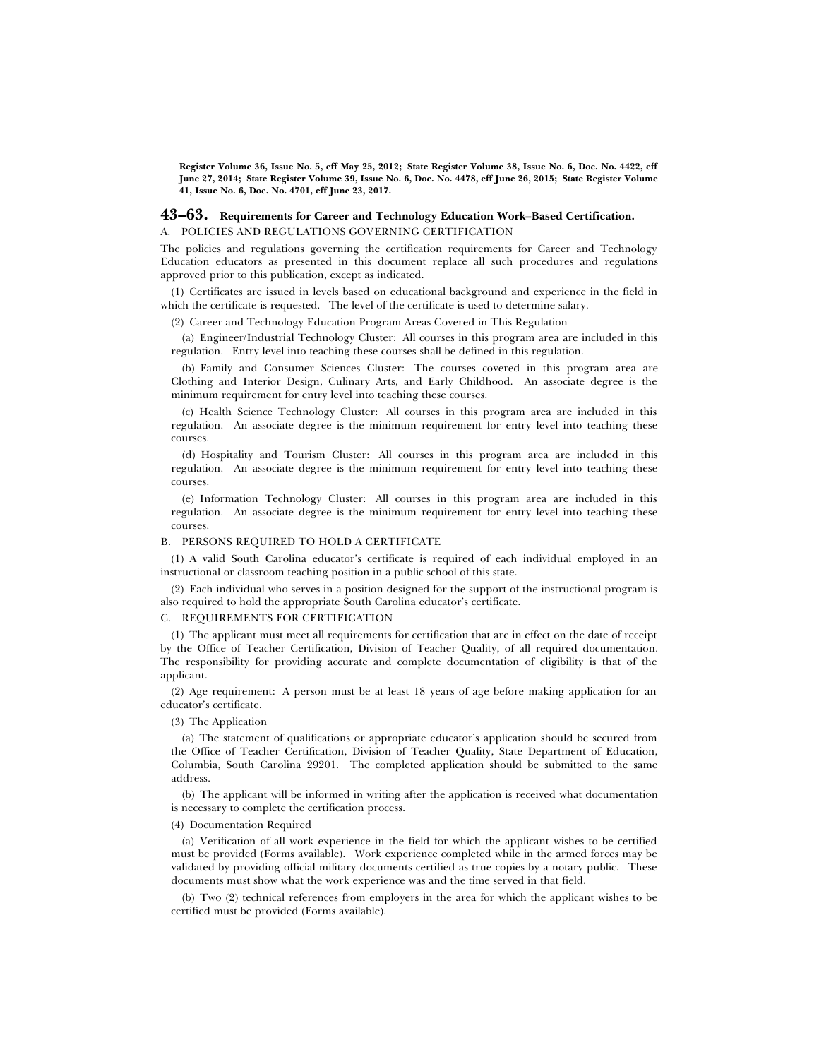**Register Volume 36, Issue No. 5, eff May 25, 2012; State Register Volume 38, Issue No. 6, Doc. No. 4422, eff June 27, 2014; State Register Volume 39, Issue No. 6, Doc. No. 4478, eff June 26, 2015; State Register Volume 41, Issue No. 6, Doc. No. 4701, eff June 23, 2017.**

## 43–63. Requirements for Career and Technology Education Work–Based Certification.

A. POLICIES AND REGULATIONS GOVERNING CERTIFICATION

The policies and regulations governing the certification requirements for Career and Technology Education educators as presented in this document replace all such procedures and regulations approved prior to this publication, except as indicated.

(1) Certificates are issued in levels based on educational background and experience in the field in which the certificate is requested. The level of the certificate is used to determine salary.

(2) Career and Technology Education Program Areas Covered in This Regulation

(a) Engineer/Industrial Technology Cluster: All courses in this program area are included in this regulation. Entry level into teaching these courses shall be defined in this regulation.

(b) Family and Consumer Sciences Cluster: The courses covered in this program area are Clothing and Interior Design, Culinary Arts, and Early Childhood. An associate degree is the minimum requirement for entry level into teaching these courses.

(c) Health Science Technology Cluster: All courses in this program area are included in this regulation. An associate degree is the minimum requirement for entry level into teaching these courses.

(d) Hospitality and Tourism Cluster: All courses in this program area are included in this regulation. An associate degree is the minimum requirement for entry level into teaching these courses.

(e) Information Technology Cluster: All courses in this program area are included in this regulation. An associate degree is the minimum requirement for entry level into teaching these courses.

B. PERSONS REQUIRED TO HOLD A CERTIFICATE

(1) A valid South Carolina educator's certificate is required of each individual employed in an instructional or classroom teaching position in a public school of this state.

(2) Each individual who serves in a position designed for the support of the instructional program is also required to hold the appropriate South Carolina educator's certificate.

C. REQUIREMENTS FOR CERTIFICATION

(1) The applicant must meet all requirements for certification that are in effect on the date of receipt by the Office of Teacher Certification, Division of Teacher Quality, of all required documentation. The responsibility for providing accurate and complete documentation of eligibility is that of the applicant.

(2) Age requirement: A person must be at least 18 years of age before making application for an educator's certificate.

(3) The Application

(a) The statement of qualifications or appropriate educator's application should be secured from the Office of Teacher Certification, Division of Teacher Quality, State Department of Education, Columbia, South Carolina 29201. The completed application should be submitted to the same address.

(b) The applicant will be informed in writing after the application is received what documentation is necessary to complete the certification process.

(4) Documentation Required

(a) Verification of all work experience in the field for which the applicant wishes to be certified must be provided (Forms available). Work experience completed while in the armed forces may be validated by providing official military documents certified as true copies by a notary public. These documents must show what the work experience was and the time served in that field.

(b) Two (2) technical references from employers in the area for which the applicant wishes to be certified must be provided (Forms available).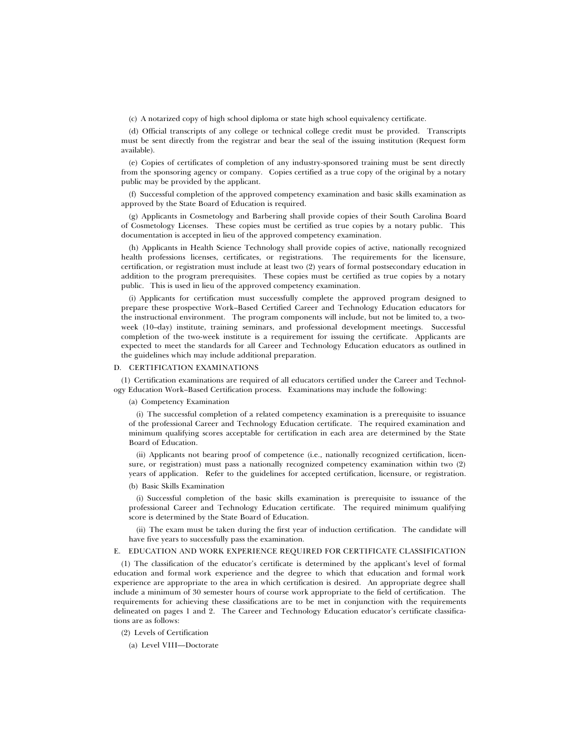(c) A notarized copy of high school diploma or state high school equivalency certificate.

(d) Official transcripts of any college or technical college credit must be provided. Transcripts must be sent directly from the registrar and bear the seal of the issuing institution (Request form available).

(e) Copies of certificates of completion of any industry-sponsored training must be sent directly from the sponsoring agency or company. Copies certified as a true copy of the original by a notary public may be provided by the applicant.

(f) Successful completion of the approved competency examination and basic skills examination as approved by the State Board of Education is required.

(g) Applicants in Cosmetology and Barbering shall provide copies of their South Carolina Board of Cosmetology Licenses. These copies must be certified as true copies by a notary public. This documentation is accepted in lieu of the approved competency examination.

(h) Applicants in Health Science Technology shall provide copies of active, nationally recognized health professions licenses, certificates, or registrations. The requirements for the licensure, certification, or registration must include at least two (2) years of formal postsecondary education in addition to the program prerequisites. These copies must be certified as true copies by a notary public. This is used in lieu of the approved competency examination.

(i) Applicants for certification must successfully complete the approved program designed to prepare these prospective Work–Based Certified Career and Technology Education educators for the instructional environment. The program components will include, but not be limited to, a two-week (10–day) institute, training seminars, and professional development meetings. Successful completion of the two-week institute is a requirement for issuing the certificate. Applicants are expected to meet the standards for all Career and Technology Education educators as outlined in the guidelines which may include additional preparation.

D. CERTIFICATION EXAMINATIONS

(1) Certification examinations are required of all educators certified under the Career and Technology Education Work–Based Certification process. Examinations may include the following:

(a) Competency Examination

(i) The successful completion of a related competency examination is a prerequisite to issuance of the professional Career and Technology Education certificate. The required examination and minimum qualifying scores acceptable for certification in each area are determined by the State Board of Education.

(ii) Applicants not bearing proof of competence (i.e., nationally recognized certification, licensure, or registration) must pass a nationally recognized competency examination within two (2) years of application. Refer to the guidelines for accepted certification, licensure, or registration.

(b) Basic Skills Examination

(i) Successful completion of the basic skills examination is prerequisite to issuance of the professional Career and Technology Education certificate. The required minimum qualifying score is determined by the State Board of Education.

(ii) The exam must be taken during the first year of induction certification. The candidate will have five years to successfully pass the examination.

E. EDUCATION AND WORK EXPERIENCE REQUIRED FOR CERTIFICATE CLASSIFICATION

(1) The classification of the educator's certificate is determined by the applicant's level of formal education and formal work experience and the degree to which that education and formal work experience are appropriate to the area in which certification is desired. An appropriate degree shall include a minimum of 30 semester hours of course work appropriate to the field of certification. The requirements for achieving these classifications are to be met in conjunction with the requirements delineated on pages 1 and 2. The Career and Technology Education educator's certificate classifications are as follows:

(2) Levels of Certification

(a) Level VIII—Doctorate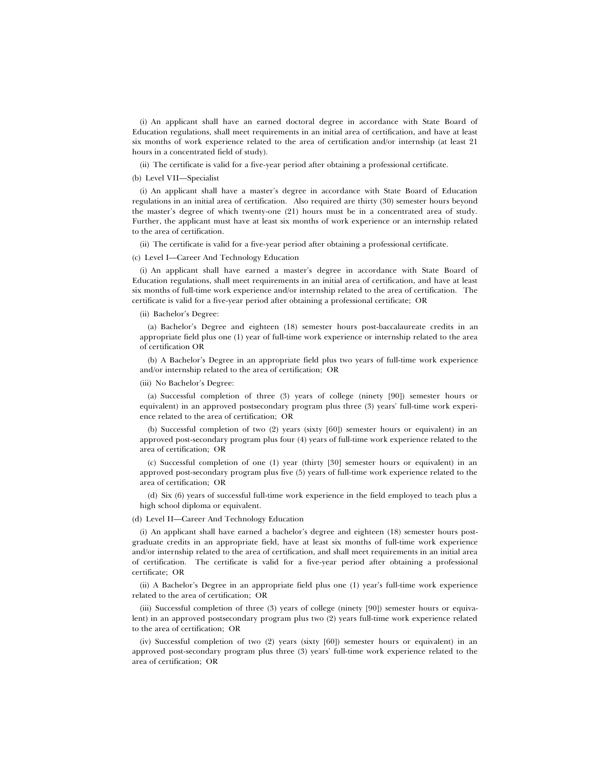(i) An applicant shall have an earned doctoral degree in accordance with State Board of Education regulations, shall meet requirements in an initial area of certification, and have at least six months of work experience related to the area of certification and/or internship (at least 21 hours in a concentrated field of study).

(ii) The certificate is valid for a five-year period after obtaining a professional certificate.

(b) Level VII—Specialist

(i) An applicant shall have a master's degree in accordance with State Board of Education regulations in an initial area of certification. Also required are thirty (30) semester hours beyond the master's degree of which twenty-one (21) hours must be in a concentrated area of study. Further, the applicant must have at least six months of work experience or an internship related to the area of certification.

(ii) The certificate is valid for a five-year period after obtaining a professional certificate.

(c) Level I—Career And Technology Education

(i) An applicant shall have earned a master's degree in accordance with State Board of Education regulations, shall meet requirements in an initial area of certification, and have at least six months of full-time work experience and/or internship related to the area of certification. The certificate is valid for a five-year period after obtaining a professional certificate; OR

(ii) Bachelor's Degree:

(a) Bachelor's Degree and eighteen (18) semester hours post-baccalaureate credits in an appropriate field plus one (1) year of full-time work experience or internship related to the area of certification OR

(b) A Bachelor's Degree in an appropriate field plus two years of full-time work experience and/or internship related to the area of certification; OR

(iii) No Bachelor's Degree:

(a) Successful completion of three (3) years of college (ninety [90]) semester hours or equivalent) in an approved postsecondary program plus three (3) years' full-time work experience related to the area of certification; OR

(b) Successful completion of two (2) years (sixty [60]) semester hours or equivalent) in an approved post-secondary program plus four (4) years of full-time work experience related to the area of certification; OR

(c) Successful completion of one (1) year (thirty [30] semester hours or equivalent) in an approved post-secondary program plus five (5) years of full-time work experience related to the area of certification; OR

(d) Six (6) years of successful full-time work experience in the field employed to teach plus a high school diploma or equivalent.

(d) Level II—Career And Technology Education

(i) An applicant shall have earned a bachelor's degree and eighteen (18) semester hours post-graduate credits in an appropriate field, have at least six months of full-time work experience and/or internship related to the area of certification, and shall meet requirements in an initial area of certification. The certificate is valid for a five-year period after obtaining a professional certificate; OR

(ii) A Bachelor's Degree in an appropriate field plus one (1) year's full-time work experience related to the area of certification; OR

(iii) Successful completion of three (3) years of college (ninety [90]) semester hours or equivalent) in an approved postsecondary program plus two (2) years full-time work experience related to the area of certification; OR

(iv) Successful completion of two (2) years (sixty [60]) semester hours or equivalent) in an approved post-secondary program plus three (3) years' full-time work experience related to the area of certification; OR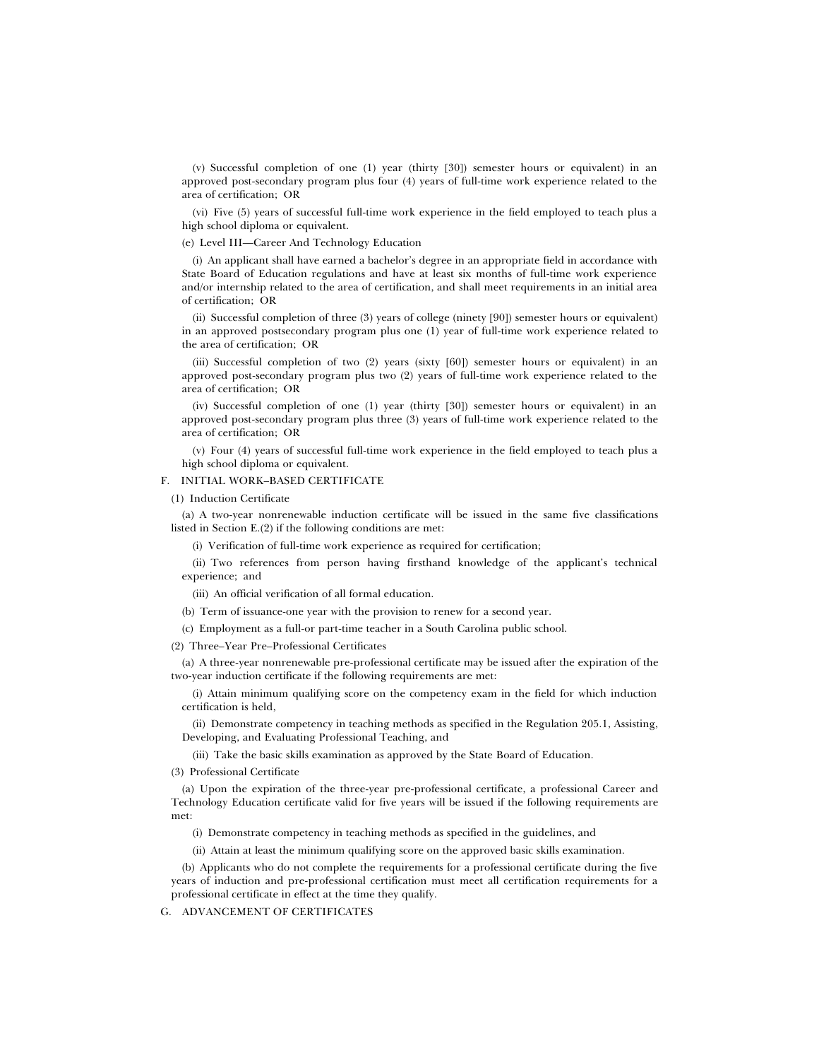(v) Successful completion of one (1) year (thirty [30]) semester hours or equivalent) in an approved post-secondary program plus four (4) years of full-time work experience related to the area of certification; OR

(vi) Five (5) years of successful full-time work experience in the field employed to teach plus a high school diploma or equivalent.

(e) Level III—Career And Technology Education

(i) An applicant shall have earned a bachelor's degree in an appropriate field in accordance with State Board of Education regulations and have at least six months of full-time work experience and/or internship related to the area of certification, and shall meet requirements in an initial area of certification; OR

(ii) Successful completion of three (3) years of college (ninety [90]) semester hours or equivalent) in an approved postsecondary program plus one (1) year of full-time work experience related to the area of certification; OR

(iii) Successful completion of two (2) years (sixty [60]) semester hours or equivalent) in an approved post-secondary program plus two (2) years of full-time work experience related to the area of certification; OR

(iv) Successful completion of one (1) year (thirty [30]) semester hours or equivalent) in an approved post-secondary program plus three (3) years of full-time work experience related to the area of certification; OR

(v) Four (4) years of successful full-time work experience in the field employed to teach plus a high school diploma or equivalent.

F. INITIAL WORK–BASED CERTIFICATE

(1) Induction Certificate

(a) A two-year nonrenewable induction certificate will be issued in the same five classifications listed in Section E.(2) if the following conditions are met:

(i) Verification of full-time work experience as required for certification;

(ii) Two references from person having firsthand knowledge of the applicant's technical experience; and

(iii) An official verification of all formal education.

(b) Term of issuance-one year with the provision to renew for a second year.

(c) Employment as a full-or part-time teacher in a South Carolina public school.

(2) Three–Year Pre–Professional Certificates

(a) A three-year nonrenewable pre-professional certificate may be issued after the expiration of the two-year induction certificate if the following requirements are met:

(i) Attain minimum qualifying score on the competency exam in the field for which induction certification is held,

(ii) Demonstrate competency in teaching methods as specified in the Regulation 205.1, Assisting, Developing, and Evaluating Professional Teaching, and

(iii) Take the basic skills examination as approved by the State Board of Education.

(3) Professional Certificate

(a) Upon the expiration of the three-year pre-professional certificate, a professional Career and Technology Education certificate valid for five years will be issued if the following requirements are met:

(i) Demonstrate competency in teaching methods as specified in the guidelines, and

(ii) Attain at least the minimum qualifying score on the approved basic skills examination.

(b) Applicants who do not complete the requirements for a professional certificate during the five years of induction and pre-professional certification must meet all certification requirements for a professional certificate in effect at the time they qualify.

G. ADVANCEMENT OF CERTIFICATES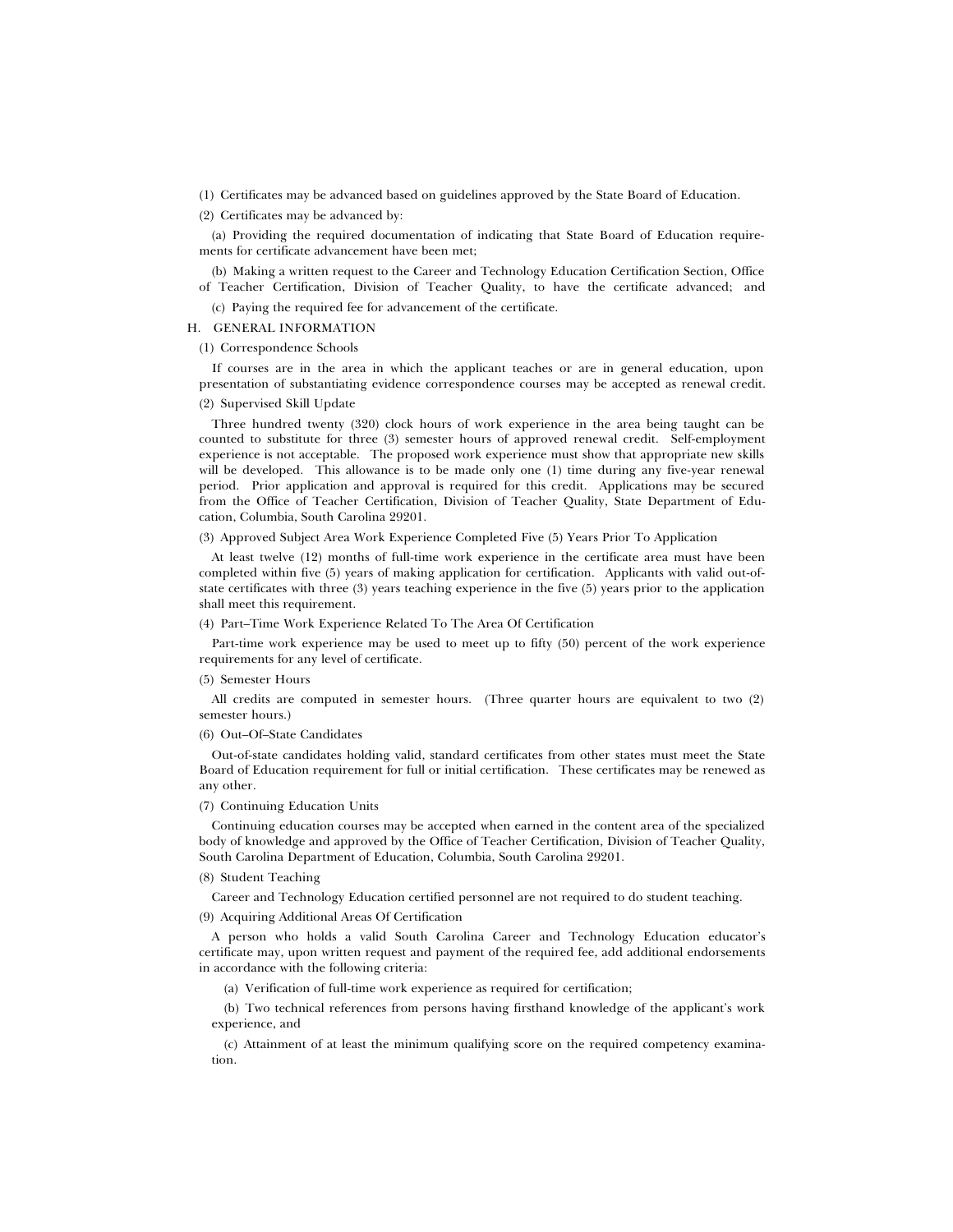(1) Certificates may be advanced based on guidelines approved by the State Board of Education.

(2) Certificates may be advanced by:

(a) Providing the required documentation of indicating that State Board of Education requirements for certificate advancement have been met;

(b) Making a written request to the Career and Technology Education Certification Section, Office of Teacher Certification, Division of Teacher Quality, to have the certificate advanced; and

(c) Paying the required fee for advancement of the certificate.

H. GENERAL INFORMATION

(1) Correspondence Schools

If courses are in the area in which the applicant teaches or are in general education, upon presentation of substantiating evidence correspondence courses may be accepted as renewal credit.

(2) Supervised Skill Update

Three hundred twenty (320) clock hours of work experience in the area being taught can be counted to substitute for three (3) semester hours of approved renewal credit. Self-employment experience is not acceptable. The proposed work experience must show that appropriate new skills will be developed. This allowance is to be made only one (1) time during any five-year renewal period. Prior application and approval is required for this credit. Applications may be secured from the Office of Teacher Certification, Division of Teacher Quality, State Department of Education, Columbia, South Carolina 29201.

(3) Approved Subject Area Work Experience Completed Five (5) Years Prior To Application

At least twelve (12) months of full-time work experience in the certificate area must have been completed within five (5) years of making application for certification. Applicants with valid out-of-state certificates with three (3) years teaching experience in the five (5) years prior to the application shall meet this requirement.

(4) Part–Time Work Experience Related To The Area Of Certification

Part-time work experience may be used to meet up to fifty (50) percent of the work experience requirements for any level of certificate.

(5) Semester Hours

All credits are computed in semester hours. (Three quarter hours are equivalent to two (2) semester hours.)

(6) Out–Of–State Candidates

Out-of-state candidates holding valid, standard certificates from other states must meet the State Board of Education requirement for full or initial certification. These certificates may be renewed as any other.

(7) Continuing Education Units

Continuing education courses may be accepted when earned in the content area of the specialized body of knowledge and approved by the Office of Teacher Certification, Division of Teacher Quality, South Carolina Department of Education, Columbia, South Carolina 29201.

(8) Student Teaching

Career and Technology Education certified personnel are not required to do student teaching.

(9) Acquiring Additional Areas Of Certification

A person who holds a valid South Carolina Career and Technology Education educator's certificate may, upon written request and payment of the required fee, add additional endorsements in accordance with the following criteria:

(a) Verification of full-time work experience as required for certification;

(b) Two technical references from persons having firsthand knowledge of the applicant's work experience, and

(c) Attainment of at least the minimum qualifying score on the required competency examination.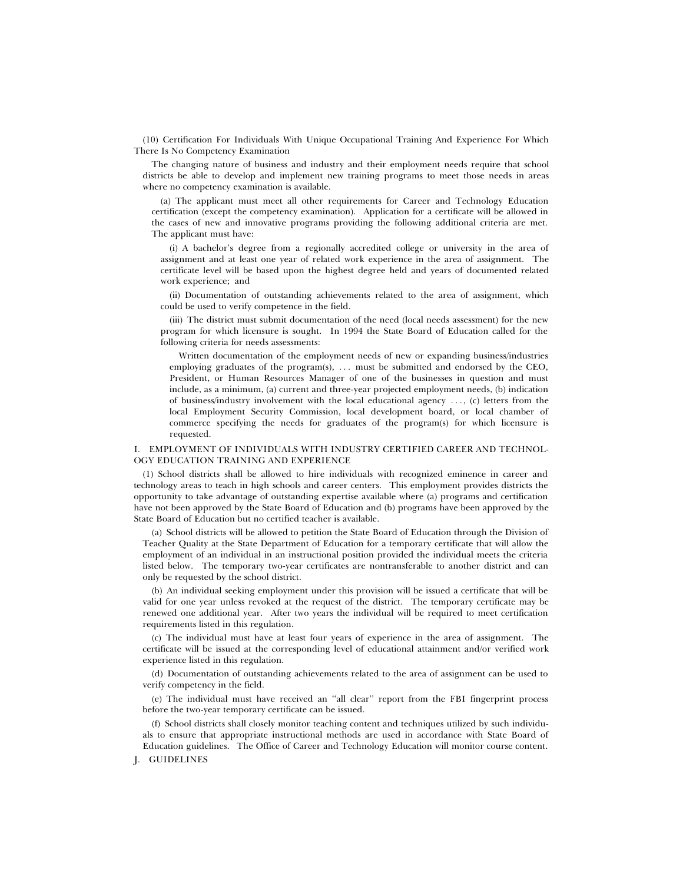(10) Certification For Individuals With Unique Occupational Training And Experience For Which There Is No Competency Examination

The changing nature of business and industry and their employment needs require that school districts be able to develop and implement new training programs to meet those needs in areas where no competency examination is available.

(a) The applicant must meet all other requirements for Career and Technology Education certification (except the competency examination). Application for a certificate will be allowed in the cases of new and innovative programs providing the following additional criteria are met. The applicant must have:

(i) A bachelor's degree from a regionally accredited college or university in the area of assignment and at least one year of related work experience in the area of assignment. The certificate level will be based upon the highest degree held and years of documented related work experience; and

(ii) Documentation of outstanding achievements related to the area of assignment, which could be used to verify competence in the field.

(iii) The district must submit documentation of the need (local needs assessment) for the new program for which licensure is sought. In 1994 the State Board of Education called for the following criteria for needs assessments:

> Written documentation of the employment needs of new or expanding business/industries employing graduates of the program(s), . . . must be submitted and endorsed by the CEO, President, or Human Resources Manager of one of the businesses in question and must include, as a minimum, (a) current and three-year projected employment needs, (b) indication of business/industry involvement with the local educational agency . . . , (c) letters from the local Employment Security Commission, local development board, or local chamber of commerce specifying the needs for graduates of the program(s) for which licensure is requested.

## I. EMPLOYMENT OF INDIVIDUALS WITH INDUSTRY CERTIFIED CAREER AND TECHNOLOGY EDUCATION TRAINING AND EXPERIENCE

(1) School districts shall be allowed to hire individuals with recognized eminence in career and technology areas to teach in high schools and career centers. This employment provides districts the opportunity to take advantage of outstanding expertise available where (a) programs and certification have not been approved by the State Board of Education and (b) programs have been approved by the State Board of Education but no certified teacher is available.

(a) School districts will be allowed to petition the State Board of Education through the Division of Teacher Quality at the State Department of Education for a temporary certificate that will allow the employment of an individual in an instructional position provided the individual meets the criteria listed below. The temporary two-year certificates are nontransferable to another district and can only be requested by the school district.

(b) An individual seeking employment under this provision will be issued a certificate that will be valid for one year unless revoked at the request of the district. The temporary certificate may be renewed one additional year. After two years the individual will be required to meet certification requirements listed in this regulation.

(c) The individual must have at least four years of experience in the area of assignment. The certificate will be issued at the corresponding level of educational attainment and/or verified work experience listed in this regulation.

(d) Documentation of outstanding achievements related to the area of assignment can be used to verify competency in the field.

(e) The individual must have received an "all clear" report from the FBI fingerprint process before the two-year temporary certificate can be issued.

(f) School districts shall closely monitor teaching content and techniques utilized by such individuals to ensure that appropriate instructional methods are used in accordance with State Board of Education guidelines. The Office of Career and Technology Education will monitor course content.

## J. GUIDELINES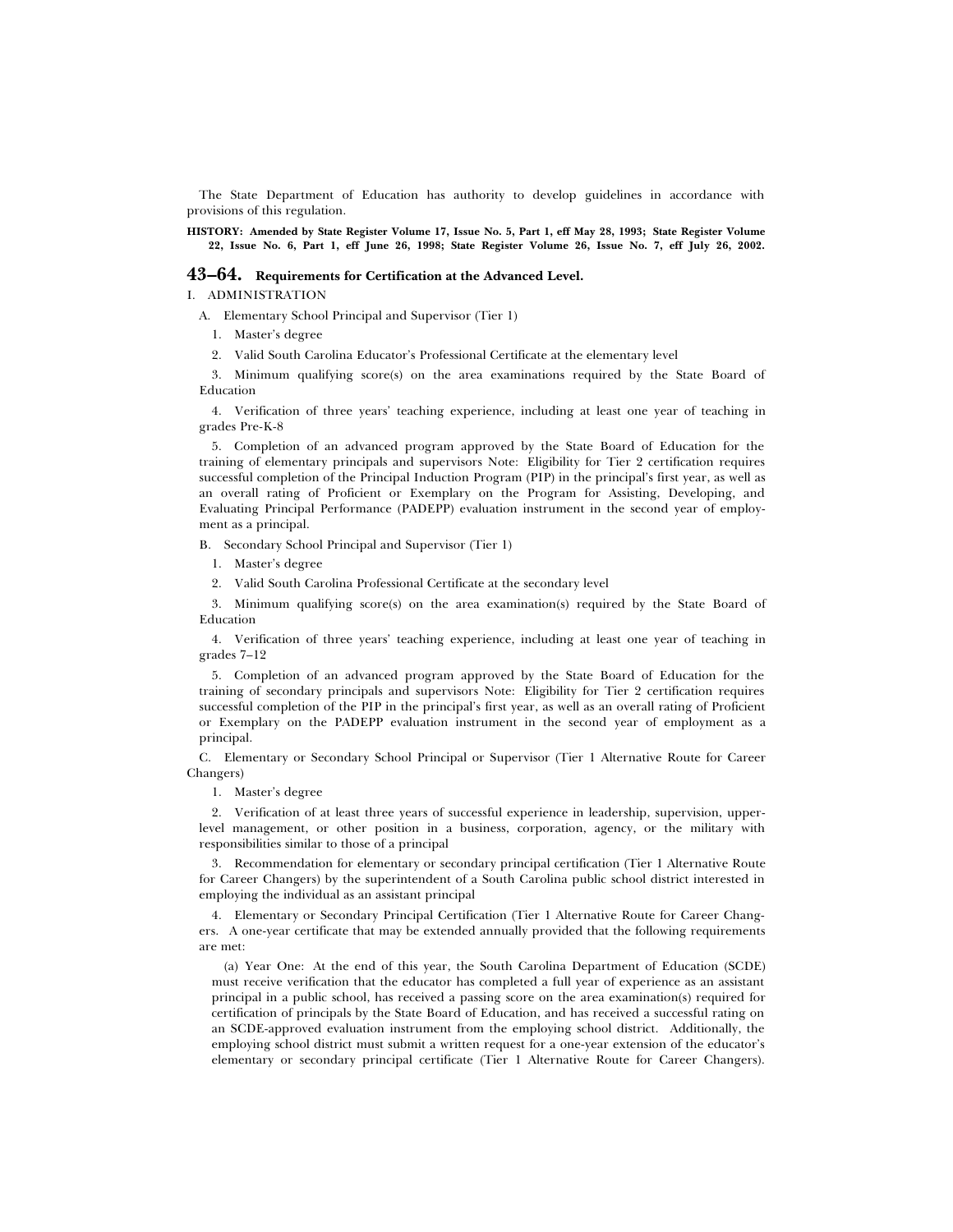The State Department of Education has authority to develop guidelines in accordance with provisions of this regulation.

**HISTORY: Amended by State Register Volume 17, Issue No. 5, Part 1, eff May 28, 1993; State Register Volume 22, Issue No. 6, Part 1, eff June 26, 1998; State Register Volume 26, Issue No. 7, eff July 26, 2002.**

## 43–64. Requirements for Certification at the Advanced Level.

I. ADMINISTRATION

A. Elementary School Principal and Supervisor (Tier 1)

1. Master's degree

2. Valid South Carolina Educator's Professional Certificate at the elementary level

3. Minimum qualifying score(s) on the area examinations required by the State Board of Education

4. Verification of three years' teaching experience, including at least one year of teaching in grades Pre-K-8

5. Completion of an advanced program approved by the State Board of Education for the training of elementary principals and supervisors Note: Eligibility for Tier 2 certification requires successful completion of the Principal Induction Program (PIP) in the principal's first year, as well as an overall rating of Proficient or Exemplary on the Program for Assisting, Developing, and Evaluating Principal Performance (PADEPP) evaluation instrument in the second year of employment as a principal.

B. Secondary School Principal and Supervisor (Tier 1)

1. Master's degree

2. Valid South Carolina Professional Certificate at the secondary level

3. Minimum qualifying score(s) on the area examination(s) required by the State Board of Education

4. Verification of three years' teaching experience, including at least one year of teaching in grades 7–12

5. Completion of an advanced program approved by the State Board of Education for the training of secondary principals and supervisors Note: Eligibility for Tier 2 certification requires successful completion of the PIP in the principal's first year, as well as an overall rating of Proficient or Exemplary on the PADEPP evaluation instrument in the second year of employment as a principal.

C. Elementary or Secondary School Principal or Supervisor (Tier 1 Alternative Route for Career Changers)

1. Master's degree

2. Verification of at least three years of successful experience in leadership, supervision, upper-level management, or other position in a business, corporation, agency, or the military with responsibilities similar to those of a principal

3. Recommendation for elementary or secondary principal certification (Tier 1 Alternative Route for Career Changers) by the superintendent of a South Carolina public school district interested in employing the individual as an assistant principal

4. Elementary or Secondary Principal Certification (Tier 1 Alternative Route for Career Changers. A one-year certificate that may be extended annually provided that the following requirements are met:

(a) Year One: At the end of this year, the South Carolina Department of Education (SCDE) must receive verification that the educator has completed a full year of experience as an assistant principal in a public school, has received a passing score on the area examination(s) required for certification of principals by the State Board of Education, and has received a successful rating on an SCDE-approved evaluation instrument from the employing school district. Additionally, the employing school district must submit a written request for a one-year extension of the educator's elementary or secondary principal certificate (Tier 1 Alternative Route for Career Changers).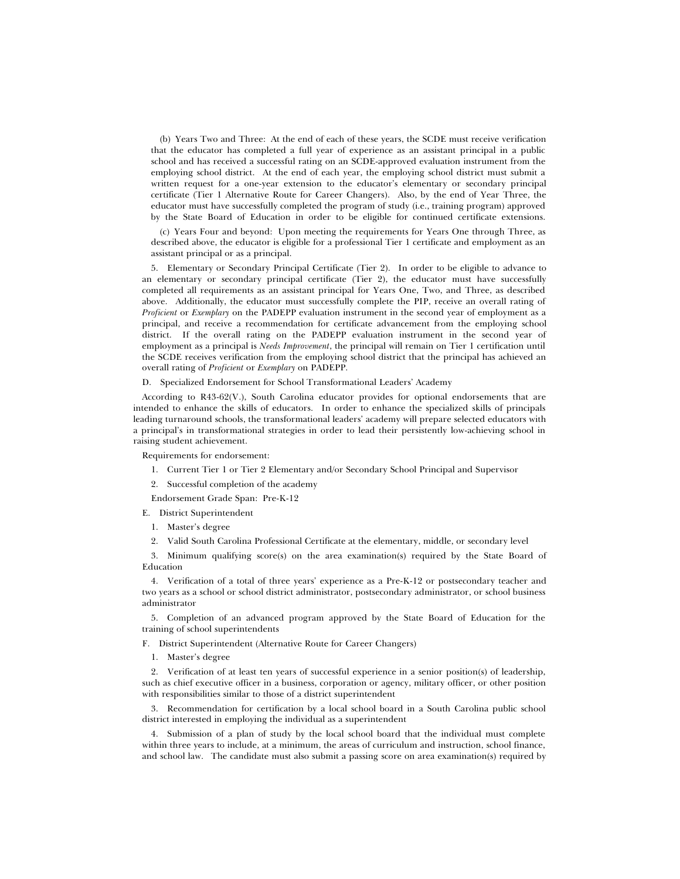(b) Years Two and Three: At the end of each of these years, the SCDE must receive verification that the educator has completed a full year of experience as an assistant principal in a public school and has received a successful rating on an SCDE-approved evaluation instrument from the employing school district. At the end of each year, the employing school district must submit a written request for a one-year extension to the educator's elementary or secondary principal certificate (Tier 1 Alternative Route for Career Changers). Also, by the end of Year Three, the educator must have successfully completed the program of study (i.e., training program) approved by the State Board of Education in order to be eligible for continued certificate extensions.

(c) Years Four and beyond: Upon meeting the requirements for Years One through Three, as described above, the educator is eligible for a professional Tier 1 certificate and employment as an assistant principal or as a principal.

5. Elementary or Secondary Principal Certificate (Tier 2). In order to be eligible to advance to an elementary or secondary principal certificate (Tier 2), the educator must have successfully completed all requirements as an assistant principal for Years One, Two, and Three, as described above. Additionally, the educator must successfully complete the PIP, receive an overall rating of *Proficient* or *Exemplary* on the PADEPP evaluation instrument in the second year of employment as a principal, and receive a recommendation for certificate advancement from the employing school district. If the overall rating on the PADEPP evaluation instrument in the second year of employment as a principal is *Needs Improvement*, the principal will remain on Tier 1 certification until the SCDE receives verification from the employing school district that the principal has achieved an overall rating of *Proficient* or *Exemplary* on PADEPP.

D. Specialized Endorsement for School Transformational Leaders' Academy

According to R43-62(V.), South Carolina educator provides for optional endorsements that are intended to enhance the skills of educators. In order to enhance the specialized skills of principals leading turnaround schools, the transformational leaders' academy will prepare selected educators with a principal's in transformational strategies in order to lead their persistently low-achieving school in raising student achievement.

Requirements for endorsement:

1. Current Tier 1 or Tier 2 Elementary and/or Secondary School Principal and Supervisor

2. Successful completion of the academy

Endorsement Grade Span: Pre-K-12

E. District Superintendent

1. Master's degree

2. Valid South Carolina Professional Certificate at the elementary, middle, or secondary level

3. Minimum qualifying score(s) on the area examination(s) required by the State Board of Education

4. Verification of a total of three years' experience as a Pre-K-12 or postsecondary teacher and two years as a school or school district administrator, postsecondary administrator, or school business administrator

5. Completion of an advanced program approved by the State Board of Education for the training of school superintendents

F. District Superintendent (Alternative Route for Career Changers)

1. Master's degree

2. Verification of at least ten years of successful experience in a senior position(s) of leadership, such as chief executive officer in a business, corporation or agency, military officer, or other position with responsibilities similar to those of a district superintendent

3. Recommendation for certification by a local school board in a South Carolina public school district interested in employing the individual as a superintendent

4. Submission of a plan of study by the local school board that the individual must complete within three years to include, at a minimum, the areas of curriculum and instruction, school finance, and school law. The candidate must also submit a passing score on area examination(s) required by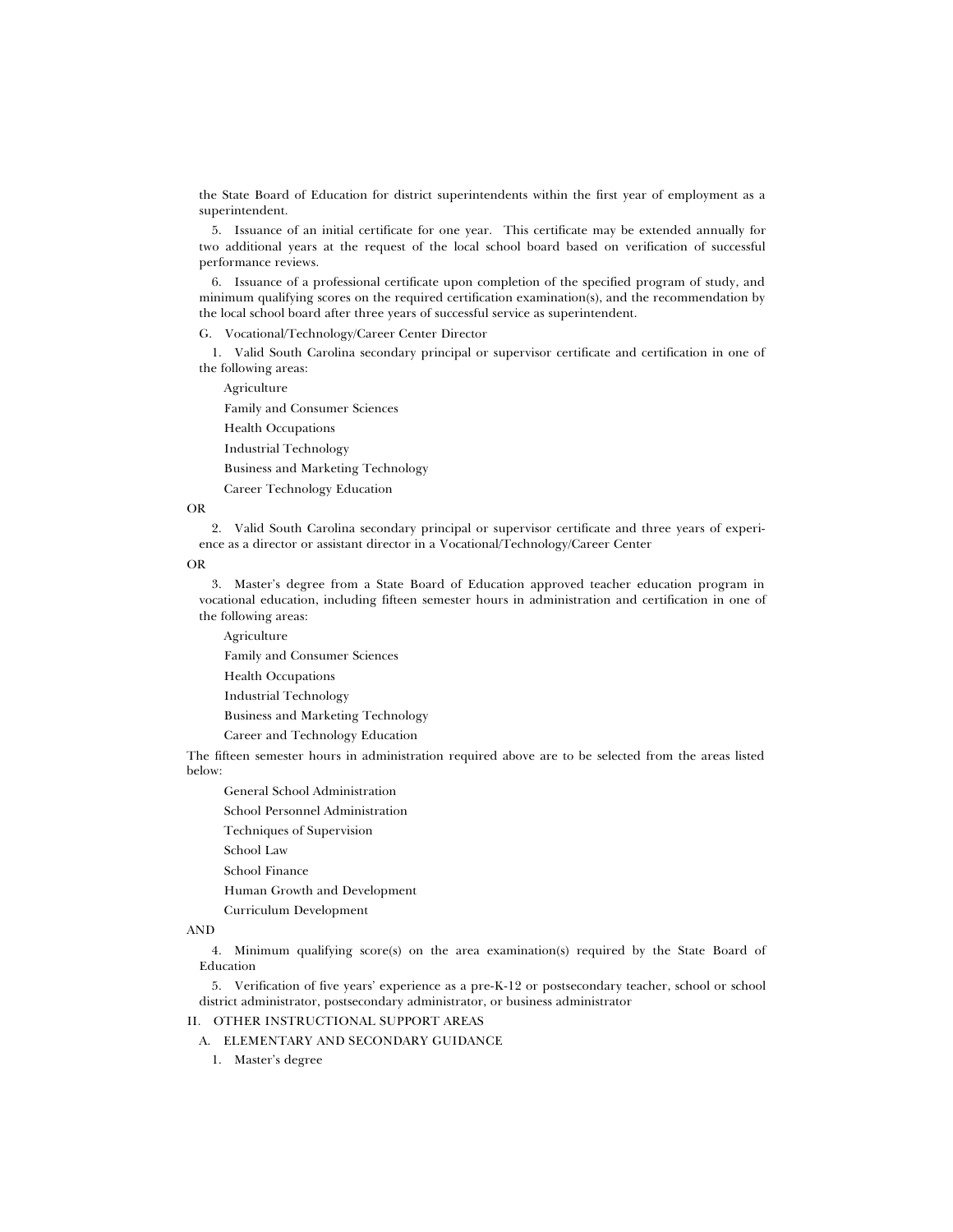the State Board of Education for district superintendents within the first year of employment as a superintendent.

5. Issuance of an initial certificate for one year. This certificate may be extended annually for two additional years at the request of the local school board based on verification of successful performance reviews.

6. Issuance of a professional certificate upon completion of the specified program of study, and minimum qualifying scores on the required certification examination(s), and the recommendation by the local school board after three years of successful service as superintendent.

G. Vocational/Technology/Career Center Director

1. Valid South Carolina secondary principal or supervisor certificate and certification in one of the following areas:

Agriculture

Family and Consumer Sciences

Health Occupations

Industrial Technology

Business and Marketing Technology

Career Technology Education

OR

2. Valid South Carolina secondary principal or supervisor certificate and three years of experience as a director or assistant director in a Vocational/Technology/Career Center

OR

3. Master's degree from a State Board of Education approved teacher education program in vocational education, including fifteen semester hours in administration and certification in one of the following areas:

Agriculture

Family and Consumer Sciences

Health Occupations

Industrial Technology

Business and Marketing Technology

Career and Technology Education

The fifteen semester hours in administration required above are to be selected from the areas listed below:

General School Administration

School Personnel Administration

Techniques of Supervision

School Law

School Finance

Human Growth and Development

Curriculum Development

AND

4. Minimum qualifying score(s) on the area examination(s) required by the State Board of Education

5. Verification of five years' experience as a pre-K-12 or postsecondary teacher, school or school district administrator, postsecondary administrator, or business administrator

II. OTHER INSTRUCTIONAL SUPPORT AREAS

A. ELEMENTARY AND SECONDARY GUIDANCE

1. Master's degree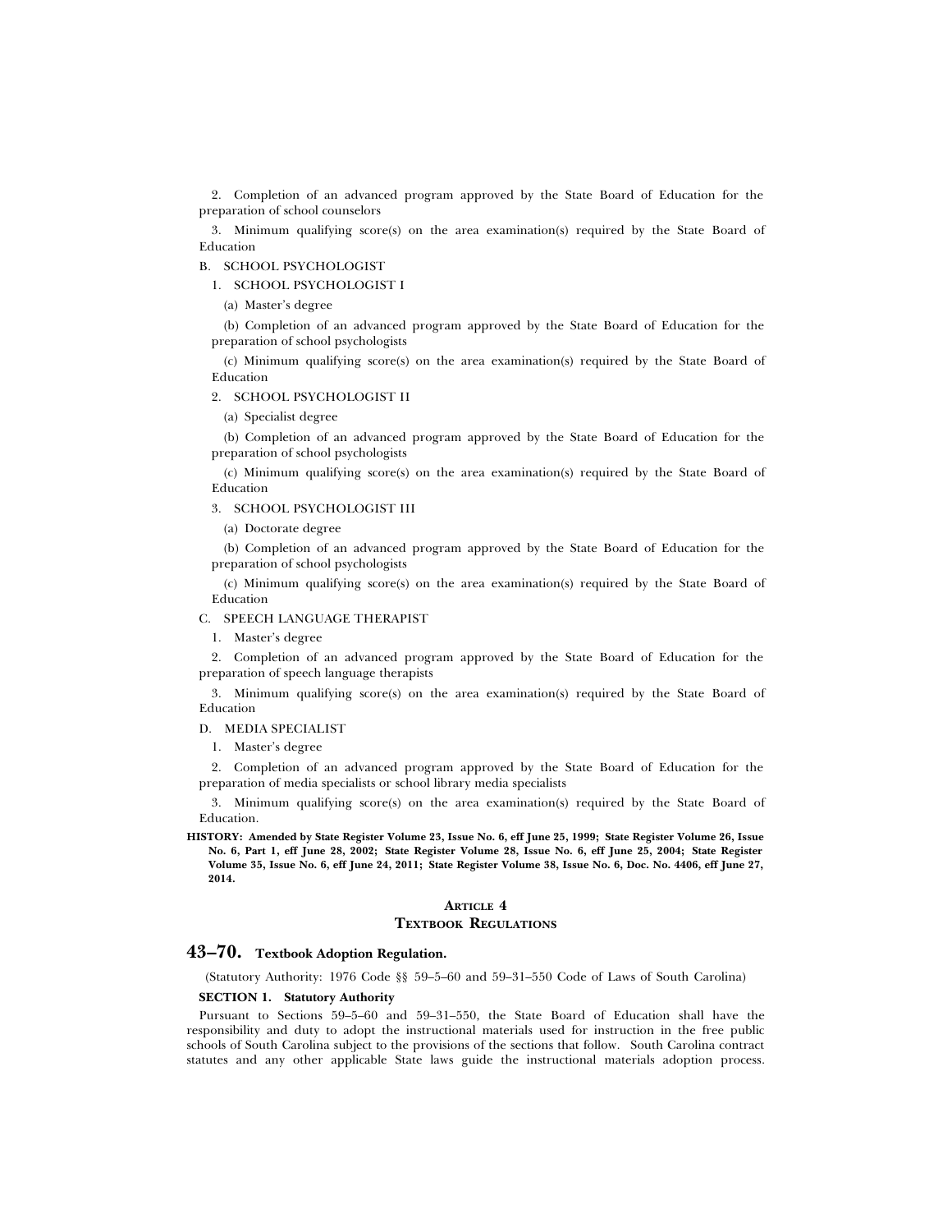2. Completion of an advanced program approved by the State Board of Education for the preparation of school counselors

3. Minimum qualifying score(s) on the area examination(s) required by the State Board of Education

B. SCHOOL PSYCHOLOGIST

1. SCHOOL PSYCHOLOGIST I

(a) Master's degree

(b) Completion of an advanced program approved by the State Board of Education for the preparation of school psychologists

(c) Minimum qualifying score(s) on the area examination(s) required by the State Board of Education

2. SCHOOL PSYCHOLOGIST II

(a) Specialist degree

(b) Completion of an advanced program approved by the State Board of Education for the preparation of school psychologists

(c) Minimum qualifying score(s) on the area examination(s) required by the State Board of Education

3. SCHOOL PSYCHOLOGIST III

(a) Doctorate degree

(b) Completion of an advanced program approved by the State Board of Education for the preparation of school psychologists

(c) Minimum qualifying score(s) on the area examination(s) required by the State Board of Education

C. SPEECH LANGUAGE THERAPIST

1. Master's degree

2. Completion of an advanced program approved by the State Board of Education for the preparation of speech language therapists

3. Minimum qualifying score(s) on the area examination(s) required by the State Board of Education

D. MEDIA SPECIALIST

1. Master's degree

2. Completion of an advanced program approved by the State Board of Education for the preparation of media specialists or school library media specialists

3. Minimum qualifying score(s) on the area examination(s) required by the State Board of Education.

**HISTORY: Amended by State Register Volume 23, Issue No. 6, eff June 25, 1999; State Register Volume 26, Issue No. 6, Part 1, eff June 28, 2002; State Register Volume 28, Issue No. 6, eff June 25, 2004; State Register Volume 35, Issue No. 6, eff June 24, 2011; State Register Volume 38, Issue No. 6, Doc. No. 4406, eff June 27, 2014.**

## ARTICLE 4
## TEXTBOOK REGULATIONS

### 43–70. Textbook Adoption Regulation.

(Statutory Authority: 1976 Code §§ 59–5–60 and 59–31–550 Code of Laws of South Carolina)

**SECTION 1. Statutory Authority**

Pursuant to Sections 59–5–60 and 59–31–550, the State Board of Education shall have the responsibility and duty to adopt the instructional materials used for instruction in the free public schools of South Carolina subject to the provisions of the sections that follow. South Carolina contract statutes and any other applicable State laws guide the instructional materials adoption process.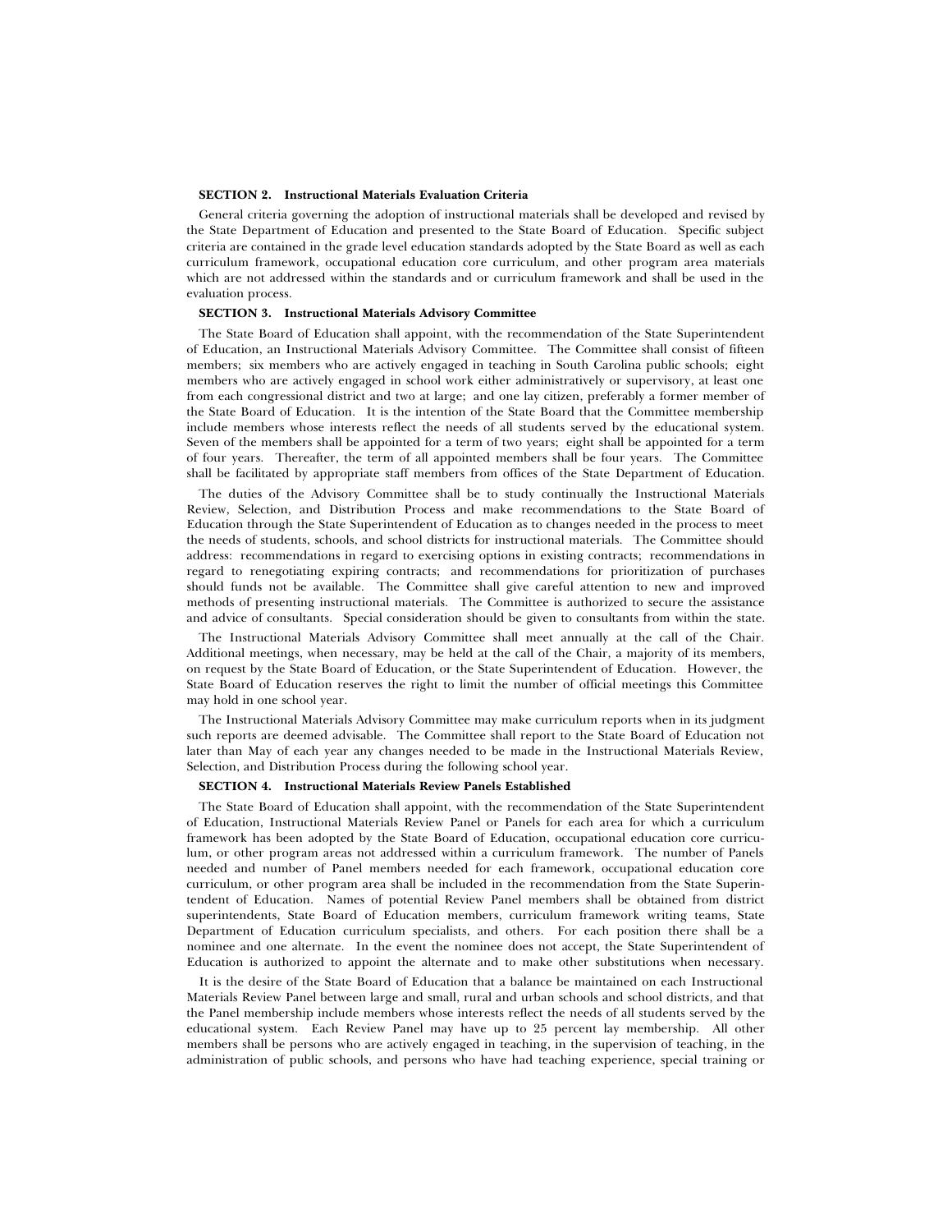**SECTION 2. Instructional Materials Evaluation Criteria**

General criteria governing the adoption of instructional materials shall be developed and revised by the State Department of Education and presented to the State Board of Education. Specific subject criteria are contained in the grade level education standards adopted by the State Board as well as each curriculum framework, occupational education core curriculum, and other program area materials which are not addressed within the standards and or curriculum framework and shall be used in the evaluation process.

**SECTION 3. Instructional Materials Advisory Committee**

The State Board of Education shall appoint, with the recommendation of the State Superintendent of Education, an Instructional Materials Advisory Committee. The Committee shall consist of fifteen members; six members who are actively engaged in teaching in South Carolina public schools; eight members who are actively engaged in school work either administratively or supervisory, at least one from each congressional district and two at large; and one lay citizen, preferably a former member of the State Board of Education. It is the intention of the State Board that the Committee membership include members whose interests reflect the needs of all students served by the educational system. Seven of the members shall be appointed for a term of two years; eight shall be appointed for a term of four years. Thereafter, the term of all appointed members shall be four years. The Committee shall be facilitated by appropriate staff members from offices of the State Department of Education.

The duties of the Advisory Committee shall be to study continually the Instructional Materials Review, Selection, and Distribution Process and make recommendations to the State Board of Education through the State Superintendent of Education as to changes needed in the process to meet the needs of students, schools, and school districts for instructional materials. The Committee should address: recommendations in regard to exercising options in existing contracts; recommendations in regard to renegotiating expiring contracts; and recommendations for prioritization of purchases should funds not be available. The Committee shall give careful attention to new and improved methods of presenting instructional materials. The Committee is authorized to secure the assistance and advice of consultants. Special consideration should be given to consultants from within the state.

The Instructional Materials Advisory Committee shall meet annually at the call of the Chair. Additional meetings, when necessary, may be held at the call of the Chair, a majority of its members, on request by the State Board of Education, or the State Superintendent of Education. However, the State Board of Education reserves the right to limit the number of official meetings this Committee may hold in one school year.

The Instructional Materials Advisory Committee may make curriculum reports when in its judgment such reports are deemed advisable. The Committee shall report to the State Board of Education not later than May of each year any changes needed to be made in the Instructional Materials Review, Selection, and Distribution Process during the following school year.

**SECTION 4. Instructional Materials Review Panels Established**

The State Board of Education shall appoint, with the recommendation of the State Superintendent of Education, Instructional Materials Review Panel or Panels for each area for which a curriculum framework has been adopted by the State Board of Education, occupational education core curriculum, or other program areas not addressed within a curriculum framework. The number of Panels needed and number of Panel members needed for each framework, occupational education core curriculum, or other program area shall be included in the recommendation from the State Superintendent of Education. Names of potential Review Panel members shall be obtained from district superintendents, State Board of Education members, curriculum framework writing teams, State Department of Education curriculum specialists, and others. For each position there shall be a nominee and one alternate. In the event the nominee does not accept, the State Superintendent of Education is authorized to appoint the alternate and to make other substitutions when necessary.

It is the desire of the State Board of Education that a balance be maintained on each Instructional Materials Review Panel between large and small, rural and urban schools and school districts, and that the Panel membership include members whose interests reflect the needs of all students served by the educational system. Each Review Panel may have up to 25 percent lay membership. All other members shall be persons who are actively engaged in teaching, in the supervision of teaching, in the administration of public schools, and persons who have had teaching experience, special training or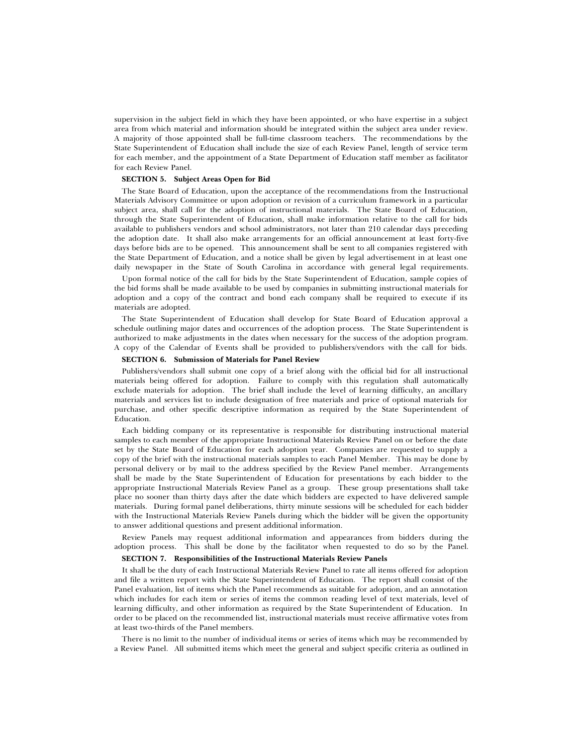supervision in the subject field in which they have been appointed, or who have expertise in a subject area from which material and information should be integrated within the subject area under review. A majority of those appointed shall be full-time classroom teachers. The recommendations by the State Superintendent of Education shall include the size of each Review Panel, length of service term for each member, and the appointment of a State Department of Education staff member as facilitator for each Review Panel.

**SECTION 5. Subject Areas Open for Bid**

The State Board of Education, upon the acceptance of the recommendations from the Instructional Materials Advisory Committee or upon adoption or revision of a curriculum framework in a particular subject area, shall call for the adoption of instructional materials. The State Board of Education, through the State Superintendent of Education, shall make information relative to the call for bids available to publishers vendors and school administrators, not later than 210 calendar days preceding the adoption date. It shall also make arrangements for an official announcement at least forty-five days before bids are to be opened. This announcement shall be sent to all companies registered with the State Department of Education, and a notice shall be given by legal advertisement in at least one daily newspaper in the State of South Carolina in accordance with general legal requirements.

Upon formal notice of the call for bids by the State Superintendent of Education, sample copies of the bid forms shall be made available to be used by companies in submitting instructional materials for adoption and a copy of the contract and bond each company shall be required to execute if its materials are adopted.

The State Superintendent of Education shall develop for State Board of Education approval a schedule outlining major dates and occurrences of the adoption process. The State Superintendent is authorized to make adjustments in the dates when necessary for the success of the adoption program. A copy of the Calendar of Events shall be provided to publishers/vendors with the call for bids.

**SECTION 6. Submission of Materials for Panel Review**

Publishers/vendors shall submit one copy of a brief along with the official bid for all instructional materials being offered for adoption. Failure to comply with this regulation shall automatically exclude materials for adoption. The brief shall include the level of learning difficulty, an ancillary materials and services list to include designation of free materials and price of optional materials for purchase, and other specific descriptive information as required by the State Superintendent of Education.

Each bidding company or its representative is responsible for distributing instructional material samples to each member of the appropriate Instructional Materials Review Panel on or before the date set by the State Board of Education for each adoption year. Companies are requested to supply a copy of the brief with the instructional materials samples to each Panel Member. This may be done by personal delivery or by mail to the address specified by the Review Panel member. Arrangements shall be made by the State Superintendent of Education for presentations by each bidder to the appropriate Instructional Materials Review Panel as a group. These group presentations shall take place no sooner than thirty days after the date which bidders are expected to have delivered sample materials. During formal panel deliberations, thirty minute sessions will be scheduled for each bidder with the Instructional Materials Review Panels during which the bidder will be given the opportunity to answer additional questions and present additional information.

Review Panels may request additional information and appearances from bidders during the adoption process. This shall be done by the facilitator when requested to do so by the Panel.

**SECTION 7. Responsibilities of the Instructional Materials Review Panels**

It shall be the duty of each Instructional Materials Review Panel to rate all items offered for adoption and file a written report with the State Superintendent of Education. The report shall consist of the Panel evaluation, list of items which the Panel recommends as suitable for adoption, and an annotation which includes for each item or series of items the common reading level of text materials, level of learning difficulty, and other information as required by the State Superintendent of Education. In order to be placed on the recommended list, instructional materials must receive affirmative votes from at least two-thirds of the Panel members.

There is no limit to the number of individual items or series of items which may be recommended by a Review Panel. All submitted items which meet the general and subject specific criteria as outlined in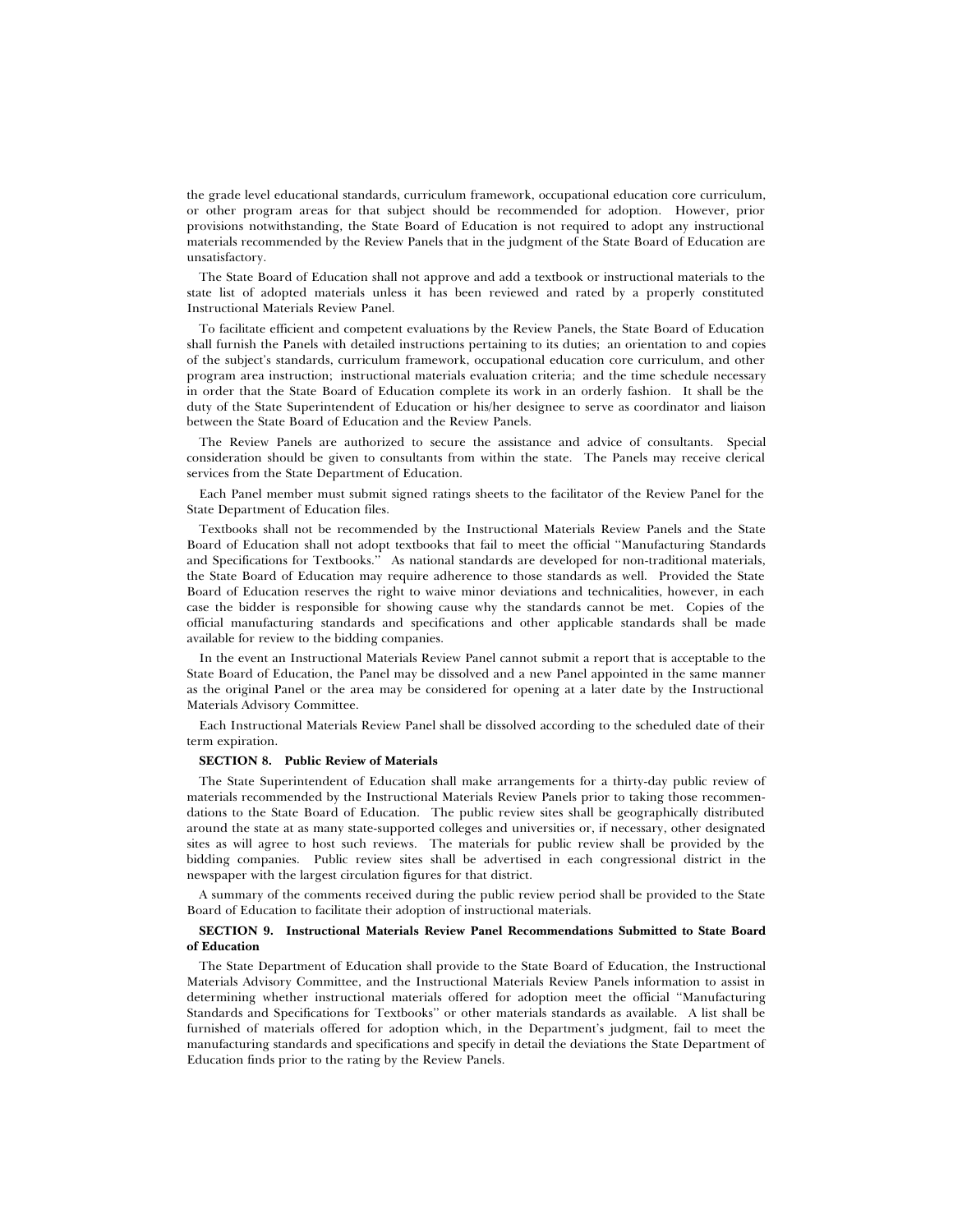the grade level educational standards, curriculum framework, occupational education core curriculum, or other program areas for that subject should be recommended for adoption. However, prior provisions notwithstanding, the State Board of Education is not required to adopt any instructional materials recommended by the Review Panels that in the judgment of the State Board of Education are unsatisfactory.

The State Board of Education shall not approve and add a textbook or instructional materials to the state list of adopted materials unless it has been reviewed and rated by a properly constituted Instructional Materials Review Panel.

To facilitate efficient and competent evaluations by the Review Panels, the State Board of Education shall furnish the Panels with detailed instructions pertaining to its duties; an orientation to and copies of the subject's standards, curriculum framework, occupational education core curriculum, and other program area instruction; instructional materials evaluation criteria; and the time schedule necessary in order that the State Board of Education complete its work in an orderly fashion. It shall be the duty of the State Superintendent of Education or his/her designee to serve as coordinator and liaison between the State Board of Education and the Review Panels.

The Review Panels are authorized to secure the assistance and advice of consultants. Special consideration should be given to consultants from within the state. The Panels may receive clerical services from the State Department of Education.

Each Panel member must submit signed ratings sheets to the facilitator of the Review Panel for the State Department of Education files.

Textbooks shall not be recommended by the Instructional Materials Review Panels and the State Board of Education shall not adopt textbooks that fail to meet the official ''Manufacturing Standards and Specifications for Textbooks.'' As national standards are developed for non-traditional materials, the State Board of Education may require adherence to those standards as well. Provided the State Board of Education reserves the right to waive minor deviations and technicalities, however, in each case the bidder is responsible for showing cause why the standards cannot be met. Copies of the official manufacturing standards and specifications and other applicable standards shall be made available for review to the bidding companies.

In the event an Instructional Materials Review Panel cannot submit a report that is acceptable to the State Board of Education, the Panel may be dissolved and a new Panel appointed in the same manner as the original Panel or the area may be considered for opening at a later date by the Instructional Materials Advisory Committee.

Each Instructional Materials Review Panel shall be dissolved according to the scheduled date of their term expiration.

**SECTION 8. Public Review of Materials**

The State Superintendent of Education shall make arrangements for a thirty-day public review of materials recommended by the Instructional Materials Review Panels prior to taking those recommendations to the State Board of Education. The public review sites shall be geographically distributed around the state at as many state-supported colleges and universities or, if necessary, other designated sites as will agree to host such reviews. The materials for public review shall be provided by the bidding companies. Public review sites shall be advertised in each congressional district in the newspaper with the largest circulation figures for that district.

A summary of the comments received during the public review period shall be provided to the State Board of Education to facilitate their adoption of instructional materials.

**SECTION 9. Instructional Materials Review Panel Recommendations Submitted to State Board of Education**

The State Department of Education shall provide to the State Board of Education, the Instructional Materials Advisory Committee, and the Instructional Materials Review Panels information to assist in determining whether instructional materials offered for adoption meet the official ''Manufacturing Standards and Specifications for Textbooks'' or other materials standards as available. A list shall be furnished of materials offered for adoption which, in the Department's judgment, fail to meet the manufacturing standards and specifications and specify in detail the deviations the State Department of Education finds prior to the rating by the Review Panels.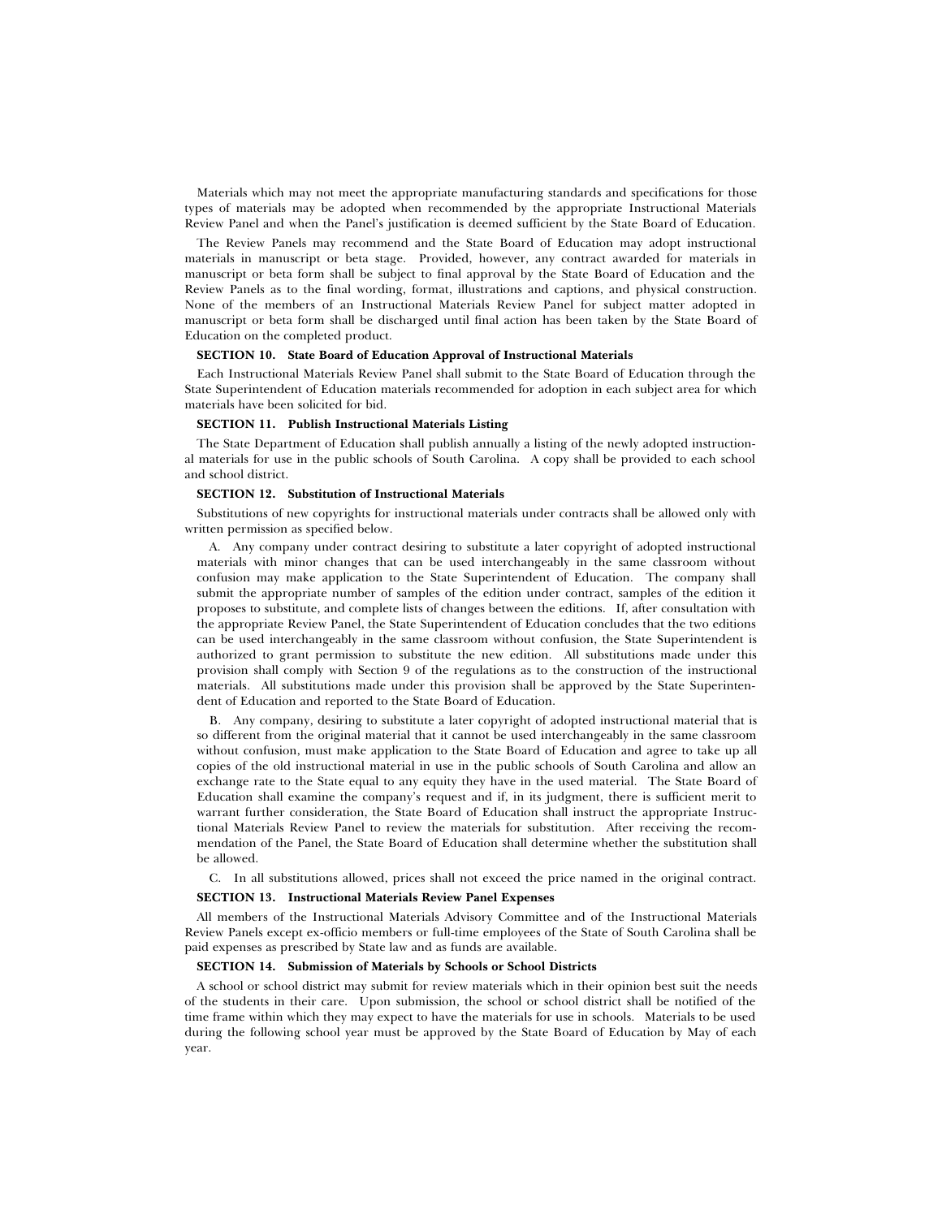Materials which may not meet the appropriate manufacturing standards and specifications for those types of materials may be adopted when recommended by the appropriate Instructional Materials Review Panel and when the Panel's justification is deemed sufficient by the State Board of Education.

The Review Panels may recommend and the State Board of Education may adopt instructional materials in manuscript or beta stage. Provided, however, any contract awarded for materials in manuscript or beta form shall be subject to final approval by the State Board of Education and the Review Panels as to the final wording, format, illustrations and captions, and physical construction. None of the members of an Instructional Materials Review Panel for subject matter adopted in manuscript or beta form shall be discharged until final action has been taken by the State Board of Education on the completed product.

**SECTION 10. State Board of Education Approval of Instructional Materials**

Each Instructional Materials Review Panel shall submit to the State Board of Education through the State Superintendent of Education materials recommended for adoption in each subject area for which materials have been solicited for bid.

**SECTION 11. Publish Instructional Materials Listing**

The State Department of Education shall publish annually a listing of the newly adopted instructional materials for use in the public schools of South Carolina. A copy shall be provided to each school and school district.

**SECTION 12. Substitution of Instructional Materials**

Substitutions of new copyrights for instructional materials under contracts shall be allowed only with written permission as specified below.

A. Any company under contract desiring to substitute a later copyright of adopted instructional materials with minor changes that can be used interchangeably in the same classroom without confusion may make application to the State Superintendent of Education. The company shall submit the appropriate number of samples of the edition under contract, samples of the edition it proposes to substitute, and complete lists of changes between the editions. If, after consultation with the appropriate Review Panel, the State Superintendent of Education concludes that the two editions can be used interchangeably in the same classroom without confusion, the State Superintendent is authorized to grant permission to substitute the new edition. All substitutions made under this provision shall comply with Section 9 of the regulations as to the construction of the instructional materials. All substitutions made under this provision shall be approved by the State Superintendent of Education and reported to the State Board of Education.

B. Any company, desiring to substitute a later copyright of adopted instructional material that is so different from the original material that it cannot be used interchangeably in the same classroom without confusion, must make application to the State Board of Education and agree to take up all copies of the old instructional material in use in the public schools of South Carolina and allow an exchange rate to the State equal to any equity they have in the used material. The State Board of Education shall examine the company's request and if, in its judgment, there is sufficient merit to warrant further consideration, the State Board of Education shall instruct the appropriate Instructional Materials Review Panel to review the materials for substitution. After receiving the recommendation of the Panel, the State Board of Education shall determine whether the substitution shall be allowed.

C. In all substitutions allowed, prices shall not exceed the price named in the original contract.

**SECTION 13. Instructional Materials Review Panel Expenses**

All members of the Instructional Materials Advisory Committee and of the Instructional Materials Review Panels except ex-officio members or full-time employees of the State of South Carolina shall be paid expenses as prescribed by State law and as funds are available.

**SECTION 14. Submission of Materials by Schools or School Districts**

A school or school district may submit for review materials which in their opinion best suit the needs of the students in their care. Upon submission, the school or school district shall be notified of the time frame within which they may expect to have the materials for use in schools. Materials to be used during the following school year must be approved by the State Board of Education by May of each year.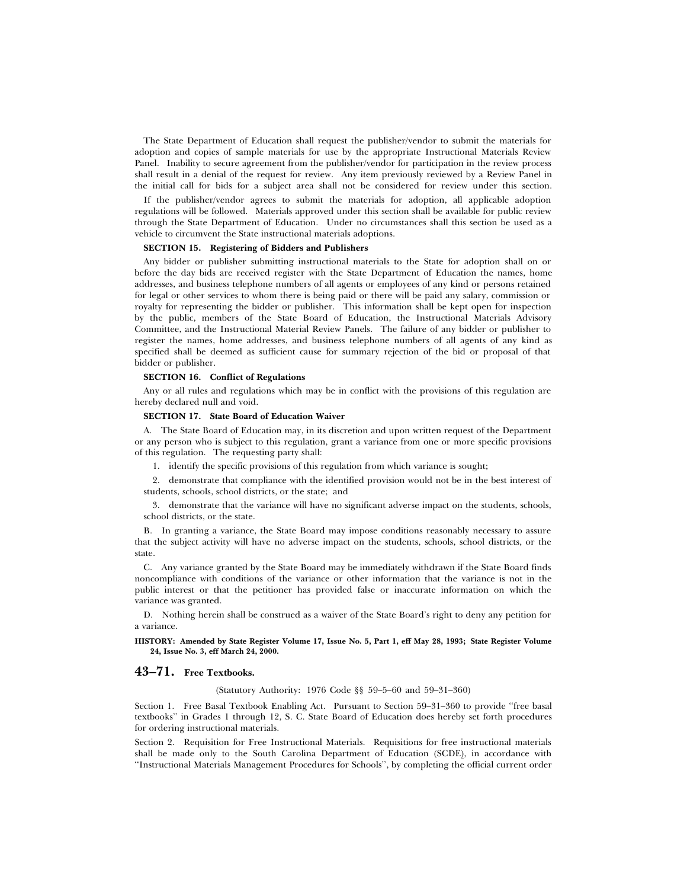The State Department of Education shall request the publisher/vendor to submit the materials for adoption and copies of sample materials for use by the appropriate Instructional Materials Review Panel. Inability to secure agreement from the publisher/vendor for participation in the review process shall result in a denial of the request for review. Any item previously reviewed by a Review Panel in the initial call for bids for a subject area shall not be considered for review under this section.

If the publisher/vendor agrees to submit the materials for adoption, all applicable adoption regulations will be followed. Materials approved under this section shall be available for public review through the State Department of Education. Under no circumstances shall this section be used as a vehicle to circumvent the State instructional materials adoptions.

**SECTION 15. Registering of Bidders and Publishers**

Any bidder or publisher submitting instructional materials to the State for adoption shall on or before the day bids are received register with the State Department of Education the names, home addresses, and business telephone numbers of all agents or employees of any kind or persons retained for legal or other services to whom there is being paid or there will be paid any salary, commission or royalty for representing the bidder or publisher. This information shall be kept open for inspection by the public, members of the State Board of Education, the Instructional Materials Advisory Committee, and the Instructional Material Review Panels. The failure of any bidder or publisher to register the names, home addresses, and business telephone numbers of all agents of any kind as specified shall be deemed as sufficient cause for summary rejection of the bid or proposal of that bidder or publisher.

**SECTION 16. Conflict of Regulations**

Any or all rules and regulations which may be in conflict with the provisions of this regulation are hereby declared null and void.

**SECTION 17. State Board of Education Waiver**

A. The State Board of Education may, in its discretion and upon written request of the Department or any person who is subject to this regulation, grant a variance from one or more specific provisions of this regulation. The requesting party shall:

1. identify the specific provisions of this regulation from which variance is sought;

2. demonstrate that compliance with the identified provision would not be in the best interest of students, schools, school districts, or the state; and

3. demonstrate that the variance will have no significant adverse impact on the students, schools, school districts, or the state.

B. In granting a variance, the State Board may impose conditions reasonably necessary to assure that the subject activity will have no adverse impact on the students, schools, school districts, or the state.

C. Any variance granted by the State Board may be immediately withdrawn if the State Board finds noncompliance with conditions of the variance or other information that the variance is not in the public interest or that the petitioner has provided false or inaccurate information on which the variance was granted.

D. Nothing herein shall be construed as a waiver of the State Board's right to deny any petition for a variance.

**HISTORY: Amended by State Register Volume 17, Issue No. 5, Part 1, eff May 28, 1993; State Register Volume 24, Issue No. 3, eff March 24, 2000.**

## 43–71. Free Textbooks.

(Statutory Authority: 1976 Code §§ 59–5–60 and 59–31–360)

Section 1. Free Basal Textbook Enabling Act. Pursuant to Section 59–31–360 to provide "free basal textbooks" in Grades 1 through 12, S. C. State Board of Education does hereby set forth procedures for ordering instructional materials.

Section 2. Requisition for Free Instructional Materials. Requisitions for free instructional materials shall be made only to the South Carolina Department of Education (SCDE), in accordance with "Instructional Materials Management Procedures for Schools", by completing the official current order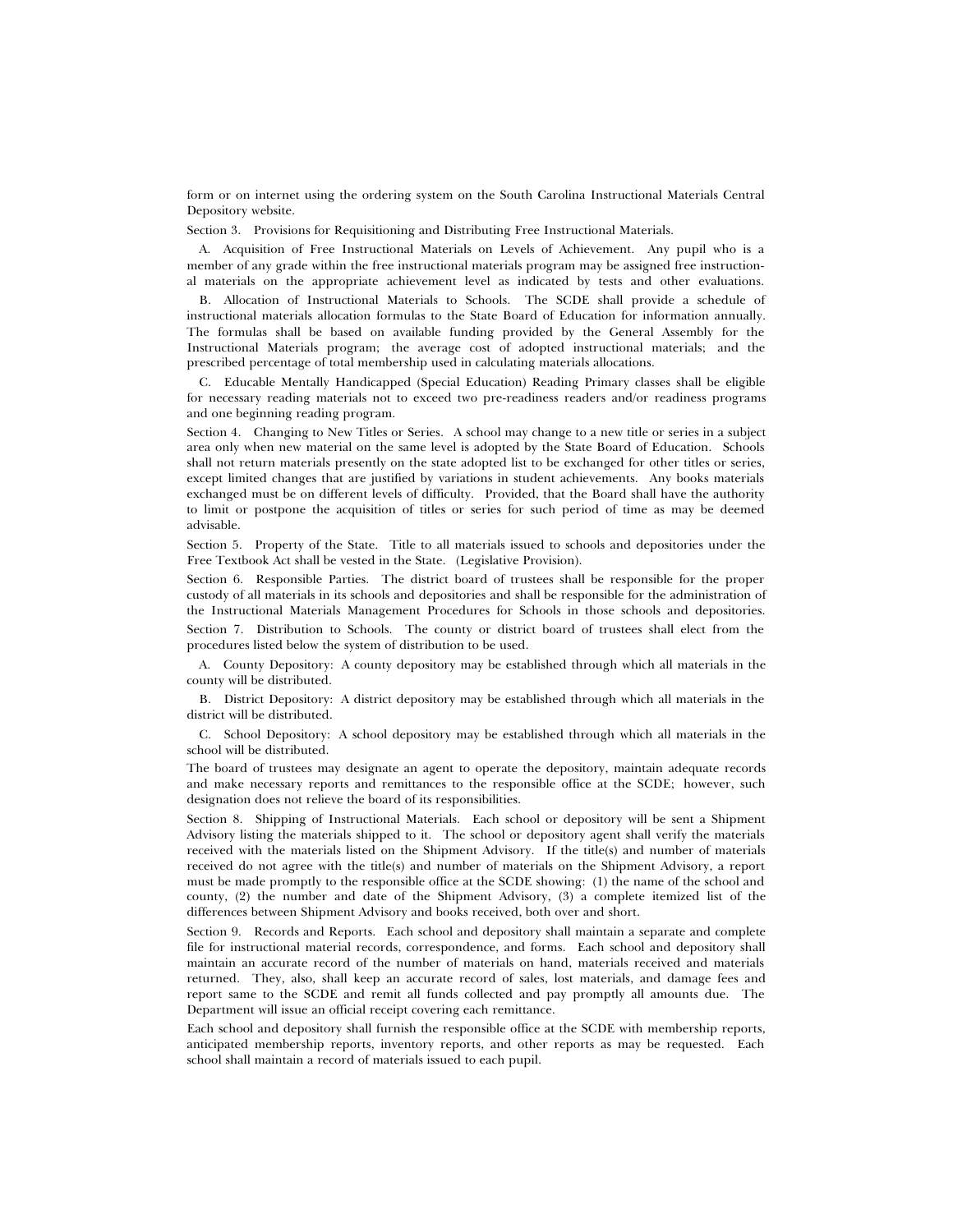form or on internet using the ordering system on the South Carolina Instructional Materials Central Depository website.

Section 3. Provisions for Requisitioning and Distributing Free Instructional Materials.

A. Acquisition of Free Instructional Materials on Levels of Achievement. Any pupil who is a member of any grade within the free instructional materials program may be assigned free instructional materials on the appropriate achievement level as indicated by tests and other evaluations.

B. Allocation of Instructional Materials to Schools. The SCDE shall provide a schedule of instructional materials allocation formulas to the State Board of Education for information annually. The formulas shall be based on available funding provided by the General Assembly for the Instructional Materials program; the average cost of adopted instructional materials; and the prescribed percentage of total membership used in calculating materials allocations.

C. Educable Mentally Handicapped (Special Education) Reading Primary classes shall be eligible for necessary reading materials not to exceed two pre-readiness readers and/or readiness programs and one beginning reading program.

Section 4. Changing to New Titles or Series. A school may change to a new title or series in a subject area only when new material on the same level is adopted by the State Board of Education. Schools shall not return materials presently on the state adopted list to be exchanged for other titles or series, except limited changes that are justified by variations in student achievements. Any books materials exchanged must be on different levels of difficulty. Provided, that the Board shall have the authority to limit or postpone the acquisition of titles or series for such period of time as may be deemed advisable.

Section 5. Property of the State. Title to all materials issued to schools and depositories under the Free Textbook Act shall be vested in the State. (Legislative Provision).

Section 6. Responsible Parties. The district board of trustees shall be responsible for the proper custody of all materials in its schools and depositories and shall be responsible for the administration of the Instructional Materials Management Procedures for Schools in those schools and depositories.

Section 7. Distribution to Schools. The county or district board of trustees shall elect from the procedures listed below the system of distribution to be used.

A. County Depository: A county depository may be established through which all materials in the county will be distributed.

B. District Depository: A district depository may be established through which all materials in the district will be distributed.

C. School Depository: A school depository may be established through which all materials in the school will be distributed.

The board of trustees may designate an agent to operate the depository, maintain adequate records and make necessary reports and remittances to the responsible office at the SCDE; however, such designation does not relieve the board of its responsibilities.

Section 8. Shipping of Instructional Materials. Each school or depository will be sent a Shipment Advisory listing the materials shipped to it. The school or depository agent shall verify the materials received with the materials listed on the Shipment Advisory. If the title(s) and number of materials received do not agree with the title(s) and number of materials on the Shipment Advisory, a report must be made promptly to the responsible office at the SCDE showing: (1) the name of the school and county, (2) the number and date of the Shipment Advisory, (3) a complete itemized list of the differences between Shipment Advisory and books received, both over and short.

Section 9. Records and Reports. Each school and depository shall maintain a separate and complete file for instructional material records, correspondence, and forms. Each school and depository shall maintain an accurate record of the number of materials on hand, materials received and materials returned. They, also, shall keep an accurate record of sales, lost materials, and damage fees and report same to the SCDE and remit all funds collected and pay promptly all amounts due. The Department will issue an official receipt covering each remittance.

Each school and depository shall furnish the responsible office at the SCDE with membership reports, anticipated membership reports, inventory reports, and other reports as may be requested. Each school shall maintain a record of materials issued to each pupil.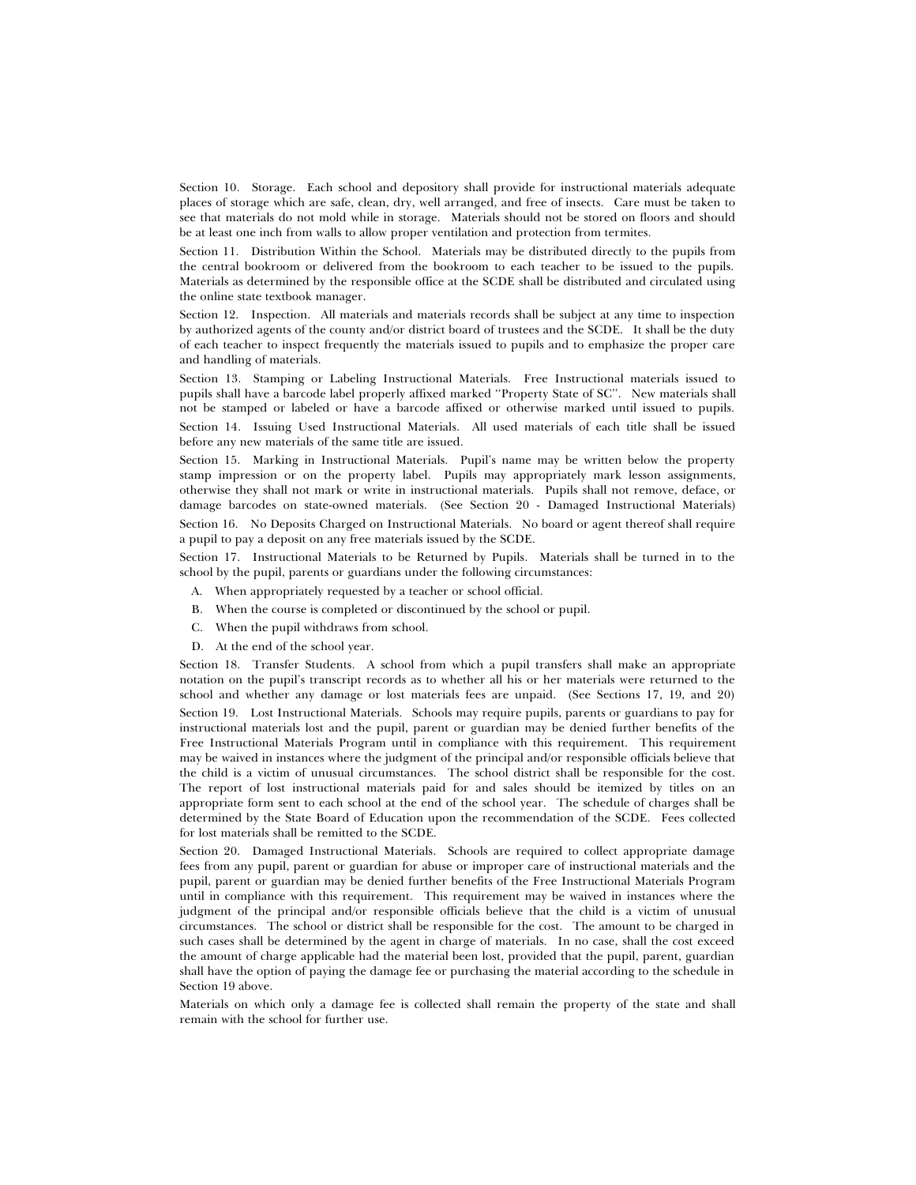Section 10. Storage. Each school and depository shall provide for instructional materials adequate places of storage which are safe, clean, dry, well arranged, and free of insects. Care must be taken to see that materials do not mold while in storage. Materials should not be stored on floors and should be at least one inch from walls to allow proper ventilation and protection from termites.

Section 11. Distribution Within the School. Materials may be distributed directly to the pupils from the central bookroom or delivered from the bookroom to each teacher to be issued to the pupils. Materials as determined by the responsible office at the SCDE shall be distributed and circulated using the online state textbook manager.

Section 12. Inspection. All materials and materials records shall be subject at any time to inspection by authorized agents of the county and/or district board of trustees and the SCDE. It shall be the duty of each teacher to inspect frequently the materials issued to pupils and to emphasize the proper care and handling of materials.

Section 13. Stamping or Labeling Instructional Materials. Free Instructional materials issued to pupils shall have a barcode label properly affixed marked "Property State of SC". New materials shall not be stamped or labeled or have a barcode affixed or otherwise marked until issued to pupils.

Section 14. Issuing Used Instructional Materials. All used materials of each title shall be issued before any new materials of the same title are issued.

Section 15. Marking in Instructional Materials. Pupil's name may be written below the property stamp impression or on the property label. Pupils may appropriately mark lesson assignments, otherwise they shall not mark or write in instructional materials. Pupils shall not remove, deface, or damage barcodes on state-owned materials. (See Section 20 - Damaged Instructional Materials)

Section 16. No Deposits Charged on Instructional Materials. No board or agent thereof shall require a pupil to pay a deposit on any free materials issued by the SCDE.

Section 17. Instructional Materials to be Returned by Pupils. Materials shall be turned in to the school by the pupil, parents or guardians under the following circumstances:

A. When appropriately requested by a teacher or school official.

B. When the course is completed or discontinued by the school or pupil.

C. When the pupil withdraws from school.

D. At the end of the school year.

Section 18. Transfer Students. A school from which a pupil transfers shall make an appropriate notation on the pupil's transcript records as to whether all his or her materials were returned to the school and whether any damage or lost materials fees are unpaid. (See Sections 17, 19, and 20)

Section 19. Lost Instructional Materials. Schools may require pupils, parents or guardians to pay for instructional materials lost and the pupil, parent or guardian may be denied further benefits of the Free Instructional Materials Program until in compliance with this requirement. This requirement may be waived in instances where the judgment of the principal and/or responsible officials believe that the child is a victim of unusual circumstances. The school district shall be responsible for the cost. The report of lost instructional materials paid for and sales should be itemized by titles on an appropriate form sent to each school at the end of the school year. The schedule of charges shall be determined by the State Board of Education upon the recommendation of the SCDE. Fees collected for lost materials shall be remitted to the SCDE.

Section 20. Damaged Instructional Materials. Schools are required to collect appropriate damage fees from any pupil, parent or guardian for abuse or improper care of instructional materials and the pupil, parent or guardian may be denied further benefits of the Free Instructional Materials Program until in compliance with this requirement. This requirement may be waived in instances where the judgment of the principal and/or responsible officials believe that the child is a victim of unusual circumstances. The school or district shall be responsible for the cost. The amount to be charged in such cases shall be determined by the agent in charge of materials. In no case, shall the cost exceed the amount of charge applicable had the material been lost, provided that the pupil, parent, guardian shall have the option of paying the damage fee or purchasing the material according to the schedule in Section 19 above.

Materials on which only a damage fee is collected shall remain the property of the state and shall remain with the school for further use.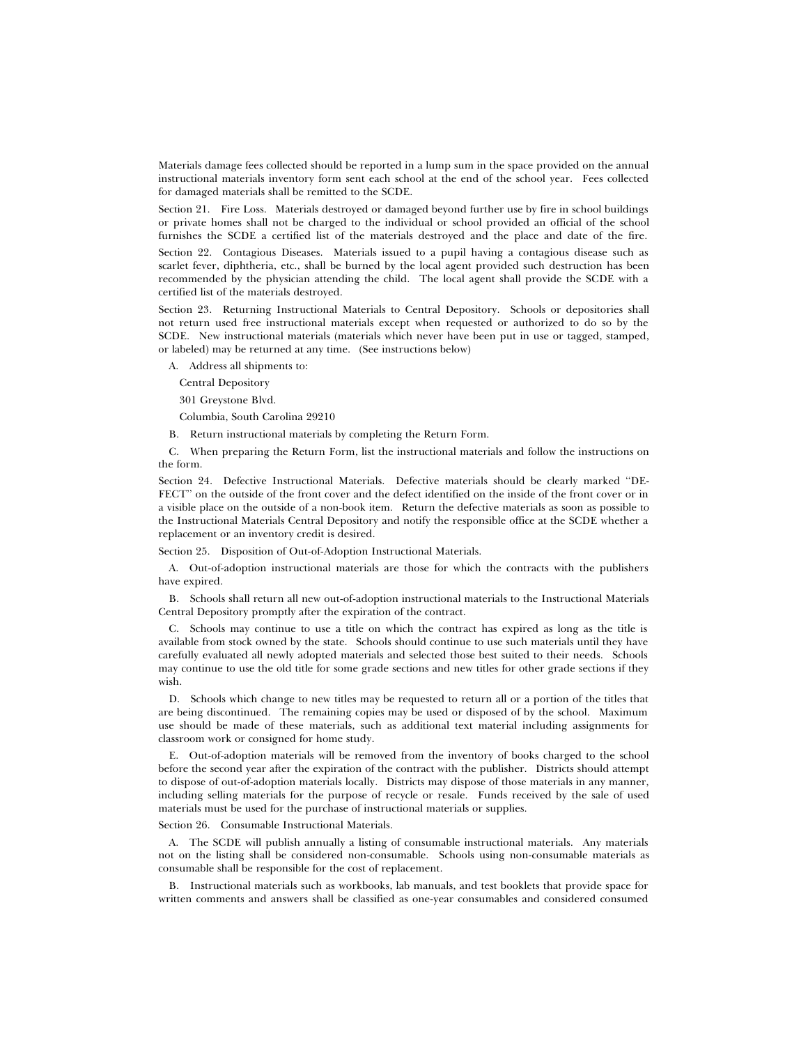Materials damage fees collected should be reported in a lump sum in the space provided on the annual instructional materials inventory form sent each school at the end of the school year. Fees collected for damaged materials shall be remitted to the SCDE.

Section 21. Fire Loss. Materials destroyed or damaged beyond further use by fire in school buildings or private homes shall not be charged to the individual or school provided an official of the school furnishes the SCDE a certified list of the materials destroyed and the place and date of the fire.

Section 22. Contagious Diseases. Materials issued to a pupil having a contagious disease such as scarlet fever, diphtheria, etc., shall be burned by the local agent provided such destruction has been recommended by the physician attending the child. The local agent shall provide the SCDE with a certified list of the materials destroyed.

Section 23. Returning Instructional Materials to Central Depository. Schools or depositories shall not return used free instructional materials except when requested or authorized to do so by the SCDE. New instructional materials (materials which never have been put in use or tagged, stamped, or labeled) may be returned at any time. (See instructions below)

A. Address all shipments to:

Central Depository

301 Greystone Blvd.

Columbia, South Carolina 29210

B. Return instructional materials by completing the Return Form.

C. When preparing the Return Form, list the instructional materials and follow the instructions on the form.

Section 24. Defective Instructional Materials. Defective materials should be clearly marked ''DEFECT'' on the outside of the front cover and the defect identified on the inside of the front cover or in a visible place on the outside of a non-book item. Return the defective materials as soon as possible to the Instructional Materials Central Depository and notify the responsible office at the SCDE whether a replacement or an inventory credit is desired.

Section 25. Disposition of Out-of-Adoption Instructional Materials.

A. Out-of-adoption instructional materials are those for which the contracts with the publishers have expired.

B. Schools shall return all new out-of-adoption instructional materials to the Instructional Materials Central Depository promptly after the expiration of the contract.

C. Schools may continue to use a title on which the contract has expired as long as the title is available from stock owned by the state. Schools should continue to use such materials until they have carefully evaluated all newly adopted materials and selected those best suited to their needs. Schools may continue to use the old title for some grade sections and new titles for other grade sections if they wish.

D. Schools which change to new titles may be requested to return all or a portion of the titles that are being discontinued. The remaining copies may be used or disposed of by the school. Maximum use should be made of these materials, such as additional text material including assignments for classroom work or consigned for home study.

E. Out-of-adoption materials will be removed from the inventory of books charged to the school before the second year after the expiration of the contract with the publisher. Districts should attempt to dispose of out-of-adoption materials locally. Districts may dispose of those materials in any manner, including selling materials for the purpose of recycle or resale. Funds received by the sale of used materials must be used for the purchase of instructional materials or supplies.

Section 26. Consumable Instructional Materials.

A. The SCDE will publish annually a listing of consumable instructional materials. Any materials not on the listing shall be considered non-consumable. Schools using non-consumable materials as consumable shall be responsible for the cost of replacement.

B. Instructional materials such as workbooks, lab manuals, and test booklets that provide space for written comments and answers shall be classified as one-year consumables and considered consumed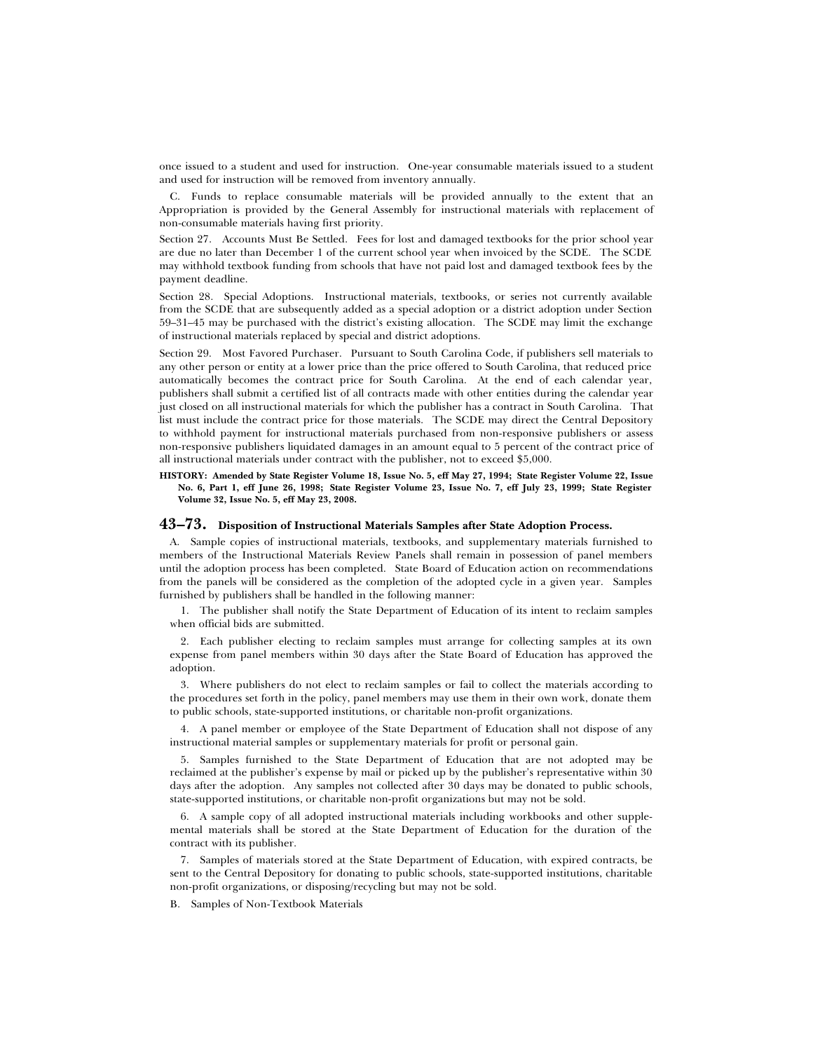once issued to a student and used for instruction. One-year consumable materials issued to a student and used for instruction will be removed from inventory annually.

C. Funds to replace consumable materials will be provided annually to the extent that an Appropriation is provided by the General Assembly for instructional materials with replacement of non-consumable materials having first priority.

Section 27. Accounts Must Be Settled. Fees for lost and damaged textbooks for the prior school year are due no later than December 1 of the current school year when invoiced by the SCDE. The SCDE may withhold textbook funding from schools that have not paid lost and damaged textbook fees by the payment deadline.

Section 28. Special Adoptions. Instructional materials, textbooks, or series not currently available from the SCDE that are subsequently added as a special adoption or a district adoption under Section 59–31–45 may be purchased with the district's existing allocation. The SCDE may limit the exchange of instructional materials replaced by special and district adoptions.

Section 29. Most Favored Purchaser. Pursuant to South Carolina Code, if publishers sell materials to any other person or entity at a lower price than the price offered to South Carolina, that reduced price automatically becomes the contract price for South Carolina. At the end of each calendar year, publishers shall submit a certified list of all contracts made with other entities during the calendar year just closed on all instructional materials for which the publisher has a contract in South Carolina. That list must include the contract price for those materials. The SCDE may direct the Central Depository to withhold payment for instructional materials purchased from non-responsive publishers or assess non-responsive publishers liquidated damages in an amount equal to 5 percent of the contract price of all instructional materials under contract with the publisher, not to exceed $5,000.

**HISTORY: Amended by State Register Volume 18, Issue No. 5, eff May 27, 1994; State Register Volume 22, Issue No. 6, Part 1, eff June 26, 1998; State Register Volume 23, Issue No. 7, eff July 23, 1999; State Register Volume 32, Issue No. 5, eff May 23, 2008.**

## 43–73. Disposition of Instructional Materials Samples after State Adoption Process.

A. Sample copies of instructional materials, textbooks, and supplementary materials furnished to members of the Instructional Materials Review Panels shall remain in possession of panel members until the adoption process has been completed. State Board of Education action on recommendations from the panels will be considered as the completion of the adopted cycle in a given year. Samples furnished by publishers shall be handled in the following manner:

1. The publisher shall notify the State Department of Education of its intent to reclaim samples when official bids are submitted.

2. Each publisher electing to reclaim samples must arrange for collecting samples at its own expense from panel members within 30 days after the State Board of Education has approved the adoption.

3. Where publishers do not elect to reclaim samples or fail to collect the materials according to the procedures set forth in the policy, panel members may use them in their own work, donate them to public schools, state-supported institutions, or charitable non-profit organizations.

4. A panel member or employee of the State Department of Education shall not dispose of any instructional material samples or supplementary materials for profit or personal gain.

5. Samples furnished to the State Department of Education that are not adopted may be reclaimed at the publisher's expense by mail or picked up by the publisher's representative within 30 days after the adoption. Any samples not collected after 30 days may be donated to public schools, state-supported institutions, or charitable non-profit organizations but may not be sold.

6. A sample copy of all adopted instructional materials including workbooks and other supplemental materials shall be stored at the State Department of Education for the duration of the contract with its publisher.

7. Samples of materials stored at the State Department of Education, with expired contracts, be sent to the Central Depository for donating to public schools, state-supported institutions, charitable non-profit organizations, or disposing/recycling but may not be sold.

B. Samples of Non-Textbook Materials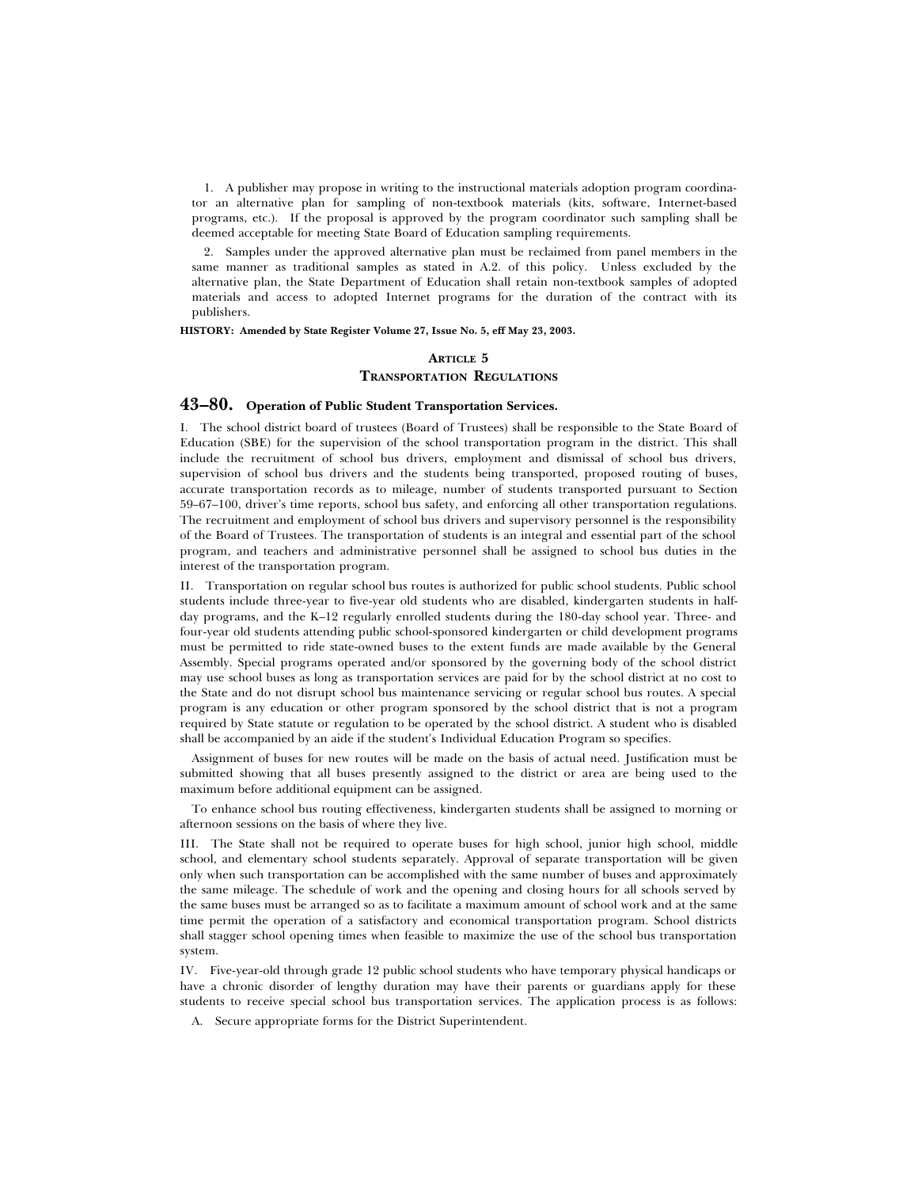1. A publisher may propose in writing to the instructional materials adoption program coordinator an alternative plan for sampling of non-textbook materials (kits, software, Internet-based programs, etc.). If the proposal is approved by the program coordinator such sampling shall be deemed acceptable for meeting State Board of Education sampling requirements.

2. Samples under the approved alternative plan must be reclaimed from panel members in the same manner as traditional samples as stated in A.2. of this policy. Unless excluded by the alternative plan, the State Department of Education shall retain non-textbook samples of adopted materials and access to adopted Internet programs for the duration of the contract with its publishers.

**HISTORY: Amended by State Register Volume 27, Issue No. 5, eff May 23, 2003.**

## ARTICLE 5
## TRANSPORTATION REGULATIONS

### 43–80. Operation of Public Student Transportation Services.

I. The school district board of trustees (Board of Trustees) shall be responsible to the State Board of Education (SBE) for the supervision of the school transportation program in the district. This shall include the recruitment of school bus drivers, employment and dismissal of school bus drivers, supervision of school bus drivers and the students being transported, proposed routing of buses, accurate transportation records as to mileage, number of students transported pursuant to Section 59–67–100, driver's time reports, school bus safety, and enforcing all other transportation regulations. The recruitment and employment of school bus drivers and supervisory personnel is the responsibility of the Board of Trustees. The transportation of students is an integral and essential part of the school program, and teachers and administrative personnel shall be assigned to school bus duties in the interest of the transportation program.

II. Transportation on regular school bus routes is authorized for public school students. Public school students include three-year to five-year old students who are disabled, kindergarten students in half-day programs, and the K–12 regularly enrolled students during the 180-day school year. Three- and four-year old students attending public school-sponsored kindergarten or child development programs must be permitted to ride state-owned buses to the extent funds are made available by the General Assembly. Special programs operated and/or sponsored by the governing body of the school district may use school buses as long as transportation services are paid for by the school district at no cost to the State and do not disrupt school bus maintenance servicing or regular school bus routes. A special program is any education or other program sponsored by the school district that is not a program required by State statute or regulation to be operated by the school district. A student who is disabled shall be accompanied by an aide if the student's Individual Education Program so specifies.

Assignment of buses for new routes will be made on the basis of actual need. Justification must be submitted showing that all buses presently assigned to the district or area are being used to the maximum before additional equipment can be assigned.

To enhance school bus routing effectiveness, kindergarten students shall be assigned to morning or afternoon sessions on the basis of where they live.

III. The State shall not be required to operate buses for high school, junior high school, middle school, and elementary school students separately. Approval of separate transportation will be given only when such transportation can be accomplished with the same number of buses and approximately the same mileage. The schedule of work and the opening and closing hours for all schools served by the same buses must be arranged so as to facilitate a maximum amount of school work and at the same time permit the operation of a satisfactory and economical transportation program. School districts shall stagger school opening times when feasible to maximize the use of the school bus transportation system.

IV. Five-year-old through grade 12 public school students who have temporary physical handicaps or have a chronic disorder of lengthy duration may have their parents or guardians apply for these students to receive special school bus transportation services. The application process is as follows:

A. Secure appropriate forms for the District Superintendent.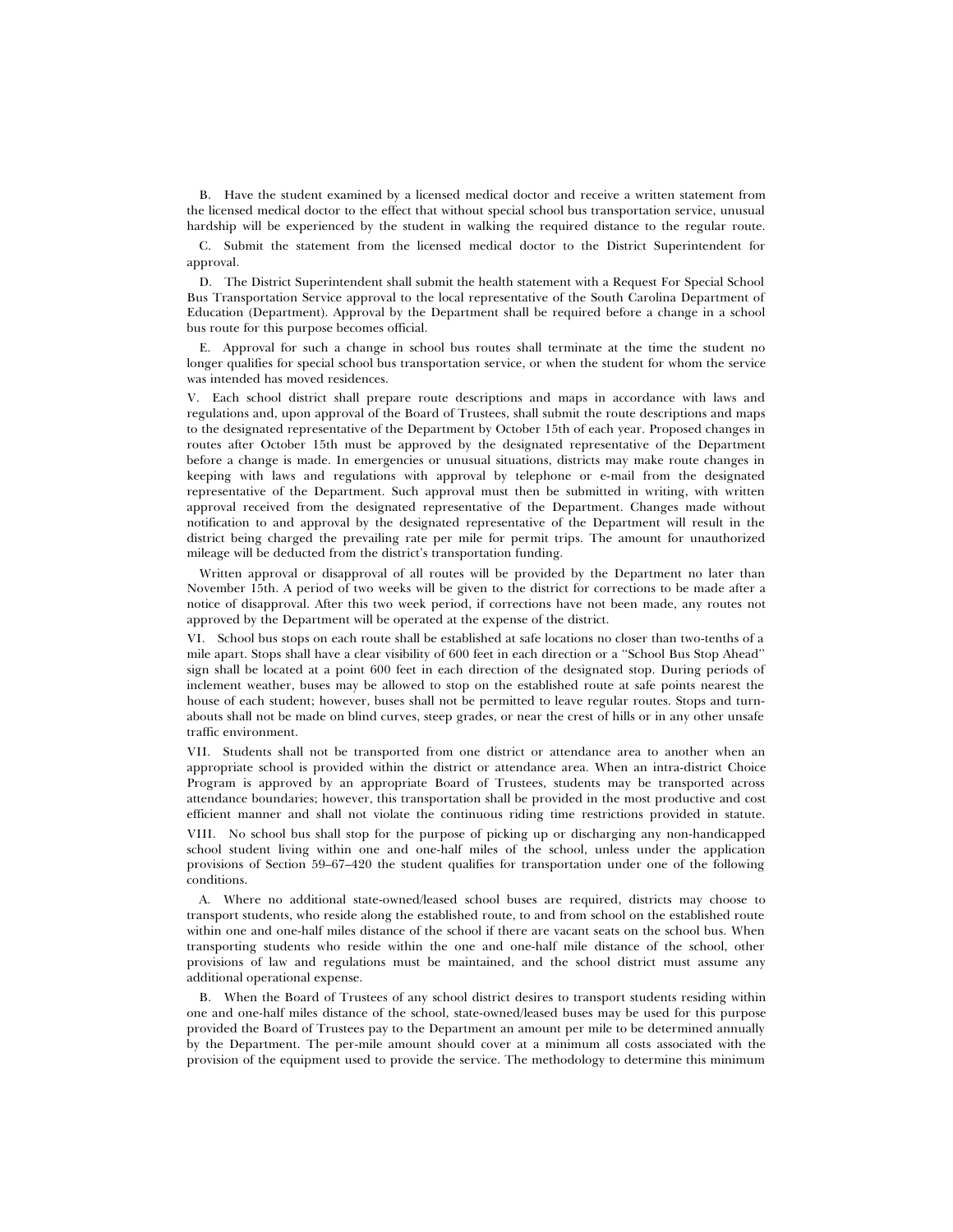B. Have the student examined by a licensed medical doctor and receive a written statement from the licensed medical doctor to the effect that without special school bus transportation service, unusual hardship will be experienced by the student in walking the required distance to the regular route.

C. Submit the statement from the licensed medical doctor to the District Superintendent for approval.

D. The District Superintendent shall submit the health statement with a Request For Special School Bus Transportation Service approval to the local representative of the South Carolina Department of Education (Department). Approval by the Department shall be required before a change in a school bus route for this purpose becomes official.

E. Approval for such a change in school bus routes shall terminate at the time the student no longer qualifies for special school bus transportation service, or when the student for whom the service was intended has moved residences.

V. Each school district shall prepare route descriptions and maps in accordance with laws and regulations and, upon approval of the Board of Trustees, shall submit the route descriptions and maps to the designated representative of the Department by October 15th of each year. Proposed changes in routes after October 15th must be approved by the designated representative of the Department before a change is made. In emergencies or unusual situations, districts may make route changes in keeping with laws and regulations with approval by telephone or e-mail from the designated representative of the Department. Such approval must then be submitted in writing, with written approval received from the designated representative of the Department. Changes made without notification to and approval by the designated representative of the Department will result in the district being charged the prevailing rate per mile for permit trips. The amount for unauthorized mileage will be deducted from the district's transportation funding.

Written approval or disapproval of all routes will be provided by the Department no later than November 15th. A period of two weeks will be given to the district for corrections to be made after a notice of disapproval. After this two week period, if corrections have not been made, any routes not approved by the Department will be operated at the expense of the district.

VI. School bus stops on each route shall be established at safe locations no closer than two-tenths of a mile apart. Stops shall have a clear visibility of 600 feet in each direction or a "School Bus Stop Ahead" sign shall be located at a point 600 feet in each direction of the designated stop. During periods of inclement weather, buses may be allowed to stop on the established route at safe points nearest the house of each student; however, buses shall not be permitted to leave regular routes. Stops and turn-abouts shall not be made on blind curves, steep grades, or near the crest of hills or in any other unsafe traffic environment.

VII. Students shall not be transported from one district or attendance area to another when an appropriate school is provided within the district or attendance area. When an intra-district Choice Program is approved by an appropriate Board of Trustees, students may be transported across attendance boundaries; however, this transportation shall be provided in the most productive and cost efficient manner and shall not violate the continuous riding time restrictions provided in statute.

VIII. No school bus shall stop for the purpose of picking up or discharging any non-handicapped school student living within one and one-half miles of the school, unless under the application provisions of Section 59–67–420 the student qualifies for transportation under one of the following conditions.

A. Where no additional state-owned/leased school buses are required, districts may choose to transport students, who reside along the established route, to and from school on the established route within one and one-half miles distance of the school if there are vacant seats on the school bus. When transporting students who reside within the one and one-half mile distance of the school, other provisions of law and regulations must be maintained, and the school district must assume any additional operational expense.

B. When the Board of Trustees of any school district desires to transport students residing within one and one-half miles distance of the school, state-owned/leased buses may be used for this purpose provided the Board of Trustees pay to the Department an amount per mile to be determined annually by the Department. The per-mile amount should cover at a minimum all costs associated with the provision of the equipment used to provide the service. The methodology to determine this minimum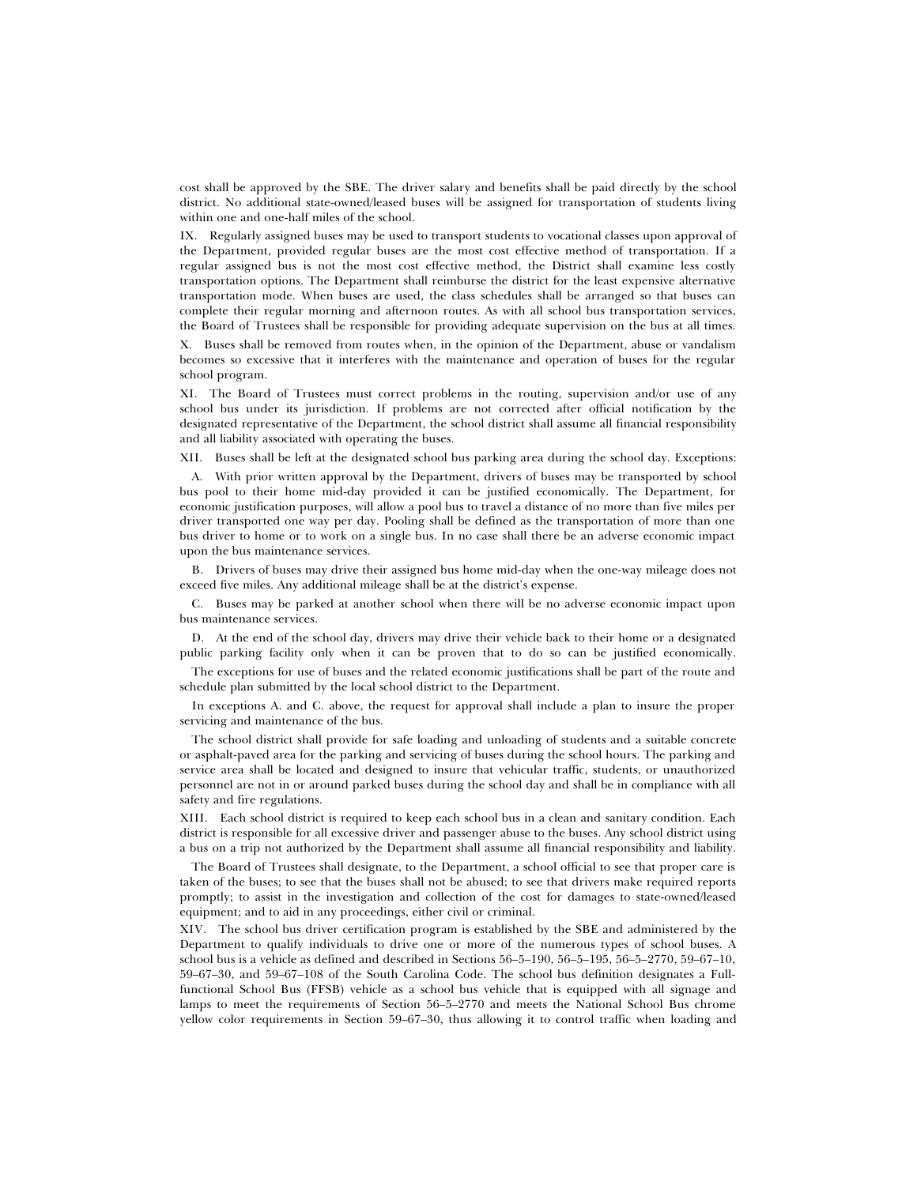cost shall be approved by the SBE. The driver salary and benefits shall be paid directly by the school district. No additional state-owned/leased buses will be assigned for transportation of students living within one and one-half miles of the school.

IX. Regularly assigned buses may be used to transport students to vocational classes upon approval of the Department, provided regular buses are the most cost effective method of transportation. If a regular assigned bus is not the most cost effective method, the District shall examine less costly transportation options. The Department shall reimburse the district for the least expensive alternative transportation mode. When buses are used, the class schedules shall be arranged so that buses can complete their regular morning and afternoon routes. As with all school bus transportation services, the Board of Trustees shall be responsible for providing adequate supervision on the bus at all times.

X. Buses shall be removed from routes when, in the opinion of the Department, abuse or vandalism becomes so excessive that it interferes with the maintenance and operation of buses for the regular school program.

XI. The Board of Trustees must correct problems in the routing, supervision and/or use of any school bus under its jurisdiction. If problems are not corrected after official notification by the designated representative of the Department, the school district shall assume all financial responsibility and all liability associated with operating the buses.

XII. Buses shall be left at the designated school bus parking area during the school day. Exceptions:

A. With prior written approval by the Department, drivers of buses may be transported by school bus pool to their home mid-day provided it can be justified economically. The Department, for economic justification purposes, will allow a pool bus to travel a distance of no more than five miles per driver transported one way per day. Pooling shall be defined as the transportation of more than one bus driver to home or to work on a single bus. In no case shall there be an adverse economic impact upon the bus maintenance services.

B. Drivers of buses may drive their assigned bus home mid-day when the one-way mileage does not exceed five miles. Any additional mileage shall be at the district's expense.

C. Buses may be parked at another school when there will be no adverse economic impact upon bus maintenance services.

D. At the end of the school day, drivers may drive their vehicle back to their home or a designated public parking facility only when it can be proven that to do so can be justified economically.

The exceptions for use of buses and the related economic justifications shall be part of the route and schedule plan submitted by the local school district to the Department.

In exceptions A. and C. above, the request for approval shall include a plan to insure the proper servicing and maintenance of the bus.

The school district shall provide for safe loading and unloading of students and a suitable concrete or asphalt-paved area for the parking and servicing of buses during the school hours. The parking and service area shall be located and designed to insure that vehicular traffic, students, or unauthorized personnel are not in or around parked buses during the school day and shall be in compliance with all safety and fire regulations.

XIII. Each school district is required to keep each school bus in a clean and sanitary condition. Each district is responsible for all excessive driver and passenger abuse to the buses. Any school district using a bus on a trip not authorized by the Department shall assume all financial responsibility and liability.

The Board of Trustees shall designate, to the Department, a school official to see that proper care is taken of the buses; to see that the buses shall not be abused; to see that drivers make required reports promptly; to assist in the investigation and collection of the cost for damages to state-owned/leased equipment; and to aid in any proceedings, either civil or criminal.

XIV. The school bus driver certification program is established by the SBE and administered by the Department to qualify individuals to drive one or more of the numerous types of school buses. A school bus is a vehicle as defined and described in Sections 56–5–190, 56–5–195, 56–5–2770, 59–67–10, 59–67–30, and 59–67–108 of the South Carolina Code. The school bus definition designates a Full-functional School Bus (FFSB) vehicle as a school bus vehicle that is equipped with all signage and lamps to meet the requirements of Section 56–5–2770 and meets the National School Bus chrome yellow color requirements in Section 59–67–30, thus allowing it to control traffic when loading and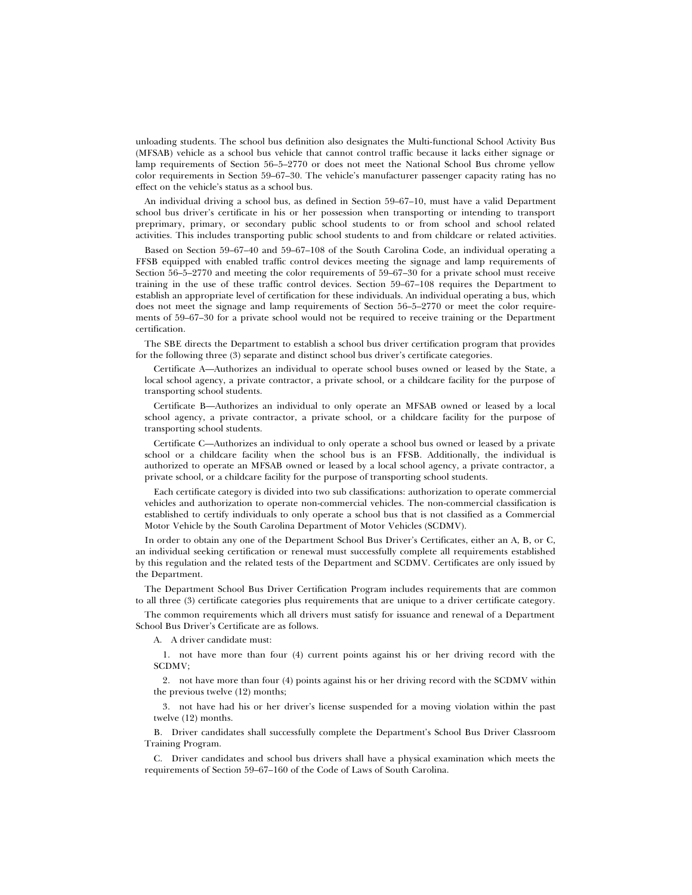unloading students. The school bus definition also designates the Multi-functional School Activity Bus (MFSAB) vehicle as a school bus vehicle that cannot control traffic because it lacks either signage or lamp requirements of Section 56–5–2770 or does not meet the National School Bus chrome yellow color requirements in Section 59–67–30. The vehicle's manufacturer passenger capacity rating has no effect on the vehicle's status as a school bus.

An individual driving a school bus, as defined in Section 59–67–10, must have a valid Department school bus driver's certificate in his or her possession when transporting or intending to transport preprimary, primary, or secondary public school students to or from school and school related activities. This includes transporting public school students to and from childcare or related activities.

Based on Section 59–67–40 and 59–67–108 of the South Carolina Code, an individual operating a FFSB equipped with enabled traffic control devices meeting the signage and lamp requirements of Section 56–5–2770 and meeting the color requirements of 59–67–30 for a private school must receive training in the use of these traffic control devices. Section 59–67–108 requires the Department to establish an appropriate level of certification for these individuals. An individual operating a bus, which does not meet the signage and lamp requirements of Section 56–5–2770 or meet the color requirements of 59–67–30 for a private school would not be required to receive training or the Department certification.

The SBE directs the Department to establish a school bus driver certification program that provides for the following three (3) separate and distinct school bus driver's certificate categories.

Certificate A—Authorizes an individual to operate school buses owned or leased by the State, a local school agency, a private contractor, a private school, or a childcare facility for the purpose of transporting school students.

Certificate B—Authorizes an individual to only operate an MFSAB owned or leased by a local school agency, a private contractor, a private school, or a childcare facility for the purpose of transporting school students.

Certificate C—Authorizes an individual to only operate a school bus owned or leased by a private school or a childcare facility when the school bus is an FFSB. Additionally, the individual is authorized to operate an MFSAB owned or leased by a local school agency, a private contractor, a private school, or a childcare facility for the purpose of transporting school students.

Each certificate category is divided into two sub classifications: authorization to operate commercial vehicles and authorization to operate non-commercial vehicles. The non-commercial classification is established to certify individuals to only operate a school bus that is not classified as a Commercial Motor Vehicle by the South Carolina Department of Motor Vehicles (SCDMV).

In order to obtain any one of the Department School Bus Driver's Certificates, either an A, B, or C, an individual seeking certification or renewal must successfully complete all requirements established by this regulation and the related tests of the Department and SCDMV. Certificates are only issued by the Department.

The Department School Bus Driver Certification Program includes requirements that are common to all three (3) certificate categories plus requirements that are unique to a driver certificate category.

The common requirements which all drivers must satisfy for issuance and renewal of a Department School Bus Driver's Certificate are as follows.

A. A driver candidate must:

1. not have more than four (4) current points against his or her driving record with the SCDMV;

2. not have more than four (4) points against his or her driving record with the SCDMV within the previous twelve (12) months;

3. not have had his or her driver's license suspended for a moving violation within the past twelve (12) months.

B. Driver candidates shall successfully complete the Department's School Bus Driver Classroom Training Program.

C. Driver candidates and school bus drivers shall have a physical examination which meets the requirements of Section 59–67–160 of the Code of Laws of South Carolina.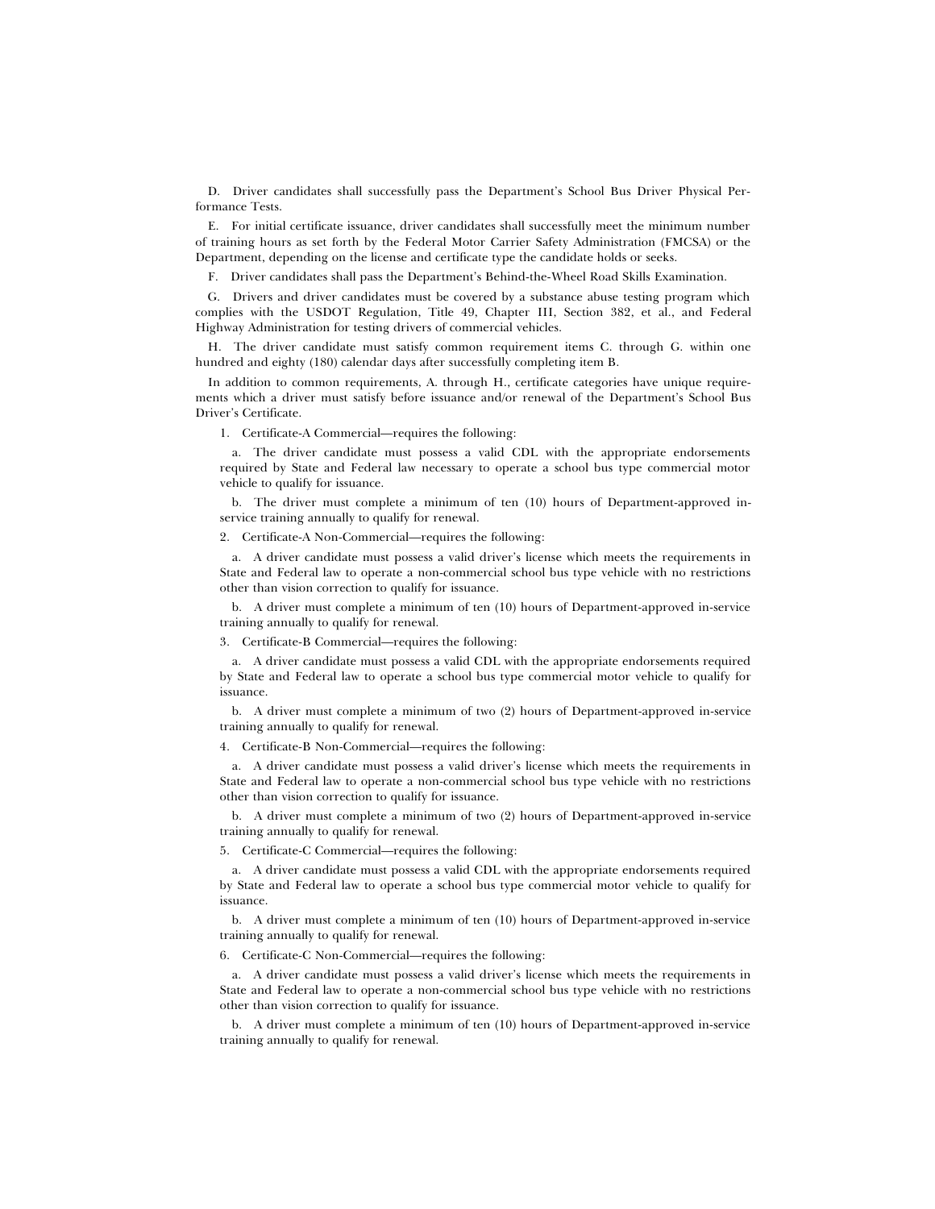D. Driver candidates shall successfully pass the Department's School Bus Driver Physical Performance Tests.

E. For initial certificate issuance, driver candidates shall successfully meet the minimum number of training hours as set forth by the Federal Motor Carrier Safety Administration (FMCSA) or the Department, depending on the license and certificate type the candidate holds or seeks.

F. Driver candidates shall pass the Department's Behind-the-Wheel Road Skills Examination.

G. Drivers and driver candidates must be covered by a substance abuse testing program which complies with the USDOT Regulation, Title 49, Chapter III, Section 382, et al., and Federal Highway Administration for testing drivers of commercial vehicles.

H. The driver candidate must satisfy common requirement items C. through G. within one hundred and eighty (180) calendar days after successfully completing item B.

In addition to common requirements, A. through H., certificate categories have unique requirements which a driver must satisfy before issuance and/or renewal of the Department's School Bus Driver's Certificate.

1. Certificate-A Commercial—requires the following:

   a. The driver candidate must possess a valid CDL with the appropriate endorsements required by State and Federal law necessary to operate a school bus type commercial motor vehicle to qualify for issuance.

   b. The driver must complete a minimum of ten (10) hours of Department-approved in-service training annually to qualify for renewal.

2. Certificate-A Non-Commercial—requires the following:

   a. A driver candidate must possess a valid driver's license which meets the requirements in State and Federal law to operate a non-commercial school bus type vehicle with no restrictions other than vision correction to qualify for issuance.

   b. A driver must complete a minimum of ten (10) hours of Department-approved in-service training annually to qualify for renewal.

3. Certificate-B Commercial—requires the following:

   a. A driver candidate must possess a valid CDL with the appropriate endorsements required by State and Federal law to operate a school bus type commercial motor vehicle to qualify for issuance.

   b. A driver must complete a minimum of two (2) hours of Department-approved in-service training annually to qualify for renewal.

4. Certificate-B Non-Commercial—requires the following:

   a. A driver candidate must possess a valid driver's license which meets the requirements in State and Federal law to operate a non-commercial school bus type vehicle with no restrictions other than vision correction to qualify for issuance.

   b. A driver must complete a minimum of two (2) hours of Department-approved in-service training annually to qualify for renewal.

5. Certificate-C Commercial—requires the following:

   a. A driver candidate must possess a valid CDL with the appropriate endorsements required by State and Federal law to operate a school bus type commercial motor vehicle to qualify for issuance.

   b. A driver must complete a minimum of ten (10) hours of Department-approved in-service training annually to qualify for renewal.

6. Certificate-C Non-Commercial—requires the following:

   a. A driver candidate must possess a valid driver's license which meets the requirements in State and Federal law to operate a non-commercial school bus type vehicle with no restrictions other than vision correction to qualify for issuance.

   b. A driver must complete a minimum of ten (10) hours of Department-approved in-service training annually to qualify for renewal.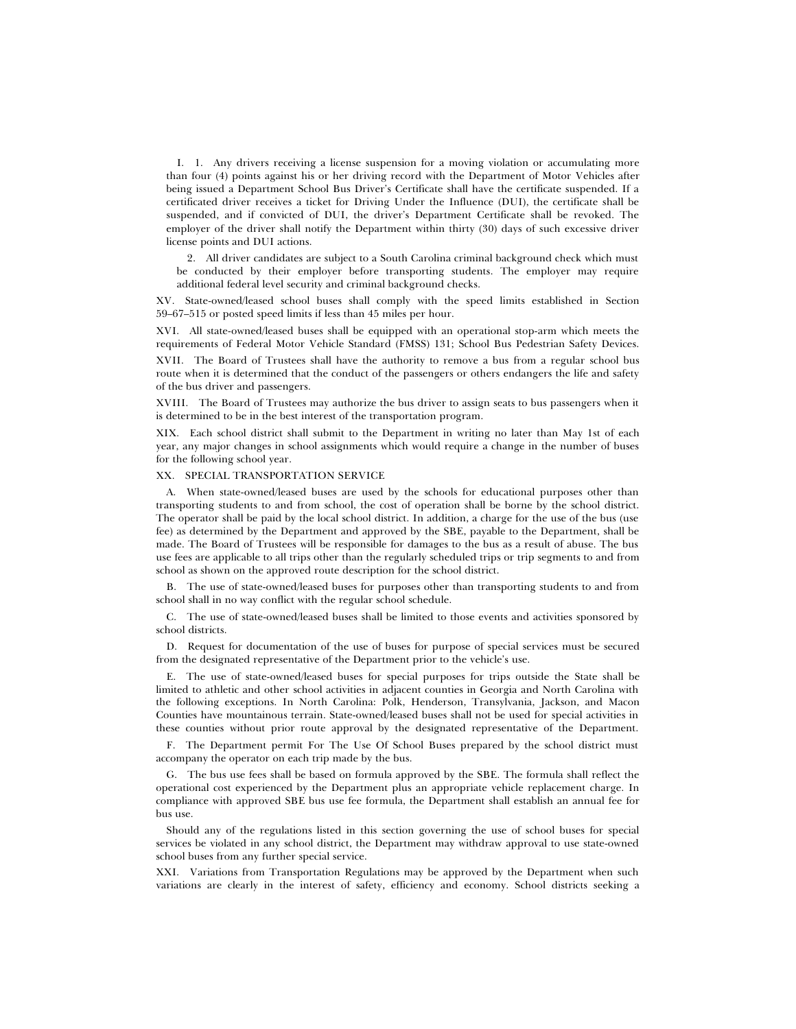I. 1. Any drivers receiving a license suspension for a moving violation or accumulating more than four (4) points against his or her driving record with the Department of Motor Vehicles after being issued a Department School Bus Driver's Certificate shall have the certificate suspended. If a certificated driver receives a ticket for Driving Under the Influence (DUI), the certificate shall be suspended, and if convicted of DUI, the driver's Department Certificate shall be revoked. The employer of the driver shall notify the Department within thirty (30) days of such excessive driver license points and DUI actions.

2. All driver candidates are subject to a South Carolina criminal background check which must be conducted by their employer before transporting students. The employer may require additional federal level security and criminal background checks.

XV. State-owned/leased school buses shall comply with the speed limits established in Section 59–67–515 or posted speed limits if less than 45 miles per hour.

XVI. All state-owned/leased buses shall be equipped with an operational stop-arm which meets the requirements of Federal Motor Vehicle Standard (FMSS) 131; School Bus Pedestrian Safety Devices.

XVII. The Board of Trustees shall have the authority to remove a bus from a regular school bus route when it is determined that the conduct of the passengers or others endangers the life and safety of the bus driver and passengers.

XVIII. The Board of Trustees may authorize the bus driver to assign seats to bus passengers when it is determined to be in the best interest of the transportation program.

XIX. Each school district shall submit to the Department in writing no later than May 1st of each year, any major changes in school assignments which would require a change in the number of buses for the following school year.

XX. SPECIAL TRANSPORTATION SERVICE

A. When state-owned/leased buses are used by the schools for educational purposes other than transporting students to and from school, the cost of operation shall be borne by the school district. The operator shall be paid by the local school district. In addition, a charge for the use of the bus (use fee) as determined by the Department and approved by the SBE, payable to the Department, shall be made. The Board of Trustees will be responsible for damages to the bus as a result of abuse. The bus use fees are applicable to all trips other than the regularly scheduled trips or trip segments to and from school as shown on the approved route description for the school district.

B. The use of state-owned/leased buses for purposes other than transporting students to and from school shall in no way conflict with the regular school schedule.

C. The use of state-owned/leased buses shall be limited to those events and activities sponsored by school districts.

D. Request for documentation of the use of buses for purpose of special services must be secured from the designated representative of the Department prior to the vehicle's use.

E. The use of state-owned/leased buses for special purposes for trips outside the State shall be limited to athletic and other school activities in adjacent counties in Georgia and North Carolina with the following exceptions. In North Carolina: Polk, Henderson, Transylvania, Jackson, and Macon Counties have mountainous terrain. State-owned/leased buses shall not be used for special activities in these counties without prior route approval by the designated representative of the Department.

F. The Department permit For The Use Of School Buses prepared by the school district must accompany the operator on each trip made by the bus.

G. The bus use fees shall be based on formula approved by the SBE. The formula shall reflect the operational cost experienced by the Department plus an appropriate vehicle replacement charge. In compliance with approved SBE bus use fee formula, the Department shall establish an annual fee for bus use.

Should any of the regulations listed in this section governing the use of school buses for special services be violated in any school district, the Department may withdraw approval to use state-owned school buses from any further special service.

XXI. Variations from Transportation Regulations may be approved by the Department when such variations are clearly in the interest of safety, efficiency and economy. School districts seeking a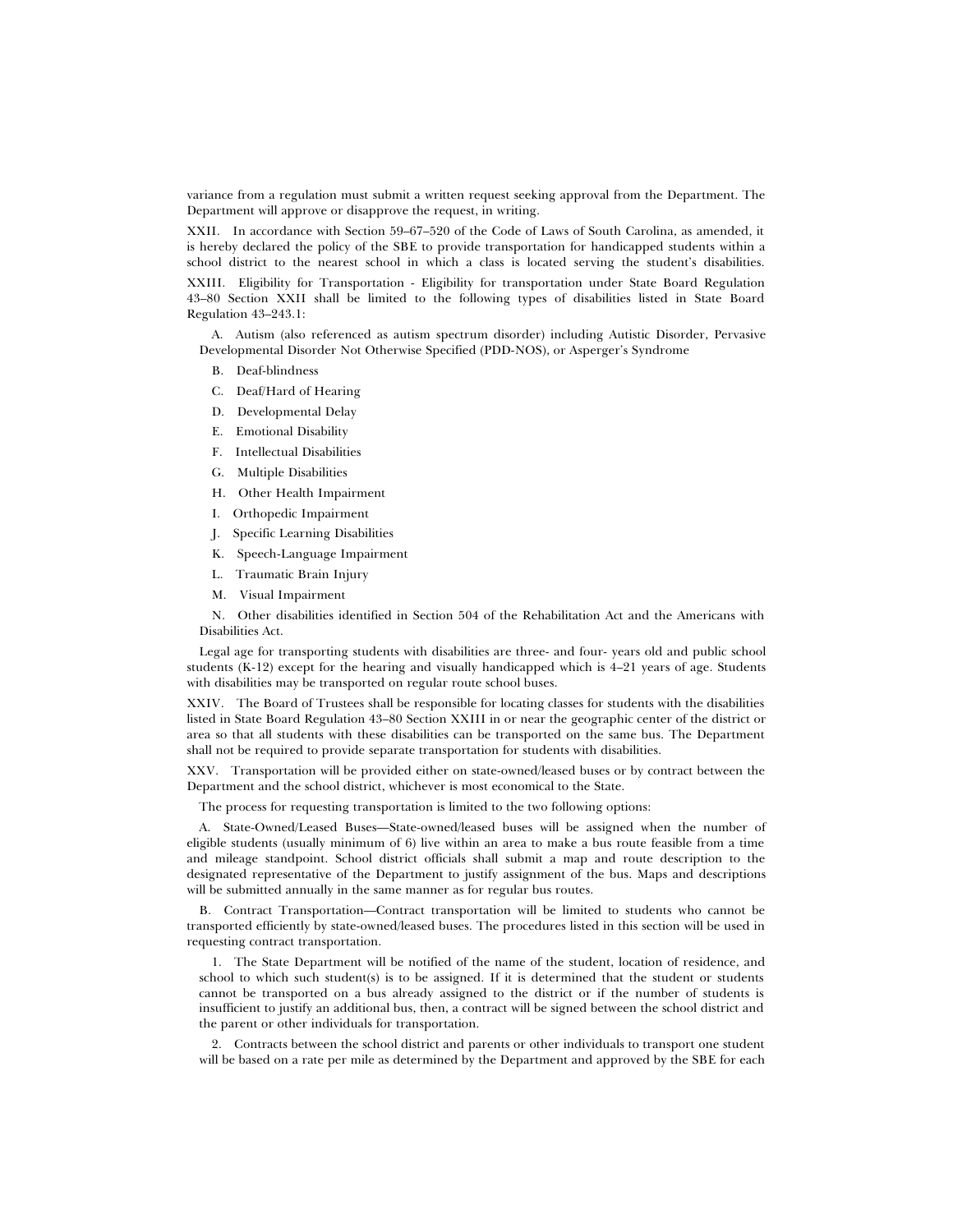variance from a regulation must submit a written request seeking approval from the Department. The Department will approve or disapprove the request, in writing.

XXII. In accordance with Section 59–67–520 of the Code of Laws of South Carolina, as amended, it is hereby declared the policy of the SBE to provide transportation for handicapped students within a school district to the nearest school in which a class is located serving the student's disabilities.

XXIII. Eligibility for Transportation - Eligibility for transportation under State Board Regulation 43–80 Section XXII shall be limited to the following types of disabilities listed in State Board Regulation 43–243.1:

A. Autism (also referenced as autism spectrum disorder) including Autistic Disorder, Pervasive Developmental Disorder Not Otherwise Specified (PDD-NOS), or Asperger's Syndrome

B. Deaf-blindness

C. Deaf/Hard of Hearing

D. Developmental Delay

E. Emotional Disability

F. Intellectual Disabilities

G. Multiple Disabilities

H. Other Health Impairment

I. Orthopedic Impairment

J. Specific Learning Disabilities

K. Speech-Language Impairment

L. Traumatic Brain Injury

M. Visual Impairment

N. Other disabilities identified in Section 504 of the Rehabilitation Act and the Americans with Disabilities Act.

Legal age for transporting students with disabilities are three- and four- years old and public school students (K-12) except for the hearing and visually handicapped which is 4–21 years of age. Students with disabilities may be transported on regular route school buses.

XXIV. The Board of Trustees shall be responsible for locating classes for students with the disabilities listed in State Board Regulation 43–80 Section XXIII in or near the geographic center of the district or area so that all students with these disabilities can be transported on the same bus. The Department shall not be required to provide separate transportation for students with disabilities.

XXV. Transportation will be provided either on state-owned/leased buses or by contract between the Department and the school district, whichever is most economical to the State.

The process for requesting transportation is limited to the two following options:

A. State-Owned/Leased Buses—State-owned/leased buses will be assigned when the number of eligible students (usually minimum of 6) live within an area to make a bus route feasible from a time and mileage standpoint. School district officials shall submit a map and route description to the designated representative of the Department to justify assignment of the bus. Maps and descriptions will be submitted annually in the same manner as for regular bus routes.

B. Contract Transportation—Contract transportation will be limited to students who cannot be transported efficiently by state-owned/leased buses. The procedures listed in this section will be used in requesting contract transportation.

1. The State Department will be notified of the name of the student, location of residence, and school to which such student(s) is to be assigned. If it is determined that the student or students cannot be transported on a bus already assigned to the district or if the number of students is insufficient to justify an additional bus, then, a contract will be signed between the school district and the parent or other individuals for transportation.

2. Contracts between the school district and parents or other individuals to transport one student will be based on a rate per mile as determined by the Department and approved by the SBE for each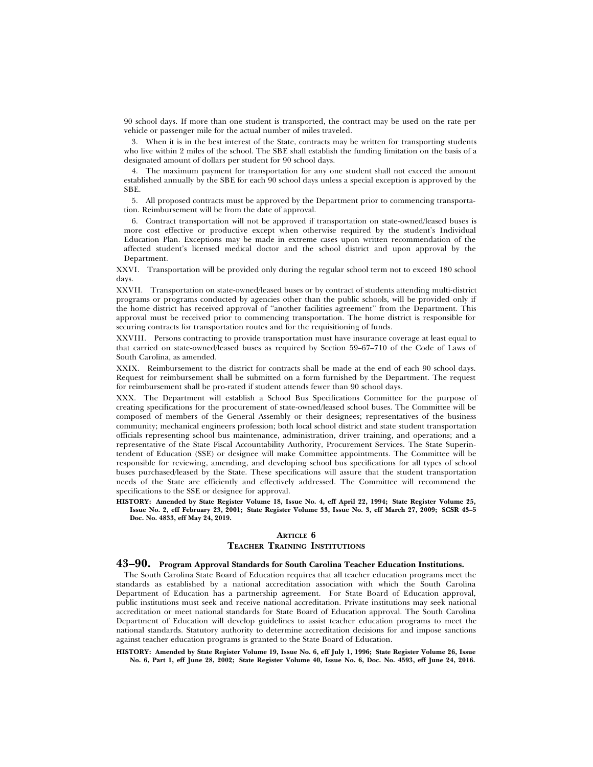90 school days. If more than one student is transported, the contract may be used on the rate per vehicle or passenger mile for the actual number of miles traveled.

3. When it is in the best interest of the State, contracts may be written for transporting students who live within 2 miles of the school. The SBE shall establish the funding limitation on the basis of a designated amount of dollars per student for 90 school days.

4. The maximum payment for transportation for any one student shall not exceed the amount established annually by the SBE for each 90 school days unless a special exception is approved by the SBE.

5. All proposed contracts must be approved by the Department prior to commencing transportation. Reimbursement will be from the date of approval.

6. Contract transportation will not be approved if transportation on state-owned/leased buses is more cost effective or productive except when otherwise required by the student's Individual Education Plan. Exceptions may be made in extreme cases upon written recommendation of the affected student's licensed medical doctor and the school district and upon approval by the Department.

XXVI. Transportation will be provided only during the regular school term not to exceed 180 school days.

XXVII. Transportation on state-owned/leased buses or by contract of students attending multi-district programs or programs conducted by agencies other than the public schools, will be provided only if the home district has received approval of "another facilities agreement" from the Department. This approval must be received prior to commencing transportation. The home district is responsible for securing contracts for transportation routes and for the requisitioning of funds.

XXVIII. Persons contracting to provide transportation must have insurance coverage at least equal to that carried on state-owned/leased buses as required by Section 59–67–710 of the Code of Laws of South Carolina, as amended.

XXIX. Reimbursement to the district for contracts shall be made at the end of each 90 school days. Request for reimbursement shall be submitted on a form furnished by the Department. The request for reimbursement shall be pro-rated if student attends fewer than 90 school days.

XXX. The Department will establish a School Bus Specifications Committee for the purpose of creating specifications for the procurement of state-owned/leased school buses. The Committee will be composed of members of the General Assembly or their designees; representatives of the business community; mechanical engineers profession; both local school district and state student transportation officials representing school bus maintenance, administration, driver training, and operations; and a representative of the State Fiscal Accountability Authority, Procurement Services. The State Superintendent of Education (SSE) or designee will make Committee appointments. The Committee will be responsible for reviewing, amending, and developing school bus specifications for all types of school buses purchased/leased by the State. These specifications will assure that the student transportation needs of the State are efficiently and effectively addressed. The Committee will recommend the specifications to the SSE or designee for approval.

**HISTORY: Amended by State Register Volume 18, Issue No. 4, eff April 22, 1994; State Register Volume 25, Issue No. 2, eff February 23, 2001; State Register Volume 33, Issue No. 3, eff March 27, 2009; SCSR 43–5 Doc. No. 4833, eff May 24, 2019.**

## ARTICLE 6
## TEACHER TRAINING INSTITUTIONS

### 43–90. Program Approval Standards for South Carolina Teacher Education Institutions.

The South Carolina State Board of Education requires that all teacher education programs meet the standards as established by a national accreditation association with which the South Carolina Department of Education has a partnership agreement. For State Board of Education approval, public institutions must seek and receive national accreditation. Private institutions may seek national accreditation or meet national standards for State Board of Education approval. The South Carolina Department of Education will develop guidelines to assist teacher education programs to meet the national standards. Statutory authority to determine accreditation decisions for and impose sanctions against teacher education programs is granted to the State Board of Education.

**HISTORY: Amended by State Register Volume 19, Issue No. 6, eff July 1, 1996; State Register Volume 26, Issue No. 6, Part 1, eff June 28, 2002; State Register Volume 40, Issue No. 6, Doc. No. 4593, eff June 24, 2016.**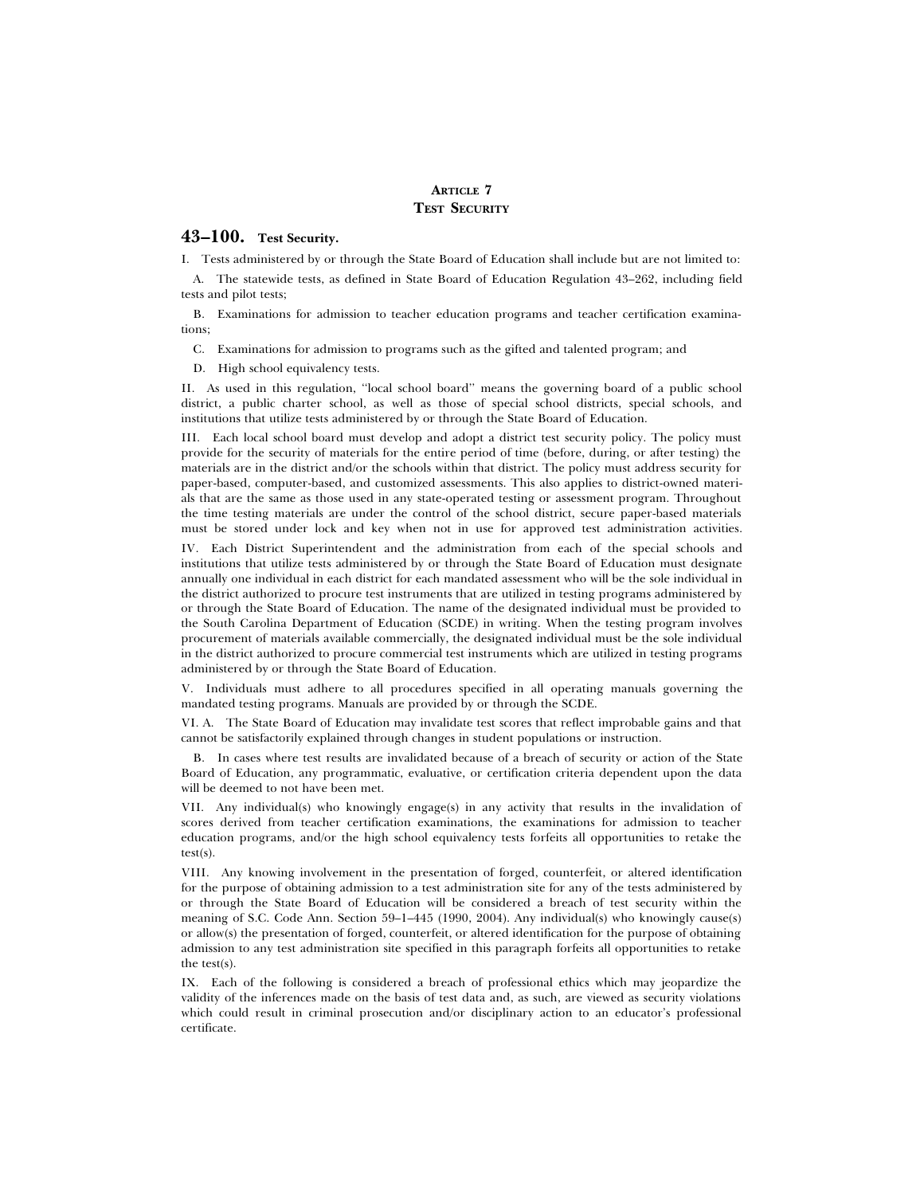## Article 7
## Test Security

### 43–100. Test Security.

I. Tests administered by or through the State Board of Education shall include but are not limited to:

A. The statewide tests, as defined in State Board of Education Regulation 43–262, including field tests and pilot tests;

B. Examinations for admission to teacher education programs and teacher certification examinations;

C. Examinations for admission to programs such as the gifted and talented program; and

D. High school equivalency tests.

II. As used in this regulation, ''local school board'' means the governing board of a public school district, a public charter school, as well as those of special school districts, special schools, and institutions that utilize tests administered by or through the State Board of Education.

III. Each local school board must develop and adopt a district test security policy. The policy must provide for the security of materials for the entire period of time (before, during, or after testing) the materials are in the district and/or the schools within that district. The policy must address security for paper-based, computer-based, and customized assessments. This also applies to district-owned materials that are the same as those used in any state-operated testing or assessment program. Throughout the time testing materials are under the control of the school district, secure paper-based materials must be stored under lock and key when not in use for approved test administration activities.

IV. Each District Superintendent and the administration from each of the special schools and institutions that utilize tests administered by or through the State Board of Education must designate annually one individual in each district for each mandated assessment who will be the sole individual in the district authorized to procure test instruments that are utilized in testing programs administered by or through the State Board of Education. The name of the designated individual must be provided to the South Carolina Department of Education (SCDE) in writing. When the testing program involves procurement of materials available commercially, the designated individual must be the sole individual in the district authorized to procure commercial test instruments which are utilized in testing programs administered by or through the State Board of Education.

V. Individuals must adhere to all procedures specified in all operating manuals governing the mandated testing programs. Manuals are provided by or through the SCDE.

VI. A. The State Board of Education may invalidate test scores that reflect improbable gains and that cannot be satisfactorily explained through changes in student populations or instruction.

B. In cases where test results are invalidated because of a breach of security or action of the State Board of Education, any programmatic, evaluative, or certification criteria dependent upon the data will be deemed to not have been met.

VII. Any individual(s) who knowingly engage(s) in any activity that results in the invalidation of scores derived from teacher certification examinations, the examinations for admission to teacher education programs, and/or the high school equivalency tests forfeits all opportunities to retake the test(s).

VIII. Any knowing involvement in the presentation of forged, counterfeit, or altered identification for the purpose of obtaining admission to a test administration site for any of the tests administered by or through the State Board of Education will be considered a breach of test security within the meaning of S.C. Code Ann. Section 59–1–445 (1990, 2004). Any individual(s) who knowingly cause(s) or allow(s) the presentation of forged, counterfeit, or altered identification for the purpose of obtaining admission to any test administration site specified in this paragraph forfeits all opportunities to retake the test(s).

IX. Each of the following is considered a breach of professional ethics which may jeopardize the validity of the inferences made on the basis of test data and, as such, are viewed as security violations which could result in criminal prosecution and/or disciplinary action to an educator's professional certificate.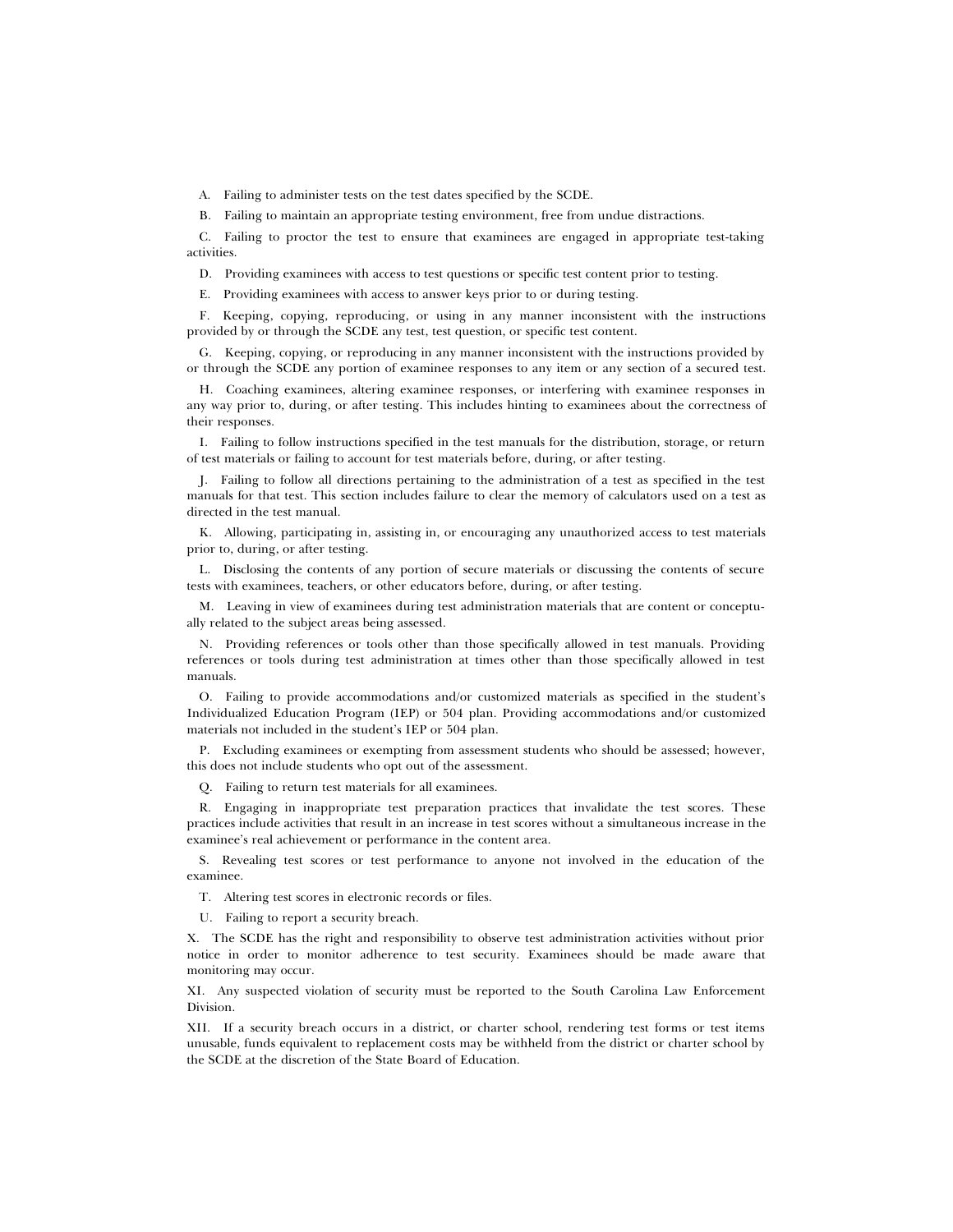A. Failing to administer tests on the test dates specified by the SCDE.

B. Failing to maintain an appropriate testing environment, free from undue distractions.

C. Failing to proctor the test to ensure that examinees are engaged in appropriate test-taking activities.

D. Providing examinees with access to test questions or specific test content prior to testing.

E. Providing examinees with access to answer keys prior to or during testing.

F. Keeping, copying, reproducing, or using in any manner inconsistent with the instructions provided by or through the SCDE any test, test question, or specific test content.

G. Keeping, copying, or reproducing in any manner inconsistent with the instructions provided by or through the SCDE any portion of examinee responses to any item or any section of a secured test.

H. Coaching examinees, altering examinee responses, or interfering with examinee responses in any way prior to, during, or after testing. This includes hinting to examinees about the correctness of their responses.

I. Failing to follow instructions specified in the test manuals for the distribution, storage, or return of test materials or failing to account for test materials before, during, or after testing.

J. Failing to follow all directions pertaining to the administration of a test as specified in the test manuals for that test. This section includes failure to clear the memory of calculators used on a test as directed in the test manual.

K. Allowing, participating in, assisting in, or encouraging any unauthorized access to test materials prior to, during, or after testing.

L. Disclosing the contents of any portion of secure materials or discussing the contents of secure tests with examinees, teachers, or other educators before, during, or after testing.

M. Leaving in view of examinees during test administration materials that are content or conceptually related to the subject areas being assessed.

N. Providing references or tools other than those specifically allowed in test manuals. Providing references or tools during test administration at times other than those specifically allowed in test manuals.

O. Failing to provide accommodations and/or customized materials as specified in the student's Individualized Education Program (IEP) or 504 plan. Providing accommodations and/or customized materials not included in the student's IEP or 504 plan.

P. Excluding examinees or exempting from assessment students who should be assessed; however, this does not include students who opt out of the assessment.

Q. Failing to return test materials for all examinees.

R. Engaging in inappropriate test preparation practices that invalidate the test scores. These practices include activities that result in an increase in test scores without a simultaneous increase in the examinee's real achievement or performance in the content area.

S. Revealing test scores or test performance to anyone not involved in the education of the examinee.

T. Altering test scores in electronic records or files.

U. Failing to report a security breach.

X. The SCDE has the right and responsibility to observe test administration activities without prior notice in order to monitor adherence to test security. Examinees should be made aware that monitoring may occur.

XI. Any suspected violation of security must be reported to the South Carolina Law Enforcement Division.

XII. If a security breach occurs in a district, or charter school, rendering test forms or test items unusable, funds equivalent to replacement costs may be withheld from the district or charter school by the SCDE at the discretion of the State Board of Education.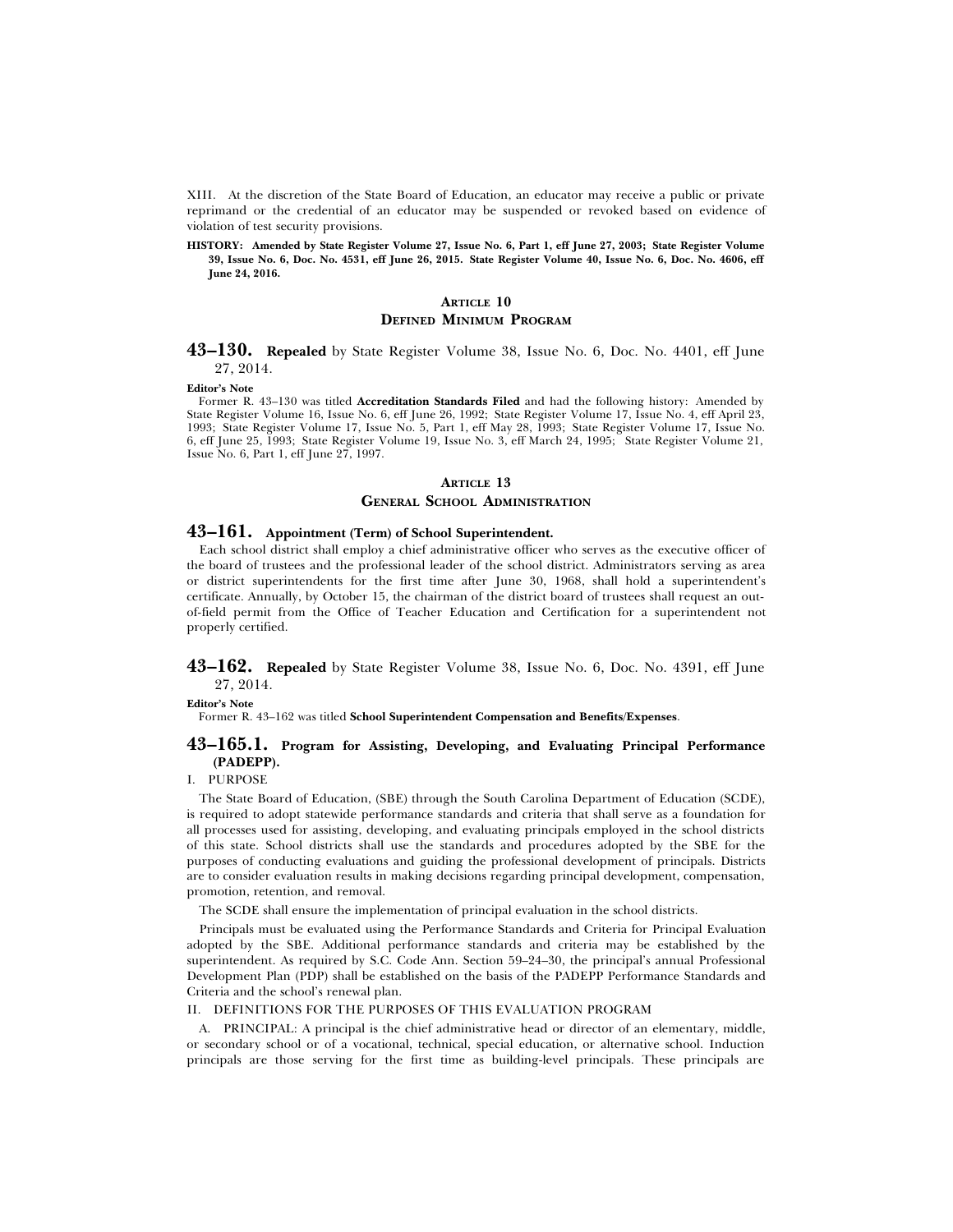XIII. At the discretion of the State Board of Education, an educator may receive a public or private reprimand or the credential of an educator may be suspended or revoked based on evidence of violation of test security provisions.

**HISTORY: Amended by State Register Volume 27, Issue No. 6, Part 1, eff June 27, 2003; State Register Volume 39, Issue No. 6, Doc. No. 4531, eff June 26, 2015. State Register Volume 40, Issue No. 6, Doc. No. 4606, eff June 24, 2016.**

## ARTICLE 10
## DEFINED MINIMUM PROGRAM

### 43–130. **Repealed** by State Register Volume 38, Issue No. 6, Doc. No. 4401, eff June 27, 2014.

**Editor's Note**

Former R. 43–130 was titled **Accreditation Standards Filed** and had the following history: Amended by State Register Volume 16, Issue No. 6, eff June 26, 1992; State Register Volume 17, Issue No. 4, eff April 23, 1993; State Register Volume 17, Issue No. 5, Part 1, eff May 28, 1993; State Register Volume 17, Issue No. 6, eff June 25, 1993; State Register Volume 19, Issue No. 3, eff March 24, 1995; State Register Volume 21, Issue No. 6, Part 1, eff June 27, 1997.

## ARTICLE 13
## GENERAL SCHOOL ADMINISTRATION

### 43–161. Appointment (Term) of School Superintendent.

Each school district shall employ a chief administrative officer who serves as the executive officer of the board of trustees and the professional leader of the school district. Administrators serving as area or district superintendents for the first time after June 30, 1968, shall hold a superintendent's certificate. Annually, by October 15, the chairman of the district board of trustees shall request an out-of-field permit from the Office of Teacher Education and Certification for a superintendent not properly certified.

### 43–162. **Repealed** by State Register Volume 38, Issue No. 6, Doc. No. 4391, eff June 27, 2014.

**Editor's Note**

Former R. 43–162 was titled **School Superintendent Compensation and Benefits/Expenses**.

### 43–165.1. Program for Assisting, Developing, and Evaluating Principal Performance (PADEPP).

I. PURPOSE

The State Board of Education, (SBE) through the South Carolina Department of Education (SCDE), is required to adopt statewide performance standards and criteria that shall serve as a foundation for all processes used for assisting, developing, and evaluating principals employed in the school districts of this state. School districts shall use the standards and procedures adopted by the SBE for the purposes of conducting evaluations and guiding the professional development of principals. Districts are to consider evaluation results in making decisions regarding principal development, compensation, promotion, retention, and removal.

The SCDE shall ensure the implementation of principal evaluation in the school districts.

Principals must be evaluated using the Performance Standards and Criteria for Principal Evaluation adopted by the SBE. Additional performance standards and criteria may be established by the superintendent. As required by S.C. Code Ann. Section 59–24–30, the principal's annual Professional Development Plan (PDP) shall be established on the basis of the PADEPP Performance Standards and Criteria and the school's renewal plan.

II. DEFINITIONS FOR THE PURPOSES OF THIS EVALUATION PROGRAM

A. PRINCIPAL: A principal is the chief administrative head or director of an elementary, middle, or secondary school or of a vocational, technical, special education, or alternative school. Induction principals are those serving for the first time as building-level principals. These principals are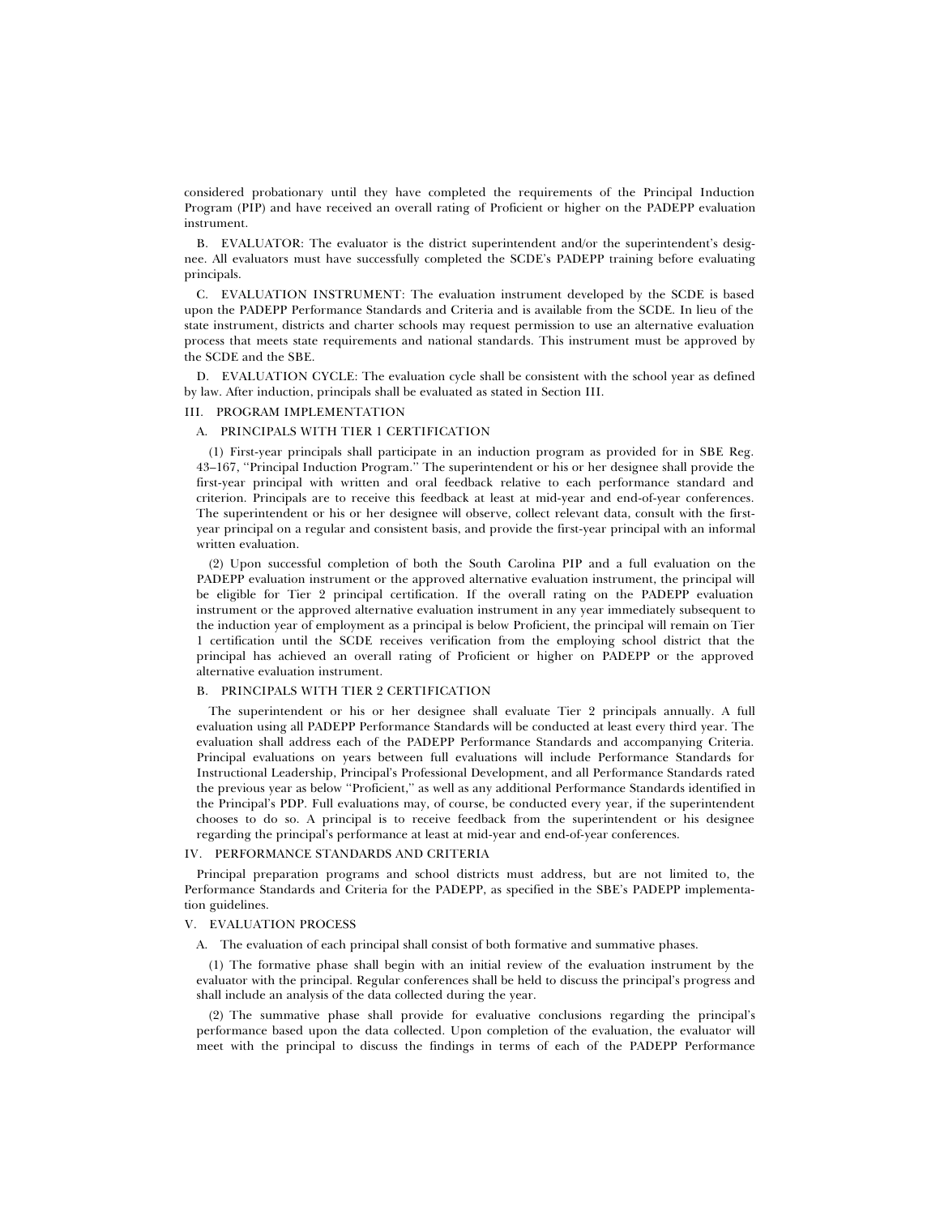considered probationary until they have completed the requirements of the Principal Induction Program (PIP) and have received an overall rating of Proficient or higher on the PADEPP evaluation instrument.

B. EVALUATOR: The evaluator is the district superintendent and/or the superintendent's designee. All evaluators must have successfully completed the SCDE's PADEPP training before evaluating principals.

C. EVALUATION INSTRUMENT: The evaluation instrument developed by the SCDE is based upon the PADEPP Performance Standards and Criteria and is available from the SCDE. In lieu of the state instrument, districts and charter schools may request permission to use an alternative evaluation process that meets state requirements and national standards. This instrument must be approved by the SCDE and the SBE.

D. EVALUATION CYCLE: The evaluation cycle shall be consistent with the school year as defined by law. After induction, principals shall be evaluated as stated in Section III.

## III. PROGRAM IMPLEMENTATION

### A. PRINCIPALS WITH TIER 1 CERTIFICATION

(1) First-year principals shall participate in an induction program as provided for in SBE Reg. 43–167, ''Principal Induction Program.'' The superintendent or his or her designee shall provide the first-year principal with written and oral feedback relative to each performance standard and criterion. Principals are to receive this feedback at least at mid-year and end-of-year conferences. The superintendent or his or her designee will observe, collect relevant data, consult with the first-year principal on a regular and consistent basis, and provide the first-year principal with an informal written evaluation.

(2) Upon successful completion of both the South Carolina PIP and a full evaluation on the PADEPP evaluation instrument or the approved alternative evaluation instrument, the principal will be eligible for Tier 2 principal certification. If the overall rating on the PADEPP evaluation instrument or the approved alternative evaluation instrument in any year immediately subsequent to the induction year of employment as a principal is below Proficient, the principal will remain on Tier 1 certification until the SCDE receives verification from the employing school district that the principal has achieved an overall rating of Proficient or higher on PADEPP or the approved alternative evaluation instrument.

### B. PRINCIPALS WITH TIER 2 CERTIFICATION

The superintendent or his or her designee shall evaluate Tier 2 principals annually. A full evaluation using all PADEPP Performance Standards will be conducted at least every third year. The evaluation shall address each of the PADEPP Performance Standards and accompanying Criteria. Principal evaluations on years between full evaluations will include Performance Standards for Instructional Leadership, Principal's Professional Development, and all Performance Standards rated the previous year as below ''Proficient,'' as well as any additional Performance Standards identified in the Principal's PDP. Full evaluations may, of course, be conducted every year, if the superintendent chooses to do so. A principal is to receive feedback from the superintendent or his designee regarding the principal's performance at least at mid-year and end-of-year conferences.

## IV. PERFORMANCE STANDARDS AND CRITERIA

Principal preparation programs and school districts must address, but are not limited to, the Performance Standards and Criteria for the PADEPP, as specified in the SBE's PADEPP implementation guidelines.

## V. EVALUATION PROCESS

A. The evaluation of each principal shall consist of both formative and summative phases.

(1) The formative phase shall begin with an initial review of the evaluation instrument by the evaluator with the principal. Regular conferences shall be held to discuss the principal's progress and shall include an analysis of the data collected during the year.

(2) The summative phase shall provide for evaluative conclusions regarding the principal's performance based upon the data collected. Upon completion of the evaluation, the evaluator will meet with the principal to discuss the findings in terms of each of the PADEPP Performance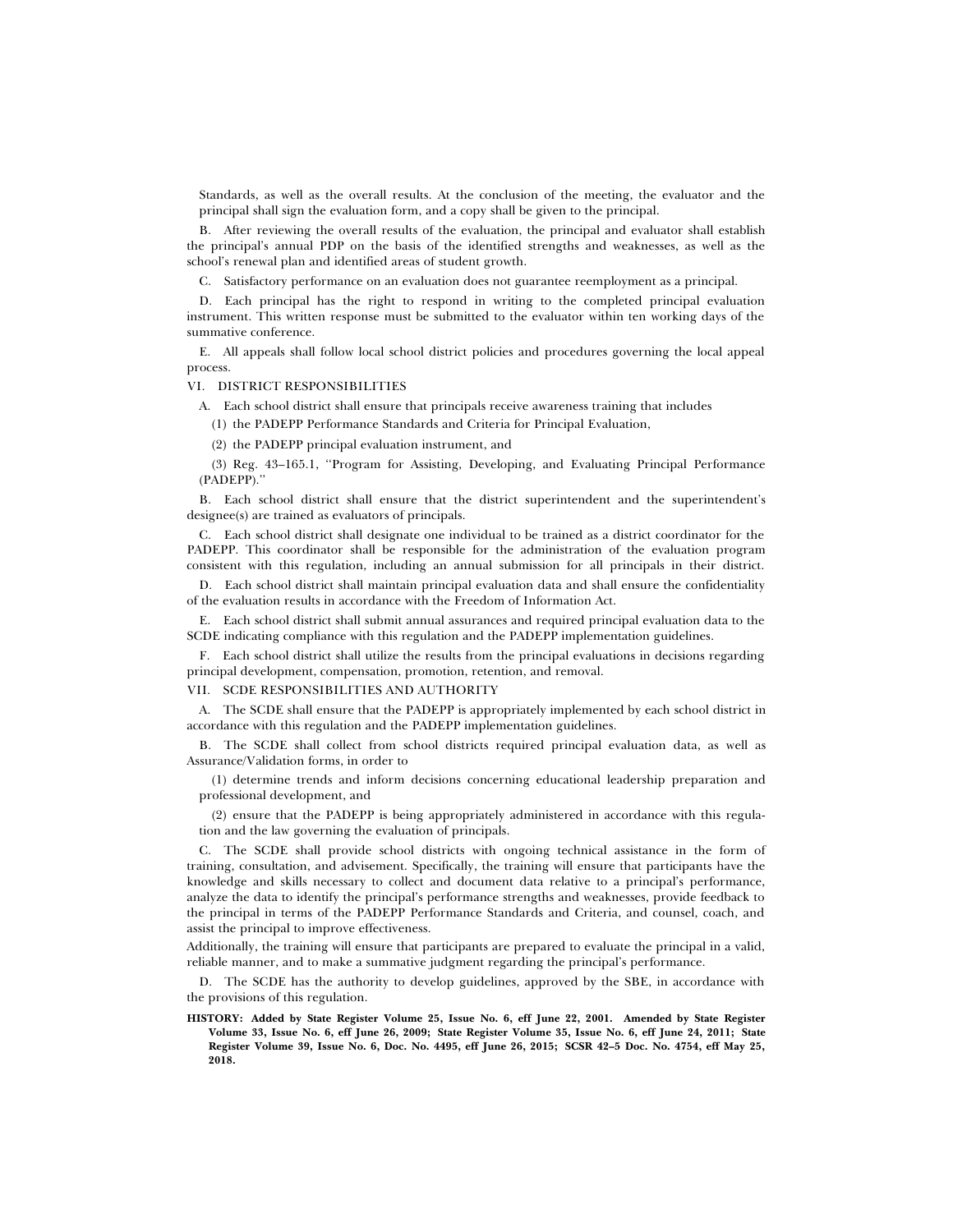Standards, as well as the overall results. At the conclusion of the meeting, the evaluator and the principal shall sign the evaluation form, and a copy shall be given to the principal.

B. After reviewing the overall results of the evaluation, the principal and evaluator shall establish the principal's annual PDP on the basis of the identified strengths and weaknesses, as well as the school's renewal plan and identified areas of student growth.

C. Satisfactory performance on an evaluation does not guarantee reemployment as a principal.

D. Each principal has the right to respond in writing to the completed principal evaluation instrument. This written response must be submitted to the evaluator within ten working days of the summative conference.

E. All appeals shall follow local school district policies and procedures governing the local appeal process.

VI. DISTRICT RESPONSIBILITIES

A. Each school district shall ensure that principals receive awareness training that includes

(1) the PADEPP Performance Standards and Criteria for Principal Evaluation,

(2) the PADEPP principal evaluation instrument, and

(3) Reg. 43–165.1, ''Program for Assisting, Developing, and Evaluating Principal Performance (PADEPP).''

B. Each school district shall ensure that the district superintendent and the superintendent's designee(s) are trained as evaluators of principals.

C. Each school district shall designate one individual to be trained as a district coordinator for the PADEPP. This coordinator shall be responsible for the administration of the evaluation program consistent with this regulation, including an annual submission for all principals in their district.

D. Each school district shall maintain principal evaluation data and shall ensure the confidentiality of the evaluation results in accordance with the Freedom of Information Act.

E. Each school district shall submit annual assurances and required principal evaluation data to the SCDE indicating compliance with this regulation and the PADEPP implementation guidelines.

F. Each school district shall utilize the results from the principal evaluations in decisions regarding principal development, compensation, promotion, retention, and removal.

VII. SCDE RESPONSIBILITIES AND AUTHORITY

A. The SCDE shall ensure that the PADEPP is appropriately implemented by each school district in accordance with this regulation and the PADEPP implementation guidelines.

B. The SCDE shall collect from school districts required principal evaluation data, as well as Assurance/Validation forms, in order to

(1) determine trends and inform decisions concerning educational leadership preparation and professional development, and

(2) ensure that the PADEPP is being appropriately administered in accordance with this regulation and the law governing the evaluation of principals.

C. The SCDE shall provide school districts with ongoing technical assistance in the form of training, consultation, and advisement. Specifically, the training will ensure that participants have the knowledge and skills necessary to collect and document data relative to a principal's performance, analyze the data to identify the principal's performance strengths and weaknesses, provide feedback to the principal in terms of the PADEPP Performance Standards and Criteria, and counsel, coach, and assist the principal to improve effectiveness.

Additionally, the training will ensure that participants are prepared to evaluate the principal in a valid, reliable manner, and to make a summative judgment regarding the principal's performance.

D. The SCDE has the authority to develop guidelines, approved by the SBE, in accordance with the provisions of this regulation.

**HISTORY: Added by State Register Volume 25, Issue No. 6, eff June 22, 2001. Amended by State Register Volume 33, Issue No. 6, eff June 26, 2009; State Register Volume 35, Issue No. 6, eff June 24, 2011; State Register Volume 39, Issue No. 6, Doc. No. 4495, eff June 26, 2015; SCSR 42–5 Doc. No. 4754, eff May 25, 2018.**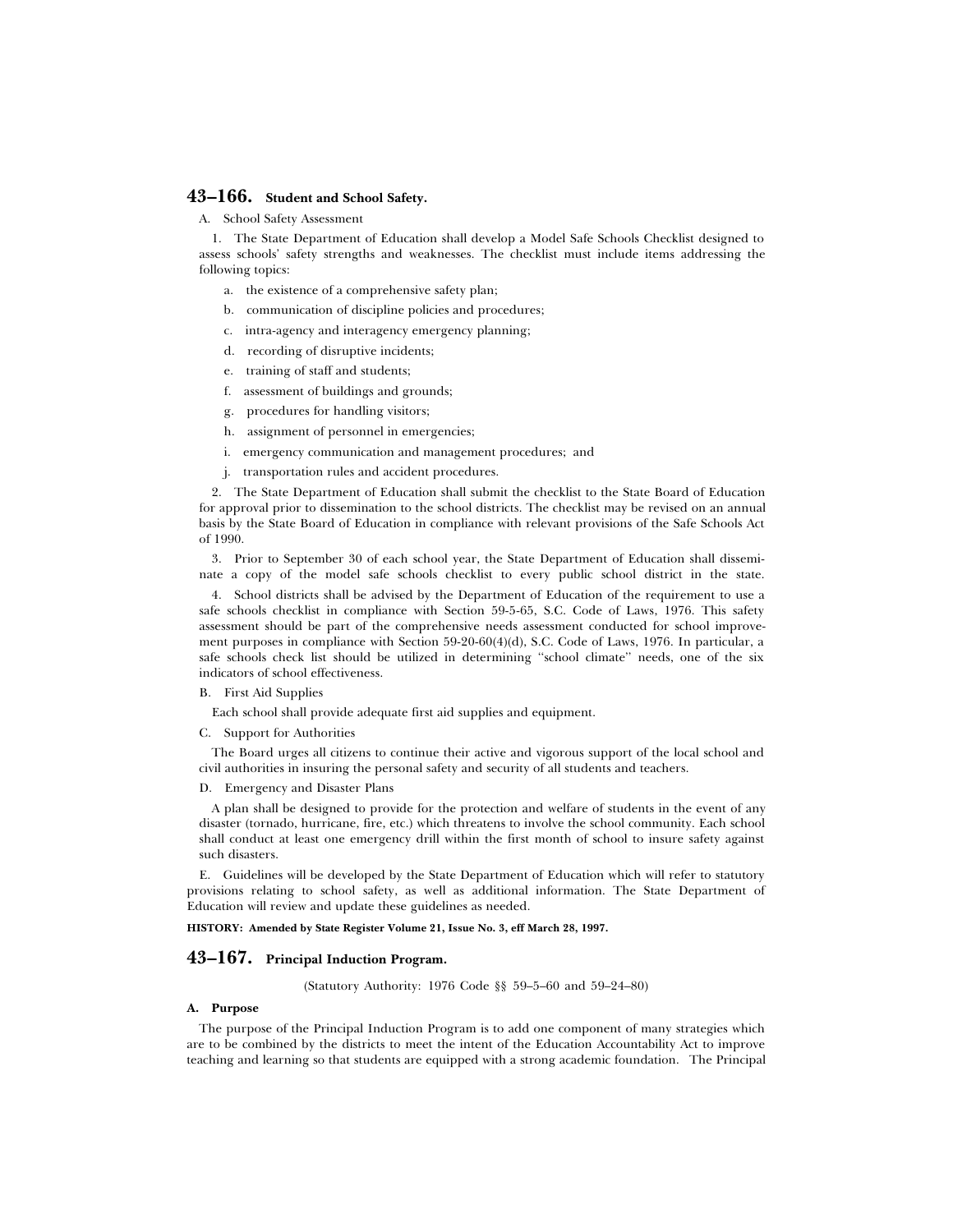## 43–166. Student and School Safety.

A. School Safety Assessment

1. The State Department of Education shall develop a Model Safe Schools Checklist designed to assess schools' safety strengths and weaknesses. The checklist must include items addressing the following topics:

   a. the existence of a comprehensive safety plan;

   b. communication of discipline policies and procedures;

   c. intra-agency and interagency emergency planning;

   d. recording of disruptive incidents;

   e. training of staff and students;

   f. assessment of buildings and grounds;

   g. procedures for handling visitors;

   h. assignment of personnel in emergencies;

   i. emergency communication and management procedures; and

   j. transportation rules and accident procedures.

2. The State Department of Education shall submit the checklist to the State Board of Education for approval prior to dissemination to the school districts. The checklist may be revised on an annual basis by the State Board of Education in compliance with relevant provisions of the Safe Schools Act of 1990.

3. Prior to September 30 of each school year, the State Department of Education shall disseminate a copy of the model safe schools checklist to every public school district in the state.

4. School districts shall be advised by the Department of Education of the requirement to use a safe schools checklist in compliance with Section 59-5-65, S.C. Code of Laws, 1976. This safety assessment should be part of the comprehensive needs assessment conducted for school improvement purposes in compliance with Section 59-20-60(4)(d), S.C. Code of Laws, 1976. In particular, a safe schools check list should be utilized in determining "school climate" needs, one of the six indicators of school effectiveness.

B. First Aid Supplies

Each school shall provide adequate first aid supplies and equipment.

C. Support for Authorities

The Board urges all citizens to continue their active and vigorous support of the local school and civil authorities in insuring the personal safety and security of all students and teachers.

D. Emergency and Disaster Plans

A plan shall be designed to provide for the protection and welfare of students in the event of any disaster (tornado, hurricane, fire, etc.) which threatens to involve the school community. Each school shall conduct at least one emergency drill within the first month of school to insure safety against such disasters.

E. Guidelines will be developed by the State Department of Education which will refer to statutory provisions relating to school safety, as well as additional information. The State Department of Education will review and update these guidelines as needed.

**HISTORY: Amended by State Register Volume 21, Issue No. 3, eff March 28, 1997.**

## 43–167. Principal Induction Program.

(Statutory Authority: 1976 Code §§ 59–5–60 and 59–24–80)

**A. Purpose**

The purpose of the Principal Induction Program is to add one component of many strategies which are to be combined by the districts to meet the intent of the Education Accountability Act to improve teaching and learning so that students are equipped with a strong academic foundation. The Principal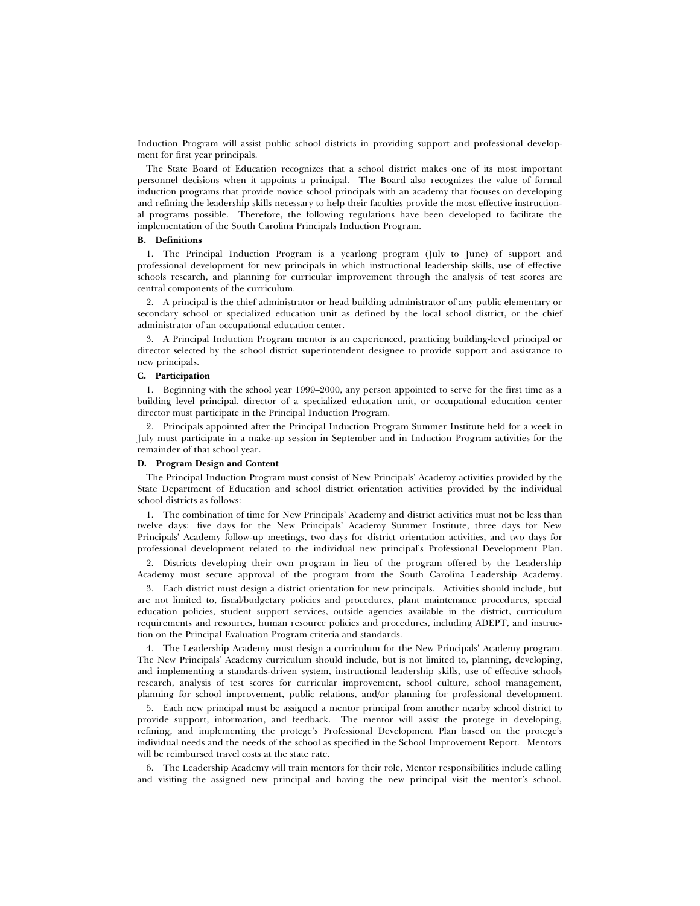Induction Program will assist public school districts in providing support and professional development for first year principals.

The State Board of Education recognizes that a school district makes one of its most important personnel decisions when it appoints a principal. The Board also recognizes the value of formal induction programs that provide novice school principals with an academy that focuses on developing and refining the leadership skills necessary to help their faculties provide the most effective instructional programs possible. Therefore, the following regulations have been developed to facilitate the implementation of the South Carolina Principals Induction Program.

**B. Definitions**

1. The Principal Induction Program is a yearlong program (July to June) of support and professional development for new principals in which instructional leadership skills, use of effective schools research, and planning for curricular improvement through the analysis of test scores are central components of the curriculum.

2. A principal is the chief administrator or head building administrator of any public elementary or secondary school or specialized education unit as defined by the local school district, or the chief administrator of an occupational education center.

3. A Principal Induction Program mentor is an experienced, practicing building-level principal or director selected by the school district superintendent designee to provide support and assistance to new principals.

**C. Participation**

1. Beginning with the school year 1999–2000, any person appointed to serve for the first time as a building level principal, director of a specialized education unit, or occupational education center director must participate in the Principal Induction Program.

2. Principals appointed after the Principal Induction Program Summer Institute held for a week in July must participate in a make-up session in September and in Induction Program activities for the remainder of that school year.

**D. Program Design and Content**

The Principal Induction Program must consist of New Principals' Academy activities provided by the State Department of Education and school district orientation activities provided by the individual school districts as follows:

1. The combination of time for New Principals' Academy and district activities must not be less than twelve days: five days for the New Principals' Academy Summer Institute, three days for New Principals' Academy follow-up meetings, two days for district orientation activities, and two days for professional development related to the individual new principal's Professional Development Plan.

2. Districts developing their own program in lieu of the program offered by the Leadership Academy must secure approval of the program from the South Carolina Leadership Academy.

3. Each district must design a district orientation for new principals. Activities should include, but are not limited to, fiscal/budgetary policies and procedures, plant maintenance procedures, special education policies, student support services, outside agencies available in the district, curriculum requirements and resources, human resource policies and procedures, including ADEPT, and instruction on the Principal Evaluation Program criteria and standards.

4. The Leadership Academy must design a curriculum for the New Principals' Academy program. The New Principals' Academy curriculum should include, but is not limited to, planning, developing, and implementing a standards-driven system, instructional leadership skills, use of effective schools research, analysis of test scores for curricular improvement, school culture, school management, planning for school improvement, public relations, and/or planning for professional development.

5. Each new principal must be assigned a mentor principal from another nearby school district to provide support, information, and feedback. The mentor will assist the protege in developing, refining, and implementing the protege's Professional Development Plan based on the protege's individual needs and the needs of the school as specified in the School Improvement Report. Mentors will be reimbursed travel costs at the state rate.

6. The Leadership Academy will train mentors for their role, Mentor responsibilities include calling and visiting the assigned new principal and having the new principal visit the mentor's school.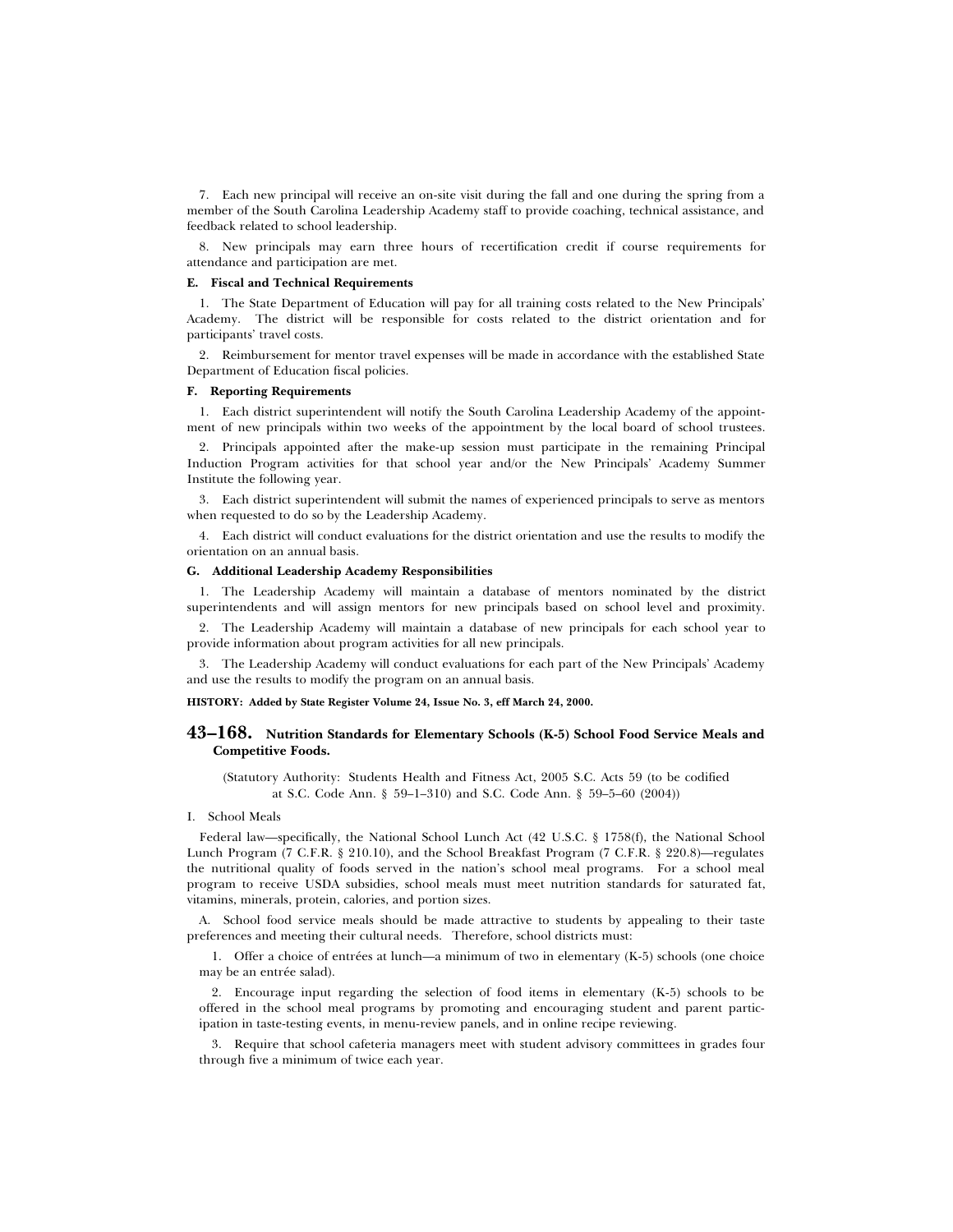7. Each new principal will receive an on-site visit during the fall and one during the spring from a member of the South Carolina Leadership Academy staff to provide coaching, technical assistance, and feedback related to school leadership.

8. New principals may earn three hours of recertification credit if course requirements for attendance and participation are met.

**E. Fiscal and Technical Requirements**

1. The State Department of Education will pay for all training costs related to the New Principals' Academy. The district will be responsible for costs related to the district orientation and for participants' travel costs.

2. Reimbursement for mentor travel expenses will be made in accordance with the established State Department of Education fiscal policies.

**F. Reporting Requirements**

1. Each district superintendent will notify the South Carolina Leadership Academy of the appointment of new principals within two weeks of the appointment by the local board of school trustees.

2. Principals appointed after the make-up session must participate in the remaining Principal Induction Program activities for that school year and/or the New Principals' Academy Summer Institute the following year.

3. Each district superintendent will submit the names of experienced principals to serve as mentors when requested to do so by the Leadership Academy.

4. Each district will conduct evaluations for the district orientation and use the results to modify the orientation on an annual basis.

**G. Additional Leadership Academy Responsibilities**

1. The Leadership Academy will maintain a database of mentors nominated by the district superintendents and will assign mentors for new principals based on school level and proximity.

2. The Leadership Academy will maintain a database of new principals for each school year to provide information about program activities for all new principals.

3. The Leadership Academy will conduct evaluations for each part of the New Principals' Academy and use the results to modify the program on an annual basis.

**HISTORY: Added by State Register Volume 24, Issue No. 3, eff March 24, 2000.**

## 43–168. Nutrition Standards for Elementary Schools (K-5) School Food Service Meals and Competitive Foods.

(Statutory Authority: Students Health and Fitness Act, 2005 S.C. Acts 59 (to be codified at S.C. Code Ann. § 59–1–310) and S.C. Code Ann. § 59–5–60 (2004))

I. School Meals

Federal law—specifically, the National School Lunch Act (42 U.S.C. § 1758(f), the National School Lunch Program (7 C.F.R. § 210.10), and the School Breakfast Program (7 C.F.R. § 220.8)—regulates the nutritional quality of foods served in the nation's school meal programs. For a school meal program to receive USDA subsidies, school meals must meet nutrition standards for saturated fat, vitamins, minerals, protein, calories, and portion sizes.

A. School food service meals should be made attractive to students by appealing to their taste preferences and meeting their cultural needs. Therefore, school districts must:

1. Offer a choice of entrées at lunch—a minimum of two in elementary (K-5) schools (one choice may be an entrée salad).

2. Encourage input regarding the selection of food items in elementary (K-5) schools to be offered in the school meal programs by promoting and encouraging student and parent participation in taste-testing events, in menu-review panels, and in online recipe reviewing.

3. Require that school cafeteria managers meet with student advisory committees in grades four through five a minimum of twice each year.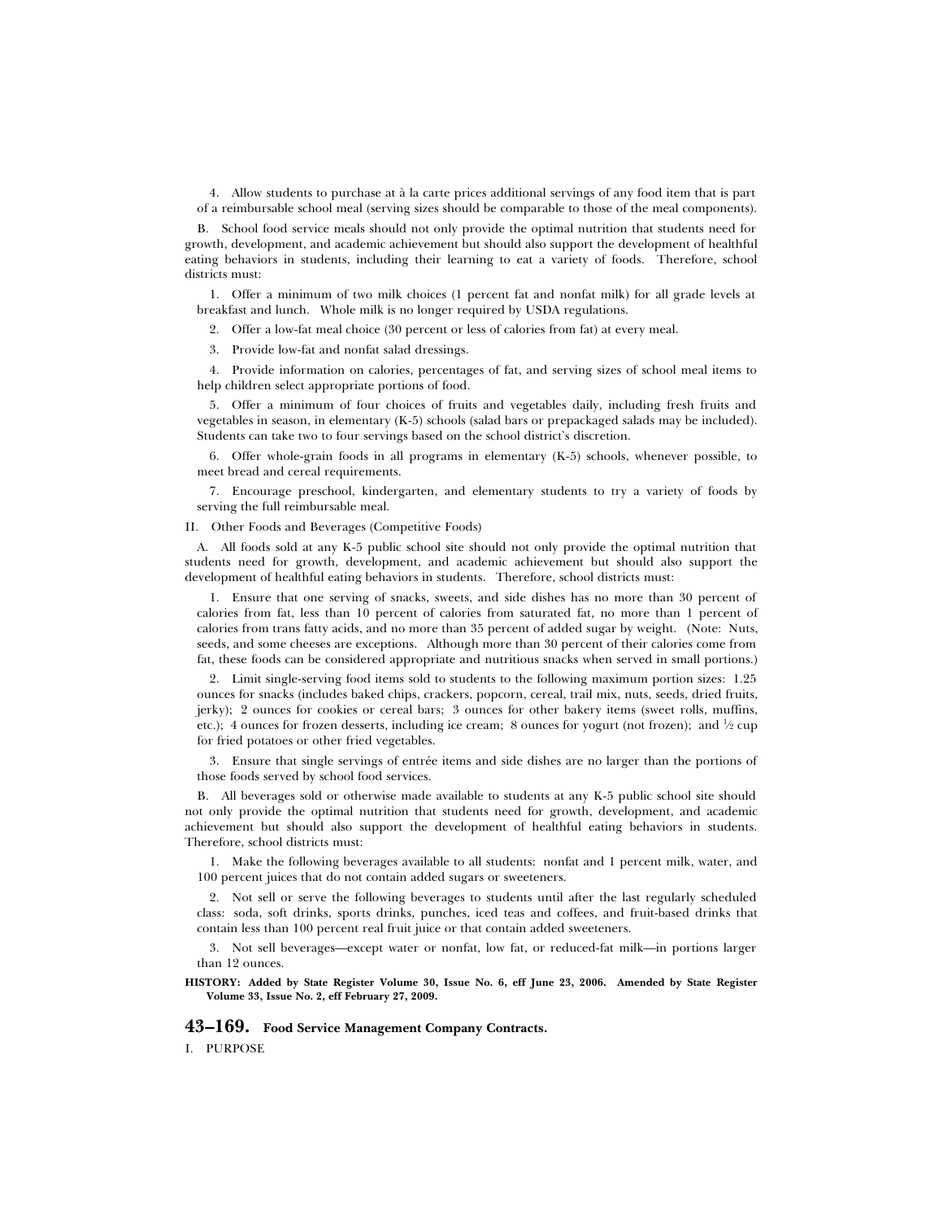4. Allow students to purchase at à la carte prices additional servings of any food item that is part of a reimbursable school meal (serving sizes should be comparable to those of the meal components).

B. School food service meals should not only provide the optimal nutrition that students need for growth, development, and academic achievement but should also support the development of healthful eating behaviors in students, including their learning to eat a variety of foods. Therefore, school districts must:

1. Offer a minimum of two milk choices (1 percent fat and nonfat milk) for all grade levels at breakfast and lunch. Whole milk is no longer required by USDA regulations.

2. Offer a low-fat meal choice (30 percent or less of calories from fat) at every meal.

3. Provide low-fat and nonfat salad dressings.

4. Provide information on calories, percentages of fat, and serving sizes of school meal items to help children select appropriate portions of food.

5. Offer a minimum of four choices of fruits and vegetables daily, including fresh fruits and vegetables in season, in elementary (K-5) schools (salad bars or prepackaged salads may be included). Students can take two to four servings based on the school district's discretion.

6. Offer whole-grain foods in all programs in elementary (K-5) schools, whenever possible, to meet bread and cereal requirements.

7. Encourage preschool, kindergarten, and elementary students to try a variety of foods by serving the full reimbursable meal.

II. Other Foods and Beverages (Competitive Foods)

A. All foods sold at any K-5 public school site should not only provide the optimal nutrition that students need for growth, development, and academic achievement but should also support the development of healthful eating behaviors in students. Therefore, school districts must:

1. Ensure that one serving of snacks, sweets, and side dishes has no more than 30 percent of calories from fat, less than 10 percent of calories from saturated fat, no more than 1 percent of calories from trans fatty acids, and no more than 35 percent of added sugar by weight. (Note: Nuts, seeds, and some cheeses are exceptions. Although more than 30 percent of their calories come from fat, these foods can be considered appropriate and nutritious snacks when served in small portions.)

2. Limit single-serving food items sold to students to the following maximum portion sizes: 1.25 ounces for snacks (includes baked chips, crackers, popcorn, cereal, trail mix, nuts, seeds, dried fruits, jerky); 2 ounces for cookies or cereal bars; 3 ounces for other bakery items (sweet rolls, muffins, etc.); 4 ounces for frozen desserts, including ice cream; 8 ounces for yogurt (not frozen); and ½ cup for fried potatoes or other fried vegetables.

3. Ensure that single servings of entrée items and side dishes are no larger than the portions of those foods served by school food services.

B. All beverages sold or otherwise made available to students at any K-5 public school site should not only provide the optimal nutrition that students need for growth, development, and academic achievement but should also support the development of healthful eating behaviors in students. Therefore, school districts must:

1. Make the following beverages available to all students: nonfat and 1 percent milk, water, and 100 percent juices that do not contain added sugars or sweeteners.

2. Not sell or serve the following beverages to students until after the last regularly scheduled class: soda, soft drinks, sports drinks, punches, iced teas and coffees, and fruit-based drinks that contain less than 100 percent real fruit juice or that contain added sweeteners.

3. Not sell beverages—except water or nonfat, low fat, or reduced-fat milk—in portions larger than 12 ounces.

**HISTORY: Added by State Register Volume 30, Issue No. 6, eff June 23, 2006. Amended by State Register Volume 33, Issue No. 2, eff February 27, 2009.**

## 43–169. Food Service Management Company Contracts.

I. PURPOSE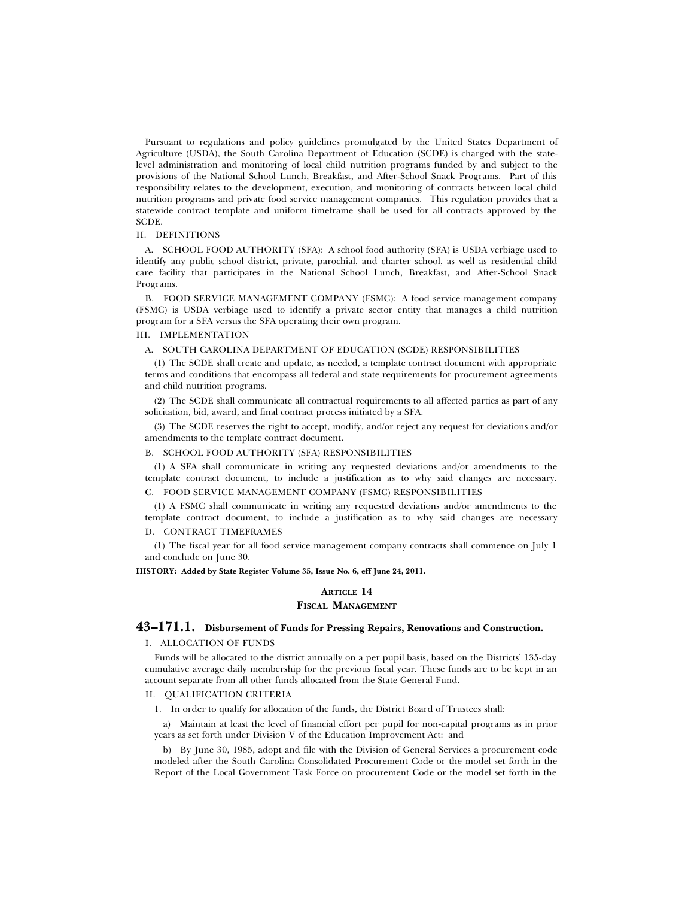Pursuant to regulations and policy guidelines promulgated by the United States Department of Agriculture (USDA), the South Carolina Department of Education (SCDE) is charged with the state-level administration and monitoring of local child nutrition programs funded by and subject to the provisions of the National School Lunch, Breakfast, and After-School Snack Programs. Part of this responsibility relates to the development, execution, and monitoring of contracts between local child nutrition programs and private food service management companies. This regulation provides that a statewide contract template and uniform timeframe shall be used for all contracts approved by the SCDE.

II. DEFINITIONS

A. SCHOOL FOOD AUTHORITY (SFA): A school food authority (SFA) is USDA verbiage used to identify any public school district, private, parochial, and charter school, as well as residential child care facility that participates in the National School Lunch, Breakfast, and After-School Snack Programs.

B. FOOD SERVICE MANAGEMENT COMPANY (FSMC): A food service management company (FSMC) is USDA verbiage used to identify a private sector entity that manages a child nutrition program for a SFA versus the SFA operating their own program.

III. IMPLEMENTATION

A. SOUTH CAROLINA DEPARTMENT OF EDUCATION (SCDE) RESPONSIBILITIES

(1) The SCDE shall create and update, as needed, a template contract document with appropriate terms and conditions that encompass all federal and state requirements for procurement agreements and child nutrition programs.

(2) The SCDE shall communicate all contractual requirements to all affected parties as part of any solicitation, bid, award, and final contract process initiated by a SFA.

(3) The SCDE reserves the right to accept, modify, and/or reject any request for deviations and/or amendments to the template contract document.

B. SCHOOL FOOD AUTHORITY (SFA) RESPONSIBILITIES

(1) A SFA shall communicate in writing any requested deviations and/or amendments to the template contract document, to include a justification as to why said changes are necessary.

C. FOOD SERVICE MANAGEMENT COMPANY (FSMC) RESPONSIBILITIES

(1) A FSMC shall communicate in writing any requested deviations and/or amendments to the template contract document, to include a justification as to why said changes are necessary

D. CONTRACT TIMEFRAMES

(1) The fiscal year for all food service management company contracts shall commence on July 1 and conclude on June 30.

**HISTORY: Added by State Register Volume 35, Issue No. 6, eff June 24, 2011.**

## ARTICLE 14
## FISCAL MANAGEMENT

### 43–171.1. Disbursement of Funds for Pressing Repairs, Renovations and Construction.

I. ALLOCATION OF FUNDS

Funds will be allocated to the district annually on a per pupil basis, based on the Districts' 135-day cumulative average daily membership for the previous fiscal year. These funds are to be kept in an account separate from all other funds allocated from the State General Fund.

II. QUALIFICATION CRITERIA

1. In order to qualify for allocation of the funds, the District Board of Trustees shall:

a) Maintain at least the level of financial effort per pupil for non-capital programs as in prior years as set forth under Division V of the Education Improvement Act: and

b) By June 30, 1985, adopt and file with the Division of General Services a procurement code modeled after the South Carolina Consolidated Procurement Code or the model set forth in the Report of the Local Government Task Force on procurement Code or the model set forth in the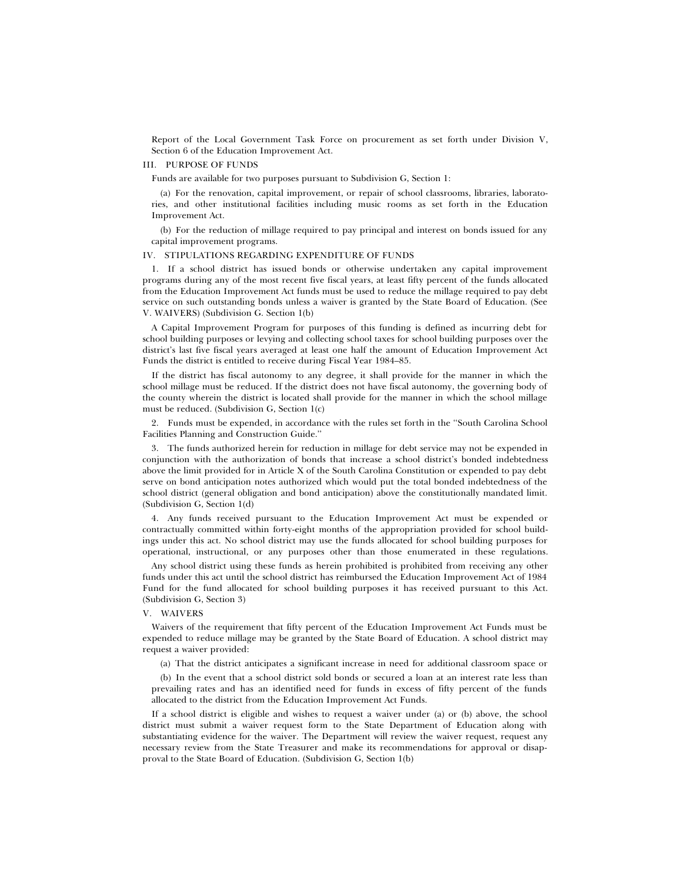Report of the Local Government Task Force on procurement as set forth under Division V, Section 6 of the Education Improvement Act.

III. PURPOSE OF FUNDS

Funds are available for two purposes pursuant to Subdivision G, Section 1:

(a) For the renovation, capital improvement, or repair of school classrooms, libraries, laboratories, and other institutional facilities including music rooms as set forth in the Education Improvement Act.

(b) For the reduction of millage required to pay principal and interest on bonds issued for any capital improvement programs.

IV. STIPULATIONS REGARDING EXPENDITURE OF FUNDS

1. If a school district has issued bonds or otherwise undertaken any capital improvement programs during any of the most recent five fiscal years, at least fifty percent of the funds allocated from the Education Improvement Act funds must be used to reduce the millage required to pay debt service on such outstanding bonds unless a waiver is granted by the State Board of Education. (See V. WAIVERS) (Subdivision G. Section 1(b)

A Capital Improvement Program for purposes of this funding is defined as incurring debt for school building purposes or levying and collecting school taxes for school building purposes over the district's last five fiscal years averaged at least one half the amount of Education Improvement Act Funds the district is entitled to receive during Fiscal Year 1984–85.

If the district has fiscal autonomy to any degree, it shall provide for the manner in which the school millage must be reduced. If the district does not have fiscal autonomy, the governing body of the county wherein the district is located shall provide for the manner in which the school millage must be reduced. (Subdivision G, Section 1(c)

2. Funds must be expended, in accordance with the rules set forth in the "South Carolina School Facilities Planning and Construction Guide."

3. The funds authorized herein for reduction in millage for debt service may not be expended in conjunction with the authorization of bonds that increase a school district's bonded indebtedness above the limit provided for in Article X of the South Carolina Constitution or expended to pay debt serve on bond anticipation notes authorized which would put the total bonded indebtedness of the school district (general obligation and bond anticipation) above the constitutionally mandated limit. (Subdivision G, Section 1(d)

4. Any funds received pursuant to the Education Improvement Act must be expended or contractually committed within forty-eight months of the appropriation provided for school buildings under this act. No school district may use the funds allocated for school building purposes for operational, instructional, or any purposes other than those enumerated in these regulations.

Any school district using these funds as herein prohibited is prohibited from receiving any other funds under this act until the school district has reimbursed the Education Improvement Act of 1984 Fund for the fund allocated for school building purposes it has received pursuant to this Act. (Subdivision G, Section 3)

V. WAIVERS

Waivers of the requirement that fifty percent of the Education Improvement Act Funds must be expended to reduce millage may be granted by the State Board of Education. A school district may request a waiver provided:

(a) That the district anticipates a significant increase in need for additional classroom space or

(b) In the event that a school district sold bonds or secured a loan at an interest rate less than prevailing rates and has an identified need for funds in excess of fifty percent of the funds allocated to the district from the Education Improvement Act Funds.

If a school district is eligible and wishes to request a waiver under (a) or (b) above, the school district must submit a waiver request form to the State Department of Education along with substantiating evidence for the waiver. The Department will review the waiver request, request any necessary review from the State Treasurer and make its recommendations for approval or disapproval to the State Board of Education. (Subdivision G, Section 1(b)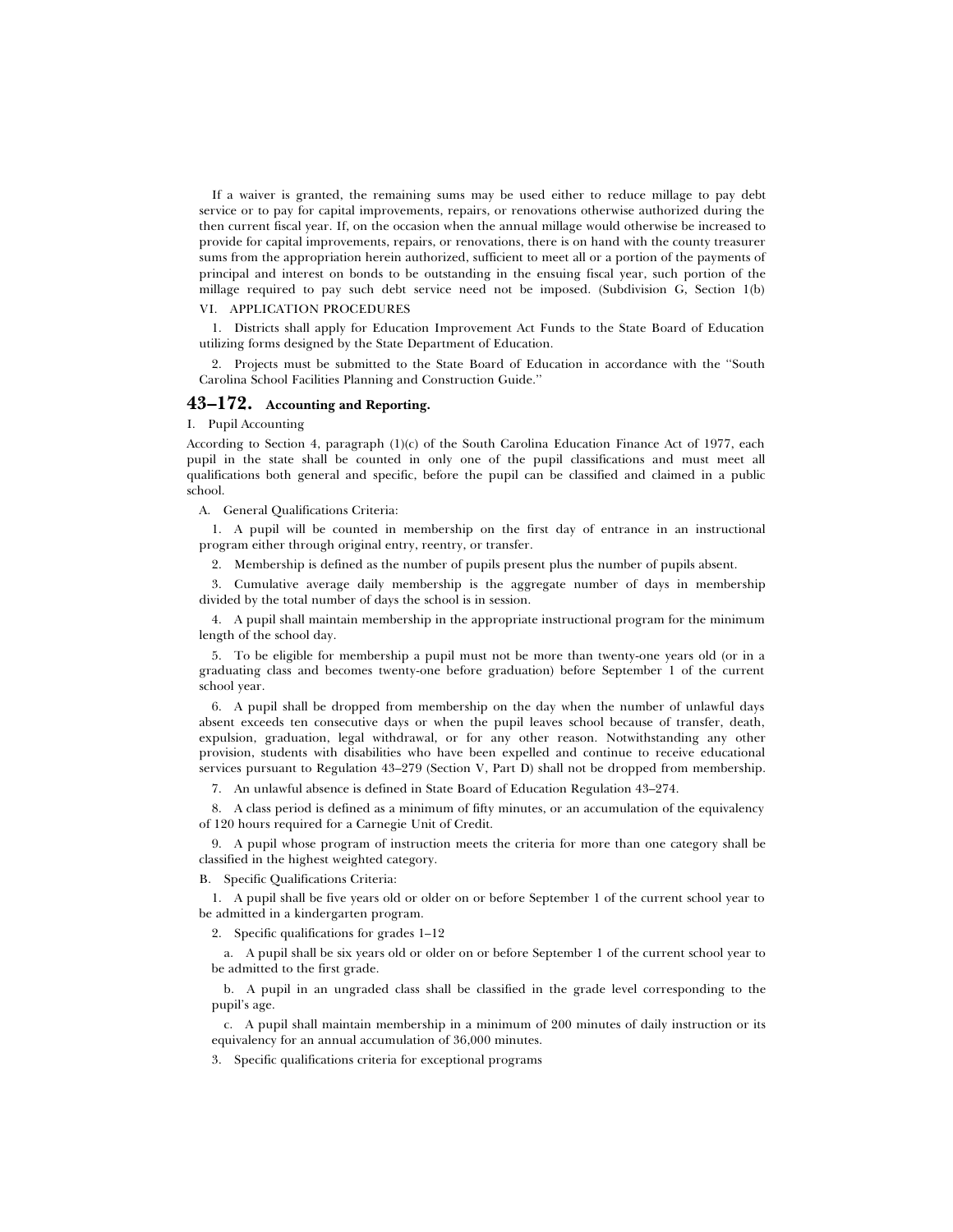If a waiver is granted, the remaining sums may be used either to reduce millage to pay debt service or to pay for capital improvements, repairs, or renovations otherwise authorized during the then current fiscal year. If, on the occasion when the annual millage would otherwise be increased to provide for capital improvements, repairs, or renovations, there is on hand with the county treasurer sums from the appropriation herein authorized, sufficient to meet all or a portion of the payments of principal and interest on bonds to be outstanding in the ensuing fiscal year, such portion of the millage required to pay such debt service need not be imposed. (Subdivision G, Section 1(b)

VI. APPLICATION PROCEDURES

1. Districts shall apply for Education Improvement Act Funds to the State Board of Education utilizing forms designed by the State Department of Education.

2. Projects must be submitted to the State Board of Education in accordance with the "South Carolina School Facilities Planning and Construction Guide."

## 43–172. Accounting and Reporting.

I. Pupil Accounting

According to Section 4, paragraph (1)(c) of the South Carolina Education Finance Act of 1977, each pupil in the state shall be counted in only one of the pupil classifications and must meet all qualifications both general and specific, before the pupil can be classified and claimed in a public school.

A. General Qualifications Criteria:

1. A pupil will be counted in membership on the first day of entrance in an instructional program either through original entry, reentry, or transfer.

2. Membership is defined as the number of pupils present plus the number of pupils absent.

3. Cumulative average daily membership is the aggregate number of days in membership divided by the total number of days the school is in session.

4. A pupil shall maintain membership in the appropriate instructional program for the minimum length of the school day.

5. To be eligible for membership a pupil must not be more than twenty-one years old (or in a graduating class and becomes twenty-one before graduation) before September 1 of the current school year.

6. A pupil shall be dropped from membership on the day when the number of unlawful days absent exceeds ten consecutive days or when the pupil leaves school because of transfer, death, expulsion, graduation, legal withdrawal, or for any other reason. Notwithstanding any other provision, students with disabilities who have been expelled and continue to receive educational services pursuant to Regulation 43–279 (Section V, Part D) shall not be dropped from membership.

7. An unlawful absence is defined in State Board of Education Regulation 43–274.

8. A class period is defined as a minimum of fifty minutes, or an accumulation of the equivalency of 120 hours required for a Carnegie Unit of Credit.

9. A pupil whose program of instruction meets the criteria for more than one category shall be classified in the highest weighted category.

B. Specific Qualifications Criteria:

1. A pupil shall be five years old or older on or before September 1 of the current school year to be admitted in a kindergarten program.

2. Specific qualifications for grades 1–12

a. A pupil shall be six years old or older on or before September 1 of the current school year to be admitted to the first grade.

b. A pupil in an ungraded class shall be classified in the grade level corresponding to the pupil's age.

c. A pupil shall maintain membership in a minimum of 200 minutes of daily instruction or its equivalency for an annual accumulation of 36,000 minutes.

3. Specific qualifications criteria for exceptional programs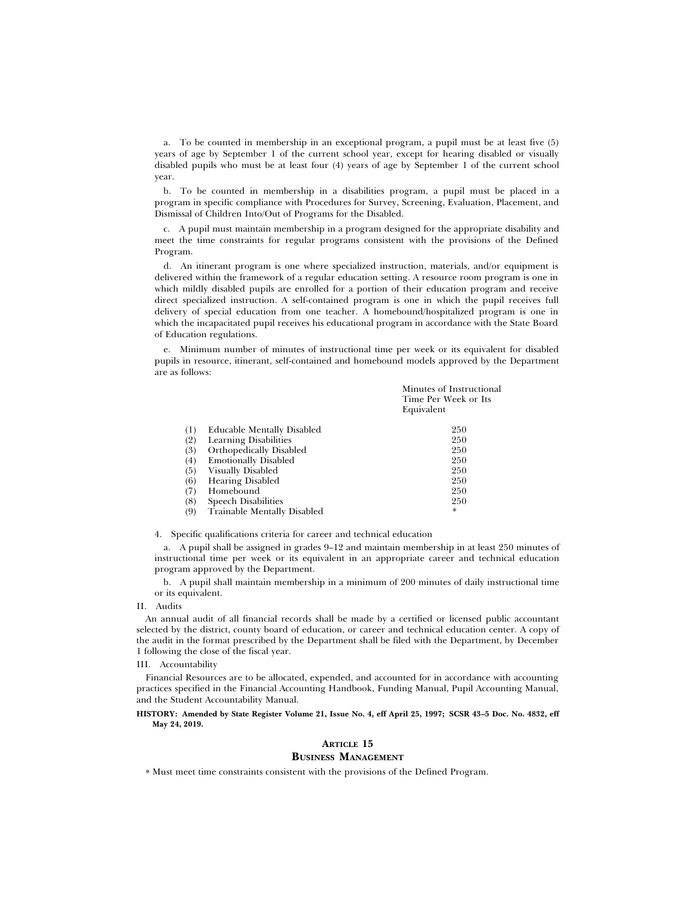a. To be counted in membership in an exceptional program, a pupil must be at least five (5) years of age by September 1 of the current school year, except for hearing disabled or visually disabled pupils who must be at least four (4) years of age by September 1 of the current school year.

b. To be counted in membership in a disabilities program, a pupil must be placed in a program in specific compliance with Procedures for Survey, Screening, Evaluation, Placement, and Dismissal of Children Into/Out of Programs for the Disabled.

c. A pupil must maintain membership in a program designed for the appropriate disability and meet the time constraints for regular programs consistent with the provisions of the Defined Program.

d. An itinerant program is one where specialized instruction, materials, and/or equipment is delivered within the framework of a regular education setting. A resource room program is one in which mildly disabled pupils are enrolled for a portion of their education program and receive direct specialized instruction. A self-contained program is one in which the pupil receives full delivery of special education from one teacher. A homebound/hospitalized program is one in which the incapacitated pupil receives his educational program in accordance with the State Board of Education regulations.

e. Minimum number of minutes of instructional time per week or its equivalent for disabled pupils in resource, itinerant, self-contained and homebound models approved by the Department are as follows:

| | | Minutes of Instructional Time Per Week or Its Equivalent |
|---|---|---|
| (1) | Educable Mentally Disabled | 250 |
| (2) | Learning Disabilities | 250 |
| (3) | Orthopedically Disabled | 250 |
| (4) | Emotionally Disabled | 250 |
| (5) | Visually Disabled | 250 |
| (6) | Hearing Disabled | 250 |
| (7) | Homebound | 250 |
| (8) | Speech Disabilities | 250 |
| (9) | Trainable Mentally Disabled | * |

4. Specific qualifications criteria for career and technical education

a. A pupil shall be assigned in grades 9–12 and maintain membership in at least 250 minutes of instructional time per week or its equivalent in an appropriate career and technical education program approved by the Department.

b. A pupil shall maintain membership in a minimum of 200 minutes of daily instructional time or its equivalent.

II. Audits

An annual audit of all financial records shall be made by a certified or licensed public accountant selected by the district, county board of education, or career and technical education center. A copy of the audit in the format prescribed by the Department shall be filed with the Department, by December 1 following the close of the fiscal year.

III. Accountability

Financial Resources are to be allocated, expended, and accounted for in accordance with accounting practices specified in the Financial Accounting Handbook, Funding Manual, Pupil Accounting Manual, and the Student Accountability Manual.

**HISTORY: Amended by State Register Volume 21, Issue No. 4, eff April 25, 1997; SCSR 43–5 Doc. No. 4832, eff May 24, 2019.**

## ARTICLE 15
## BUSINESS MANAGEMENT

* Must meet time constraints consistent with the provisions of the Defined Program.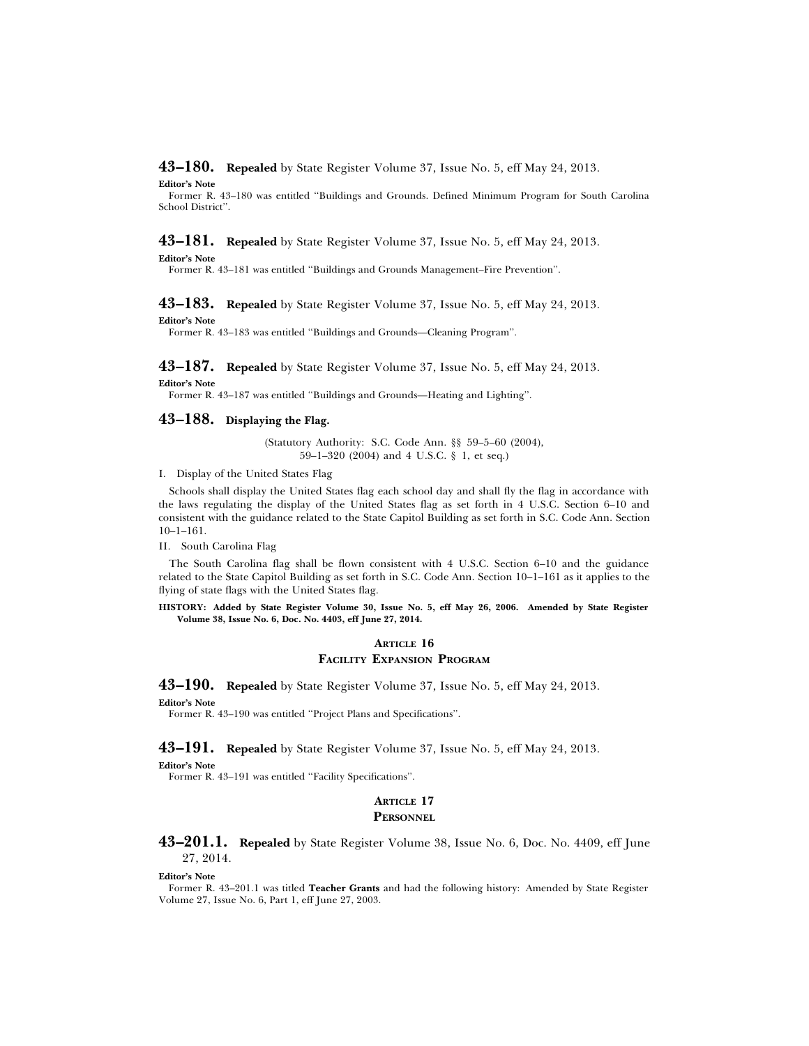## 43–180. **Repealed** by State Register Volume 37, Issue No. 5, eff May 24, 2013.

**Editor's Note**

Former R. 43–180 was entitled ''Buildings and Grounds. Defined Minimum Program for South Carolina School District''.

## 43–181. **Repealed** by State Register Volume 37, Issue No. 5, eff May 24, 2013.

**Editor's Note**

Former R. 43–181 was entitled ''Buildings and Grounds Management–Fire Prevention''.

## 43–183. **Repealed** by State Register Volume 37, Issue No. 5, eff May 24, 2013.

**Editor's Note**

Former R. 43–183 was entitled ''Buildings and Grounds—Cleaning Program''.

## 43–187. **Repealed** by State Register Volume 37, Issue No. 5, eff May 24, 2013.

**Editor's Note**

Former R. 43–187 was entitled ''Buildings and Grounds—Heating and Lighting''.

## 43–188. Displaying the Flag.

(Statutory Authority: S.C. Code Ann. §§ 59–5–60 (2004), 59–1–320 (2004) and 4 U.S.C. § 1, et seq.)

I. Display of the United States Flag

Schools shall display the United States flag each school day and shall fly the flag in accordance with the laws regulating the display of the United States flag as set forth in 4 U.S.C. Section 6–10 and consistent with the guidance related to the State Capitol Building as set forth in S.C. Code Ann. Section 10–1–161.

II. South Carolina Flag

The South Carolina flag shall be flown consistent with 4 U.S.C. Section 6–10 and the guidance related to the State Capitol Building as set forth in S.C. Code Ann. Section 10–1–161 as it applies to the flying of state flags with the United States flag.

**HISTORY: Added by State Register Volume 30, Issue No. 5, eff May 26, 2006. Amended by State Register Volume 38, Issue No. 6, Doc. No. 4403, eff June 27, 2014.**

# ARTICLE 16
# FACILITY EXPANSION PROGRAM

## 43–190. **Repealed** by State Register Volume 37, Issue No. 5, eff May 24, 2013.

**Editor's Note**

Former R. 43–190 was entitled ''Project Plans and Specifications''.

## 43–191. **Repealed** by State Register Volume 37, Issue No. 5, eff May 24, 2013.

**Editor's Note**

Former R. 43–191 was entitled ''Facility Specifications''.

# ARTICLE 17
# PERSONNEL

## 43–201.1. **Repealed** by State Register Volume 38, Issue No. 6, Doc. No. 4409, eff June 27, 2014.

**Editor's Note**

Former R. 43–201.1 was titled **Teacher Grants** and had the following history: Amended by State Register Volume 27, Issue No. 6, Part 1, eff June 27, 2003.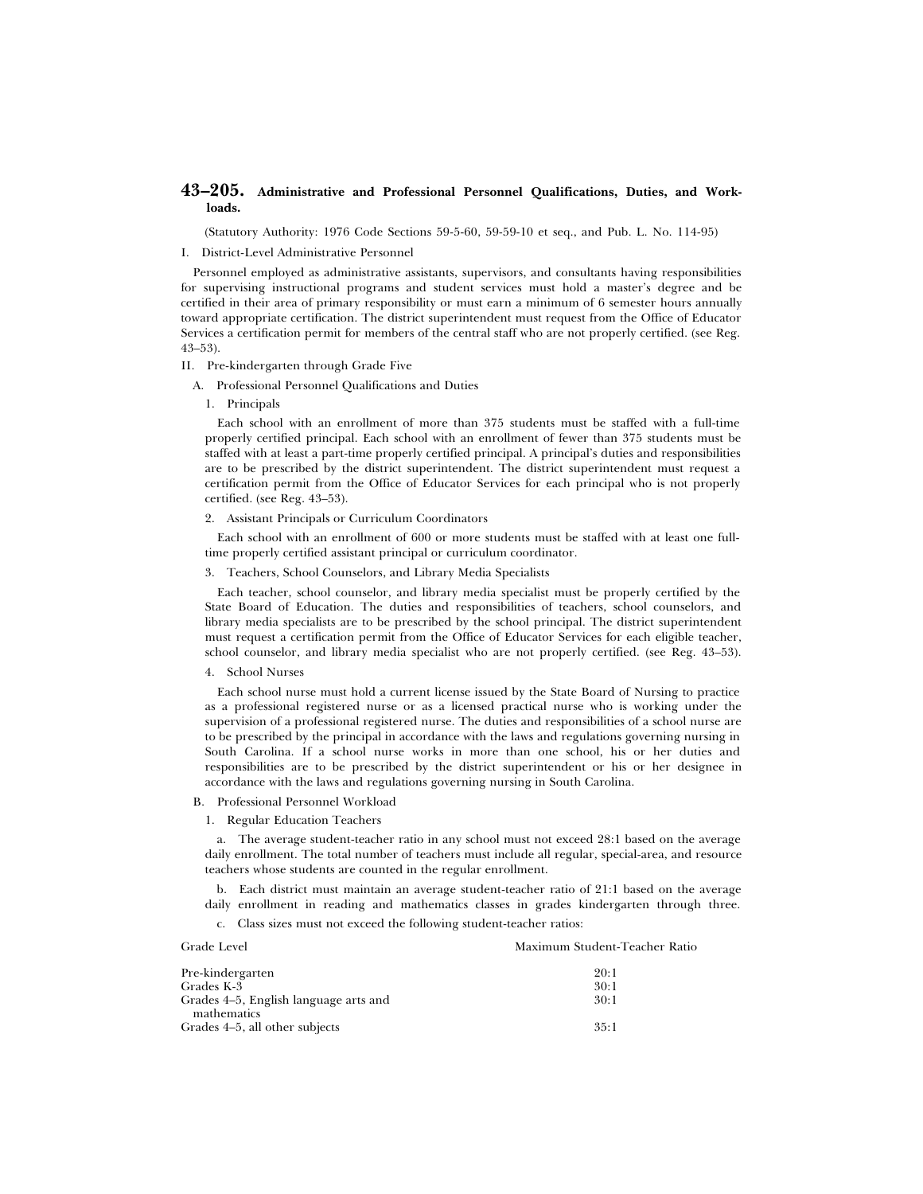## 43–205. Administrative and Professional Personnel Qualifications, Duties, and Workloads.

(Statutory Authority: 1976 Code Sections 59-5-60, 59-59-10 et seq., and Pub. L. No. 114-95)

I. District-Level Administrative Personnel

Personnel employed as administrative assistants, supervisors, and consultants having responsibilities for supervising instructional programs and student services must hold a master's degree and be certified in their area of primary responsibility or must earn a minimum of 6 semester hours annually toward appropriate certification. The district superintendent must request from the Office of Educator Services a certification permit for members of the central staff who are not properly certified. (see Reg. 43–53).

II. Pre-kindergarten through Grade Five

A. Professional Personnel Qualifications and Duties

1. Principals

Each school with an enrollment of more than 375 students must be staffed with a full-time properly certified principal. Each school with an enrollment of fewer than 375 students must be staffed with at least a part-time properly certified principal. A principal's duties and responsibilities are to be prescribed by the district superintendent. The district superintendent must request a certification permit from the Office of Educator Services for each principal who is not properly certified. (see Reg. 43–53).

2. Assistant Principals or Curriculum Coordinators

Each school with an enrollment of 600 or more students must be staffed with at least one full-time properly certified assistant principal or curriculum coordinator.

3. Teachers, School Counselors, and Library Media Specialists

Each teacher, school counselor, and library media specialist must be properly certified by the State Board of Education. The duties and responsibilities of teachers, school counselors, and library media specialists are to be prescribed by the school principal. The district superintendent must request a certification permit from the Office of Educator Services for each eligible teacher, school counselor, and library media specialist who are not properly certified. (see Reg. 43–53).

4. School Nurses

Each school nurse must hold a current license issued by the State Board of Nursing to practice as a professional registered nurse or as a licensed practical nurse who is working under the supervision of a professional registered nurse. The duties and responsibilities of a school nurse are to be prescribed by the principal in accordance with the laws and regulations governing nursing in South Carolina. If a school nurse works in more than one school, his or her duties and responsibilities are to be prescribed by the district superintendent or his or her designee in accordance with the laws and regulations governing nursing in South Carolina.

B. Professional Personnel Workload

1. Regular Education Teachers

a. The average student-teacher ratio in any school must not exceed 28:1 based on the average daily enrollment. The total number of teachers must include all regular, special-area, and resource teachers whose students are counted in the regular enrollment.

b. Each district must maintain an average student-teacher ratio of 21:1 based on the average daily enrollment in reading and mathematics classes in grades kindergarten through three.

c. Class sizes must not exceed the following student-teacher ratios:

| Grade Level | Maximum Student-Teacher Ratio |
|---|---|
| Pre-kindergarten | 20:1 |
| Grades K-3 | 30:1 |
| Grades 4–5, English language arts and mathematics | 30:1 |
| Grades 4–5, all other subjects | 35:1 |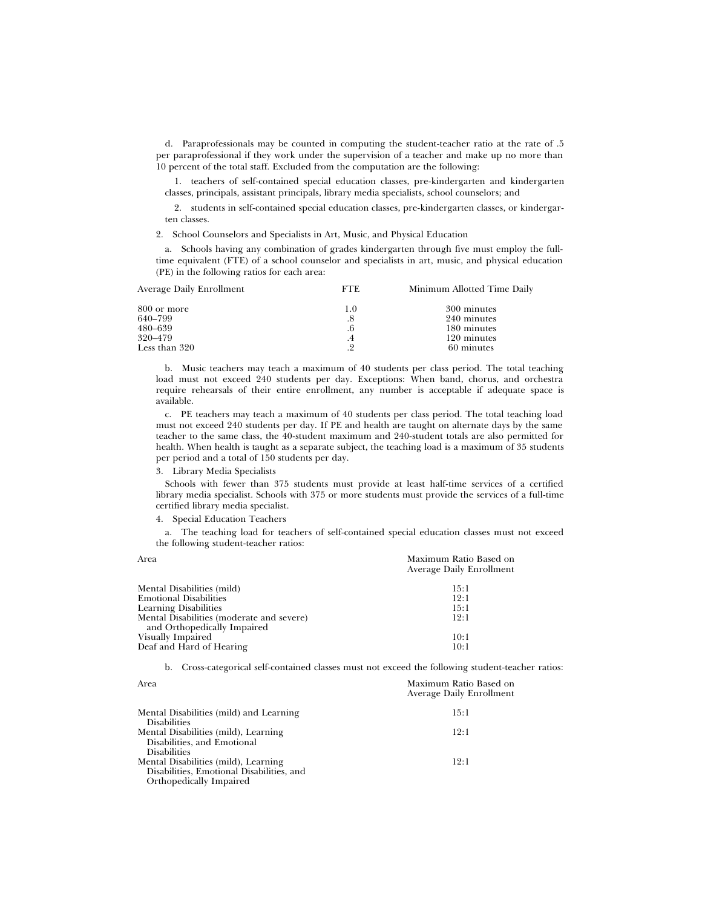d. Paraprofessionals may be counted in computing the student-teacher ratio at the rate of .5 per paraprofessional if they work under the supervision of a teacher and make up no more than 10 percent of the total staff. Excluded from the computation are the following:

1. teachers of self-contained special education classes, pre-kindergarten and kindergarten classes, principals, assistant principals, library media specialists, school counselors; and

2. students in self-contained special education classes, pre-kindergarten classes, or kindergarten classes.

2. School Counselors and Specialists in Art, Music, and Physical Education

a. Schools having any combination of grades kindergarten through five must employ the full-time equivalent (FTE) of a school counselor and specialists in art, music, and physical education (PE) in the following ratios for each area:

| Average Daily Enrollment | FTE | Minimum Allotted Time Daily |
|---|---|---|
| 800 or more | 1.0 | 300 minutes |
| 640–799 | .8 | 240 minutes |
| 480–639 | .6 | 180 minutes |
| 320–479 | .4 | 120 minutes |
| Less than 320 | .2 | 60 minutes |

b. Music teachers may teach a maximum of 40 students per class period. The total teaching load must not exceed 240 students per day. Exceptions: When band, chorus, and orchestra require rehearsals of their entire enrollment, any number is acceptable if adequate space is available.

c. PE teachers may teach a maximum of 40 students per class period. The total teaching load must not exceed 240 students per day. If PE and health are taught on alternate days by the same teacher to the same class, the 40-student maximum and 240-student totals are also permitted for health. When health is taught as a separate subject, the teaching load is a maximum of 35 students per period and a total of 150 students per day.

3. Library Media Specialists

Schools with fewer than 375 students must provide at least half-time services of a certified library media specialist. Schools with 375 or more students must provide the services of a full-time certified library media specialist.

4. Special Education Teachers

a. The teaching load for teachers of self-contained special education classes must not exceed the following student-teacher ratios:

| Area | Maximum Ratio Based on Average Daily Enrollment |
|---|---|
| Mental Disabilities (mild) | 15:1 |
| Emotional Disabilities | 12:1 |
| Learning Disabilities | 15:1 |
| Mental Disabilities (moderate and severe) and Orthopedically Impaired | 12:1 |
| Visually Impaired | 10:1 |
| Deaf and Hard of Hearing | 10:1 |

b. Cross-categorical self-contained classes must not exceed the following student-teacher ratios:

| Area | Maximum Ratio Based on Average Daily Enrollment |
|---|---|
| Mental Disabilities (mild) and Learning Disabilities | 15:1 |
| Mental Disabilities (mild), Learning Disabilities, and Emotional Disabilities | 12:1 |
| Mental Disabilities (mild), Learning Disabilities, Emotional Disabilities, and Orthopedically Impaired | 12:1 |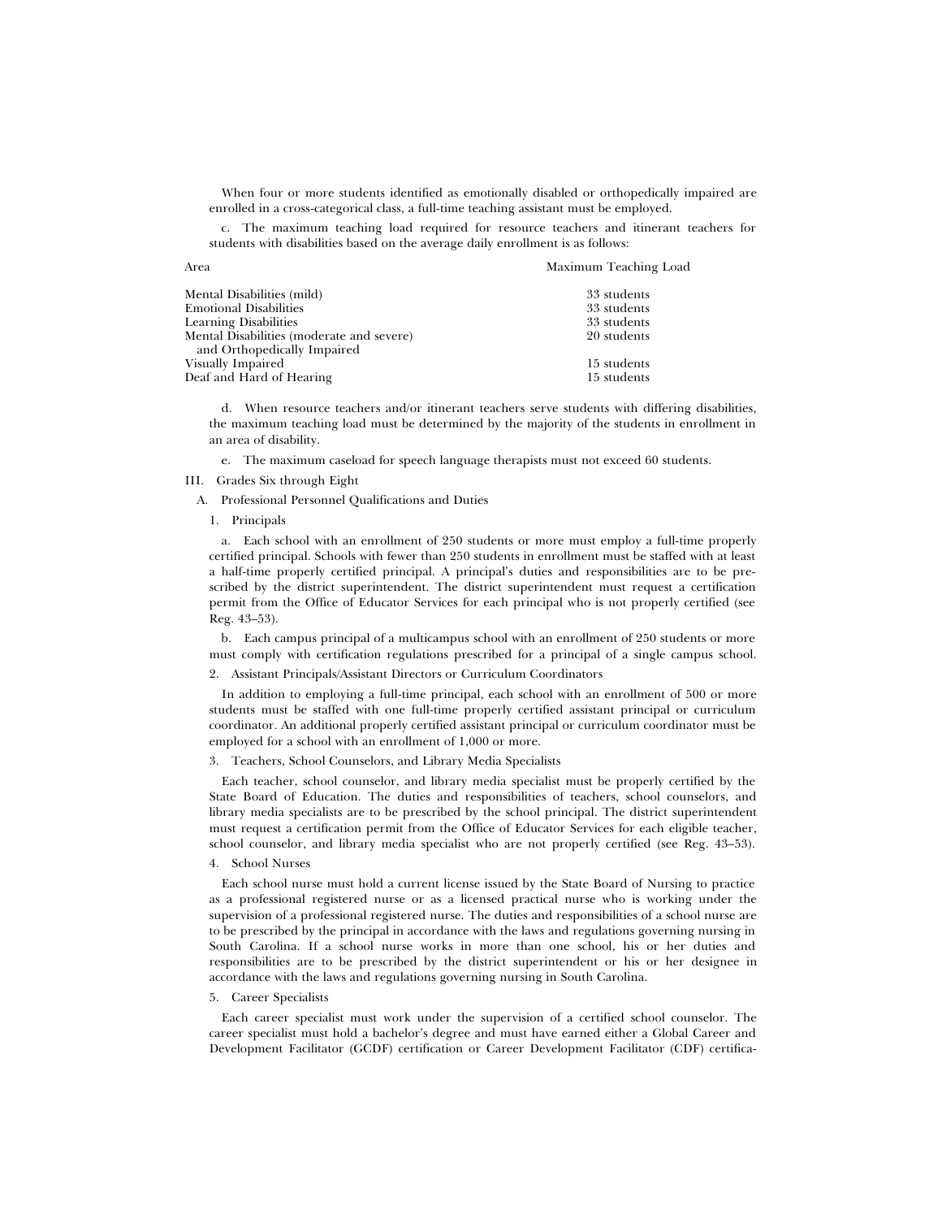When four or more students identified as emotionally disabled or orthopedically impaired are enrolled in a cross-categorical class, a full-time teaching assistant must be employed.

c. The maximum teaching load required for resource teachers and itinerant teachers for students with disabilities based on the average daily enrollment is as follows:

| Area | Maximum Teaching Load |
|---|---|
| Mental Disabilities (mild) | 33 students |
| Emotional Disabilities | 33 students |
| Learning Disabilities | 33 students |
| Mental Disabilities (moderate and severe) and Orthopedically Impaired | 20 students |
| Visually Impaired | 15 students |
| Deaf and Hard of Hearing | 15 students |

d. When resource teachers and/or itinerant teachers serve students with differing disabilities, the maximum teaching load must be determined by the majority of the students in enrollment in an area of disability.

e. The maximum caseload for speech language therapists must not exceed 60 students.

III. Grades Six through Eight

A. Professional Personnel Qualifications and Duties

1. Principals

a. Each school with an enrollment of 250 students or more must employ a full-time properly certified principal. Schools with fewer than 250 students in enrollment must be staffed with at least a half-time properly certified principal. A principal's duties and responsibilities are to be prescribed by the district superintendent. The district superintendent must request a certification permit from the Office of Educator Services for each principal who is not properly certified (see Reg. 43–53).

b. Each campus principal of a multicampus school with an enrollment of 250 students or more must comply with certification regulations prescribed for a principal of a single campus school.

2. Assistant Principals/Assistant Directors or Curriculum Coordinators

In addition to employing a full-time principal, each school with an enrollment of 500 or more students must be staffed with one full-time properly certified assistant principal or curriculum coordinator. An additional properly certified assistant principal or curriculum coordinator must be employed for a school with an enrollment of 1,000 or more.

3. Teachers, School Counselors, and Library Media Specialists

Each teacher, school counselor, and library media specialist must be properly certified by the State Board of Education. The duties and responsibilities of teachers, school counselors, and library media specialists are to be prescribed by the school principal. The district superintendent must request a certification permit from the Office of Educator Services for each eligible teacher, school counselor, and library media specialist who are not properly certified (see Reg. 43–53).

4. School Nurses

Each school nurse must hold a current license issued by the State Board of Nursing to practice as a professional registered nurse or as a licensed practical nurse who is working under the supervision of a professional registered nurse. The duties and responsibilities of a school nurse are to be prescribed by the principal in accordance with the laws and regulations governing nursing in South Carolina. If a school nurse works in more than one school, his or her duties and responsibilities are to be prescribed by the district superintendent or his or her designee in accordance with the laws and regulations governing nursing in South Carolina.

5. Career Specialists

Each career specialist must work under the supervision of a certified school counselor. The career specialist must hold a bachelor's degree and must have earned either a Global Career and Development Facilitator (GCDF) certification or Career Development Facilitator (CDF) certifica-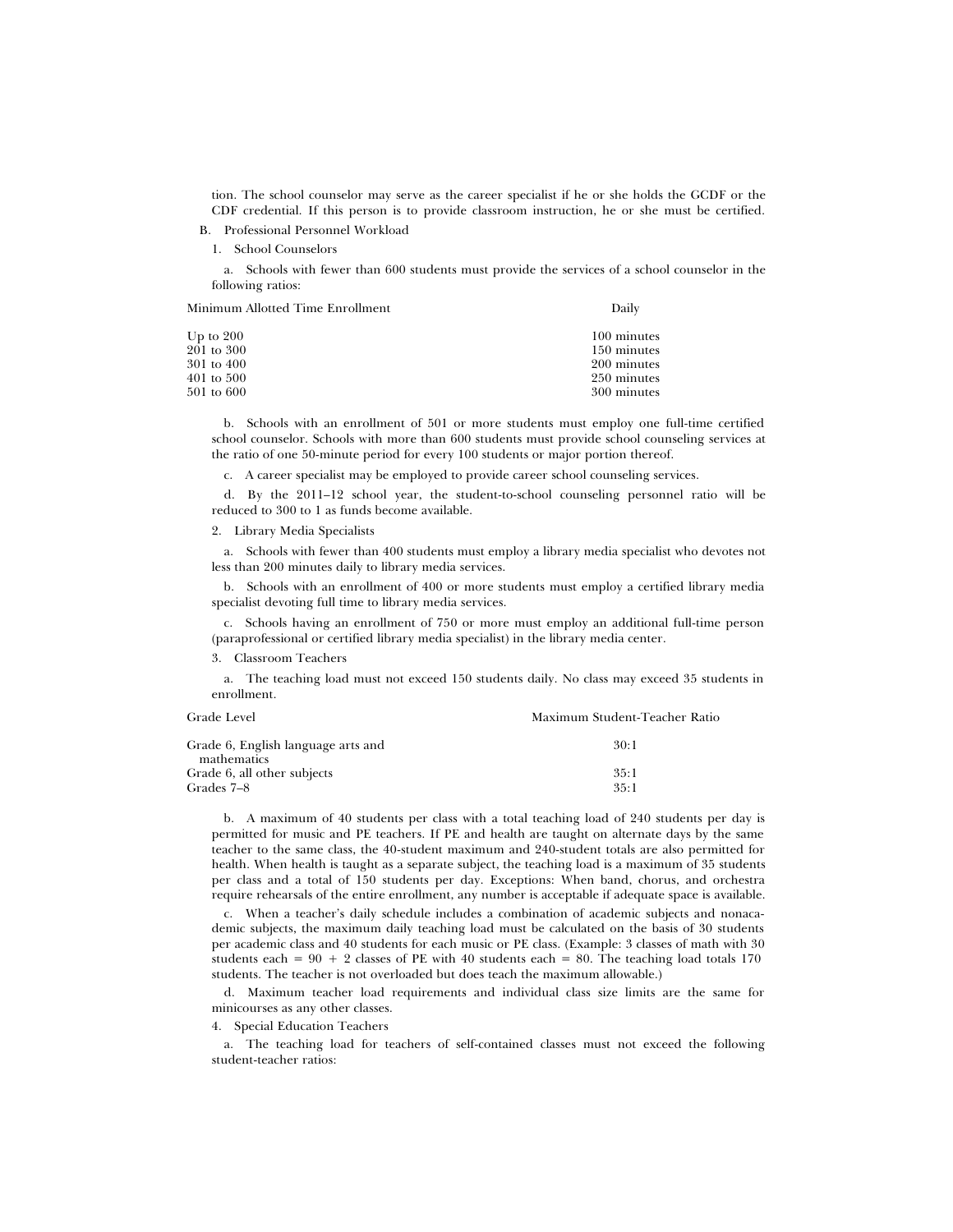tion. The school counselor may serve as the career specialist if he or she holds the GCDF or the CDF credential. If this person is to provide classroom instruction, he or she must be certified.

B. Professional Personnel Workload

1. School Counselors

a. Schools with fewer than 600 students must provide the services of a school counselor in the following ratios:

| Minimum Allotted Time Enrollment | Daily |
|---|---|
| Up to 200 | 100 minutes |
| 201 to 300 | 150 minutes |
| 301 to 400 | 200 minutes |
| 401 to 500 | 250 minutes |
| 501 to 600 | 300 minutes |

b. Schools with an enrollment of 501 or more students must employ one full-time certified school counselor. Schools with more than 600 students must provide school counseling services at the ratio of one 50-minute period for every 100 students or major portion thereof.

c. A career specialist may be employed to provide career school counseling services.

d. By the 2011–12 school year, the student-to-school counseling personnel ratio will be reduced to 300 to 1 as funds become available.

2. Library Media Specialists

a. Schools with fewer than 400 students must employ a library media specialist who devotes not less than 200 minutes daily to library media services.

b. Schools with an enrollment of 400 or more students must employ a certified library media specialist devoting full time to library media services.

c. Schools having an enrollment of 750 or more must employ an additional full-time person (paraprofessional or certified library media specialist) in the library media center.

3. Classroom Teachers

a. The teaching load must not exceed 150 students daily. No class may exceed 35 students in enrollment.

| Grade Level | Maximum Student-Teacher Ratio |
|---|---|
| Grade 6, English language arts and mathematics | 30:1 |
| Grade 6, all other subjects | 35:1 |
| Grades 7–8 | 35:1 |

b. A maximum of 40 students per class with a total teaching load of 240 students per day is permitted for music and PE teachers. If PE and health are taught on alternate days by the same teacher to the same class, the 40-student maximum and 240-student totals are also permitted for health. When health is taught as a separate subject, the teaching load is a maximum of 35 students per class and a total of 150 students per day. Exceptions: When band, chorus, and orchestra require rehearsals of the entire enrollment, any number is acceptable if adequate space is available.

c. When a teacher's daily schedule includes a combination of academic subjects and nonacademic subjects, the maximum daily teaching load must be calculated on the basis of 30 students per academic class and 40 students for each music or PE class. (Example: 3 classes of math with 30 students each = 90 + 2 classes of PE with 40 students each = 80. The teaching load totals 170 students. The teacher is not overloaded but does teach the maximum allowable.)

d. Maximum teacher load requirements and individual class size limits are the same for minicourses as any other classes.

4. Special Education Teachers

a. The teaching load for teachers of self-contained classes must not exceed the following student-teacher ratios: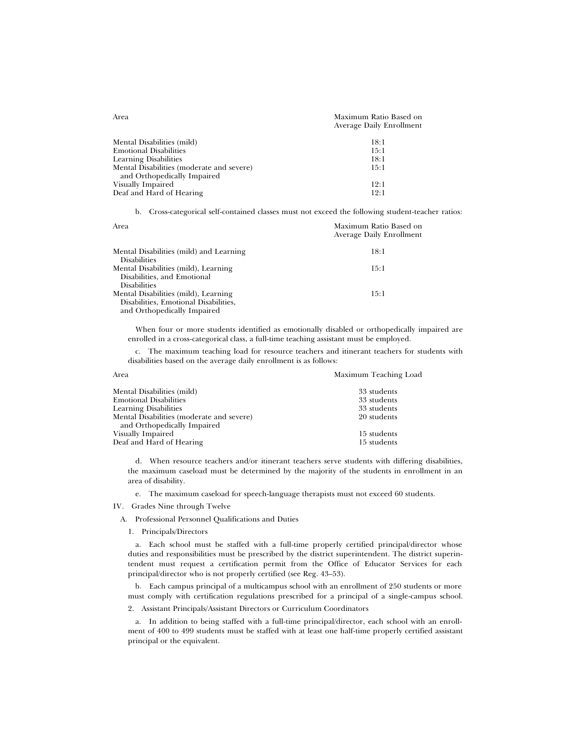| Area | Maximum Ratio Based on Average Daily Enrollment |
|---|---|
| Mental Disabilities (mild) | 18:1 |
| Emotional Disabilities | 15:1 |
| Learning Disabilities | 18:1 |
| Mental Disabilities (moderate and severe) and Orthopedically Impaired | 15:1 |
| Visually Impaired | 12:1 |
| Deaf and Hard of Hearing | 12:1 |

b. Cross-categorical self-contained classes must not exceed the following student-teacher ratios:

| Area | Maximum Ratio Based on Average Daily Enrollment |
|---|---|
| Mental Disabilities (mild) and Learning Disabilities | 18:1 |
| Mental Disabilities (mild), Learning Disabilities, and Emotional Disabilities | 15:1 |
| Mental Disabilities (mild), Learning Disabilities, Emotional Disabilities, and Orthopedically Impaired | 15:1 |

When four or more students identified as emotionally disabled or orthopedically impaired are enrolled in a cross-categorical class, a full-time teaching assistant must be employed.

c. The maximum teaching load for resource teachers and itinerant teachers for students with disabilities based on the average daily enrollment is as follows:

| Area | Maximum Teaching Load |
|---|---|
| Mental Disabilities (mild) | 33 students |
| Emotional Disabilities | 33 students |
| Learning Disabilities | 33 students |
| Mental Disabilities (moderate and severe) and Orthopedically Impaired | 20 students |
| Visually Impaired | 15 students |
| Deaf and Hard of Hearing | 15 students |

d. When resource teachers and/or itinerant teachers serve students with differing disabilities, the maximum caseload must be determined by the majority of the students in enrollment in an area of disability.

e. The maximum caseload for speech-language therapists must not exceed 60 students.

IV. Grades Nine through Twelve

A. Professional Personnel Qualifications and Duties

1. Principals/Directors

a. Each school must be staffed with a full-time properly certified principal/director whose duties and responsibilities must be prescribed by the district superintendent. The district superintendent must request a certification permit from the Office of Educator Services for each principal/director who is not properly certified (see Reg. 43–53).

b. Each campus principal of a multicampus school with an enrollment of 250 students or more must comply with certification regulations prescribed for a principal of a single-campus school.

2. Assistant Principals/Assistant Directors or Curriculum Coordinators

a. In addition to being staffed with a full-time principal/director, each school with an enrollment of 400 to 499 students must be staffed with at least one half-time properly certified assistant principal or the equivalent.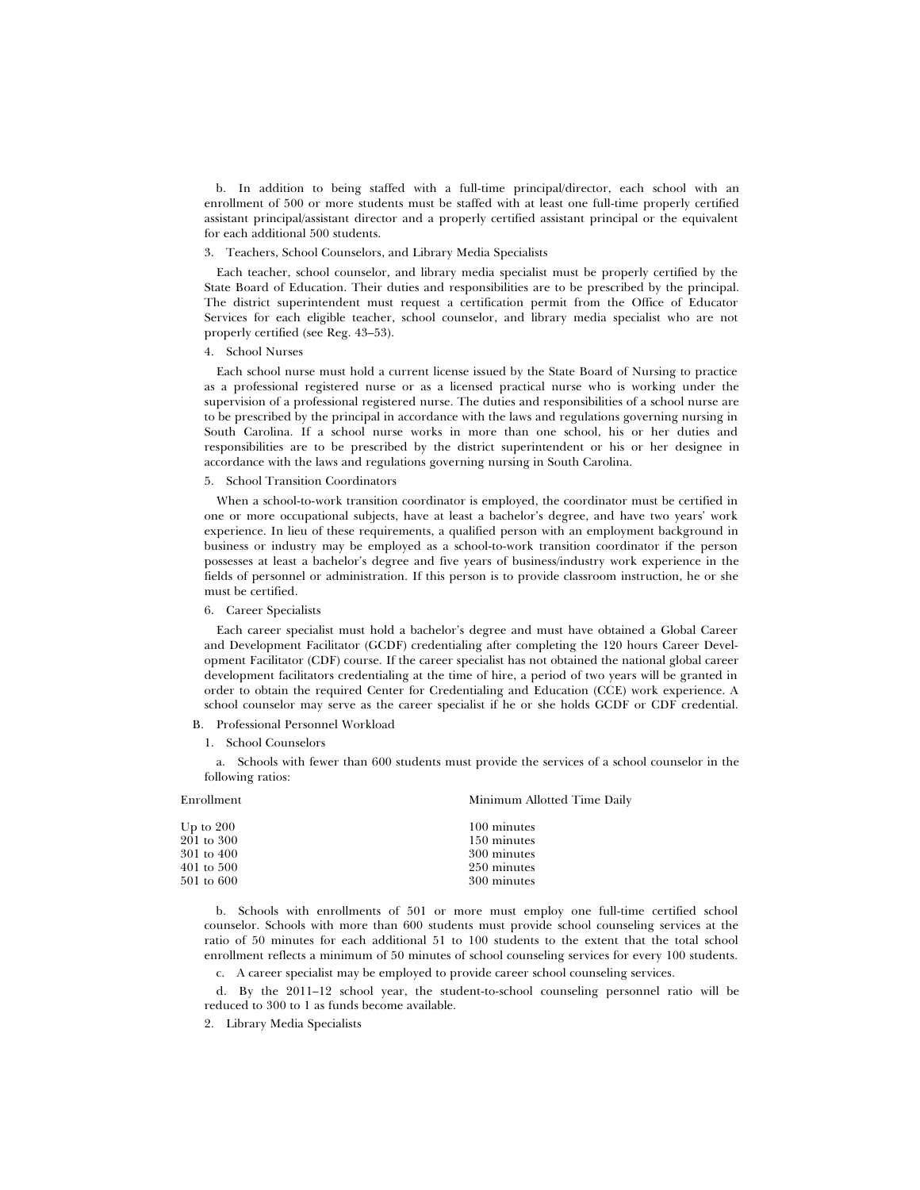b. In addition to being staffed with a full-time principal/director, each school with an enrollment of 500 or more students must be staffed with at least one full-time properly certified assistant principal/assistant director and a properly certified assistant principal or the equivalent for each additional 500 students.

3. Teachers, School Counselors, and Library Media Specialists

Each teacher, school counselor, and library media specialist must be properly certified by the State Board of Education. Their duties and responsibilities are to be prescribed by the principal. The district superintendent must request a certification permit from the Office of Educator Services for each eligible teacher, school counselor, and library media specialist who are not properly certified (see Reg. 43–53).

4. School Nurses

Each school nurse must hold a current license issued by the State Board of Nursing to practice as a professional registered nurse or as a licensed practical nurse who is working under the supervision of a professional registered nurse. The duties and responsibilities of a school nurse are to be prescribed by the principal in accordance with the laws and regulations governing nursing in South Carolina. If a school nurse works in more than one school, his or her duties and responsibilities are to be prescribed by the district superintendent or his or her designee in accordance with the laws and regulations governing nursing in South Carolina.

5. School Transition Coordinators

When a school-to-work transition coordinator is employed, the coordinator must be certified in one or more occupational subjects, have at least a bachelor's degree, and have two years' work experience. In lieu of these requirements, a qualified person with an employment background in business or industry may be employed as a school-to-work transition coordinator if the person possesses at least a bachelor's degree and five years of business/industry work experience in the fields of personnel or administration. If this person is to provide classroom instruction, he or she must be certified.

6. Career Specialists

Each career specialist must hold a bachelor's degree and must have obtained a Global Career and Development Facilitator (GCDF) credentialing after completing the 120 hours Career Development Facilitator (CDF) course. If the career specialist has not obtained the national global career development facilitators credentialing at the time of hire, a period of two years will be granted in order to obtain the required Center for Credentialing and Education (CCE) work experience. A school counselor may serve as the career specialist if he or she holds GCDF or CDF credential.

B. Professional Personnel Workload

1. School Counselors

a. Schools with fewer than 600 students must provide the services of a school counselor in the following ratios:

| Enrollment | Minimum Allotted Time Daily |
|---|---|
| Up to 200 | 100 minutes |
| 201 to 300 | 150 minutes |
| 301 to 400 | 300 minutes |
| 401 to 500 | 250 minutes |
| 501 to 600 | 300 minutes |

b. Schools with enrollments of 501 or more must employ one full-time certified school counselor. Schools with more than 600 students must provide school counseling services at the ratio of 50 minutes for each additional 51 to 100 students to the extent that the total school enrollment reflects a minimum of 50 minutes of school counseling services for every 100 students.

c. A career specialist may be employed to provide career school counseling services.

d. By the 2011–12 school year, the student-to-school counseling personnel ratio will be reduced to 300 to 1 as funds become available.

2. Library Media Specialists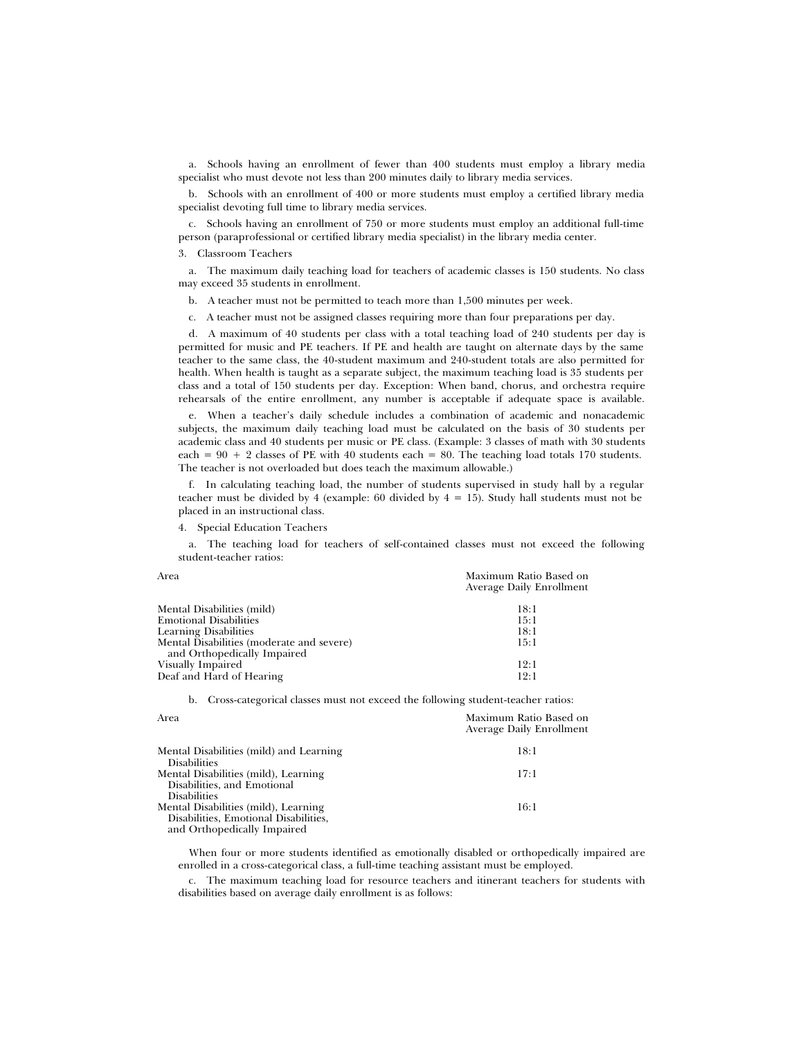a. Schools having an enrollment of fewer than 400 students must employ a library media specialist who must devote not less than 200 minutes daily to library media services.

b. Schools with an enrollment of 400 or more students must employ a certified library media specialist devoting full time to library media services.

c. Schools having an enrollment of 750 or more students must employ an additional full-time person (paraprofessional or certified library media specialist) in the library media center.

3. Classroom Teachers

a. The maximum daily teaching load for teachers of academic classes is 150 students. No class may exceed 35 students in enrollment.

b. A teacher must not be permitted to teach more than 1,500 minutes per week.

c. A teacher must not be assigned classes requiring more than four preparations per day.

d. A maximum of 40 students per class with a total teaching load of 240 students per day is permitted for music and PE teachers. If PE and health are taught on alternate days by the same teacher to the same class, the 40-student maximum and 240-student totals are also permitted for health. When health is taught as a separate subject, the maximum teaching load is 35 students per class and a total of 150 students per day. Exception: When band, chorus, and orchestra require rehearsals of the entire enrollment, any number is acceptable if adequate space is available.

e. When a teacher's daily schedule includes a combination of academic and nonacademic subjects, the maximum daily teaching load must be calculated on the basis of 30 students per academic class and 40 students per music or PE class. (Example: 3 classes of math with 30 students each = 90 + 2 classes of PE with 40 students each = 80. The teaching load totals 170 students. The teacher is not overloaded but does teach the maximum allowable.)

f. In calculating teaching load, the number of students supervised in study hall by a regular teacher must be divided by 4 (example: 60 divided by 4 = 15). Study hall students must not be placed in an instructional class.

4. Special Education Teachers

a. The teaching load for teachers of self-contained classes must not exceed the following student-teacher ratios:

| Area | Maximum Ratio Based on Average Daily Enrollment |
|---|---|
| Mental Disabilities (mild) | 18:1 |
| Emotional Disabilities | 15:1 |
| Learning Disabilities | 18:1 |
| Mental Disabilities (moderate and severe) and Orthopedically Impaired | 15:1 |
| Visually Impaired | 12:1 |
| Deaf and Hard of Hearing | 12:1 |

b. Cross-categorical classes must not exceed the following student-teacher ratios:

| Area | Maximum Ratio Based on Average Daily Enrollment |
|---|---|
| Mental Disabilities (mild) and Learning Disabilities | 18:1 |
| Mental Disabilities (mild), Learning Disabilities, and Emotional Disabilities | 17:1 |
| Mental Disabilities (mild), Learning Disabilities, Emotional Disabilities, and Orthopedically Impaired | 16:1 |

When four or more students identified as emotionally disabled or orthopedically impaired are enrolled in a cross-categorical class, a full-time teaching assistant must be employed.

c. The maximum teaching load for resource teachers and itinerant teachers for students with disabilities based on average daily enrollment is as follows: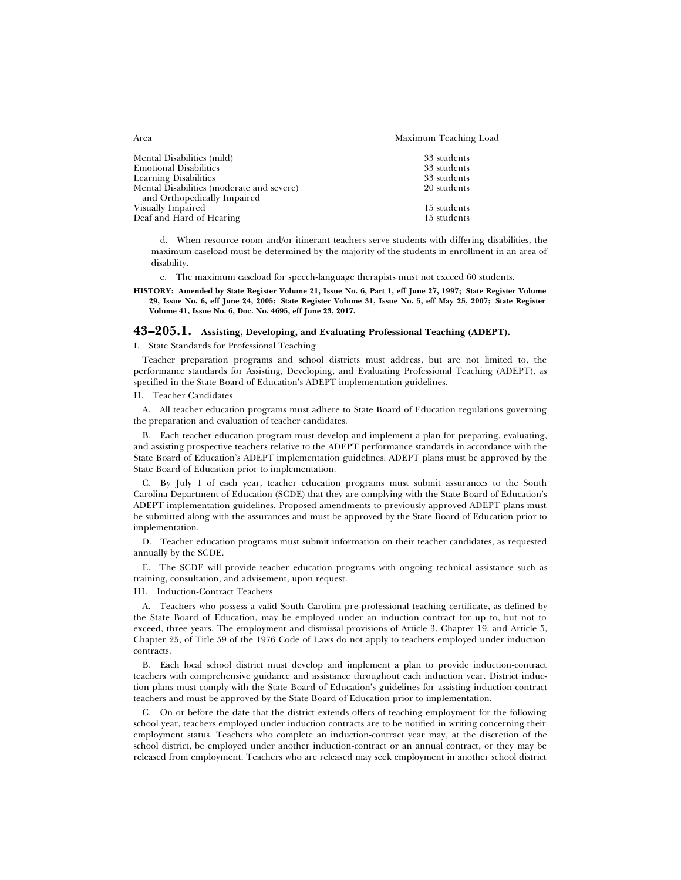| Area | Maximum Teaching Load |
| --- | --- |
| Mental Disabilities (mild) | 33 students |
| Emotional Disabilities | 33 students |
| Learning Disabilities | 33 students |
| Mental Disabilities (moderate and severe) and Orthopedically Impaired | 20 students |
| Visually Impaired | 15 students |
| Deaf and Hard of Hearing | 15 students |

d. When resource room and/or itinerant teachers serve students with differing disabilities, the maximum caseload must be determined by the majority of the students in enrollment in an area of disability.

e. The maximum caseload for speech-language therapists must not exceed 60 students.

**HISTORY: Amended by State Register Volume 21, Issue No. 6, Part 1, eff June 27, 1997; State Register Volume 29, Issue No. 6, eff June 24, 2005; State Register Volume 31, Issue No. 5, eff May 25, 2007; State Register Volume 41, Issue No. 6, Doc. No. 4695, eff June 23, 2017.**

## 43–205.1. Assisting, Developing, and Evaluating Professional Teaching (ADEPT).

I. State Standards for Professional Teaching

Teacher preparation programs and school districts must address, but are not limited to, the performance standards for Assisting, Developing, and Evaluating Professional Teaching (ADEPT), as specified in the State Board of Education's ADEPT implementation guidelines.

II. Teacher Candidates

A. All teacher education programs must adhere to State Board of Education regulations governing the preparation and evaluation of teacher candidates.

B. Each teacher education program must develop and implement a plan for preparing, evaluating, and assisting prospective teachers relative to the ADEPT performance standards in accordance with the State Board of Education's ADEPT implementation guidelines. ADEPT plans must be approved by the State Board of Education prior to implementation.

C. By July 1 of each year, teacher education programs must submit assurances to the South Carolina Department of Education (SCDE) that they are complying with the State Board of Education's ADEPT implementation guidelines. Proposed amendments to previously approved ADEPT plans must be submitted along with the assurances and must be approved by the State Board of Education prior to implementation.

D. Teacher education programs must submit information on their teacher candidates, as requested annually by the SCDE.

E. The SCDE will provide teacher education programs with ongoing technical assistance such as training, consultation, and advisement, upon request.

III. Induction-Contract Teachers

A. Teachers who possess a valid South Carolina pre-professional teaching certificate, as defined by the State Board of Education, may be employed under an induction contract for up to, but not to exceed, three years. The employment and dismissal provisions of Article 3, Chapter 19, and Article 5, Chapter 25, of Title 59 of the 1976 Code of Laws do not apply to teachers employed under induction contracts.

B. Each local school district must develop and implement a plan to provide induction-contract teachers with comprehensive guidance and assistance throughout each induction year. District induction plans must comply with the State Board of Education's guidelines for assisting induction-contract teachers and must be approved by the State Board of Education prior to implementation.

C. On or before the date that the district extends offers of teaching employment for the following school year, teachers employed under induction contracts are to be notified in writing concerning their employment status. Teachers who complete an induction-contract year may, at the discretion of the school district, be employed under another induction-contract or an annual contract, or they may be released from employment. Teachers who are released may seek employment in another school district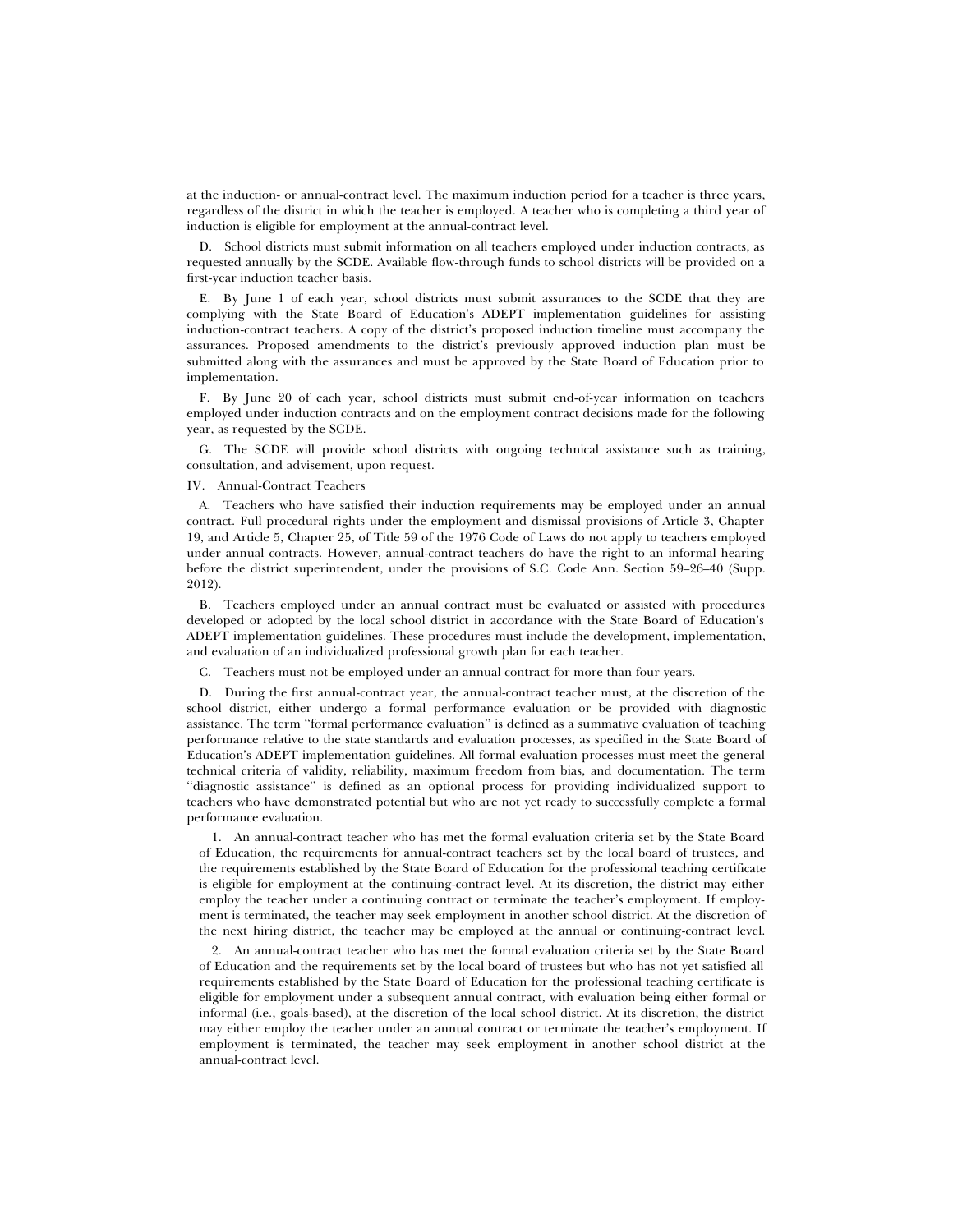at the induction- or annual-contract level. The maximum induction period for a teacher is three years, regardless of the district in which the teacher is employed. A teacher who is completing a third year of induction is eligible for employment at the annual-contract level.

D. School districts must submit information on all teachers employed under induction contracts, as requested annually by the SCDE. Available flow-through funds to school districts will be provided on a first-year induction teacher basis.

E. By June 1 of each year, school districts must submit assurances to the SCDE that they are complying with the State Board of Education's ADEPT implementation guidelines for assisting induction-contract teachers. A copy of the district's proposed induction timeline must accompany the assurances. Proposed amendments to the district's previously approved induction plan must be submitted along with the assurances and must be approved by the State Board of Education prior to implementation.

F. By June 20 of each year, school districts must submit end-of-year information on teachers employed under induction contracts and on the employment contract decisions made for the following year, as requested by the SCDE.

G. The SCDE will provide school districts with ongoing technical assistance such as training, consultation, and advisement, upon request.

IV. Annual-Contract Teachers

A. Teachers who have satisfied their induction requirements may be employed under an annual contract. Full procedural rights under the employment and dismissal provisions of Article 3, Chapter 19, and Article 5, Chapter 25, of Title 59 of the 1976 Code of Laws do not apply to teachers employed under annual contracts. However, annual-contract teachers do have the right to an informal hearing before the district superintendent, under the provisions of S.C. Code Ann. Section 59–26–40 (Supp. 2012).

B. Teachers employed under an annual contract must be evaluated or assisted with procedures developed or adopted by the local school district in accordance with the State Board of Education's ADEPT implementation guidelines. These procedures must include the development, implementation, and evaluation of an individualized professional growth plan for each teacher.

C. Teachers must not be employed under an annual contract for more than four years.

D. During the first annual-contract year, the annual-contract teacher must, at the discretion of the school district, either undergo a formal performance evaluation or be provided with diagnostic assistance. The term "formal performance evaluation" is defined as a summative evaluation of teaching performance relative to the state standards and evaluation processes, as specified in the State Board of Education's ADEPT implementation guidelines. All formal evaluation processes must meet the general technical criteria of validity, reliability, maximum freedom from bias, and documentation. The term "diagnostic assistance" is defined as an optional process for providing individualized support to teachers who have demonstrated potential but who are not yet ready to successfully complete a formal performance evaluation.

1. An annual-contract teacher who has met the formal evaluation criteria set by the State Board of Education, the requirements for annual-contract teachers set by the local board of trustees, and the requirements established by the State Board of Education for the professional teaching certificate is eligible for employment at the continuing-contract level. At its discretion, the district may either employ the teacher under a continuing contract or terminate the teacher's employment. If employment is terminated, the teacher may seek employment in another school district. At the discretion of the next hiring district, the teacher may be employed at the annual or continuing-contract level.

2. An annual-contract teacher who has met the formal evaluation criteria set by the State Board of Education and the requirements set by the local board of trustees but who has not yet satisfied all requirements established by the State Board of Education for the professional teaching certificate is eligible for employment under a subsequent annual contract, with evaluation being either formal or informal (i.e., goals-based), at the discretion of the local school district. At its discretion, the district may either employ the teacher under an annual contract or terminate the teacher's employment. If employment is terminated, the teacher may seek employment in another school district at the annual-contract level.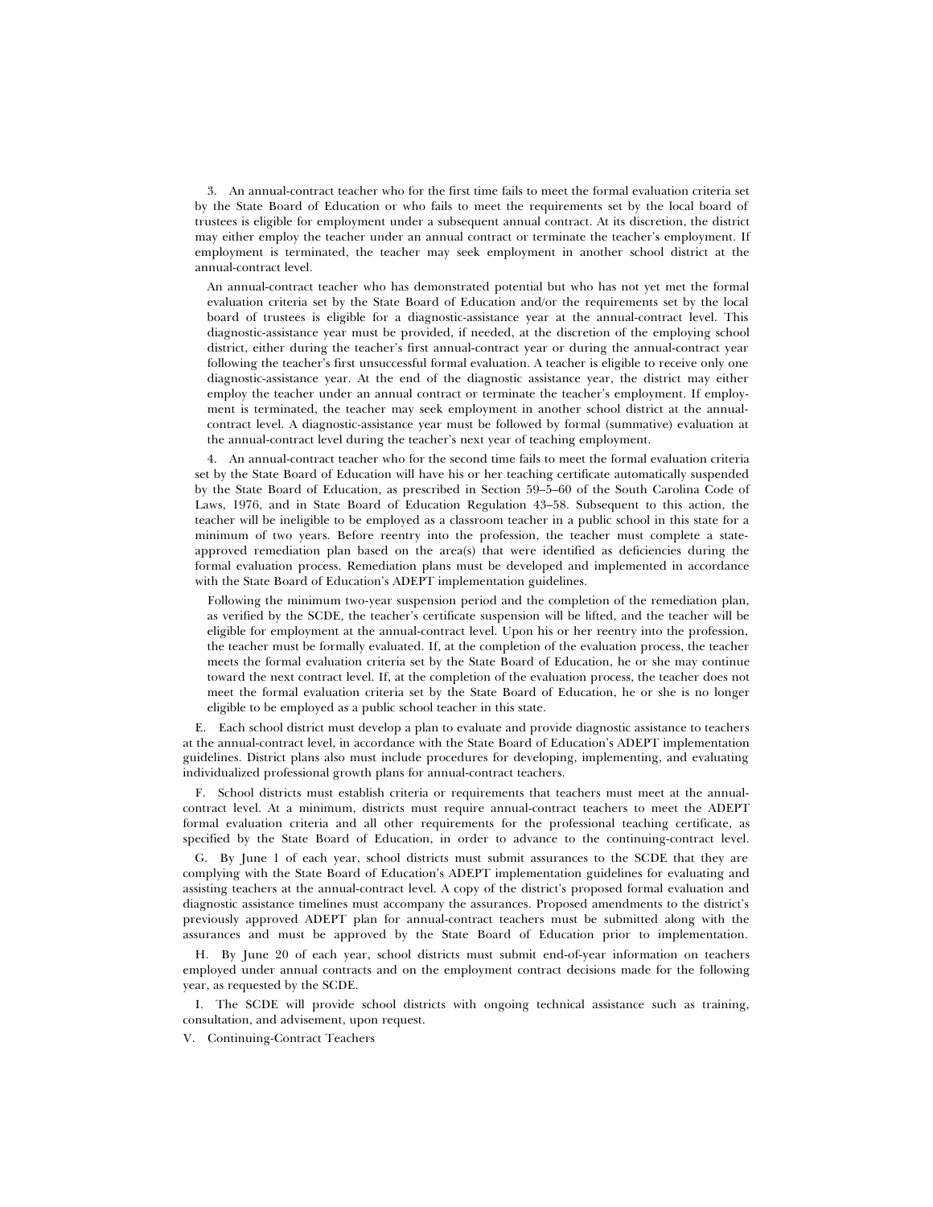3. An annual-contract teacher who for the first time fails to meet the formal evaluation criteria set by the State Board of Education or who fails to meet the requirements set by the local board of trustees is eligible for employment under a subsequent annual contract. At its discretion, the district may either employ the teacher under an annual contract or terminate the teacher's employment. If employment is terminated, the teacher may seek employment in another school district at the annual-contract level.

An annual-contract teacher who has demonstrated potential but who has not yet met the formal evaluation criteria set by the State Board of Education and/or the requirements set by the local board of trustees is eligible for a diagnostic-assistance year at the annual-contract level. This diagnostic-assistance year must be provided, if needed, at the discretion of the employing school district, either during the teacher's first annual-contract year or during the annual-contract year following the teacher's first unsuccessful formal evaluation. A teacher is eligible to receive only one diagnostic-assistance year. At the end of the diagnostic assistance year, the district may either employ the teacher under an annual contract or terminate the teacher's employment. If employment is terminated, the teacher may seek employment in another school district at the annual-contract level. A diagnostic-assistance year must be followed by formal (summative) evaluation at the annual-contract level during the teacher's next year of teaching employment.

4. An annual-contract teacher who for the second time fails to meet the formal evaluation criteria set by the State Board of Education will have his or her teaching certificate automatically suspended by the State Board of Education, as prescribed in Section 59–5–60 of the South Carolina Code of Laws, 1976, and in State Board of Education Regulation 43–58. Subsequent to this action, the teacher will be ineligible to be employed as a classroom teacher in a public school in this state for a minimum of two years. Before reentry into the profession, the teacher must complete a state-approved remediation plan based on the area(s) that were identified as deficiencies during the formal evaluation process. Remediation plans must be developed and implemented in accordance with the State Board of Education's ADEPT implementation guidelines.

Following the minimum two-year suspension period and the completion of the remediation plan, as verified by the SCDE, the teacher's certificate suspension will be lifted, and the teacher will be eligible for employment at the annual-contract level. Upon his or her reentry into the profession, the teacher must be formally evaluated. If, at the completion of the evaluation process, the teacher meets the formal evaluation criteria set by the State Board of Education, he or she may continue toward the next contract level. If, at the completion of the evaluation process, the teacher does not meet the formal evaluation criteria set by the State Board of Education, he or she is no longer eligible to be employed as a public school teacher in this state.

E. Each school district must develop a plan to evaluate and provide diagnostic assistance to teachers at the annual-contract level, in accordance with the State Board of Education's ADEPT implementation guidelines. District plans also must include procedures for developing, implementing, and evaluating individualized professional growth plans for annual-contract teachers.

F. School districts must establish criteria or requirements that teachers must meet at the annual-contract level. At a minimum, districts must require annual-contract teachers to meet the ADEPT formal evaluation criteria and all other requirements for the professional teaching certificate, as specified by the State Board of Education, in order to advance to the continuing-contract level.

G. By June 1 of each year, school districts must submit assurances to the SCDE that they are complying with the State Board of Education's ADEPT implementation guidelines for evaluating and assisting teachers at the annual-contract level. A copy of the district's proposed formal evaluation and diagnostic assistance timelines must accompany the assurances. Proposed amendments to the district's previously approved ADEPT plan for annual-contract teachers must be submitted along with the assurances and must be approved by the State Board of Education prior to implementation.

H. By June 20 of each year, school districts must submit end-of-year information on teachers employed under annual contracts and on the employment contract decisions made for the following year, as requested by the SCDE.

I. The SCDE will provide school districts with ongoing technical assistance such as training, consultation, and advisement, upon request.

V. Continuing-Contract Teachers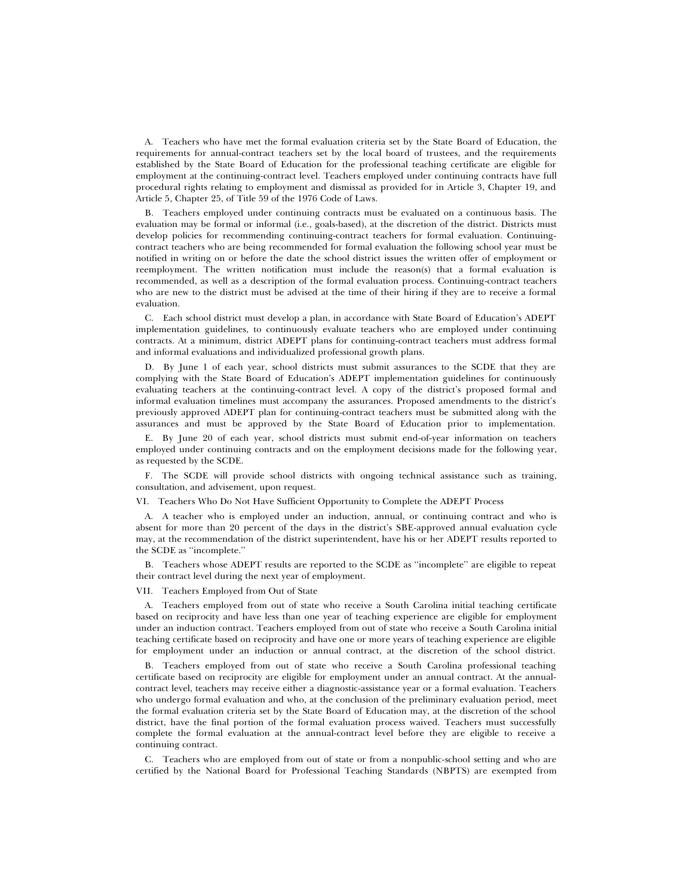A. Teachers who have met the formal evaluation criteria set by the State Board of Education, the requirements for annual-contract teachers set by the local board of trustees, and the requirements established by the State Board of Education for the professional teaching certificate are eligible for employment at the continuing-contract level. Teachers employed under continuing contracts have full procedural rights relating to employment and dismissal as provided for in Article 3, Chapter 19, and Article 5, Chapter 25, of Title 59 of the 1976 Code of Laws.

B. Teachers employed under continuing contracts must be evaluated on a continuous basis. The evaluation may be formal or informal (i.e., goals-based), at the discretion of the district. Districts must develop policies for recommending continuing-contract teachers for formal evaluation. Continuing-contract teachers who are being recommended for formal evaluation the following school year must be notified in writing on or before the date the school district issues the written offer of employment or reemployment. The written notification must include the reason(s) that a formal evaluation is recommended, as well as a description of the formal evaluation process. Continuing-contract teachers who are new to the district must be advised at the time of their hiring if they are to receive a formal evaluation.

C. Each school district must develop a plan, in accordance with State Board of Education's ADEPT implementation guidelines, to continuously evaluate teachers who are employed under continuing contracts. At a minimum, district ADEPT plans for continuing-contract teachers must address formal and informal evaluations and individualized professional growth plans.

D. By June 1 of each year, school districts must submit assurances to the SCDE that they are complying with the State Board of Education's ADEPT implementation guidelines for continuously evaluating teachers at the continuing-contract level. A copy of the district's proposed formal and informal evaluation timelines must accompany the assurances. Proposed amendments to the district's previously approved ADEPT plan for continuing-contract teachers must be submitted along with the assurances and must be approved by the State Board of Education prior to implementation.

E. By June 20 of each year, school districts must submit end-of-year information on teachers employed under continuing contracts and on the employment decisions made for the following year, as requested by the SCDE.

F. The SCDE will provide school districts with ongoing technical assistance such as training, consultation, and advisement, upon request.

VI. Teachers Who Do Not Have Sufficient Opportunity to Complete the ADEPT Process

A. A teacher who is employed under an induction, annual, or continuing contract and who is absent for more than 20 percent of the days in the district's SBE-approved annual evaluation cycle may, at the recommendation of the district superintendent, have his or her ADEPT results reported to the SCDE as "incomplete."

B. Teachers whose ADEPT results are reported to the SCDE as "incomplete" are eligible to repeat their contract level during the next year of employment.

VII. Teachers Employed from Out of State

A. Teachers employed from out of state who receive a South Carolina initial teaching certificate based on reciprocity and have less than one year of teaching experience are eligible for employment under an induction contract. Teachers employed from out of state who receive a South Carolina initial teaching certificate based on reciprocity and have one or more years of teaching experience are eligible for employment under an induction or annual contract, at the discretion of the school district.

B. Teachers employed from out of state who receive a South Carolina professional teaching certificate based on reciprocity are eligible for employment under an annual contract. At the annual-contract level, teachers may receive either a diagnostic-assistance year or a formal evaluation. Teachers who undergo formal evaluation and who, at the conclusion of the preliminary evaluation period, meet the formal evaluation criteria set by the State Board of Education may, at the discretion of the school district, have the final portion of the formal evaluation process waived. Teachers must successfully complete the formal evaluation at the annual-contract level before they are eligible to receive a continuing contract.

C. Teachers who are employed from out of state or from a nonpublic-school setting and who are certified by the National Board for Professional Teaching Standards (NBPTS) are exempted from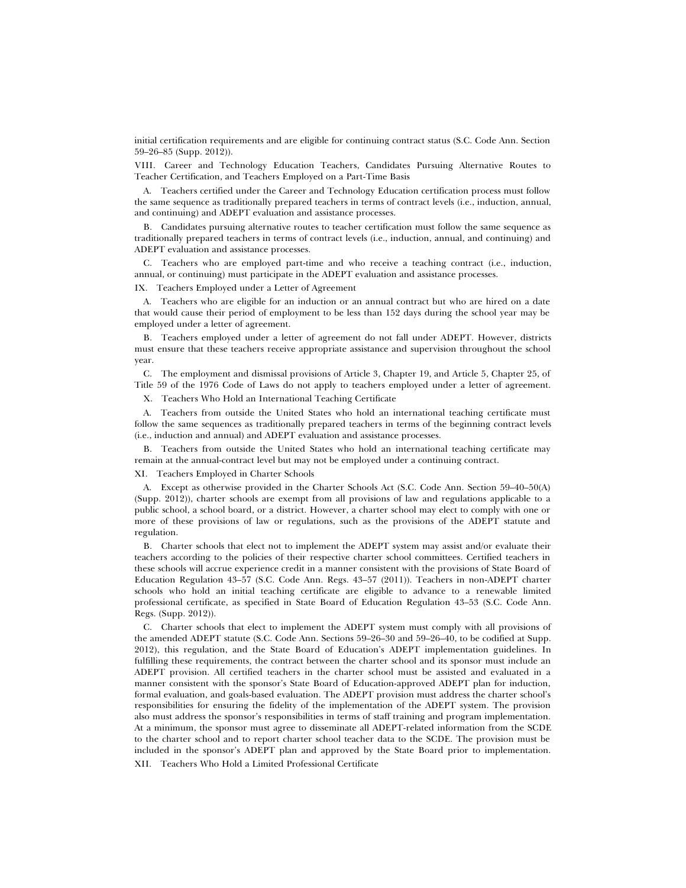initial certification requirements and are eligible for continuing contract status (S.C. Code Ann. Section 59–26–85 (Supp. 2012)).

VIII. Career and Technology Education Teachers, Candidates Pursuing Alternative Routes to Teacher Certification, and Teachers Employed on a Part-Time Basis

A. Teachers certified under the Career and Technology Education certification process must follow the same sequence as traditionally prepared teachers in terms of contract levels (i.e., induction, annual, and continuing) and ADEPT evaluation and assistance processes.

B. Candidates pursuing alternative routes to teacher certification must follow the same sequence as traditionally prepared teachers in terms of contract levels (i.e., induction, annual, and continuing) and ADEPT evaluation and assistance processes.

C. Teachers who are employed part-time and who receive a teaching contract (i.e., induction, annual, or continuing) must participate in the ADEPT evaluation and assistance processes.

IX. Teachers Employed under a Letter of Agreement

A. Teachers who are eligible for an induction or an annual contract but who are hired on a date that would cause their period of employment to be less than 152 days during the school year may be employed under a letter of agreement.

B. Teachers employed under a letter of agreement do not fall under ADEPT. However, districts must ensure that these teachers receive appropriate assistance and supervision throughout the school year.

C. The employment and dismissal provisions of Article 3, Chapter 19, and Article 5, Chapter 25, of Title 59 of the 1976 Code of Laws do not apply to teachers employed under a letter of agreement.

X. Teachers Who Hold an International Teaching Certificate

A. Teachers from outside the United States who hold an international teaching certificate must follow the same sequences as traditionally prepared teachers in terms of the beginning contract levels (i.e., induction and annual) and ADEPT evaluation and assistance processes.

B. Teachers from outside the United States who hold an international teaching certificate may remain at the annual-contract level but may not be employed under a continuing contract.

XI. Teachers Employed in Charter Schools

A. Except as otherwise provided in the Charter Schools Act (S.C. Code Ann. Section 59–40–50(A) (Supp. 2012)), charter schools are exempt from all provisions of law and regulations applicable to a public school, a school board, or a district. However, a charter school may elect to comply with one or more of these provisions of law or regulations, such as the provisions of the ADEPT statute and regulation.

B. Charter schools that elect not to implement the ADEPT system may assist and/or evaluate their teachers according to the policies of their respective charter school committees. Certified teachers in these schools will accrue experience credit in a manner consistent with the provisions of State Board of Education Regulation 43–57 (S.C. Code Ann. Regs. 43–57 (2011)). Teachers in non-ADEPT charter schools who hold an initial teaching certificate are eligible to advance to a renewable limited professional certificate, as specified in State Board of Education Regulation 43–53 (S.C. Code Ann. Regs. (Supp. 2012)).

C. Charter schools that elect to implement the ADEPT system must comply with all provisions of the amended ADEPT statute (S.C. Code Ann. Sections 59–26–30 and 59–26–40, to be codified at Supp. 2012), this regulation, and the State Board of Education's ADEPT implementation guidelines. In fulfilling these requirements, the contract between the charter school and its sponsor must include an ADEPT provision. All certified teachers in the charter school must be assisted and evaluated in a manner consistent with the sponsor's State Board of Education-approved ADEPT plan for induction, formal evaluation, and goals-based evaluation. The ADEPT provision must address the charter school's responsibilities for ensuring the fidelity of the implementation of the ADEPT system. The provision also must address the sponsor's responsibilities in terms of staff training and program implementation. At a minimum, the sponsor must agree to disseminate all ADEPT-related information from the SCDE to the charter school and to report charter school teacher data to the SCDE. The provision must be included in the sponsor's ADEPT plan and approved by the State Board prior to implementation.

XII. Teachers Who Hold a Limited Professional Certificate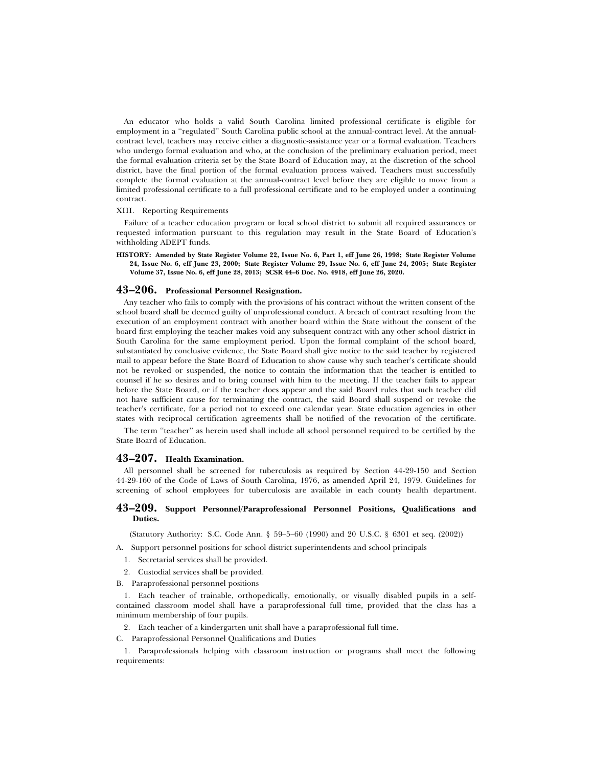An educator who holds a valid South Carolina limited professional certificate is eligible for employment in a ''regulated'' South Carolina public school at the annual-contract level. At the annual-contract level, teachers may receive either a diagnostic-assistance year or a formal evaluation. Teachers who undergo formal evaluation and who, at the conclusion of the preliminary evaluation period, meet the formal evaluation criteria set by the State Board of Education may, at the discretion of the school district, have the final portion of the formal evaluation process waived. Teachers must successfully complete the formal evaluation at the annual-contract level before they are eligible to move from a limited professional certificate to a full professional certificate and to be employed under a continuing contract.

XIII. Reporting Requirements

Failure of a teacher education program or local school district to submit all required assurances or requested information pursuant to this regulation may result in the State Board of Education's withholding ADEPT funds.

**HISTORY: Amended by State Register Volume 22, Issue No. 6, Part 1, eff June 26, 1998; State Register Volume 24, Issue No. 6, eff June 23, 2000; State Register Volume 29, Issue No. 6, eff June 24, 2005; State Register Volume 37, Issue No. 6, eff June 28, 2013; SCSR 44–6 Doc. No. 4918, eff June 26, 2020.**

## 43–206. Professional Personnel Resignation.

Any teacher who fails to comply with the provisions of his contract without the written consent of the school board shall be deemed guilty of unprofessional conduct. A breach of contract resulting from the execution of an employment contract with another board within the State without the consent of the board first employing the teacher makes void any subsequent contract with any other school district in South Carolina for the same employment period. Upon the formal complaint of the school board, substantiated by conclusive evidence, the State Board shall give notice to the said teacher by registered mail to appear before the State Board of Education to show cause why such teacher's certificate should not be revoked or suspended, the notice to contain the information that the teacher is entitled to counsel if he so desires and to bring counsel with him to the meeting. If the teacher fails to appear before the State Board, or if the teacher does appear and the said Board rules that such teacher did not have sufficient cause for terminating the contract, the said Board shall suspend or revoke the teacher's certificate, for a period not to exceed one calendar year. State education agencies in other states with reciprocal certification agreements shall be notified of the revocation of the certificate.

The term ''teacher'' as herein used shall include all school personnel required to be certified by the State Board of Education.

## 43–207. Health Examination.

All personnel shall be screened for tuberculosis as required by Section 44-29-150 and Section 44-29-160 of the Code of Laws of South Carolina, 1976, as amended April 24, 1979. Guidelines for screening of school employees for tuberculosis are available in each county health department.

## 43–209. Support Personnel/Paraprofessional Personnel Positions, Qualifications and Duties.

(Statutory Authority: S.C. Code Ann. § 59–5–60 (1990) and 20 U.S.C. § 6301 et seq. (2002))

A. Support personnel positions for school district superintendents and school principals

1. Secretarial services shall be provided.

2. Custodial services shall be provided.

B. Paraprofessional personnel positions

1. Each teacher of trainable, orthopedically, emotionally, or visually disabled pupils in a self-contained classroom model shall have a paraprofessional full time, provided that the class has a minimum membership of four pupils.

2. Each teacher of a kindergarten unit shall have a paraprofessional full time.

C. Paraprofessional Personnel Qualifications and Duties

1. Paraprofessionals helping with classroom instruction or programs shall meet the following requirements: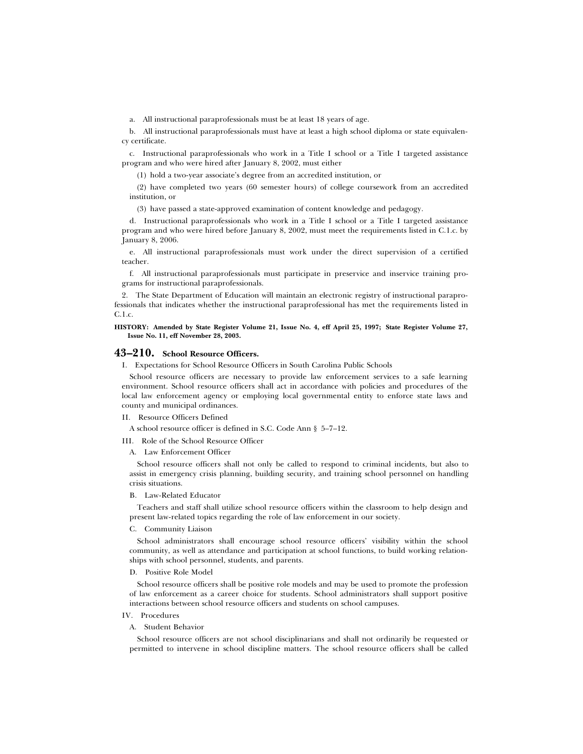a. All instructional paraprofessionals must be at least 18 years of age.

b. All instructional paraprofessionals must have at least a high school diploma or state equivalency certificate.

c. Instructional paraprofessionals who work in a Title I school or a Title I targeted assistance program and who were hired after January 8, 2002, must either

(1) hold a two-year associate's degree from an accredited institution, or

(2) have completed two years (60 semester hours) of college coursework from an accredited institution, or

(3) have passed a state-approved examination of content knowledge and pedagogy.

d. Instructional paraprofessionals who work in a Title I school or a Title I targeted assistance program and who were hired before January 8, 2002, must meet the requirements listed in C.1.c. by January 8, 2006.

e. All instructional paraprofessionals must work under the direct supervision of a certified teacher.

f. All instructional paraprofessionals must participate in preservice and inservice training programs for instructional paraprofessionals.

2. The State Department of Education will maintain an electronic registry of instructional paraprofessionals that indicates whether the instructional paraprofessional has met the requirements listed in C.1.c.

**HISTORY: Amended by State Register Volume 21, Issue No. 4, eff April 25, 1997; State Register Volume 27, Issue No. 11, eff November 28, 2003.**

## 43–210. School Resource Officers.

I. Expectations for School Resource Officers in South Carolina Public Schools

School resource officers are necessary to provide law enforcement services to a safe learning environment. School resource officers shall act in accordance with policies and procedures of the local law enforcement agency or employing local governmental entity to enforce state laws and county and municipal ordinances.

II. Resource Officers Defined

A school resource officer is defined in S.C. Code Ann § 5–7–12.

III. Role of the School Resource Officer

A. Law Enforcement Officer

School resource officers shall not only be called to respond to criminal incidents, but also to assist in emergency crisis planning, building security, and training school personnel on handling crisis situations.

B. Law-Related Educator

Teachers and staff shall utilize school resource officers within the classroom to help design and present law-related topics regarding the role of law enforcement in our society.

C. Community Liaison

School administrators shall encourage school resource officers' visibility within the school community, as well as attendance and participation at school functions, to build working relationships with school personnel, students, and parents.

D. Positive Role Model

School resource officers shall be positive role models and may be used to promote the profession of law enforcement as a career choice for students. School administrators shall support positive interactions between school resource officers and students on school campuses.

IV. Procedures

A. Student Behavior

School resource officers are not school disciplinarians and shall not ordinarily be requested or permitted to intervene in school discipline matters. The school resource officers shall be called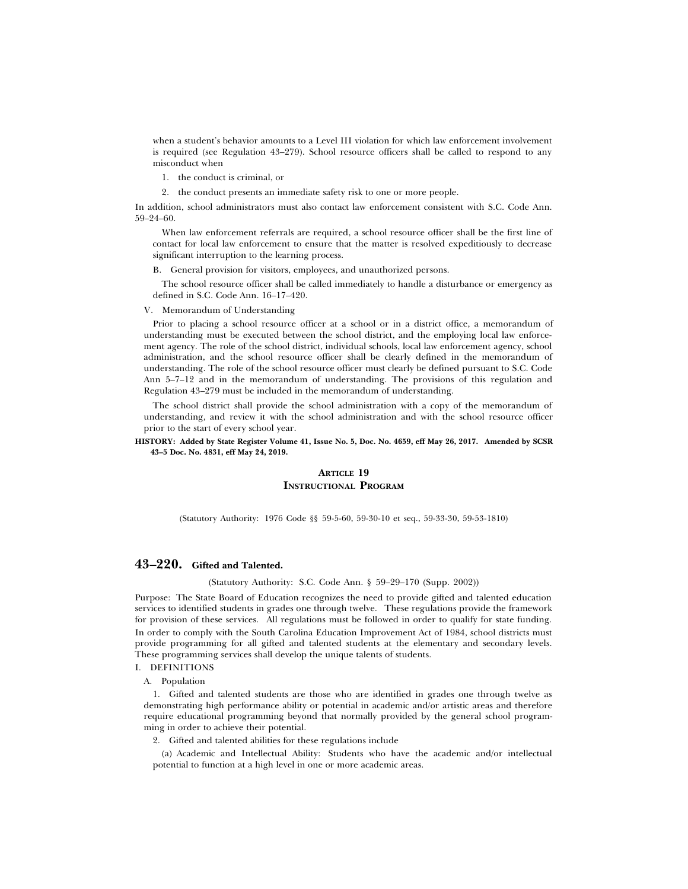when a student's behavior amounts to a Level III violation for which law enforcement involvement is required (see Regulation 43–279). School resource officers shall be called to respond to any misconduct when

1. the conduct is criminal, or

2. the conduct presents an immediate safety risk to one or more people.

In addition, school administrators must also contact law enforcement consistent with S.C. Code Ann. 59–24–60.

When law enforcement referrals are required, a school resource officer shall be the first line of contact for local law enforcement to ensure that the matter is resolved expeditiously to decrease significant interruption to the learning process.

B. General provision for visitors, employees, and unauthorized persons.

The school resource officer shall be called immediately to handle a disturbance or emergency as defined in S.C. Code Ann. 16–17–420.

V. Memorandum of Understanding

Prior to placing a school resource officer at a school or in a district office, a memorandum of understanding must be executed between the school district, and the employing local law enforcement agency. The role of the school district, individual schools, local law enforcement agency, school administration, and the school resource officer shall be clearly defined in the memorandum of understanding. The role of the school resource officer must clearly be defined pursuant to S.C. Code Ann 5–7–12 and in the memorandum of understanding. The provisions of this regulation and Regulation 43–279 must be included in the memorandum of understanding.

The school district shall provide the school administration with a copy of the memorandum of understanding, and review it with the school administration and with the school resource officer prior to the start of every school year.

**HISTORY: Added by State Register Volume 41, Issue No. 5, Doc. No. 4659, eff May 26, 2017. Amended by SCSR 43–5 Doc. No. 4831, eff May 24, 2019.**

## ARTICLE 19
## INSTRUCTIONAL PROGRAM

(Statutory Authority: 1976 Code §§ 59-5-60, 59-30-10 et seq., 59-33-30, 59-53-1810)

## 43–220. Gifted and Talented.

(Statutory Authority: S.C. Code Ann. § 59–29–170 (Supp. 2002))

Purpose: The State Board of Education recognizes the need to provide gifted and talented education services to identified students in grades one through twelve. These regulations provide the framework for provision of these services. All regulations must be followed in order to qualify for state funding. In order to comply with the South Carolina Education Improvement Act of 1984, school districts must provide programming for all gifted and talented students at the elementary and secondary levels. These programming services shall develop the unique talents of students.

I. DEFINITIONS

A. Population

1. Gifted and talented students are those who are identified in grades one through twelve as demonstrating high performance ability or potential in academic and/or artistic areas and therefore require educational programming beyond that normally provided by the general school programming in order to achieve their potential.

2. Gifted and talented abilities for these regulations include

(a) Academic and Intellectual Ability: Students who have the academic and/or intellectual potential to function at a high level in one or more academic areas.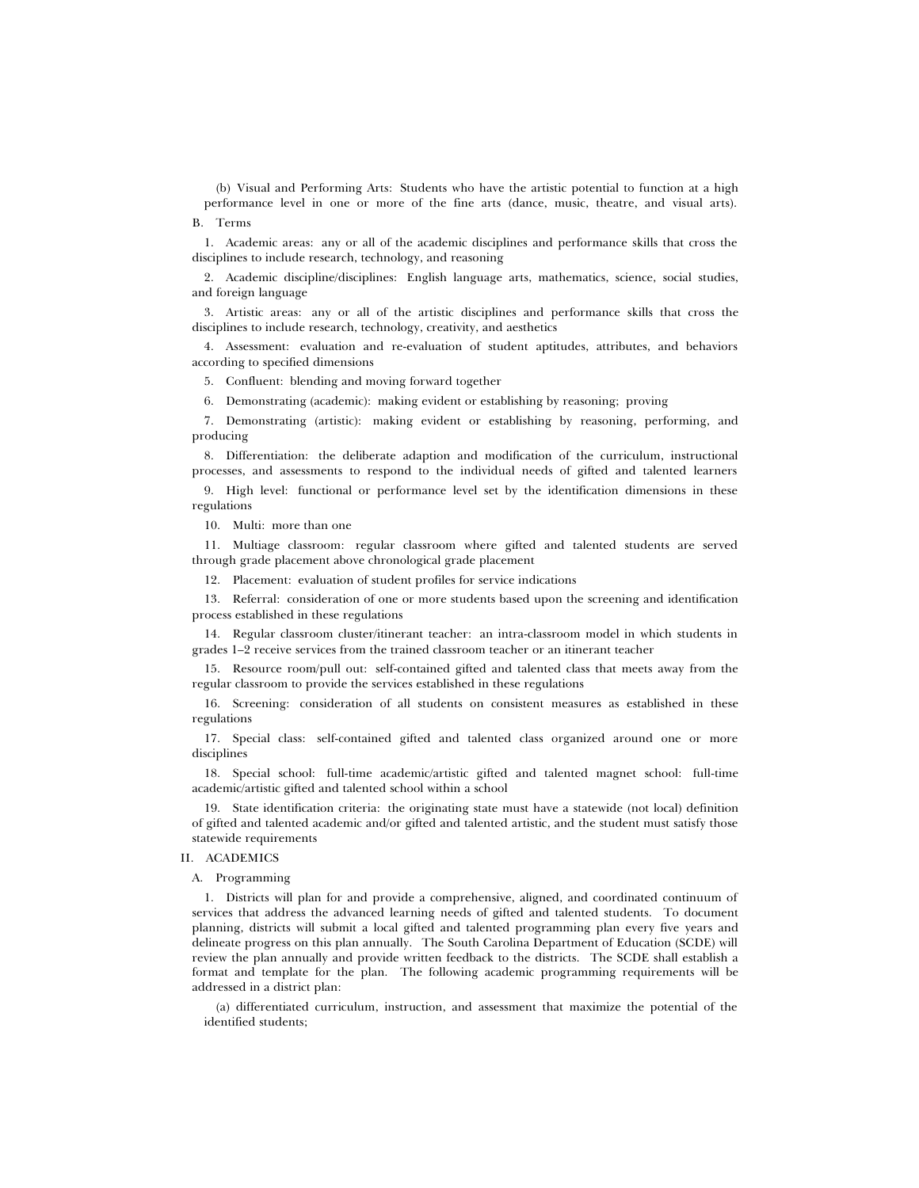(b) Visual and Performing Arts: Students who have the artistic potential to function at a high performance level in one or more of the fine arts (dance, music, theatre, and visual arts).

B. Terms

1. Academic areas: any or all of the academic disciplines and performance skills that cross the disciplines to include research, technology, and reasoning

2. Academic discipline/disciplines: English language arts, mathematics, science, social studies, and foreign language

3. Artistic areas: any or all of the artistic disciplines and performance skills that cross the disciplines to include research, technology, creativity, and aesthetics

4. Assessment: evaluation and re-evaluation of student aptitudes, attributes, and behaviors according to specified dimensions

5. Confluent: blending and moving forward together

6. Demonstrating (academic): making evident or establishing by reasoning; proving

7. Demonstrating (artistic): making evident or establishing by reasoning, performing, and producing

8. Differentiation: the deliberate adaption and modification of the curriculum, instructional processes, and assessments to respond to the individual needs of gifted and talented learners

9. High level: functional or performance level set by the identification dimensions in these regulations

10. Multi: more than one

11. Multiage classroom: regular classroom where gifted and talented students are served through grade placement above chronological grade placement

12. Placement: evaluation of student profiles for service indications

13. Referral: consideration of one or more students based upon the screening and identification process established in these regulations

14. Regular classroom cluster/itinerant teacher: an intra-classroom model in which students in grades 1–2 receive services from the trained classroom teacher or an itinerant teacher

15. Resource room/pull out: self-contained gifted and talented class that meets away from the regular classroom to provide the services established in these regulations

16. Screening: consideration of all students on consistent measures as established in these regulations

17. Special class: self-contained gifted and talented class organized around one or more disciplines

18. Special school: full-time academic/artistic gifted and talented magnet school: full-time academic/artistic gifted and talented school within a school

19. State identification criteria: the originating state must have a statewide (not local) definition of gifted and talented academic and/or gifted and talented artistic, and the student must satisfy those statewide requirements

II. ACADEMICS

A. Programming

1. Districts will plan for and provide a comprehensive, aligned, and coordinated continuum of services that address the advanced learning needs of gifted and talented students. To document planning, districts will submit a local gifted and talented programming plan every five years and delineate progress on this plan annually. The South Carolina Department of Education (SCDE) will review the plan annually and provide written feedback to the districts. The SCDE shall establish a format and template for the plan. The following academic programming requirements will be addressed in a district plan:

(a) differentiated curriculum, instruction, and assessment that maximize the potential of the identified students;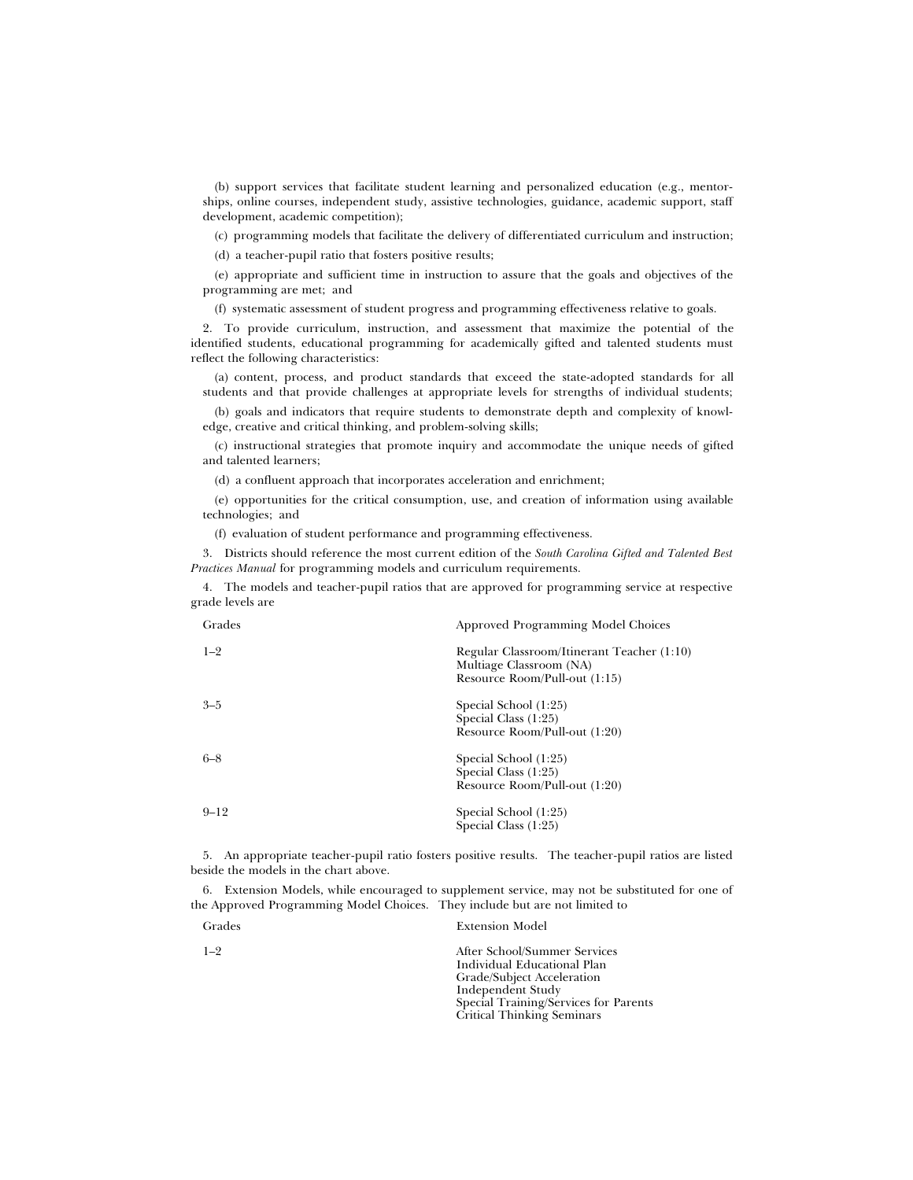(b) support services that facilitate student learning and personalized education (e.g., mentorships, online courses, independent study, assistive technologies, guidance, academic support, staff development, academic competition);

(c) programming models that facilitate the delivery of differentiated curriculum and instruction;

(d) a teacher-pupil ratio that fosters positive results;

(e) appropriate and sufficient time in instruction to assure that the goals and objectives of the programming are met; and

(f) systematic assessment of student progress and programming effectiveness relative to goals.

2. To provide curriculum, instruction, and assessment that maximize the potential of the identified students, educational programming for academically gifted and talented students must reflect the following characteristics:

(a) content, process, and product standards that exceed the state-adopted standards for all students and that provide challenges at appropriate levels for strengths of individual students;

(b) goals and indicators that require students to demonstrate depth and complexity of knowledge, creative and critical thinking, and problem-solving skills;

(c) instructional strategies that promote inquiry and accommodate the unique needs of gifted and talented learners;

(d) a confluent approach that incorporates acceleration and enrichment;

(e) opportunities for the critical consumption, use, and creation of information using available technologies; and

(f) evaluation of student performance and programming effectiveness.

3. Districts should reference the most current edition of the *South Carolina Gifted and Talented Best Practices Manual* for programming models and curriculum requirements.

4. The models and teacher-pupil ratios that are approved for programming service at respective grade levels are

| Grades | Approved Programming Model Choices |
|---|---|
| 1–2 | Regular Classroom/Itinerant Teacher (1:10)<br>Multiage Classroom (NA)<br>Resource Room/Pull-out (1:15) |
| 3–5 | Special School (1:25)<br>Special Class (1:25)<br>Resource Room/Pull-out (1:20) |
| 6–8 | Special School (1:25)<br>Special Class (1:25)<br>Resource Room/Pull-out (1:20) |
| 9–12 | Special School (1:25)<br>Special Class (1:25) |

5. An appropriate teacher-pupil ratio fosters positive results. The teacher-pupil ratios are listed beside the models in the chart above.

6. Extension Models, while encouraged to supplement service, may not be substituted for one of the Approved Programming Model Choices. They include but are not limited to

| Grades | Extension Model |
|---|---|
| 1–2 | After School/Summer Services<br>Individual Educational Plan<br>Grade/Subject Acceleration<br>Independent Study<br>Special Training/Services for Parents<br>Critical Thinking Seminars |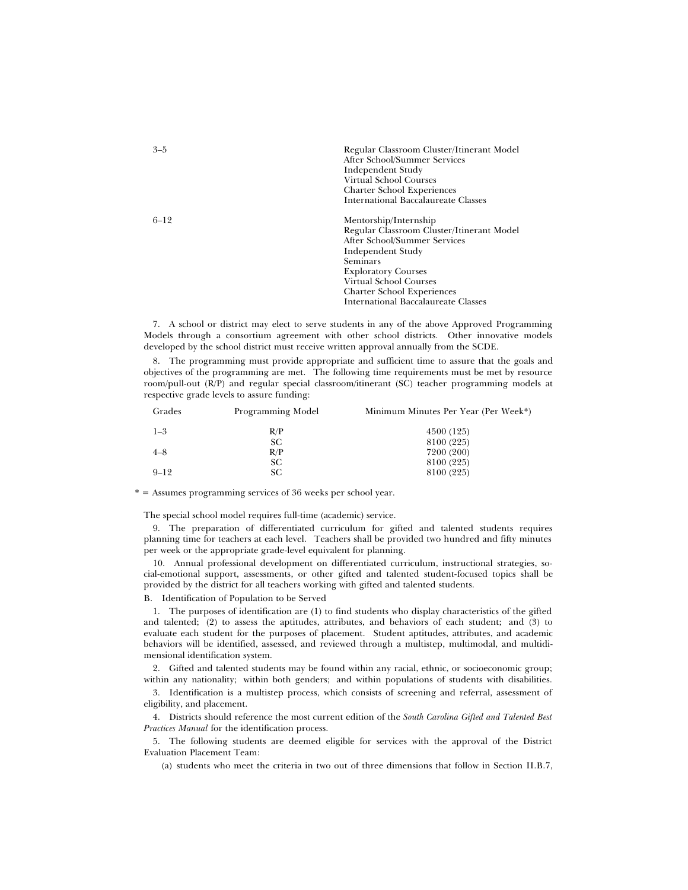| | |
|---|---|
| 3–5 | Regular Classroom Cluster/Itinerant Model<br>After School/Summer Services<br>Independent Study<br>Virtual School Courses<br>Charter School Experiences<br>International Baccalaureate Classes |
| 6–12 | Mentorship/Internship<br>Regular Classroom Cluster/Itinerant Model<br>After School/Summer Services<br>Independent Study<br>Seminars<br>Exploratory Courses<br>Virtual School Courses<br>Charter School Experiences<br>International Baccalaureate Classes |

7. A school or district may elect to serve students in any of the above Approved Programming Models through a consortium agreement with other school districts. Other innovative models developed by the school district must receive written approval annually from the SCDE.

8. The programming must provide appropriate and sufficient time to assure that the goals and objectives of the programming are met. The following time requirements must be met by resource room/pull-out (R/P) and regular special classroom/itinerant (SC) teacher programming models at respective grade levels to assure funding:

| Grades | Programming Model | Minimum Minutes Per Year (Per Week*) |
|---|---|---|
| 1–3 | R/P | 4500 (125) |
| | SC | 8100 (225) |
| 4–8 | R/P | 7200 (200) |
| | SC | 8100 (225) |
| 9–12 | SC | 8100 (225) |

* = Assumes programming services of 36 weeks per school year.

The special school model requires full-time (academic) service.

9. The preparation of differentiated curriculum for gifted and talented students requires planning time for teachers at each level. Teachers shall be provided two hundred and fifty minutes per week or the appropriate grade-level equivalent for planning.

10. Annual professional development on differentiated curriculum, instructional strategies, social-emotional support, assessments, or other gifted and talented student-focused topics shall be provided by the district for all teachers working with gifted and talented students.

B. Identification of Population to be Served

1. The purposes of identification are (1) to find students who display characteristics of the gifted and talented; (2) to assess the aptitudes, attributes, and behaviors of each student; and (3) to evaluate each student for the purposes of placement. Student aptitudes, attributes, and academic behaviors will be identified, assessed, and reviewed through a multistep, multimodal, and multidimensional identification system.

2. Gifted and talented students may be found within any racial, ethnic, or socioeconomic group; within any nationality; within both genders; and within populations of students with disabilities.

3. Identification is a multistep process, which consists of screening and referral, assessment of eligibility, and placement.

4. Districts should reference the most current edition of the *South Carolina Gifted and Talented Best Practices Manual* for the identification process.

5. The following students are deemed eligible for services with the approval of the District Evaluation Placement Team:

(a) students who meet the criteria in two out of three dimensions that follow in Section II.B.7,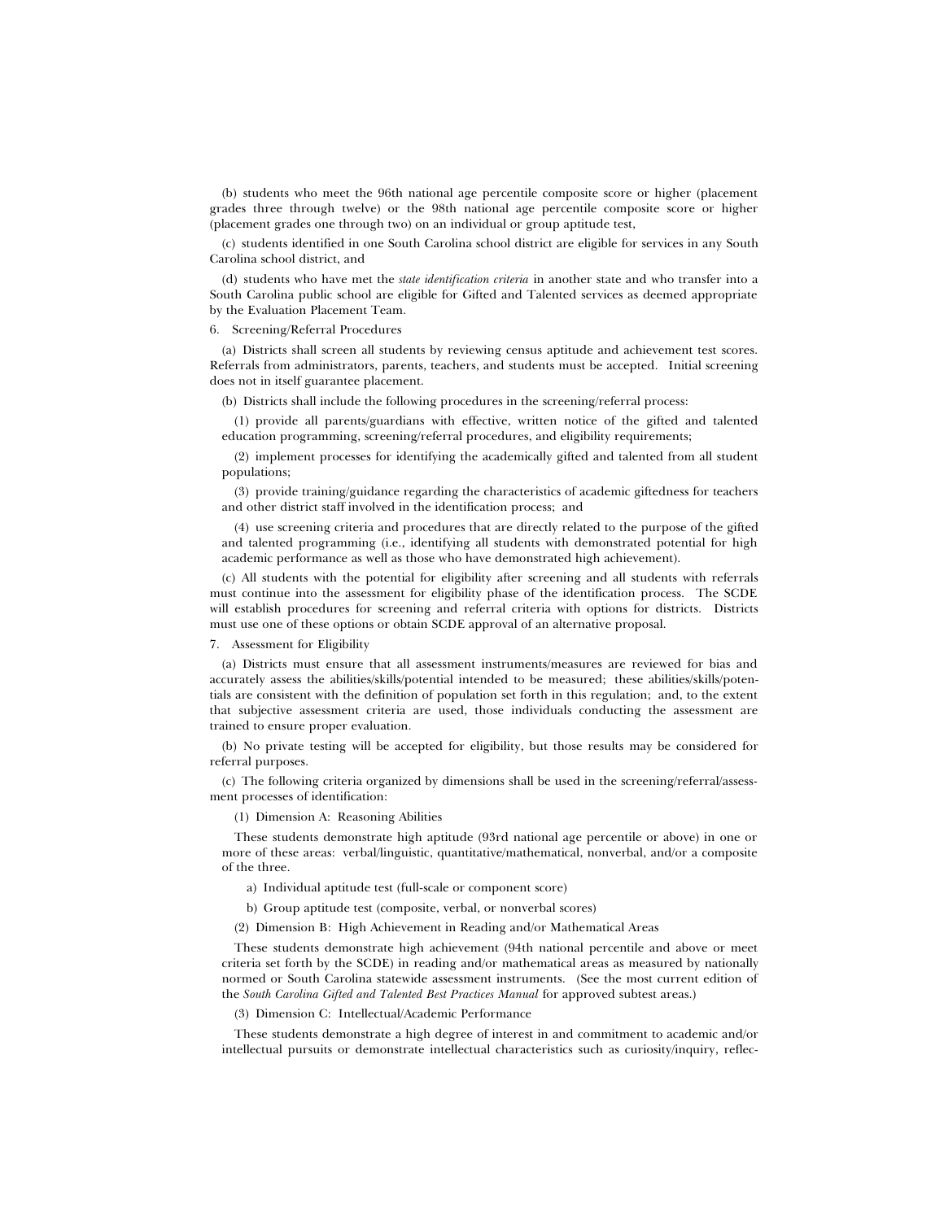(b) students who meet the 96th national age percentile composite score or higher (placement grades three through twelve) or the 98th national age percentile composite score or higher (placement grades one through two) on an individual or group aptitude test,

(c) students identified in one South Carolina school district are eligible for services in any South Carolina school district, and

(d) students who have met the *state identification criteria* in another state and who transfer into a South Carolina public school are eligible for Gifted and Talented services as deemed appropriate by the Evaluation Placement Team.

6. Screening/Referral Procedures

(a) Districts shall screen all students by reviewing census aptitude and achievement test scores. Referrals from administrators, parents, teachers, and students must be accepted. Initial screening does not in itself guarantee placement.

(b) Districts shall include the following procedures in the screening/referral process:

(1) provide all parents/guardians with effective, written notice of the gifted and talented education programming, screening/referral procedures, and eligibility requirements;

(2) implement processes for identifying the academically gifted and talented from all student populations;

(3) provide training/guidance regarding the characteristics of academic giftedness for teachers and other district staff involved in the identification process; and

(4) use screening criteria and procedures that are directly related to the purpose of the gifted and talented programming (i.e., identifying all students with demonstrated potential for high academic performance as well as those who have demonstrated high achievement).

(c) All students with the potential for eligibility after screening and all students with referrals must continue into the assessment for eligibility phase of the identification process. The SCDE will establish procedures for screening and referral criteria with options for districts. Districts must use one of these options or obtain SCDE approval of an alternative proposal.

7. Assessment for Eligibility

(a) Districts must ensure that all assessment instruments/measures are reviewed for bias and accurately assess the abilities/skills/potential intended to be measured; these abilities/skills/potentials are consistent with the definition of population set forth in this regulation; and, to the extent that subjective assessment criteria are used, those individuals conducting the assessment are trained to ensure proper evaluation.

(b) No private testing will be accepted for eligibility, but those results may be considered for referral purposes.

(c) The following criteria organized by dimensions shall be used in the screening/referral/assessment processes of identification:

(1) Dimension A: Reasoning Abilities

These students demonstrate high aptitude (93rd national age percentile or above) in one or more of these areas: verbal/linguistic, quantitative/mathematical, nonverbal, and/or a composite of the three.

a) Individual aptitude test (full-scale or component score)

b) Group aptitude test (composite, verbal, or nonverbal scores)

(2) Dimension B: High Achievement in Reading and/or Mathematical Areas

These students demonstrate high achievement (94th national percentile and above or meet criteria set forth by the SCDE) in reading and/or mathematical areas as measured by nationally normed or South Carolina statewide assessment instruments. (See the most current edition of the *South Carolina Gifted and Talented Best Practices Manual* for approved subtest areas.)

(3) Dimension C: Intellectual/Academic Performance

These students demonstrate a high degree of interest in and commitment to academic and/or intellectual pursuits or demonstrate intellectual characteristics such as curiosity/inquiry, reflec-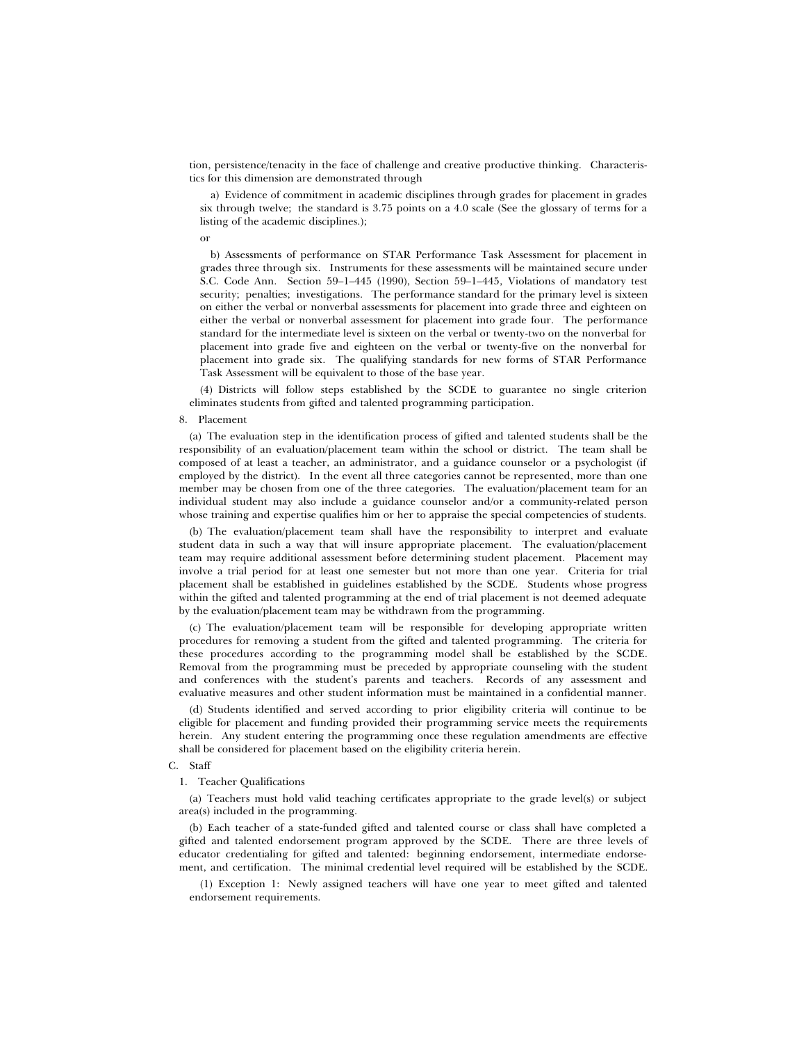tion, persistence/tenacity in the face of challenge and creative productive thinking. Characteristics for this dimension are demonstrated through

a) Evidence of commitment in academic disciplines through grades for placement in grades six through twelve; the standard is 3.75 points on a 4.0 scale (See the glossary of terms for a listing of the academic disciplines.);

or

b) Assessments of performance on STAR Performance Task Assessment for placement in grades three through six. Instruments for these assessments will be maintained secure under S.C. Code Ann. Section 59–1–445 (1990), Section 59–1–445, Violations of mandatory test security; penalties; investigations. The performance standard for the primary level is sixteen on either the verbal or nonverbal assessments for placement into grade three and eighteen on either the verbal or nonverbal assessment for placement into grade four. The performance standard for the intermediate level is sixteen on the verbal or twenty-two on the nonverbal for placement into grade five and eighteen on the verbal or twenty-five on the nonverbal for placement into grade six. The qualifying standards for new forms of STAR Performance Task Assessment will be equivalent to those of the base year.

(4) Districts will follow steps established by the SCDE to guarantee no single criterion eliminates students from gifted and talented programming participation.

8. Placement

(a) The evaluation step in the identification process of gifted and talented students shall be the responsibility of an evaluation/placement team within the school or district. The team shall be composed of at least a teacher, an administrator, and a guidance counselor or a psychologist (if employed by the district). In the event all three categories cannot be represented, more than one member may be chosen from one of the three categories. The evaluation/placement team for an individual student may also include a guidance counselor and/or a community-related person whose training and expertise qualifies him or her to appraise the special competencies of students.

(b) The evaluation/placement team shall have the responsibility to interpret and evaluate student data in such a way that will insure appropriate placement. The evaluation/placement team may require additional assessment before determining student placement. Placement may involve a trial period for at least one semester but not more than one year. Criteria for trial placement shall be established in guidelines established by the SCDE. Students whose progress within the gifted and talented programming at the end of trial placement is not deemed adequate by the evaluation/placement team may be withdrawn from the programming.

(c) The evaluation/placement team will be responsible for developing appropriate written procedures for removing a student from the gifted and talented programming. The criteria for these procedures according to the programming model shall be established by the SCDE. Removal from the programming must be preceded by appropriate counseling with the student and conferences with the student's parents and teachers. Records of any assessment and evaluative measures and other student information must be maintained in a confidential manner.

(d) Students identified and served according to prior eligibility criteria will continue to be eligible for placement and funding provided their programming service meets the requirements herein. Any student entering the programming once these regulation amendments are effective shall be considered for placement based on the eligibility criteria herein.

C. Staff

1. Teacher Qualifications

(a) Teachers must hold valid teaching certificates appropriate to the grade level(s) or subject area(s) included in the programming.

(b) Each teacher of a state-funded gifted and talented course or class shall have completed a gifted and talented endorsement program approved by the SCDE. There are three levels of educator credentialing for gifted and talented: beginning endorsement, intermediate endorsement, and certification. The minimal credential level required will be established by the SCDE.

(1) Exception 1: Newly assigned teachers will have one year to meet gifted and talented endorsement requirements.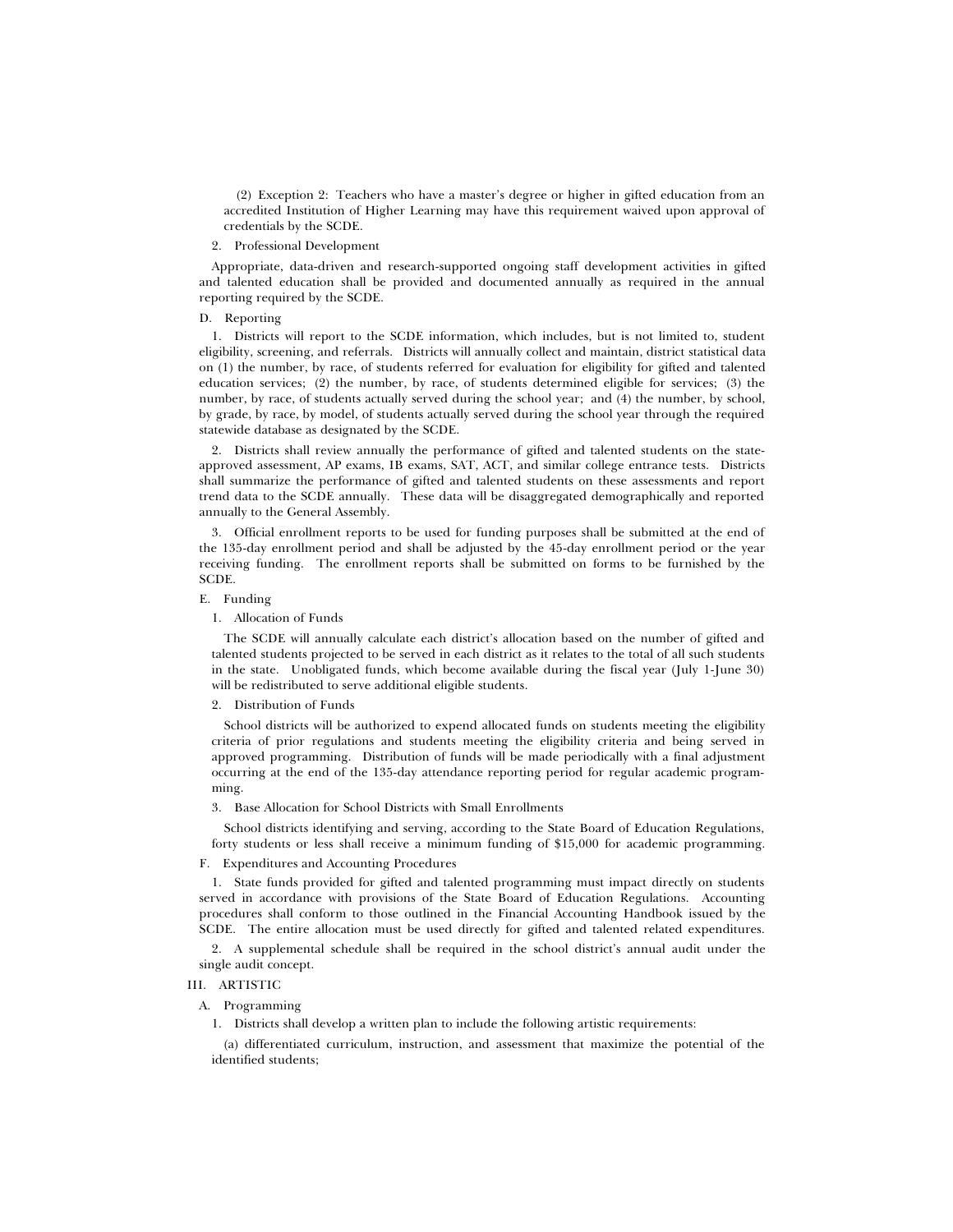(2) Exception 2: Teachers who have a master's degree or higher in gifted education from an accredited Institution of Higher Learning may have this requirement waived upon approval of credentials by the SCDE.

2. Professional Development

Appropriate, data-driven and research-supported ongoing staff development activities in gifted and talented education shall be provided and documented annually as required in the annual reporting required by the SCDE.

D. Reporting

1. Districts will report to the SCDE information, which includes, but is not limited to, student eligibility, screening, and referrals. Districts will annually collect and maintain, district statistical data on (1) the number, by race, of students referred for evaluation for eligibility for gifted and talented education services; (2) the number, by race, of students determined eligible for services; (3) the number, by race, of students actually served during the school year; and (4) the number, by school, by grade, by race, by model, of students actually served during the school year through the required statewide database as designated by the SCDE.

2. Districts shall review annually the performance of gifted and talented students on the state-approved assessment, AP exams, IB exams, SAT, ACT, and similar college entrance tests. Districts shall summarize the performance of gifted and talented students on these assessments and report trend data to the SCDE annually. These data will be disaggregated demographically and reported annually to the General Assembly.

3. Official enrollment reports to be used for funding purposes shall be submitted at the end of the 135-day enrollment period and shall be adjusted by the 45-day enrollment period or the year receiving funding. The enrollment reports shall be submitted on forms to be furnished by the SCDE.

E. Funding

1. Allocation of Funds

The SCDE will annually calculate each district's allocation based on the number of gifted and talented students projected to be served in each district as it relates to the total of all such students in the state. Unobligated funds, which become available during the fiscal year (July 1-June 30) will be redistributed to serve additional eligible students.

2. Distribution of Funds

School districts will be authorized to expend allocated funds on students meeting the eligibility criteria of prior regulations and students meeting the eligibility criteria and being served in approved programming. Distribution of funds will be made periodically with a final adjustment occurring at the end of the 135-day attendance reporting period for regular academic programming.

3. Base Allocation for School Districts with Small Enrollments

School districts identifying and serving, according to the State Board of Education Regulations, forty students or less shall receive a minimum funding of $15,000 for academic programming.

F. Expenditures and Accounting Procedures

1. State funds provided for gifted and talented programming must impact directly on students served in accordance with provisions of the State Board of Education Regulations. Accounting procedures shall conform to those outlined in the Financial Accounting Handbook issued by the SCDE. The entire allocation must be used directly for gifted and talented related expenditures.

2. A supplemental schedule shall be required in the school district's annual audit under the single audit concept.

III. ARTISTIC

A. Programming

1. Districts shall develop a written plan to include the following artistic requirements:

(a) differentiated curriculum, instruction, and assessment that maximize the potential of the identified students;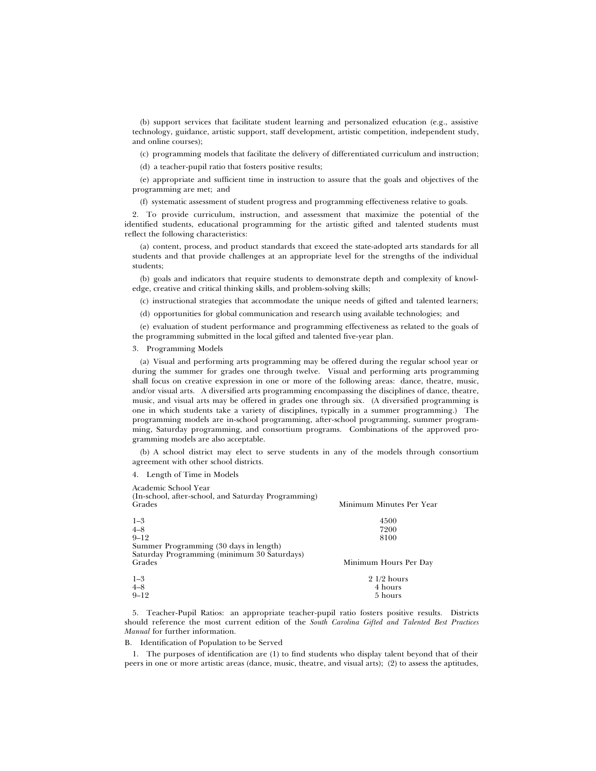(b) support services that facilitate student learning and personalized education (e.g., assistive technology, guidance, artistic support, staff development, artistic competition, independent study, and online courses);

(c) programming models that facilitate the delivery of differentiated curriculum and instruction;

(d) a teacher-pupil ratio that fosters positive results;

(e) appropriate and sufficient time in instruction to assure that the goals and objectives of the programming are met; and

(f) systematic assessment of student progress and programming effectiveness relative to goals.

2. To provide curriculum, instruction, and assessment that maximize the potential of the identified students, educational programming for the artistic gifted and talented students must reflect the following characteristics:

(a) content, process, and product standards that exceed the state-adopted arts standards for all students and that provide challenges at an appropriate level for the strengths of the individual students;

(b) goals and indicators that require students to demonstrate depth and complexity of knowledge, creative and critical thinking skills, and problem-solving skills;

(c) instructional strategies that accommodate the unique needs of gifted and talented learners;

(d) opportunities for global communication and research using available technologies; and

(e) evaluation of student performance and programming effectiveness as related to the goals of the programming submitted in the local gifted and talented five-year plan.

3. Programming Models

(a) Visual and performing arts programming may be offered during the regular school year or during the summer for grades one through twelve. Visual and performing arts programming shall focus on creative expression in one or more of the following areas: dance, theatre, music, and/or visual arts. A diversified arts programming encompassing the disciplines of dance, theatre, music, and visual arts may be offered in grades one through six. (A diversified programming is one in which students take a variety of disciplines, typically in a summer programming.) The programming models are in-school programming, after-school programming, summer programming, Saturday programming, and consortium programs. Combinations of the approved programming models are also acceptable.

(b) A school district may elect to serve students in any of the models through consortium agreement with other school districts.

4. Length of Time in Models

| Academic School Year (In-school, after-school, and Saturday Programming) Grades | Minimum Minutes Per Year |
|---|---|
| 1–3 | 4500 |
| 4–8 | 7200 |
| 9–12 | 8100 |

| Summer Programming (30 days in length) Saturday Programming (minimum 30 Saturdays) Grades | Minimum Hours Per Day |
|---|---|
| 1–3 | 2 1/2 hours |
| 4–8 | 4 hours |
| 9–12 | 5 hours |

5. Teacher-Pupil Ratios: an appropriate teacher-pupil ratio fosters positive results. Districts should reference the most current edition of the *South Carolina Gifted and Talented Best Practices Manual* for further information.

B. Identification of Population to be Served

1. The purposes of identification are (1) to find students who display talent beyond that of their peers in one or more artistic areas (dance, music, theatre, and visual arts); (2) to assess the aptitudes,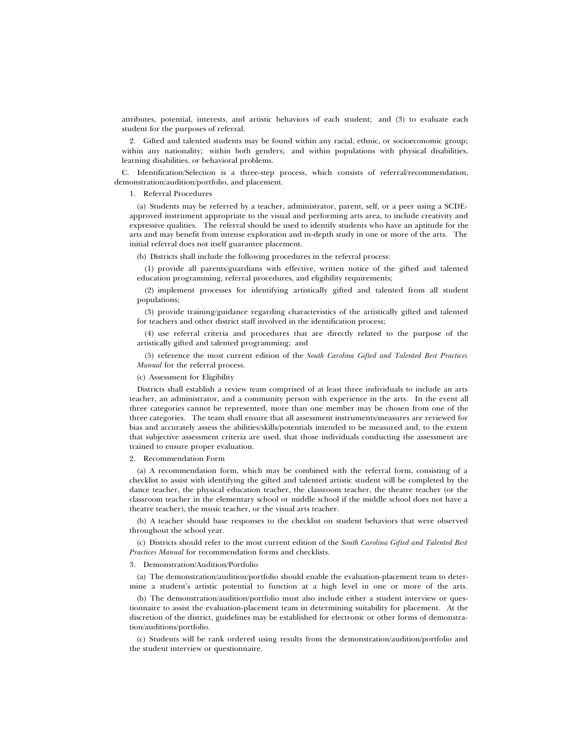attributes, potential, interests, and artistic behaviors of each student; and (3) to evaluate each student for the purposes of referral.

2. Gifted and talented students may be found within any racial, ethnic, or socioeconomic group; within any nationality; within both genders; and within populations with physical disabilities, learning disabilities, or behavioral problems.

C. Identification/Selection is a three-step process, which consists of referral/recommendation, demonstration/audition/portfolio, and placement.

1. Referral Procedures

(a) Students may be referred by a teacher, administrator, parent, self, or a peer using a SCDE-approved instrument appropriate to the visual and performing arts area, to include creativity and expressive qualities. The referral should be used to identify students who have an aptitude for the arts and may benefit from intense exploration and in-depth study in one or more of the arts. The initial referral does not itself guarantee placement.

(b) Districts shall include the following procedures in the referral process:

(1) provide all parents/guardians with effective, written notice of the gifted and talented education programming, referral procedures, and eligibility requirements;

(2) implement processes for identifying artistically gifted and talented from all student populations;

(3) provide training/guidance regarding characteristics of the artistically gifted and talented for teachers and other district staff involved in the identification process;

(4) use referral criteria and procedures that are directly related to the purpose of the artistically gifted and talented programming; and

(5) reference the most current edition of the *South Carolina Gifted and Talented Best Practices Manual* for the referral process.

(c) Assessment for Eligibility

Districts shall establish a review team comprised of at least three individuals to include an arts teacher, an administrator, and a community person with experience in the arts. In the event all three categories cannot be represented, more than one member may be chosen from one of the three categories. The team shall ensure that all assessment instruments/measures are reviewed for bias and accurately assess the abilities/skills/potentials intended to be measured and, to the extent that subjective assessment criteria are used, that those individuals conducting the assessment are trained to ensure proper evaluation.

2. Recommendation Form

(a) A recommendation form, which may be combined with the referral form, consisting of a checklist to assist with identifying the gifted and talented artistic student will be completed by the dance teacher, the physical education teacher, the classroom teacher, the theatre teacher (or the classroom teacher in the elementary school or middle school if the middle school does not have a theatre teacher), the music teacher, or the visual arts teacher.

(b) A teacher should base responses to the checklist on student behaviors that were observed throughout the school year.

(c) Districts should refer to the most current edition of the *South Carolina Gifted and Talented Best Practices Manual* for recommendation forms and checklists.

3. Demonstration/Audition/Portfolio

(a) The demonstration/audition/portfolio should enable the evaluation-placement team to determine a student's artistic potential to function at a high level in one or more of the arts.

(b) The demonstration/audition/portfolio must also include either a student interview or questionnaire to assist the evaluation-placement team in determining suitability for placement. At the discretion of the district, guidelines may be established for electronic or other forms of demonstration/auditions/portfolio.

(c) Students will be rank ordered using results from the demonstration/audition/portfolio and the student interview or questionnaire.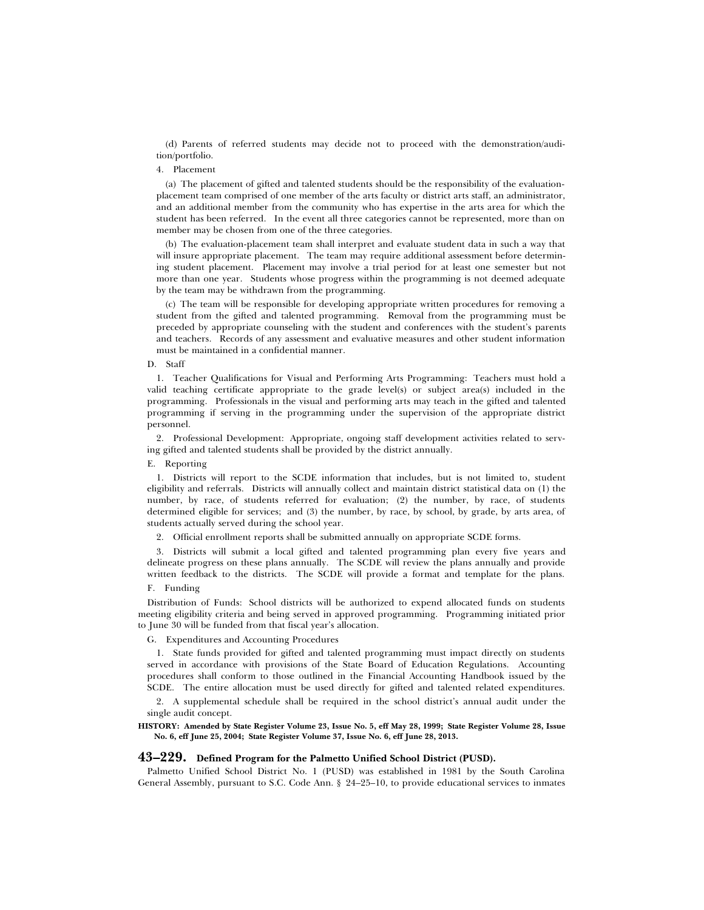(d) Parents of referred students may decide not to proceed with the demonstration/audition/portfolio.

4. Placement

(a) The placement of gifted and talented students should be the responsibility of the evaluation-placement team comprised of one member of the arts faculty or district arts staff, an administrator, and an additional member from the community who has expertise in the arts area for which the student has been referred. In the event all three categories cannot be represented, more than on member may be chosen from one of the three categories.

(b) The evaluation-placement team shall interpret and evaluate student data in such a way that will insure appropriate placement. The team may require additional assessment before determining student placement. Placement may involve a trial period for at least one semester but not more than one year. Students whose progress within the programming is not deemed adequate by the team may be withdrawn from the programming.

(c) The team will be responsible for developing appropriate written procedures for removing a student from the gifted and talented programming. Removal from the programming must be preceded by appropriate counseling with the student and conferences with the student's parents and teachers. Records of any assessment and evaluative measures and other student information must be maintained in a confidential manner.

D. Staff

1. Teacher Qualifications for Visual and Performing Arts Programming: Teachers must hold a valid teaching certificate appropriate to the grade level(s) or subject area(s) included in the programming. Professionals in the visual and performing arts may teach in the gifted and talented programming if serving in the programming under the supervision of the appropriate district personnel.

2. Professional Development: Appropriate, ongoing staff development activities related to serving gifted and talented students shall be provided by the district annually.

E. Reporting

1. Districts will report to the SCDE information that includes, but is not limited to, student eligibility and referrals. Districts will annually collect and maintain district statistical data on (1) the number, by race, of students referred for evaluation; (2) the number, by race, of students determined eligible for services; and (3) the number, by race, by school, by grade, by arts area, of students actually served during the school year.

2. Official enrollment reports shall be submitted annually on appropriate SCDE forms.

3. Districts will submit a local gifted and talented programming plan every five years and delineate progress on these plans annually. The SCDE will review the plans annually and provide written feedback to the districts. The SCDE will provide a format and template for the plans.

F. Funding

Distribution of Funds: School districts will be authorized to expend allocated funds on students meeting eligibility criteria and being served in approved programming. Programming initiated prior to June 30 will be funded from that fiscal year's allocation.

G. Expenditures and Accounting Procedures

1. State funds provided for gifted and talented programming must impact directly on students served in accordance with provisions of the State Board of Education Regulations. Accounting procedures shall conform to those outlined in the Financial Accounting Handbook issued by the SCDE. The entire allocation must be used directly for gifted and talented related expenditures.

2. A supplemental schedule shall be required in the school district's annual audit under the single audit concept.

**HISTORY: Amended by State Register Volume 23, Issue No. 5, eff May 28, 1999; State Register Volume 28, Issue No. 6, eff June 25, 2004; State Register Volume 37, Issue No. 6, eff June 28, 2013.**

## 43–229. Defined Program for the Palmetto Unified School District (PUSD).

Palmetto Unified School District No. 1 (PUSD) was established in 1981 by the South Carolina General Assembly, pursuant to S.C. Code Ann. § 24–25–10, to provide educational services to inmates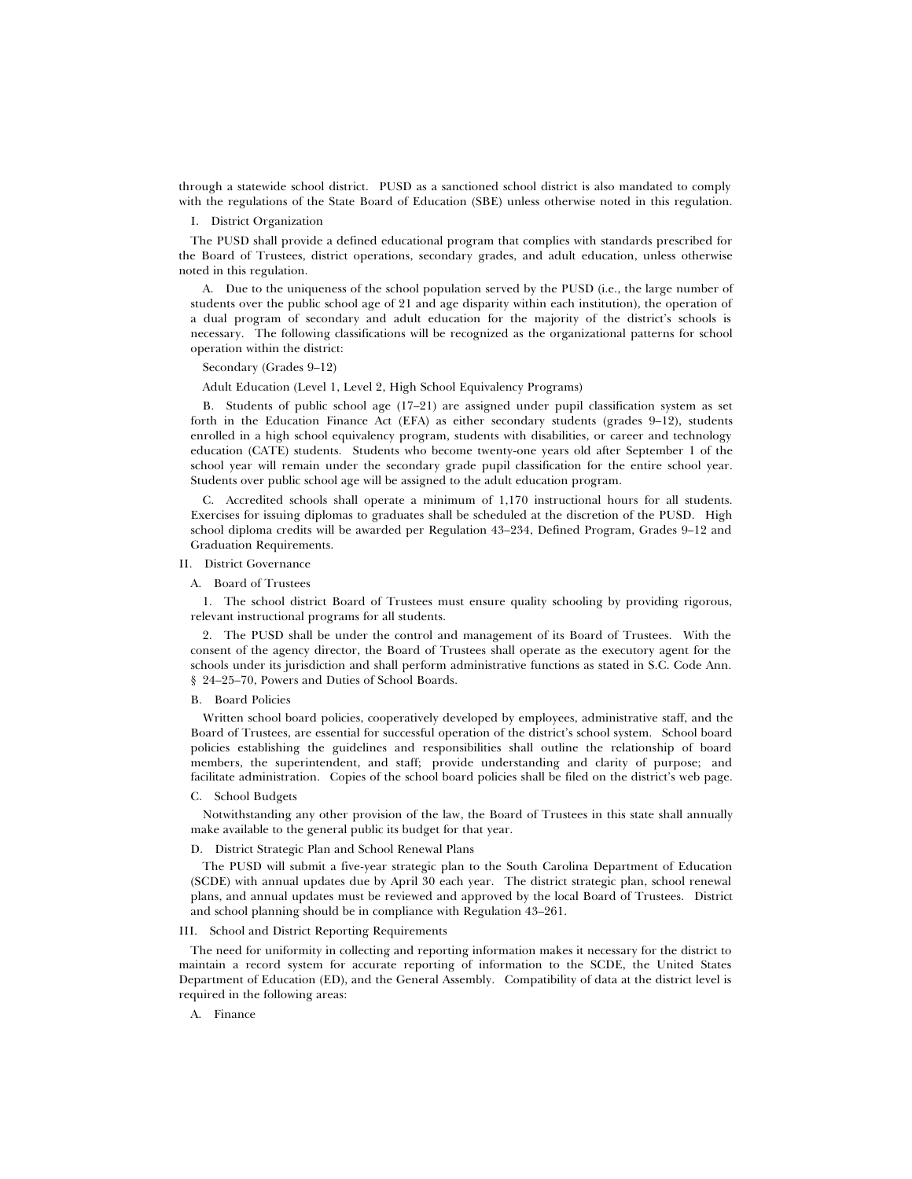through a statewide school district. PUSD as a sanctioned school district is also mandated to comply with the regulations of the State Board of Education (SBE) unless otherwise noted in this regulation.

I. District Organization

The PUSD shall provide a defined educational program that complies with standards prescribed for the Board of Trustees, district operations, secondary grades, and adult education, unless otherwise noted in this regulation.

A. Due to the uniqueness of the school population served by the PUSD (i.e., the large number of students over the public school age of 21 and age disparity within each institution), the operation of a dual program of secondary and adult education for the majority of the district's schools is necessary. The following classifications will be recognized as the organizational patterns for school operation within the district:

Secondary (Grades 9–12)

Adult Education (Level 1, Level 2, High School Equivalency Programs)

B. Students of public school age (17–21) are assigned under pupil classification system as set forth in the Education Finance Act (EFA) as either secondary students (grades 9–12), students enrolled in a high school equivalency program, students with disabilities, or career and technology education (CATE) students. Students who become twenty-one years old after September 1 of the school year will remain under the secondary grade pupil classification for the entire school year. Students over public school age will be assigned to the adult education program.

C. Accredited schools shall operate a minimum of 1,170 instructional hours for all students. Exercises for issuing diplomas to graduates shall be scheduled at the discretion of the PUSD. High school diploma credits will be awarded per Regulation 43–234, Defined Program, Grades 9–12 and Graduation Requirements.

II. District Governance

A. Board of Trustees

1. The school district Board of Trustees must ensure quality schooling by providing rigorous, relevant instructional programs for all students.

2. The PUSD shall be under the control and management of its Board of Trustees. With the consent of the agency director, the Board of Trustees shall operate as the executory agent for the schools under its jurisdiction and shall perform administrative functions as stated in S.C. Code Ann. § 24–25–70, Powers and Duties of School Boards.

B. Board Policies

Written school board policies, cooperatively developed by employees, administrative staff, and the Board of Trustees, are essential for successful operation of the district's school system. School board policies establishing the guidelines and responsibilities shall outline the relationship of board members, the superintendent, and staff; provide understanding and clarity of purpose; and facilitate administration. Copies of the school board policies shall be filed on the district's web page.

C. School Budgets

Notwithstanding any other provision of the law, the Board of Trustees in this state shall annually make available to the general public its budget for that year.

D. District Strategic Plan and School Renewal Plans

The PUSD will submit a five-year strategic plan to the South Carolina Department of Education (SCDE) with annual updates due by April 30 each year. The district strategic plan, school renewal plans, and annual updates must be reviewed and approved by the local Board of Trustees. District and school planning should be in compliance with Regulation 43–261.

III. School and District Reporting Requirements

The need for uniformity in collecting and reporting information makes it necessary for the district to maintain a record system for accurate reporting of information to the SCDE, the United States Department of Education (ED), and the General Assembly. Compatibility of data at the district level is required in the following areas:

A. Finance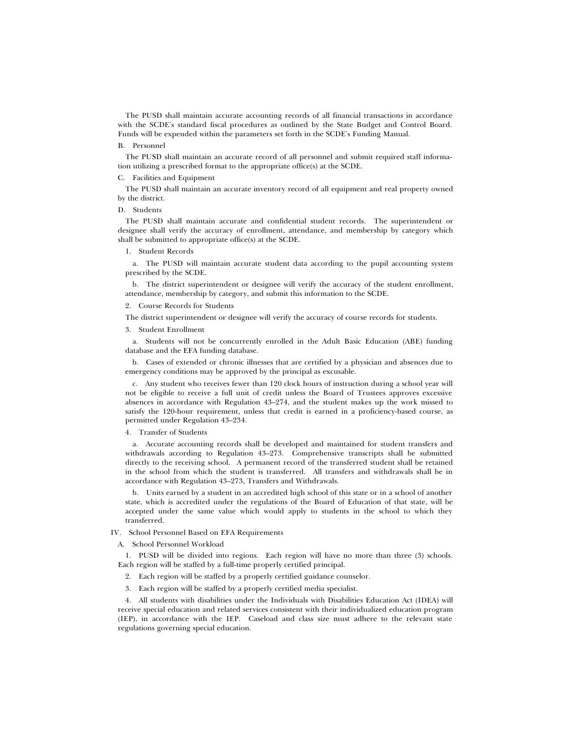The PUSD shall maintain accurate accounting records of all financial transactions in accordance with the SCDE's standard fiscal procedures as outlined by the State Budget and Control Board. Funds will be expended within the parameters set forth in the SCDE's Funding Manual.

B. Personnel

The PUSD shall maintain an accurate record of all personnel and submit required staff information utilizing a prescribed format to the appropriate office(s) at the SCDE.

C. Facilities and Equipment

The PUSD shall maintain an accurate inventory record of all equipment and real property owned by the district.

D. Students

The PUSD shall maintain accurate and confidential student records. The superintendent or designee shall verify the accuracy of enrollment, attendance, and membership by category which shall be submitted to appropriate office(s) at the SCDE.

1. Student Records

a. The PUSD will maintain accurate student data according to the pupil accounting system prescribed by the SCDE.

b. The district superintendent or designee will verify the accuracy of the student enrollment, attendance, membership by category, and submit this information to the SCDE.

2. Course Records for Students

The district superintendent or designee will verify the accuracy of course records for students.

3. Student Enrollment

a. Students will not be concurrently enrolled in the Adult Basic Education (ABE) funding database and the EFA funding database.

b. Cases of extended or chronic illnesses that are certified by a physician and absences due to emergency conditions may be approved by the principal as excusable.

c. Any student who receives fewer than 120 clock hours of instruction during a school year will not be eligible to receive a full unit of credit unless the Board of Trustees approves excessive absences in accordance with Regulation 43–274, and the student makes up the work missed to satisfy the 120-hour requirement, unless that credit is earned in a proficiency-based course, as permitted under Regulation 43–234.

4. Transfer of Students

a. Accurate accounting records shall be developed and maintained for student transfers and withdrawals according to Regulation 43–273. Comprehensive transcripts shall be submitted directly to the receiving school. A permanent record of the transferred student shall be retained in the school from which the student is transferred. All transfers and withdrawals shall be in accordance with Regulation 43–273, Transfers and Withdrawals.

b. Units earned by a student in an accredited high school of this state or in a school of another state, which is accredited under the regulations of the Board of Education of that state, will be accepted under the same value which would apply to students in the school to which they transferred.

IV. School Personnel Based on EFA Requirements

A. School Personnel Workload

1. PUSD will be divided into regions. Each region will have no more than three (3) schools. Each region will be staffed by a full-time properly certified principal.

2. Each region will be staffed by a properly certified guidance counselor.

3. Each region will be staffed by a properly certified media specialist.

4. All students with disabilities under the Individuals with Disabilities Education Act (IDEA) will receive special education and related services consistent with their individualized education program (IEP), in accordance with the IEP. Caseload and class size must adhere to the relevant state regulations governing special education.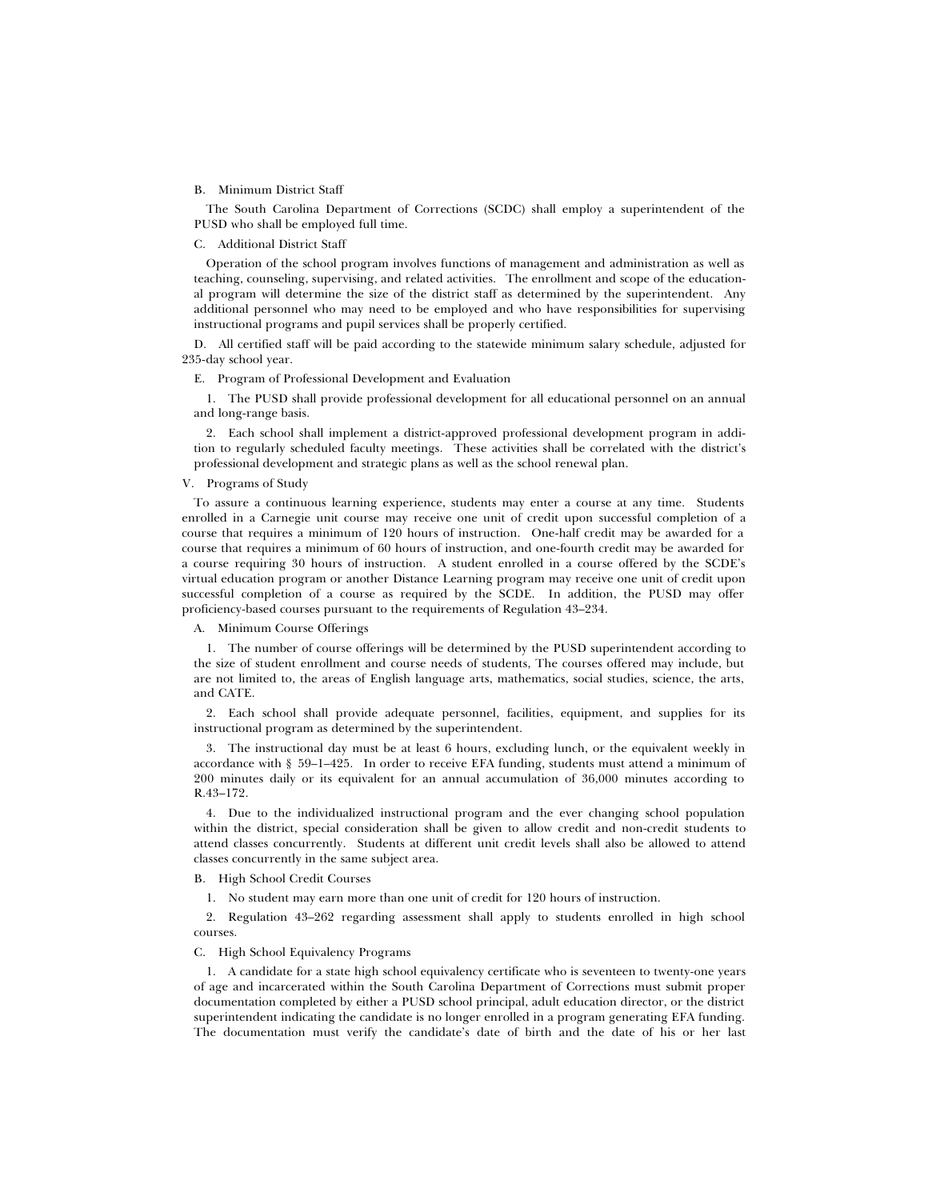B. Minimum District Staff

The South Carolina Department of Corrections (SCDC) shall employ a superintendent of the PUSD who shall be employed full time.

C. Additional District Staff

Operation of the school program involves functions of management and administration as well as teaching, counseling, supervising, and related activities. The enrollment and scope of the educational program will determine the size of the district staff as determined by the superintendent. Any additional personnel who may need to be employed and who have responsibilities for supervising instructional programs and pupil services shall be properly certified.

D. All certified staff will be paid according to the statewide minimum salary schedule, adjusted for 235-day school year.

E. Program of Professional Development and Evaluation

1. The PUSD shall provide professional development for all educational personnel on an annual and long-range basis.

2. Each school shall implement a district-approved professional development program in addition to regularly scheduled faculty meetings. These activities shall be correlated with the district's professional development and strategic plans as well as the school renewal plan.

V. Programs of Study

To assure a continuous learning experience, students may enter a course at any time. Students enrolled in a Carnegie unit course may receive one unit of credit upon successful completion of a course that requires a minimum of 120 hours of instruction. One-half credit may be awarded for a course that requires a minimum of 60 hours of instruction, and one-fourth credit may be awarded for a course requiring 30 hours of instruction. A student enrolled in a course offered by the SCDE's virtual education program or another Distance Learning program may receive one unit of credit upon successful completion of a course as required by the SCDE. In addition, the PUSD may offer proficiency-based courses pursuant to the requirements of Regulation 43–234.

A. Minimum Course Offerings

1. The number of course offerings will be determined by the PUSD superintendent according to the size of student enrollment and course needs of students, The courses offered may include, but are not limited to, the areas of English language arts, mathematics, social studies, science, the arts, and CATE.

2. Each school shall provide adequate personnel, facilities, equipment, and supplies for its instructional program as determined by the superintendent.

3. The instructional day must be at least 6 hours, excluding lunch, or the equivalent weekly in accordance with § 59–1–425. In order to receive EFA funding, students must attend a minimum of 200 minutes daily or its equivalent for an annual accumulation of 36,000 minutes according to R.43–172.

4. Due to the individualized instructional program and the ever changing school population within the district, special consideration shall be given to allow credit and non-credit students to attend classes concurrently. Students at different unit credit levels shall also be allowed to attend classes concurrently in the same subject area.

B. High School Credit Courses

1. No student may earn more than one unit of credit for 120 hours of instruction.

2. Regulation 43–262 regarding assessment shall apply to students enrolled in high school courses.

C. High School Equivalency Programs

1. A candidate for a state high school equivalency certificate who is seventeen to twenty-one years of age and incarcerated within the South Carolina Department of Corrections must submit proper documentation completed by either a PUSD school principal, adult education director, or the district superintendent indicating the candidate is no longer enrolled in a program generating EFA funding. The documentation must verify the candidate's date of birth and the date of his or her last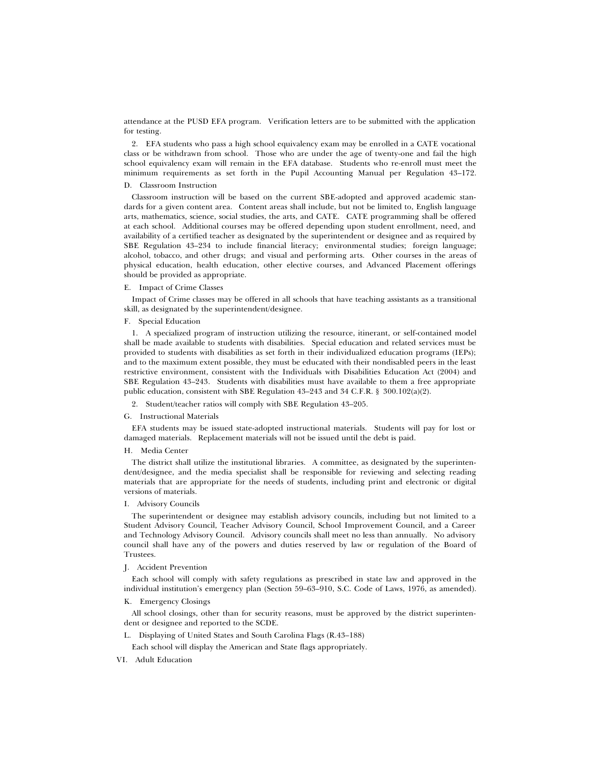attendance at the PUSD EFA program. Verification letters are to be submitted with the application for testing.

2. EFA students who pass a high school equivalency exam may be enrolled in a CATE vocational class or be withdrawn from school. Those who are under the age of twenty-one and fail the high school equivalency exam will remain in the EFA database. Students who re-enroll must meet the minimum requirements as set forth in the Pupil Accounting Manual per Regulation 43–172.

D. Classroom Instruction

Classroom instruction will be based on the current SBE-adopted and approved academic standards for a given content area. Content areas shall include, but not be limited to, English language arts, mathematics, science, social studies, the arts, and CATE. CATE programming shall be offered at each school. Additional courses may be offered depending upon student enrollment, need, and availability of a certified teacher as designated by the superintendent or designee and as required by SBE Regulation 43–234 to include financial literacy; environmental studies; foreign language; alcohol, tobacco, and other drugs; and visual and performing arts. Other courses in the areas of physical education, health education, other elective courses, and Advanced Placement offerings should be provided as appropriate.

E. Impact of Crime Classes

Impact of Crime classes may be offered in all schools that have teaching assistants as a transitional skill, as designated by the superintendent/designee.

F. Special Education

1. A specialized program of instruction utilizing the resource, itinerant, or self-contained model shall be made available to students with disabilities. Special education and related services must be provided to students with disabilities as set forth in their individualized education programs (IEPs); and to the maximum extent possible, they must be educated with their nondisabled peers in the least restrictive environment, consistent with the Individuals with Disabilities Education Act (2004) and SBE Regulation 43–243. Students with disabilities must have available to them a free appropriate public education, consistent with SBE Regulation 43–243 and 34 C.F.R. § 300.102(a)(2).

2. Student/teacher ratios will comply with SBE Regulation 43–205.

G. Instructional Materials

EFA students may be issued state-adopted instructional materials. Students will pay for lost or damaged materials. Replacement materials will not be issued until the debt is paid.

H. Media Center

The district shall utilize the institutional libraries. A committee, as designated by the superintendent/designee, and the media specialist shall be responsible for reviewing and selecting reading materials that are appropriate for the needs of students, including print and electronic or digital versions of materials.

I. Advisory Councils

The superintendent or designee may establish advisory councils, including but not limited to a Student Advisory Council, Teacher Advisory Council, School Improvement Council, and a Career and Technology Advisory Council. Advisory councils shall meet no less than annually. No advisory council shall have any of the powers and duties reserved by law or regulation of the Board of Trustees.

J. Accident Prevention

Each school will comply with safety regulations as prescribed in state law and approved in the individual institution's emergency plan (Section 59–63–910, S.C. Code of Laws, 1976, as amended).

K. Emergency Closings

All school closings, other than for security reasons, must be approved by the district superintendent or designee and reported to the SCDE.

L. Displaying of United States and South Carolina Flags (R.43–188)

Each school will display the American and State flags appropriately.

VI. Adult Education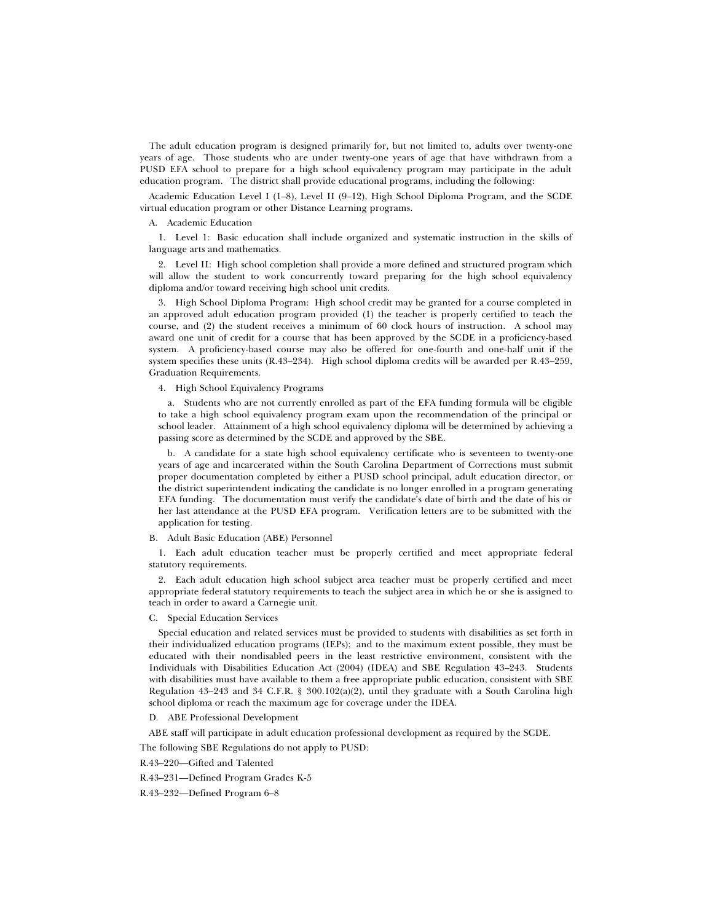The adult education program is designed primarily for, but not limited to, adults over twenty-one years of age. Those students who are under twenty-one years of age that have withdrawn from a PUSD EFA school to prepare for a high school equivalency program may participate in the adult education program. The district shall provide educational programs, including the following:

Academic Education Level I (1–8), Level II (9–12), High School Diploma Program, and the SCDE virtual education program or other Distance Learning programs.

A. Academic Education

1. Level 1: Basic education shall include organized and systematic instruction in the skills of language arts and mathematics.

2. Level II: High school completion shall provide a more defined and structured program which will allow the student to work concurrently toward preparing for the high school equivalency diploma and/or toward receiving high school unit credits.

3. High School Diploma Program: High school credit may be granted for a course completed in an approved adult education program provided (1) the teacher is properly certified to teach the course, and (2) the student receives a minimum of 60 clock hours of instruction. A school may award one unit of credit for a course that has been approved by the SCDE in a proficiency-based system. A proficiency-based course may also be offered for one-fourth and one-half unit if the system specifies these units (R.43–234). High school diploma credits will be awarded per R.43–259, Graduation Requirements.

4. High School Equivalency Programs

a. Students who are not currently enrolled as part of the EFA funding formula will be eligible to take a high school equivalency program exam upon the recommendation of the principal or school leader. Attainment of a high school equivalency diploma will be determined by achieving a passing score as determined by the SCDE and approved by the SBE.

b. A candidate for a state high school equivalency certificate who is seventeen to twenty-one years of age and incarcerated within the South Carolina Department of Corrections must submit proper documentation completed by either a PUSD school principal, adult education director, or the district superintendent indicating the candidate is no longer enrolled in a program generating EFA funding. The documentation must verify the candidate's date of birth and the date of his or her last attendance at the PUSD EFA program. Verification letters are to be submitted with the application for testing.

B. Adult Basic Education (ABE) Personnel

1. Each adult education teacher must be properly certified and meet appropriate federal statutory requirements.

2. Each adult education high school subject area teacher must be properly certified and meet appropriate federal statutory requirements to teach the subject area in which he or she is assigned to teach in order to award a Carnegie unit.

C. Special Education Services

Special education and related services must be provided to students with disabilities as set forth in their individualized education programs (IEPs); and to the maximum extent possible, they must be educated with their nondisabled peers in the least restrictive environment, consistent with the Individuals with Disabilities Education Act (2004) (IDEA) and SBE Regulation 43–243. Students with disabilities must have available to them a free appropriate public education, consistent with SBE Regulation 43–243 and 34 C.F.R. § 300.102(a)(2), until they graduate with a South Carolina high school diploma or reach the maximum age for coverage under the IDEA.

D. ABE Professional Development

ABE staff will participate in adult education professional development as required by the SCDE.

The following SBE Regulations do not apply to PUSD:

R.43–220—Gifted and Talented

R.43–231—Defined Program Grades K-5

R.43–232—Defined Program 6–8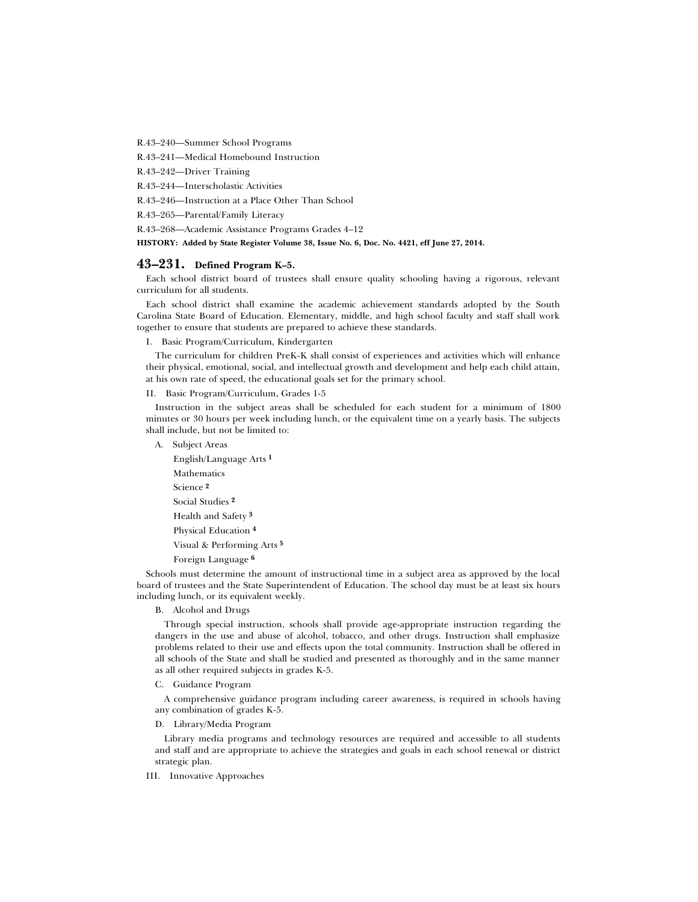R.43–240—Summer School Programs

R.43–241—Medical Homebound Instruction

R.43–242—Driver Training

R.43–244—Interscholastic Activities

R.43–246—Instruction at a Place Other Than School

R.43–265—Parental/Family Literacy

R.43–268—Academic Assistance Programs Grades 4–12

**HISTORY: Added by State Register Volume 38, Issue No. 6, Doc. No. 4421, eff June 27, 2014.**

## 43–231. Defined Program K–5.

Each school district board of trustees shall ensure quality schooling having a rigorous, relevant curriculum for all students.

Each school district shall examine the academic achievement standards adopted by the South Carolina State Board of Education. Elementary, middle, and high school faculty and staff shall work together to ensure that students are prepared to achieve these standards.

I. Basic Program/Curriculum, Kindergarten

The curriculum for children PreK-K shall consist of experiences and activities which will enhance their physical, emotional, social, and intellectual growth and development and help each child attain, at his own rate of speed, the educational goals set for the primary school.

II. Basic Program/Curriculum, Grades 1-5

Instruction in the subject areas shall be scheduled for each student for a minimum of 1800 minutes or 30 hours per week including lunch, or the equivalent time on a yearly basis. The subjects shall include, but not be limited to:

A. Subject Areas

English/Language Arts [1]

Mathematics

Science [2]

Social Studies [2]

Health and Safety [3]

Physical Education [4]

Visual & Performing Arts [5]

Foreign Language [6]

Schools must determine the amount of instructional time in a subject area as approved by the local board of trustees and the State Superintendent of Education. The school day must be at least six hours including lunch, or its equivalent weekly.

B. Alcohol and Drugs

Through special instruction, schools shall provide age-appropriate instruction regarding the dangers in the use and abuse of alcohol, tobacco, and other drugs. Instruction shall emphasize problems related to their use and effects upon the total community. Instruction shall be offered in all schools of the State and shall be studied and presented as thoroughly and in the same manner as all other required subjects in grades K-5.

C. Guidance Program

A comprehensive guidance program including career awareness, is required in schools having any combination of grades K-5.

D. Library/Media Program

Library media programs and technology resources are required and accessible to all students and staff and are appropriate to achieve the strategies and goals in each school renewal or district strategic plan.

III. Innovative Approaches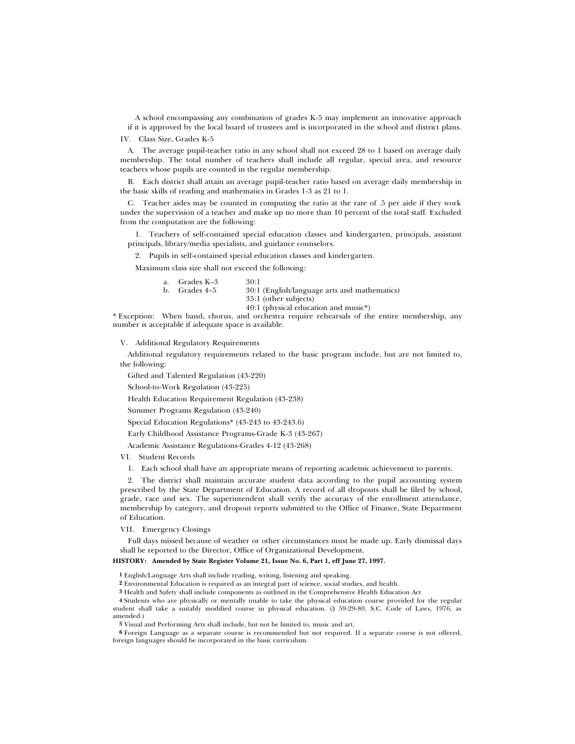A school encompassing any combination of grades K-5 may implement an innovative approach if it is approved by the local board of trustees and is incorporated in the school and district plans.

IV. Class Size, Grades K-5

A. The average pupil-teacher ratio in any school shall not exceed 28 to 1 based on average daily membership. The total number of teachers shall include all regular, special area, and resource teachers whose pupils are counted in the regular membership.

B. Each district shall attain an average pupil-teacher ratio based on average daily membership in the basic skills of reading and mathematics in Grades 1-3 as 21 to 1.

C. Teacher aides may be counted in computing the ratio at the rate of .5 per aide if they work under the supervision of a teacher and make up no more than 10 percent of the total staff. Excluded from the computation are the following:

1. Teachers of self-contained special education classes and kindergarten, principals, assistant principals, library/media specialists, and guidance counselors.

2. Pupils in self-contained special education classes and kindergarten.

Maximum class size shall not exceed the following:

| | |
|---|---|
| a. Grades K–3 | 30:1 |
| b. Grades 4–5 | 30:1 (English/language arts and mathematics) |
| | 35:1 (other subjects) |
| | 40:1 (physical education and music*) |

* Exception: When band, chorus, and orchestra require rehearsals of the entire membership, any number is acceptable if adequate space is available.

V. Additional Regulatory Requirements

Additional regulatory requirements related to the basic program include, but are not limited to, the following:

Gifted and Talented Regulation (43-220)

School-to-Work Regulation (43-225)

Health Education Requirement Regulation (43-238)

Summer Programs Regulation (43-240)

Special Education Regulations* (43-243 to 43-243.6)

Early Childhood Assistance Programs-Grade K-3 (43-267)

Academic Assistance Regulations-Grades 4-12 (43-268)

VI. Student Records

1. Each school shall have an appropriate means of reporting academic achievement to parents.

2. The district shall maintain accurate student data according to the pupil accounting system prescribed by the State Department of Education. A record of all dropouts shall be filed by school, grade, race and sex. The superintendent shall verify the accuracy of the enrollment attendance, membership by category, and dropout reports submitted to the Office of Finance, State Department of Education.

VII. Emergency Closings

Full days missed because of weather or other circumstances must be made up. Early dismissal days shall be reported to the Director, Office of Organizational Development.

**HISTORY: Amended by State Register Volume 21, Issue No. 6, Part 1, eff June 27, 1997.**

**1** English/Language Arts shall include reading, writing, listening and speaking.

**2** Environmental Education is required as an integral part of science, social studies, and health.

**3** Health and Safety shall include components as outlined in the Comprehensive Health Education Act

**4** Students who are physically or mentally unable to take the physical education course provided for the regular student shall take a suitably modified course in physical education. (§ 59-29-80, S.C. Code of Laws, 1976, as amended.)

**5** Visual and Performing Arts shall include, but not be limited to, music and art.

**6** Foreign Language as a separate course is recommended but not required. If a separate course is not offered, foreign languages should be incorporated in the basic curriculum.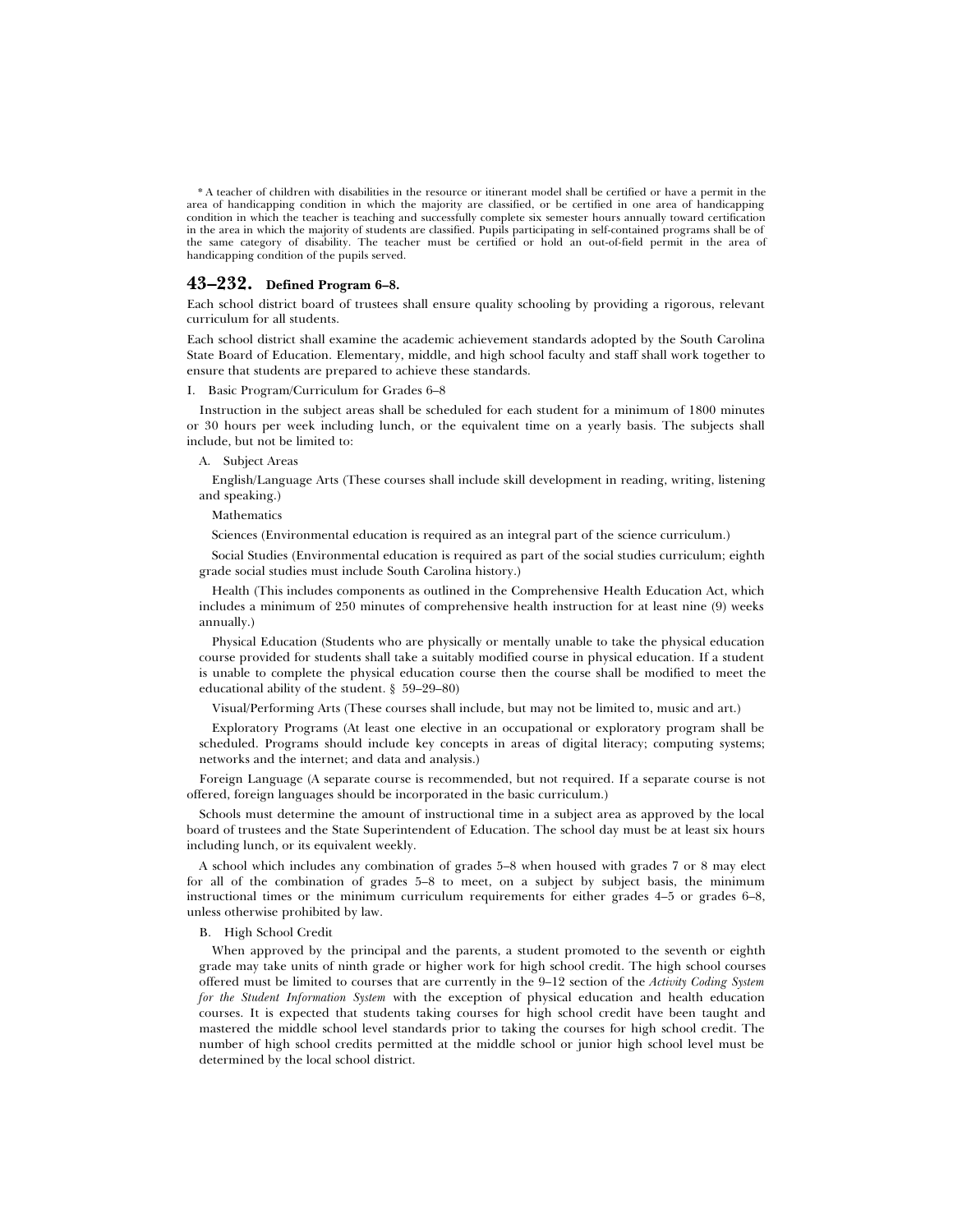* A teacher of children with disabilities in the resource or itinerant model shall be certified or have a permit in the area of handicapping condition in which the majority are classified, or be certified in one area of handicapping condition in which the teacher is teaching and successfully complete six semester hours annually toward certification in the area in which the majority of students are classified. Pupils participating in self-contained programs shall be of the same category of disability. The teacher must be certified or hold an out-of-field permit in the area of handicapping condition of the pupils served.

## 43–232. Defined Program 6–8.

Each school district board of trustees shall ensure quality schooling by providing a rigorous, relevant curriculum for all students.

Each school district shall examine the academic achievement standards adopted by the South Carolina State Board of Education. Elementary, middle, and high school faculty and staff shall work together to ensure that students are prepared to achieve these standards.

I. Basic Program/Curriculum for Grades 6–8

Instruction in the subject areas shall be scheduled for each student for a minimum of 1800 minutes or 30 hours per week including lunch, or the equivalent time on a yearly basis. The subjects shall include, but not be limited to:

A. Subject Areas

English/Language Arts (These courses shall include skill development in reading, writing, listening and speaking.)

Mathematics

Sciences (Environmental education is required as an integral part of the science curriculum.)

Social Studies (Environmental education is required as part of the social studies curriculum; eighth grade social studies must include South Carolina history.)

Health (This includes components as outlined in the Comprehensive Health Education Act, which includes a minimum of 250 minutes of comprehensive health instruction for at least nine (9) weeks annually.)

Physical Education (Students who are physically or mentally unable to take the physical education course provided for students shall take a suitably modified course in physical education. If a student is unable to complete the physical education course then the course shall be modified to meet the educational ability of the student. § 59–29–80)

Visual/Performing Arts (These courses shall include, but may not be limited to, music and art.)

Exploratory Programs (At least one elective in an occupational or exploratory program shall be scheduled. Programs should include key concepts in areas of digital literacy; computing systems; networks and the internet; and data and analysis.)

Foreign Language (A separate course is recommended, but not required. If a separate course is not offered, foreign languages should be incorporated in the basic curriculum.)

Schools must determine the amount of instructional time in a subject area as approved by the local board of trustees and the State Superintendent of Education. The school day must be at least six hours including lunch, or its equivalent weekly.

A school which includes any combination of grades 5–8 when housed with grades 7 or 8 may elect for all of the combination of grades 5–8 to meet, on a subject by subject basis, the minimum instructional times or the minimum curriculum requirements for either grades 4–5 or grades 6–8, unless otherwise prohibited by law.

B. High School Credit

When approved by the principal and the parents, a student promoted to the seventh or eighth grade may take units of ninth grade or higher work for high school credit. The high school courses offered must be limited to courses that are currently in the 9–12 section of the *Activity Coding System for the Student Information System* with the exception of physical education and health education courses. It is expected that students taking courses for high school credit have been taught and mastered the middle school level standards prior to taking the courses for high school credit. The number of high school credits permitted at the middle school or junior high school level must be determined by the local school district.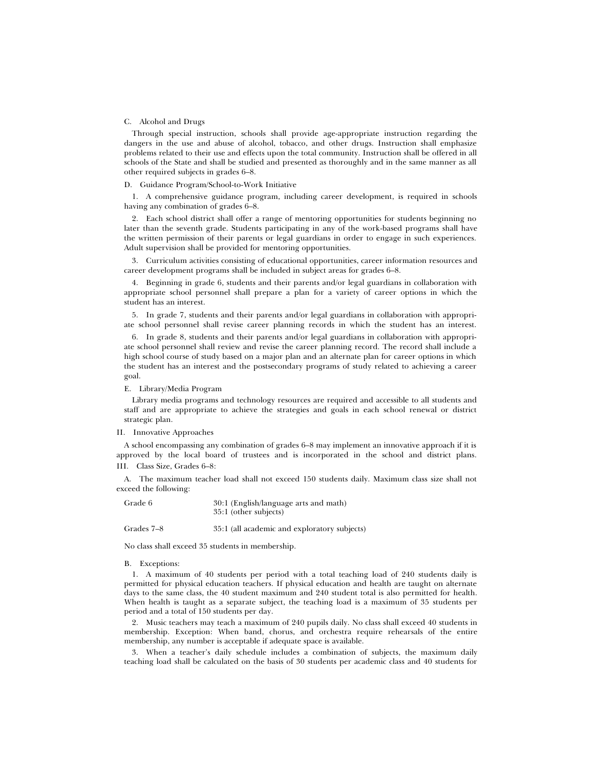C. Alcohol and Drugs

Through special instruction, schools shall provide age-appropriate instruction regarding the dangers in the use and abuse of alcohol, tobacco, and other drugs. Instruction shall emphasize problems related to their use and effects upon the total community. Instruction shall be offered in all schools of the State and shall be studied and presented as thoroughly and in the same manner as all other required subjects in grades 6–8.

D. Guidance Program/School-to-Work Initiative

1. A comprehensive guidance program, including career development, is required in schools having any combination of grades 6–8.

2. Each school district shall offer a range of mentoring opportunities for students beginning no later than the seventh grade. Students participating in any of the work-based programs shall have the written permission of their parents or legal guardians in order to engage in such experiences. Adult supervision shall be provided for mentoring opportunities.

3. Curriculum activities consisting of educational opportunities, career information resources and career development programs shall be included in subject areas for grades 6–8.

4. Beginning in grade 6, students and their parents and/or legal guardians in collaboration with appropriate school personnel shall prepare a plan for a variety of career options in which the student has an interest.

5. In grade 7, students and their parents and/or legal guardians in collaboration with appropriate school personnel shall revise career planning records in which the student has an interest.

6. In grade 8, students and their parents and/or legal guardians in collaboration with appropriate school personnel shall review and revise the career planning record. The record shall include a high school course of study based on a major plan and an alternate plan for career options in which the student has an interest and the postsecondary programs of study related to achieving a career goal.

E. Library/Media Program

Library media programs and technology resources are required and accessible to all students and staff and are appropriate to achieve the strategies and goals in each school renewal or district strategic plan.

II. Innovative Approaches

A school encompassing any combination of grades 6–8 may implement an innovative approach if it is approved by the local board of trustees and is incorporated in the school and district plans.

III. Class Size, Grades 6–8:

A. The maximum teacher load shall not exceed 150 students daily. Maximum class size shall not exceed the following:

| | |
|---|---|
| Grade 6 | 30:1 (English/language arts and math)<br>35:1 (other subjects) |
| Grades 7–8 | 35:1 (all academic and exploratory subjects) |

No class shall exceed 35 students in membership.

B. Exceptions:

1. A maximum of 40 students per period with a total teaching load of 240 students daily is permitted for physical education teachers. If physical education and health are taught on alternate days to the same class, the 40 student maximum and 240 student total is also permitted for health. When health is taught as a separate subject, the teaching load is a maximum of 35 students per period and a total of 150 students per day.

2. Music teachers may teach a maximum of 240 pupils daily. No class shall exceed 40 students in membership. Exception: When band, chorus, and orchestra require rehearsals of the entire membership, any number is acceptable if adequate space is available.

3. When a teacher's daily schedule includes a combination of subjects, the maximum daily teaching load shall be calculated on the basis of 30 students per academic class and 40 students for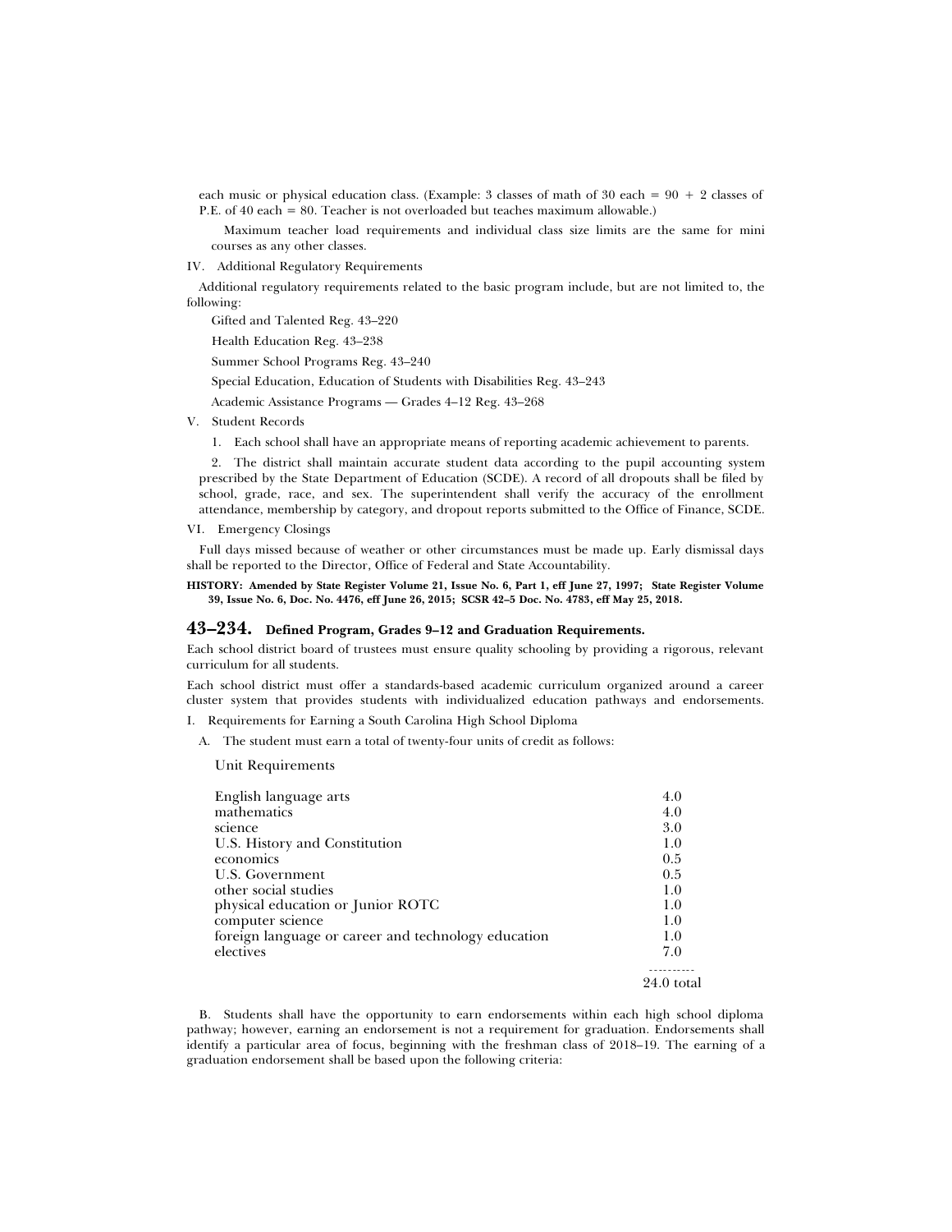each music or physical education class. (Example: 3 classes of math of 30 each = 90 + 2 classes of P.E. of 40 each = 80. Teacher is not overloaded but teaches maximum allowable.)

Maximum teacher load requirements and individual class size limits are the same for mini courses as any other classes.

IV. Additional Regulatory Requirements

Additional regulatory requirements related to the basic program include, but are not limited to, the following:

Gifted and Talented Reg. 43–220

Health Education Reg. 43–238

Summer School Programs Reg. 43–240

Special Education, Education of Students with Disabilities Reg. 43–243

Academic Assistance Programs — Grades 4–12 Reg. 43–268

V. Student Records

1. Each school shall have an appropriate means of reporting academic achievement to parents.

2. The district shall maintain accurate student data according to the pupil accounting system prescribed by the State Department of Education (SCDE). A record of all dropouts shall be filed by school, grade, race, and sex. The superintendent shall verify the accuracy of the enrollment attendance, membership by category, and dropout reports submitted to the Office of Finance, SCDE.

VI. Emergency Closings

Full days missed because of weather or other circumstances must be made up. Early dismissal days shall be reported to the Director, Office of Federal and State Accountability.

**HISTORY: Amended by State Register Volume 21, Issue No. 6, Part 1, eff June 27, 1997; State Register Volume 39, Issue No. 6, Doc. No. 4476, eff June 26, 2015; SCSR 42–5 Doc. No. 4783, eff May 25, 2018.**

## 43–234. Defined Program, Grades 9–12 and Graduation Requirements.

Each school district board of trustees must ensure quality schooling by providing a rigorous, relevant curriculum for all students.

Each school district must offer a standards-based academic curriculum organized around a career cluster system that provides students with individualized education pathways and endorsements.

I. Requirements for Earning a South Carolina High School Diploma

A. The student must earn a total of twenty-four units of credit as follows:

| Unit Requirements | |
|---|---|
| English language arts | 4.0 |
| mathematics | 4.0 |
| science | 3.0 |
| U.S. History and Constitution | 1.0 |
| economics | 0.5 |
| U.S. Government | 0.5 |
| other social studies | 1.0 |
| physical education or Junior ROTC | 1.0 |
| computer science | 1.0 |
| foreign language or career and technology education | 1.0 |
| electives | 7.0 |
| | 24.0 total |

B. Students shall have the opportunity to earn endorsements within each high school diploma pathway; however, earning an endorsement is not a requirement for graduation. Endorsements shall identify a particular area of focus, beginning with the freshman class of 2018–19. The earning of a graduation endorsement shall be based upon the following criteria: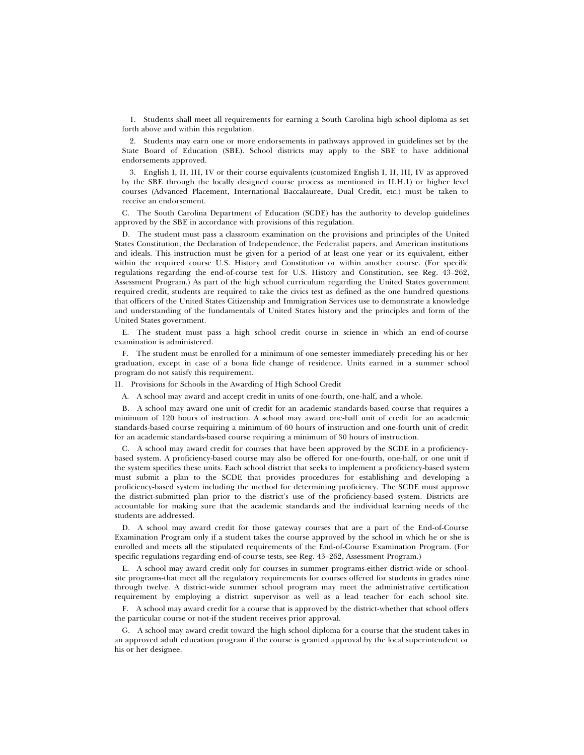1. Students shall meet all requirements for earning a South Carolina high school diploma as set forth above and within this regulation.

2. Students may earn one or more endorsements in pathways approved in guidelines set by the State Board of Education (SBE). School districts may apply to the SBE to have additional endorsements approved.

3. English I, II, III, IV or their course equivalents (customized English I, II, III, IV as approved by the SBE through the locally designed course process as mentioned in II.H.1) or higher level courses (Advanced Placement, International Baccalaureate, Dual Credit, etc.) must be taken to receive an endorsement.

C. The South Carolina Department of Education (SCDE) has the authority to develop guidelines approved by the SBE in accordance with provisions of this regulation.

D. The student must pass a classroom examination on the provisions and principles of the United States Constitution, the Declaration of Independence, the Federalist papers, and American institutions and ideals. This instruction must be given for a period of at least one year or its equivalent, either within the required course U.S. History and Constitution or within another course. (For specific regulations regarding the end-of-course test for U.S. History and Constitution, see Reg. 43–262, Assessment Program.) As part of the high school curriculum regarding the United States government required credit, students are required to take the civics test as defined as the one hundred questions that officers of the United States Citizenship and Immigration Services use to demonstrate a knowledge and understanding of the fundamentals of United States history and the principles and form of the United States government.

E. The student must pass a high school credit course in science in which an end-of-course examination is administered.

F. The student must be enrolled for a minimum of one semester immediately preceding his or her graduation, except in case of a bona fide change of residence. Units earned in a summer school program do not satisfy this requirement.

II. Provisions for Schools in the Awarding of High School Credit

A. A school may award and accept credit in units of one-fourth, one-half, and a whole.

B. A school may award one unit of credit for an academic standards-based course that requires a minimum of 120 hours of instruction. A school may award one-half unit of credit for an academic standards-based course requiring a minimum of 60 hours of instruction and one-fourth unit of credit for an academic standards-based course requiring a minimum of 30 hours of instruction.

C. A school may award credit for courses that have been approved by the SCDE in a proficiency-based system. A proficiency-based course may also be offered for one-fourth, one-half, or one unit if the system specifies these units. Each school district that seeks to implement a proficiency-based system must submit a plan to the SCDE that provides procedures for establishing and developing a proficiency-based system including the method for determining proficiency. The SCDE must approve the district-submitted plan prior to the district's use of the proficiency-based system. Districts are accountable for making sure that the academic standards and the individual learning needs of the students are addressed.

D. A school may award credit for those gateway courses that are a part of the End-of-Course Examination Program only if a student takes the course approved by the school in which he or she is enrolled and meets all the stipulated requirements of the End-of-Course Examination Program. (For specific regulations regarding end-of-course tests, see Reg. 43–262, Assessment Program.)

E. A school may award credit only for courses in summer programs-either district-wide or school-site programs-that meet all the regulatory requirements for courses offered for students in grades nine through twelve. A district-wide summer school program may meet the administrative certification requirement by employing a district supervisor as well as a lead teacher for each school site.

F. A school may award credit for a course that is approved by the district-whether that school offers the particular course or not-if the student receives prior approval.

G. A school may award credit toward the high school diploma for a course that the student takes in an approved adult education program if the course is granted approval by the local superintendent or his or her designee.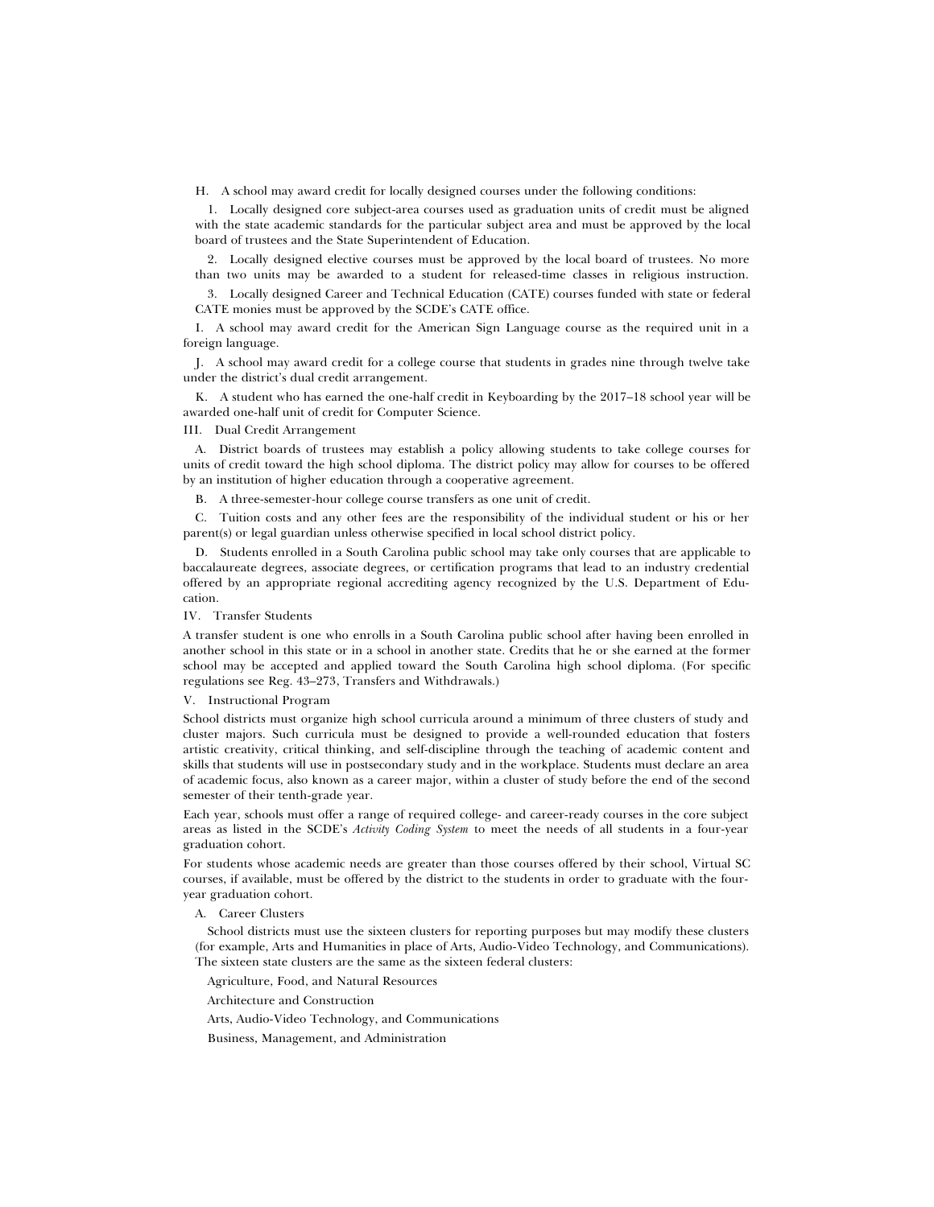H. A school may award credit for locally designed courses under the following conditions:

1. Locally designed core subject-area courses used as graduation units of credit must be aligned with the state academic standards for the particular subject area and must be approved by the local board of trustees and the State Superintendent of Education.

2. Locally designed elective courses must be approved by the local board of trustees. No more than two units may be awarded to a student for released-time classes in religious instruction.

3. Locally designed Career and Technical Education (CATE) courses funded with state or federal CATE monies must be approved by the SCDE's CATE office.

I. A school may award credit for the American Sign Language course as the required unit in a foreign language.

J. A school may award credit for a college course that students in grades nine through twelve take under the district's dual credit arrangement.

K. A student who has earned the one-half credit in Keyboarding by the 2017–18 school year will be awarded one-half unit of credit for Computer Science.

III. Dual Credit Arrangement

A. District boards of trustees may establish a policy allowing students to take college courses for units of credit toward the high school diploma. The district policy may allow for courses to be offered by an institution of higher education through a cooperative agreement.

B. A three-semester-hour college course transfers as one unit of credit.

C. Tuition costs and any other fees are the responsibility of the individual student or his or her parent(s) or legal guardian unless otherwise specified in local school district policy.

D. Students enrolled in a South Carolina public school may take only courses that are applicable to baccalaureate degrees, associate degrees, or certification programs that lead to an industry credential offered by an appropriate regional accrediting agency recognized by the U.S. Department of Education.

IV. Transfer Students

A transfer student is one who enrolls in a South Carolina public school after having been enrolled in another school in this state or in a school in another state. Credits that he or she earned at the former school may be accepted and applied toward the South Carolina high school diploma. (For specific regulations see Reg. 43–273, Transfers and Withdrawals.)

V. Instructional Program

School districts must organize high school curricula around a minimum of three clusters of study and cluster majors. Such curricula must be designed to provide a well-rounded education that fosters artistic creativity, critical thinking, and self-discipline through the teaching of academic content and skills that students will use in postsecondary study and in the workplace. Students must declare an area of academic focus, also known as a career major, within a cluster of study before the end of the second semester of their tenth-grade year.

Each year, schools must offer a range of required college- and career-ready courses in the core subject areas as listed in the SCDE's *Activity Coding System* to meet the needs of all students in a four-year graduation cohort.

For students whose academic needs are greater than those courses offered by their school, Virtual SC courses, if available, must be offered by the district to the students in order to graduate with the four-year graduation cohort.

A. Career Clusters

School districts must use the sixteen clusters for reporting purposes but may modify these clusters (for example, Arts and Humanities in place of Arts, Audio-Video Technology, and Communications). The sixteen state clusters are the same as the sixteen federal clusters:

Agriculture, Food, and Natural Resources

Architecture and Construction

Arts, Audio-Video Technology, and Communications

Business, Management, and Administration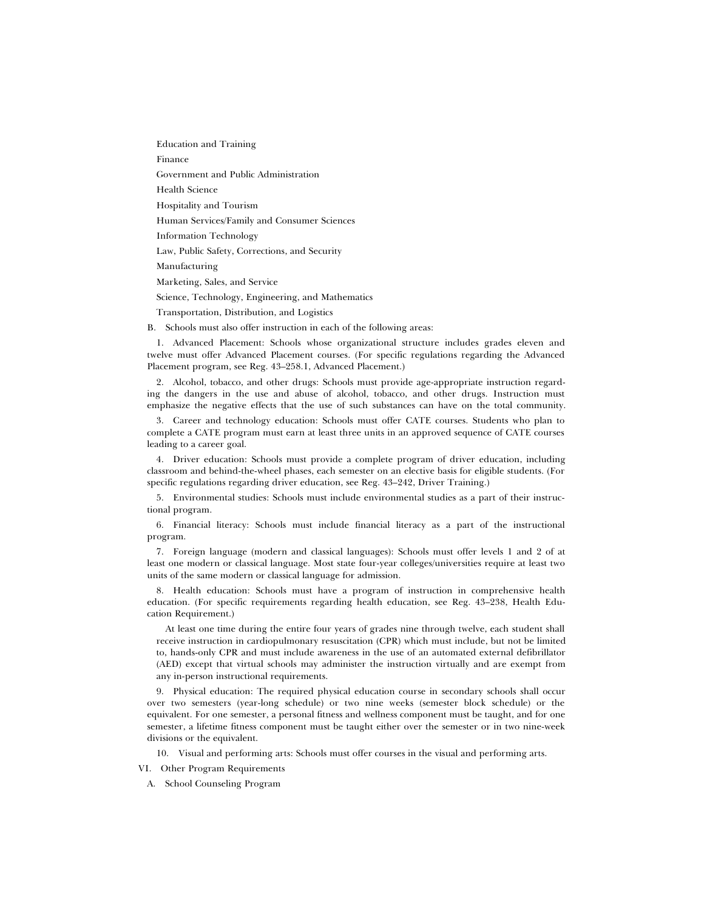Education and Training

Finance

Government and Public Administration

Health Science

Hospitality and Tourism

Human Services/Family and Consumer Sciences

Information Technology

Law, Public Safety, Corrections, and Security

Manufacturing

Marketing, Sales, and Service

Science, Technology, Engineering, and Mathematics

Transportation, Distribution, and Logistics

B. Schools must also offer instruction in each of the following areas:

1. Advanced Placement: Schools whose organizational structure includes grades eleven and twelve must offer Advanced Placement courses. (For specific regulations regarding the Advanced Placement program, see Reg. 43–258.1, Advanced Placement.)

2. Alcohol, tobacco, and other drugs: Schools must provide age-appropriate instruction regarding the dangers in the use and abuse of alcohol, tobacco, and other drugs. Instruction must emphasize the negative effects that the use of such substances can have on the total community.

3. Career and technology education: Schools must offer CATE courses. Students who plan to complete a CATE program must earn at least three units in an approved sequence of CATE courses leading to a career goal.

4. Driver education: Schools must provide a complete program of driver education, including classroom and behind-the-wheel phases, each semester on an elective basis for eligible students. (For specific regulations regarding driver education, see Reg. 43–242, Driver Training.)

5. Environmental studies: Schools must include environmental studies as a part of their instructional program.

6. Financial literacy: Schools must include financial literacy as a part of the instructional program.

7. Foreign language (modern and classical languages): Schools must offer levels 1 and 2 of at least one modern or classical language. Most state four-year colleges/universities require at least two units of the same modern or classical language for admission.

8. Health education: Schools must have a program of instruction in comprehensive health education. (For specific requirements regarding health education, see Reg. 43–238, Health Education Requirement.)

At least one time during the entire four years of grades nine through twelve, each student shall receive instruction in cardiopulmonary resuscitation (CPR) which must include, but not be limited to, hands-only CPR and must include awareness in the use of an automated external defibrillator (AED) except that virtual schools may administer the instruction virtually and are exempt from any in-person instructional requirements.

9. Physical education: The required physical education course in secondary schools shall occur over two semesters (year-long schedule) or two nine weeks (semester block schedule) or the equivalent. For one semester, a personal fitness and wellness component must be taught, and for one semester, a lifetime fitness component must be taught either over the semester or in two nine-week divisions or the equivalent.

10. Visual and performing arts: Schools must offer courses in the visual and performing arts.

VI. Other Program Requirements

A. School Counseling Program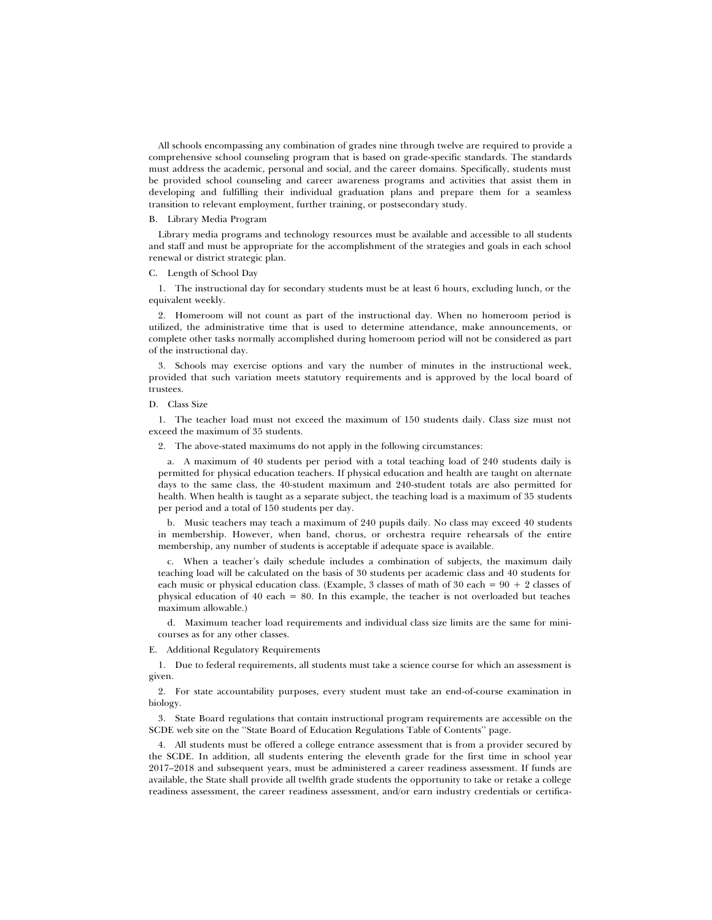All schools encompassing any combination of grades nine through twelve are required to provide a comprehensive school counseling program that is based on grade-specific standards. The standards must address the academic, personal and social, and the career domains. Specifically, students must be provided school counseling and career awareness programs and activities that assist them in developing and fulfilling their individual graduation plans and prepare them for a seamless transition to relevant employment, further training, or postsecondary study.

B. Library Media Program

Library media programs and technology resources must be available and accessible to all students and staff and must be appropriate for the accomplishment of the strategies and goals in each school renewal or district strategic plan.

C. Length of School Day

1. The instructional day for secondary students must be at least 6 hours, excluding lunch, or the equivalent weekly.

2. Homeroom will not count as part of the instructional day. When no homeroom period is utilized, the administrative time that is used to determine attendance, make announcements, or complete other tasks normally accomplished during homeroom period will not be considered as part of the instructional day.

3. Schools may exercise options and vary the number of minutes in the instructional week, provided that such variation meets statutory requirements and is approved by the local board of trustees.

D. Class Size

1. The teacher load must not exceed the maximum of 150 students daily. Class size must not exceed the maximum of 35 students.

2. The above-stated maximums do not apply in the following circumstances:

a. A maximum of 40 students per period with a total teaching load of 240 students daily is permitted for physical education teachers. If physical education and health are taught on alternate days to the same class, the 40-student maximum and 240-student totals are also permitted for health. When health is taught as a separate subject, the teaching load is a maximum of 35 students per period and a total of 150 students per day.

b. Music teachers may teach a maximum of 240 pupils daily. No class may exceed 40 students in membership. However, when band, chorus, or orchestra require rehearsals of the entire membership, any number of students is acceptable if adequate space is available.

c. When a teacher's daily schedule includes a combination of subjects, the maximum daily teaching load will be calculated on the basis of 30 students per academic class and 40 students for each music or physical education class. (Example, 3 classes of math of 30 each = 90 + 2 classes of physical education of 40 each = 80. In this example, the teacher is not overloaded but teaches maximum allowable.)

d. Maximum teacher load requirements and individual class size limits are the same for mini-courses as for any other classes.

E. Additional Regulatory Requirements

1. Due to federal requirements, all students must take a science course for which an assessment is given.

2. For state accountability purposes, every student must take an end-of-course examination in biology.

3. State Board regulations that contain instructional program requirements are accessible on the SCDE web site on the "State Board of Education Regulations Table of Contents" page.

4. All students must be offered a college entrance assessment that is from a provider secured by the SCDE. In addition, all students entering the eleventh grade for the first time in school year 2017–2018 and subsequent years, must be administered a career readiness assessment. If funds are available, the State shall provide all twelfth grade students the opportunity to take or retake a college readiness assessment, the career readiness assessment, and/or earn industry credentials or certifica-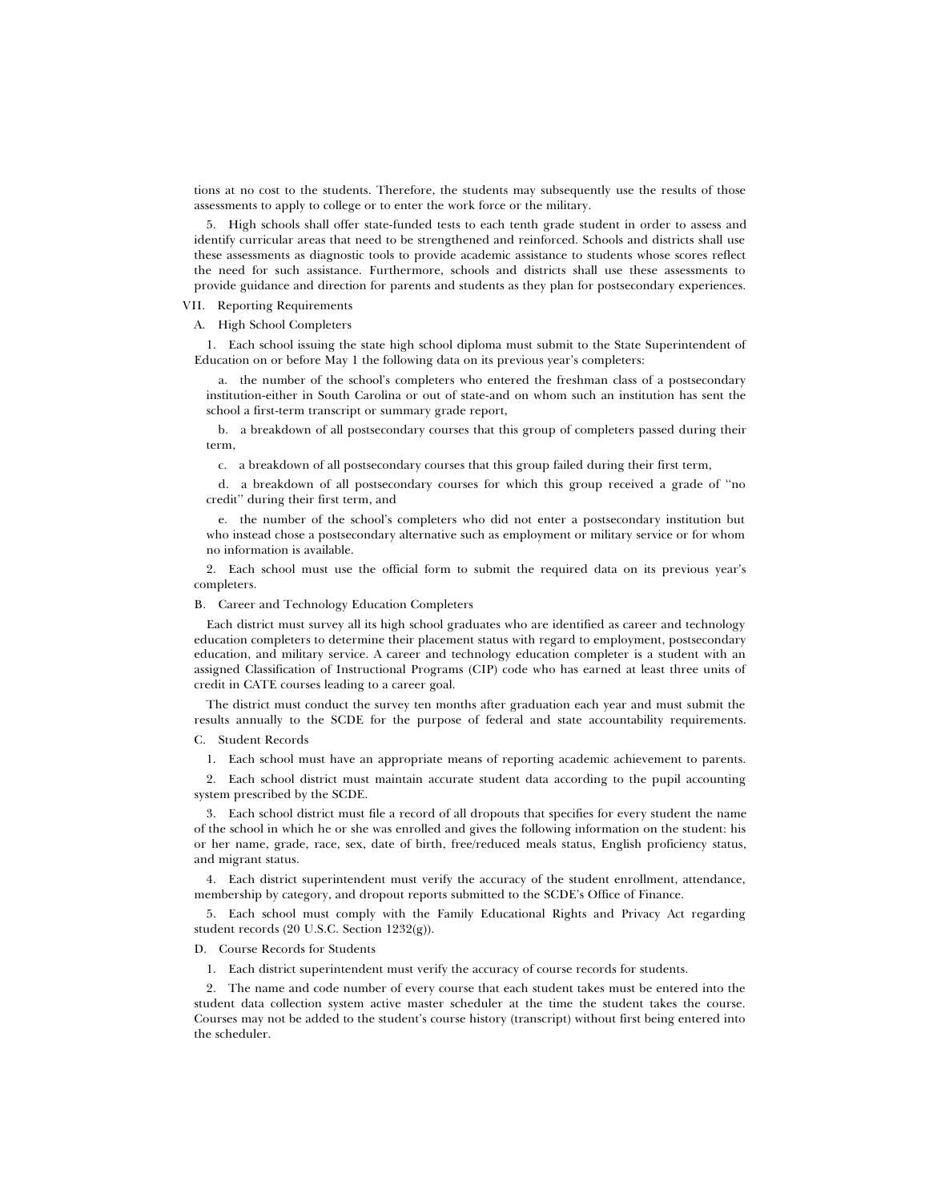tions at no cost to the students. Therefore, the students may subsequently use the results of those assessments to apply to college or to enter the work force or the military.

5. High schools shall offer state-funded tests to each tenth grade student in order to assess and identify curricular areas that need to be strengthened and reinforced. Schools and districts shall use these assessments as diagnostic tools to provide academic assistance to students whose scores reflect the need for such assistance. Furthermore, schools and districts shall use these assessments to provide guidance and direction for parents and students as they plan for postsecondary experiences.

VII. Reporting Requirements

A. High School Completers

1. Each school issuing the state high school diploma must submit to the State Superintendent of Education on or before May 1 the following data on its previous year's completers:

a. the number of the school's completers who entered the freshman class of a postsecondary institution-either in South Carolina or out of state-and on whom such an institution has sent the school a first-term transcript or summary grade report,

b. a breakdown of all postsecondary courses that this group of completers passed during their term,

c. a breakdown of all postsecondary courses that this group failed during their first term,

d. a breakdown of all postsecondary courses for which this group received a grade of ''no credit'' during their first term, and

e. the number of the school's completers who did not enter a postsecondary institution but who instead chose a postsecondary alternative such as employment or military service or for whom no information is available.

2. Each school must use the official form to submit the required data on its previous year's completers.

B. Career and Technology Education Completers

Each district must survey all its high school graduates who are identified as career and technology education completers to determine their placement status with regard to employment, postsecondary education, and military service. A career and technology education completer is a student with an assigned Classification of Instructional Programs (CIP) code who has earned at least three units of credit in CATE courses leading to a career goal.

The district must conduct the survey ten months after graduation each year and must submit the results annually to the SCDE for the purpose of federal and state accountability requirements.

C. Student Records

1. Each school must have an appropriate means of reporting academic achievement to parents.

2. Each school district must maintain accurate student data according to the pupil accounting system prescribed by the SCDE.

3. Each school district must file a record of all dropouts that specifies for every student the name of the school in which he or she was enrolled and gives the following information on the student: his or her name, grade, race, sex, date of birth, free/reduced meals status, English proficiency status, and migrant status.

4. Each district superintendent must verify the accuracy of the student enrollment, attendance, membership by category, and dropout reports submitted to the SCDE's Office of Finance.

5. Each school must comply with the Family Educational Rights and Privacy Act regarding student records (20 U.S.C. Section 1232(g)).

D. Course Records for Students

1. Each district superintendent must verify the accuracy of course records for students.

2. The name and code number of every course that each student takes must be entered into the student data collection system active master scheduler at the time the student takes the course. Courses may not be added to the student's course history (transcript) without first being entered into the scheduler.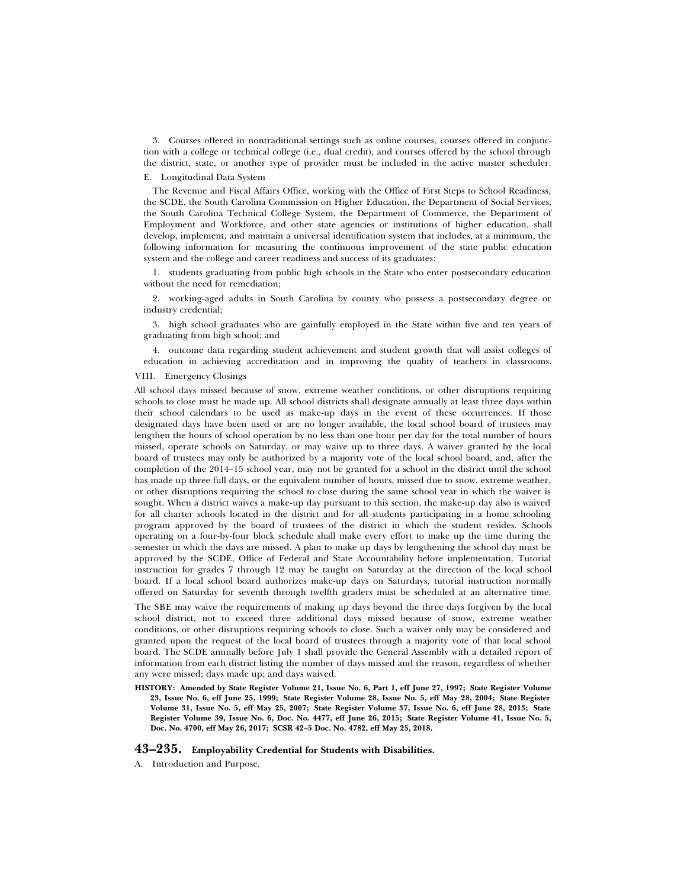3. Courses offered in nontraditional settings such as online courses, courses offered in conjunction with a college or technical college (i.e., dual credit), and courses offered by the school through the district, state, or another type of provider must be included in the active master scheduler.

E. Longitudinal Data System

The Revenue and Fiscal Affairs Office, working with the Office of First Steps to School Readiness, the SCDE, the South Carolina Commission on Higher Education, the Department of Social Services, the South Carolina Technical College System, the Department of Commerce, the Department of Employment and Workforce, and other state agencies or institutions of higher education, shall develop, implement, and maintain a universal identification system that includes, at a minimum, the following information for measuring the continuous improvement of the state public education system and the college and career readiness and success of its graduates:

1. students graduating from public high schools in the State who enter postsecondary education without the need for remediation;

2. working-aged adults in South Carolina by county who possess a postsecondary degree or industry credential;

3. high school graduates who are gainfully employed in the State within five and ten years of graduating from high school; and

4. outcome data regarding student achievement and student growth that will assist colleges of education in achieving accreditation and in improving the quality of teachers in classrooms.

VIII. Emergency Closings

All school days missed because of snow, extreme weather conditions, or other disruptions requiring schools to close must be made up. All school districts shall designate annually at least three days within their school calendars to be used as make-up days in the event of these occurrences. If those designated days have been used or are no longer available, the local school board of trustees may lengthen the hours of school operation by no less than one hour per day for the total number of hours missed, operate schools on Saturday, or may waive up to three days. A waiver granted by the local board of trustees may only be authorized by a majority vote of the local school board, and, after the completion of the 2014–15 school year, may not be granted for a school in the district until the school has made up three full days, or the equivalent number of hours, missed due to snow, extreme weather, or other disruptions requiring the school to close during the same school year in which the waiver is sought. When a district waives a make-up day pursuant to this section, the make-up day also is waived for all charter schools located in the district and for all students participating in a home schooling program approved by the board of trustees of the district in which the student resides. Schools operating on a four-by-four block schedule shall make every effort to make up the time during the semester in which the days are missed. A plan to make up days by lengthening the school day must be approved by the SCDE, Office of Federal and State Accountability before implementation. Tutorial instruction for grades 7 through 12 may be taught on Saturday at the direction of the local school board. If a local school board authorizes make-up days on Saturdays, tutorial instruction normally offered on Saturday for seventh through twelfth graders must be scheduled at an alternative time.

The SBE may waive the requirements of making up days beyond the three days forgiven by the local school district, not to exceed three additional days missed because of snow, extreme weather conditions, or other disruptions requiring schools to close. Such a waiver only may be considered and granted upon the request of the local board of trustees through a majority vote of that local school board. The SCDE annually before July 1 shall provide the General Assembly with a detailed report of information from each district listing the number of days missed and the reason, regardless of whether any were missed; days made up; and days waived.

**HISTORY: Amended by State Register Volume 21, Issue No. 6, Part 1, eff June 27, 1997; State Register Volume 23, Issue No. 6, eff June 25, 1999; State Register Volume 28, Issue No. 5, eff May 28, 2004; State Register Volume 31, Issue No. 5, eff May 25, 2007; State Register Volume 37, Issue No. 6, eff June 28, 2013; State Register Volume 39, Issue No. 6, Doc. No. 4477, eff June 26, 2015; State Register Volume 41, Issue No. 5, Doc. No. 4700, eff May 26, 2017; SCSR 42–5 Doc. No. 4782, eff May 25, 2018.**

## 43–235. Employability Credential for Students with Disabilities.

A. Introduction and Purpose.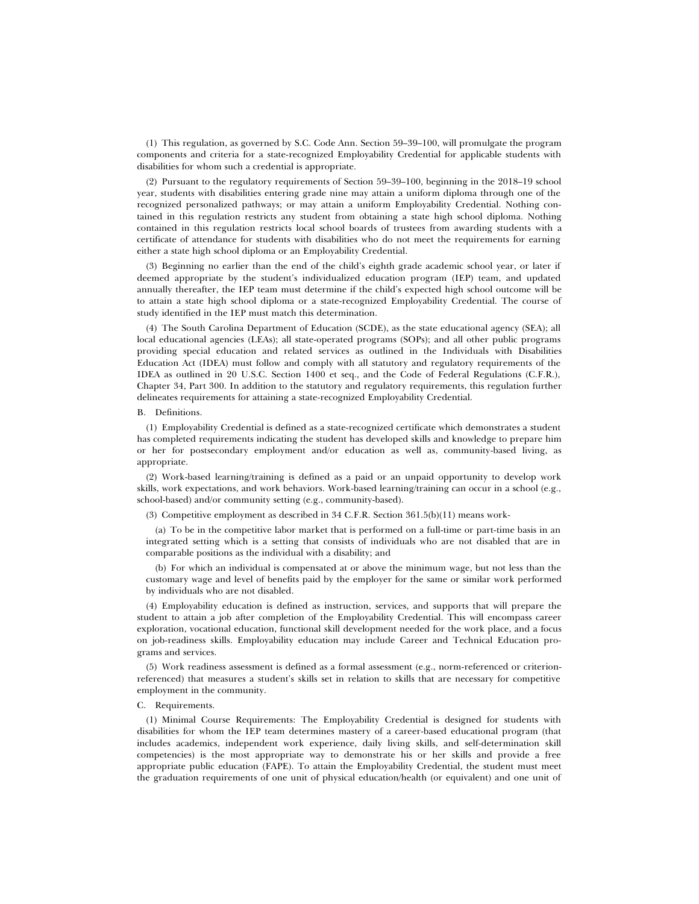(1) This regulation, as governed by S.C. Code Ann. Section 59–39–100, will promulgate the program components and criteria for a state-recognized Employability Credential for applicable students with disabilities for whom such a credential is appropriate.

(2) Pursuant to the regulatory requirements of Section 59–39–100, beginning in the 2018–19 school year, students with disabilities entering grade nine may attain a uniform diploma through one of the recognized personalized pathways; or may attain a uniform Employability Credential. Nothing contained in this regulation restricts any student from obtaining a state high school diploma. Nothing contained in this regulation restricts local school boards of trustees from awarding students with a certificate of attendance for students with disabilities who do not meet the requirements for earning either a state high school diploma or an Employability Credential.

(3) Beginning no earlier than the end of the child's eighth grade academic school year, or later if deemed appropriate by the student's individualized education program (IEP) team, and updated annually thereafter, the IEP team must determine if the child's expected high school outcome will be to attain a state high school diploma or a state-recognized Employability Credential. The course of study identified in the IEP must match this determination.

(4) The South Carolina Department of Education (SCDE), as the state educational agency (SEA); all local educational agencies (LEAs); all state-operated programs (SOPs); and all other public programs providing special education and related services as outlined in the Individuals with Disabilities Education Act (IDEA) must follow and comply with all statutory and regulatory requirements of the IDEA as outlined in 20 U.S.C. Section 1400 et seq., and the Code of Federal Regulations (C.F.R.), Chapter 34, Part 300. In addition to the statutory and regulatory requirements, this regulation further delineates requirements for attaining a state-recognized Employability Credential.

B. Definitions.

(1) Employability Credential is defined as a state-recognized certificate which demonstrates a student has completed requirements indicating the student has developed skills and knowledge to prepare him or her for postsecondary employment and/or education as well as, community-based living, as appropriate.

(2) Work-based learning/training is defined as a paid or an unpaid opportunity to develop work skills, work expectations, and work behaviors. Work-based learning/training can occur in a school (e.g., school-based) and/or community setting (e.g., community-based).

(3) Competitive employment as described in 34 C.F.R. Section 361.5(b)(11) means work-

(a) To be in the competitive labor market that is performed on a full-time or part-time basis in an integrated setting which is a setting that consists of individuals who are not disabled that are in comparable positions as the individual with a disability; and

(b) For which an individual is compensated at or above the minimum wage, but not less than the customary wage and level of benefits paid by the employer for the same or similar work performed by individuals who are not disabled.

(4) Employability education is defined as instruction, services, and supports that will prepare the student to attain a job after completion of the Employability Credential. This will encompass career exploration, vocational education, functional skill development needed for the work place, and a focus on job-readiness skills. Employability education may include Career and Technical Education programs and services.

(5) Work readiness assessment is defined as a formal assessment (e.g., norm-referenced or criterion-referenced) that measures a student's skills set in relation to skills that are necessary for competitive employment in the community.

C. Requirements.

(1) Minimal Course Requirements: The Employability Credential is designed for students with disabilities for whom the IEP team determines mastery of a career-based educational program (that includes academics, independent work experience, daily living skills, and self-determination skill competencies) is the most appropriate way to demonstrate his or her skills and provide a free appropriate public education (FAPE). To attain the Employability Credential, the student must meet the graduation requirements of one unit of physical education/health (or equivalent) and one unit of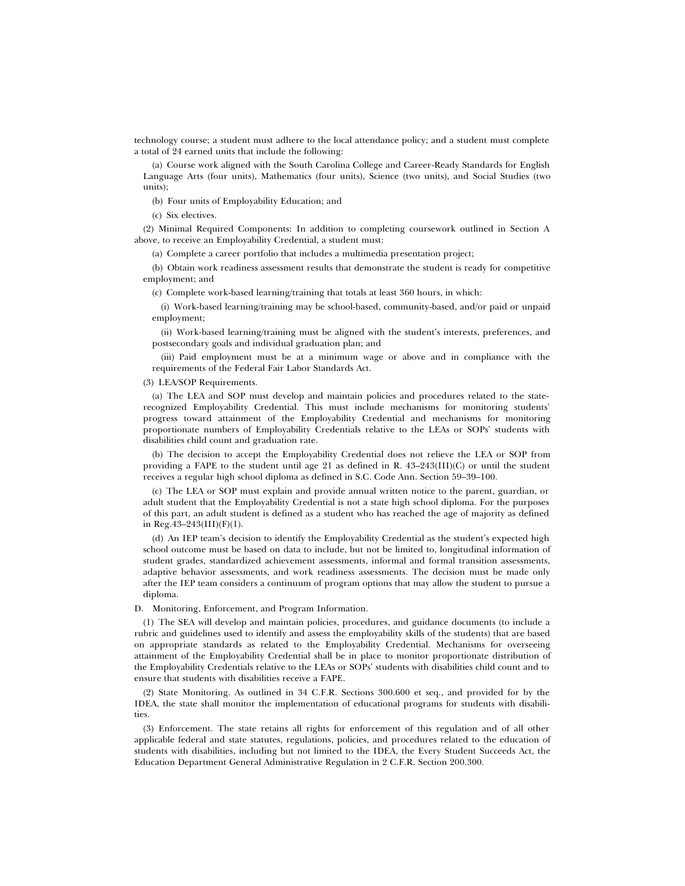technology course; a student must adhere to the local attendance policy; and a student must complete a total of 24 earned units that include the following:

(a) Course work aligned with the South Carolina College and Career-Ready Standards for English Language Arts (four units), Mathematics (four units), Science (two units), and Social Studies (two units);

(b) Four units of Employability Education; and

(c) Six electives.

(2) Minimal Required Components: In addition to completing coursework outlined in Section A above, to receive an Employability Credential, a student must:

(a) Complete a career portfolio that includes a multimedia presentation project;

(b) Obtain work readiness assessment results that demonstrate the student is ready for competitive employment; and

(c) Complete work-based learning/training that totals at least 360 hours, in which:

(i) Work-based learning/training may be school-based, community-based, and/or paid or unpaid employment;

(ii) Work-based learning/training must be aligned with the student's interests, preferences, and postsecondary goals and individual graduation plan; and

(iii) Paid employment must be at a minimum wage or above and in compliance with the requirements of the Federal Fair Labor Standards Act.

(3) LEA/SOP Requirements.

(a) The LEA and SOP must develop and maintain policies and procedures related to the state-recognized Employability Credential. This must include mechanisms for monitoring students' progress toward attainment of the Employability Credential and mechanisms for monitoring proportionate numbers of Employability Credentials relative to the LEAs or SOPs' students with disabilities child count and graduation rate.

(b) The decision to accept the Employability Credential does not relieve the LEA or SOP from providing a FAPE to the student until age 21 as defined in R. 43–243(III)(C) or until the student receives a regular high school diploma as defined in S.C. Code Ann. Section 59–39–100.

(c) The LEA or SOP must explain and provide annual written notice to the parent, guardian, or adult student that the Employability Credential is not a state high school diploma. For the purposes of this part, an adult student is defined as a student who has reached the age of majority as defined in Reg.43–243(III)(F)(1).

(d) An IEP team's decision to identify the Employability Credential as the student's expected high school outcome must be based on data to include, but not be limited to, longitudinal information of student grades, standardized achievement assessments, informal and formal transition assessments, adaptive behavior assessments, and work readiness assessments. The decision must be made only after the IEP team considers a continuum of program options that may allow the student to pursue a diploma.

D. Monitoring, Enforcement, and Program Information.

(1) The SEA will develop and maintain policies, procedures, and guidance documents (to include a rubric and guidelines used to identify and assess the employability skills of the students) that are based on appropriate standards as related to the Employability Credential. Mechanisms for overseeing attainment of the Employability Credential shall be in place to monitor proportionate distribution of the Employability Credentials relative to the LEAs or SOPs' students with disabilities child count and to ensure that students with disabilities receive a FAPE.

(2) State Monitoring. As outlined in 34 C.F.R. Sections 300.600 et seq., and provided for by the IDEA, the state shall monitor the implementation of educational programs for students with disabilities.

(3) Enforcement. The state retains all rights for enforcement of this regulation and of all other applicable federal and state statutes, regulations, policies, and procedures related to the education of students with disabilities, including but not limited to the IDEA, the Every Student Succeeds Act, the Education Department General Administrative Regulation in 2 C.F.R. Section 200.300.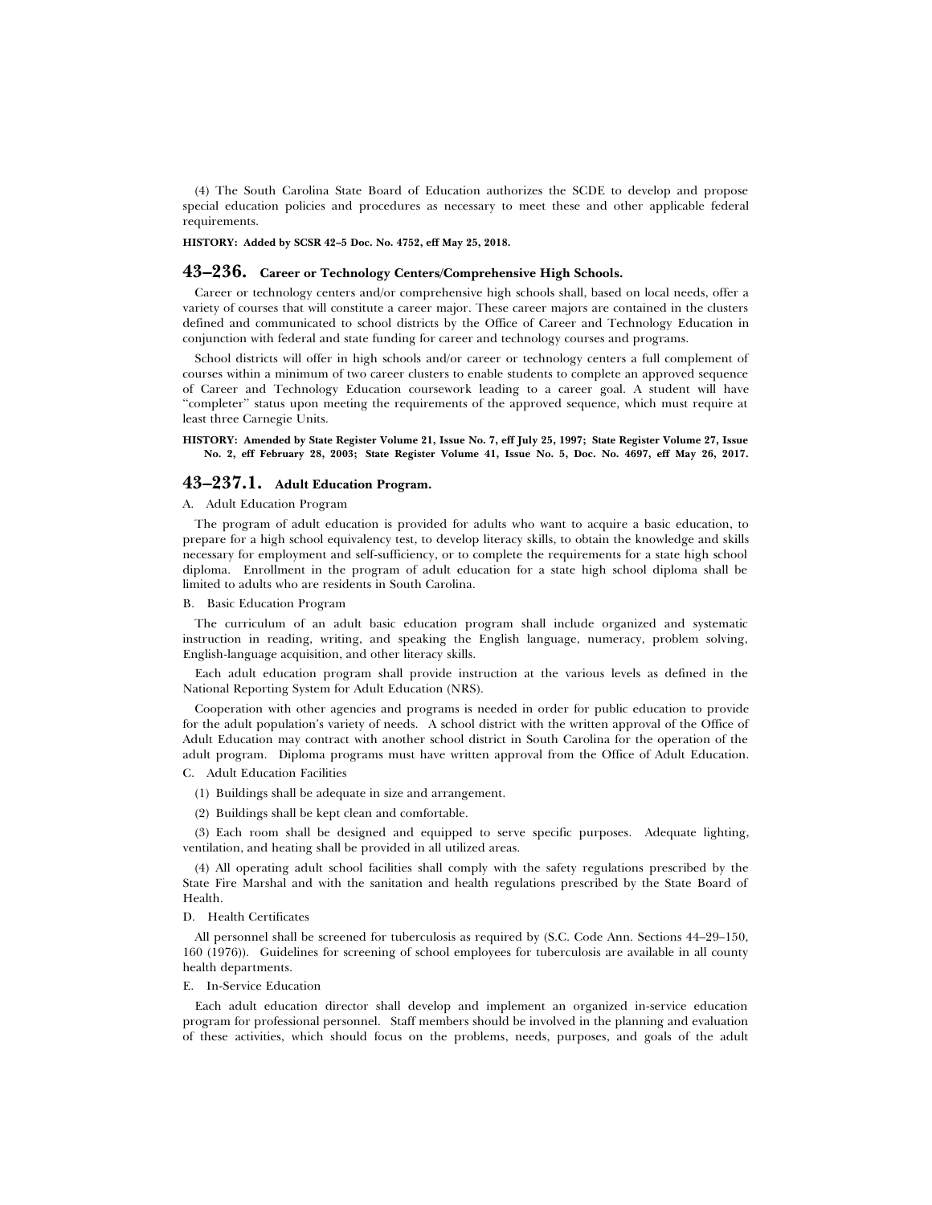(4) The South Carolina State Board of Education authorizes the SCDE to develop and propose special education policies and procedures as necessary to meet these and other applicable federal requirements.

**HISTORY: Added by SCSR 42–5 Doc. No. 4752, eff May 25, 2018.**

## 43–236. Career or Technology Centers/Comprehensive High Schools.

Career or technology centers and/or comprehensive high schools shall, based on local needs, offer a variety of courses that will constitute a career major. These career majors are contained in the clusters defined and communicated to school districts by the Office of Career and Technology Education in conjunction with federal and state funding for career and technology courses and programs.

School districts will offer in high schools and/or career or technology centers a full complement of courses within a minimum of two career clusters to enable students to complete an approved sequence of Career and Technology Education coursework leading to a career goal. A student will have ''completer'' status upon meeting the requirements of the approved sequence, which must require at least three Carnegie Units.

**HISTORY: Amended by State Register Volume 21, Issue No. 7, eff July 25, 1997; State Register Volume 27, Issue No. 2, eff February 28, 2003; State Register Volume 41, Issue No. 5, Doc. No. 4697, eff May 26, 2017.**

## 43–237.1. Adult Education Program.

A. Adult Education Program

The program of adult education is provided for adults who want to acquire a basic education, to prepare for a high school equivalency test, to develop literacy skills, to obtain the knowledge and skills necessary for employment and self-sufficiency, or to complete the requirements for a state high school diploma. Enrollment in the program of adult education for a state high school diploma shall be limited to adults who are residents in South Carolina.

B. Basic Education Program

The curriculum of an adult basic education program shall include organized and systematic instruction in reading, writing, and speaking the English language, numeracy, problem solving, English-language acquisition, and other literacy skills.

Each adult education program shall provide instruction at the various levels as defined in the National Reporting System for Adult Education (NRS).

Cooperation with other agencies and programs is needed in order for public education to provide for the adult population's variety of needs. A school district with the written approval of the Office of Adult Education may contract with another school district in South Carolina for the operation of the adult program. Diploma programs must have written approval from the Office of Adult Education.

C. Adult Education Facilities

(1) Buildings shall be adequate in size and arrangement.

(2) Buildings shall be kept clean and comfortable.

(3) Each room shall be designed and equipped to serve specific purposes. Adequate lighting, ventilation, and heating shall be provided in all utilized areas.

(4) All operating adult school facilities shall comply with the safety regulations prescribed by the State Fire Marshal and with the sanitation and health regulations prescribed by the State Board of Health.

D. Health Certificates

All personnel shall be screened for tuberculosis as required by (S.C. Code Ann. Sections 44–29–150, 160 (1976)). Guidelines for screening of school employees for tuberculosis are available in all county health departments.

E. In-Service Education

Each adult education director shall develop and implement an organized in-service education program for professional personnel. Staff members should be involved in the planning and evaluation of these activities, which should focus on the problems, needs, purposes, and goals of the adult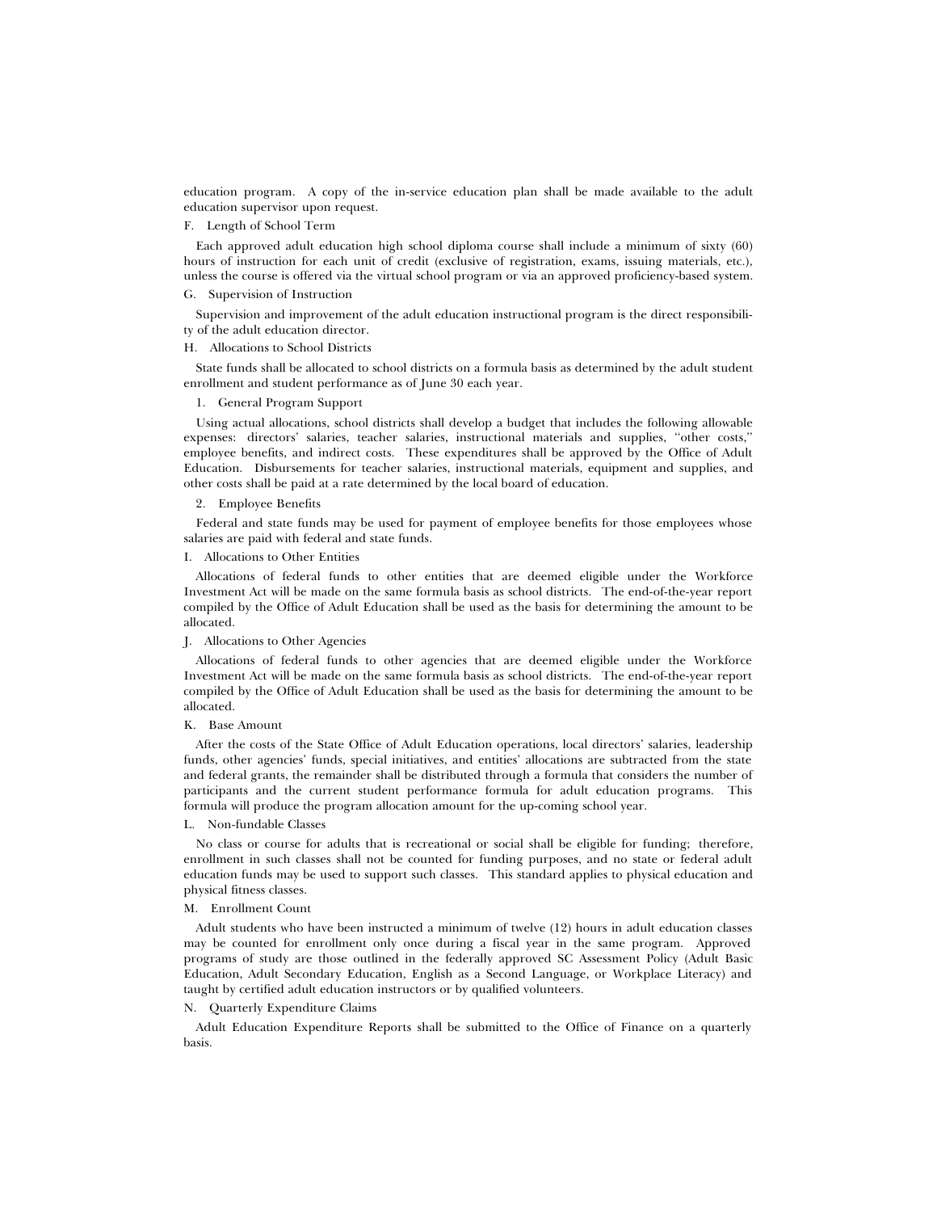education program. A copy of the in-service education plan shall be made available to the adult education supervisor upon request.

F. Length of School Term

Each approved adult education high school diploma course shall include a minimum of sixty (60) hours of instruction for each unit of credit (exclusive of registration, exams, issuing materials, etc.), unless the course is offered via the virtual school program or via an approved proficiency-based system.

G. Supervision of Instruction

Supervision and improvement of the adult education instructional program is the direct responsibility of the adult education director.

H. Allocations to School Districts

State funds shall be allocated to school districts on a formula basis as determined by the adult student enrollment and student performance as of June 30 each year.

1. General Program Support

Using actual allocations, school districts shall develop a budget that includes the following allowable expenses: directors' salaries, teacher salaries, instructional materials and supplies, "other costs," employee benefits, and indirect costs. These expenditures shall be approved by the Office of Adult Education. Disbursements for teacher salaries, instructional materials, equipment and supplies, and other costs shall be paid at a rate determined by the local board of education.

2. Employee Benefits

Federal and state funds may be used for payment of employee benefits for those employees whose salaries are paid with federal and state funds.

I. Allocations to Other Entities

Allocations of federal funds to other entities that are deemed eligible under the Workforce Investment Act will be made on the same formula basis as school districts. The end-of-the-year report compiled by the Office of Adult Education shall be used as the basis for determining the amount to be allocated.

J. Allocations to Other Agencies

Allocations of federal funds to other agencies that are deemed eligible under the Workforce Investment Act will be made on the same formula basis as school districts. The end-of-the-year report compiled by the Office of Adult Education shall be used as the basis for determining the amount to be allocated.

K. Base Amount

After the costs of the State Office of Adult Education operations, local directors' salaries, leadership funds, other agencies' funds, special initiatives, and entities' allocations are subtracted from the state and federal grants, the remainder shall be distributed through a formula that considers the number of participants and the current student performance formula for adult education programs. This formula will produce the program allocation amount for the up-coming school year.

L. Non-fundable Classes

No class or course for adults that is recreational or social shall be eligible for funding; therefore, enrollment in such classes shall not be counted for funding purposes, and no state or federal adult education funds may be used to support such classes. This standard applies to physical education and physical fitness classes.

M. Enrollment Count

Adult students who have been instructed a minimum of twelve (12) hours in adult education classes may be counted for enrollment only once during a fiscal year in the same program. Approved programs of study are those outlined in the federally approved SC Assessment Policy (Adult Basic Education, Adult Secondary Education, English as a Second Language, or Workplace Literacy) and taught by certified adult education instructors or by qualified volunteers.

N. Quarterly Expenditure Claims

Adult Education Expenditure Reports shall be submitted to the Office of Finance on a quarterly basis.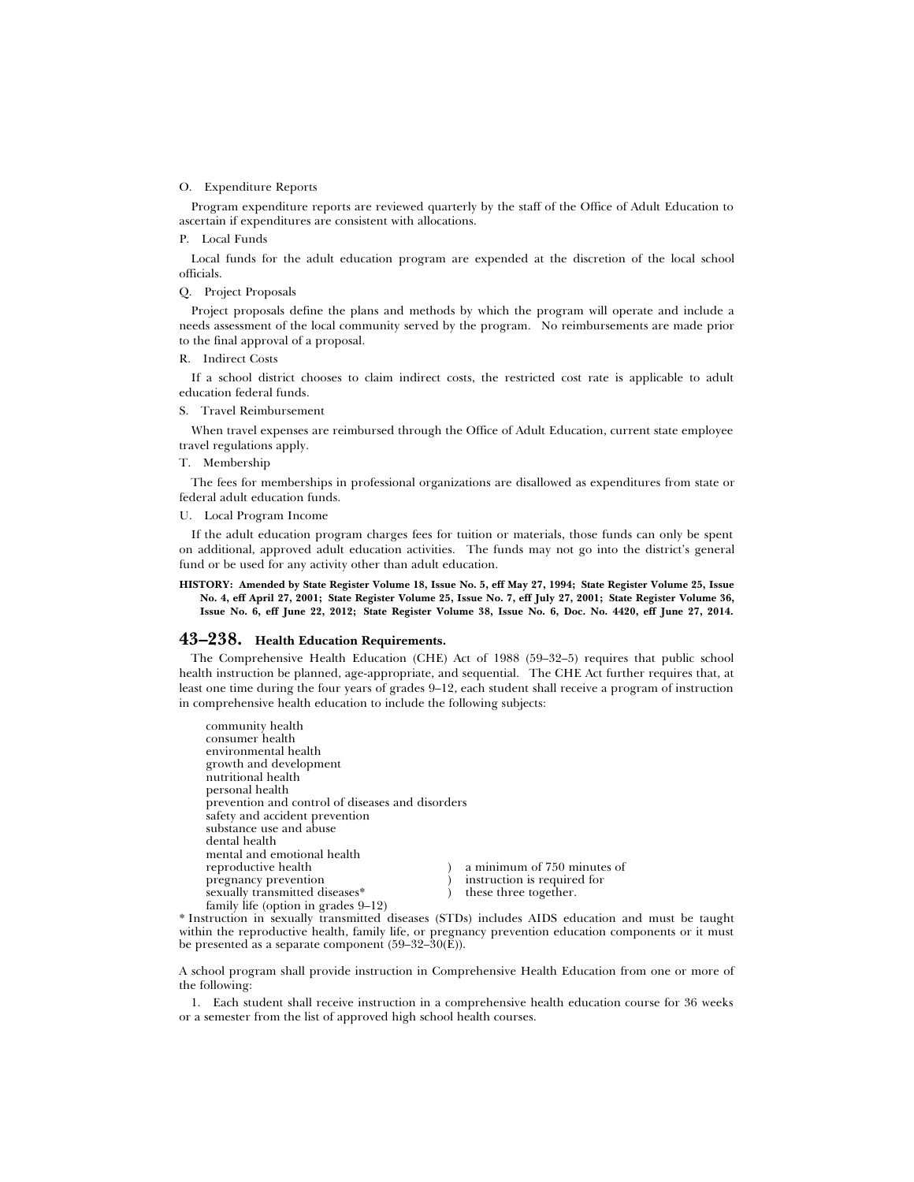O. Expenditure Reports

Program expenditure reports are reviewed quarterly by the staff of the Office of Adult Education to ascertain if expenditures are consistent with allocations.

P. Local Funds

Local funds for the adult education program are expended at the discretion of the local school officials.

Q. Project Proposals

Project proposals define the plans and methods by which the program will operate and include a needs assessment of the local community served by the program. No reimbursements are made prior to the final approval of a proposal.

R. Indirect Costs

If a school district chooses to claim indirect costs, the restricted cost rate is applicable to adult education federal funds.

S. Travel Reimbursement

When travel expenses are reimbursed through the Office of Adult Education, current state employee travel regulations apply.

T. Membership

The fees for memberships in professional organizations are disallowed as expenditures from state or federal adult education funds.

U. Local Program Income

If the adult education program charges fees for tuition or materials, those funds can only be spent on additional, approved adult education activities. The funds may not go into the district's general fund or be used for any activity other than adult education.

**HISTORY: Amended by State Register Volume 18, Issue No. 5, eff May 27, 1994; State Register Volume 25, Issue No. 4, eff April 27, 2001; State Register Volume 25, Issue No. 7, eff July 27, 2001; State Register Volume 36, Issue No. 6, eff June 22, 2012; State Register Volume 38, Issue No. 6, Doc. No. 4420, eff June 27, 2014.**

## 43–238. Health Education Requirements.

The Comprehensive Health Education (CHE) Act of 1988 (59–32–5) requires that public school health instruction be planned, age-appropriate, and sequential. The CHE Act further requires that, at least one time during the four years of grades 9–12, each student shall receive a program of instruction in comprehensive health education to include the following subjects:

community health
consumer health
environmental health
growth and development
nutritional health
personal health
prevention and control of diseases and disorders
safety and accident prevention
substance use and abuse
dental health
mental and emotional health
reproductive health ) a minimum of 750 minutes of
pregnancy prevention ) instruction is required for
sexually transmitted diseases* ) these three together.
family life (option in grades 9–12)

* Instruction in sexually transmitted diseases (STDs) includes AIDS education and must be taught within the reproductive health, family life, or pregnancy prevention education components or it must be presented as a separate component (59–32–30(E)).

A school program shall provide instruction in Comprehensive Health Education from one or more of the following:

1. Each student shall receive instruction in a comprehensive health education course for 36 weeks or a semester from the list of approved high school health courses.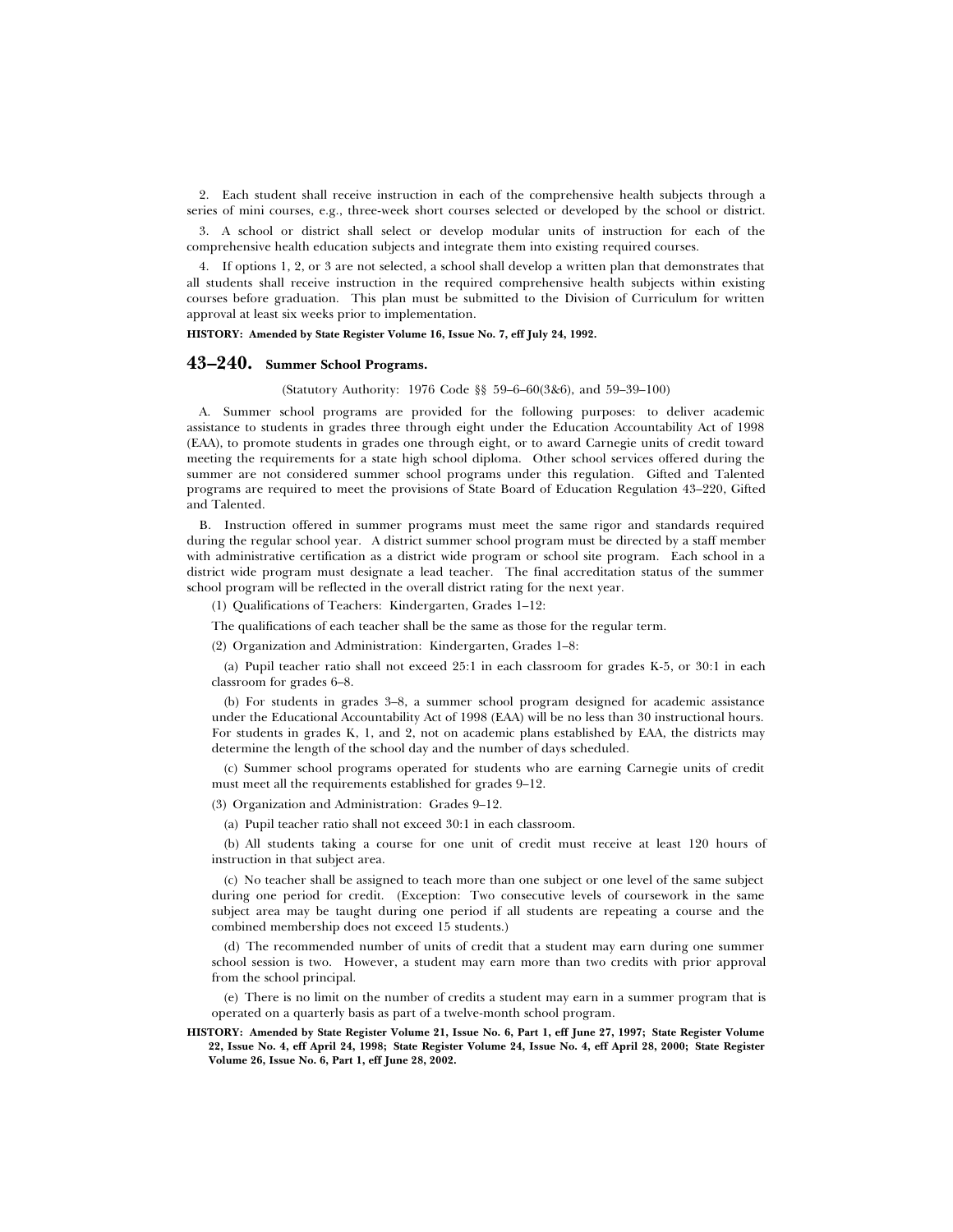2. Each student shall receive instruction in each of the comprehensive health subjects through a series of mini courses, e.g., three-week short courses selected or developed by the school or district.

3. A school or district shall select or develop modular units of instruction for each of the comprehensive health education subjects and integrate them into existing required courses.

4. If options 1, 2, or 3 are not selected, a school shall develop a written plan that demonstrates that all students shall receive instruction in the required comprehensive health subjects within existing courses before graduation. This plan must be submitted to the Division of Curriculum for written approval at least six weeks prior to implementation.

**HISTORY: Amended by State Register Volume 16, Issue No. 7, eff July 24, 1992.**

## 43–240. Summer School Programs.

(Statutory Authority: 1976 Code §§ 59–6–60(3&6), and 59–39–100)

A. Summer school programs are provided for the following purposes: to deliver academic assistance to students in grades three through eight under the Education Accountability Act of 1998 (EAA), to promote students in grades one through eight, or to award Carnegie units of credit toward meeting the requirements for a state high school diploma. Other school services offered during the summer are not considered summer school programs under this regulation. Gifted and Talented programs are required to meet the provisions of State Board of Education Regulation 43–220, Gifted and Talented.

B. Instruction offered in summer programs must meet the same rigor and standards required during the regular school year. A district summer school program must be directed by a staff member with administrative certification as a district wide program or school site program. Each school in a district wide program must designate a lead teacher. The final accreditation status of the summer school program will be reflected in the overall district rating for the next year.

(1) Qualifications of Teachers: Kindergarten, Grades 1–12:

The qualifications of each teacher shall be the same as those for the regular term.

(2) Organization and Administration: Kindergarten, Grades 1–8:

(a) Pupil teacher ratio shall not exceed 25:1 in each classroom for grades K-5, or 30:1 in each classroom for grades 6–8.

(b) For students in grades 3–8, a summer school program designed for academic assistance under the Educational Accountability Act of 1998 (EAA) will be no less than 30 instructional hours. For students in grades K, 1, and 2, not on academic plans established by EAA, the districts may determine the length of the school day and the number of days scheduled.

(c) Summer school programs operated for students who are earning Carnegie units of credit must meet all the requirements established for grades 9–12.

(3) Organization and Administration: Grades 9–12.

(a) Pupil teacher ratio shall not exceed 30:1 in each classroom.

(b) All students taking a course for one unit of credit must receive at least 120 hours of instruction in that subject area.

(c) No teacher shall be assigned to teach more than one subject or one level of the same subject during one period for credit. (Exception: Two consecutive levels of coursework in the same subject area may be taught during one period if all students are repeating a course and the combined membership does not exceed 15 students.)

(d) The recommended number of units of credit that a student may earn during one summer school session is two. However, a student may earn more than two credits with prior approval from the school principal.

(e) There is no limit on the number of credits a student may earn in a summer program that is operated on a quarterly basis as part of a twelve-month school program.

**HISTORY: Amended by State Register Volume 21, Issue No. 6, Part 1, eff June 27, 1997; State Register Volume 22, Issue No. 4, eff April 24, 1998; State Register Volume 24, Issue No. 4, eff April 28, 2000; State Register Volume 26, Issue No. 6, Part 1, eff June 28, 2002.**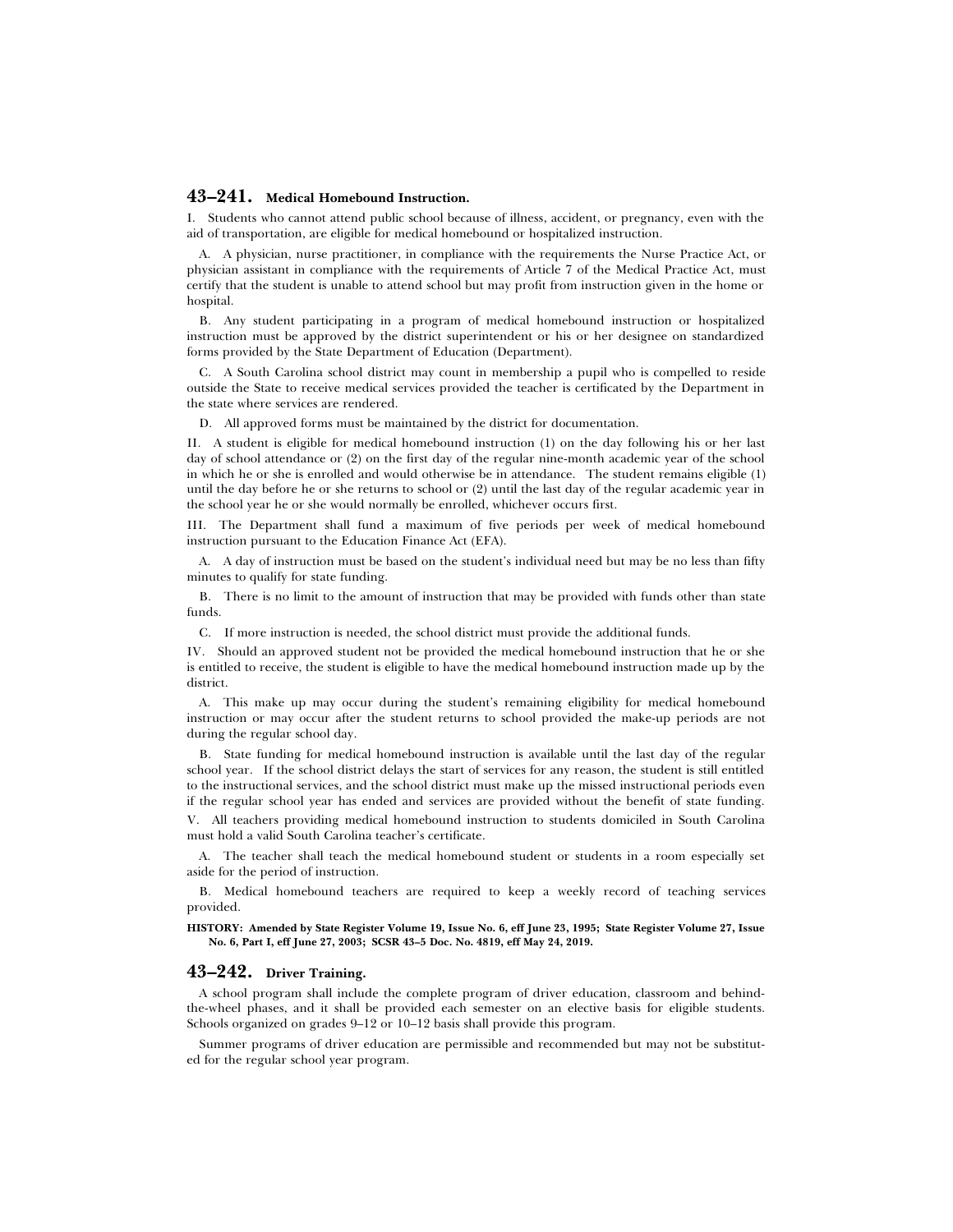## 43–241. Medical Homebound Instruction.

I. Students who cannot attend public school because of illness, accident, or pregnancy, even with the aid of transportation, are eligible for medical homebound or hospitalized instruction.

A. A physician, nurse practitioner, in compliance with the requirements the Nurse Practice Act, or physician assistant in compliance with the requirements of Article 7 of the Medical Practice Act, must certify that the student is unable to attend school but may profit from instruction given in the home or hospital.

B. Any student participating in a program of medical homebound instruction or hospitalized instruction must be approved by the district superintendent or his or her designee on standardized forms provided by the State Department of Education (Department).

C. A South Carolina school district may count in membership a pupil who is compelled to reside outside the State to receive medical services provided the teacher is certificated by the Department in the state where services are rendered.

D. All approved forms must be maintained by the district for documentation.

II. A student is eligible for medical homebound instruction (1) on the day following his or her last day of school attendance or (2) on the first day of the regular nine-month academic year of the school in which he or she is enrolled and would otherwise be in attendance. The student remains eligible (1) until the day before he or she returns to school or (2) until the last day of the regular academic year in the school year he or she would normally be enrolled, whichever occurs first.

III. The Department shall fund a maximum of five periods per week of medical homebound instruction pursuant to the Education Finance Act (EFA).

A. A day of instruction must be based on the student's individual need but may be no less than fifty minutes to qualify for state funding.

B. There is no limit to the amount of instruction that may be provided with funds other than state funds.

C. If more instruction is needed, the school district must provide the additional funds.

IV. Should an approved student not be provided the medical homebound instruction that he or she is entitled to receive, the student is eligible to have the medical homebound instruction made up by the district.

A. This make up may occur during the student's remaining eligibility for medical homebound instruction or may occur after the student returns to school provided the make-up periods are not during the regular school day.

B. State funding for medical homebound instruction is available until the last day of the regular school year. If the school district delays the start of services for any reason, the student is still entitled to the instructional services, and the school district must make up the missed instructional periods even if the regular school year has ended and services are provided without the benefit of state funding.

V. All teachers providing medical homebound instruction to students domiciled in South Carolina must hold a valid South Carolina teacher's certificate.

A. The teacher shall teach the medical homebound student or students in a room especially set aside for the period of instruction.

B. Medical homebound teachers are required to keep a weekly record of teaching services provided.

**HISTORY: Amended by State Register Volume 19, Issue No. 6, eff June 23, 1995; State Register Volume 27, Issue No. 6, Part I, eff June 27, 2003; SCSR 43–5 Doc. No. 4819, eff May 24, 2019.**

## 43–242. Driver Training.

A school program shall include the complete program of driver education, classroom and behind-the-wheel phases, and it shall be provided each semester on an elective basis for eligible students. Schools organized on grades 9–12 or 10–12 basis shall provide this program.

Summer programs of driver education are permissible and recommended but may not be substituted for the regular school year program.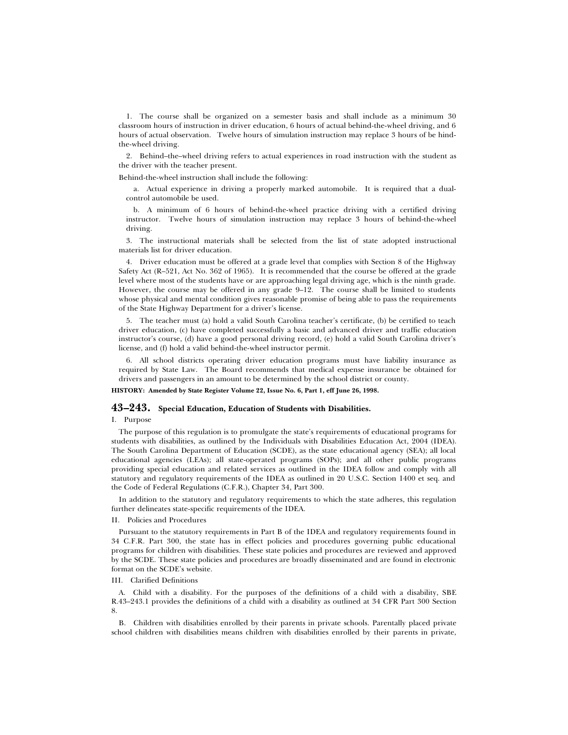1. The course shall be organized on a semester basis and shall include as a minimum 30 classroom hours of instruction in driver education, 6 hours of actual behind-the-wheel driving, and 6 hours of actual observation. Twelve hours of simulation instruction may replace 3 hours of be hind-the-wheel driving.

2. Behind–the–wheel driving refers to actual experiences in road instruction with the student as the driver with the teacher present.

Behind-the-wheel instruction shall include the following:

a. Actual experience in driving a properly marked automobile. It is required that a dual-control automobile be used.

b. A minimum of 6 hours of behind-the-wheel practice driving with a certified driving instructor. Twelve hours of simulation instruction may replace 3 hours of behind-the-wheel driving.

3. The instructional materials shall be selected from the list of state adopted instructional materials list for driver education.

4. Driver education must be offered at a grade level that complies with Section 8 of the Highway Safety Act (R–521, Act No. 362 of 1965). It is recommended that the course be offered at the grade level where most of the students have or are approaching legal driving age, which is the ninth grade. However, the course may be offered in any grade 9–12. The course shall be limited to students whose physical and mental condition gives reasonable promise of being able to pass the requirements of the State Highway Department for a driver's license.

5. The teacher must (a) hold a valid South Carolina teacher's certificate, (b) be certified to teach driver education, (c) have completed successfully a basic and advanced driver and traffic education instructor's course, (d) have a good personal driving record, (e) hold a valid South Carolina driver's license, and (f) hold a valid behind-the-wheel instructor permit.

6. All school districts operating driver education programs must have liability insurance as required by State Law. The Board recommends that medical expense insurance be obtained for drivers and passengers in an amount to be determined by the school district or county.

**HISTORY: Amended by State Register Volume 22, Issue No. 6, Part 1, eff June 26, 1998.**

## 43–243. Special Education, Education of Students with Disabilities.

I. Purpose

The purpose of this regulation is to promulgate the state's requirements of educational programs for students with disabilities, as outlined by the Individuals with Disabilities Education Act, 2004 (IDEA). The South Carolina Department of Education (SCDE), as the state educational agency (SEA); all local educational agencies (LEAs); all state-operated programs (SOPs); and all other public programs providing special education and related services as outlined in the IDEA follow and comply with all statutory and regulatory requirements of the IDEA as outlined in 20 U.S.C. Section 1400 et seq. and the Code of Federal Regulations (C.F.R.), Chapter 34, Part 300.

In addition to the statutory and regulatory requirements to which the state adheres, this regulation further delineates state-specific requirements of the IDEA.

II. Policies and Procedures

Pursuant to the statutory requirements in Part B of the IDEA and regulatory requirements found in 34 C.F.R. Part 300, the state has in effect policies and procedures governing public educational programs for children with disabilities. These state policies and procedures are reviewed and approved by the SCDE. These state policies and procedures are broadly disseminated and are found in electronic format on the SCDE's website.

III. Clarified Definitions

A. Child with a disability. For the purposes of the definitions of a child with a disability, SBE R.43–243.1 provides the definitions of a child with a disability as outlined at 34 CFR Part 300 Section 8.

B. Children with disabilities enrolled by their parents in private schools. Parentally placed private school children with disabilities means children with disabilities enrolled by their parents in private,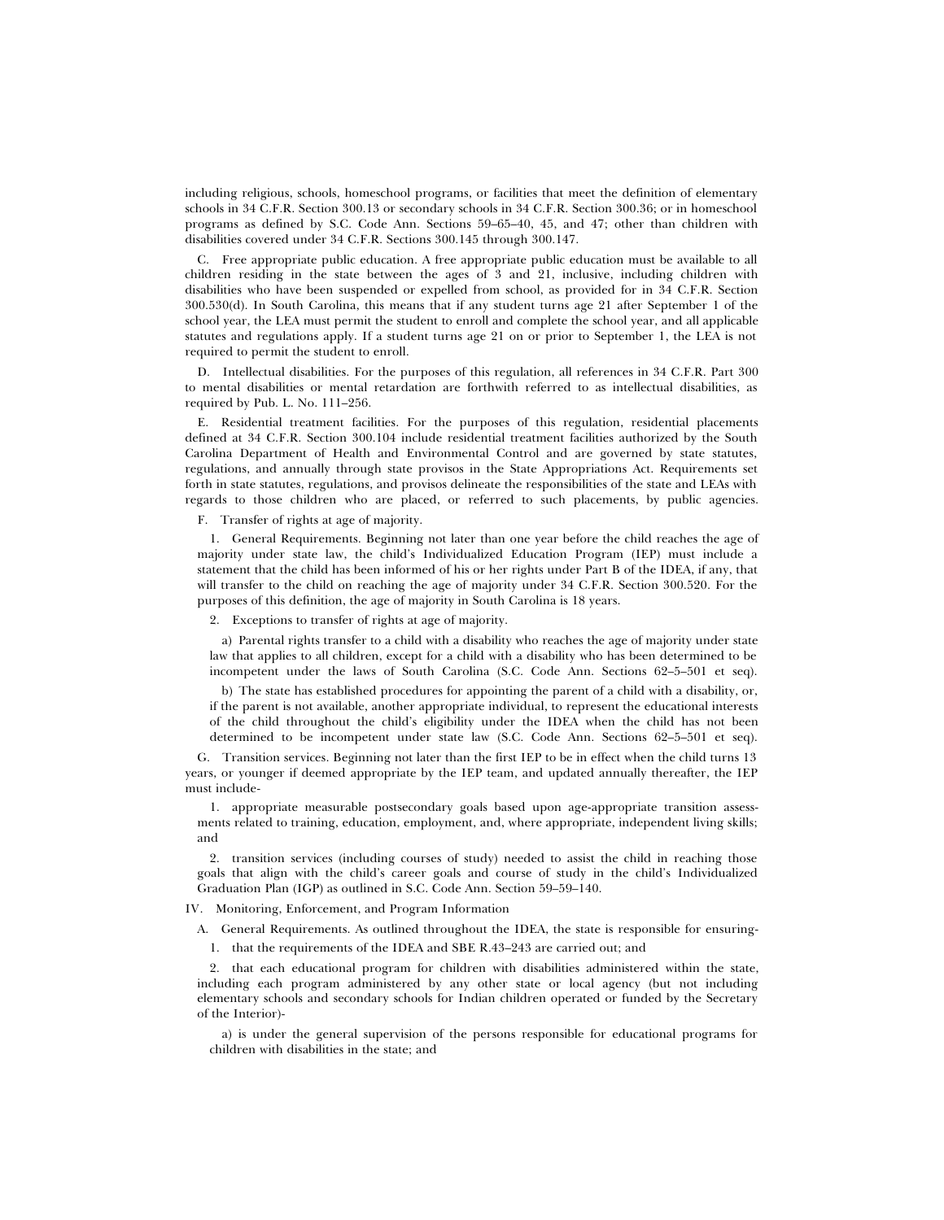including religious, schools, homeschool programs, or facilities that meet the definition of elementary schools in 34 C.F.R. Section 300.13 or secondary schools in 34 C.F.R. Section 300.36; or in homeschool programs as defined by S.C. Code Ann. Sections 59–65–40, 45, and 47; other than children with disabilities covered under 34 C.F.R. Sections 300.145 through 300.147.

C. Free appropriate public education. A free appropriate public education must be available to all children residing in the state between the ages of 3 and 21, inclusive, including children with disabilities who have been suspended or expelled from school, as provided for in 34 C.F.R. Section 300.530(d). In South Carolina, this means that if any student turns age 21 after September 1 of the school year, the LEA must permit the student to enroll and complete the school year, and all applicable statutes and regulations apply. If a student turns age 21 on or prior to September 1, the LEA is not required to permit the student to enroll.

D. Intellectual disabilities. For the purposes of this regulation, all references in 34 C.F.R. Part 300 to mental disabilities or mental retardation are forthwith referred to as intellectual disabilities, as required by Pub. L. No. 111–256.

E. Residential treatment facilities. For the purposes of this regulation, residential placements defined at 34 C.F.R. Section 300.104 include residential treatment facilities authorized by the South Carolina Department of Health and Environmental Control and are governed by state statutes, regulations, and annually through state provisos in the State Appropriations Act. Requirements set forth in state statutes, regulations, and provisos delineate the responsibilities of the state and LEAs with regards to those children who are placed, or referred to such placements, by public agencies.

F. Transfer of rights at age of majority.

1. General Requirements. Beginning not later than one year before the child reaches the age of majority under state law, the child's Individualized Education Program (IEP) must include a statement that the child has been informed of his or her rights under Part B of the IDEA, if any, that will transfer to the child on reaching the age of majority under 34 C.F.R. Section 300.520. For the purposes of this definition, the age of majority in South Carolina is 18 years.

2. Exceptions to transfer of rights at age of majority.

a) Parental rights transfer to a child with a disability who reaches the age of majority under state law that applies to all children, except for a child with a disability who has been determined to be incompetent under the laws of South Carolina (S.C. Code Ann. Sections 62–5–501 et seq).

b) The state has established procedures for appointing the parent of a child with a disability, or, if the parent is not available, another appropriate individual, to represent the educational interests of the child throughout the child's eligibility under the IDEA when the child has not been determined to be incompetent under state law (S.C. Code Ann. Sections 62–5–501 et seq).

G. Transition services. Beginning not later than the first IEP to be in effect when the child turns 13 years, or younger if deemed appropriate by the IEP team, and updated annually thereafter, the IEP must include-

1. appropriate measurable postsecondary goals based upon age-appropriate transition assessments related to training, education, employment, and, where appropriate, independent living skills; and

2. transition services (including courses of study) needed to assist the child in reaching those goals that align with the child's career goals and course of study in the child's Individualized Graduation Plan (IGP) as outlined in S.C. Code Ann. Section 59–59–140.

IV. Monitoring, Enforcement, and Program Information

A. General Requirements. As outlined throughout the IDEA, the state is responsible for ensuring-

1. that the requirements of the IDEA and SBE R.43–243 are carried out; and

2. that each educational program for children with disabilities administered within the state, including each program administered by any other state or local agency (but not including elementary schools and secondary schools for Indian children operated or funded by the Secretary of the Interior)-

a) is under the general supervision of the persons responsible for educational programs for children with disabilities in the state; and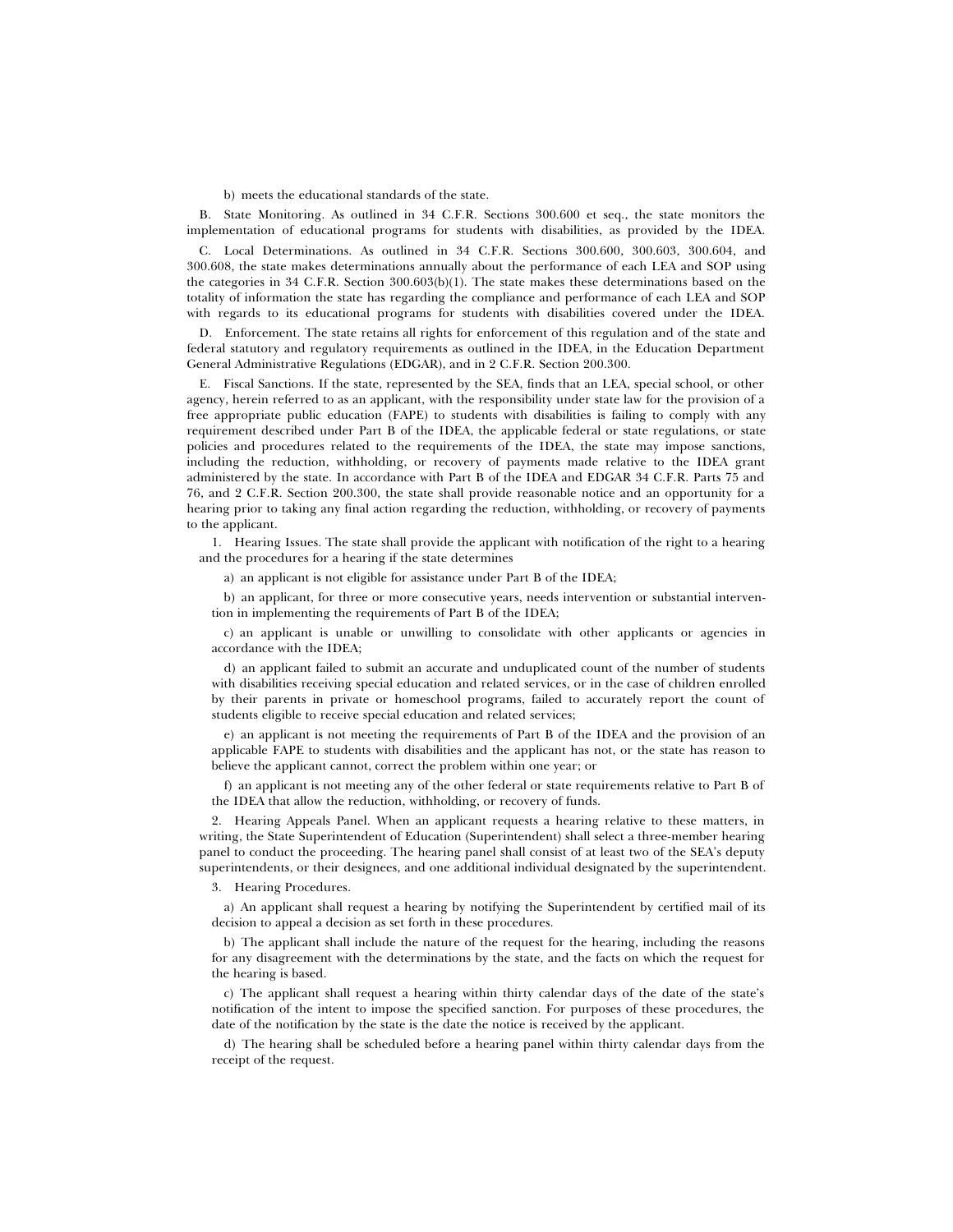b) meets the educational standards of the state.

B. State Monitoring. As outlined in 34 C.F.R. Sections 300.600 et seq., the state monitors the implementation of educational programs for students with disabilities, as provided by the IDEA.

C. Local Determinations. As outlined in 34 C.F.R. Sections 300.600, 300.603, 300.604, and 300.608, the state makes determinations annually about the performance of each LEA and SOP using the categories in 34 C.F.R. Section 300.603(b)(1). The state makes these determinations based on the totality of information the state has regarding the compliance and performance of each LEA and SOP with regards to its educational programs for students with disabilities covered under the IDEA.

D. Enforcement. The state retains all rights for enforcement of this regulation and of the state and federal statutory and regulatory requirements as outlined in the IDEA, in the Education Department General Administrative Regulations (EDGAR), and in 2 C.F.R. Section 200.300.

E. Fiscal Sanctions. If the state, represented by the SEA, finds that an LEA, special school, or other agency, herein referred to as an applicant, with the responsibility under state law for the provision of a free appropriate public education (FAPE) to students with disabilities is failing to comply with any requirement described under Part B of the IDEA, the applicable federal or state regulations, or state policies and procedures related to the requirements of the IDEA, the state may impose sanctions, including the reduction, withholding, or recovery of payments made relative to the IDEA grant administered by the state. In accordance with Part B of the IDEA and EDGAR 34 C.F.R. Parts 75 and 76, and 2 C.F.R. Section 200.300, the state shall provide reasonable notice and an opportunity for a hearing prior to taking any final action regarding the reduction, withholding, or recovery of payments to the applicant.

1. Hearing Issues. The state shall provide the applicant with notification of the right to a hearing and the procedures for a hearing if the state determines

a) an applicant is not eligible for assistance under Part B of the IDEA;

b) an applicant, for three or more consecutive years, needs intervention or substantial intervention in implementing the requirements of Part B of the IDEA;

c) an applicant is unable or unwilling to consolidate with other applicants or agencies in accordance with the IDEA;

d) an applicant failed to submit an accurate and unduplicated count of the number of students with disabilities receiving special education and related services, or in the case of children enrolled by their parents in private or homeschool programs, failed to accurately report the count of students eligible to receive special education and related services;

e) an applicant is not meeting the requirements of Part B of the IDEA and the provision of an applicable FAPE to students with disabilities and the applicant has not, or the state has reason to believe the applicant cannot, correct the problem within one year; or

f) an applicant is not meeting any of the other federal or state requirements relative to Part B of the IDEA that allow the reduction, withholding, or recovery of funds.

2. Hearing Appeals Panel. When an applicant requests a hearing relative to these matters, in writing, the State Superintendent of Education (Superintendent) shall select a three-member hearing panel to conduct the proceeding. The hearing panel shall consist of at least two of the SEA's deputy superintendents, or their designees, and one additional individual designated by the superintendent.

3. Hearing Procedures.

a) An applicant shall request a hearing by notifying the Superintendent by certified mail of its decision to appeal a decision as set forth in these procedures.

b) The applicant shall include the nature of the request for the hearing, including the reasons for any disagreement with the determinations by the state, and the facts on which the request for the hearing is based.

c) The applicant shall request a hearing within thirty calendar days of the date of the state's notification of the intent to impose the specified sanction. For purposes of these procedures, the date of the notification by the state is the date the notice is received by the applicant.

d) The hearing shall be scheduled before a hearing panel within thirty calendar days from the receipt of the request.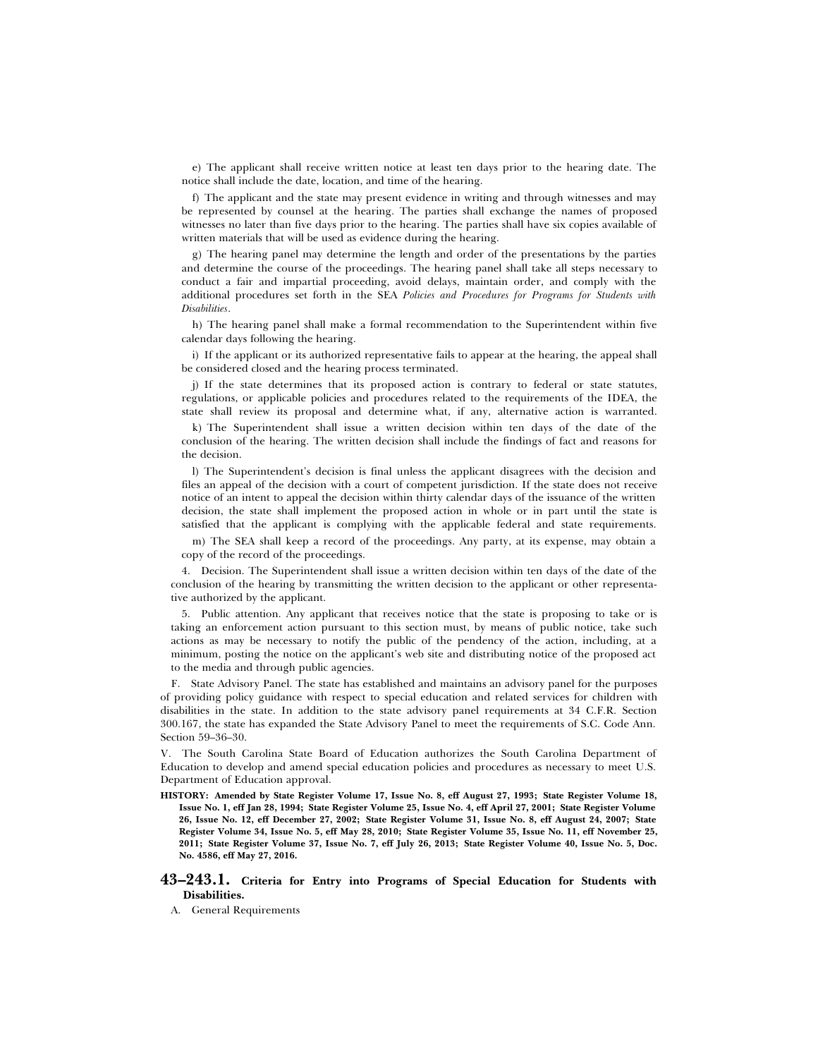e) The applicant shall receive written notice at least ten days prior to the hearing date. The notice shall include the date, location, and time of the hearing.

f) The applicant and the state may present evidence in writing and through witnesses and may be represented by counsel at the hearing. The parties shall exchange the names of proposed witnesses no later than five days prior to the hearing. The parties shall have six copies available of written materials that will be used as evidence during the hearing.

g) The hearing panel may determine the length and order of the presentations by the parties and determine the course of the proceedings. The hearing panel shall take all steps necessary to conduct a fair and impartial proceeding, avoid delays, maintain order, and comply with the additional procedures set forth in the SEA *Policies and Procedures for Programs for Students with Disabilities*.

h) The hearing panel shall make a formal recommendation to the Superintendent within five calendar days following the hearing.

i) If the applicant or its authorized representative fails to appear at the hearing, the appeal shall be considered closed and the hearing process terminated.

j) If the state determines that its proposed action is contrary to federal or state statutes, regulations, or applicable policies and procedures related to the requirements of the IDEA, the state shall review its proposal and determine what, if any, alternative action is warranted.

k) The Superintendent shall issue a written decision within ten days of the date of the conclusion of the hearing. The written decision shall include the findings of fact and reasons for the decision.

l) The Superintendent's decision is final unless the applicant disagrees with the decision and files an appeal of the decision with a court of competent jurisdiction. If the state does not receive notice of an intent to appeal the decision within thirty calendar days of the issuance of the written decision, the state shall implement the proposed action in whole or in part until the state is satisfied that the applicant is complying with the applicable federal and state requirements.

m) The SEA shall keep a record of the proceedings. Any party, at its expense, may obtain a copy of the record of the proceedings.

4. Decision. The Superintendent shall issue a written decision within ten days of the date of the conclusion of the hearing by transmitting the written decision to the applicant or other representative authorized by the applicant.

5. Public attention. Any applicant that receives notice that the state is proposing to take or is taking an enforcement action pursuant to this section must, by means of public notice, take such actions as may be necessary to notify the public of the pendency of the action, including, at a minimum, posting the notice on the applicant's web site and distributing notice of the proposed act to the media and through public agencies.

F. State Advisory Panel. The state has established and maintains an advisory panel for the purposes of providing policy guidance with respect to special education and related services for children with disabilities in the state. In addition to the state advisory panel requirements at 34 C.F.R. Section 300.167, the state has expanded the State Advisory Panel to meet the requirements of S.C. Code Ann. Section 59–36–30.

V. The South Carolina State Board of Education authorizes the South Carolina Department of Education to develop and amend special education policies and procedures as necessary to meet U.S. Department of Education approval.

**HISTORY: Amended by State Register Volume 17, Issue No. 8, eff August 27, 1993; State Register Volume 18, Issue No. 1, eff Jan 28, 1994; State Register Volume 25, Issue No. 4, eff April 27, 2001; State Register Volume 26, Issue No. 12, eff December 27, 2002; State Register Volume 31, Issue No. 8, eff August 24, 2007; State Register Volume 34, Issue No. 5, eff May 28, 2010; State Register Volume 35, Issue No. 11, eff November 25, 2011; State Register Volume 37, Issue No. 7, eff July 26, 2013; State Register Volume 40, Issue No. 5, Doc. No. 4586, eff May 27, 2016.**

## 43–243.1. Criteria for Entry into Programs of Special Education for Students with Disabilities.

A. General Requirements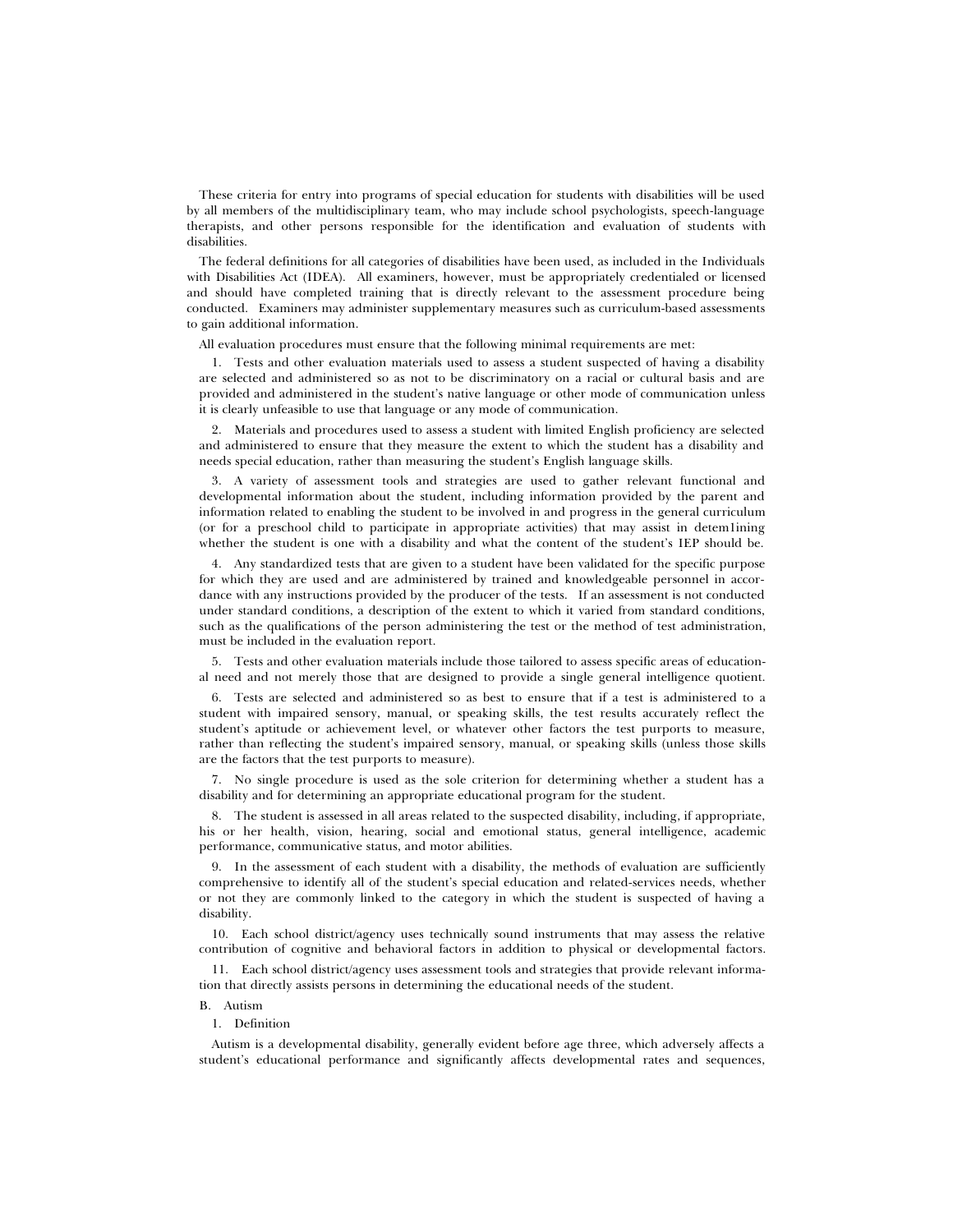These criteria for entry into programs of special education for students with disabilities will be used by all members of the multidisciplinary team, who may include school psychologists, speech-language therapists, and other persons responsible for the identification and evaluation of students with disabilities.

The federal definitions for all categories of disabilities have been used, as included in the Individuals with Disabilities Act (IDEA). All examiners, however, must be appropriately credentialed or licensed and should have completed training that is directly relevant to the assessment procedure being conducted. Examiners may administer supplementary measures such as curriculum-based assessments to gain additional information.

All evaluation procedures must ensure that the following minimal requirements are met:

1. Tests and other evaluation materials used to assess a student suspected of having a disability are selected and administered so as not to be discriminatory on a racial or cultural basis and are provided and administered in the student's native language or other mode of communication unless it is clearly unfeasible to use that language or any mode of communication.

2. Materials and procedures used to assess a student with limited English proficiency are selected and administered to ensure that they measure the extent to which the student has a disability and needs special education, rather than measuring the student's English language skills.

3. A variety of assessment tools and strategies are used to gather relevant functional and developmental information about the student, including information provided by the parent and information related to enabling the student to be involved in and progress in the general curriculum (or for a preschool child to participate in appropriate activities) that may assist in detem1ining whether the student is one with a disability and what the content of the student's IEP should be.

4. Any standardized tests that are given to a student have been validated for the specific purpose for which they are used and are administered by trained and knowledgeable personnel in accordance with any instructions provided by the producer of the tests. If an assessment is not conducted under standard conditions, a description of the extent to which it varied from standard conditions, such as the qualifications of the person administering the test or the method of test administration, must be included in the evaluation report.

5. Tests and other evaluation materials include those tailored to assess specific areas of educational need and not merely those that are designed to provide a single general intelligence quotient.

6. Tests are selected and administered so as best to ensure that if a test is administered to a student with impaired sensory, manual, or speaking skills, the test results accurately reflect the student's aptitude or achievement level, or whatever other factors the test purports to measure, rather than reflecting the student's impaired sensory, manual, or speaking skills (unless those skills are the factors that the test purports to measure).

7. No single procedure is used as the sole criterion for determining whether a student has a disability and for determining an appropriate educational program for the student.

8. The student is assessed in all areas related to the suspected disability, including, if appropriate, his or her health, vision, hearing, social and emotional status, general intelligence, academic performance, communicative status, and motor abilities.

9. In the assessment of each student with a disability, the methods of evaluation are sufficiently comprehensive to identify all of the student's special education and related-services needs, whether or not they are commonly linked to the category in which the student is suspected of having a disability.

10. Each school district/agency uses technically sound instruments that may assess the relative contribution of cognitive and behavioral factors in addition to physical or developmental factors.

11. Each school district/agency uses assessment tools and strategies that provide relevant information that directly assists persons in determining the educational needs of the student.

B. Autism

1. Definition

Autism is a developmental disability, generally evident before age three, which adversely affects a student's educational performance and significantly affects developmental rates and sequences,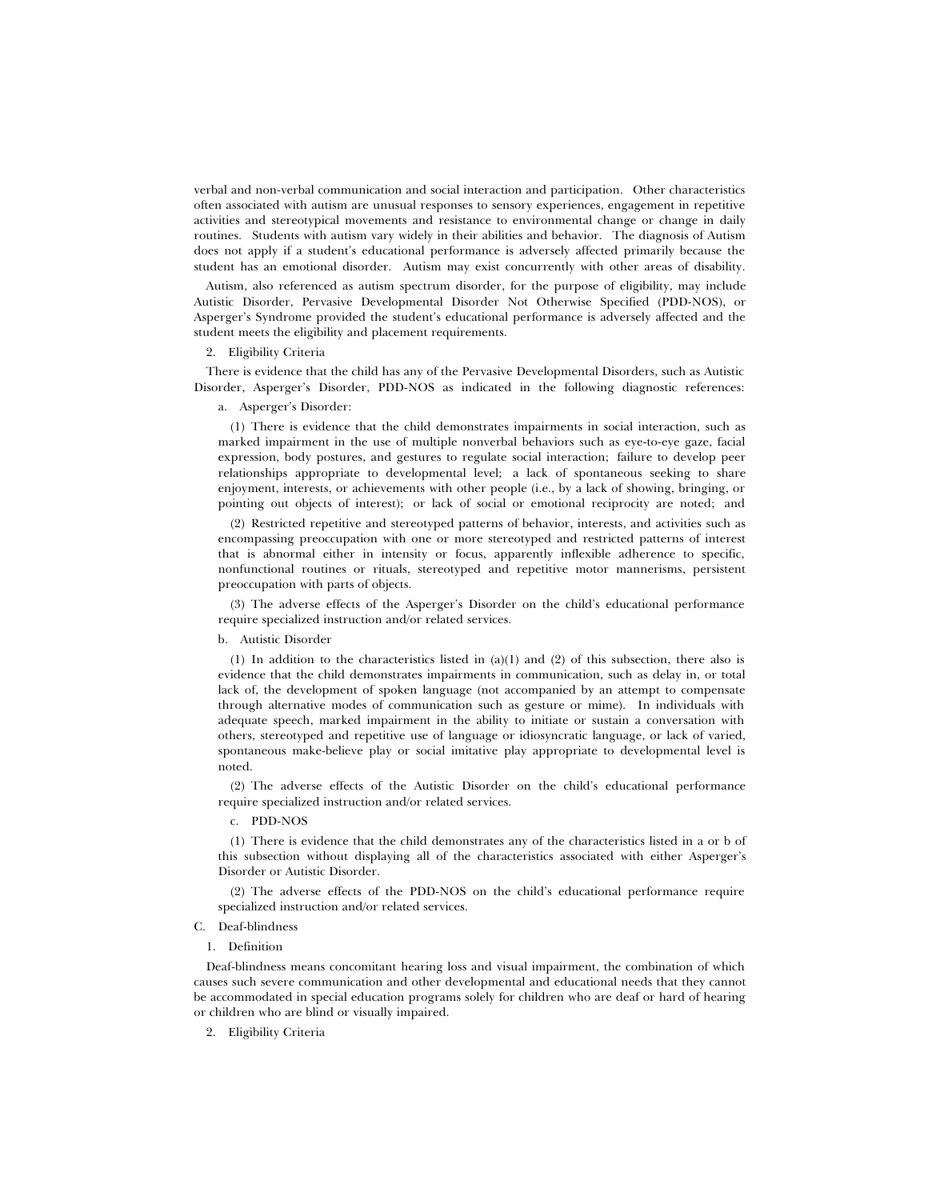verbal and non-verbal communication and social interaction and participation. Other characteristics often associated with autism are unusual responses to sensory experiences, engagement in repetitive activities and stereotypical movements and resistance to environmental change or change in daily routines. Students with autism vary widely in their abilities and behavior. The diagnosis of Autism does not apply if a student's educational performance is adversely affected primarily because the student has an emotional disorder. Autism may exist concurrently with other areas of disability.

Autism, also referenced as autism spectrum disorder, for the purpose of eligibility, may include Autistic Disorder, Pervasive Developmental Disorder Not Otherwise Specified (PDD-NOS), or Asperger's Syndrome provided the student's educational performance is adversely affected and the student meets the eligibility and placement requirements.

2. Eligibility Criteria

There is evidence that the child has any of the Pervasive Developmental Disorders, such as Autistic Disorder, Asperger's Disorder, PDD-NOS as indicated in the following diagnostic references:

a. Asperger's Disorder:

(1) There is evidence that the child demonstrates impairments in social interaction, such as marked impairment in the use of multiple nonverbal behaviors such as eye-to-eye gaze, facial expression, body postures, and gestures to regulate social interaction; failure to develop peer relationships appropriate to developmental level; a lack of spontaneous seeking to share enjoyment, interests, or achievements with other people (i.e., by a lack of showing, bringing, or pointing out objects of interest); or lack of social or emotional reciprocity are noted; and

(2) Restricted repetitive and stereotyped patterns of behavior, interests, and activities such as encompassing preoccupation with one or more stereotyped and restricted patterns of interest that is abnormal either in intensity or focus, apparently inflexible adherence to specific, nonfunctional routines or rituals, stereotyped and repetitive motor mannerisms, persistent preoccupation with parts of objects.

(3) The adverse effects of the Asperger's Disorder on the child's educational performance require specialized instruction and/or related services.

b. Autistic Disorder

(1) In addition to the characteristics listed in (a)(1) and (2) of this subsection, there also is evidence that the child demonstrates impairments in communication, such as delay in, or total lack of, the development of spoken language (not accompanied by an attempt to compensate through alternative modes of communication such as gesture or mime). In individuals with adequate speech, marked impairment in the ability to initiate or sustain a conversation with others, stereotyped and repetitive use of language or idiosyncratic language, or lack of varied, spontaneous make-believe play or social imitative play appropriate to developmental level is noted.

(2) The adverse effects of the Autistic Disorder on the child's educational performance require specialized instruction and/or related services.

c. PDD-NOS

(1) There is evidence that the child demonstrates any of the characteristics listed in a or b of this subsection without displaying all of the characteristics associated with either Asperger's Disorder or Autistic Disorder.

(2) The adverse effects of the PDD-NOS on the child's educational performance require specialized instruction and/or related services.

C. Deaf-blindness

1. Definition

Deaf-blindness means concomitant hearing loss and visual impairment, the combination of which causes such severe communication and other developmental and educational needs that they cannot be accommodated in special education programs solely for children who are deaf or hard of hearing or children who are blind or visually impaired.

2. Eligibility Criteria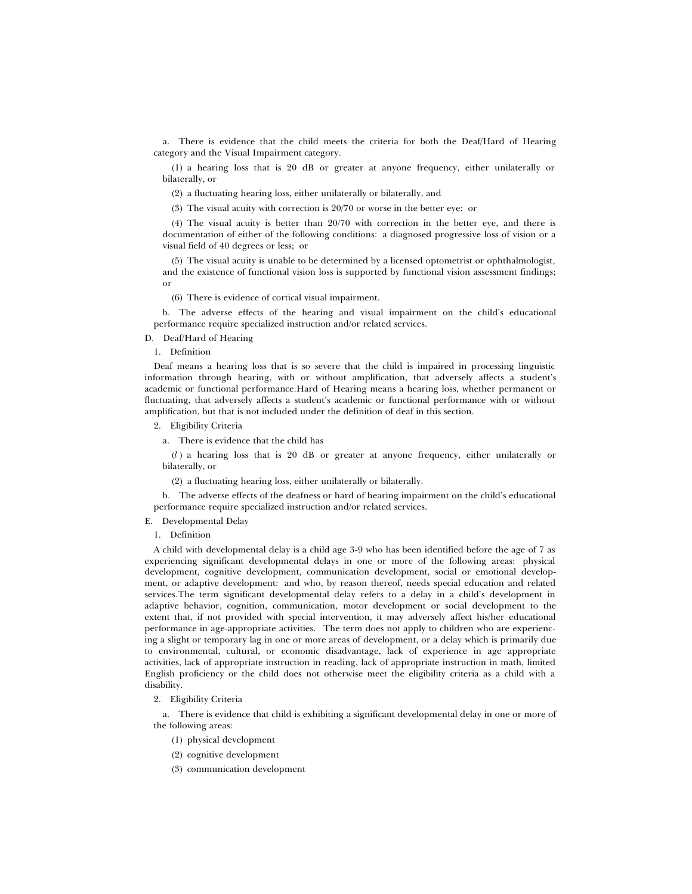a. There is evidence that the child meets the criteria for both the Deaf/Hard of Hearing category and the Visual Impairment category.

(1) a hearing loss that is 20 dB or greater at anyone frequency, either unilaterally or bilaterally, or

(2) a fluctuating hearing loss, either unilaterally or bilaterally, and

(3) The visual acuity with correction is 20/70 or worse in the better eye; or

(4) The visual acuity is better than 20/70 with correction in the better eye, and there is documentation of either of the following conditions: a diagnosed progressive loss of vision or a visual field of 40 degrees or less; or

(5) The visual acuity is unable to be determined by a licensed optometrist or ophthalmologist, and the existence of functional vision loss is supported by functional vision assessment findings; or

(6) There is evidence of cortical visual impairment.

b. The adverse effects of the hearing and visual impairment on the child's educational performance require specialized instruction and/or related services.

D. Deaf/Hard of Hearing

1. Definition

Deaf means a hearing loss that is so severe that the child is impaired in processing linguistic information through hearing, with or without amplification, that adversely affects a student's academic or functional performance.Hard of Hearing means a hearing loss, whether permanent or fluctuating, that adversely affects a student's academic or functional performance with or without amplification, but that is not included under the definition of deaf in this section.

2. Eligibility Criteria

a. There is evidence that the child has

(*l*) a hearing loss that is 20 dB or greater at anyone frequency, either unilaterally or bilaterally, or

(2) a fluctuating hearing loss, either unilaterally or bilaterally.

b. The adverse effects of the deafness or hard of hearing impairment on the child's educational performance require specialized instruction and/or related services.

E. Developmental Delay

1. Definition

A child with developmental delay is a child age 3-9 who has been identified before the age of 7 as experiencing significant developmental delays in one or more of the following areas: physical development, cognitive development, communication development, social or emotional development, or adaptive development: and who, by reason thereof, needs special education and related services.The term significant developmental delay refers to a delay in a child's development in adaptive behavior, cognition, communication, motor development or social development to the extent that, if not provided with special intervention, it may adversely affect his/her educational performance in age-appropriate activities. The term does not apply to children who are experiencing a slight or temporary lag in one or more areas of development, or a delay which is primarily due to environmental, cultural, or economic disadvantage, lack of experience in age appropriate activities, lack of appropriate instruction in reading, lack of appropriate instruction in math, limited English proficiency or the child does not otherwise meet the eligibility criteria as a child with a disability.

2. Eligibility Criteria

a. There is evidence that child is exhibiting a significant developmental delay in one or more of the following areas:

(1) physical development

(2) cognitive development

(3) communication development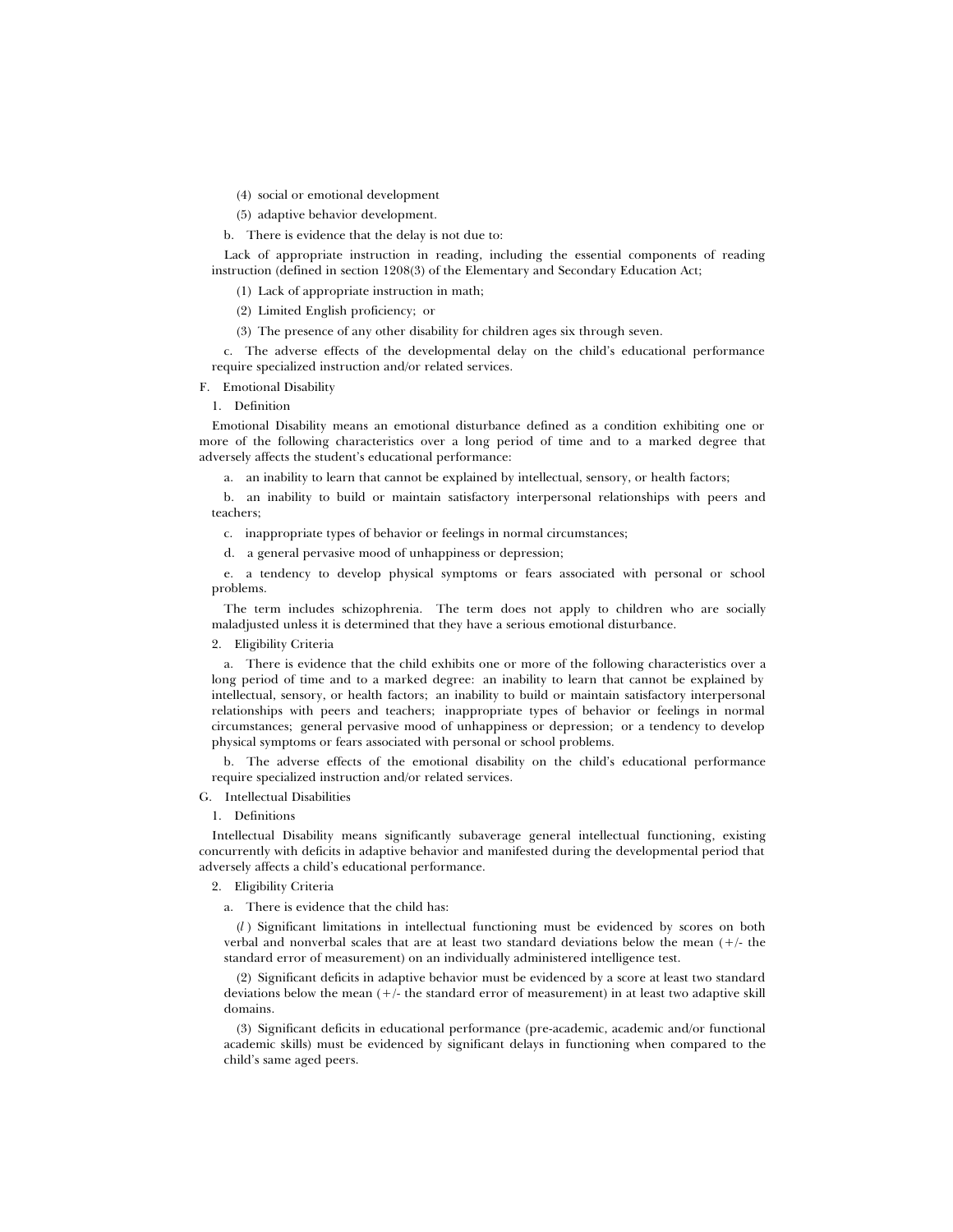(4) social or emotional development

(5) adaptive behavior development.

b. There is evidence that the delay is not due to:

Lack of appropriate instruction in reading, including the essential components of reading instruction (defined in section 1208(3) of the Elementary and Secondary Education Act;

(1) Lack of appropriate instruction in math;

(2) Limited English proficiency; or

(3) The presence of any other disability for children ages six through seven.

c. The adverse effects of the developmental delay on the child's educational performance require specialized instruction and/or related services.

F. Emotional Disability

1. Definition

Emotional Disability means an emotional disturbance defined as a condition exhibiting one or more of the following characteristics over a long period of time and to a marked degree that adversely affects the student's educational performance:

a. an inability to learn that cannot be explained by intellectual, sensory, or health factors;

b. an inability to build or maintain satisfactory interpersonal relationships with peers and teachers;

c. inappropriate types of behavior or feelings in normal circumstances;

d. a general pervasive mood of unhappiness or depression;

e. a tendency to develop physical symptoms or fears associated with personal or school problems.

The term includes schizophrenia. The term does not apply to children who are socially maladjusted unless it is determined that they have a serious emotional disturbance.

2. Eligibility Criteria

a. There is evidence that the child exhibits one or more of the following characteristics over a long period of time and to a marked degree: an inability to learn that cannot be explained by intellectual, sensory, or health factors; an inability to build or maintain satisfactory interpersonal relationships with peers and teachers; inappropriate types of behavior or feelings in normal circumstances; general pervasive mood of unhappiness or depression; or a tendency to develop physical symptoms or fears associated with personal or school problems.

b. The adverse effects of the emotional disability on the child's educational performance require specialized instruction and/or related services.

G. Intellectual Disabilities

1. Definitions

Intellectual Disability means significantly subaverage general intellectual functioning, existing concurrently with deficits in adaptive behavior and manifested during the developmental period that adversely affects a child's educational performance.

2. Eligibility Criteria

a. There is evidence that the child has:

(*l*) Significant limitations in intellectual functioning must be evidenced by scores on both verbal and nonverbal scales that are at least two standard deviations below the mean (+/- the standard error of measurement) on an individually administered intelligence test.

(2) Significant deficits in adaptive behavior must be evidenced by a score at least two standard deviations below the mean (+/- the standard error of measurement) in at least two adaptive skill domains.

(3) Significant deficits in educational performance (pre-academic, academic and/or functional academic skills) must be evidenced by significant delays in functioning when compared to the child's same aged peers.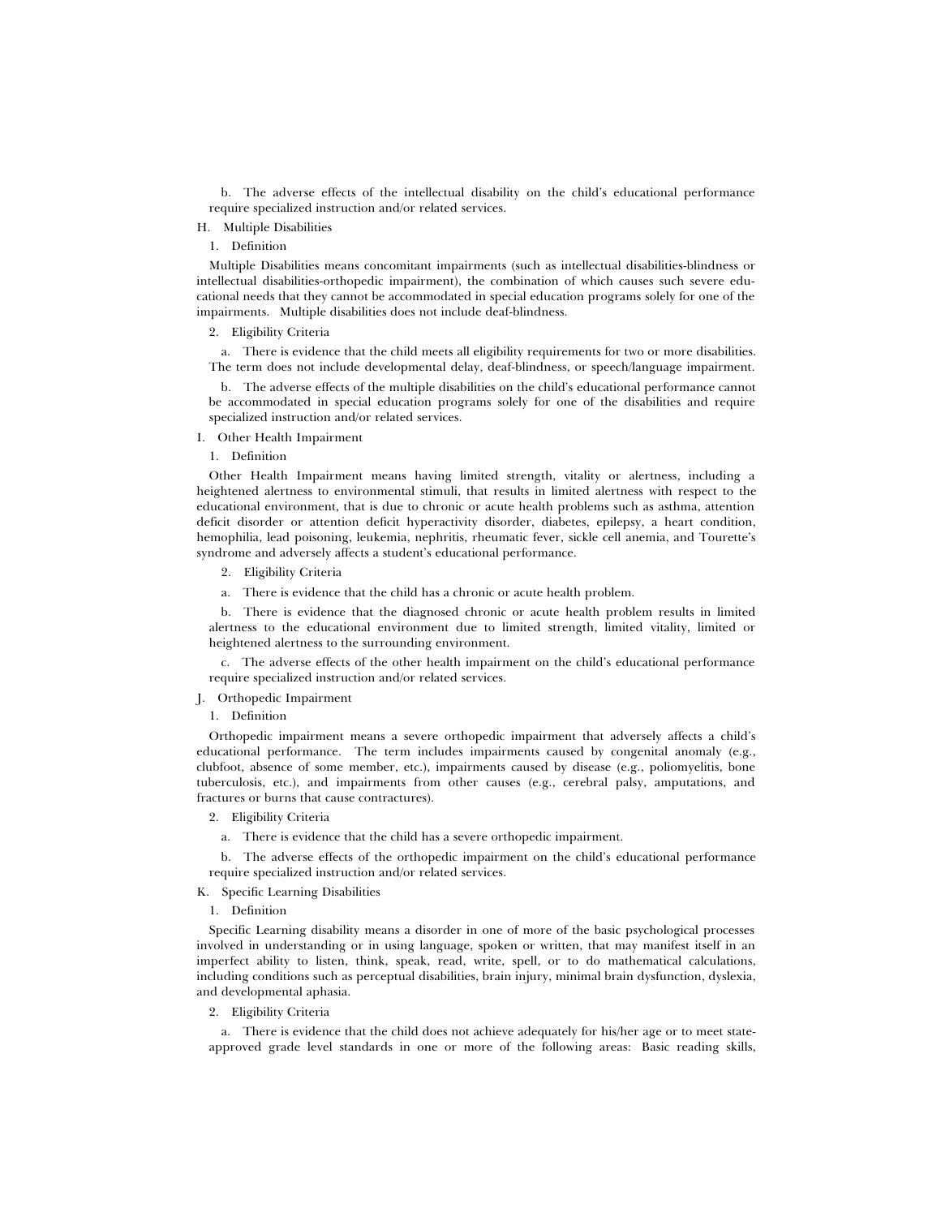b. The adverse effects of the intellectual disability on the child's educational performance require specialized instruction and/or related services.

H. Multiple Disabilities

1. Definition

Multiple Disabilities means concomitant impairments (such as intellectual disabilities-blindness or intellectual disabilities-orthopedic impairment), the combination of which causes such severe educational needs that they cannot be accommodated in special education programs solely for one of the impairments. Multiple disabilities does not include deaf-blindness.

2. Eligibility Criteria

a. There is evidence that the child meets all eligibility requirements for two or more disabilities. The term does not include developmental delay, deaf-blindness, or speech/language impairment.

b. The adverse effects of the multiple disabilities on the child's educational performance cannot be accommodated in special education programs solely for one of the disabilities and require specialized instruction and/or related services.

I. Other Health Impairment

1. Definition

Other Health Impairment means having limited strength, vitality or alertness, including a heightened alertness to environmental stimuli, that results in limited alertness with respect to the educational environment, that is due to chronic or acute health problems such as asthma, attention deficit disorder or attention deficit hyperactivity disorder, diabetes, epilepsy, a heart condition, hemophilia, lead poisoning, leukemia, nephritis, rheumatic fever, sickle cell anemia, and Tourette's syndrome and adversely affects a student's educational performance.

2. Eligibility Criteria

a. There is evidence that the child has a chronic or acute health problem.

b. There is evidence that the diagnosed chronic or acute health problem results in limited alertness to the educational environment due to limited strength, limited vitality, limited or heightened alertness to the surrounding environment.

c. The adverse effects of the other health impairment on the child's educational performance require specialized instruction and/or related services.

J. Orthopedic Impairment

1. Definition

Orthopedic impairment means a severe orthopedic impairment that adversely affects a child's educational performance. The term includes impairments caused by congenital anomaly (e.g., clubfoot, absence of some member, etc.), impairments caused by disease (e.g., poliomyelitis, bone tuberculosis, etc.), and impairments from other causes (e.g., cerebral palsy, amputations, and fractures or burns that cause contractures).

2. Eligibility Criteria

a. There is evidence that the child has a severe orthopedic impairment.

b. The adverse effects of the orthopedic impairment on the child's educational performance require specialized instruction and/or related services.

K. Specific Learning Disabilities

1. Definition

Specific Learning disability means a disorder in one of more of the basic psychological processes involved in understanding or in using language, spoken or written, that may manifest itself in an imperfect ability to listen, think, speak, read, write, spell, or to do mathematical calculations, including conditions such as perceptual disabilities, brain injury, minimal brain dysfunction, dyslexia, and developmental aphasia.

2. Eligibility Criteria

a. There is evidence that the child does not achieve adequately for his/her age or to meet state-approved grade level standards in one or more of the following areas: Basic reading skills,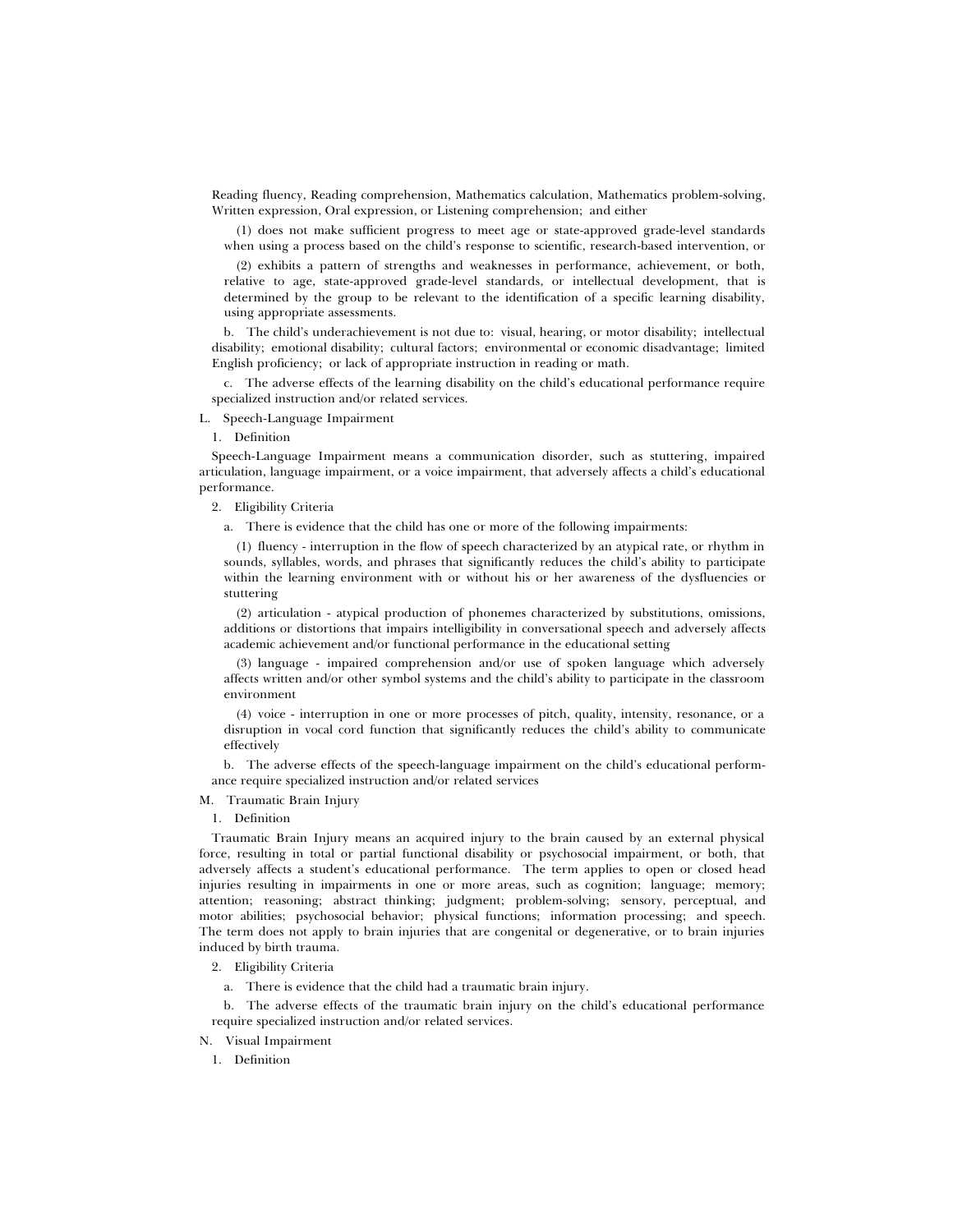Reading fluency, Reading comprehension, Mathematics calculation, Mathematics problem-solving, Written expression, Oral expression, or Listening comprehension; and either

(1) does not make sufficient progress to meet age or state-approved grade-level standards when using a process based on the child's response to scientific, research-based intervention, or

(2) exhibits a pattern of strengths and weaknesses in performance, achievement, or both, relative to age, state-approved grade-level standards, or intellectual development, that is determined by the group to be relevant to the identification of a specific learning disability, using appropriate assessments.

b. The child's underachievement is not due to: visual, hearing, or motor disability; intellectual disability; emotional disability; cultural factors; environmental or economic disadvantage; limited English proficiency; or lack of appropriate instruction in reading or math.

c. The adverse effects of the learning disability on the child's educational performance require specialized instruction and/or related services.

L. Speech-Language Impairment

1. Definition

Speech-Language Impairment means a communication disorder, such as stuttering, impaired articulation, language impairment, or a voice impairment, that adversely affects a child's educational performance.

2. Eligibility Criteria

a. There is evidence that the child has one or more of the following impairments:

(1) fluency - interruption in the flow of speech characterized by an atypical rate, or rhythm in sounds, syllables, words, and phrases that significantly reduces the child's ability to participate within the learning environment with or without his or her awareness of the dysfluencies or stuttering

(2) articulation - atypical production of phonemes characterized by substitutions, omissions, additions or distortions that impairs intelligibility in conversational speech and adversely affects academic achievement and/or functional performance in the educational setting

(3) language - impaired comprehension and/or use of spoken language which adversely affects written and/or other symbol systems and the child's ability to participate in the classroom environment

(4) voice - interruption in one or more processes of pitch, quality, intensity, resonance, or a disruption in vocal cord function that significantly reduces the child's ability to communicate effectively

b. The adverse effects of the speech-language impairment on the child's educational performance require specialized instruction and/or related services

M. Traumatic Brain Injury

1. Definition

Traumatic Brain Injury means an acquired injury to the brain caused by an external physical force, resulting in total or partial functional disability or psychosocial impairment, or both, that adversely affects a student's educational performance. The term applies to open or closed head injuries resulting in impairments in one or more areas, such as cognition; language; memory; attention; reasoning; abstract thinking; judgment; problem-solving; sensory, perceptual, and motor abilities; psychosocial behavior; physical functions; information processing; and speech. The term does not apply to brain injuries that are congenital or degenerative, or to brain injuries induced by birth trauma.

2. Eligibility Criteria

a. There is evidence that the child had a traumatic brain injury.

b. The adverse effects of the traumatic brain injury on the child's educational performance require specialized instruction and/or related services.

N. Visual Impairment

1. Definition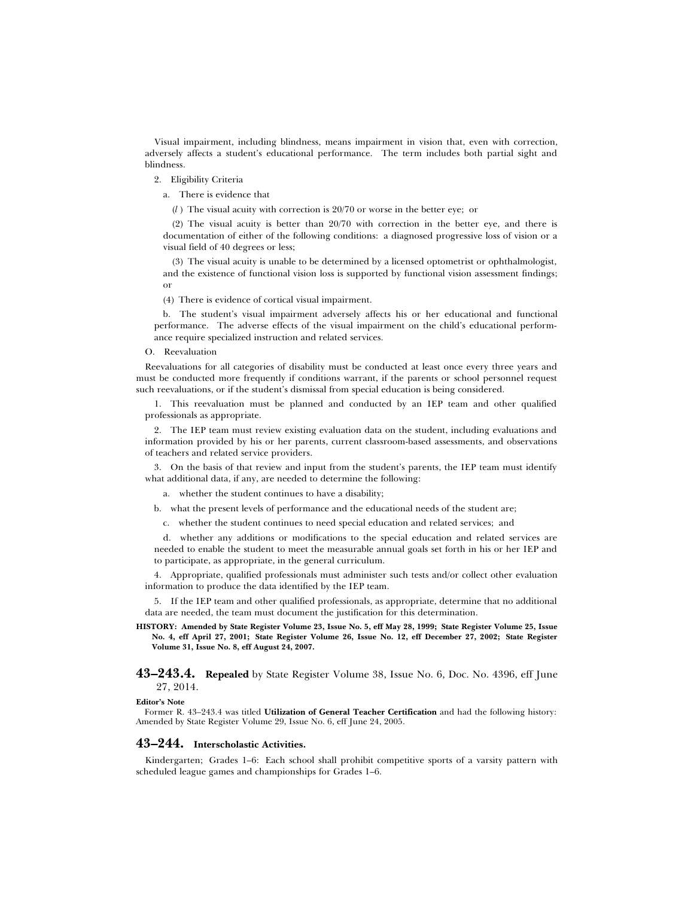Visual impairment, including blindness, means impairment in vision that, even with correction, adversely affects a student's educational performance. The term includes both partial sight and blindness.

2. Eligibility Criteria

a. There is evidence that

(*l* ) The visual acuity with correction is 20/70 or worse in the better eye; or

(2) The visual acuity is better than 20/70 with correction in the better eye, and there is documentation of either of the following conditions: a diagnosed progressive loss of vision or a visual field of 40 degrees or less;

(3) The visual acuity is unable to be determined by a licensed optometrist or ophthalmologist, and the existence of functional vision loss is supported by functional vision assessment findings; or

(4) There is evidence of cortical visual impairment.

b. The student's visual impairment adversely affects his or her educational and functional performance. The adverse effects of the visual impairment on the child's educational performance require specialized instruction and related services.

O. Reevaluation

Reevaluations for all categories of disability must be conducted at least once every three years and must be conducted more frequently if conditions warrant, if the parents or school personnel request such reevaluations, or if the student's dismissal from special education is being considered.

1. This reevaluation must be planned and conducted by an IEP team and other qualified professionals as appropriate.

2. The IEP team must review existing evaluation data on the student, including evaluations and information provided by his or her parents, current classroom-based assessments, and observations of teachers and related service providers.

3. On the basis of that review and input from the student's parents, the IEP team must identify what additional data, if any, are needed to determine the following:

a. whether the student continues to have a disability;

b. what the present levels of performance and the educational needs of the student are;

c. whether the student continues to need special education and related services; and

d. whether any additions or modifications to the special education and related services are needed to enable the student to meet the measurable annual goals set forth in his or her IEP and to participate, as appropriate, in the general curriculum.

4. Appropriate, qualified professionals must administer such tests and/or collect other evaluation information to produce the data identified by the IEP team.

5. If the IEP team and other qualified professionals, as appropriate, determine that no additional data are needed, the team must document the justification for this determination.

**HISTORY: Amended by State Register Volume 23, Issue No. 5, eff May 28, 1999; State Register Volume 25, Issue No. 4, eff April 27, 2001; State Register Volume 26, Issue No. 12, eff December 27, 2002; State Register Volume 31, Issue No. 8, eff August 24, 2007.**

## 43–243.4. **Repealed** by State Register Volume 38, Issue No. 6, Doc. No. 4396, eff June 27, 2014.

**Editor's Note**

Former R. 43–243.4 was titled **Utilization of General Teacher Certification** and had the following history: Amended by State Register Volume 29, Issue No. 6, eff June 24, 2005.

## 43–244. Interscholastic Activities.

Kindergarten; Grades 1–6: Each school shall prohibit competitive sports of a varsity pattern with scheduled league games and championships for Grades 1–6.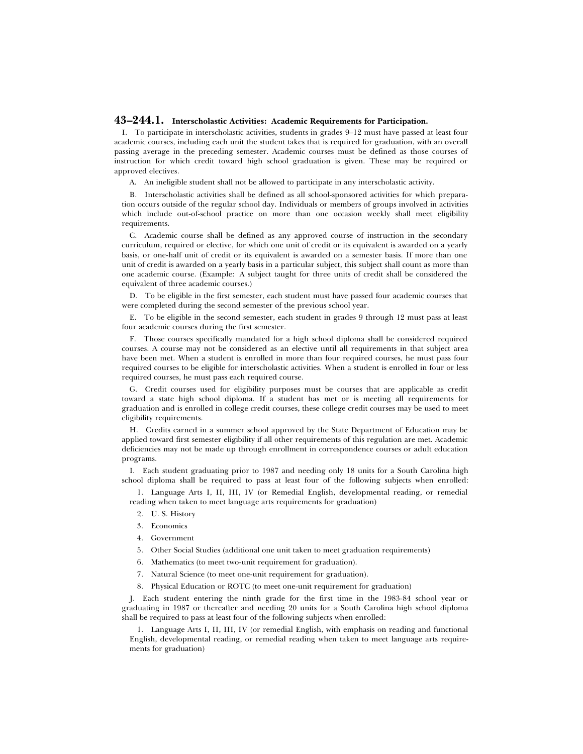### 43–244.1. Interscholastic Activities: Academic Requirements for Participation.

I. To participate in interscholastic activities, students in grades 9–12 must have passed at least four academic courses, including each unit the student takes that is required for graduation, with an overall passing average in the preceding semester. Academic courses must be defined as those courses of instruction for which credit toward high school graduation is given. These may be required or approved electives.

A. An ineligible student shall not be allowed to participate in any interscholastic activity.

B. Interscholastic activities shall be defined as all school-sponsored activities for which preparation occurs outside of the regular school day. Individuals or members of groups involved in activities which include out-of-school practice on more than one occasion weekly shall meet eligibility requirements.

C. Academic course shall be defined as any approved course of instruction in the secondary curriculum, required or elective, for which one unit of credit or its equivalent is awarded on a yearly basis, or one-half unit of credit or its equivalent is awarded on a semester basis. If more than one unit of credit is awarded on a yearly basis in a particular subject, this subject shall count as more than one academic course. (Example: A subject taught for three units of credit shall be considered the equivalent of three academic courses.)

D. To be eligible in the first semester, each student must have passed four academic courses that were completed during the second semester of the previous school year.

E. To be eligible in the second semester, each student in grades 9 through 12 must pass at least four academic courses during the first semester.

F. Those courses specifically mandated for a high school diploma shall be considered required courses. A course may not be considered as an elective until all requirements in that subject area have been met. When a student is enrolled in more than four required courses, he must pass four required courses to be eligible for interscholastic activities. When a student is enrolled in four or less required courses, he must pass each required course.

G. Credit courses used for eligibility purposes must be courses that are applicable as credit toward a state high school diploma. If a student has met or is meeting all requirements for graduation and is enrolled in college credit courses, these college credit courses may be used to meet eligibility requirements.

H. Credits earned in a summer school approved by the State Department of Education may be applied toward first semester eligibility if all other requirements of this regulation are met. Academic deficiencies may not be made up through enrollment in correspondence courses or adult education programs.

I. Each student graduating prior to 1987 and needing only 18 units for a South Carolina high school diploma shall be required to pass at least four of the following subjects when enrolled:

1. Language Arts I, II, III, IV (or Remedial English, developmental reading, or remedial reading when taken to meet language arts requirements for graduation)
2. U. S. History
3. Economics
4. Government
5. Other Social Studies (additional one unit taken to meet graduation requirements)
6. Mathematics (to meet two-unit requirement for graduation).
7. Natural Science (to meet one-unit requirement for graduation).
8. Physical Education or ROTC (to meet one-unit requirement for graduation)

J. Each student entering the ninth grade for the first time in the 1983-84 school year or graduating in 1987 or thereafter and needing 20 units for a South Carolina high school diploma shall be required to pass at least four of the following subjects when enrolled:

1. Language Arts I, II, III, IV (or remedial English, with emphasis on reading and functional English, developmental reading, or remedial reading when taken to meet language arts requirements for graduation)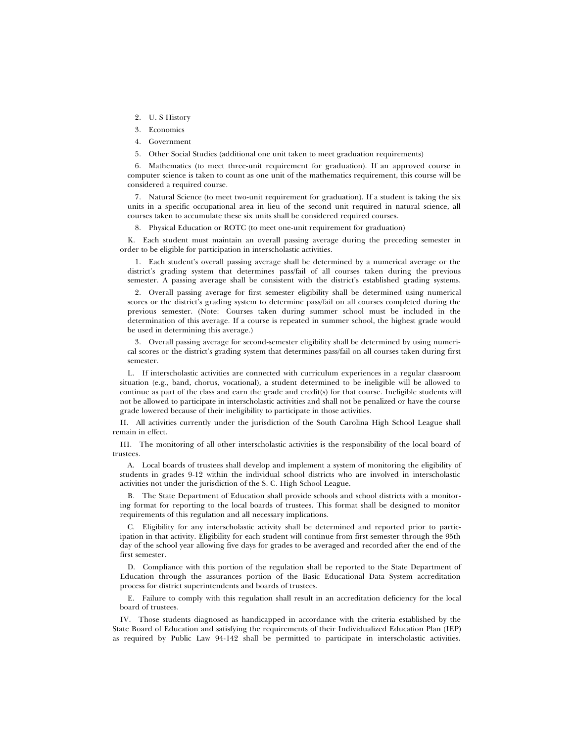2. U. S History

3. Economics

4. Government

5. Other Social Studies (additional one unit taken to meet graduation requirements)

6. Mathematics (to meet three-unit requirement for graduation). If an approved course in computer science is taken to count as one unit of the mathematics requirement, this course will be considered a required course.

7. Natural Science (to meet two-unit requirement for graduation). If a student is taking the six units in a specific occupational area in lieu of the second unit required in natural science, all courses taken to accumulate these six units shall be considered required courses.

8. Physical Education or ROTC (to meet one-unit requirement for graduation)

K. Each student must maintain an overall passing average during the preceding semester in order to be eligible for participation in interscholastic activities.

1. Each student's overall passing average shall be determined by a numerical average or the district's grading system that determines pass/fail of all courses taken during the previous semester. A passing average shall be consistent with the district's established grading systems.

2. Overall passing average for first semester eligibility shall be determined using numerical scores or the district's grading system to determine pass/fail on all courses completed during the previous semester. (Note: Courses taken during summer school must be included in the determination of this average. If a course is repeated in summer school, the highest grade would be used in determining this average.)

3. Overall passing average for second-semester eligibility shall be determined by using numerical scores or the district's grading system that determines pass/fail on all courses taken during first semester.

L. If interscholastic activities are connected with curriculum experiences in a regular classroom situation (e.g., band, chorus, vocational), a student determined to be ineligible will be allowed to continue as part of the class and earn the grade and credit(s) for that course. Ineligible students will not be allowed to participate in interscholastic activities and shall not be penalized or have the course grade lowered because of their ineligibility to participate in those activities.

II. All activities currently under the jurisdiction of the South Carolina High School League shall remain in effect.

III. The monitoring of all other interscholastic activities is the responsibility of the local board of trustees.

A. Local boards of trustees shall develop and implement a system of monitoring the eligibility of students in grades 9-12 within the individual school districts who are involved in interscholastic activities not under the jurisdiction of the S. C. High School League.

B. The State Department of Education shall provide schools and school districts with a monitoring format for reporting to the local boards of trustees. This format shall be designed to monitor requirements of this regulation and all necessary implications.

C. Eligibility for any interscholastic activity shall be determined and reported prior to participation in that activity. Eligibility for each student will continue from first semester through the 95th day of the school year allowing five days for grades to be averaged and recorded after the end of the first semester.

D. Compliance with this portion of the regulation shall be reported to the State Department of Education through the assurances portion of the Basic Educational Data System accreditation process for district superintendents and boards of trustees.

E. Failure to comply with this regulation shall result in an accreditation deficiency for the local board of trustees.

IV. Those students diagnosed as handicapped in accordance with the criteria established by the State Board of Education and satisfying the requirements of their Individualized Education Plan (IEP) as required by Public Law 94-142 shall be permitted to participate in interscholastic activities.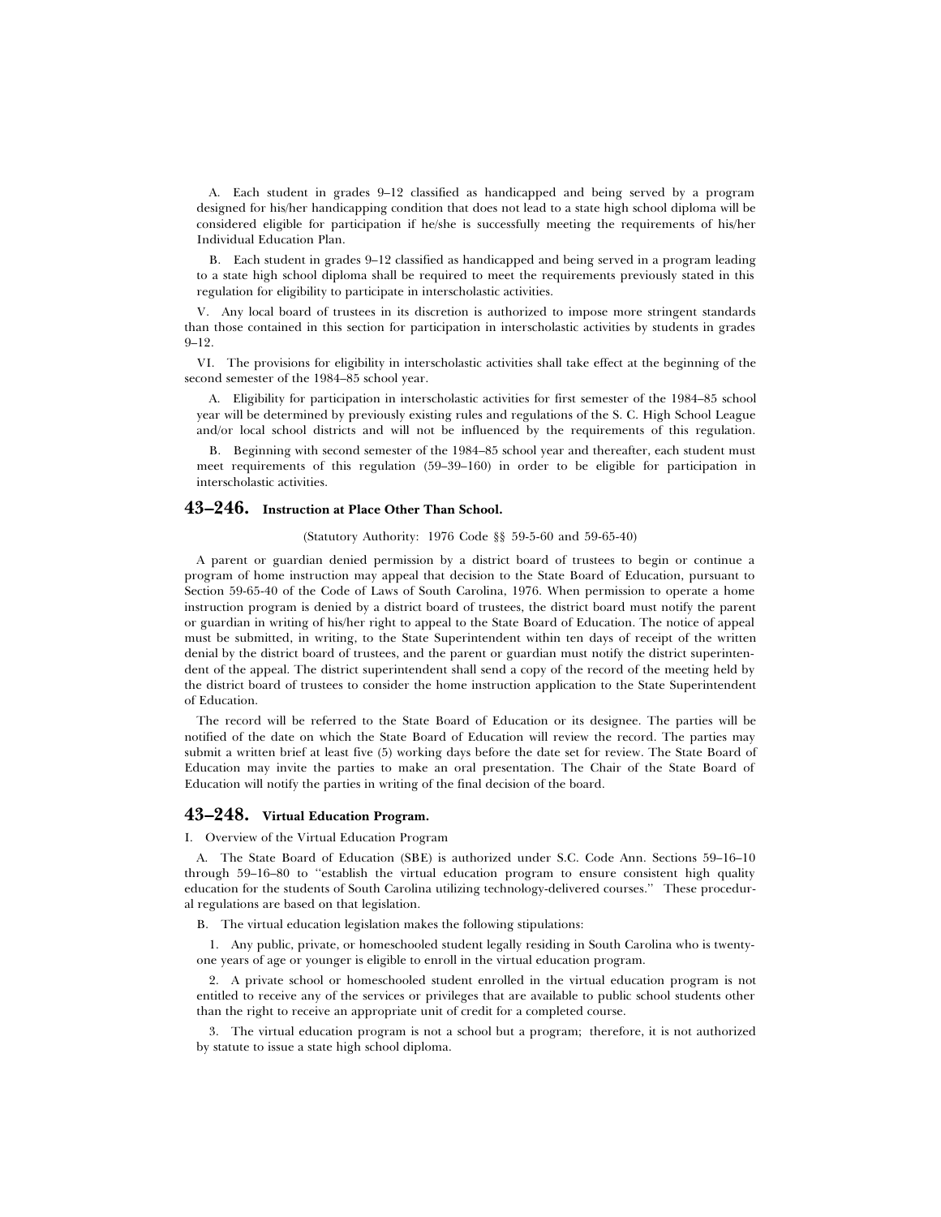A. Each student in grades 9–12 classified as handicapped and being served by a program designed for his/her handicapping condition that does not lead to a state high school diploma will be considered eligible for participation if he/she is successfully meeting the requirements of his/her Individual Education Plan.

B. Each student in grades 9–12 classified as handicapped and being served in a program leading to a state high school diploma shall be required to meet the requirements previously stated in this regulation for eligibility to participate in interscholastic activities.

V. Any local board of trustees in its discretion is authorized to impose more stringent standards than those contained in this section for participation in interscholastic activities by students in grades 9–12.

VI. The provisions for eligibility in interscholastic activities shall take effect at the beginning of the second semester of the 1984–85 school year.

A. Eligibility for participation in interscholastic activities for first semester of the 1984–85 school year will be determined by previously existing rules and regulations of the S. C. High School League and/or local school districts and will not be influenced by the requirements of this regulation.

B. Beginning with second semester of the 1984–85 school year and thereafter, each student must meet requirements of this regulation (59–39–160) in order to be eligible for participation in interscholastic activities.

## 43–246. Instruction at Place Other Than School.

(Statutory Authority: 1976 Code §§ 59-5-60 and 59-65-40)

A parent or guardian denied permission by a district board of trustees to begin or continue a program of home instruction may appeal that decision to the State Board of Education, pursuant to Section 59-65-40 of the Code of Laws of South Carolina, 1976. When permission to operate a home instruction program is denied by a district board of trustees, the district board must notify the parent or guardian in writing of his/her right to appeal to the State Board of Education. The notice of appeal must be submitted, in writing, to the State Superintendent within ten days of receipt of the written denial by the district board of trustees, and the parent or guardian must notify the district superintendent of the appeal. The district superintendent shall send a copy of the record of the meeting held by the district board of trustees to consider the home instruction application to the State Superintendent of Education.

The record will be referred to the State Board of Education or its designee. The parties will be notified of the date on which the State Board of Education will review the record. The parties may submit a written brief at least five (5) working days before the date set for review. The State Board of Education may invite the parties to make an oral presentation. The Chair of the State Board of Education will notify the parties in writing of the final decision of the board.

## 43–248. Virtual Education Program.

I. Overview of the Virtual Education Program

A. The State Board of Education (SBE) is authorized under S.C. Code Ann. Sections 59–16–10 through 59–16–80 to ''establish the virtual education program to ensure consistent high quality education for the students of South Carolina utilizing technology-delivered courses.'' These procedural regulations are based on that legislation.

B. The virtual education legislation makes the following stipulations:

1. Any public, private, or homeschooled student legally residing in South Carolina who is twenty-one years of age or younger is eligible to enroll in the virtual education program.

2. A private school or homeschooled student enrolled in the virtual education program is not entitled to receive any of the services or privileges that are available to public school students other than the right to receive an appropriate unit of credit for a completed course.

3. The virtual education program is not a school but a program; therefore, it is not authorized by statute to issue a state high school diploma.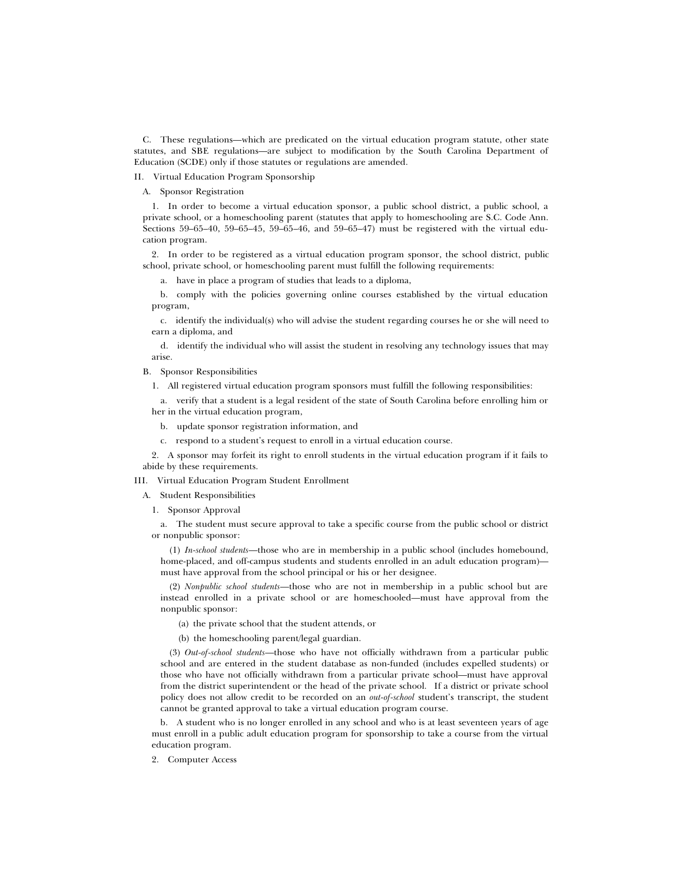C. These regulations—which are predicated on the virtual education program statute, other state statutes, and SBE regulations—are subject to modification by the South Carolina Department of Education (SCDE) only if those statutes or regulations are amended.

II. Virtual Education Program Sponsorship

A. Sponsor Registration

1. In order to become a virtual education sponsor, a public school district, a public school, a private school, or a homeschooling parent (statutes that apply to homeschooling are S.C. Code Ann. Sections 59–65–40, 59–65–45, 59–65–46, and 59–65–47) must be registered with the virtual education program.

2. In order to be registered as a virtual education program sponsor, the school district, public school, private school, or homeschooling parent must fulfill the following requirements:

a. have in place a program of studies that leads to a diploma,

b. comply with the policies governing online courses established by the virtual education program,

c. identify the individual(s) who will advise the student regarding courses he or she will need to earn a diploma, and

d. identify the individual who will assist the student in resolving any technology issues that may arise.

B. Sponsor Responsibilities

1. All registered virtual education program sponsors must fulfill the following responsibilities:

a. verify that a student is a legal resident of the state of South Carolina before enrolling him or her in the virtual education program,

b. update sponsor registration information, and

c. respond to a student's request to enroll in a virtual education course.

2. A sponsor may forfeit its right to enroll students in the virtual education program if it fails to abide by these requirements.

III. Virtual Education Program Student Enrollment

A. Student Responsibilities

1. Sponsor Approval

a. The student must secure approval to take a specific course from the public school or district or nonpublic sponsor:

(1) *In-school students*—those who are in membership in a public school (includes homebound, home-placed, and off-campus students and students enrolled in an adult education program)—must have approval from the school principal or his or her designee.

(2) *Nonpublic school students*—those who are not in membership in a public school but are instead enrolled in a private school or are homeschooled—must have approval from the nonpublic sponsor:

(a) the private school that the student attends, or

(b) the homeschooling parent/legal guardian.

(3) *Out-of-school students*—those who have not officially withdrawn from a particular public school and are entered in the student database as non-funded (includes expelled students) or those who have not officially withdrawn from a particular private school—must have approval from the district superintendent or the head of the private school. If a district or private school policy does not allow credit to be recorded on an *out-of-school* student's transcript, the student cannot be granted approval to take a virtual education program course.

b. A student who is no longer enrolled in any school and who is at least seventeen years of age must enroll in a public adult education program for sponsorship to take a course from the virtual education program.

2. Computer Access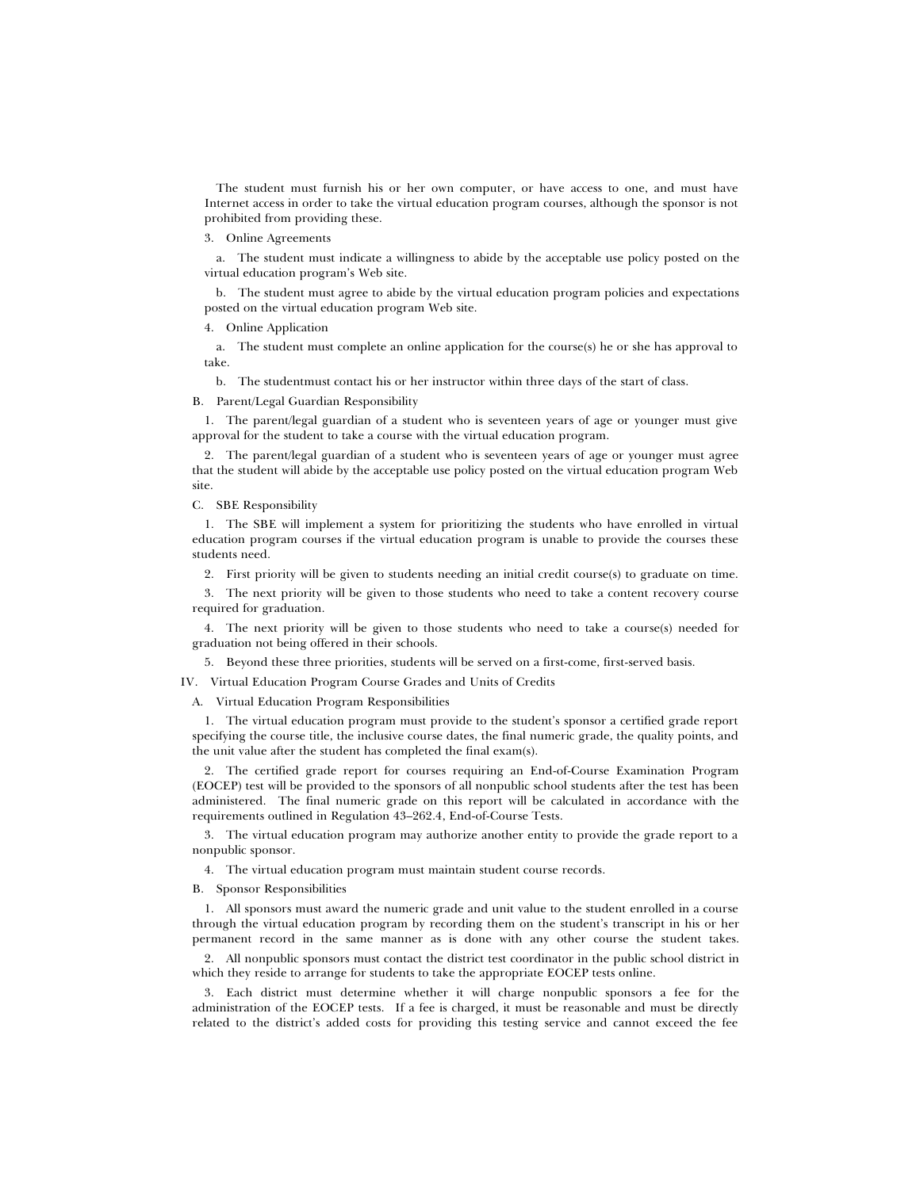The student must furnish his or her own computer, or have access to one, and must have Internet access in order to take the virtual education program courses, although the sponsor is not prohibited from providing these.

3. Online Agreements

a. The student must indicate a willingness to abide by the acceptable use policy posted on the virtual education program's Web site.

b. The student must agree to abide by the virtual education program policies and expectations posted on the virtual education program Web site.

4. Online Application

a. The student must complete an online application for the course(s) he or she has approval to take.

b. The studentmust contact his or her instructor within three days of the start of class.

B. Parent/Legal Guardian Responsibility

1. The parent/legal guardian of a student who is seventeen years of age or younger must give approval for the student to take a course with the virtual education program.

2. The parent/legal guardian of a student who is seventeen years of age or younger must agree that the student will abide by the acceptable use policy posted on the virtual education program Web site.

C. SBE Responsibility

1. The SBE will implement a system for prioritizing the students who have enrolled in virtual education program courses if the virtual education program is unable to provide the courses these students need.

2. First priority will be given to students needing an initial credit course(s) to graduate on time.

3. The next priority will be given to those students who need to take a content recovery course required for graduation.

4. The next priority will be given to those students who need to take a course(s) needed for graduation not being offered in their schools.

5. Beyond these three priorities, students will be served on a first-come, first-served basis.

IV. Virtual Education Program Course Grades and Units of Credits

A. Virtual Education Program Responsibilities

1. The virtual education program must provide to the student's sponsor a certified grade report specifying the course title, the inclusive course dates, the final numeric grade, the quality points, and the unit value after the student has completed the final exam(s).

2. The certified grade report for courses requiring an End-of-Course Examination Program (EOCEP) test will be provided to the sponsors of all nonpublic school students after the test has been administered. The final numeric grade on this report will be calculated in accordance with the requirements outlined in Regulation 43–262.4, End-of-Course Tests.

3. The virtual education program may authorize another entity to provide the grade report to a nonpublic sponsor.

4. The virtual education program must maintain student course records.

B. Sponsor Responsibilities

1. All sponsors must award the numeric grade and unit value to the student enrolled in a course through the virtual education program by recording them on the student's transcript in his or her permanent record in the same manner as is done with any other course the student takes.

2. All nonpublic sponsors must contact the district test coordinator in the public school district in which they reside to arrange for students to take the appropriate EOCEP tests online.

3. Each district must determine whether it will charge nonpublic sponsors a fee for the administration of the EOCEP tests. If a fee is charged, it must be reasonable and must be directly related to the district's added costs for providing this testing service and cannot exceed the fee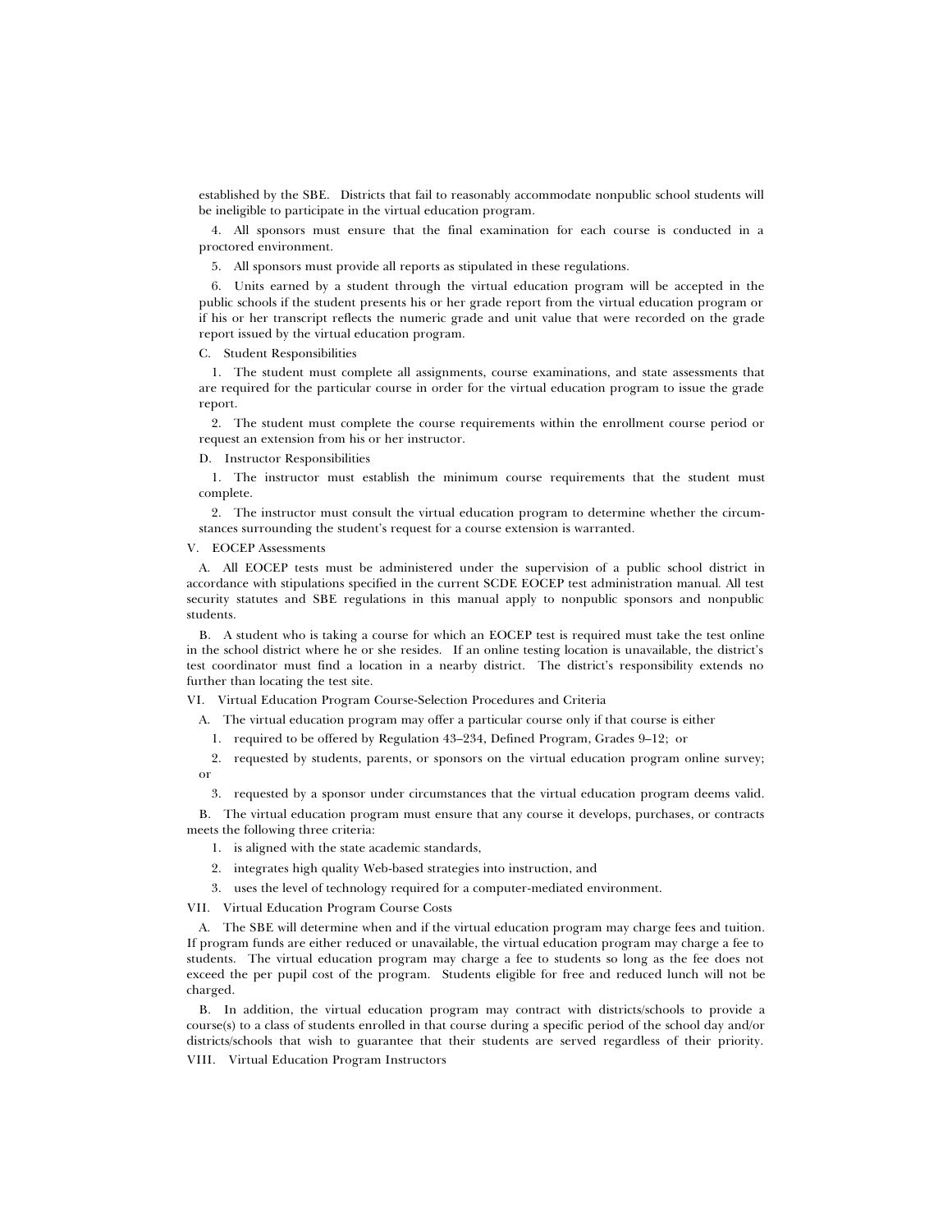established by the SBE. Districts that fail to reasonably accommodate nonpublic school students will be ineligible to participate in the virtual education program.

4. All sponsors must ensure that the final examination for each course is conducted in a proctored environment.

5. All sponsors must provide all reports as stipulated in these regulations.

6. Units earned by a student through the virtual education program will be accepted in the public schools if the student presents his or her grade report from the virtual education program or if his or her transcript reflects the numeric grade and unit value that were recorded on the grade report issued by the virtual education program.

C. Student Responsibilities

1. The student must complete all assignments, course examinations, and state assessments that are required for the particular course in order for the virtual education program to issue the grade report.

2. The student must complete the course requirements within the enrollment course period or request an extension from his or her instructor.

D. Instructor Responsibilities

1. The instructor must establish the minimum course requirements that the student must complete.

2. The instructor must consult the virtual education program to determine whether the circumstances surrounding the student's request for a course extension is warranted.

V. EOCEP Assessments

A. All EOCEP tests must be administered under the supervision of a public school district in accordance with stipulations specified in the current SCDE EOCEP test administration manual. All test security statutes and SBE regulations in this manual apply to nonpublic sponsors and nonpublic students.

B. A student who is taking a course for which an EOCEP test is required must take the test online in the school district where he or she resides. If an online testing location is unavailable, the district's test coordinator must find a location in a nearby district. The district's responsibility extends no further than locating the test site.

VI. Virtual Education Program Course-Selection Procedures and Criteria

A. The virtual education program may offer a particular course only if that course is either

1. required to be offered by Regulation 43–234, Defined Program, Grades 9–12; or

2. requested by students, parents, or sponsors on the virtual education program online survey; or

3. requested by a sponsor under circumstances that the virtual education program deems valid.

B. The virtual education program must ensure that any course it develops, purchases, or contracts meets the following three criteria:

1. is aligned with the state academic standards,

2. integrates high quality Web-based strategies into instruction, and

3. uses the level of technology required for a computer-mediated environment.

VII. Virtual Education Program Course Costs

A. The SBE will determine when and if the virtual education program may charge fees and tuition. If program funds are either reduced or unavailable, the virtual education program may charge a fee to students. The virtual education program may charge a fee to students so long as the fee does not exceed the per pupil cost of the program. Students eligible for free and reduced lunch will not be charged.

B. In addition, the virtual education program may contract with districts/schools to provide a course(s) to a class of students enrolled in that course during a specific period of the school day and/or districts/schools that wish to guarantee that their students are served regardless of their priority.

VIII. Virtual Education Program Instructors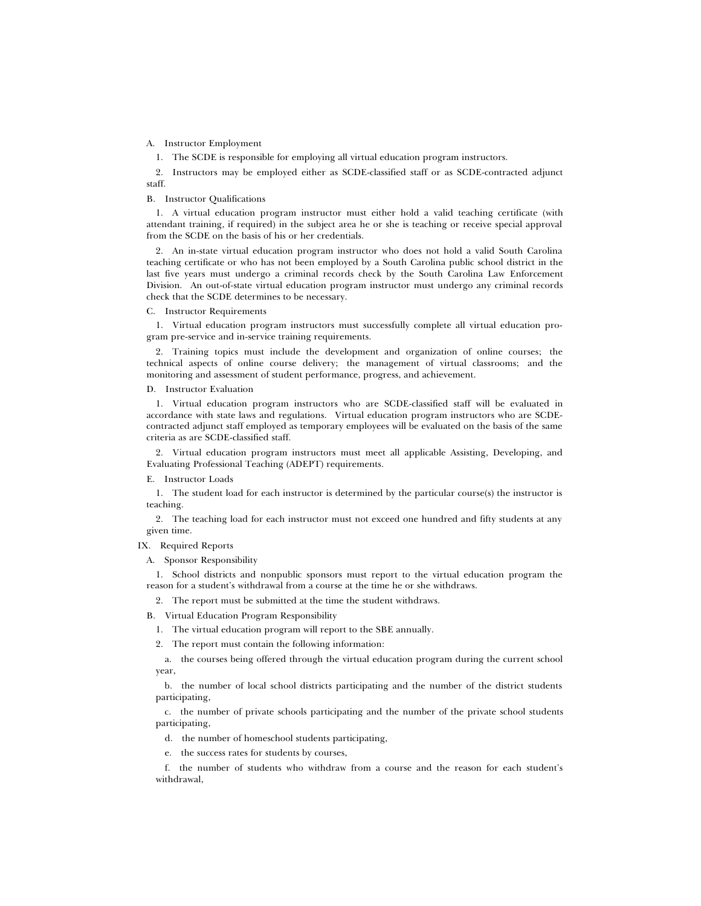A. Instructor Employment

1. The SCDE is responsible for employing all virtual education program instructors.

2. Instructors may be employed either as SCDE-classified staff or as SCDE-contracted adjunct staff.

B. Instructor Qualifications

1. A virtual education program instructor must either hold a valid teaching certificate (with attendant training, if required) in the subject area he or she is teaching or receive special approval from the SCDE on the basis of his or her credentials.

2. An in-state virtual education program instructor who does not hold a valid South Carolina teaching certificate or who has not been employed by a South Carolina public school district in the last five years must undergo a criminal records check by the South Carolina Law Enforcement Division. An out-of-state virtual education program instructor must undergo any criminal records check that the SCDE determines to be necessary.

C. Instructor Requirements

1. Virtual education program instructors must successfully complete all virtual education program pre-service and in-service training requirements.

2. Training topics must include the development and organization of online courses; the technical aspects of online course delivery; the management of virtual classrooms; and the monitoring and assessment of student performance, progress, and achievement.

D. Instructor Evaluation

1. Virtual education program instructors who are SCDE-classified staff will be evaluated in accordance with state laws and regulations. Virtual education program instructors who are SCDE-contracted adjunct staff employed as temporary employees will be evaluated on the basis of the same criteria as are SCDE-classified staff.

2. Virtual education program instructors must meet all applicable Assisting, Developing, and Evaluating Professional Teaching (ADEPT) requirements.

E. Instructor Loads

1. The student load for each instructor is determined by the particular course(s) the instructor is teaching.

2. The teaching load for each instructor must not exceed one hundred and fifty students at any given time.

IX. Required Reports

A. Sponsor Responsibility

1. School districts and nonpublic sponsors must report to the virtual education program the reason for a student's withdrawal from a course at the time he or she withdraws.

2. The report must be submitted at the time the student withdraws.

B. Virtual Education Program Responsibility

1. The virtual education program will report to the SBE annually.

2. The report must contain the following information:

a. the courses being offered through the virtual education program during the current school year,

b. the number of local school districts participating and the number of the district students participating,

c. the number of private schools participating and the number of the private school students participating,

d. the number of homeschool students participating,

e. the success rates for students by courses,

f. the number of students who withdraw from a course and the reason for each student's withdrawal,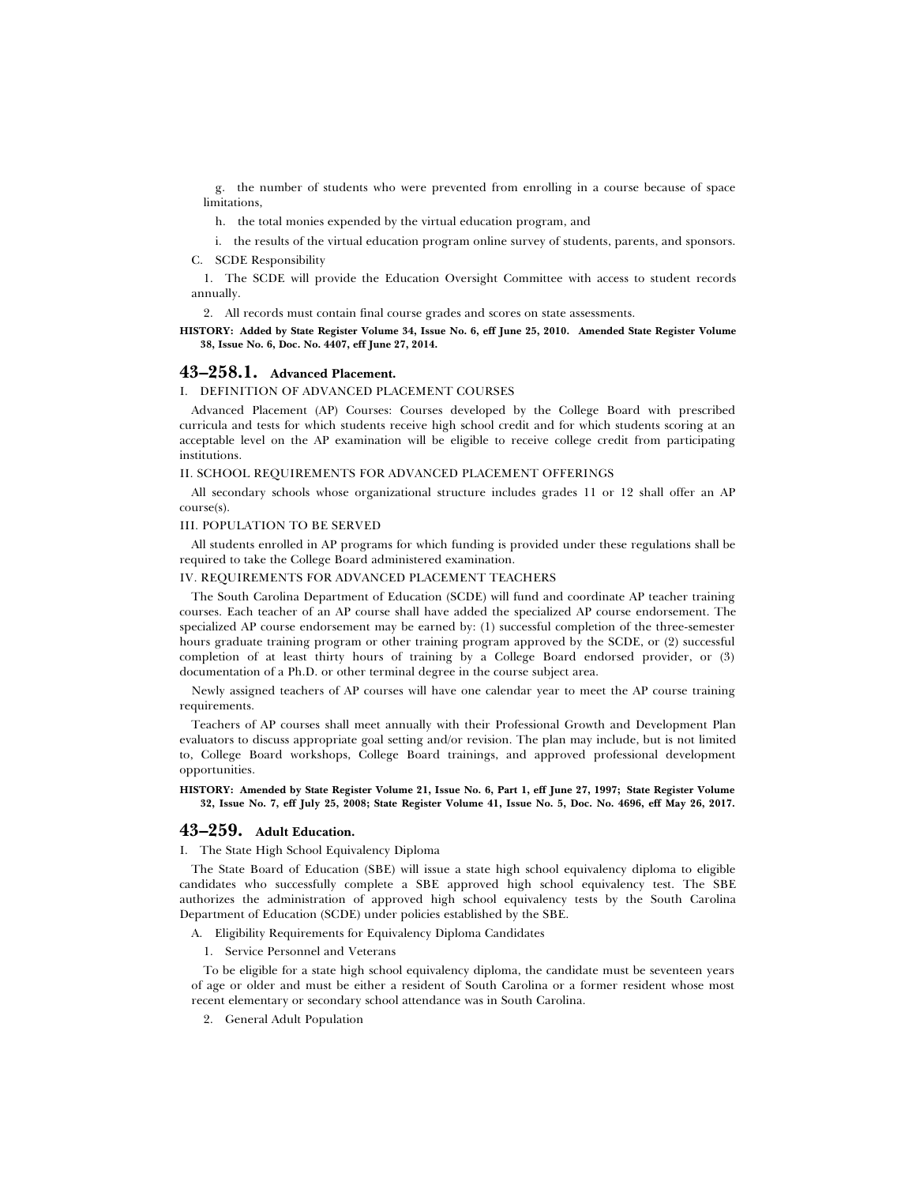g. the number of students who were prevented from enrolling in a course because of space limitations,

h. the total monies expended by the virtual education program, and

i. the results of the virtual education program online survey of students, parents, and sponsors.

C. SCDE Responsibility

1. The SCDE will provide the Education Oversight Committee with access to student records annually.

2. All records must contain final course grades and scores on state assessments.

**HISTORY: Added by State Register Volume 34, Issue No. 6, eff June 25, 2010. Amended State Register Volume 38, Issue No. 6, Doc. No. 4407, eff June 27, 2014.**

## 43–258.1. Advanced Placement.

I. DEFINITION OF ADVANCED PLACEMENT COURSES

Advanced Placement (AP) Courses: Courses developed by the College Board with prescribed curricula and tests for which students receive high school credit and for which students scoring at an acceptable level on the AP examination will be eligible to receive college credit from participating institutions.

II. SCHOOL REQUIREMENTS FOR ADVANCED PLACEMENT OFFERINGS

All secondary schools whose organizational structure includes grades 11 or 12 shall offer an AP course(s).

III. POPULATION TO BE SERVED

All students enrolled in AP programs for which funding is provided under these regulations shall be required to take the College Board administered examination.

IV. REQUIREMENTS FOR ADVANCED PLACEMENT TEACHERS

The South Carolina Department of Education (SCDE) will fund and coordinate AP teacher training courses. Each teacher of an AP course shall have added the specialized AP course endorsement. The specialized AP course endorsement may be earned by: (1) successful completion of the three-semester hours graduate training program or other training program approved by the SCDE, or (2) successful completion of at least thirty hours of training by a College Board endorsed provider, or (3) documentation of a Ph.D. or other terminal degree in the course subject area.

Newly assigned teachers of AP courses will have one calendar year to meet the AP course training requirements.

Teachers of AP courses shall meet annually with their Professional Growth and Development Plan evaluators to discuss appropriate goal setting and/or revision. The plan may include, but is not limited to, College Board workshops, College Board trainings, and approved professional development opportunities.

**HISTORY: Amended by State Register Volume 21, Issue No. 6, Part 1, eff June 27, 1997; State Register Volume 32, Issue No. 7, eff July 25, 2008; State Register Volume 41, Issue No. 5, Doc. No. 4696, eff May 26, 2017.**

## 43–259. Adult Education.

I. The State High School Equivalency Diploma

The State Board of Education (SBE) will issue a state high school equivalency diploma to eligible candidates who successfully complete a SBE approved high school equivalency test. The SBE authorizes the administration of approved high school equivalency tests by the South Carolina Department of Education (SCDE) under policies established by the SBE.

A. Eligibility Requirements for Equivalency Diploma Candidates

1. Service Personnel and Veterans

To be eligible for a state high school equivalency diploma, the candidate must be seventeen years of age or older and must be either a resident of South Carolina or a former resident whose most recent elementary or secondary school attendance was in South Carolina.

2. General Adult Population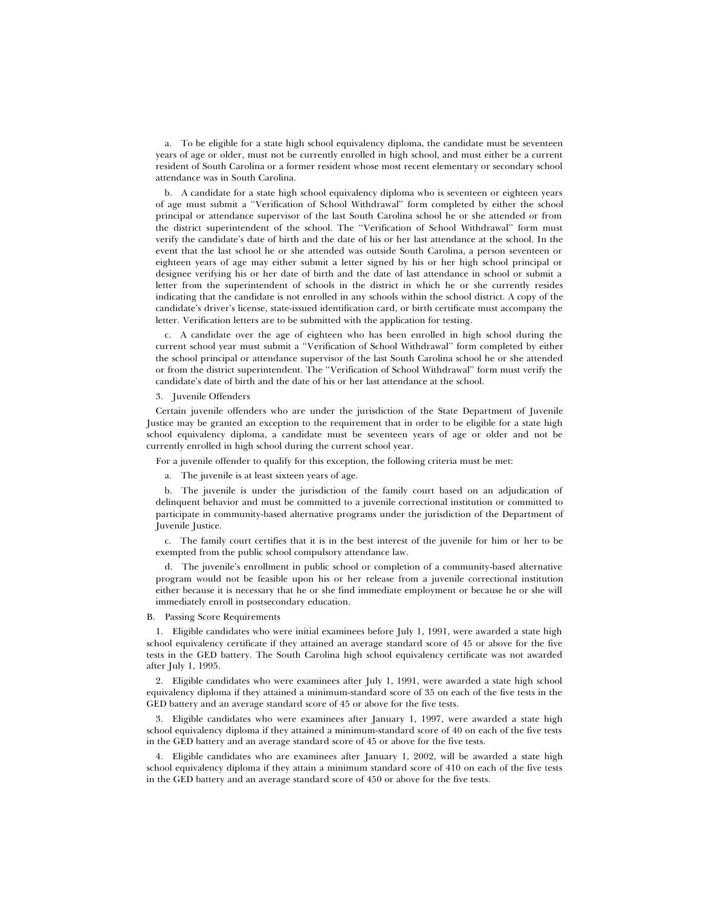a. To be eligible for a state high school equivalency diploma, the candidate must be seventeen years of age or older, must not be currently enrolled in high school, and must either be a current resident of South Carolina or a former resident whose most recent elementary or secondary school attendance was in South Carolina.

b. A candidate for a state high school equivalency diploma who is seventeen or eighteen years of age must submit a ''Verification of School Withdrawal'' form completed by either the school principal or attendance supervisor of the last South Carolina school he or she attended or from the district superintendent of the school. The ''Verification of School Withdrawal'' form must verify the candidate's date of birth and the date of his or her last attendance at the school. In the event that the last school he or she attended was outside South Carolina, a person seventeen or eighteen years of age may either submit a letter signed by his or her high school principal or designee verifying his or her date of birth and the date of last attendance in school or submit a letter from the superintendent of schools in the district in which he or she currently resides indicating that the candidate is not enrolled in any schools within the school district. A copy of the candidate's driver's license, state-issued identification card, or birth certificate must accompany the letter. Verification letters are to be submitted with the application for testing.

c. A candidate over the age of eighteen who has been enrolled in high school during the current school year must submit a ''Verification of School Withdrawal'' form completed by either the school principal or attendance supervisor of the last South Carolina school he or she attended or from the district superintendent. The ''Verification of School Withdrawal'' form must verify the candidate's date of birth and the date of his or her last attendance at the school.

3. Juvenile Offenders

Certain juvenile offenders who are under the jurisdiction of the State Department of Juvenile Justice may be granted an exception to the requirement that in order to be eligible for a state high school equivalency diploma, a candidate must be seventeen years of age or older and not be currently enrolled in high school during the current school year.

For a juvenile offender to qualify for this exception, the following criteria must be met:

a. The juvenile is at least sixteen years of age.

b. The juvenile is under the jurisdiction of the family court based on an adjudication of delinquent behavior and must be committed to a juvenile correctional institution or committed to participate in community-based alternative programs under the jurisdiction of the Department of Juvenile Justice.

c. The family court certifies that it is in the best interest of the juvenile for him or her to be exempted from the public school compulsory attendance law.

d. The juvenile's enrollment in public school or completion of a community-based alternative program would not be feasible upon his or her release from a juvenile correctional institution either because it is necessary that he or she find immediate employment or because he or she will immediately enroll in postsecondary education.

B. Passing Score Requirements

1. Eligible candidates who were initial examinees before July 1, 1991, were awarded a state high school equivalency certificate if they attained an average standard score of 45 or above for the five tests in the GED battery. The South Carolina high school equivalency certificate was not awarded after July 1, 1995.

2. Eligible candidates who were examinees after July 1, 1991, were awarded a state high school equivalency diploma if they attained a minimum-standard score of 35 on each of the five tests in the GED battery and an average standard score of 45 or above for the five tests.

3. Eligible candidates who were examinees after January 1, 1997, were awarded a state high school equivalency diploma if they attained a minimum-standard score of 40 on each of the five tests in the GED battery and an average standard score of 45 or above for the five tests.

4. Eligible candidates who are examinees after January 1, 2002, will be awarded a state high school equivalency diploma if they attain a minimum standard score of 410 on each of the five tests in the GED battery and an average standard score of 450 or above for the five tests.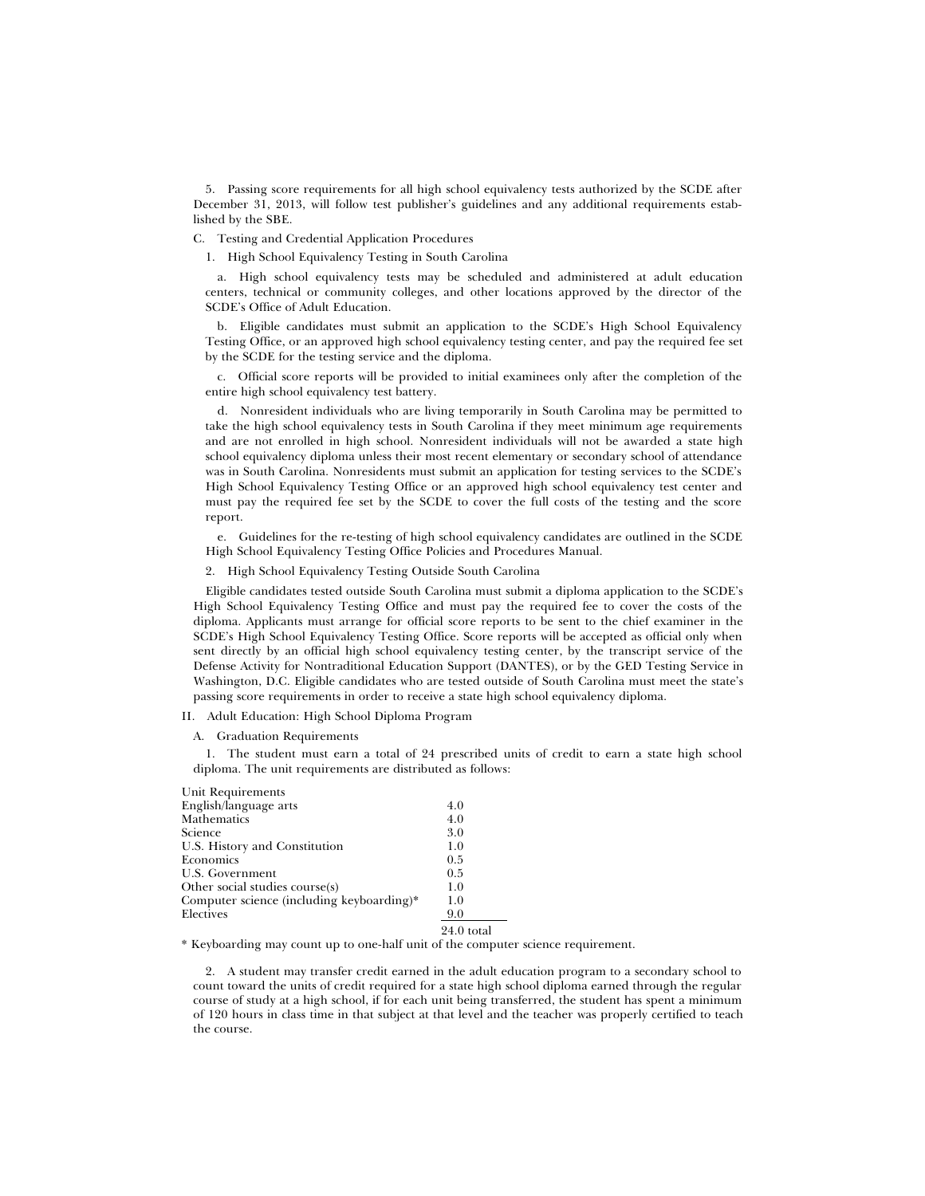5. Passing score requirements for all high school equivalency tests authorized by the SCDE after December 31, 2013, will follow test publisher's guidelines and any additional requirements established by the SBE.

C. Testing and Credential Application Procedures

1. High School Equivalency Testing in South Carolina

a. High school equivalency tests may be scheduled and administered at adult education centers, technical or community colleges, and other locations approved by the director of the SCDE's Office of Adult Education.

b. Eligible candidates must submit an application to the SCDE's High School Equivalency Testing Office, or an approved high school equivalency testing center, and pay the required fee set by the SCDE for the testing service and the diploma.

c. Official score reports will be provided to initial examinees only after the completion of the entire high school equivalency test battery.

d. Nonresident individuals who are living temporarily in South Carolina may be permitted to take the high school equivalency tests in South Carolina if they meet minimum age requirements and are not enrolled in high school. Nonresident individuals will not be awarded a state high school equivalency diploma unless their most recent elementary or secondary school of attendance was in South Carolina. Nonresidents must submit an application for testing services to the SCDE's High School Equivalency Testing Office or an approved high school equivalency test center and must pay the required fee set by the SCDE to cover the full costs of the testing and the score report.

e. Guidelines for the re-testing of high school equivalency candidates are outlined in the SCDE High School Equivalency Testing Office Policies and Procedures Manual.

2. High School Equivalency Testing Outside South Carolina

Eligible candidates tested outside South Carolina must submit a diploma application to the SCDE's High School Equivalency Testing Office and must pay the required fee to cover the costs of the diploma. Applicants must arrange for official score reports to be sent to the chief examiner in the SCDE's High School Equivalency Testing Office. Score reports will be accepted as official only when sent directly by an official high school equivalency testing center, by the transcript service of the Defense Activity for Nontraditional Education Support (DANTES), or by the GED Testing Service in Washington, D.C. Eligible candidates who are tested outside of South Carolina must meet the state's passing score requirements in order to receive a state high school equivalency diploma.

II. Adult Education: High School Diploma Program

A. Graduation Requirements

1. The student must earn a total of 24 prescribed units of credit to earn a state high school diploma. The unit requirements are distributed as follows:

| Unit Requirements | |
|---|---|
| English/language arts | 4.0 |
| Mathematics | 4.0 |
| Science | 3.0 |
| U.S. History and Constitution | 1.0 |
| Economics | 0.5 |
| U.S. Government | 0.5 |
| Other social studies course(s) | 1.0 |
| Computer science (including keyboarding)* | 1.0 |
| Electives | 9.0 |
| | 24.0 total |

* Keyboarding may count up to one-half unit of the computer science requirement.

2. A student may transfer credit earned in the adult education program to a secondary school to count toward the units of credit required for a state high school diploma earned through the regular course of study at a high school, if for each unit being transferred, the student has spent a minimum of 120 hours in class time in that subject at that level and the teacher was properly certified to teach the course.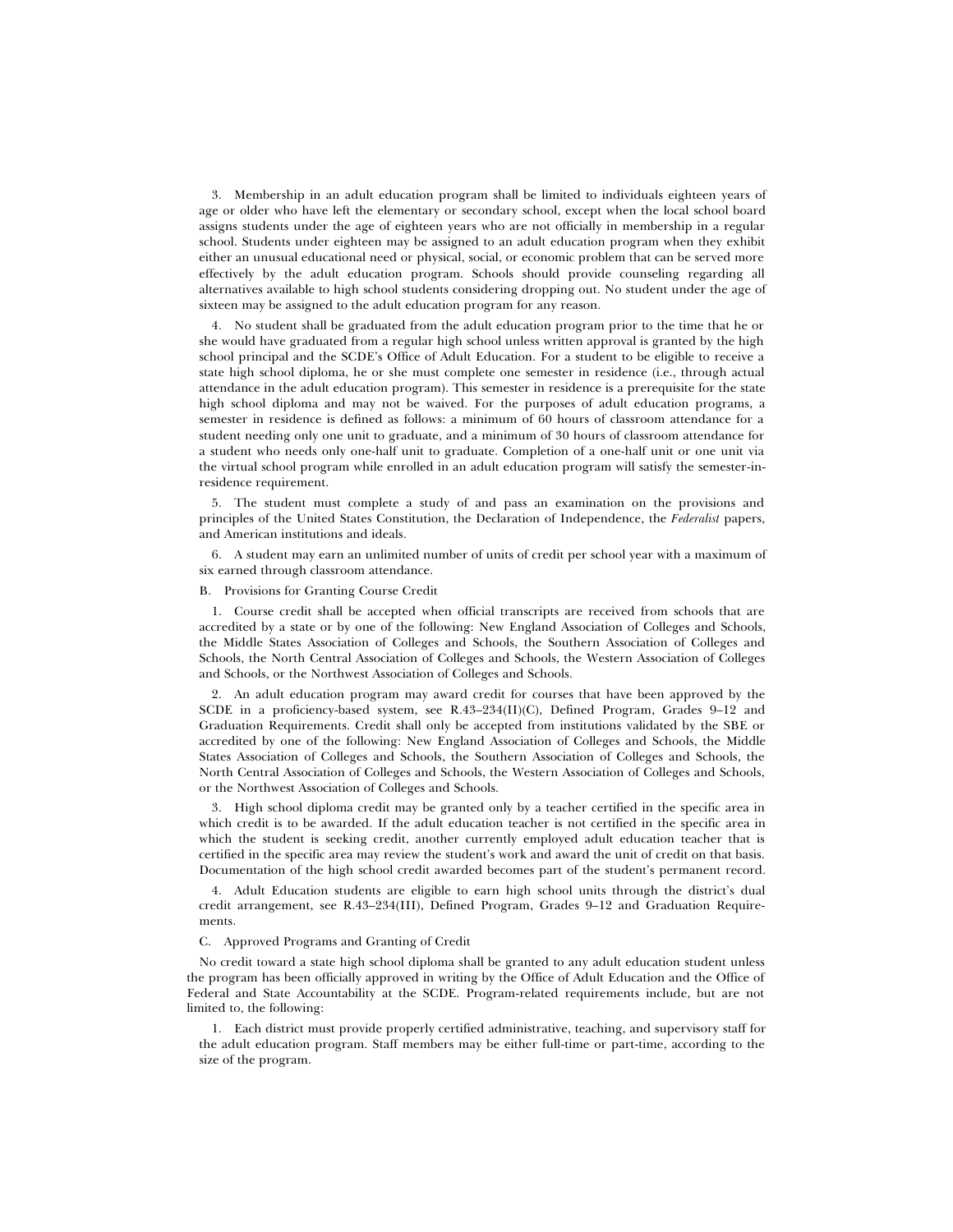3. Membership in an adult education program shall be limited to individuals eighteen years of age or older who have left the elementary or secondary school, except when the local school board assigns students under the age of eighteen years who are not officially in membership in a regular school. Students under eighteen may be assigned to an adult education program when they exhibit either an unusual educational need or physical, social, or economic problem that can be served more effectively by the adult education program. Schools should provide counseling regarding all alternatives available to high school students considering dropping out. No student under the age of sixteen may be assigned to the adult education program for any reason.

4. No student shall be graduated from the adult education program prior to the time that he or she would have graduated from a regular high school unless written approval is granted by the high school principal and the SCDE's Office of Adult Education. For a student to be eligible to receive a state high school diploma, he or she must complete one semester in residence (i.e., through actual attendance in the adult education program). This semester in residence is a prerequisite for the state high school diploma and may not be waived. For the purposes of adult education programs, a semester in residence is defined as follows: a minimum of 60 hours of classroom attendance for a student needing only one unit to graduate, and a minimum of 30 hours of classroom attendance for a student who needs only one-half unit to graduate. Completion of a one-half unit or one unit via the virtual school program while enrolled in an adult education program will satisfy the semester-in-residence requirement.

5. The student must complete a study of and pass an examination on the provisions and principles of the United States Constitution, the Declaration of Independence, the *Federalist* papers, and American institutions and ideals.

6. A student may earn an unlimited number of units of credit per school year with a maximum of six earned through classroom attendance.

B. Provisions for Granting Course Credit

1. Course credit shall be accepted when official transcripts are received from schools that are accredited by a state or by one of the following: New England Association of Colleges and Schools, the Middle States Association of Colleges and Schools, the Southern Association of Colleges and Schools, the North Central Association of Colleges and Schools, the Western Association of Colleges and Schools, or the Northwest Association of Colleges and Schools.

2. An adult education program may award credit for courses that have been approved by the SCDE in a proficiency-based system, see R.43–234(II)(C), Defined Program, Grades 9–12 and Graduation Requirements. Credit shall only be accepted from institutions validated by the SBE or accredited by one of the following: New England Association of Colleges and Schools, the Middle States Association of Colleges and Schools, the Southern Association of Colleges and Schools, the North Central Association of Colleges and Schools, the Western Association of Colleges and Schools, or the Northwest Association of Colleges and Schools.

3. High school diploma credit may be granted only by a teacher certified in the specific area in which credit is to be awarded. If the adult education teacher is not certified in the specific area in which the student is seeking credit, another currently employed adult education teacher that is certified in the specific area may review the student's work and award the unit of credit on that basis. Documentation of the high school credit awarded becomes part of the student's permanent record.

4. Adult Education students are eligible to earn high school units through the district's dual credit arrangement, see R.43–234(III), Defined Program, Grades 9–12 and Graduation Requirements.

C. Approved Programs and Granting of Credit

No credit toward a state high school diploma shall be granted to any adult education student unless the program has been officially approved in writing by the Office of Adult Education and the Office of Federal and State Accountability at the SCDE. Program-related requirements include, but are not limited to, the following:

1. Each district must provide properly certified administrative, teaching, and supervisory staff for the adult education program. Staff members may be either full-time or part-time, according to the size of the program.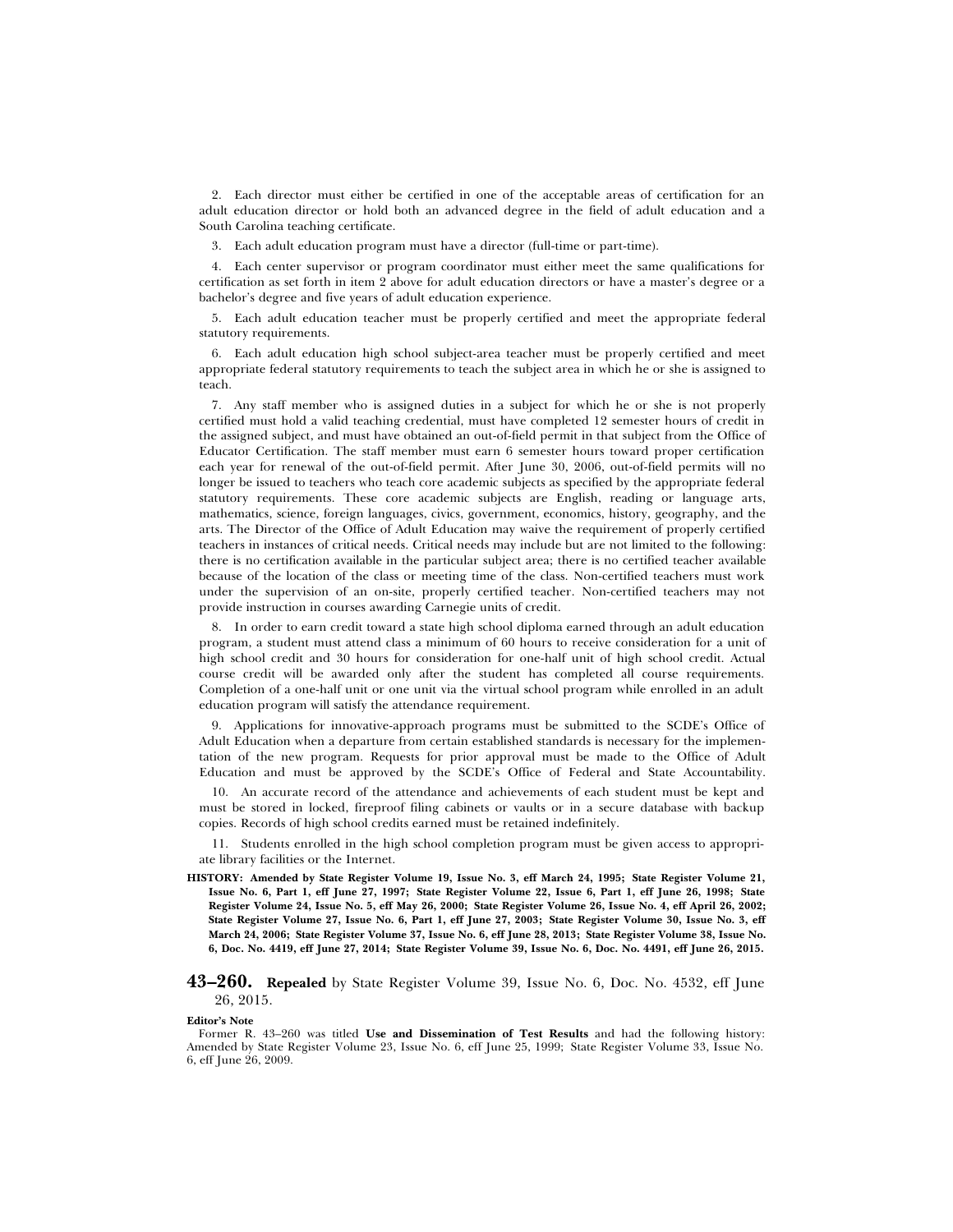2. Each director must either be certified in one of the acceptable areas of certification for an adult education director or hold both an advanced degree in the field of adult education and a South Carolina teaching certificate.

3. Each adult education program must have a director (full-time or part-time).

4. Each center supervisor or program coordinator must either meet the same qualifications for certification as set forth in item 2 above for adult education directors or have a master's degree or a bachelor's degree and five years of adult education experience.

5. Each adult education teacher must be properly certified and meet the appropriate federal statutory requirements.

6. Each adult education high school subject-area teacher must be properly certified and meet appropriate federal statutory requirements to teach the subject area in which he or she is assigned to teach.

7. Any staff member who is assigned duties in a subject for which he or she is not properly certified must hold a valid teaching credential, must have completed 12 semester hours of credit in the assigned subject, and must have obtained an out-of-field permit in that subject from the Office of Educator Certification. The staff member must earn 6 semester hours toward proper certification each year for renewal of the out-of-field permit. After June 30, 2006, out-of-field permits will no longer be issued to teachers who teach core academic subjects as specified by the appropriate federal statutory requirements. These core academic subjects are English, reading or language arts, mathematics, science, foreign languages, civics, government, economics, history, geography, and the arts. The Director of the Office of Adult Education may waive the requirement of properly certified teachers in instances of critical needs. Critical needs may include but are not limited to the following: there is no certification available in the particular subject area; there is no certified teacher available because of the location of the class or meeting time of the class. Non-certified teachers must work under the supervision of an on-site, properly certified teacher. Non-certified teachers may not provide instruction in courses awarding Carnegie units of credit.

8. In order to earn credit toward a state high school diploma earned through an adult education program, a student must attend class a minimum of 60 hours to receive consideration for a unit of high school credit and 30 hours for consideration for one-half unit of high school credit. Actual course credit will be awarded only after the student has completed all course requirements. Completion of a one-half unit or one unit via the virtual school program while enrolled in an adult education program will satisfy the attendance requirement.

9. Applications for innovative-approach programs must be submitted to the SCDE's Office of Adult Education when a departure from certain established standards is necessary for the implementation of the new program. Requests for prior approval must be made to the Office of Adult Education and must be approved by the SCDE's Office of Federal and State Accountability.

10. An accurate record of the attendance and achievements of each student must be kept and must be stored in locked, fireproof filing cabinets or vaults or in a secure database with backup copies. Records of high school credits earned must be retained indefinitely.

11. Students enrolled in the high school completion program must be given access to appropriate library facilities or the Internet.

**HISTORY: Amended by State Register Volume 19, Issue No. 3, eff March 24, 1995; State Register Volume 21, Issue No. 6, Part 1, eff June 27, 1997; State Register Volume 22, Issue 6, Part 1, eff June 26, 1998; State Register Volume 24, Issue No. 5, eff May 26, 2000; State Register Volume 26, Issue No. 4, eff April 26, 2002; State Register Volume 27, Issue No. 6, Part 1, eff June 27, 2003; State Register Volume 30, Issue No. 3, eff March 24, 2006; State Register Volume 37, Issue No. 6, eff June 28, 2013; State Register Volume 38, Issue No. 6, Doc. No. 4419, eff June 27, 2014; State Register Volume 39, Issue No. 6, Doc. No. 4491, eff June 26, 2015.**

## 43–260. **Repealed** by State Register Volume 39, Issue No. 6, Doc. No. 4532, eff June 26, 2015.

**Editor's Note**

Former R. 43–260 was titled **Use and Dissemination of Test Results** and had the following history: Amended by State Register Volume 23, Issue No. 6, eff June 25, 1999; State Register Volume 33, Issue No. 6, eff June 26, 2009.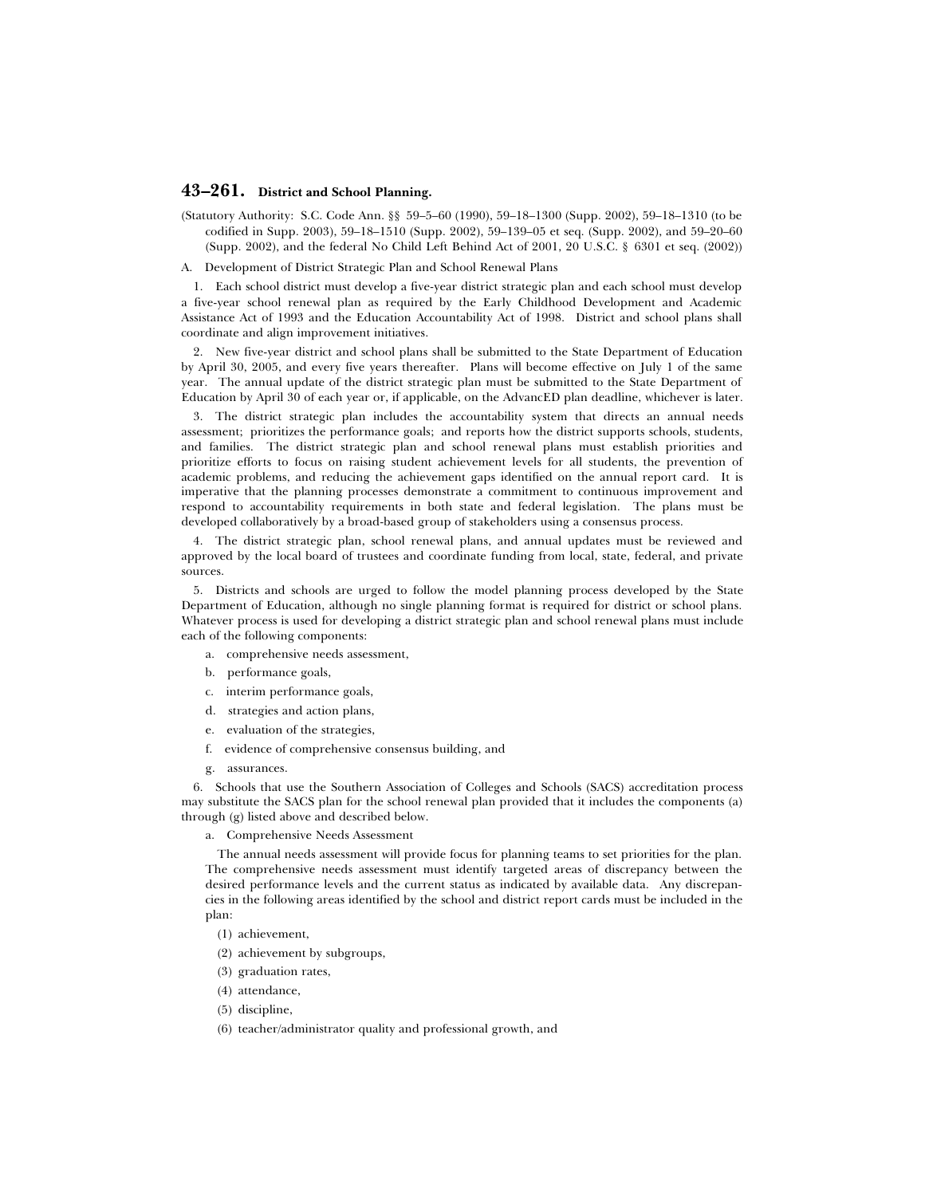## 43–261. District and School Planning.

(Statutory Authority: S.C. Code Ann. §§ 59–5–60 (1990), 59–18–1300 (Supp. 2002), 59–18–1310 (to be codified in Supp. 2003), 59–18–1510 (Supp. 2002), 59–139–05 et seq. (Supp. 2002), and 59–20–60 (Supp. 2002), and the federal No Child Left Behind Act of 2001, 20 U.S.C. § 6301 et seq. (2002))

A. Development of District Strategic Plan and School Renewal Plans

1. Each school district must develop a five-year district strategic plan and each school must develop a five-year school renewal plan as required by the Early Childhood Development and Academic Assistance Act of 1993 and the Education Accountability Act of 1998. District and school plans shall coordinate and align improvement initiatives.

2. New five-year district and school plans shall be submitted to the State Department of Education by April 30, 2005, and every five years thereafter. Plans will become effective on July 1 of the same year. The annual update of the district strategic plan must be submitted to the State Department of Education by April 30 of each year or, if applicable, on the AdvancED plan deadline, whichever is later.

3. The district strategic plan includes the accountability system that directs an annual needs assessment; prioritizes the performance goals; and reports how the district supports schools, students, and families. The district strategic plan and school renewal plans must establish priorities and prioritize efforts to focus on raising student achievement levels for all students, the prevention of academic problems, and reducing the achievement gaps identified on the annual report card. It is imperative that the planning processes demonstrate a commitment to continuous improvement and respond to accountability requirements in both state and federal legislation. The plans must be developed collaboratively by a broad-based group of stakeholders using a consensus process.

4. The district strategic plan, school renewal plans, and annual updates must be reviewed and approved by the local board of trustees and coordinate funding from local, state, federal, and private sources.

5. Districts and schools are urged to follow the model planning process developed by the State Department of Education, although no single planning format is required for district or school plans. Whatever process is used for developing a district strategic plan and school renewal plans must include each of the following components:

a. comprehensive needs assessment,

b. performance goals,

c. interim performance goals,

d. strategies and action plans,

e. evaluation of the strategies,

f. evidence of comprehensive consensus building, and

g. assurances.

6. Schools that use the Southern Association of Colleges and Schools (SACS) accreditation process may substitute the SACS plan for the school renewal plan provided that it includes the components (a) through (g) listed above and described below.

a. Comprehensive Needs Assessment

The annual needs assessment will provide focus for planning teams to set priorities for the plan. The comprehensive needs assessment must identify targeted areas of discrepancy between the desired performance levels and the current status as indicated by available data. Any discrepancies in the following areas identified by the school and district report cards must be included in the plan:

(1) achievement,

(2) achievement by subgroups,

(3) graduation rates,

(4) attendance,

(5) discipline,

(6) teacher/administrator quality and professional growth, and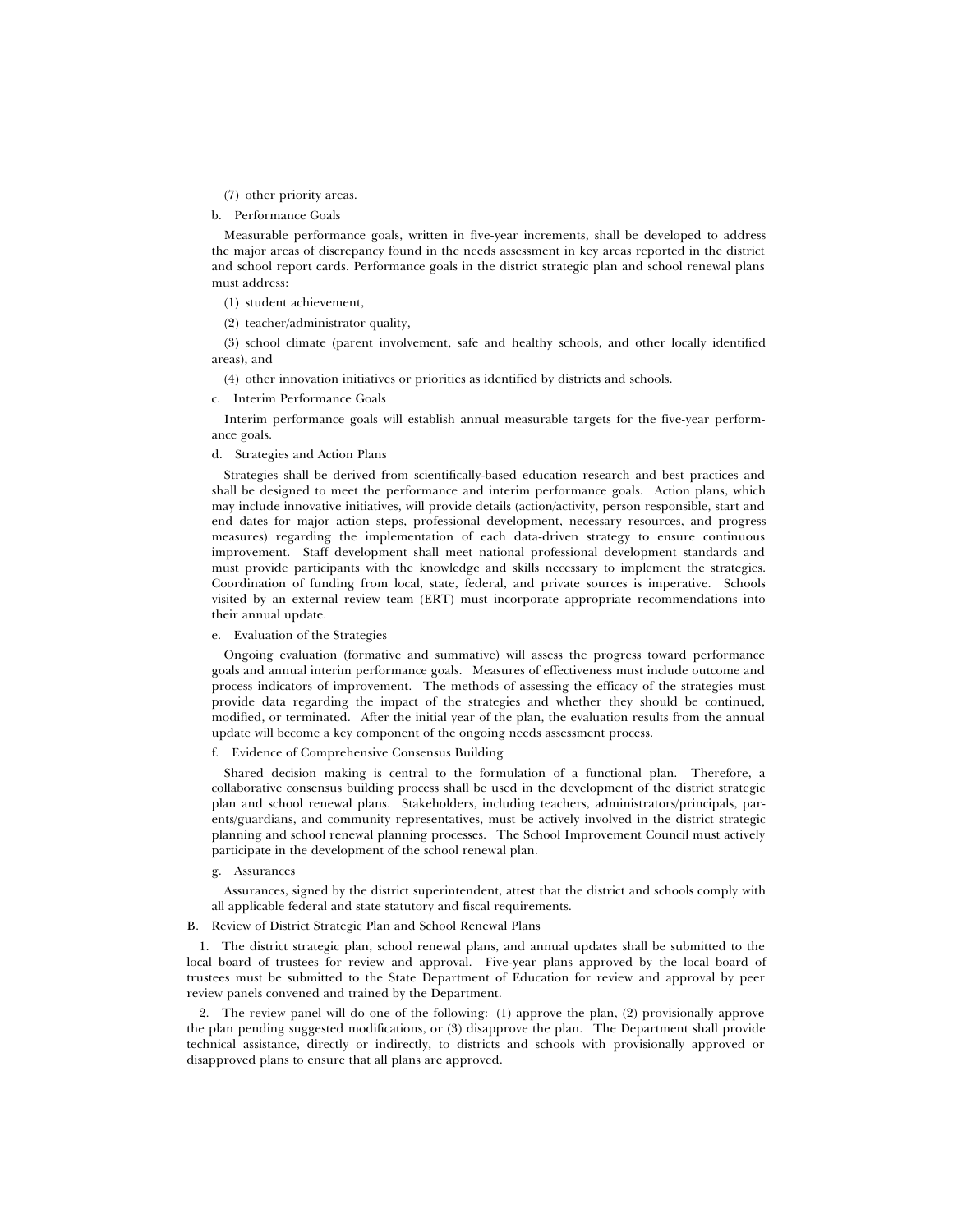(7) other priority areas.

b. Performance Goals

Measurable performance goals, written in five-year increments, shall be developed to address the major areas of discrepancy found in the needs assessment in key areas reported in the district and school report cards. Performance goals in the district strategic plan and school renewal plans must address:

(1) student achievement,

(2) teacher/administrator quality,

(3) school climate (parent involvement, safe and healthy schools, and other locally identified areas), and

(4) other innovation initiatives or priorities as identified by districts and schools.

c. Interim Performance Goals

Interim performance goals will establish annual measurable targets for the five-year performance goals.

d. Strategies and Action Plans

Strategies shall be derived from scientifically-based education research and best practices and shall be designed to meet the performance and interim performance goals. Action plans, which may include innovative initiatives, will provide details (action/activity, person responsible, start and end dates for major action steps, professional development, necessary resources, and progress measures) regarding the implementation of each data-driven strategy to ensure continuous improvement. Staff development shall meet national professional development standards and must provide participants with the knowledge and skills necessary to implement the strategies. Coordination of funding from local, state, federal, and private sources is imperative. Schools visited by an external review team (ERT) must incorporate appropriate recommendations into their annual update.

e. Evaluation of the Strategies

Ongoing evaluation (formative and summative) will assess the progress toward performance goals and annual interim performance goals. Measures of effectiveness must include outcome and process indicators of improvement. The methods of assessing the efficacy of the strategies must provide data regarding the impact of the strategies and whether they should be continued, modified, or terminated. After the initial year of the plan, the evaluation results from the annual update will become a key component of the ongoing needs assessment process.

f. Evidence of Comprehensive Consensus Building

Shared decision making is central to the formulation of a functional plan. Therefore, a collaborative consensus building process shall be used in the development of the district strategic plan and school renewal plans. Stakeholders, including teachers, administrators/principals, parents/guardians, and community representatives, must be actively involved in the district strategic planning and school renewal planning processes. The School Improvement Council must actively participate in the development of the school renewal plan.

g. Assurances

Assurances, signed by the district superintendent, attest that the district and schools comply with all applicable federal and state statutory and fiscal requirements.

B. Review of District Strategic Plan and School Renewal Plans

1. The district strategic plan, school renewal plans, and annual updates shall be submitted to the local board of trustees for review and approval. Five-year plans approved by the local board of trustees must be submitted to the State Department of Education for review and approval by peer review panels convened and trained by the Department.

2. The review panel will do one of the following: (1) approve the plan, (2) provisionally approve the plan pending suggested modifications, or (3) disapprove the plan. The Department shall provide technical assistance, directly or indirectly, to districts and schools with provisionally approved or disapproved plans to ensure that all plans are approved.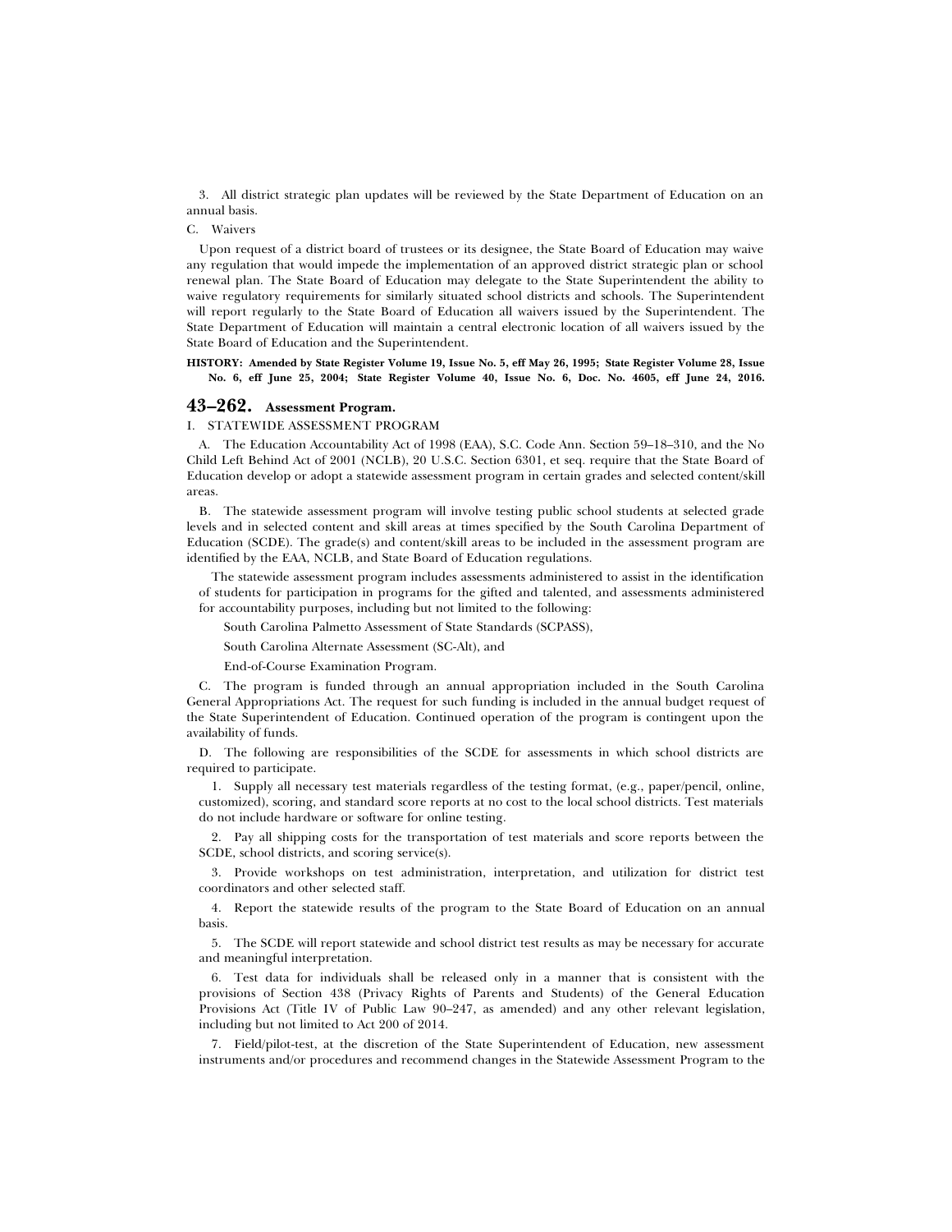3. All district strategic plan updates will be reviewed by the State Department of Education on an annual basis.

C. Waivers

Upon request of a district board of trustees or its designee, the State Board of Education may waive any regulation that would impede the implementation of an approved district strategic plan or school renewal plan. The State Board of Education may delegate to the State Superintendent the ability to waive regulatory requirements for similarly situated school districts and schools. The Superintendent will report regularly to the State Board of Education all waivers issued by the Superintendent. The State Department of Education will maintain a central electronic location of all waivers issued by the State Board of Education and the Superintendent.

**HISTORY: Amended by State Register Volume 19, Issue No. 5, eff May 26, 1995; State Register Volume 28, Issue No. 6, eff June 25, 2004; State Register Volume 40, Issue No. 6, Doc. No. 4605, eff June 24, 2016.**

## 43–262. Assessment Program.

I. STATEWIDE ASSESSMENT PROGRAM

A. The Education Accountability Act of 1998 (EAA), S.C. Code Ann. Section 59–18–310, and the No Child Left Behind Act of 2001 (NCLB), 20 U.S.C. Section 6301, et seq. require that the State Board of Education develop or adopt a statewide assessment program in certain grades and selected content/skill areas.

B. The statewide assessment program will involve testing public school students at selected grade levels and in selected content and skill areas at times specified by the South Carolina Department of Education (SCDE). The grade(s) and content/skill areas to be included in the assessment program are identified by the EAA, NCLB, and State Board of Education regulations.

The statewide assessment program includes assessments administered to assist in the identification of students for participation in programs for the gifted and talented, and assessments administered for accountability purposes, including but not limited to the following:

South Carolina Palmetto Assessment of State Standards (SCPASS),

South Carolina Alternate Assessment (SC-Alt), and

End-of-Course Examination Program.

C. The program is funded through an annual appropriation included in the South Carolina General Appropriations Act. The request for such funding is included in the annual budget request of the State Superintendent of Education. Continued operation of the program is contingent upon the availability of funds.

D. The following are responsibilities of the SCDE for assessments in which school districts are required to participate.

1. Supply all necessary test materials regardless of the testing format, (e.g., paper/pencil, online, customized), scoring, and standard score reports at no cost to the local school districts. Test materials do not include hardware or software for online testing.

2. Pay all shipping costs for the transportation of test materials and score reports between the SCDE, school districts, and scoring service(s).

3. Provide workshops on test administration, interpretation, and utilization for district test coordinators and other selected staff.

4. Report the statewide results of the program to the State Board of Education on an annual basis.

5. The SCDE will report statewide and school district test results as may be necessary for accurate and meaningful interpretation.

6. Test data for individuals shall be released only in a manner that is consistent with the provisions of Section 438 (Privacy Rights of Parents and Students) of the General Education Provisions Act (Title IV of Public Law 90–247, as amended) and any other relevant legislation, including but not limited to Act 200 of 2014.

7. Field/pilot-test, at the discretion of the State Superintendent of Education, new assessment instruments and/or procedures and recommend changes in the Statewide Assessment Program to the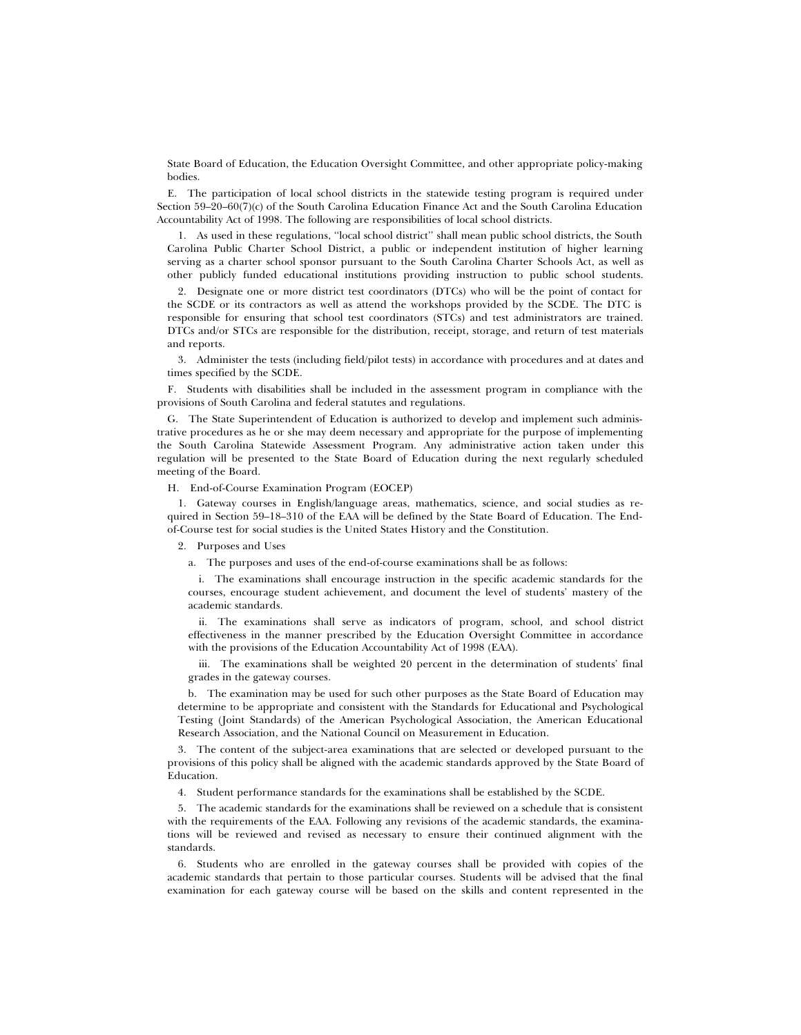State Board of Education, the Education Oversight Committee, and other appropriate policy-making bodies.

E. The participation of local school districts in the statewide testing program is required under Section 59–20–60(7)(c) of the South Carolina Education Finance Act and the South Carolina Education Accountability Act of 1998. The following are responsibilities of local school districts.

1. As used in these regulations, ''local school district'' shall mean public school districts, the South Carolina Public Charter School District, a public or independent institution of higher learning serving as a charter school sponsor pursuant to the South Carolina Charter Schools Act, as well as other publicly funded educational institutions providing instruction to public school students.

2. Designate one or more district test coordinators (DTCs) who will be the point of contact for the SCDE or its contractors as well as attend the workshops provided by the SCDE. The DTC is responsible for ensuring that school test coordinators (STCs) and test administrators are trained. DTCs and/or STCs are responsible for the distribution, receipt, storage, and return of test materials and reports.

3. Administer the tests (including field/pilot tests) in accordance with procedures and at dates and times specified by the SCDE.

F. Students with disabilities shall be included in the assessment program in compliance with the provisions of South Carolina and federal statutes and regulations.

G. The State Superintendent of Education is authorized to develop and implement such administrative procedures as he or she may deem necessary and appropriate for the purpose of implementing the South Carolina Statewide Assessment Program. Any administrative action taken under this regulation will be presented to the State Board of Education during the next regularly scheduled meeting of the Board.

H. End-of-Course Examination Program (EOCEP)

1. Gateway courses in English/language areas, mathematics, science, and social studies as required in Section 59–18–310 of the EAA will be defined by the State Board of Education. The End-of-Course test for social studies is the United States History and the Constitution.

2. Purposes and Uses

a. The purposes and uses of the end-of-course examinations shall be as follows:

i. The examinations shall encourage instruction in the specific academic standards for the courses, encourage student achievement, and document the level of students' mastery of the academic standards.

ii. The examinations shall serve as indicators of program, school, and school district effectiveness in the manner prescribed by the Education Oversight Committee in accordance with the provisions of the Education Accountability Act of 1998 (EAA).

iii. The examinations shall be weighted 20 percent in the determination of students' final grades in the gateway courses.

b. The examination may be used for such other purposes as the State Board of Education may determine to be appropriate and consistent with the Standards for Educational and Psychological Testing (Joint Standards) of the American Psychological Association, the American Educational Research Association, and the National Council on Measurement in Education.

3. The content of the subject-area examinations that are selected or developed pursuant to the provisions of this policy shall be aligned with the academic standards approved by the State Board of Education.

4. Student performance standards for the examinations shall be established by the SCDE.

5. The academic standards for the examinations shall be reviewed on a schedule that is consistent with the requirements of the EAA. Following any revisions of the academic standards, the examinations will be reviewed and revised as necessary to ensure their continued alignment with the standards.

6. Students who are enrolled in the gateway courses shall be provided with copies of the academic standards that pertain to those particular courses. Students will be advised that the final examination for each gateway course will be based on the skills and content represented in the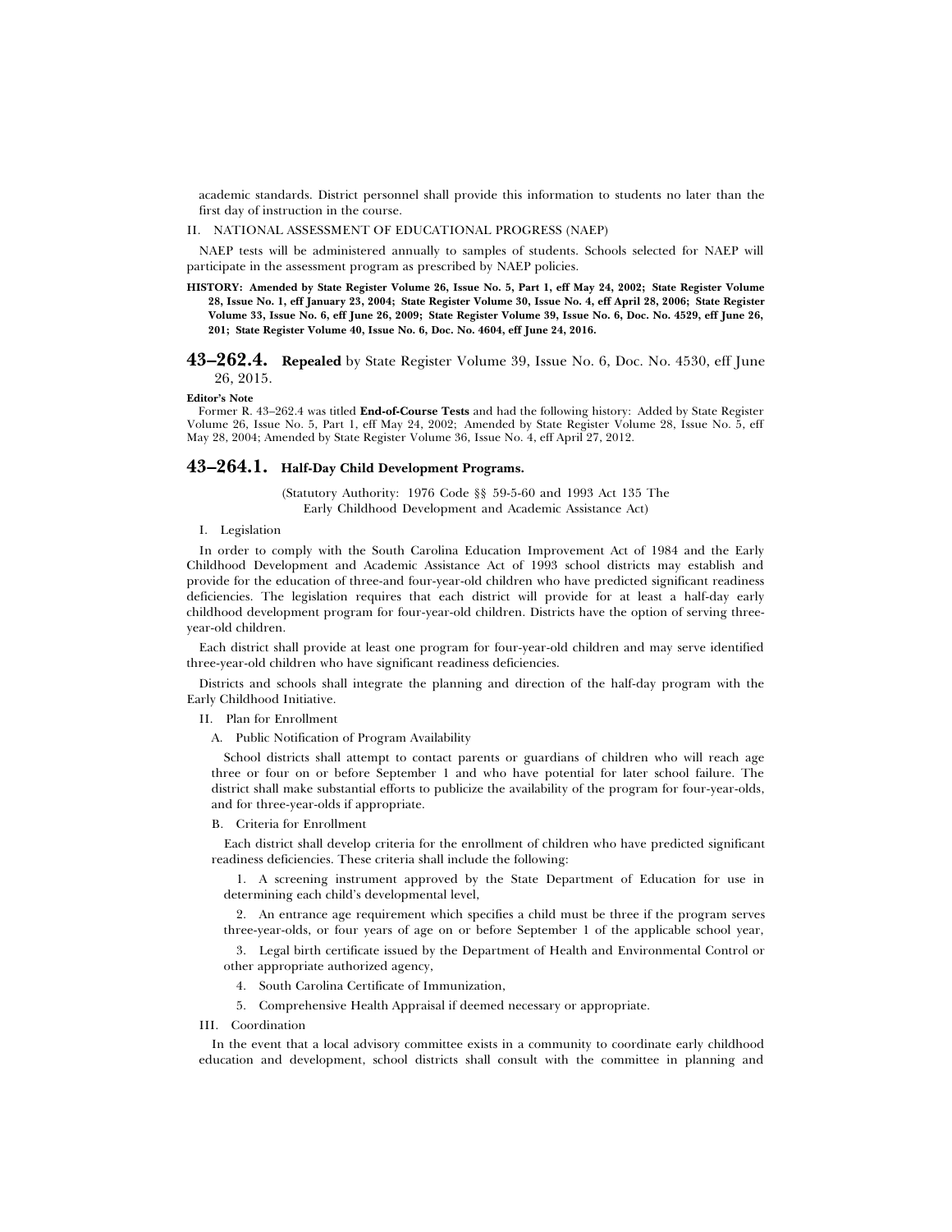academic standards. District personnel shall provide this information to students no later than the first day of instruction in the course.

II. NATIONAL ASSESSMENT OF EDUCATIONAL PROGRESS (NAEP)

NAEP tests will be administered annually to samples of students. Schools selected for NAEP will participate in the assessment program as prescribed by NAEP policies.

**HISTORY: Amended by State Register Volume 26, Issue No. 5, Part 1, eff May 24, 2002; State Register Volume 28, Issue No. 1, eff January 23, 2004; State Register Volume 30, Issue No. 4, eff April 28, 2006; State Register Volume 33, Issue No. 6, eff June 26, 2009; State Register Volume 39, Issue No. 6, Doc. No. 4529, eff June 26, 201; State Register Volume 40, Issue No. 6, Doc. No. 4604, eff June 24, 2016.**

## 43–262.4. **Repealed** by State Register Volume 39, Issue No. 6, Doc. No. 4530, eff June 26, 2015.

**Editor's Note**

Former R. 43–262.4 was titled **End-of-Course Tests** and had the following history: Added by State Register Volume 26, Issue No. 5, Part 1, eff May 24, 2002; Amended by State Register Volume 28, Issue No. 5, eff May 28, 2004; Amended by State Register Volume 36, Issue No. 4, eff April 27, 2012.

## 43–264.1. Half-Day Child Development Programs.

(Statutory Authority: 1976 Code §§ 59-5-60 and 1993 Act 135 The Early Childhood Development and Academic Assistance Act)

I. Legislation

In order to comply with the South Carolina Education Improvement Act of 1984 and the Early Childhood Development and Academic Assistance Act of 1993 school districts may establish and provide for the education of three-and four-year-old children who have predicted significant readiness deficiencies. The legislation requires that each district will provide for at least a half-day early childhood development program for four-year-old children. Districts have the option of serving three-year-old children.

Each district shall provide at least one program for four-year-old children and may serve identified three-year-old children who have significant readiness deficiencies.

Districts and schools shall integrate the planning and direction of the half-day program with the Early Childhood Initiative.

II. Plan for Enrollment

A. Public Notification of Program Availability

School districts shall attempt to contact parents or guardians of children who will reach age three or four on or before September 1 and who have potential for later school failure. The district shall make substantial efforts to publicize the availability of the program for four-year-olds, and for three-year-olds if appropriate.

B. Criteria for Enrollment

Each district shall develop criteria for the enrollment of children who have predicted significant readiness deficiencies. These criteria shall include the following:

1. A screening instrument approved by the State Department of Education for use in determining each child's developmental level,

2. An entrance age requirement which specifies a child must be three if the program serves three-year-olds, or four years of age on or before September 1 of the applicable school year,

3. Legal birth certificate issued by the Department of Health and Environmental Control or other appropriate authorized agency,

4. South Carolina Certificate of Immunization,

5. Comprehensive Health Appraisal if deemed necessary or appropriate.

III. Coordination

In the event that a local advisory committee exists in a community to coordinate early childhood education and development, school districts shall consult with the committee in planning and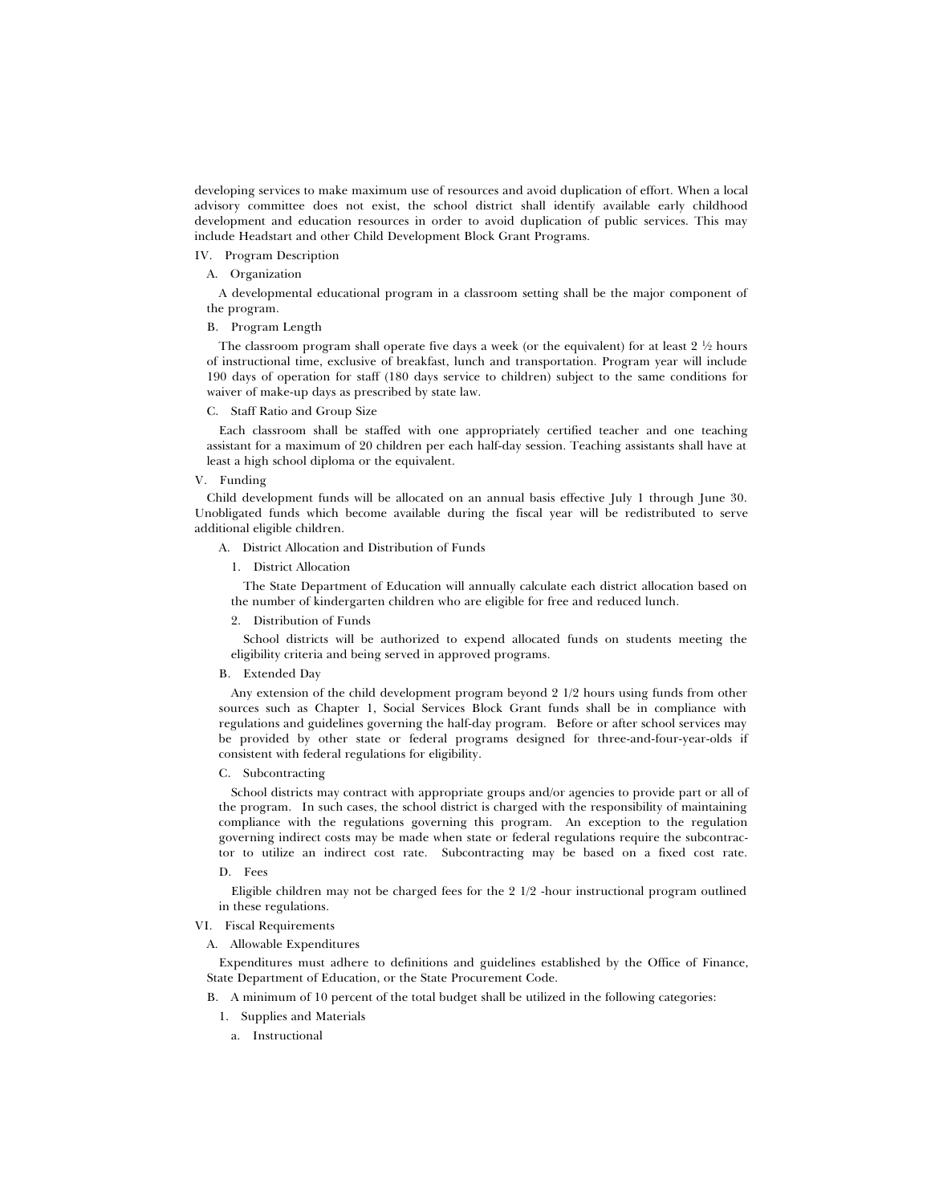developing services to make maximum use of resources and avoid duplication of effort. When a local advisory committee does not exist, the school district shall identify available early childhood development and education resources in order to avoid duplication of public services. This may include Headstart and other Child Development Block Grant Programs.

IV. Program Description

A. Organization

A developmental educational program in a classroom setting shall be the major component of the program.

B. Program Length

The classroom program shall operate five days a week (or the equivalent) for at least 2 ½ hours of instructional time, exclusive of breakfast, lunch and transportation. Program year will include 190 days of operation for staff (180 days service to children) subject to the same conditions for waiver of make-up days as prescribed by state law.

C. Staff Ratio and Group Size

Each classroom shall be staffed with one appropriately certified teacher and one teaching assistant for a maximum of 20 children per each half-day session. Teaching assistants shall have at least a high school diploma or the equivalent.

V. Funding

Child development funds will be allocated on an annual basis effective July 1 through June 30. Unobligated funds which become available during the fiscal year will be redistributed to serve additional eligible children.

A. District Allocation and Distribution of Funds

1. District Allocation

The State Department of Education will annually calculate each district allocation based on the number of kindergarten children who are eligible for free and reduced lunch.

2. Distribution of Funds

School districts will be authorized to expend allocated funds on students meeting the eligibility criteria and being served in approved programs.

B. Extended Day

Any extension of the child development program beyond 2 1/2 hours using funds from other sources such as Chapter 1, Social Services Block Grant funds shall be in compliance with regulations and guidelines governing the half-day program. Before or after school services may be provided by other state or federal programs designed for three-and-four-year-olds if consistent with federal regulations for eligibility.

C. Subcontracting

School districts may contract with appropriate groups and/or agencies to provide part or all of the program. In such cases, the school district is charged with the responsibility of maintaining compliance with the regulations governing this program. An exception to the regulation governing indirect costs may be made when state or federal regulations require the subcontractor to utilize an indirect cost rate. Subcontracting may be based on a fixed cost rate.

D. Fees

Eligible children may not be charged fees for the 2 1/2 -hour instructional program outlined in these regulations.

VI. Fiscal Requirements

A. Allowable Expenditures

Expenditures must adhere to definitions and guidelines established by the Office of Finance, State Department of Education, or the State Procurement Code.

B. A minimum of 10 percent of the total budget shall be utilized in the following categories:

1. Supplies and Materials

a. Instructional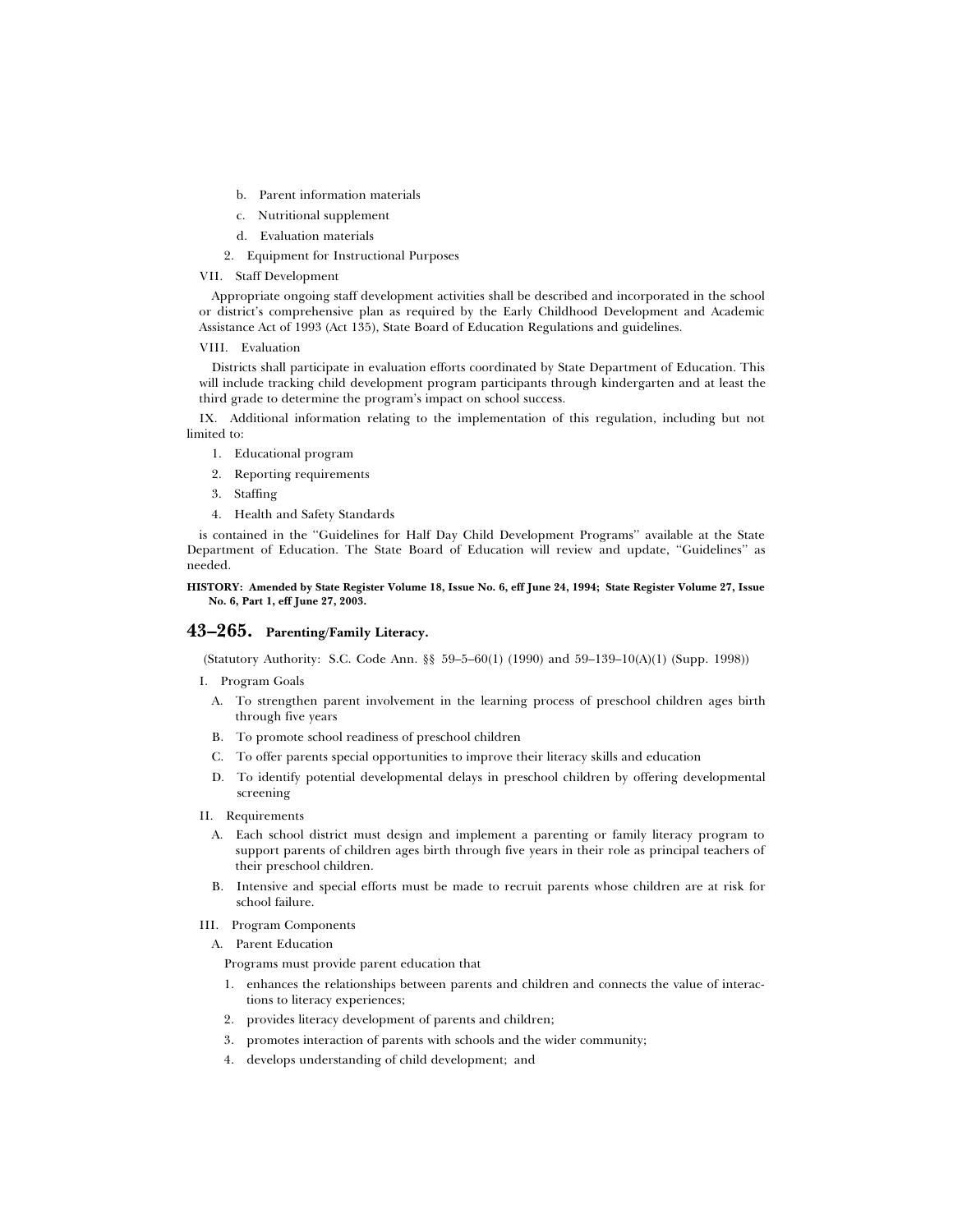b. Parent information materials

c. Nutritional supplement

d. Evaluation materials

2. Equipment for Instructional Purposes

VII. Staff Development

Appropriate ongoing staff development activities shall be described and incorporated in the school or district's comprehensive plan as required by the Early Childhood Development and Academic Assistance Act of 1993 (Act 135), State Board of Education Regulations and guidelines.

VIII. Evaluation

Districts shall participate in evaluation efforts coordinated by State Department of Education. This will include tracking child development program participants through kindergarten and at least the third grade to determine the program's impact on school success.

IX. Additional information relating to the implementation of this regulation, including but not limited to:

1. Educational program
2. Reporting requirements
3. Staffing
4. Health and Safety Standards

is contained in the ''Guidelines for Half Day Child Development Programs'' available at the State Department of Education. The State Board of Education will review and update, ''Guidelines'' as needed.

**HISTORY: Amended by State Register Volume 18, Issue No. 6, eff June 24, 1994; State Register Volume 27, Issue No. 6, Part 1, eff June 27, 2003.**

## 43–265. Parenting/Family Literacy.

(Statutory Authority: S.C. Code Ann. §§ 59–5–60(1) (1990) and 59–139–10(A)(1) (Supp. 1998))

I. Program Goals

A. To strengthen parent involvement in the learning process of preschool children ages birth through five years

B. To promote school readiness of preschool children

C. To offer parents special opportunities to improve their literacy skills and education

D. To identify potential developmental delays in preschool children by offering developmental screening

II. Requirements

A. Each school district must design and implement a parenting or family literacy program to support parents of children ages birth through five years in their role as principal teachers of their preschool children.

B. Intensive and special efforts must be made to recruit parents whose children are at risk for school failure.

III. Program Components

A. Parent Education

Programs must provide parent education that

1. enhances the relationships between parents and children and connects the value of interactions to literacy experiences;
2. provides literacy development of parents and children;
3. promotes interaction of parents with schools and the wider community;
4. develops understanding of child development; and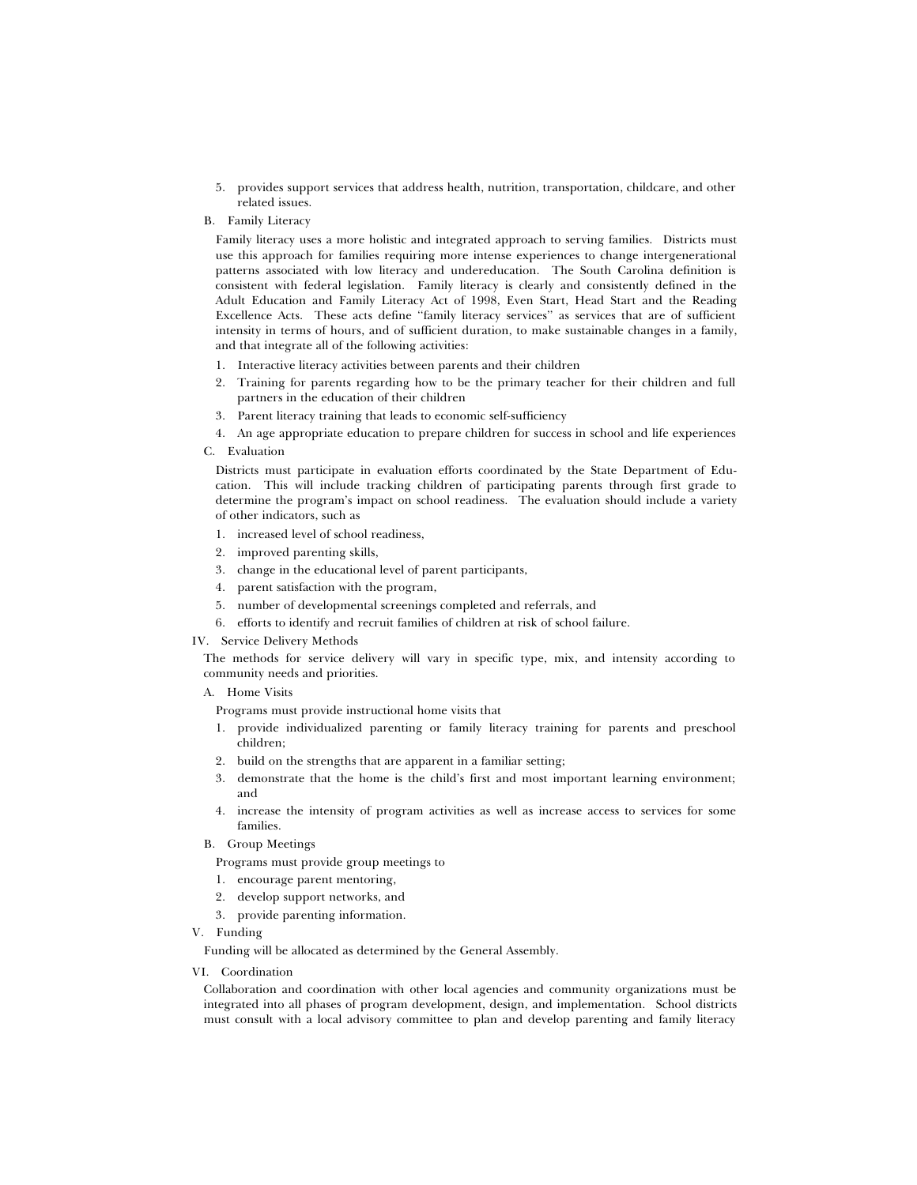5. provides support services that address health, nutrition, transportation, childcare, and other related issues.

B. Family Literacy

Family literacy uses a more holistic and integrated approach to serving families. Districts must use this approach for families requiring more intense experiences to change intergenerational patterns associated with low literacy and undereducation. The South Carolina definition is consistent with federal legislation. Family literacy is clearly and consistently defined in the Adult Education and Family Literacy Act of 1998, Even Start, Head Start and the Reading Excellence Acts. These acts define ''family literacy services'' as services that are of sufficient intensity in terms of hours, and of sufficient duration, to make sustainable changes in a family, and that integrate all of the following activities:

1. Interactive literacy activities between parents and their children
2. Training for parents regarding how to be the primary teacher for their children and full partners in the education of their children
3. Parent literacy training that leads to economic self-sufficiency
4. An age appropriate education to prepare children for success in school and life experiences

C. Evaluation

Districts must participate in evaluation efforts coordinated by the State Department of Education. This will include tracking children of participating parents through first grade to determine the program's impact on school readiness. The evaluation should include a variety of other indicators, such as

1. increased level of school readiness,
2. improved parenting skills,
3. change in the educational level of parent participants,
4. parent satisfaction with the program,
5. number of developmental screenings completed and referrals, and
6. efforts to identify and recruit families of children at risk of school failure.

IV. Service Delivery Methods

The methods for service delivery will vary in specific type, mix, and intensity according to community needs and priorities.

A. Home Visits

Programs must provide instructional home visits that

1. provide individualized parenting or family literacy training for parents and preschool children;
2. build on the strengths that are apparent in a familiar setting;
3. demonstrate that the home is the child's first and most important learning environment; and
4. increase the intensity of program activities as well as increase access to services for some families.

B. Group Meetings

Programs must provide group meetings to

1. encourage parent mentoring,
2. develop support networks, and
3. provide parenting information.

V. Funding

Funding will be allocated as determined by the General Assembly.

VI. Coordination

Collaboration and coordination with other local agencies and community organizations must be integrated into all phases of program development, design, and implementation. School districts must consult with a local advisory committee to plan and develop parenting and family literacy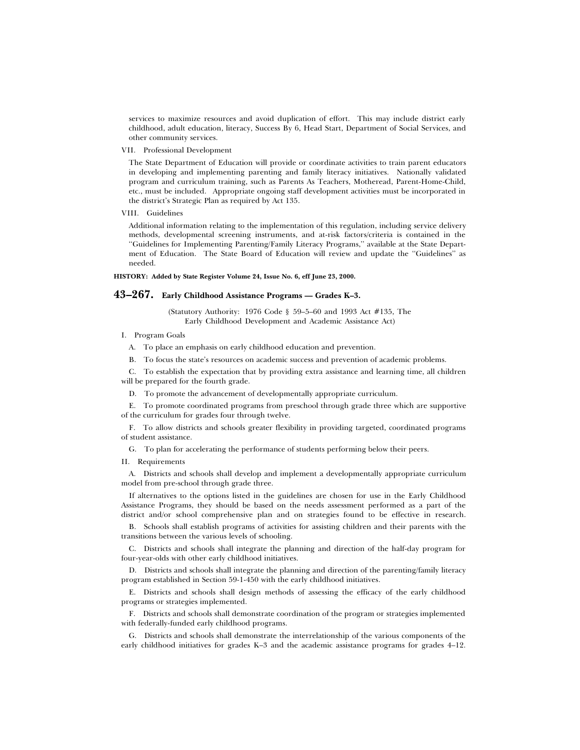services to maximize resources and avoid duplication of effort. This may include district early childhood, adult education, literacy, Success By 6, Head Start, Department of Social Services, and other community services.

VII. Professional Development

The State Department of Education will provide or coordinate activities to train parent educators in developing and implementing parenting and family literacy initiatives. Nationally validated program and curriculum training, such as Parents As Teachers, Motheread, Parent-Home-Child, etc., must be included. Appropriate ongoing staff development activities must be incorporated in the district's Strategic Plan as required by Act 135.

VIII. Guidelines

Additional information relating to the implementation of this regulation, including service delivery methods, developmental screening instruments, and at-risk factors/criteria is contained in the ''Guidelines for Implementing Parenting/Family Literacy Programs,'' available at the State Department of Education. The State Board of Education will review and update the ''Guidelines'' as needed.

**HISTORY: Added by State Register Volume 24, Issue No. 6, eff June 23, 2000.**

## 43–267. Early Childhood Assistance Programs — Grades K–3.

(Statutory Authority: 1976 Code § 59–5–60 and 1993 Act #135, The Early Childhood Development and Academic Assistance Act)

I. Program Goals

A. To place an emphasis on early childhood education and prevention.

B. To focus the state's resources on academic success and prevention of academic problems.

C. To establish the expectation that by providing extra assistance and learning time, all children will be prepared for the fourth grade.

D. To promote the advancement of developmentally appropriate curriculum.

E. To promote coordinated programs from preschool through grade three which are supportive of the curriculum for grades four through twelve.

F. To allow districts and schools greater flexibility in providing targeted, coordinated programs of student assistance.

G. To plan for accelerating the performance of students performing below their peers.

II. Requirements

A. Districts and schools shall develop and implement a developmentally appropriate curriculum model from pre-school through grade three.

If alternatives to the options listed in the guidelines are chosen for use in the Early Childhood Assistance Programs, they should be based on the needs assessment performed as a part of the district and/or school comprehensive plan and on strategies found to be effective in research.

B. Schools shall establish programs of activities for assisting children and their parents with the transitions between the various levels of schooling.

C. Districts and schools shall integrate the planning and direction of the half-day program for four-year-olds with other early childhood initiatives.

D. Districts and schools shall integrate the planning and direction of the parenting/family literacy program established in Section 59-1-450 with the early childhood initiatives.

E. Districts and schools shall design methods of assessing the efficacy of the early childhood programs or strategies implemented.

F. Districts and schools shall demonstrate coordination of the program or strategies implemented with federally-funded early childhood programs.

G. Districts and schools shall demonstrate the interrelationship of the various components of the early childhood initiatives for grades K–3 and the academic assistance programs for grades 4–12.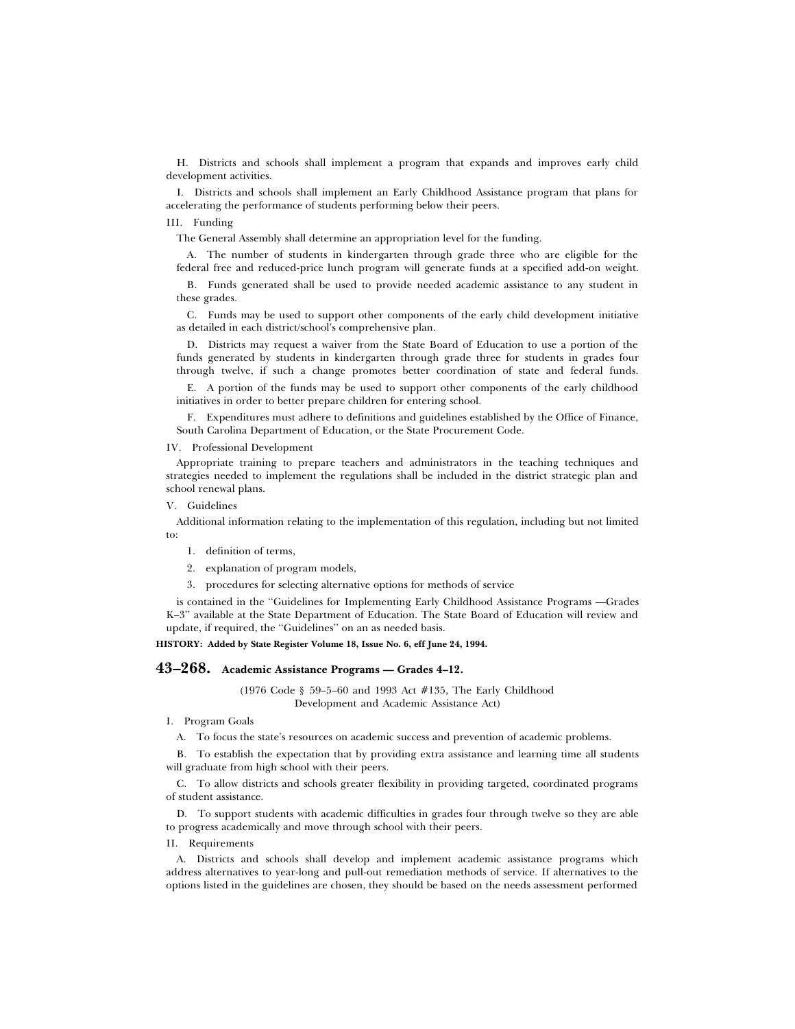H. Districts and schools shall implement a program that expands and improves early child development activities.

I. Districts and schools shall implement an Early Childhood Assistance program that plans for accelerating the performance of students performing below their peers.

III. Funding

The General Assembly shall determine an appropriation level for the funding.

A. The number of students in kindergarten through grade three who are eligible for the federal free and reduced-price lunch program will generate funds at a specified add-on weight.

B. Funds generated shall be used to provide needed academic assistance to any student in these grades.

C. Funds may be used to support other components of the early child development initiative as detailed in each district/school's comprehensive plan.

D. Districts may request a waiver from the State Board of Education to use a portion of the funds generated by students in kindergarten through grade three for students in grades four through twelve, if such a change promotes better coordination of state and federal funds.

E. A portion of the funds may be used to support other components of the early childhood initiatives in order to better prepare children for entering school.

F. Expenditures must adhere to definitions and guidelines established by the Office of Finance, South Carolina Department of Education, or the State Procurement Code.

IV. Professional Development

Appropriate training to prepare teachers and administrators in the teaching techniques and strategies needed to implement the regulations shall be included in the district strategic plan and school renewal plans.

V. Guidelines

Additional information relating to the implementation of this regulation, including but not limited to:

1. definition of terms,

2. explanation of program models,

3. procedures for selecting alternative options for methods of service

is contained in the ''Guidelines for Implementing Early Childhood Assistance Programs —Grades K–3'' available at the State Department of Education. The State Board of Education will review and update, if required, the ''Guidelines'' on an as needed basis.

**HISTORY: Added by State Register Volume 18, Issue No. 6, eff June 24, 1994.**

## 43–268. Academic Assistance Programs — Grades 4–12.

(1976 Code § 59–5–60 and 1993 Act #135, The Early Childhood Development and Academic Assistance Act)

I. Program Goals

A. To focus the state's resources on academic success and prevention of academic problems.

B. To establish the expectation that by providing extra assistance and learning time all students will graduate from high school with their peers.

C. To allow districts and schools greater flexibility in providing targeted, coordinated programs of student assistance.

D. To support students with academic difficulties in grades four through twelve so they are able to progress academically and move through school with their peers.

II. Requirements

A. Districts and schools shall develop and implement academic assistance programs which address alternatives to year-long and pull-out remediation methods of service. If alternatives to the options listed in the guidelines are chosen, they should be based on the needs assessment performed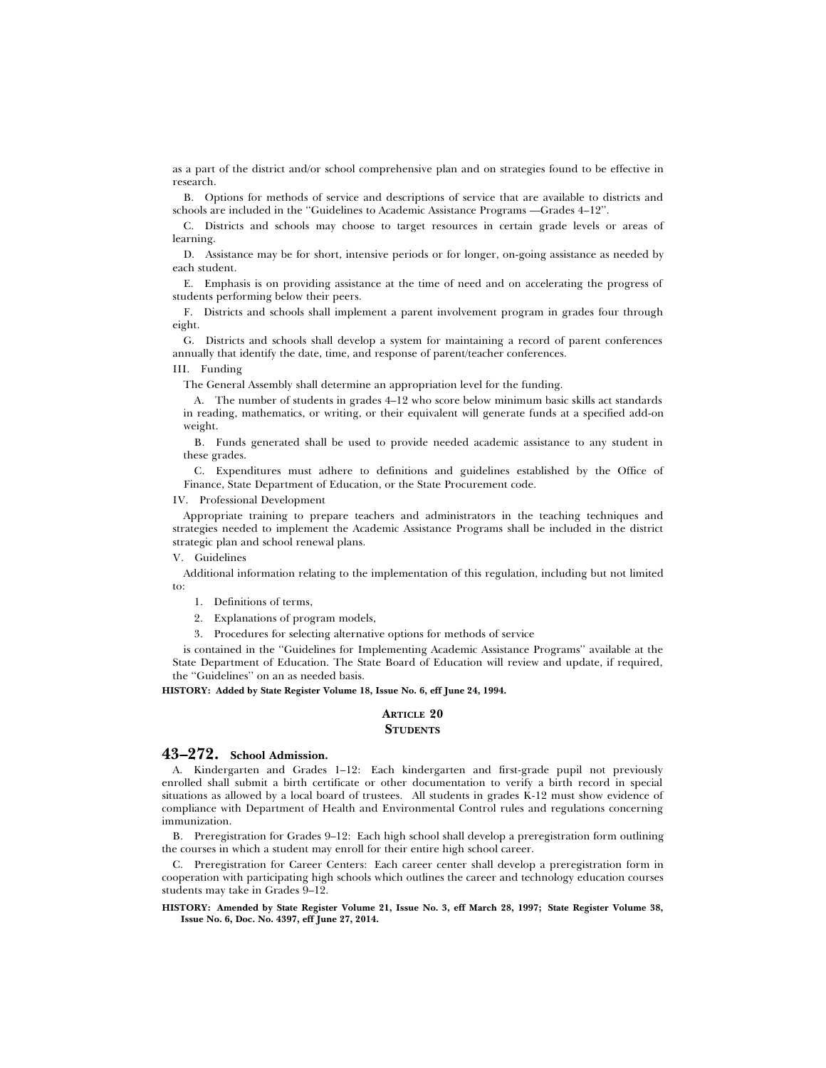as a part of the district and/or school comprehensive plan and on strategies found to be effective in research.

B. Options for methods of service and descriptions of service that are available to districts and schools are included in the ''Guidelines to Academic Assistance Programs —Grades 4–12''.

C. Districts and schools may choose to target resources in certain grade levels or areas of learning.

D. Assistance may be for short, intensive periods or for longer, on-going assistance as needed by each student.

E. Emphasis is on providing assistance at the time of need and on accelerating the progress of students performing below their peers.

F. Districts and schools shall implement a parent involvement program in grades four through eight.

G. Districts and schools shall develop a system for maintaining a record of parent conferences annually that identify the date, time, and response of parent/teacher conferences.

III. Funding

The General Assembly shall determine an appropriation level for the funding.

A. The number of students in grades 4–12 who score below minimum basic skills act standards in reading, mathematics, or writing, or their equivalent will generate funds at a specified add-on weight.

B. Funds generated shall be used to provide needed academic assistance to any student in these grades.

C. Expenditures must adhere to definitions and guidelines established by the Office of Finance, State Department of Education, or the State Procurement code.

IV. Professional Development

Appropriate training to prepare teachers and administrators in the teaching techniques and strategies needed to implement the Academic Assistance Programs shall be included in the district strategic plan and school renewal plans.

V. Guidelines

Additional information relating to the implementation of this regulation, including but not limited to:

1. Definitions of terms,
2. Explanations of program models,
3. Procedures for selecting alternative options for methods of service

is contained in the ''Guidelines for Implementing Academic Assistance Programs'' available at the State Department of Education. The State Board of Education will review and update, if required, the ''Guidelines'' on an as needed basis.

**HISTORY: Added by State Register Volume 18, Issue No. 6, eff June 24, 1994.**

## ARTICLE 20
## STUDENTS

### 43–272. School Admission.

A. Kindergarten and Grades 1–12: Each kindergarten and first-grade pupil not previously enrolled shall submit a birth certificate or other documentation to verify a birth record in special situations as allowed by a local board of trustees. All students in grades K-12 must show evidence of compliance with Department of Health and Environmental Control rules and regulations concerning immunization.

B. Preregistration for Grades 9–12: Each high school shall develop a preregistration form outlining the courses in which a student may enroll for their entire high school career.

C. Preregistration for Career Centers: Each career center shall develop a preregistration form in cooperation with participating high schools which outlines the career and technology education courses students may take in Grades 9–12.

**HISTORY: Amended by State Register Volume 21, Issue No. 3, eff March 28, 1997; State Register Volume 38, Issue No. 6, Doc. No. 4397, eff June 27, 2014.**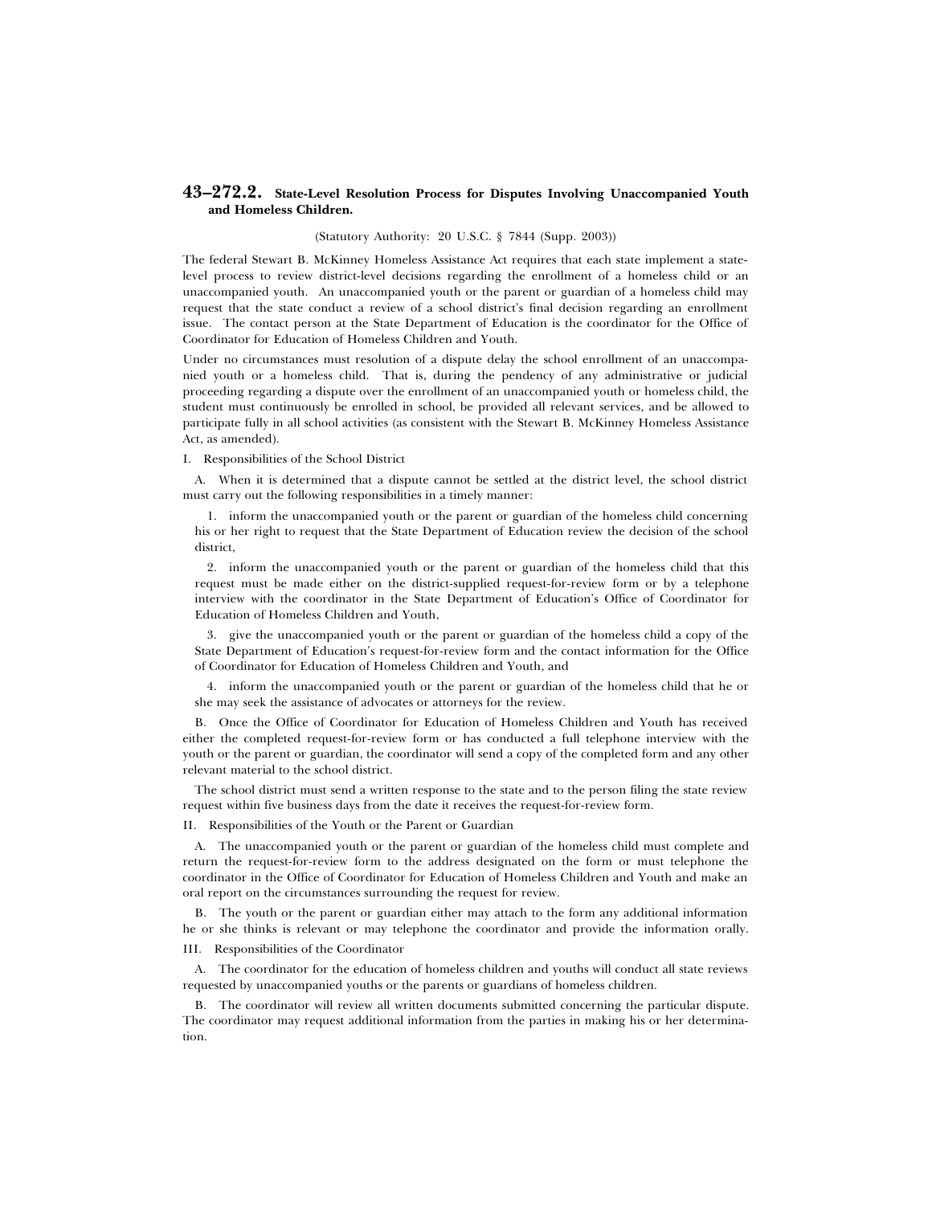## 43–272.2. State-Level Resolution Process for Disputes Involving Unaccompanied Youth and Homeless Children.

(Statutory Authority: 20 U.S.C. § 7844 (Supp. 2003))

The federal Stewart B. McKinney Homeless Assistance Act requires that each state implement a state-level process to review district-level decisions regarding the enrollment of a homeless child or an unaccompanied youth. An unaccompanied youth or the parent or guardian of a homeless child may request that the state conduct a review of a school district's final decision regarding an enrollment issue. The contact person at the State Department of Education is the coordinator for the Office of Coordinator for Education of Homeless Children and Youth.

Under no circumstances must resolution of a dispute delay the school enrollment of an unaccompanied youth or a homeless child. That is, during the pendency of any administrative or judicial proceeding regarding a dispute over the enrollment of an unaccompanied youth or homeless child, the student must continuously be enrolled in school, be provided all relevant services, and be allowed to participate fully in all school activities (as consistent with the Stewart B. McKinney Homeless Assistance Act, as amended).

I. Responsibilities of the School District

A. When it is determined that a dispute cannot be settled at the district level, the school district must carry out the following responsibilities in a timely manner:

1. inform the unaccompanied youth or the parent or guardian of the homeless child concerning his or her right to request that the State Department of Education review the decision of the school district,

2. inform the unaccompanied youth or the parent or guardian of the homeless child that this request must be made either on the district-supplied request-for-review form or by a telephone interview with the coordinator in the State Department of Education's Office of Coordinator for Education of Homeless Children and Youth,

3. give the unaccompanied youth or the parent or guardian of the homeless child a copy of the State Department of Education's request-for-review form and the contact information for the Office of Coordinator for Education of Homeless Children and Youth, and

4. inform the unaccompanied youth or the parent or guardian of the homeless child that he or she may seek the assistance of advocates or attorneys for the review.

B. Once the Office of Coordinator for Education of Homeless Children and Youth has received either the completed request-for-review form or has conducted a full telephone interview with the youth or the parent or guardian, the coordinator will send a copy of the completed form and any other relevant material to the school district.

The school district must send a written response to the state and to the person filing the state review request within five business days from the date it receives the request-for-review form.

II. Responsibilities of the Youth or the Parent or Guardian

A. The unaccompanied youth or the parent or guardian of the homeless child must complete and return the request-for-review form to the address designated on the form or must telephone the coordinator in the Office of Coordinator for Education of Homeless Children and Youth and make an oral report on the circumstances surrounding the request for review.

B. The youth or the parent or guardian either may attach to the form any additional information he or she thinks is relevant or may telephone the coordinator and provide the information orally.

III. Responsibilities of the Coordinator

A. The coordinator for the education of homeless children and youths will conduct all state reviews requested by unaccompanied youths or the parents or guardians of homeless children.

B. The coordinator will review all written documents submitted concerning the particular dispute. The coordinator may request additional information from the parties in making his or her determination.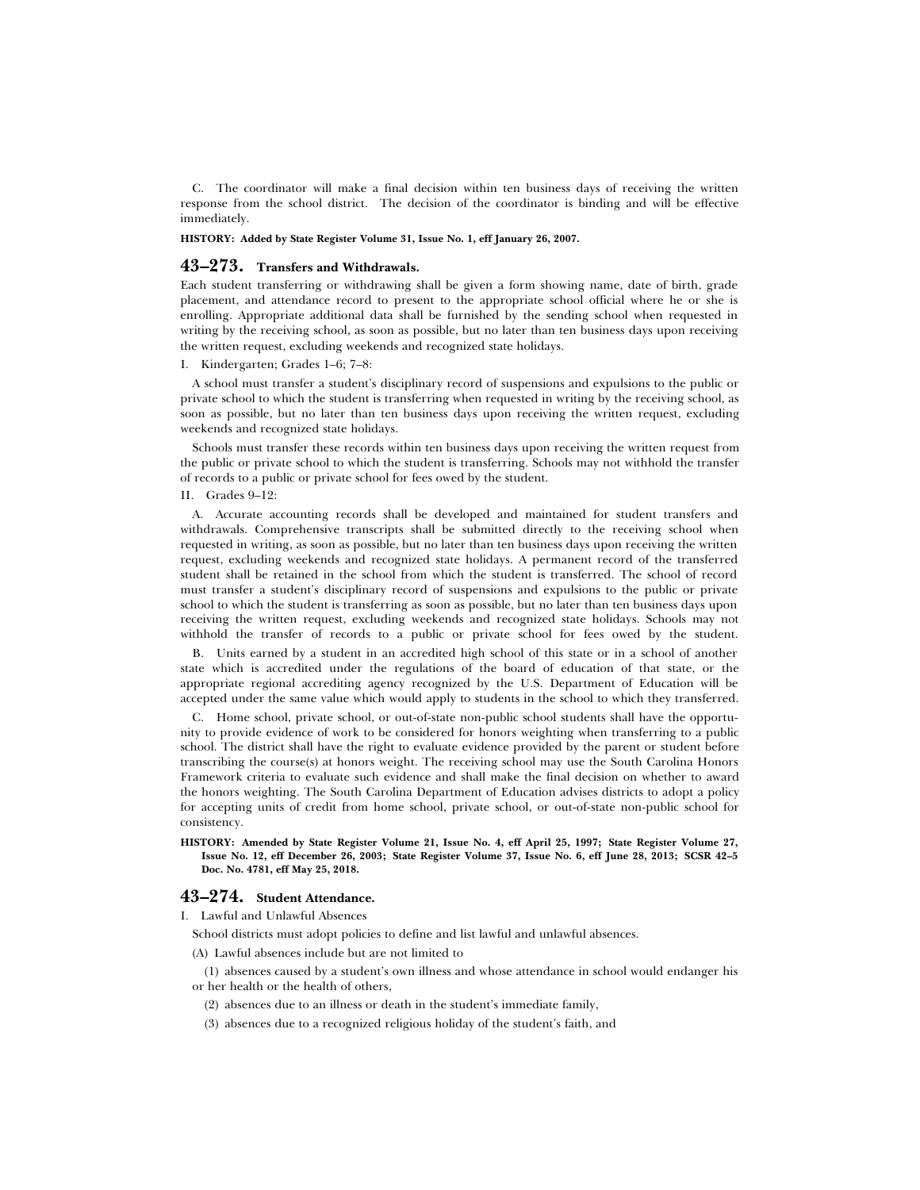C. The coordinator will make a final decision within ten business days of receiving the written response from the school district. The decision of the coordinator is binding and will be effective immediately.

**HISTORY: Added by State Register Volume 31, Issue No. 1, eff January 26, 2007.**

## 43–273. Transfers and Withdrawals.

Each student transferring or withdrawing shall be given a form showing name, date of birth, grade placement, and attendance record to present to the appropriate school official where he or she is enrolling. Appropriate additional data shall be furnished by the sending school when requested in writing by the receiving school, as soon as possible, but no later than ten business days upon receiving the written request, excluding weekends and recognized state holidays.

I. Kindergarten; Grades 1–6; 7–8:

A school must transfer a student's disciplinary record of suspensions and expulsions to the public or private school to which the student is transferring when requested in writing by the receiving school, as soon as possible, but no later than ten business days upon receiving the written request, excluding weekends and recognized state holidays.

Schools must transfer these records within ten business days upon receiving the written request from the public or private school to which the student is transferring. Schools may not withhold the transfer of records to a public or private school for fees owed by the student.

II. Grades 9–12:

A. Accurate accounting records shall be developed and maintained for student transfers and withdrawals. Comprehensive transcripts shall be submitted directly to the receiving school when requested in writing, as soon as possible, but no later than ten business days upon receiving the written request, excluding weekends and recognized state holidays. A permanent record of the transferred student shall be retained in the school from which the student is transferred. The school of record must transfer a student's disciplinary record of suspensions and expulsions to the public or private school to which the student is transferring as soon as possible, but no later than ten business days upon receiving the written request, excluding weekends and recognized state holidays. Schools may not withhold the transfer of records to a public or private school for fees owed by the student.

B. Units earned by a student in an accredited high school of this state or in a school of another state which is accredited under the regulations of the board of education of that state, or the appropriate regional accrediting agency recognized by the U.S. Department of Education will be accepted under the same value which would apply to students in the school to which they transferred.

C. Home school, private school, or out-of-state non-public school students shall have the opportunity to provide evidence of work to be considered for honors weighting when transferring to a public school. The district shall have the right to evaluate evidence provided by the parent or student before transcribing the course(s) at honors weight. The receiving school may use the South Carolina Honors Framework criteria to evaluate such evidence and shall make the final decision on whether to award the honors weighting. The South Carolina Department of Education advises districts to adopt a policy for accepting units of credit from home school, private school, or out-of-state non-public school for consistency.

**HISTORY: Amended by State Register Volume 21, Issue No. 4, eff April 25, 1997; State Register Volume 27, Issue No. 12, eff December 26, 2003; State Register Volume 37, Issue No. 6, eff June 28, 2013; SCSR 42–5 Doc. No. 4781, eff May 25, 2018.**

## 43–274. Student Attendance.

I. Lawful and Unlawful Absences

School districts must adopt policies to define and list lawful and unlawful absences.

(A) Lawful absences include but are not limited to

(1) absences caused by a student's own illness and whose attendance in school would endanger his or her health or the health of others,

(2) absences due to an illness or death in the student's immediate family,

(3) absences due to a recognized religious holiday of the student's faith, and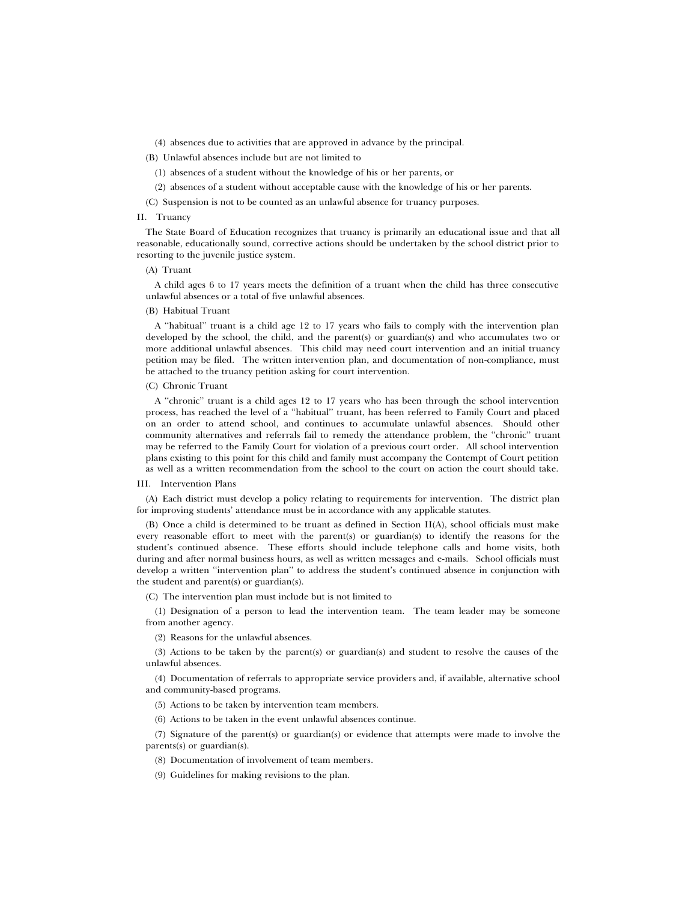(4) absences due to activities that are approved in advance by the principal.

(B) Unlawful absences include but are not limited to

(1) absences of a student without the knowledge of his or her parents, or

(2) absences of a student without acceptable cause with the knowledge of his or her parents.

(C) Suspension is not to be counted as an unlawful absence for truancy purposes.

II. Truancy

The State Board of Education recognizes that truancy is primarily an educational issue and that all reasonable, educationally sound, corrective actions should be undertaken by the school district prior to resorting to the juvenile justice system.

(A) Truant

A child ages 6 to 17 years meets the definition of a truant when the child has three consecutive unlawful absences or a total of five unlawful absences.

(B) Habitual Truant

A ''habitual'' truant is a child age 12 to 17 years who fails to comply with the intervention plan developed by the school, the child, and the parent(s) or guardian(s) and who accumulates two or more additional unlawful absences. This child may need court intervention and an initial truancy petition may be filed. The written intervention plan, and documentation of non-compliance, must be attached to the truancy petition asking for court intervention.

(C) Chronic Truant

A ''chronic'' truant is a child ages 12 to 17 years who has been through the school intervention process, has reached the level of a ''habitual'' truant, has been referred to Family Court and placed on an order to attend school, and continues to accumulate unlawful absences. Should other community alternatives and referrals fail to remedy the attendance problem, the ''chronic'' truant may be referred to the Family Court for violation of a previous court order. All school intervention plans existing to this point for this child and family must accompany the Contempt of Court petition as well as a written recommendation from the school to the court on action the court should take.

III. Intervention Plans

(A) Each district must develop a policy relating to requirements for intervention. The district plan for improving students' attendance must be in accordance with any applicable statutes.

(B) Once a child is determined to be truant as defined in Section II(A), school officials must make every reasonable effort to meet with the parent(s) or guardian(s) to identify the reasons for the student's continued absence. These efforts should include telephone calls and home visits, both during and after normal business hours, as well as written messages and e-mails. School officials must develop a written ''intervention plan'' to address the student's continued absence in conjunction with the student and parent(s) or guardian(s).

(C) The intervention plan must include but is not limited to

(1) Designation of a person to lead the intervention team. The team leader may be someone from another agency.

(2) Reasons for the unlawful absences.

(3) Actions to be taken by the parent(s) or guardian(s) and student to resolve the causes of the unlawful absences.

(4) Documentation of referrals to appropriate service providers and, if available, alternative school and community-based programs.

(5) Actions to be taken by intervention team members.

(6) Actions to be taken in the event unlawful absences continue.

(7) Signature of the parent(s) or guardian(s) or evidence that attempts were made to involve the parents(s) or guardian(s).

(8) Documentation of involvement of team members.

(9) Guidelines for making revisions to the plan.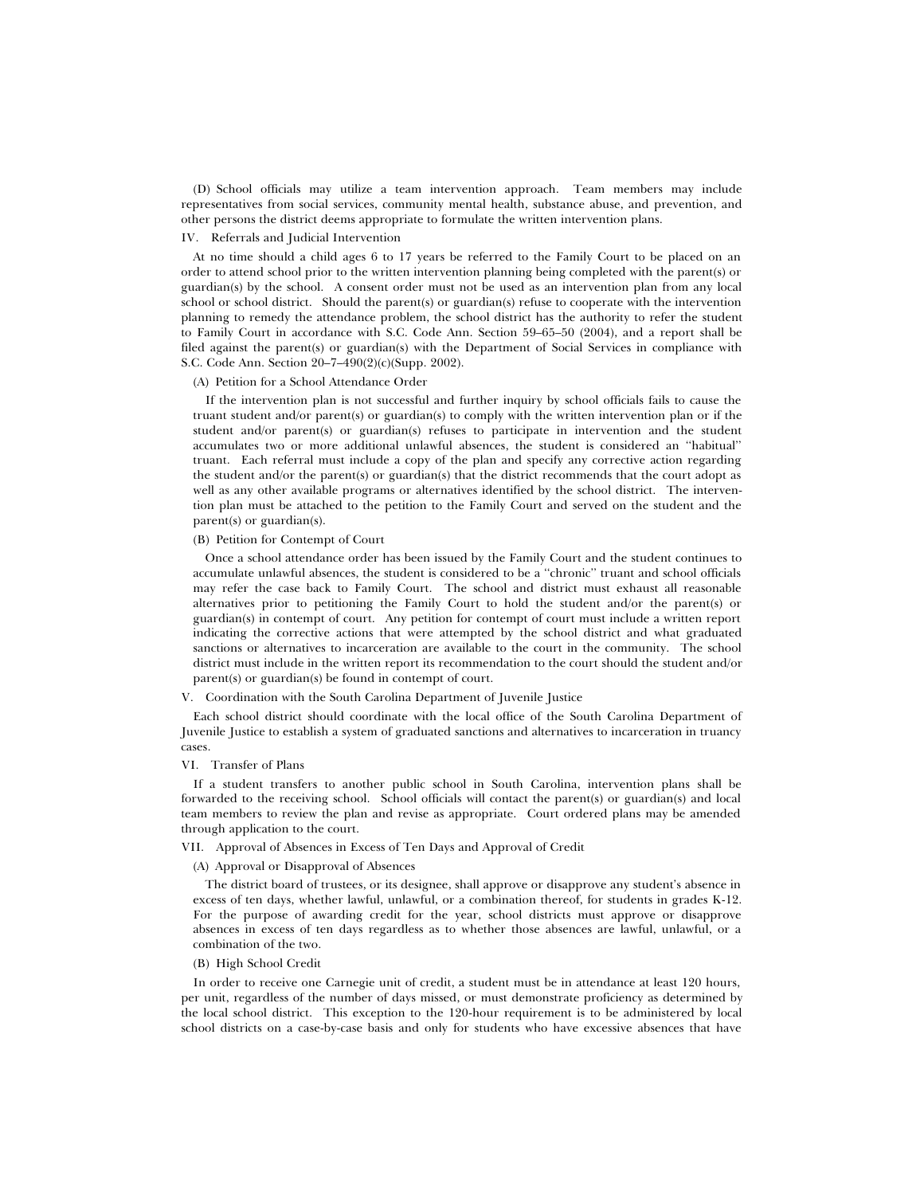(D) School officials may utilize a team intervention approach. Team members may include representatives from social services, community mental health, substance abuse, and prevention, and other persons the district deems appropriate to formulate the written intervention plans.

IV. Referrals and Judicial Intervention

At no time should a child ages 6 to 17 years be referred to the Family Court to be placed on an order to attend school prior to the written intervention planning being completed with the parent(s) or guardian(s) by the school. A consent order must not be used as an intervention plan from any local school or school district. Should the parent(s) or guardian(s) refuse to cooperate with the intervention planning to remedy the attendance problem, the school district has the authority to refer the student to Family Court in accordance with S.C. Code Ann. Section 59–65–50 (2004), and a report shall be filed against the parent(s) or guardian(s) with the Department of Social Services in compliance with S.C. Code Ann. Section 20–7–490(2)(c)(Supp. 2002).

(A) Petition for a School Attendance Order

If the intervention plan is not successful and further inquiry by school officials fails to cause the truant student and/or parent(s) or guardian(s) to comply with the written intervention plan or if the student and/or parent(s) or guardian(s) refuses to participate in intervention and the student accumulates two or more additional unlawful absences, the student is considered an "habitual" truant. Each referral must include a copy of the plan and specify any corrective action regarding the student and/or the parent(s) or guardian(s) that the district recommends that the court adopt as well as any other available programs or alternatives identified by the school district. The intervention plan must be attached to the petition to the Family Court and served on the student and the parent(s) or guardian(s).

(B) Petition for Contempt of Court

Once a school attendance order has been issued by the Family Court and the student continues to accumulate unlawful absences, the student is considered to be a "chronic" truant and school officials may refer the case back to Family Court. The school and district must exhaust all reasonable alternatives prior to petitioning the Family Court to hold the student and/or the parent(s) or guardian(s) in contempt of court. Any petition for contempt of court must include a written report indicating the corrective actions that were attempted by the school district and what graduated sanctions or alternatives to incarceration are available to the court in the community. The school district must include in the written report its recommendation to the court should the student and/or parent(s) or guardian(s) be found in contempt of court.

V. Coordination with the South Carolina Department of Juvenile Justice

Each school district should coordinate with the local office of the South Carolina Department of Juvenile Justice to establish a system of graduated sanctions and alternatives to incarceration in truancy cases.

VI. Transfer of Plans

If a student transfers to another public school in South Carolina, intervention plans shall be forwarded to the receiving school. School officials will contact the parent(s) or guardian(s) and local team members to review the plan and revise as appropriate. Court ordered plans may be amended through application to the court.

VII. Approval of Absences in Excess of Ten Days and Approval of Credit

(A) Approval or Disapproval of Absences

The district board of trustees, or its designee, shall approve or disapprove any student's absence in excess of ten days, whether lawful, unlawful, or a combination thereof, for students in grades K-12. For the purpose of awarding credit for the year, school districts must approve or disapprove absences in excess of ten days regardless as to whether those absences are lawful, unlawful, or a combination of the two.

(B) High School Credit

In order to receive one Carnegie unit of credit, a student must be in attendance at least 120 hours, per unit, regardless of the number of days missed, or must demonstrate proficiency as determined by the local school district. This exception to the 120-hour requirement is to be administered by local school districts on a case-by-case basis and only for students who have excessive absences that have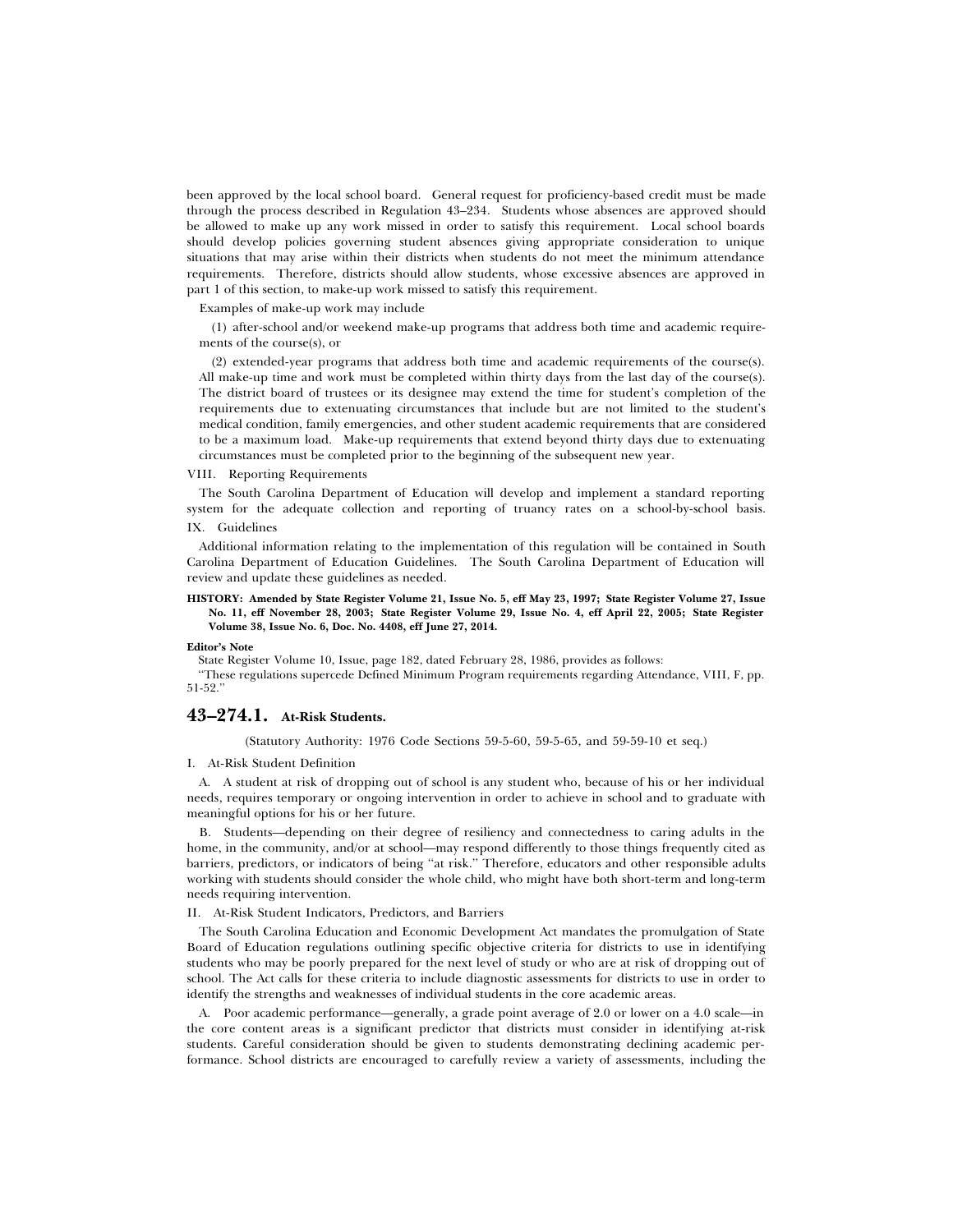been approved by the local school board. General request for proficiency-based credit must be made through the process described in Regulation 43–234. Students whose absences are approved should be allowed to make up any work missed in order to satisfy this requirement. Local school boards should develop policies governing student absences giving appropriate consideration to unique situations that may arise within their districts when students do not meet the minimum attendance requirements. Therefore, districts should allow students, whose excessive absences are approved in part 1 of this section, to make-up work missed to satisfy this requirement.

Examples of make-up work may include

(1) after-school and/or weekend make-up programs that address both time and academic requirements of the course(s), or

(2) extended-year programs that address both time and academic requirements of the course(s). All make-up time and work must be completed within thirty days from the last day of the course(s). The district board of trustees or its designee may extend the time for student's completion of the requirements due to extenuating circumstances that include but are not limited to the student's medical condition, family emergencies, and other student academic requirements that are considered to be a maximum load. Make-up requirements that extend beyond thirty days due to extenuating circumstances must be completed prior to the beginning of the subsequent new year.

VIII. Reporting Requirements

The South Carolina Department of Education will develop and implement a standard reporting system for the adequate collection and reporting of truancy rates on a school-by-school basis.

IX. Guidelines

Additional information relating to the implementation of this regulation will be contained in South Carolina Department of Education Guidelines. The South Carolina Department of Education will review and update these guidelines as needed.

**HISTORY: Amended by State Register Volume 21, Issue No. 5, eff May 23, 1997; State Register Volume 27, Issue No. 11, eff November 28, 2003; State Register Volume 29, Issue No. 4, eff April 22, 2005; State Register Volume 38, Issue No. 6, Doc. No. 4408, eff June 27, 2014.**

**Editor's Note**

State Register Volume 10, Issue, page 182, dated February 28, 1986, provides as follows:

"These regulations supercede Defined Minimum Program requirements regarding Attendance, VIII, F, pp. 51-52."

## 43–274.1. At-Risk Students.

(Statutory Authority: 1976 Code Sections 59-5-60, 59-5-65, and 59-59-10 et seq.)

I. At-Risk Student Definition

A. A student at risk of dropping out of school is any student who, because of his or her individual needs, requires temporary or ongoing intervention in order to achieve in school and to graduate with meaningful options for his or her future.

B. Students—depending on their degree of resiliency and connectedness to caring adults in the home, in the community, and/or at school—may respond differently to those things frequently cited as barriers, predictors, or indicators of being "at risk." Therefore, educators and other responsible adults working with students should consider the whole child, who might have both short-term and long-term needs requiring intervention.

II. At-Risk Student Indicators, Predictors, and Barriers

The South Carolina Education and Economic Development Act mandates the promulgation of State Board of Education regulations outlining specific objective criteria for districts to use in identifying students who may be poorly prepared for the next level of study or who are at risk of dropping out of school. The Act calls for these criteria to include diagnostic assessments for districts to use in order to identify the strengths and weaknesses of individual students in the core academic areas.

A. Poor academic performance—generally, a grade point average of 2.0 or lower on a 4.0 scale—in the core content areas is a significant predictor that districts must consider in identifying at-risk students. Careful consideration should be given to students demonstrating declining academic performance. School districts are encouraged to carefully review a variety of assessments, including the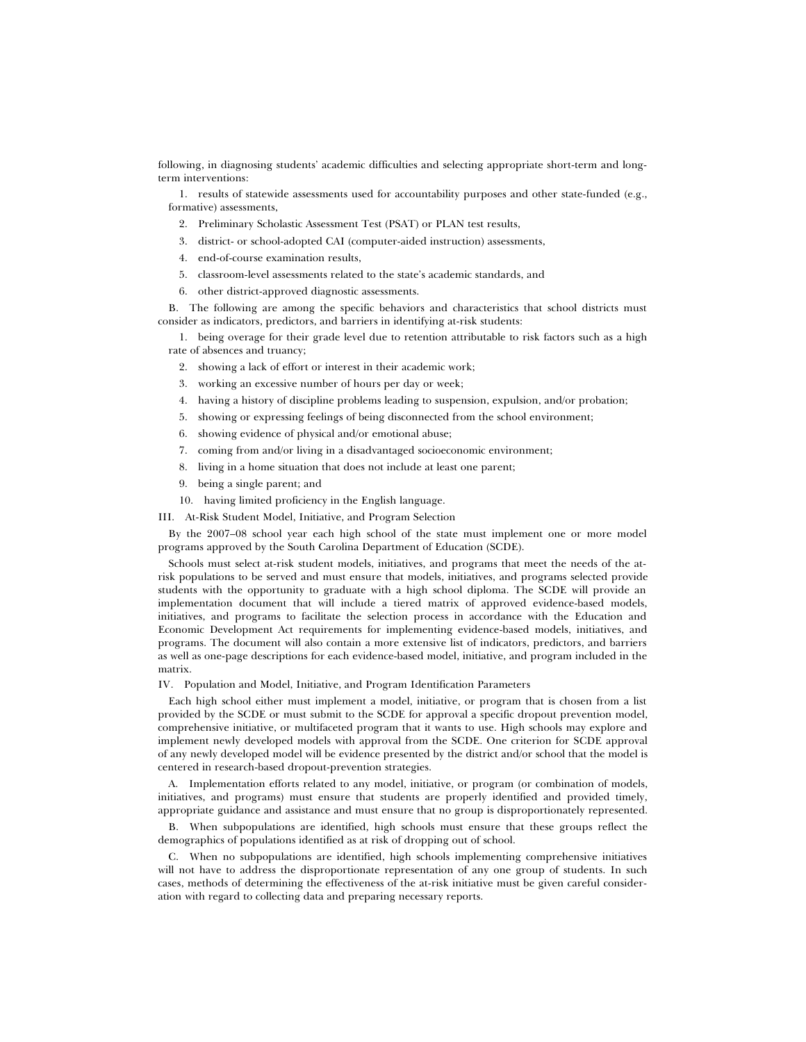following, in diagnosing students' academic difficulties and selecting appropriate short-term and long-term interventions:

1. results of statewide assessments used for accountability purposes and other state-funded (e.g., formative) assessments,
2. Preliminary Scholastic Assessment Test (PSAT) or PLAN test results,
3. district- or school-adopted CAI (computer-aided instruction) assessments,
4. end-of-course examination results,
5. classroom-level assessments related to the state's academic standards, and
6. other district-approved diagnostic assessments.

B. The following are among the specific behaviors and characteristics that school districts must consider as indicators, predictors, and barriers in identifying at-risk students:

1. being overage for their grade level due to retention attributable to risk factors such as a high rate of absences and truancy;
2. showing a lack of effort or interest in their academic work;
3. working an excessive number of hours per day or week;
4. having a history of discipline problems leading to suspension, expulsion, and/or probation;
5. showing or expressing feelings of being disconnected from the school environment;
6. showing evidence of physical and/or emotional abuse;
7. coming from and/or living in a disadvantaged socioeconomic environment;
8. living in a home situation that does not include at least one parent;
9. being a single parent; and
10. having limited proficiency in the English language.

III. At-Risk Student Model, Initiative, and Program Selection

By the 2007–08 school year each high school of the state must implement one or more model programs approved by the South Carolina Department of Education (SCDE).

Schools must select at-risk student models, initiatives, and programs that meet the needs of the at-risk populations to be served and must ensure that models, initiatives, and programs selected provide students with the opportunity to graduate with a high school diploma. The SCDE will provide an implementation document that will include a tiered matrix of approved evidence-based models, initiatives, and programs to facilitate the selection process in accordance with the Education and Economic Development Act requirements for implementing evidence-based models, initiatives, and programs. The document will also contain a more extensive list of indicators, predictors, and barriers as well as one-page descriptions for each evidence-based model, initiative, and program included in the matrix.

IV. Population and Model, Initiative, and Program Identification Parameters

Each high school either must implement a model, initiative, or program that is chosen from a list provided by the SCDE or must submit to the SCDE for approval a specific dropout prevention model, comprehensive initiative, or multifaceted program that it wants to use. High schools may explore and implement newly developed models with approval from the SCDE. One criterion for SCDE approval of any newly developed model will be evidence presented by the district and/or school that the model is centered in research-based dropout-prevention strategies.

A. Implementation efforts related to any model, initiative, or program (or combination of models, initiatives, and programs) must ensure that students are properly identified and provided timely, appropriate guidance and assistance and must ensure that no group is disproportionately represented.

B. When subpopulations are identified, high schools must ensure that these groups reflect the demographics of populations identified as at risk of dropping out of school.

C. When no subpopulations are identified, high schools implementing comprehensive initiatives will not have to address the disproportionate representation of any one group of students. In such cases, methods of determining the effectiveness of the at-risk initiative must be given careful consideration with regard to collecting data and preparing necessary reports.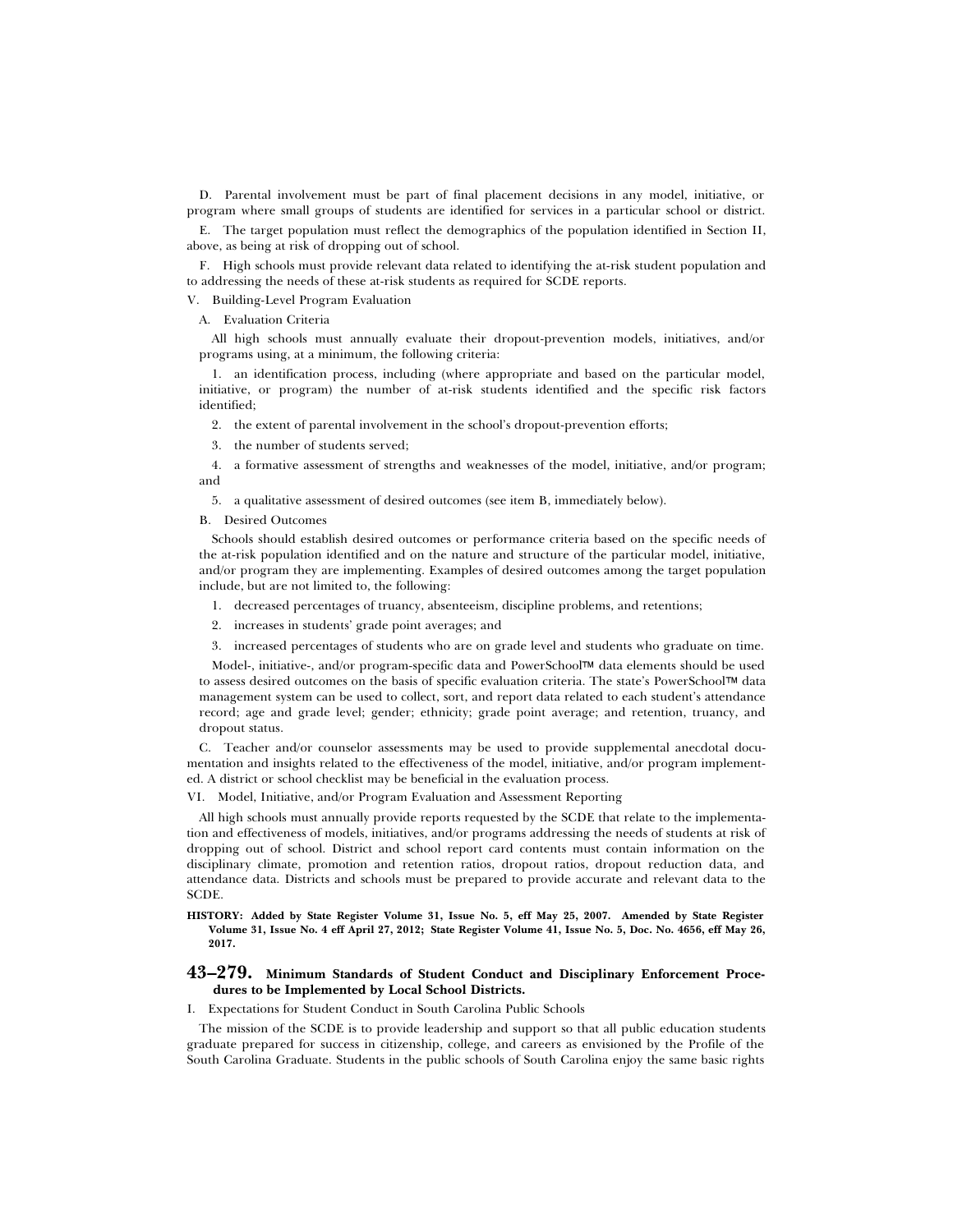D. Parental involvement must be part of final placement decisions in any model, initiative, or program where small groups of students are identified for services in a particular school or district.

E. The target population must reflect the demographics of the population identified in Section II, above, as being at risk of dropping out of school.

F. High schools must provide relevant data related to identifying the at-risk student population and to addressing the needs of these at-risk students as required for SCDE reports.

V. Building-Level Program Evaluation

A. Evaluation Criteria

All high schools must annually evaluate their dropout-prevention models, initiatives, and/or programs using, at a minimum, the following criteria:

1. an identification process, including (where appropriate and based on the particular model, initiative, or program) the number of at-risk students identified and the specific risk factors identified;

2. the extent of parental involvement in the school's dropout-prevention efforts;

3. the number of students served;

4. a formative assessment of strengths and weaknesses of the model, initiative, and/or program; and

5. a qualitative assessment of desired outcomes (see item B, immediately below).

B. Desired Outcomes

Schools should establish desired outcomes or performance criteria based on the specific needs of the at-risk population identified and on the nature and structure of the particular model, initiative, and/or program they are implementing. Examples of desired outcomes among the target population include, but are not limited to, the following:

1. decreased percentages of truancy, absenteeism, discipline problems, and retentions;

2. increases in students' grade point averages; and

3. increased percentages of students who are on grade level and students who graduate on time.

Model-, initiative-, and/or program-specific data and PowerSchool™ data elements should be used to assess desired outcomes on the basis of specific evaluation criteria. The state's PowerSchool™ data management system can be used to collect, sort, and report data related to each student's attendance record; age and grade level; gender; ethnicity; grade point average; and retention, truancy, and dropout status.

C. Teacher and/or counselor assessments may be used to provide supplemental anecdotal documentation and insights related to the effectiveness of the model, initiative, and/or program implemented. A district or school checklist may be beneficial in the evaluation process.

VI. Model, Initiative, and/or Program Evaluation and Assessment Reporting

All high schools must annually provide reports requested by the SCDE that relate to the implementation and effectiveness of models, initiatives, and/or programs addressing the needs of students at risk of dropping out of school. District and school report card contents must contain information on the disciplinary climate, promotion and retention ratios, dropout ratios, dropout reduction data, and attendance data. Districts and schools must be prepared to provide accurate and relevant data to the SCDE.

**HISTORY: Added by State Register Volume 31, Issue No. 5, eff May 25, 2007. Amended by State Register Volume 31, Issue No. 4 eff April 27, 2012; State Register Volume 41, Issue No. 5, Doc. No. 4656, eff May 26, 2017.**

## 43–279. Minimum Standards of Student Conduct and Disciplinary Enforcement Procedures to be Implemented by Local School Districts.

I. Expectations for Student Conduct in South Carolina Public Schools

The mission of the SCDE is to provide leadership and support so that all public education students graduate prepared for success in citizenship, college, and careers as envisioned by the Profile of the South Carolina Graduate. Students in the public schools of South Carolina enjoy the same basic rights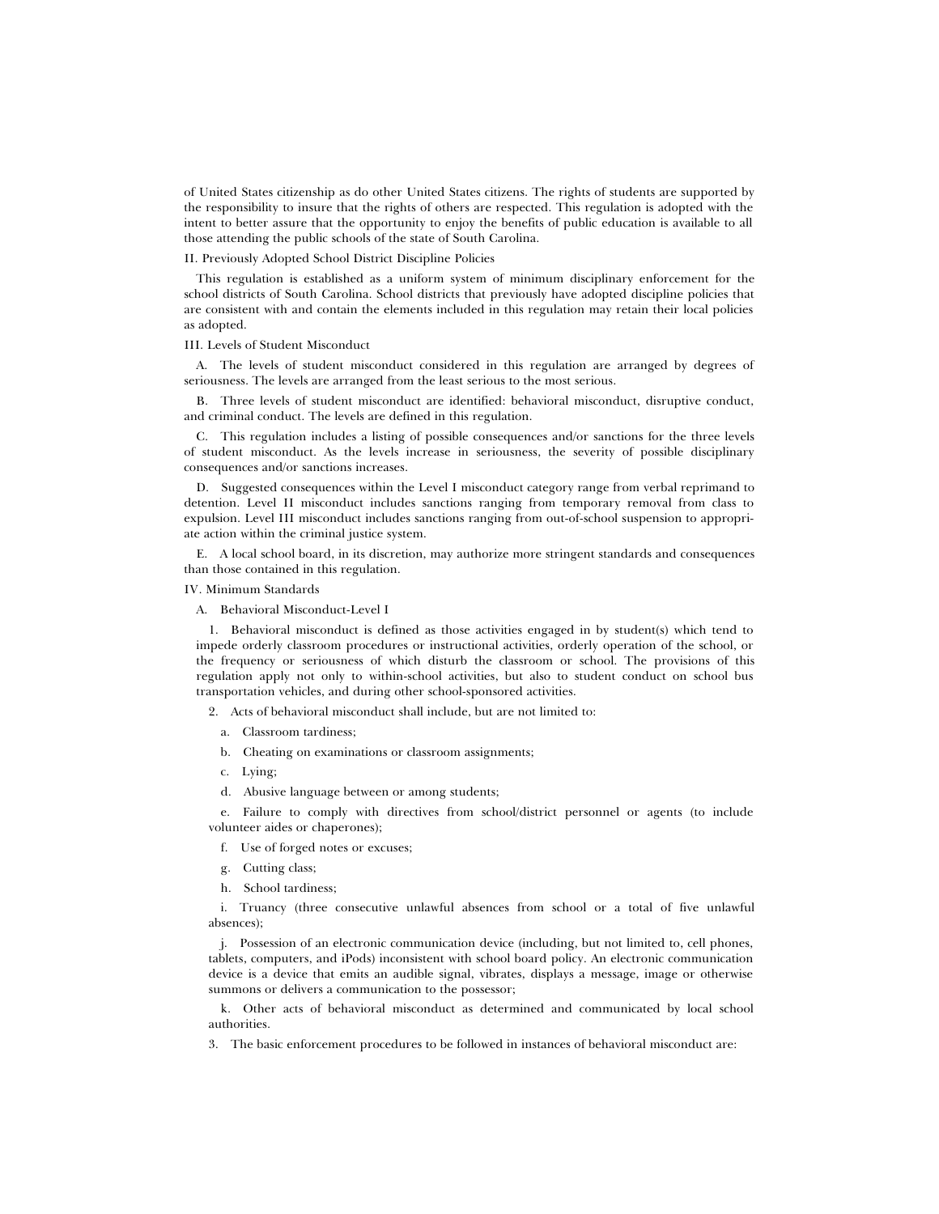of United States citizenship as do other United States citizens. The rights of students are supported by the responsibility to insure that the rights of others are respected. This regulation is adopted with the intent to better assure that the opportunity to enjoy the benefits of public education is available to all those attending the public schools of the state of South Carolina.

II. Previously Adopted School District Discipline Policies

This regulation is established as a uniform system of minimum disciplinary enforcement for the school districts of South Carolina. School districts that previously have adopted discipline policies that are consistent with and contain the elements included in this regulation may retain their local policies as adopted.

III. Levels of Student Misconduct

A. The levels of student misconduct considered in this regulation are arranged by degrees of seriousness. The levels are arranged from the least serious to the most serious.

B. Three levels of student misconduct are identified: behavioral misconduct, disruptive conduct, and criminal conduct. The levels are defined in this regulation.

C. This regulation includes a listing of possible consequences and/or sanctions for the three levels of student misconduct. As the levels increase in seriousness, the severity of possible disciplinary consequences and/or sanctions increases.

D. Suggested consequences within the Level I misconduct category range from verbal reprimand to detention. Level II misconduct includes sanctions ranging from temporary removal from class to expulsion. Level III misconduct includes sanctions ranging from out-of-school suspension to appropriate action within the criminal justice system.

E. A local school board, in its discretion, may authorize more stringent standards and consequences than those contained in this regulation.

IV. Minimum Standards

A. Behavioral Misconduct-Level I

1. Behavioral misconduct is defined as those activities engaged in by student(s) which tend to impede orderly classroom procedures or instructional activities, orderly operation of the school, or the frequency or seriousness of which disturb the classroom or school. The provisions of this regulation apply not only to within-school activities, but also to student conduct on school bus transportation vehicles, and during other school-sponsored activities.

2. Acts of behavioral misconduct shall include, but are not limited to:

a. Classroom tardiness;

b. Cheating on examinations or classroom assignments;

c. Lying;

d. Abusive language between or among students;

e. Failure to comply with directives from school/district personnel or agents (to include volunteer aides or chaperones);

f. Use of forged notes or excuses;

g. Cutting class;

h. School tardiness;

i. Truancy (three consecutive unlawful absences from school or a total of five unlawful absences);

j. Possession of an electronic communication device (including, but not limited to, cell phones, tablets, computers, and iPods) inconsistent with school board policy. An electronic communication device is a device that emits an audible signal, vibrates, displays a message, image or otherwise summons or delivers a communication to the possessor;

k. Other acts of behavioral misconduct as determined and communicated by local school authorities.

3. The basic enforcement procedures to be followed in instances of behavioral misconduct are: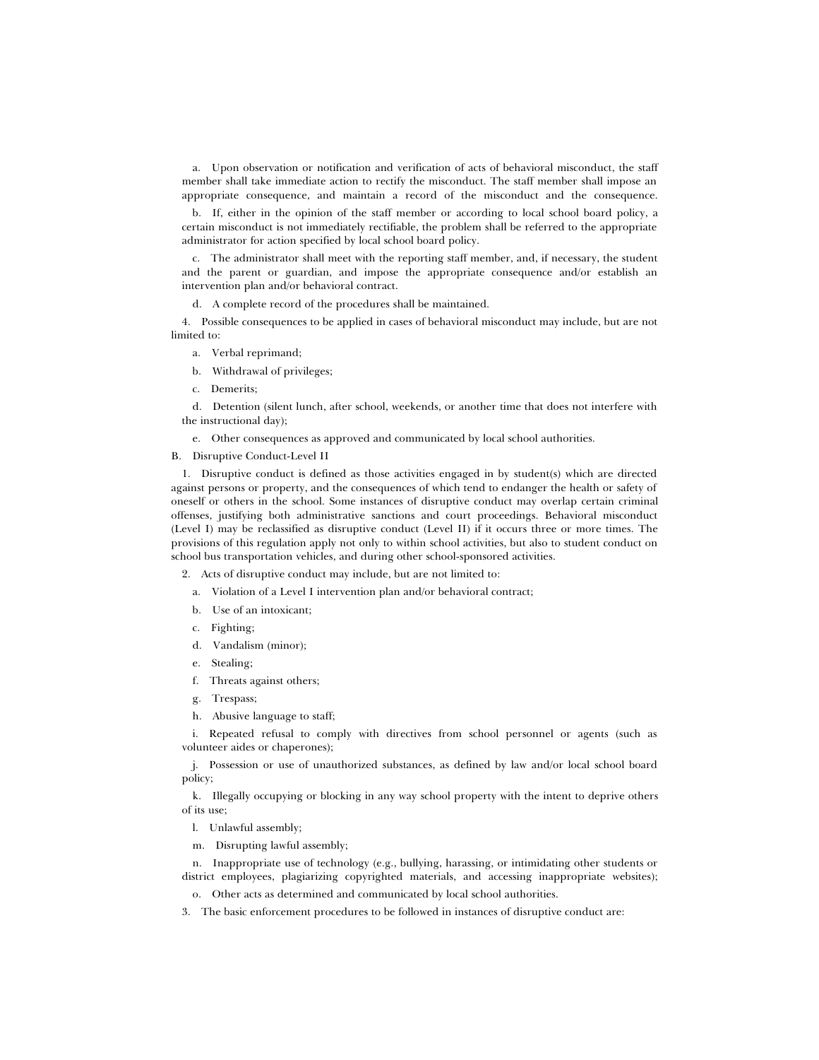a. Upon observation or notification and verification of acts of behavioral misconduct, the staff member shall take immediate action to rectify the misconduct. The staff member shall impose an appropriate consequence, and maintain a record of the misconduct and the consequence.

b. If, either in the opinion of the staff member or according to local school board policy, a certain misconduct is not immediately rectifiable, the problem shall be referred to the appropriate administrator for action specified by local school board policy.

c. The administrator shall meet with the reporting staff member, and, if necessary, the student and the parent or guardian, and impose the appropriate consequence and/or establish an intervention plan and/or behavioral contract.

d. A complete record of the procedures shall be maintained.

4. Possible consequences to be applied in cases of behavioral misconduct may include, but are not limited to:

a. Verbal reprimand;

b. Withdrawal of privileges;

c. Demerits;

d. Detention (silent lunch, after school, weekends, or another time that does not interfere with the instructional day);

e. Other consequences as approved and communicated by local school authorities.

B. Disruptive Conduct-Level II

1. Disruptive conduct is defined as those activities engaged in by student(s) which are directed against persons or property, and the consequences of which tend to endanger the health or safety of oneself or others in the school. Some instances of disruptive conduct may overlap certain criminal offenses, justifying both administrative sanctions and court proceedings. Behavioral misconduct (Level I) may be reclassified as disruptive conduct (Level II) if it occurs three or more times. The provisions of this regulation apply not only to within school activities, but also to student conduct on school bus transportation vehicles, and during other school-sponsored activities.

2. Acts of disruptive conduct may include, but are not limited to:

a. Violation of a Level I intervention plan and/or behavioral contract;

b. Use of an intoxicant;

c. Fighting;

d. Vandalism (minor);

e. Stealing;

f. Threats against others;

g. Trespass;

h. Abusive language to staff;

i. Repeated refusal to comply with directives from school personnel or agents (such as volunteer aides or chaperones);

j. Possession or use of unauthorized substances, as defined by law and/or local school board policy;

k. Illegally occupying or blocking in any way school property with the intent to deprive others of its use;

l. Unlawful assembly;

m. Disrupting lawful assembly;

n. Inappropriate use of technology (e.g., bullying, harassing, or intimidating other students or district employees, plagiarizing copyrighted materials, and accessing inappropriate websites);

o. Other acts as determined and communicated by local school authorities.

3. The basic enforcement procedures to be followed in instances of disruptive conduct are: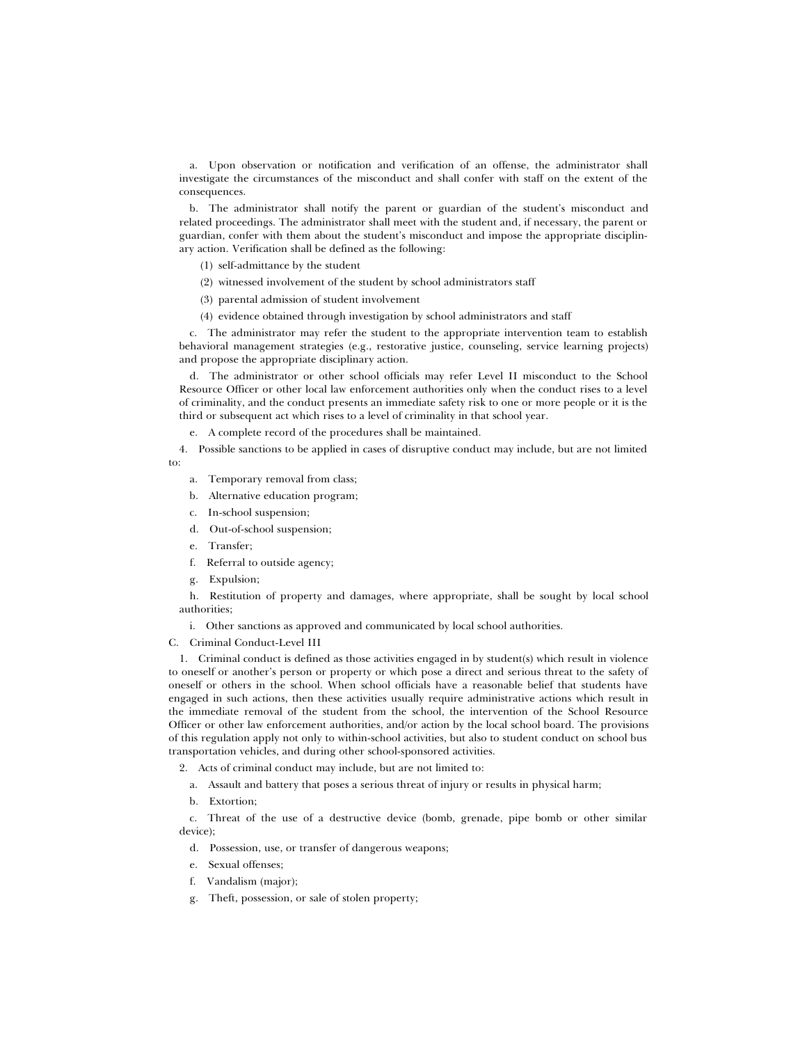a. Upon observation or notification and verification of an offense, the administrator shall investigate the circumstances of the misconduct and shall confer with staff on the extent of the consequences.

b. The administrator shall notify the parent or guardian of the student's misconduct and related proceedings. The administrator shall meet with the student and, if necessary, the parent or guardian, confer with them about the student's misconduct and impose the appropriate disciplinary action. Verification shall be defined as the following:

(1) self-admittance by the student

(2) witnessed involvement of the student by school administrators staff

(3) parental admission of student involvement

(4) evidence obtained through investigation by school administrators and staff

c. The administrator may refer the student to the appropriate intervention team to establish behavioral management strategies (e.g., restorative justice, counseling, service learning projects) and propose the appropriate disciplinary action.

d. The administrator or other school officials may refer Level II misconduct to the School Resource Officer or other local law enforcement authorities only when the conduct rises to a level of criminality, and the conduct presents an immediate safety risk to one or more people or it is the third or subsequent act which rises to a level of criminality in that school year.

e. A complete record of the procedures shall be maintained.

4. Possible sanctions to be applied in cases of disruptive conduct may include, but are not limited to:

a. Temporary removal from class;

b. Alternative education program;

c. In-school suspension;

d. Out-of-school suspension;

e. Transfer;

f. Referral to outside agency;

g. Expulsion;

h. Restitution of property and damages, where appropriate, shall be sought by local school authorities;

i. Other sanctions as approved and communicated by local school authorities.

C. Criminal Conduct-Level III

1. Criminal conduct is defined as those activities engaged in by student(s) which result in violence to oneself or another's person or property or which pose a direct and serious threat to the safety of oneself or others in the school. When school officials have a reasonable belief that students have engaged in such actions, then these activities usually require administrative actions which result in the immediate removal of the student from the school, the intervention of the School Resource Officer or other law enforcement authorities, and/or action by the local school board. The provisions of this regulation apply not only to within-school activities, but also to student conduct on school bus transportation vehicles, and during other school-sponsored activities.

2. Acts of criminal conduct may include, but are not limited to:

a. Assault and battery that poses a serious threat of injury or results in physical harm;

b. Extortion;

c. Threat of the use of a destructive device (bomb, grenade, pipe bomb or other similar device);

d. Possession, use, or transfer of dangerous weapons;

e. Sexual offenses;

f. Vandalism (major);

g. Theft, possession, or sale of stolen property;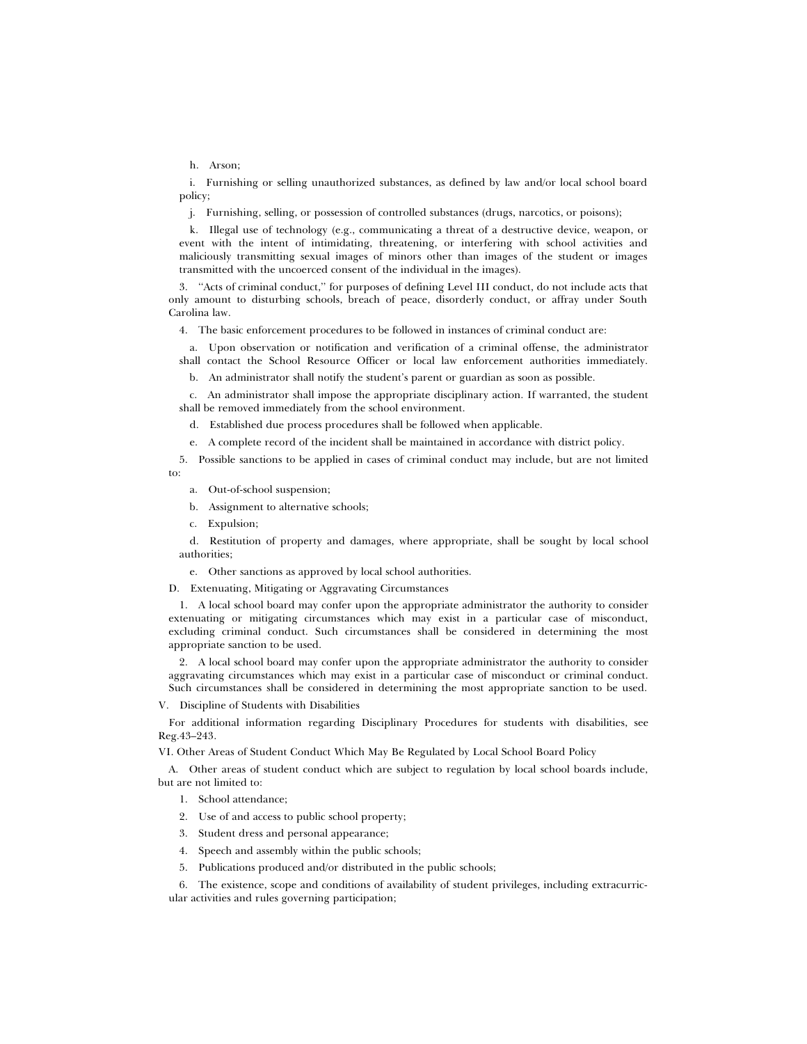h. Arson;

i. Furnishing or selling unauthorized substances, as defined by law and/or local school board policy;

j. Furnishing, selling, or possession of controlled substances (drugs, narcotics, or poisons);

k. Illegal use of technology (e.g., communicating a threat of a destructive device, weapon, or event with the intent of intimidating, threatening, or interfering with school activities and maliciously transmitting sexual images of minors other than images of the student or images transmitted with the uncoerced consent of the individual in the images).

3. "Acts of criminal conduct," for purposes of defining Level III conduct, do not include acts that only amount to disturbing schools, breach of peace, disorderly conduct, or affray under South Carolina law.

4. The basic enforcement procedures to be followed in instances of criminal conduct are:

a. Upon observation or notification and verification of a criminal offense, the administrator shall contact the School Resource Officer or local law enforcement authorities immediately.

b. An administrator shall notify the student's parent or guardian as soon as possible.

c. An administrator shall impose the appropriate disciplinary action. If warranted, the student shall be removed immediately from the school environment.

d. Established due process procedures shall be followed when applicable.

e. A complete record of the incident shall be maintained in accordance with district policy.

5. Possible sanctions to be applied in cases of criminal conduct may include, but are not limited to:

a. Out-of-school suspension;

b. Assignment to alternative schools;

c. Expulsion;

d. Restitution of property and damages, where appropriate, shall be sought by local school authorities;

e. Other sanctions as approved by local school authorities.

D. Extenuating, Mitigating or Aggravating Circumstances

1. A local school board may confer upon the appropriate administrator the authority to consider extenuating or mitigating circumstances which may exist in a particular case of misconduct, excluding criminal conduct. Such circumstances shall be considered in determining the most appropriate sanction to be used.

2. A local school board may confer upon the appropriate administrator the authority to consider aggravating circumstances which may exist in a particular case of misconduct or criminal conduct. Such circumstances shall be considered in determining the most appropriate sanction to be used.

V. Discipline of Students with Disabilities

For additional information regarding Disciplinary Procedures for students with disabilities, see Reg.43–243.

VI. Other Areas of Student Conduct Which May Be Regulated by Local School Board Policy

A. Other areas of student conduct which are subject to regulation by local school boards include, but are not limited to:

1. School attendance;

2. Use of and access to public school property;

3. Student dress and personal appearance;

4. Speech and assembly within the public schools;

5. Publications produced and/or distributed in the public schools;

6. The existence, scope and conditions of availability of student privileges, including extracurricular activities and rules governing participation;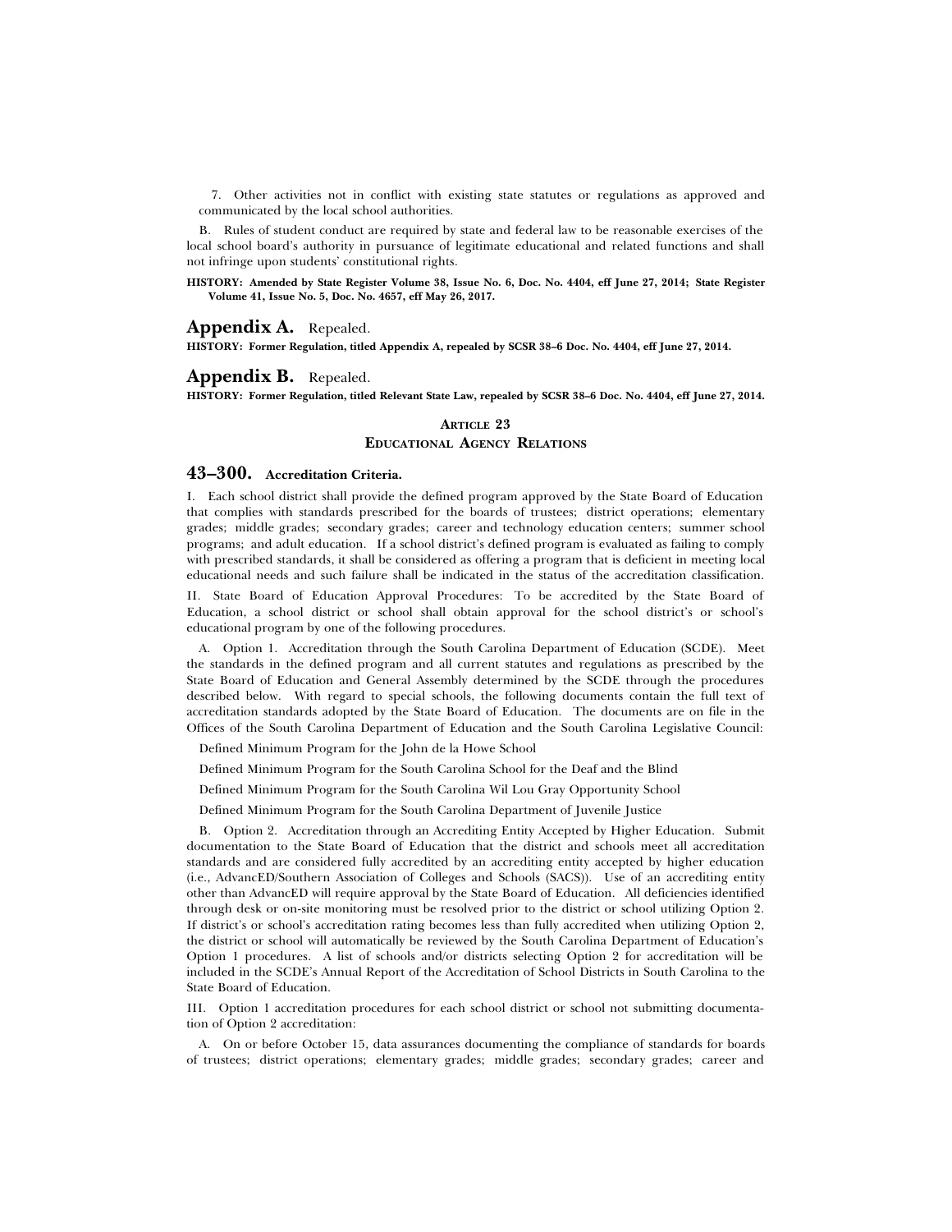7. Other activities not in conflict with existing state statutes or regulations as approved and communicated by the local school authorities.

B. Rules of student conduct are required by state and federal law to be reasonable exercises of the local school board's authority in pursuance of legitimate educational and related functions and shall not infringe upon students' constitutional rights.

**HISTORY: Amended by State Register Volume 38, Issue No. 6, Doc. No. 4404, eff June 27, 2014; State Register Volume 41, Issue No. 5, Doc. No. 4657, eff May 26, 2017.**

## Appendix A. Repealed.

**HISTORY: Former Regulation, titled Appendix A, repealed by SCSR 38–6 Doc. No. 4404, eff June 27, 2014.**

## Appendix B. Repealed.

**HISTORY: Former Regulation, titled Relevant State Law, repealed by SCSR 38–6 Doc. No. 4404, eff June 27, 2014.**

### ARTICLE 23
### EDUCATIONAL AGENCY RELATIONS

## 43–300. Accreditation Criteria.

I. Each school district shall provide the defined program approved by the State Board of Education that complies with standards prescribed for the boards of trustees; district operations; elementary grades; middle grades; secondary grades; career and technology education centers; summer school programs; and adult education. If a school district's defined program is evaluated as failing to comply with prescribed standards, it shall be considered as offering a program that is deficient in meeting local educational needs and such failure shall be indicated in the status of the accreditation classification.

II. State Board of Education Approval Procedures: To be accredited by the State Board of Education, a school district or school shall obtain approval for the school district's or school's educational program by one of the following procedures.

A. Option 1. Accreditation through the South Carolina Department of Education (SCDE). Meet the standards in the defined program and all current statutes and regulations as prescribed by the State Board of Education and General Assembly determined by the SCDE through the procedures described below. With regard to special schools, the following documents contain the full text of accreditation standards adopted by the State Board of Education. The documents are on file in the Offices of the South Carolina Department of Education and the South Carolina Legislative Council:

Defined Minimum Program for the John de la Howe School

Defined Minimum Program for the South Carolina School for the Deaf and the Blind

Defined Minimum Program for the South Carolina Wil Lou Gray Opportunity School

Defined Minimum Program for the South Carolina Department of Juvenile Justice

B. Option 2. Accreditation through an Accrediting Entity Accepted by Higher Education. Submit documentation to the State Board of Education that the district and schools meet all accreditation standards and are considered fully accredited by an accrediting entity accepted by higher education (i.e., AdvancED/Southern Association of Colleges and Schools (SACS)). Use of an accrediting entity other than AdvancED will require approval by the State Board of Education. All deficiencies identified through desk or on-site monitoring must be resolved prior to the district or school utilizing Option 2. If district's or school's accreditation rating becomes less than fully accredited when utilizing Option 2, the district or school will automatically be reviewed by the South Carolina Department of Education's Option 1 procedures. A list of schools and/or districts selecting Option 2 for accreditation will be included in the SCDE's Annual Report of the Accreditation of School Districts in South Carolina to the State Board of Education.

III. Option 1 accreditation procedures for each school district or school not submitting documentation of Option 2 accreditation:

A. On or before October 15, data assurances documenting the compliance of standards for boards of trustees; district operations; elementary grades; middle grades; secondary grades; career and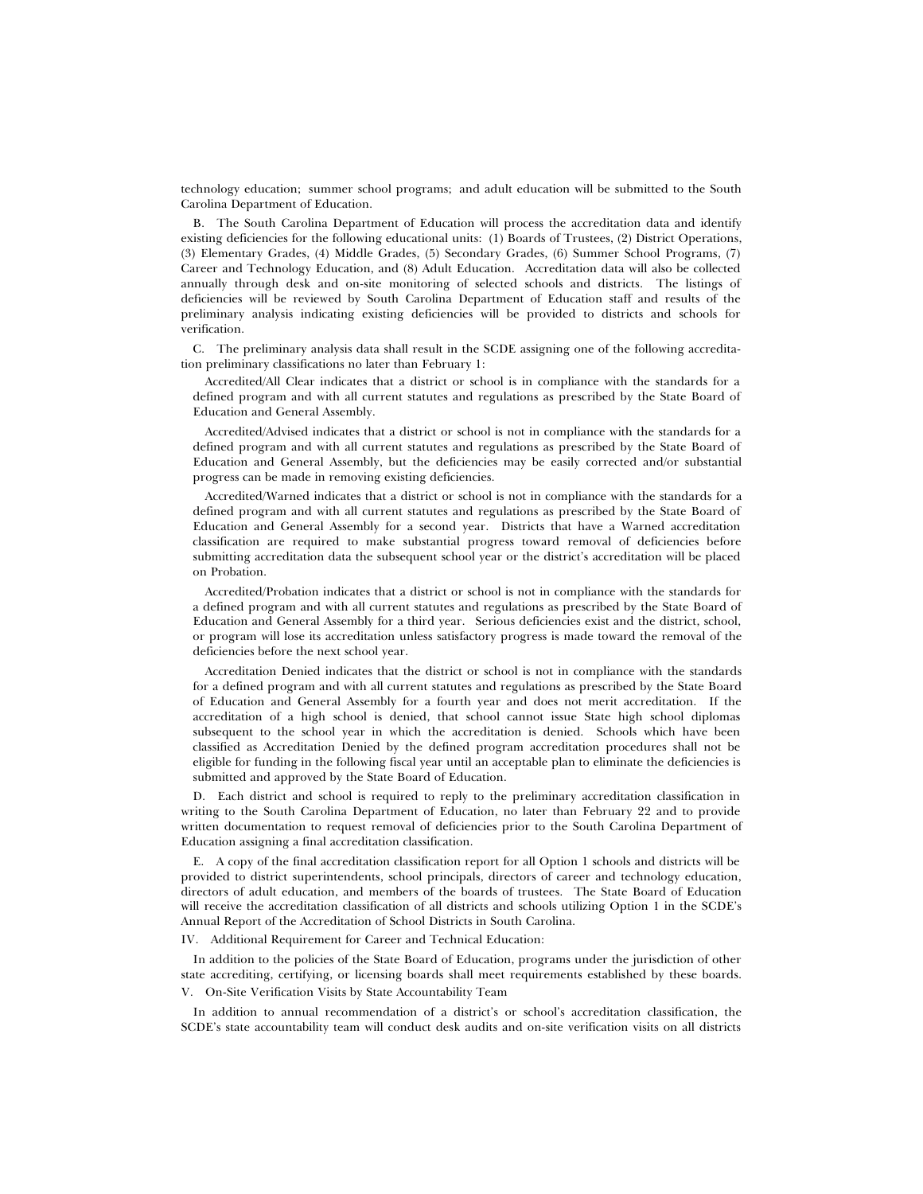technology education; summer school programs; and adult education will be submitted to the South Carolina Department of Education.

B. The South Carolina Department of Education will process the accreditation data and identify existing deficiencies for the following educational units: (1) Boards of Trustees, (2) District Operations, (3) Elementary Grades, (4) Middle Grades, (5) Secondary Grades, (6) Summer School Programs, (7) Career and Technology Education, and (8) Adult Education. Accreditation data will also be collected annually through desk and on-site monitoring of selected schools and districts. The listings of deficiencies will be reviewed by South Carolina Department of Education staff and results of the preliminary analysis indicating existing deficiencies will be provided to districts and schools for verification.

C. The preliminary analysis data shall result in the SCDE assigning one of the following accreditation preliminary classifications no later than February 1:

Accredited/All Clear indicates that a district or school is in compliance with the standards for a defined program and with all current statutes and regulations as prescribed by the State Board of Education and General Assembly.

Accredited/Advised indicates that a district or school is not in compliance with the standards for a defined program and with all current statutes and regulations as prescribed by the State Board of Education and General Assembly, but the deficiencies may be easily corrected and/or substantial progress can be made in removing existing deficiencies.

Accredited/Warned indicates that a district or school is not in compliance with the standards for a defined program and with all current statutes and regulations as prescribed by the State Board of Education and General Assembly for a second year. Districts that have a Warned accreditation classification are required to make substantial progress toward removal of deficiencies before submitting accreditation data the subsequent school year or the district's accreditation will be placed on Probation.

Accredited/Probation indicates that a district or school is not in compliance with the standards for a defined program and with all current statutes and regulations as prescribed by the State Board of Education and General Assembly for a third year. Serious deficiencies exist and the district, school, or program will lose its accreditation unless satisfactory progress is made toward the removal of the deficiencies before the next school year.

Accreditation Denied indicates that the district or school is not in compliance with the standards for a defined program and with all current statutes and regulations as prescribed by the State Board of Education and General Assembly for a fourth year and does not merit accreditation. If the accreditation of a high school is denied, that school cannot issue State high school diplomas subsequent to the school year in which the accreditation is denied. Schools which have been classified as Accreditation Denied by the defined program accreditation procedures shall not be eligible for funding in the following fiscal year until an acceptable plan to eliminate the deficiencies is submitted and approved by the State Board of Education.

D. Each district and school is required to reply to the preliminary accreditation classification in writing to the South Carolina Department of Education, no later than February 22 and to provide written documentation to request removal of deficiencies prior to the South Carolina Department of Education assigning a final accreditation classification.

E. A copy of the final accreditation classification report for all Option 1 schools and districts will be provided to district superintendents, school principals, directors of career and technology education, directors of adult education, and members of the boards of trustees. The State Board of Education will receive the accreditation classification of all districts and schools utilizing Option 1 in the SCDE's Annual Report of the Accreditation of School Districts in South Carolina.

IV. Additional Requirement for Career and Technical Education:

In addition to the policies of the State Board of Education, programs under the jurisdiction of other state accrediting, certifying, or licensing boards shall meet requirements established by these boards.

V. On-Site Verification Visits by State Accountability Team

In addition to annual recommendation of a district's or school's accreditation classification, the SCDE's state accountability team will conduct desk audits and on-site verification visits on all districts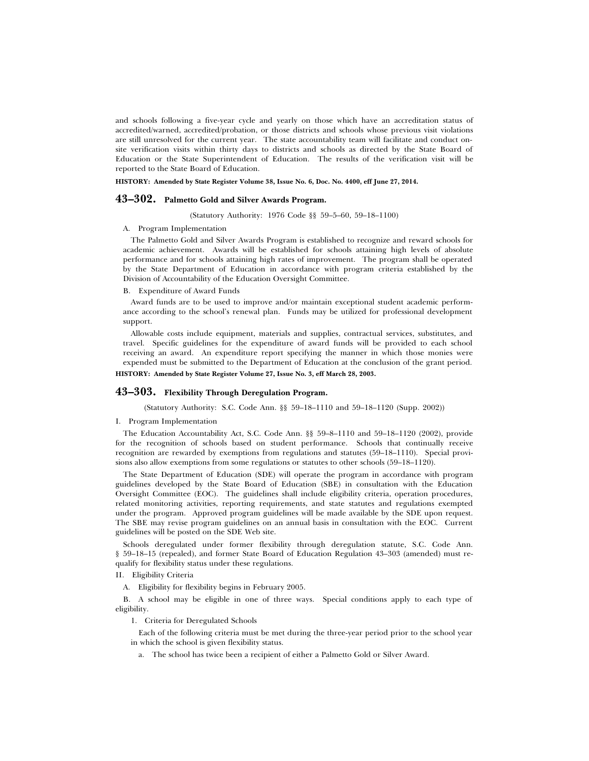and schools following a five-year cycle and yearly on those which have an accreditation status of accredited/warned, accredited/probation, or those districts and schools whose previous visit violations are still unresolved for the current year. The state accountability team will facilitate and conduct on-site verification visits within thirty days to districts and schools as directed by the State Board of Education or the State Superintendent of Education. The results of the verification visit will be reported to the State Board of Education.

**HISTORY: Amended by State Register Volume 38, Issue No. 6, Doc. No. 4400, eff June 27, 2014.**

## 43–302. Palmetto Gold and Silver Awards Program.

(Statutory Authority: 1976 Code §§ 59–5–60, 59–18–1100)

A. Program Implementation

The Palmetto Gold and Silver Awards Program is established to recognize and reward schools for academic achievement. Awards will be established for schools attaining high levels of absolute performance and for schools attaining high rates of improvement. The program shall be operated by the State Department of Education in accordance with program criteria established by the Division of Accountability of the Education Oversight Committee.

B. Expenditure of Award Funds

Award funds are to be used to improve and/or maintain exceptional student academic performance according to the school's renewal plan. Funds may be utilized for professional development support.

Allowable costs include equipment, materials and supplies, contractual services, substitutes, and travel. Specific guidelines for the expenditure of award funds will be provided to each school receiving an award. An expenditure report specifying the manner in which those monies were expended must be submitted to the Department of Education at the conclusion of the grant period.

**HISTORY: Amended by State Register Volume 27, Issue No. 3, eff March 28, 2003.**

## 43–303. Flexibility Through Deregulation Program.

(Statutory Authority: S.C. Code Ann. §§ 59–18–1110 and 59–18–1120 (Supp. 2002))

I. Program Implementation

The Education Accountability Act, S.C. Code Ann. §§ 59–8–1110 and 59–18–1120 (2002), provide for the recognition of schools based on student performance. Schools that continually receive recognition are rewarded by exemptions from regulations and statutes (59–18–1110). Special provisions also allow exemptions from some regulations or statutes to other schools (59–18–1120).

The State Department of Education (SDE) will operate the program in accordance with program guidelines developed by the State Board of Education (SBE) in consultation with the Education Oversight Committee (EOC). The guidelines shall include eligibility criteria, operation procedures, related monitoring activities, reporting requirements, and state statutes and regulations exempted under the program. Approved program guidelines will be made available by the SDE upon request. The SBE may revise program guidelines on an annual basis in consultation with the EOC. Current guidelines will be posted on the SDE Web site.

Schools deregulated under former flexibility through deregulation statute, S.C. Code Ann. § 59–18–15 (repealed), and former State Board of Education Regulation 43–303 (amended) must requalify for flexibility status under these regulations.

II. Eligibility Criteria

A. Eligibility for flexibility begins in February 2005.

B. A school may be eligible in one of three ways. Special conditions apply to each type of eligibility.

1. Criteria for Deregulated Schools

Each of the following criteria must be met during the three-year period prior to the school year in which the school is given flexibility status.

a. The school has twice been a recipient of either a Palmetto Gold or Silver Award.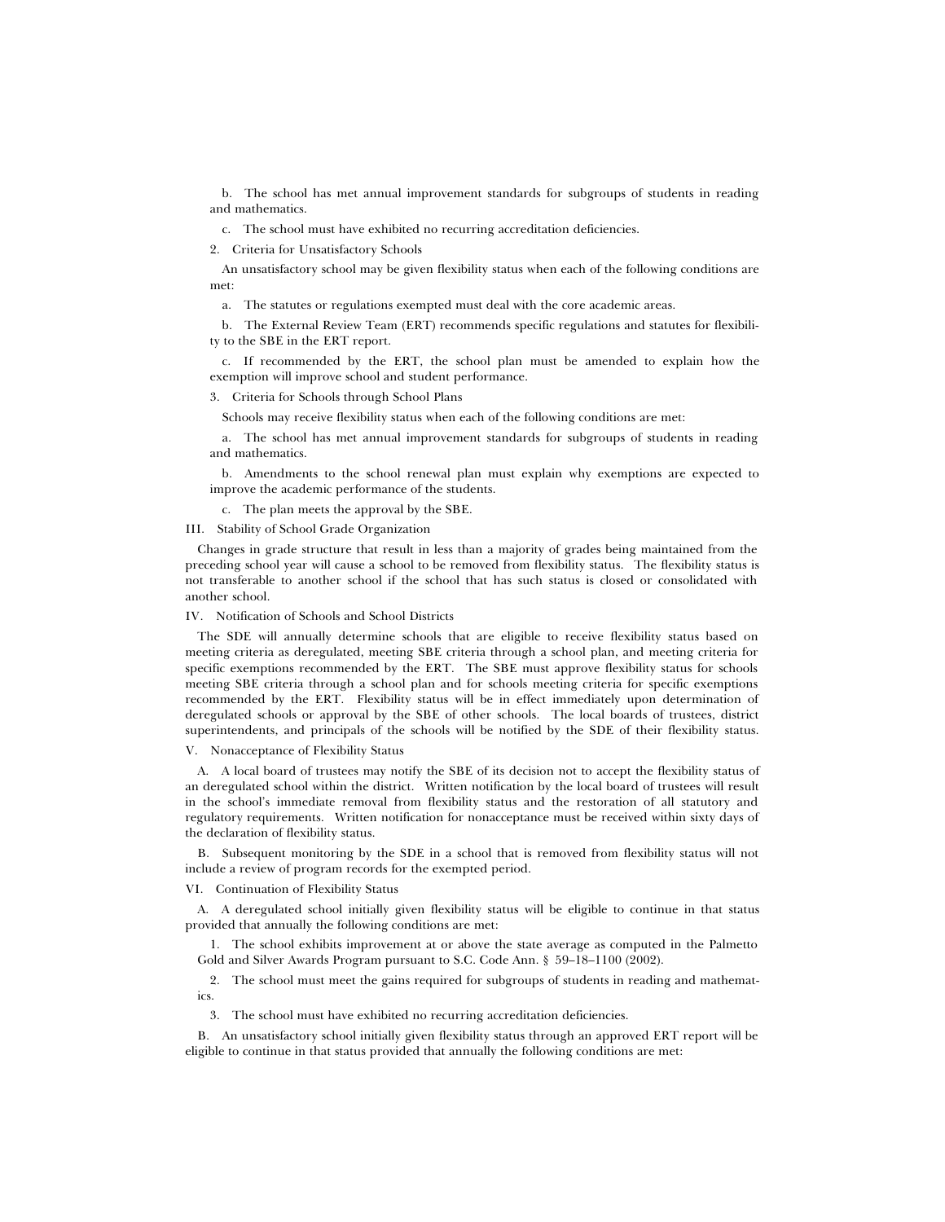b. The school has met annual improvement standards for subgroups of students in reading and mathematics.

c. The school must have exhibited no recurring accreditation deficiencies.

2. Criteria for Unsatisfactory Schools

An unsatisfactory school may be given flexibility status when each of the following conditions are met:

a. The statutes or regulations exempted must deal with the core academic areas.

b. The External Review Team (ERT) recommends specific regulations and statutes for flexibility to the SBE in the ERT report.

c. If recommended by the ERT, the school plan must be amended to explain how the exemption will improve school and student performance.

3. Criteria for Schools through School Plans

Schools may receive flexibility status when each of the following conditions are met:

a. The school has met annual improvement standards for subgroups of students in reading and mathematics.

b. Amendments to the school renewal plan must explain why exemptions are expected to improve the academic performance of the students.

c. The plan meets the approval by the SBE.

III. Stability of School Grade Organization

Changes in grade structure that result in less than a majority of grades being maintained from the preceding school year will cause a school to be removed from flexibility status. The flexibility status is not transferable to another school if the school that has such status is closed or consolidated with another school.

IV. Notification of Schools and School Districts

The SDE will annually determine schools that are eligible to receive flexibility status based on meeting criteria as deregulated, meeting SBE criteria through a school plan, and meeting criteria for specific exemptions recommended by the ERT. The SBE must approve flexibility status for schools meeting SBE criteria through a school plan and for schools meeting criteria for specific exemptions recommended by the ERT. Flexibility status will be in effect immediately upon determination of deregulated schools or approval by the SBE of other schools. The local boards of trustees, district superintendents, and principals of the schools will be notified by the SDE of their flexibility status.

V. Nonacceptance of Flexibility Status

A. A local board of trustees may notify the SBE of its decision not to accept the flexibility status of an deregulated school within the district. Written notification by the local board of trustees will result in the school's immediate removal from flexibility status and the restoration of all statutory and regulatory requirements. Written notification for nonacceptance must be received within sixty days of the declaration of flexibility status.

B. Subsequent monitoring by the SDE in a school that is removed from flexibility status will not include a review of program records for the exempted period.

VI. Continuation of Flexibility Status

A. A deregulated school initially given flexibility status will be eligible to continue in that status provided that annually the following conditions are met:

1. The school exhibits improvement at or above the state average as computed in the Palmetto Gold and Silver Awards Program pursuant to S.C. Code Ann. § 59–18–1100 (2002).

2. The school must meet the gains required for subgroups of students in reading and mathematics.

3. The school must have exhibited no recurring accreditation deficiencies.

B. An unsatisfactory school initially given flexibility status through an approved ERT report will be eligible to continue in that status provided that annually the following conditions are met: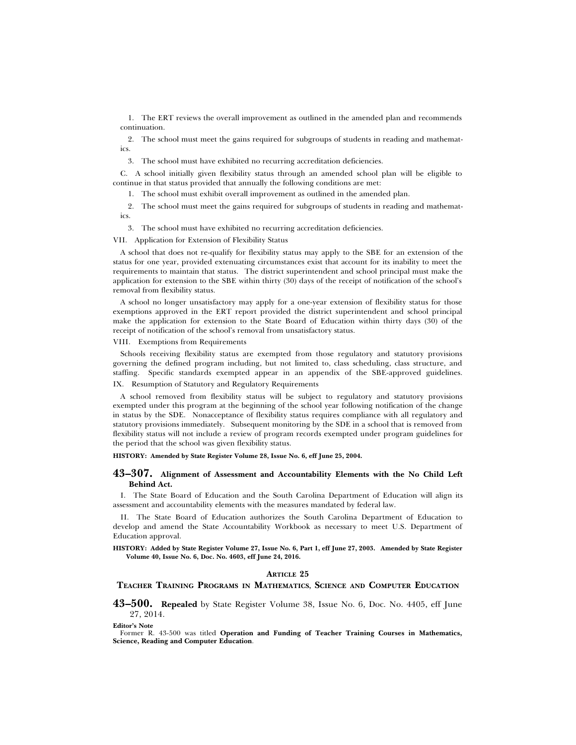1. The ERT reviews the overall improvement as outlined in the amended plan and recommends continuation.

2. The school must meet the gains required for subgroups of students in reading and mathematics.

3. The school must have exhibited no recurring accreditation deficiencies.

C. A school initially given flexibility status through an amended school plan will be eligible to continue in that status provided that annually the following conditions are met:

1. The school must exhibit overall improvement as outlined in the amended plan.

2. The school must meet the gains required for subgroups of students in reading and mathematics.

3. The school must have exhibited no recurring accreditation deficiencies.

VII. Application for Extension of Flexibility Status

A school that does not re-qualify for flexibility status may apply to the SBE for an extension of the status for one year, provided extenuating circumstances exist that account for its inability to meet the requirements to maintain that status. The district superintendent and school principal must make the application for extension to the SBE within thirty (30) days of the receipt of notification of the school's removal from flexibility status.

A school no longer unsatisfactory may apply for a one-year extension of flexibility status for those exemptions approved in the ERT report provided the district superintendent and school principal make the application for extension to the State Board of Education within thirty days (30) of the receipt of notification of the school's removal from unsatisfactory status.

VIII. Exemptions from Requirements

Schools receiving flexibility status are exempted from those regulatory and statutory provisions governing the defined program including, but not limited to, class scheduling, class structure, and staffing. Specific standards exempted appear in an appendix of the SBE-approved guidelines.

IX. Resumption of Statutory and Regulatory Requirements

A school removed from flexibility status will be subject to regulatory and statutory provisions exempted under this program at the beginning of the school year following notification of the change in status by the SDE. Nonacceptance of flexibility status requires compliance with all regulatory and statutory provisions immediately. Subsequent monitoring by the SDE in a school that is removed from flexibility status will not include a review of program records exempted under program guidelines for the period that the school was given flexibility status.

**HISTORY: Amended by State Register Volume 28, Issue No. 6, eff June 25, 2004.**

## 43–307. Alignment of Assessment and Accountability Elements with the No Child Left Behind Act.

I. The State Board of Education and the South Carolina Department of Education will align its assessment and accountability elements with the measures mandated by federal law.

II. The State Board of Education authorizes the South Carolina Department of Education to develop and amend the State Accountability Workbook as necessary to meet U.S. Department of Education approval.

**HISTORY: Added by State Register Volume 27, Issue No. 6, Part 1, eff June 27, 2003. Amended by State Register Volume 40, Issue No. 6, Doc. No. 4603, eff June 24, 2016.**

### ARTICLE 25

### TEACHER TRAINING PROGRAMS IN MATHEMATICS, SCIENCE AND COMPUTER EDUCATION

## 43–500. Repealed by State Register Volume 38, Issue No. 6, Doc. No. 4405, eff June 27, 2014.

**Editor's Note**

Former R. 43-500 was titled **Operation and Funding of Teacher Training Courses in Mathematics, Science, Reading and Computer Education**.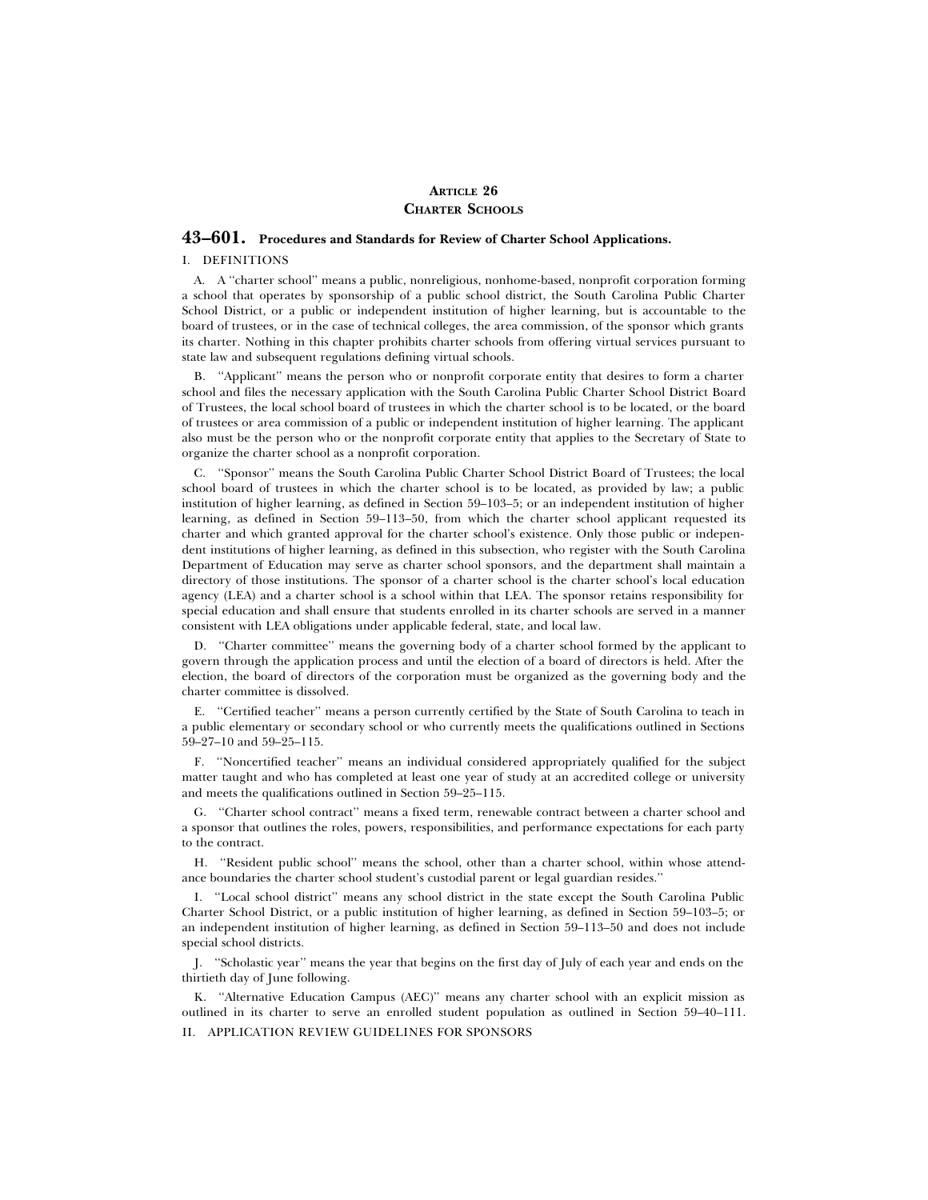## ARTICLE 26
## CHARTER SCHOOLS

### 43–601. Procedures and Standards for Review of Charter School Applications.

I. DEFINITIONS

A. A ''charter school'' means a public, nonreligious, nonhome-based, nonprofit corporation forming a school that operates by sponsorship of a public school district, the South Carolina Public Charter School District, or a public or independent institution of higher learning, but is accountable to the board of trustees, or in the case of technical colleges, the area commission, of the sponsor which grants its charter. Nothing in this chapter prohibits charter schools from offering virtual services pursuant to state law and subsequent regulations defining virtual schools.

B. ''Applicant'' means the person who or nonprofit corporate entity that desires to form a charter school and files the necessary application with the South Carolina Public Charter School District Board of Trustees, the local school board of trustees in which the charter school is to be located, or the board of trustees or area commission of a public or independent institution of higher learning. The applicant also must be the person who or the nonprofit corporate entity that applies to the Secretary of State to organize the charter school as a nonprofit corporation.

C. ''Sponsor'' means the South Carolina Public Charter School District Board of Trustees; the local school board of trustees in which the charter school is to be located, as provided by law; a public institution of higher learning, as defined in Section 59–103–5; or an independent institution of higher learning, as defined in Section 59–113–50, from which the charter school applicant requested its charter and which granted approval for the charter school's existence. Only those public or independent institutions of higher learning, as defined in this subsection, who register with the South Carolina Department of Education may serve as charter school sponsors, and the department shall maintain a directory of those institutions. The sponsor of a charter school is the charter school's local education agency (LEA) and a charter school is a school within that LEA. The sponsor retains responsibility for special education and shall ensure that students enrolled in its charter schools are served in a manner consistent with LEA obligations under applicable federal, state, and local law.

D. ''Charter committee'' means the governing body of a charter school formed by the applicant to govern through the application process and until the election of a board of directors is held. After the election, the board of directors of the corporation must be organized as the governing body and the charter committee is dissolved.

E. ''Certified teacher'' means a person currently certified by the State of South Carolina to teach in a public elementary or secondary school or who currently meets the qualifications outlined in Sections 59–27–10 and 59–25–115.

F. ''Noncertified teacher'' means an individual considered appropriately qualified for the subject matter taught and who has completed at least one year of study at an accredited college or university and meets the qualifications outlined in Section 59–25–115.

G. ''Charter school contract'' means a fixed term, renewable contract between a charter school and a sponsor that outlines the roles, powers, responsibilities, and performance expectations for each party to the contract.

H. ''Resident public school'' means the school, other than a charter school, within whose attendance boundaries the charter school student's custodial parent or legal guardian resides.''

I. ''Local school district'' means any school district in the state except the South Carolina Public Charter School District, or a public institution of higher learning, as defined in Section 59–103–5; or an independent institution of higher learning, as defined in Section 59–113–50 and does not include special school districts.

J. ''Scholastic year'' means the year that begins on the first day of July of each year and ends on the thirtieth day of June following.

K. ''Alternative Education Campus (AEC)'' means any charter school with an explicit mission as outlined in its charter to serve an enrolled student population as outlined in Section 59–40–111.

II. APPLICATION REVIEW GUIDELINES FOR SPONSORS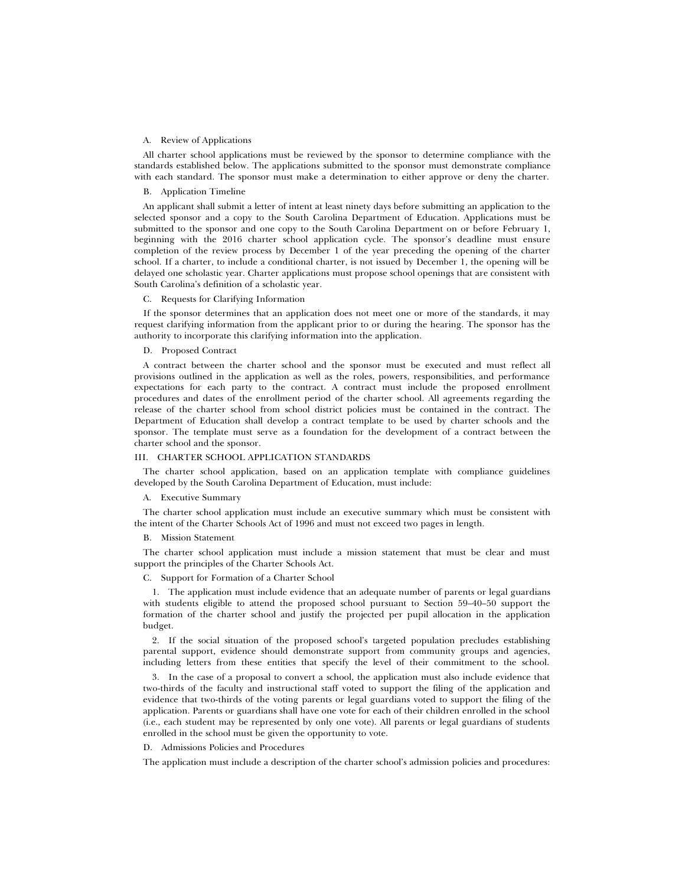A. Review of Applications

All charter school applications must be reviewed by the sponsor to determine compliance with the standards established below. The applications submitted to the sponsor must demonstrate compliance with each standard. The sponsor must make a determination to either approve or deny the charter.

B. Application Timeline

An applicant shall submit a letter of intent at least ninety days before submitting an application to the selected sponsor and a copy to the South Carolina Department of Education. Applications must be submitted to the sponsor and one copy to the South Carolina Department on or before February 1, beginning with the 2016 charter school application cycle. The sponsor's deadline must ensure completion of the review process by December 1 of the year preceding the opening of the charter school. If a charter, to include a conditional charter, is not issued by December 1, the opening will be delayed one scholastic year. Charter applications must propose school openings that are consistent with South Carolina's definition of a scholastic year.

C. Requests for Clarifying Information

If the sponsor determines that an application does not meet one or more of the standards, it may request clarifying information from the applicant prior to or during the hearing. The sponsor has the authority to incorporate this clarifying information into the application.

D. Proposed Contract

A contract between the charter school and the sponsor must be executed and must reflect all provisions outlined in the application as well as the roles, powers, responsibilities, and performance expectations for each party to the contract. A contract must include the proposed enrollment procedures and dates of the enrollment period of the charter school. All agreements regarding the release of the charter school from school district policies must be contained in the contract. The Department of Education shall develop a contract template to be used by charter schools and the sponsor. The template must serve as a foundation for the development of a contract between the charter school and the sponsor.

III. CHARTER SCHOOL APPLICATION STANDARDS

The charter school application, based on an application template with compliance guidelines developed by the South Carolina Department of Education, must include:

A. Executive Summary

The charter school application must include an executive summary which must be consistent with the intent of the Charter Schools Act of 1996 and must not exceed two pages in length.

B. Mission Statement

The charter school application must include a mission statement that must be clear and must support the principles of the Charter Schools Act.

C. Support for Formation of a Charter School

1. The application must include evidence that an adequate number of parents or legal guardians with students eligible to attend the proposed school pursuant to Section 59–40–50 support the formation of the charter school and justify the projected per pupil allocation in the application budget.

2. If the social situation of the proposed school's targeted population precludes establishing parental support, evidence should demonstrate support from community groups and agencies, including letters from these entities that specify the level of their commitment to the school.

3. In the case of a proposal to convert a school, the application must also include evidence that two-thirds of the faculty and instructional staff voted to support the filing of the application and evidence that two-thirds of the voting parents or legal guardians voted to support the filing of the application. Parents or guardians shall have one vote for each of their children enrolled in the school (i.e., each student may be represented by only one vote). All parents or legal guardians of students enrolled in the school must be given the opportunity to vote.

D. Admissions Policies and Procedures

The application must include a description of the charter school's admission policies and procedures: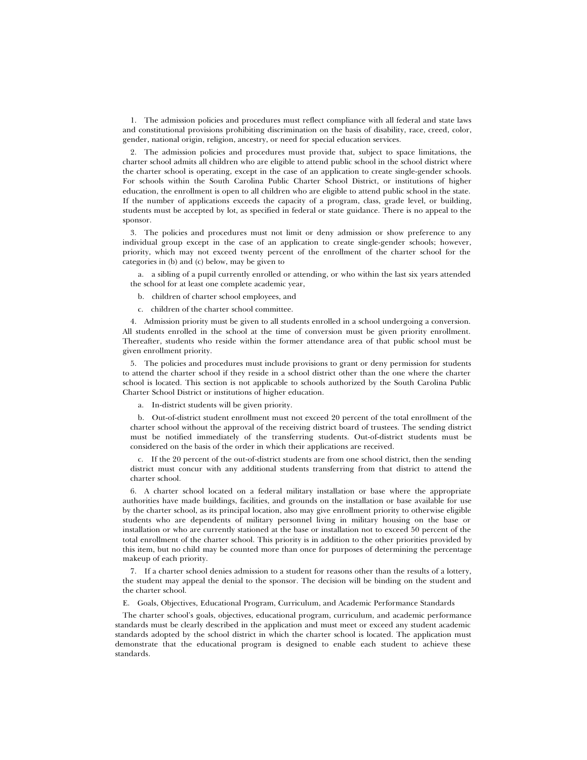1. The admission policies and procedures must reflect compliance with all federal and state laws and constitutional provisions prohibiting discrimination on the basis of disability, race, creed, color, gender, national origin, religion, ancestry, or need for special education services.

2. The admission policies and procedures must provide that, subject to space limitations, the charter school admits all children who are eligible to attend public school in the school district where the charter school is operating, except in the case of an application to create single-gender schools. For schools within the South Carolina Public Charter School District, or institutions of higher education, the enrollment is open to all children who are eligible to attend public school in the state. If the number of applications exceeds the capacity of a program, class, grade level, or building, students must be accepted by lot, as specified in federal or state guidance. There is no appeal to the sponsor.

3. The policies and procedures must not limit or deny admission or show preference to any individual group except in the case of an application to create single-gender schools; however, priority, which may not exceed twenty percent of the enrollment of the charter school for the categories in (b) and (c) below, may be given to

   a. a sibling of a pupil currently enrolled or attending, or who within the last six years attended the school for at least one complete academic year,

   b. children of charter school employees, and

   c. children of the charter school committee.

4. Admission priority must be given to all students enrolled in a school undergoing a conversion. All students enrolled in the school at the time of conversion must be given priority enrollment. Thereafter, students who reside within the former attendance area of that public school must be given enrollment priority.

5. The policies and procedures must include provisions to grant or deny permission for students to attend the charter school if they reside in a school district other than the one where the charter school is located. This section is not applicable to schools authorized by the South Carolina Public Charter School District or institutions of higher education.

   a. In-district students will be given priority.

   b. Out-of-district student enrollment must not exceed 20 percent of the total enrollment of the charter school without the approval of the receiving district board of trustees. The sending district must be notified immediately of the transferring students. Out-of-district students must be considered on the basis of the order in which their applications are received.

   c. If the 20 percent of the out-of-district students are from one school district, then the sending district must concur with any additional students transferring from that district to attend the charter school.

6. A charter school located on a federal military installation or base where the appropriate authorities have made buildings, facilities, and grounds on the installation or base available for use by the charter school, as its principal location, also may give enrollment priority to otherwise eligible students who are dependents of military personnel living in military housing on the base or installation or who are currently stationed at the base or installation not to exceed 50 percent of the total enrollment of the charter school. This priority is in addition to the other priorities provided by this item, but no child may be counted more than once for purposes of determining the percentage makeup of each priority.

7. If a charter school denies admission to a student for reasons other than the results of a lottery, the student may appeal the denial to the sponsor. The decision will be binding on the student and the charter school.

E. Goals, Objectives, Educational Program, Curriculum, and Academic Performance Standards

The charter school's goals, objectives, educational program, curriculum, and academic performance standards must be clearly described in the application and must meet or exceed any student academic standards adopted by the school district in which the charter school is located. The application must demonstrate that the educational program is designed to enable each student to achieve these standards.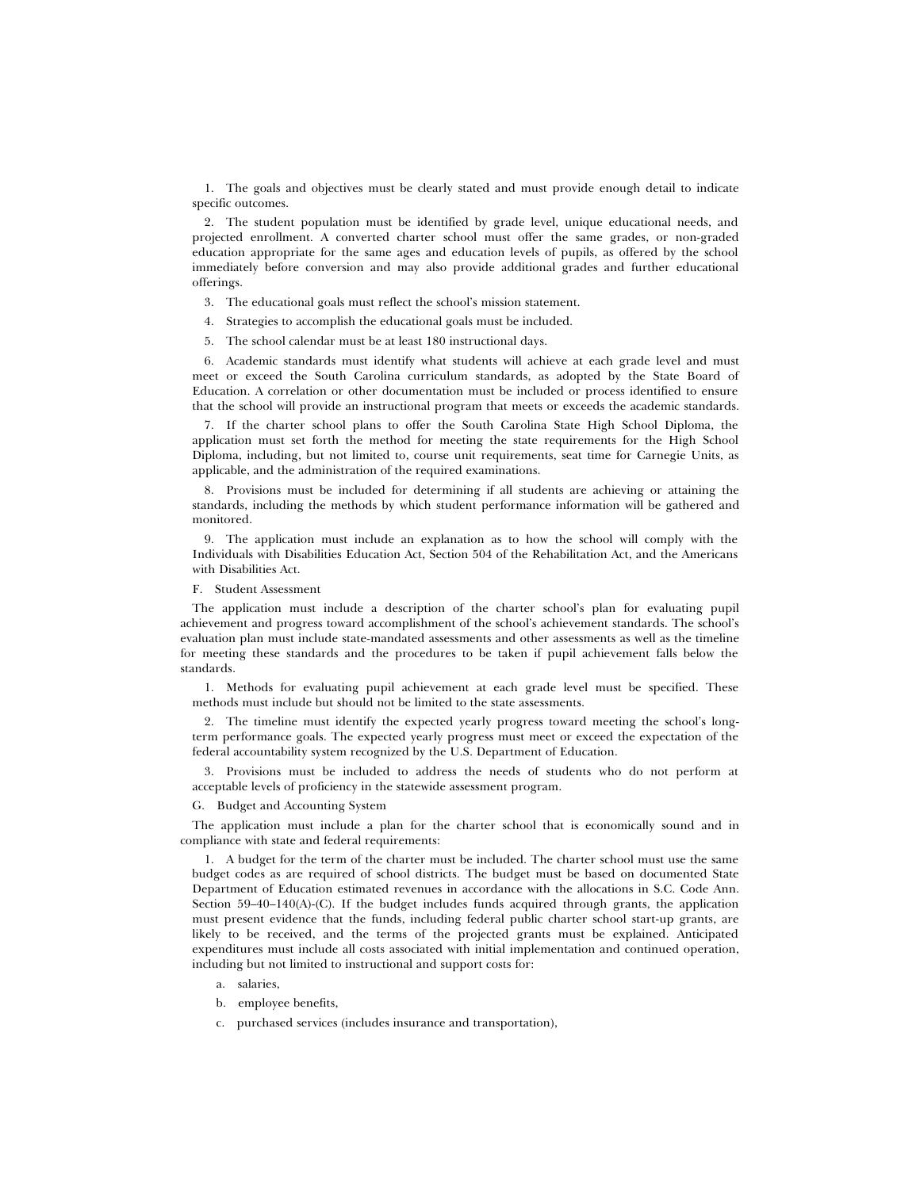1. The goals and objectives must be clearly stated and must provide enough detail to indicate specific outcomes.

2. The student population must be identified by grade level, unique educational needs, and projected enrollment. A converted charter school must offer the same grades, or non-graded education appropriate for the same ages and education levels of pupils, as offered by the school immediately before conversion and may also provide additional grades and further educational offerings.

3. The educational goals must reflect the school's mission statement.

4. Strategies to accomplish the educational goals must be included.

5. The school calendar must be at least 180 instructional days.

6. Academic standards must identify what students will achieve at each grade level and must meet or exceed the South Carolina curriculum standards, as adopted by the State Board of Education. A correlation or other documentation must be included or process identified to ensure that the school will provide an instructional program that meets or exceeds the academic standards.

7. If the charter school plans to offer the South Carolina State High School Diploma, the application must set forth the method for meeting the state requirements for the High School Diploma, including, but not limited to, course unit requirements, seat time for Carnegie Units, as applicable, and the administration of the required examinations.

8. Provisions must be included for determining if all students are achieving or attaining the standards, including the methods by which student performance information will be gathered and monitored.

9. The application must include an explanation as to how the school will comply with the Individuals with Disabilities Education Act, Section 504 of the Rehabilitation Act, and the Americans with Disabilities Act.

F. Student Assessment

The application must include a description of the charter school's plan for evaluating pupil achievement and progress toward accomplishment of the school's achievement standards. The school's evaluation plan must include state-mandated assessments and other assessments as well as the timeline for meeting these standards and the procedures to be taken if pupil achievement falls below the standards.

1. Methods for evaluating pupil achievement at each grade level must be specified. These methods must include but should not be limited to the state assessments.

2. The timeline must identify the expected yearly progress toward meeting the school's long-term performance goals. The expected yearly progress must meet or exceed the expectation of the federal accountability system recognized by the U.S. Department of Education.

3. Provisions must be included to address the needs of students who do not perform at acceptable levels of proficiency in the statewide assessment program.

G. Budget and Accounting System

The application must include a plan for the charter school that is economically sound and in compliance with state and federal requirements:

1. A budget for the term of the charter must be included. The charter school must use the same budget codes as are required of school districts. The budget must be based on documented State Department of Education estimated revenues in accordance with the allocations in S.C. Code Ann. Section 59–40–140(A)-(C). If the budget includes funds acquired through grants, the application must present evidence that the funds, including federal public charter school start-up grants, are likely to be received, and the terms of the projected grants must be explained. Anticipated expenditures must include all costs associated with initial implementation and continued operation, including but not limited to instructional and support costs for:

a. salaries,

b. employee benefits,

c. purchased services (includes insurance and transportation),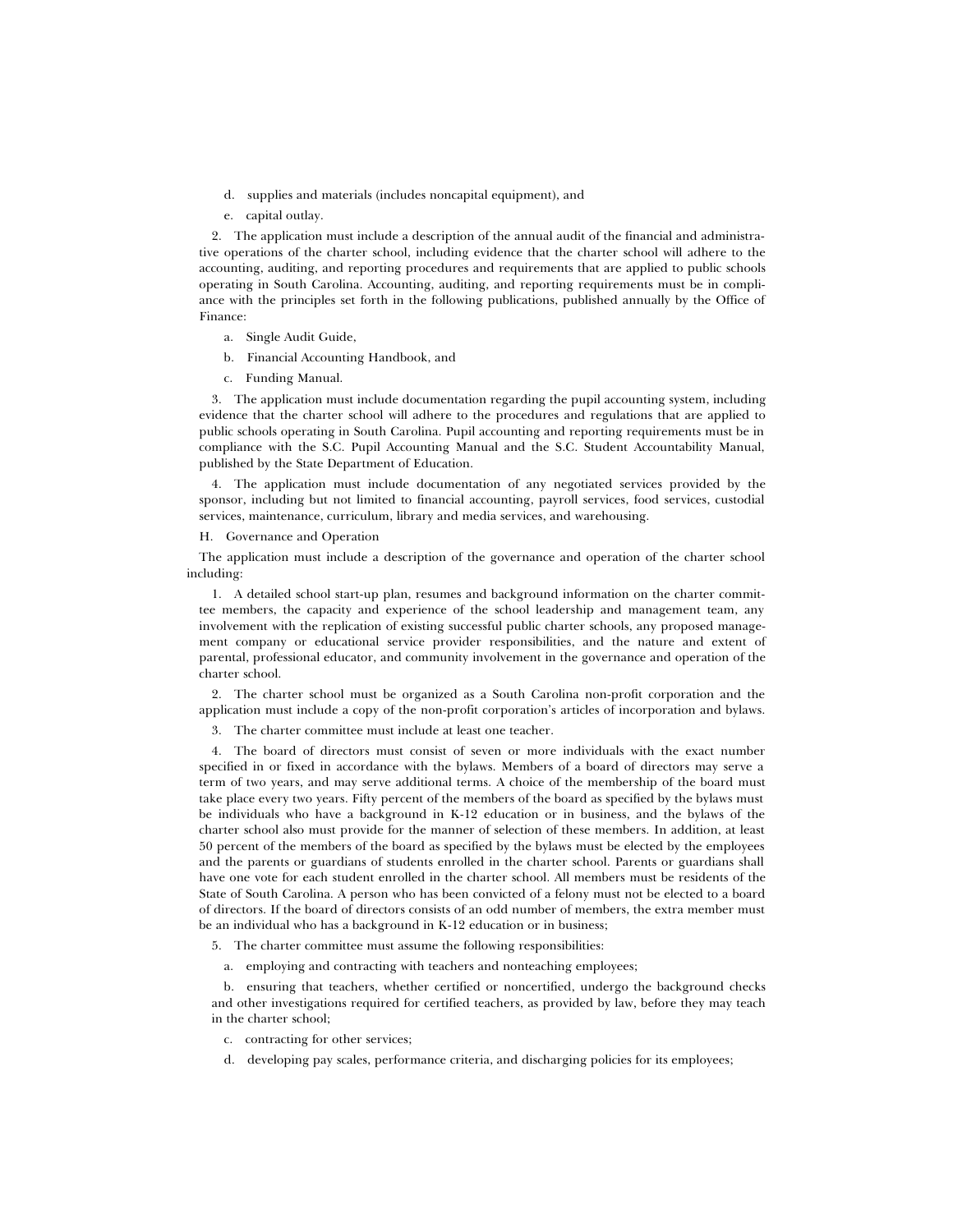d. supplies and materials (includes noncapital equipment), and

e. capital outlay.

2. The application must include a description of the annual audit of the financial and administrative operations of the charter school, including evidence that the charter school will adhere to the accounting, auditing, and reporting procedures and requirements that are applied to public schools operating in South Carolina. Accounting, auditing, and reporting requirements must be in compliance with the principles set forth in the following publications, published annually by the Office of Finance:

a. Single Audit Guide,

b. Financial Accounting Handbook, and

c. Funding Manual.

3. The application must include documentation regarding the pupil accounting system, including evidence that the charter school will adhere to the procedures and regulations that are applied to public schools operating in South Carolina. Pupil accounting and reporting requirements must be in compliance with the S.C. Pupil Accounting Manual and the S.C. Student Accountability Manual, published by the State Department of Education.

4. The application must include documentation of any negotiated services provided by the sponsor, including but not limited to financial accounting, payroll services, food services, custodial services, maintenance, curriculum, library and media services, and warehousing.

H. Governance and Operation

The application must include a description of the governance and operation of the charter school including:

1. A detailed school start-up plan, resumes and background information on the charter committee members, the capacity and experience of the school leadership and management team, any involvement with the replication of existing successful public charter schools, any proposed management company or educational service provider responsibilities, and the nature and extent of parental, professional educator, and community involvement in the governance and operation of the charter school.

2. The charter school must be organized as a South Carolina non-profit corporation and the application must include a copy of the non-profit corporation's articles of incorporation and bylaws.

3. The charter committee must include at least one teacher.

4. The board of directors must consist of seven or more individuals with the exact number specified in or fixed in accordance with the bylaws. Members of a board of directors may serve a term of two years, and may serve additional terms. A choice of the membership of the board must take place every two years. Fifty percent of the members of the board as specified by the bylaws must be individuals who have a background in K-12 education or in business, and the bylaws of the charter school also must provide for the manner of selection of these members. In addition, at least 50 percent of the members of the board as specified by the bylaws must be elected by the employees and the parents or guardians of students enrolled in the charter school. Parents or guardians shall have one vote for each student enrolled in the charter school. All members must be residents of the State of South Carolina. A person who has been convicted of a felony must not be elected to a board of directors. If the board of directors consists of an odd number of members, the extra member must be an individual who has a background in K-12 education or in business;

5. The charter committee must assume the following responsibilities:

a. employing and contracting with teachers and nonteaching employees;

b. ensuring that teachers, whether certified or noncertified, undergo the background checks and other investigations required for certified teachers, as provided by law, before they may teach in the charter school;

c. contracting for other services;

d. developing pay scales, performance criteria, and discharging policies for its employees;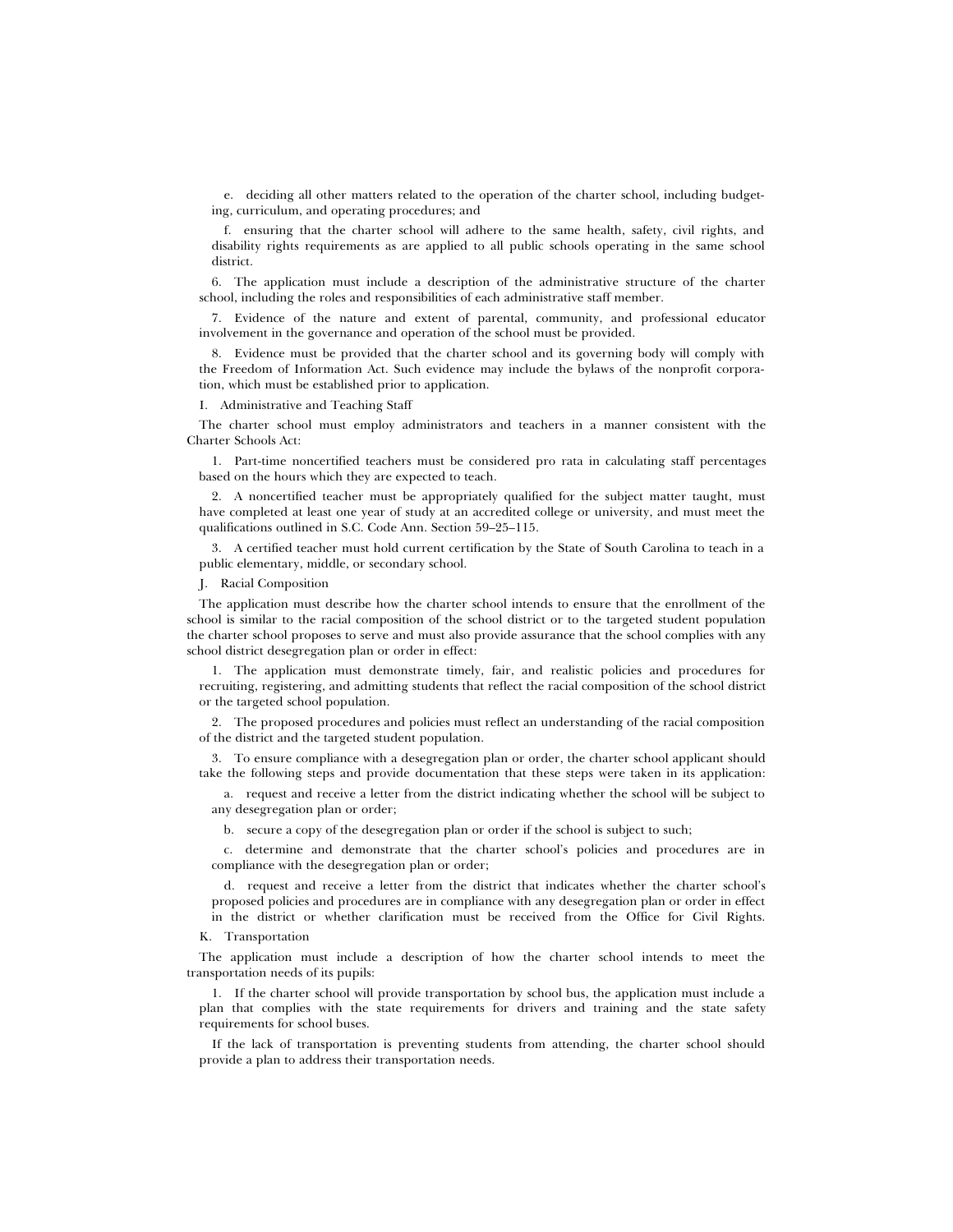e. deciding all other matters related to the operation of the charter school, including budgeting, curriculum, and operating procedures; and

f. ensuring that the charter school will adhere to the same health, safety, civil rights, and disability rights requirements as are applied to all public schools operating in the same school district.

6. The application must include a description of the administrative structure of the charter school, including the roles and responsibilities of each administrative staff member.

7. Evidence of the nature and extent of parental, community, and professional educator involvement in the governance and operation of the school must be provided.

8. Evidence must be provided that the charter school and its governing body will comply with the Freedom of Information Act. Such evidence may include the bylaws of the nonprofit corporation, which must be established prior to application.

I. Administrative and Teaching Staff

The charter school must employ administrators and teachers in a manner consistent with the Charter Schools Act:

1. Part-time noncertified teachers must be considered pro rata in calculating staff percentages based on the hours which they are expected to teach.

2. A noncertified teacher must be appropriately qualified for the subject matter taught, must have completed at least one year of study at an accredited college or university, and must meet the qualifications outlined in S.C. Code Ann. Section 59–25–115.

3. A certified teacher must hold current certification by the State of South Carolina to teach in a public elementary, middle, or secondary school.

J. Racial Composition

The application must describe how the charter school intends to ensure that the enrollment of the school is similar to the racial composition of the school district or to the targeted student population the charter school proposes to serve and must also provide assurance that the school complies with any school district desegregation plan or order in effect:

1. The application must demonstrate timely, fair, and realistic policies and procedures for recruiting, registering, and admitting students that reflect the racial composition of the school district or the targeted school population.

2. The proposed procedures and policies must reflect an understanding of the racial composition of the district and the targeted student population.

3. To ensure compliance with a desegregation plan or order, the charter school applicant should take the following steps and provide documentation that these steps were taken in its application:

a. request and receive a letter from the district indicating whether the school will be subject to any desegregation plan or order;

b. secure a copy of the desegregation plan or order if the school is subject to such;

c. determine and demonstrate that the charter school's policies and procedures are in compliance with the desegregation plan or order;

d. request and receive a letter from the district that indicates whether the charter school's proposed policies and procedures are in compliance with any desegregation plan or order in effect in the district or whether clarification must be received from the Office for Civil Rights.

K. Transportation

The application must include a description of how the charter school intends to meet the transportation needs of its pupils:

1. If the charter school will provide transportation by school bus, the application must include a plan that complies with the state requirements for drivers and training and the state safety requirements for school buses.

If the lack of transportation is preventing students from attending, the charter school should provide a plan to address their transportation needs.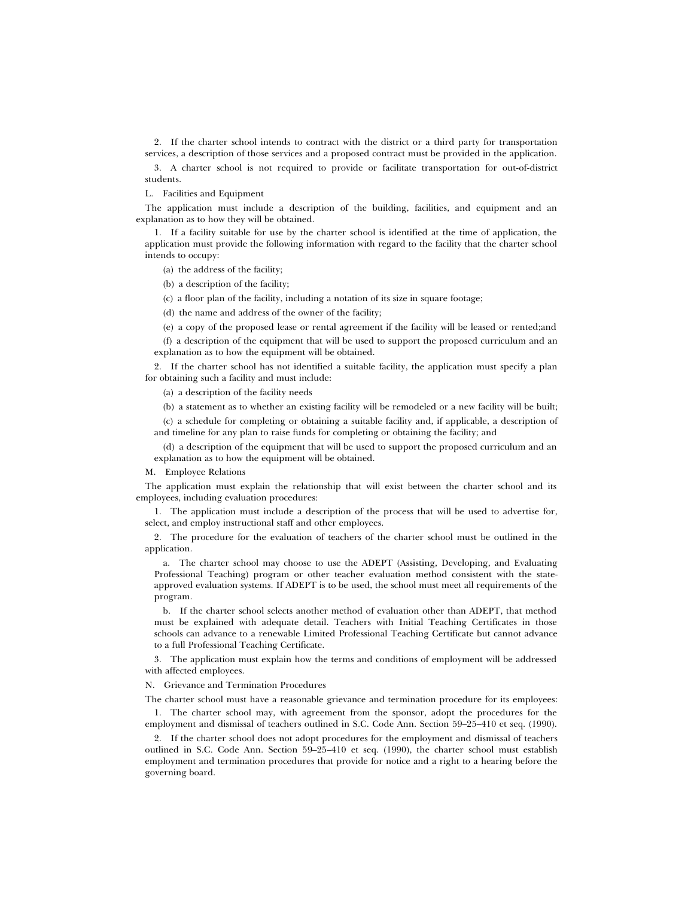2. If the charter school intends to contract with the district or a third party for transportation services, a description of those services and a proposed contract must be provided in the application.

3. A charter school is not required to provide or facilitate transportation for out-of-district students.

L. Facilities and Equipment

The application must include a description of the building, facilities, and equipment and an explanation as to how they will be obtained.

1. If a facility suitable for use by the charter school is identified at the time of application, the application must provide the following information with regard to the facility that the charter school intends to occupy:

(a) the address of the facility;

(b) a description of the facility;

(c) a floor plan of the facility, including a notation of its size in square footage;

(d) the name and address of the owner of the facility;

(e) a copy of the proposed lease or rental agreement if the facility will be leased or rented;and

(f) a description of the equipment that will be used to support the proposed curriculum and an explanation as to how the equipment will be obtained.

2. If the charter school has not identified a suitable facility, the application must specify a plan for obtaining such a facility and must include:

(a) a description of the facility needs

(b) a statement as to whether an existing facility will be remodeled or a new facility will be built;

(c) a schedule for completing or obtaining a suitable facility and, if applicable, a description of and timeline for any plan to raise funds for completing or obtaining the facility; and

(d) a description of the equipment that will be used to support the proposed curriculum and an explanation as to how the equipment will be obtained.

M. Employee Relations

The application must explain the relationship that will exist between the charter school and its employees, including evaluation procedures:

1. The application must include a description of the process that will be used to advertise for, select, and employ instructional staff and other employees.

2. The procedure for the evaluation of teachers of the charter school must be outlined in the application.

a. The charter school may choose to use the ADEPT (Assisting, Developing, and Evaluating Professional Teaching) program or other teacher evaluation method consistent with the state-approved evaluation systems. If ADEPT is to be used, the school must meet all requirements of the program.

b. If the charter school selects another method of evaluation other than ADEPT, that method must be explained with adequate detail. Teachers with Initial Teaching Certificates in those schools can advance to a renewable Limited Professional Teaching Certificate but cannot advance to a full Professional Teaching Certificate.

3. The application must explain how the terms and conditions of employment will be addressed with affected employees.

N. Grievance and Termination Procedures

The charter school must have a reasonable grievance and termination procedure for its employees:

1. The charter school may, with agreement from the sponsor, adopt the procedures for the employment and dismissal of teachers outlined in S.C. Code Ann. Section 59–25–410 et seq. (1990).

2. If the charter school does not adopt procedures for the employment and dismissal of teachers outlined in S.C. Code Ann. Section 59–25–410 et seq. (1990), the charter school must establish employment and termination procedures that provide for notice and a right to a hearing before the governing board.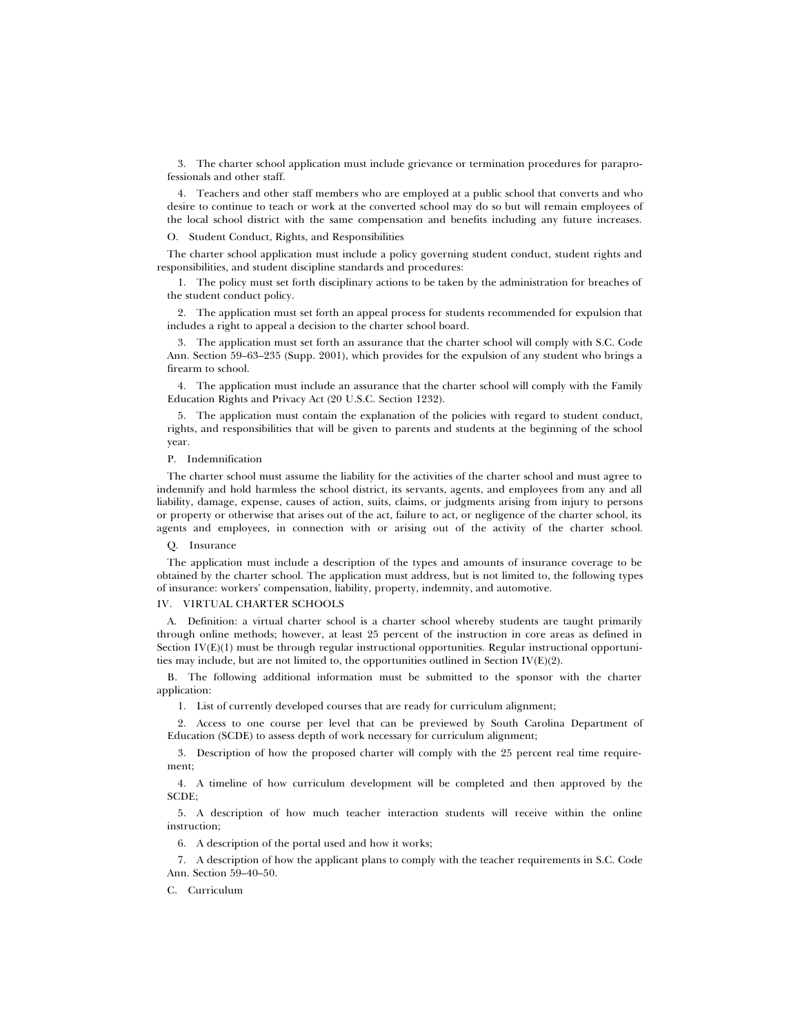3. The charter school application must include grievance or termination procedures for paraprofessionals and other staff.

4. Teachers and other staff members who are employed at a public school that converts and who desire to continue to teach or work at the converted school may do so but will remain employees of the local school district with the same compensation and benefits including any future increases.

O. Student Conduct, Rights, and Responsibilities

The charter school application must include a policy governing student conduct, student rights and responsibilities, and student discipline standards and procedures:

1. The policy must set forth disciplinary actions to be taken by the administration for breaches of the student conduct policy.

2. The application must set forth an appeal process for students recommended for expulsion that includes a right to appeal a decision to the charter school board.

3. The application must set forth an assurance that the charter school will comply with S.C. Code Ann. Section 59–63–235 (Supp. 2001), which provides for the expulsion of any student who brings a firearm to school.

4. The application must include an assurance that the charter school will comply with the Family Education Rights and Privacy Act (20 U.S.C. Section 1232).

5. The application must contain the explanation of the policies with regard to student conduct, rights, and responsibilities that will be given to parents and students at the beginning of the school year.

P. Indemnification

The charter school must assume the liability for the activities of the charter school and must agree to indemnify and hold harmless the school district, its servants, agents, and employees from any and all liability, damage, expense, causes of action, suits, claims, or judgments arising from injury to persons or property or otherwise that arises out of the act, failure to act, or negligence of the charter school, its agents and employees, in connection with or arising out of the activity of the charter school.

Q. Insurance

The application must include a description of the types and amounts of insurance coverage to be obtained by the charter school. The application must address, but is not limited to, the following types of insurance: workers' compensation, liability, property, indemnity, and automotive.

IV. VIRTUAL CHARTER SCHOOLS

A. Definition: a virtual charter school is a charter school whereby students are taught primarily through online methods; however, at least 25 percent of the instruction in core areas as defined in Section IV(E)(1) must be through regular instructional opportunities. Regular instructional opportunities may include, but are not limited to, the opportunities outlined in Section IV(E)(2).

B. The following additional information must be submitted to the sponsor with the charter application:

1. List of currently developed courses that are ready for curriculum alignment;

2. Access to one course per level that can be previewed by South Carolina Department of Education (SCDE) to assess depth of work necessary for curriculum alignment;

3. Description of how the proposed charter will comply with the 25 percent real time requirement;

4. A timeline of how curriculum development will be completed and then approved by the SCDE;

5. A description of how much teacher interaction students will receive within the online instruction;

6. A description of the portal used and how it works;

7. A description of how the applicant plans to comply with the teacher requirements in S.C. Code Ann. Section 59–40–50.

C. Curriculum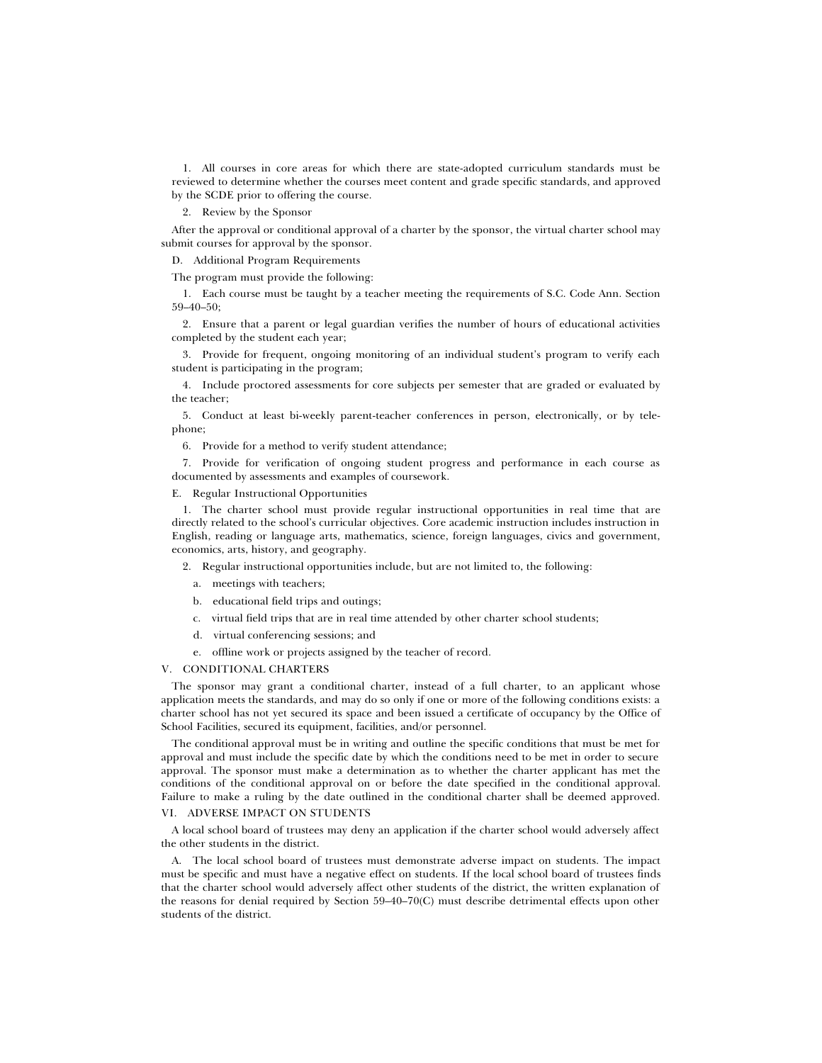1. All courses in core areas for which there are state-adopted curriculum standards must be reviewed to determine whether the courses meet content and grade specific standards, and approved by the SCDE prior to offering the course.

2. Review by the Sponsor

After the approval or conditional approval of a charter by the sponsor, the virtual charter school may submit courses for approval by the sponsor.

D. Additional Program Requirements

The program must provide the following:

1. Each course must be taught by a teacher meeting the requirements of S.C. Code Ann. Section 59–40–50;

2. Ensure that a parent or legal guardian verifies the number of hours of educational activities completed by the student each year;

3. Provide for frequent, ongoing monitoring of an individual student's program to verify each student is participating in the program;

4. Include proctored assessments for core subjects per semester that are graded or evaluated by the teacher;

5. Conduct at least bi-weekly parent-teacher conferences in person, electronically, or by telephone;

6. Provide for a method to verify student attendance;

7. Provide for verification of ongoing student progress and performance in each course as documented by assessments and examples of coursework.

E. Regular Instructional Opportunities

1. The charter school must provide regular instructional opportunities in real time that are directly related to the school's curricular objectives. Core academic instruction includes instruction in English, reading or language arts, mathematics, science, foreign languages, civics and government, economics, arts, history, and geography.

2. Regular instructional opportunities include, but are not limited to, the following:

a. meetings with teachers;

b. educational field trips and outings;

c. virtual field trips that are in real time attended by other charter school students;

d. virtual conferencing sessions; and

e. offline work or projects assigned by the teacher of record.

V. CONDITIONAL CHARTERS

The sponsor may grant a conditional charter, instead of a full charter, to an applicant whose application meets the standards, and may do so only if one or more of the following conditions exists: a charter school has not yet secured its space and been issued a certificate of occupancy by the Office of School Facilities, secured its equipment, facilities, and/or personnel.

The conditional approval must be in writing and outline the specific conditions that must be met for approval and must include the specific date by which the conditions need to be met in order to secure approval. The sponsor must make a determination as to whether the charter applicant has met the conditions of the conditional approval on or before the date specified in the conditional approval. Failure to make a ruling by the date outlined in the conditional charter shall be deemed approved.

VI. ADVERSE IMPACT ON STUDENTS

A local school board of trustees may deny an application if the charter school would adversely affect the other students in the district.

A. The local school board of trustees must demonstrate adverse impact on students. The impact must be specific and must have a negative effect on students. If the local school board of trustees finds that the charter school would adversely affect other students of the district, the written explanation of the reasons for denial required by Section 59–40–70(C) must describe detrimental effects upon other students of the district.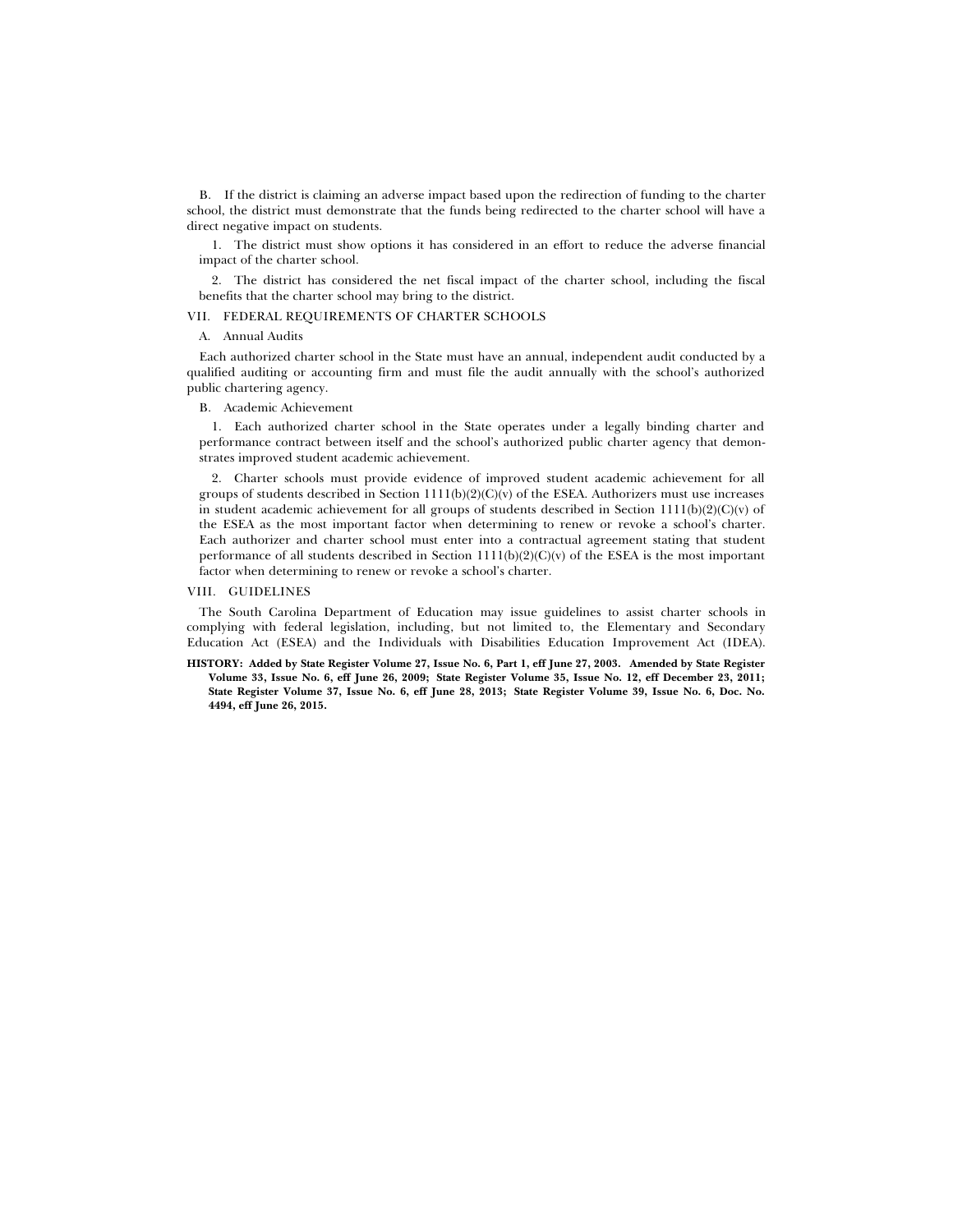B. If the district is claiming an adverse impact based upon the redirection of funding to the charter school, the district must demonstrate that the funds being redirected to the charter school will have a direct negative impact on students.

1. The district must show options it has considered in an effort to reduce the adverse financial impact of the charter school.

2. The district has considered the net fiscal impact of the charter school, including the fiscal benefits that the charter school may bring to the district.

VII. FEDERAL REQUIREMENTS OF CHARTER SCHOOLS

A. Annual Audits

Each authorized charter school in the State must have an annual, independent audit conducted by a qualified auditing or accounting firm and must file the audit annually with the school's authorized public chartering agency.

B. Academic Achievement

1. Each authorized charter school in the State operates under a legally binding charter and performance contract between itself and the school's authorized public charter agency that demonstrates improved student academic achievement.

2. Charter schools must provide evidence of improved student academic achievement for all groups of students described in Section 1111(b)(2)(C)(v) of the ESEA. Authorizers must use increases in student academic achievement for all groups of students described in Section 1111(b)(2)(C)(v) of the ESEA as the most important factor when determining to renew or revoke a school's charter. Each authorizer and charter school must enter into a contractual agreement stating that student performance of all students described in Section 1111(b)(2)(C)(v) of the ESEA is the most important factor when determining to renew or revoke a school's charter.

VIII. GUIDELINES

The South Carolina Department of Education may issue guidelines to assist charter schools in complying with federal legislation, including, but not limited to, the Elementary and Secondary Education Act (ESEA) and the Individuals with Disabilities Education Improvement Act (IDEA).

**HISTORY: Added by State Register Volume 27, Issue No. 6, Part 1, eff June 27, 2003. Amended by State Register Volume 33, Issue No. 6, eff June 26, 2009; State Register Volume 35, Issue No. 12, eff December 23, 2011; State Register Volume 37, Issue No. 6, eff June 28, 2013; State Register Volume 39, Issue No. 6, Doc. No. 4494, eff June 26, 2015.**